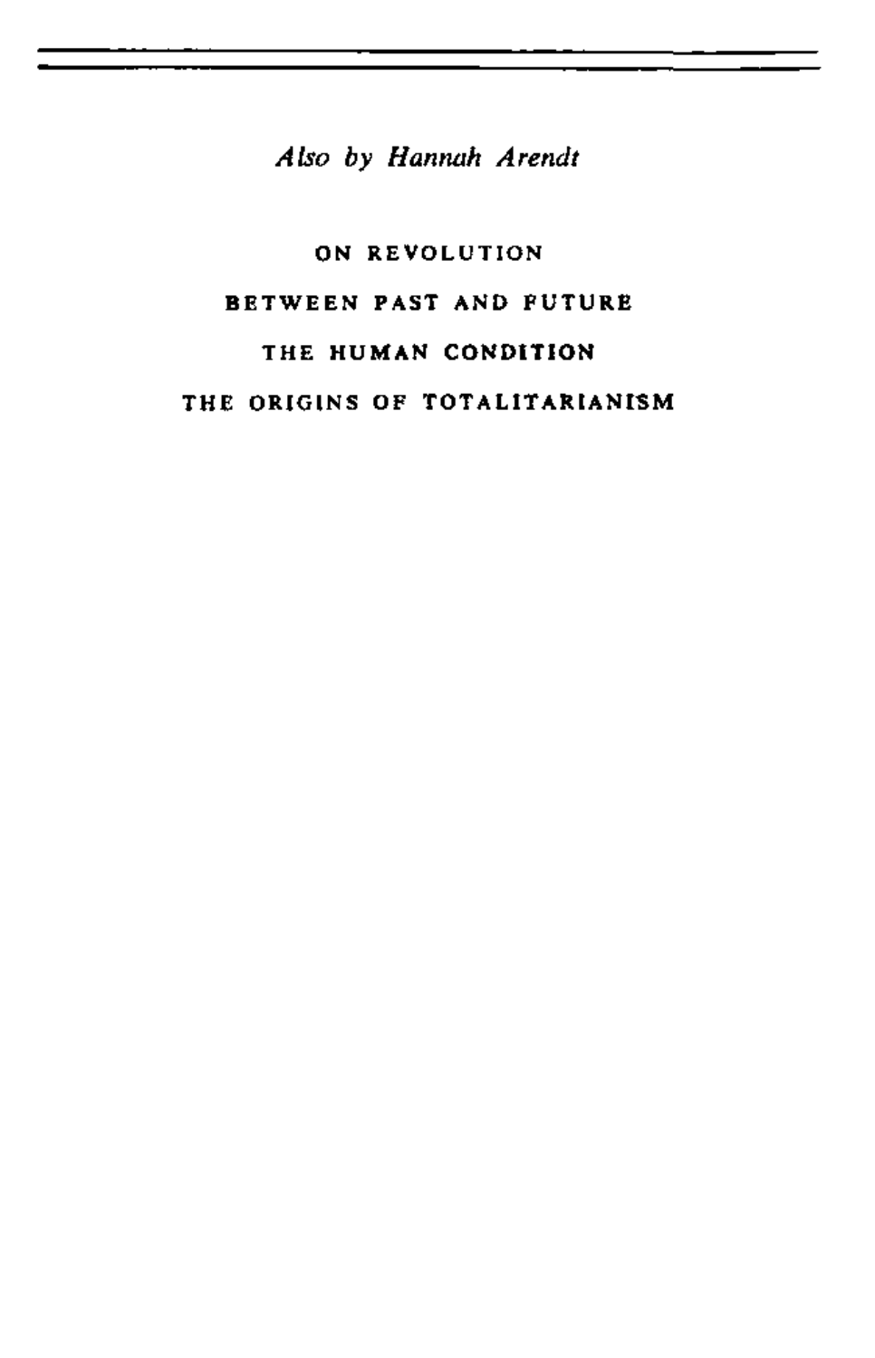*Also by Hannah Arendt*

ON REVOLUTION

BETWEEN PAST AND FUTURE

THE HUMAN CONDITION

THE ORIGINS OF TOTALITARIANISM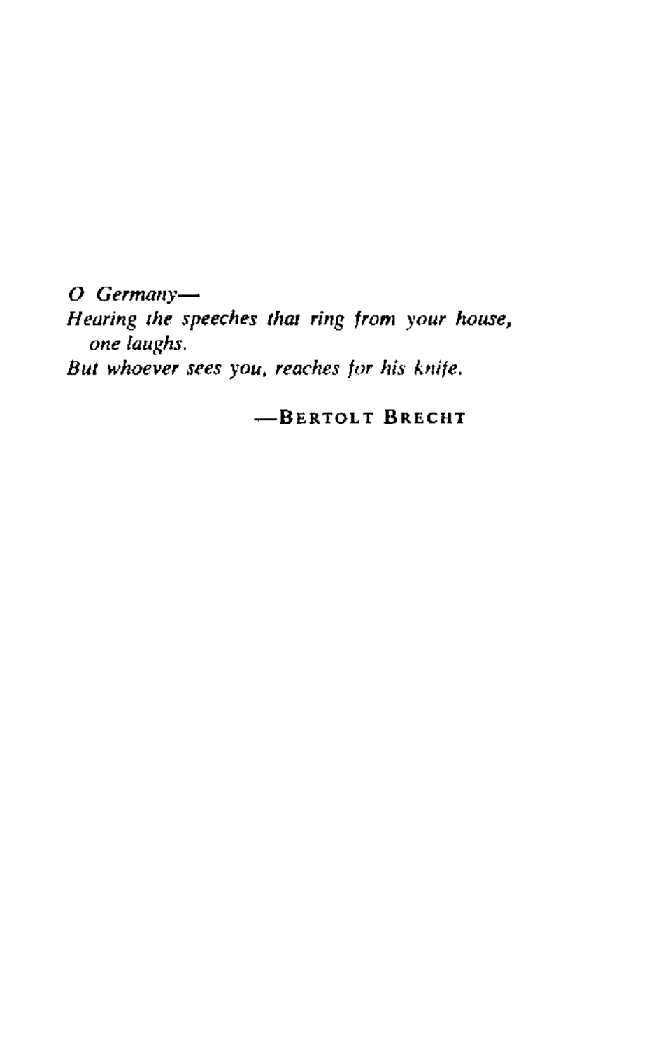*O Germany—*
*Hearing the speeches that ring from your house,*
*one laughs.*
*But whoever sees you, reaches for his knife.*

—BERTOLT BRECHT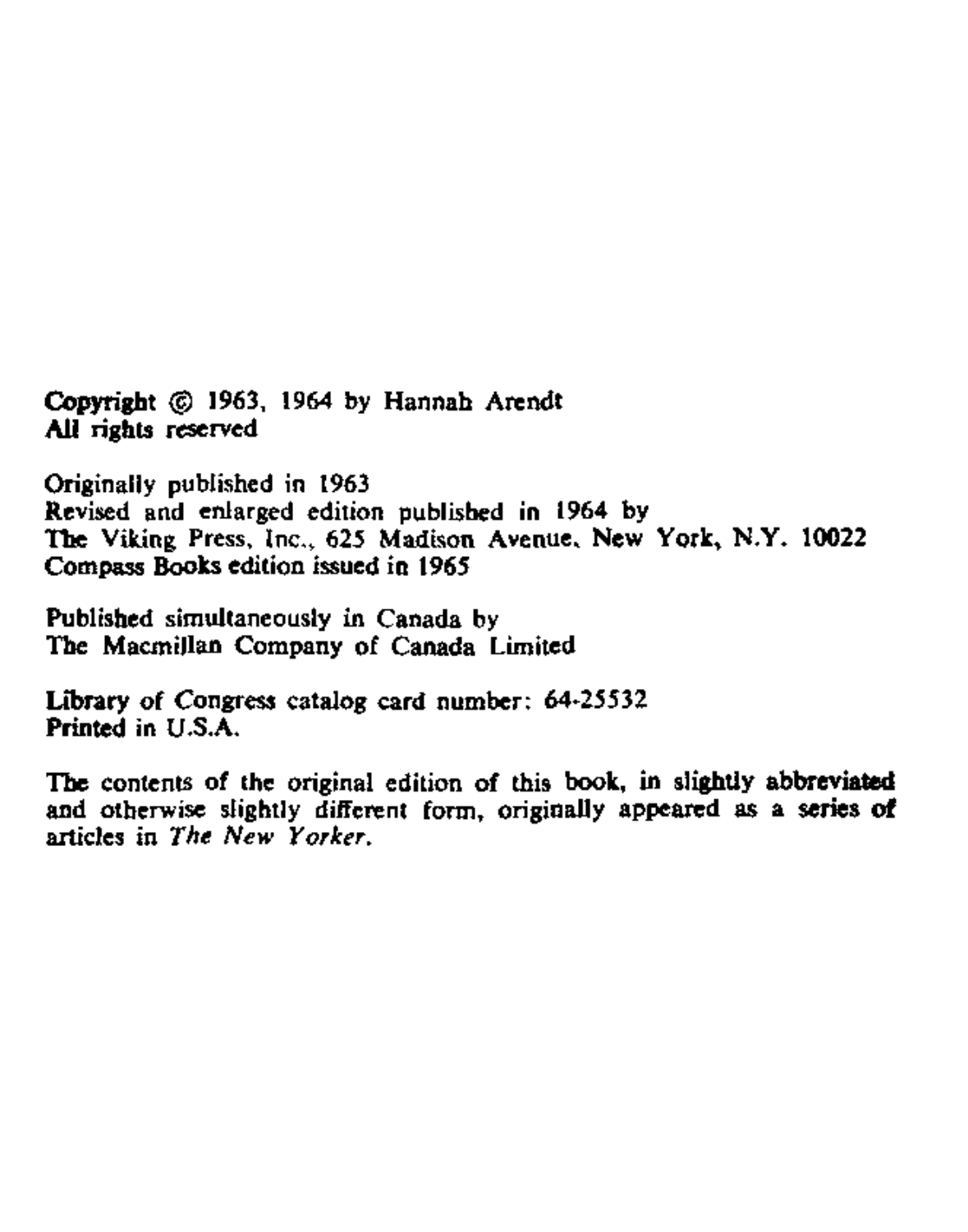Copyright © 1963, 1964 by Hannah Arendt
All rights reserved

Originally published in 1963
Revised and enlarged edition published in 1964 by
The Viking Press, Inc., 625 Madison Avenue, New York, N.Y. 10022
Compass Books edition issued in 1965

Published simultaneously in Canada by
The Macmillan Company of Canada Limited

Library of Congress catalog card number: 64-25532
Printed in U.S.A.

The contents of the original edition of this book, in slightly abbreviated and otherwise slightly different form, originally appeared as a series of articles in *The New Yorker*.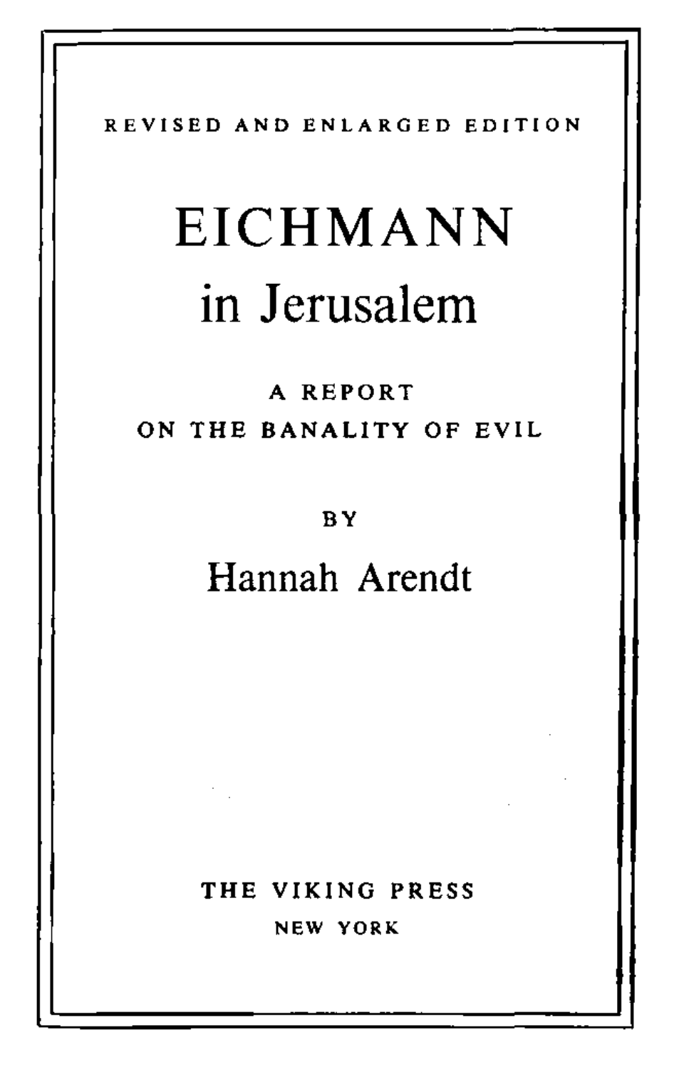REVISED AND ENLARGED EDITION

# EICHMANN
## in Jerusalem

A REPORT
ON THE BANALITY OF EVIL

BY

Hannah Arendt

THE VIKING PRESS
NEW YORK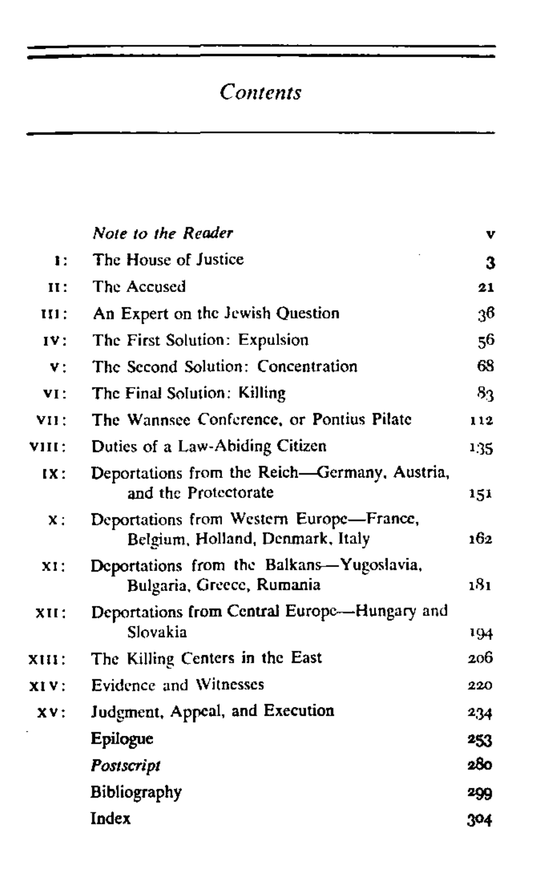# Contents

| | | |
|---|---|---|
| | *Note to the Reader* | v |
| I: | The House of Justice | 3 |
| II: | The Accused | 21 |
| III: | An Expert on the Jewish Question | 36 |
| IV: | The First Solution: Expulsion | 56 |
| V: | The Second Solution: Concentration | 68 |
| VI: | The Final Solution: Killing | 83 |
| VII: | The Wannsee Conference, or Pontius Pilate | 112 |
| VIII: | Duties of a Law-Abiding Citizen | 135 |
| IX: | Deportations from the Reich—Germany, Austria, and the Protectorate | 151 |
| X: | Deportations from Western Europe—France, Belgium, Holland, Denmark, Italy | 162 |
| XI: | Deportations from the Balkans—Yugoslavia, Bulgaria, Greece, Rumania | 181 |
| XII: | Deportations from Central Europe—Hungary and Slovakia | 194 |
| XIII: | The Killing Centers in the East | 206 |
| XIV: | Evidence and Witnesses | 220 |
| XV: | Judgment, Appeal, and Execution | 234 |
| | Epilogue | 253 |
| | *Postscript* | 280 |
| | Bibliography | 299 |
| | Index | 304 |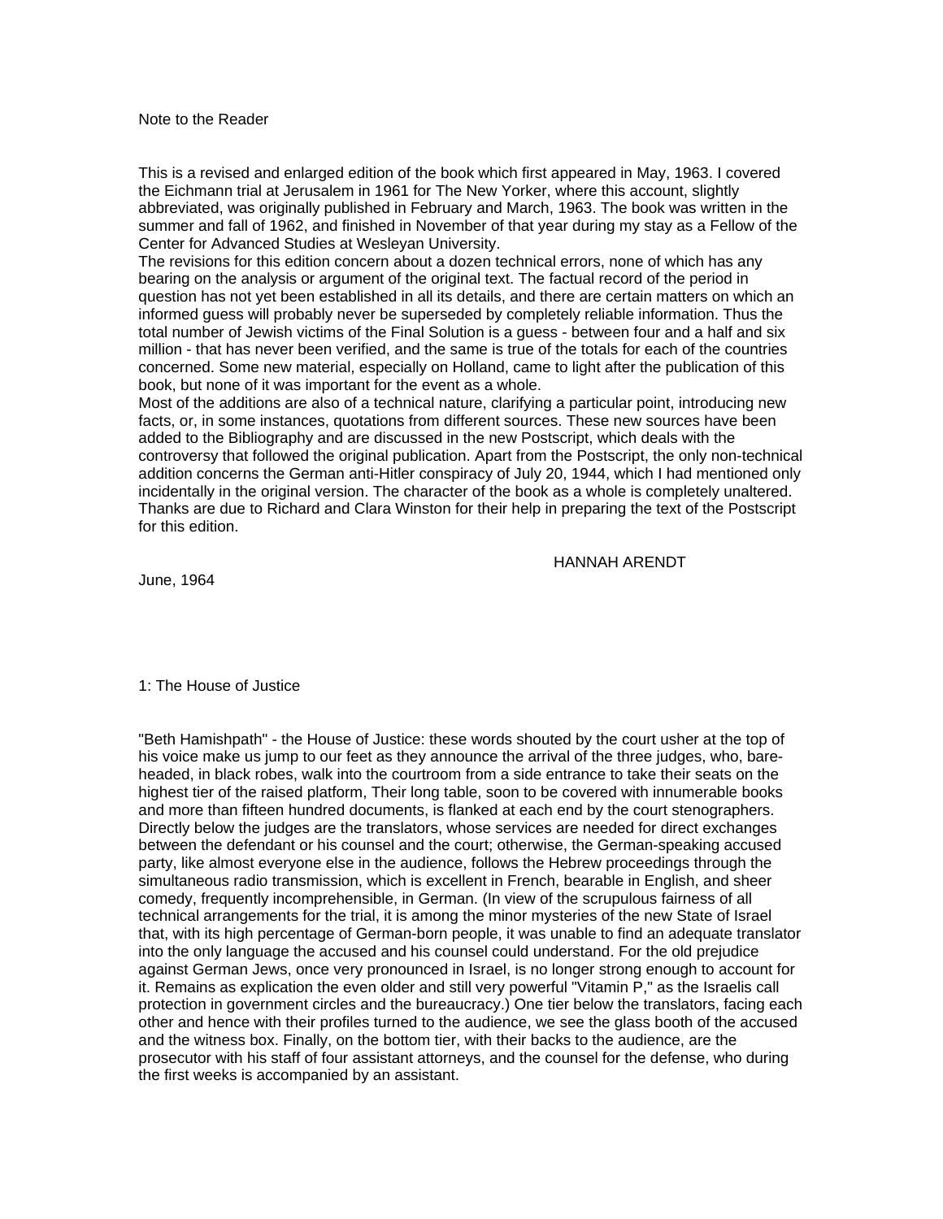## Note to the Reader

This is a revised and enlarged edition of the book which first appeared in May, 1963. I covered the Eichmann trial at Jerusalem in 1961 for The New Yorker, where this account, slightly abbreviated, was originally published in February and March, 1963. The book was written in the summer and fall of 1962, and finished in November of that year during my stay as a Fellow of the Center for Advanced Studies at Wesleyan University.

The revisions for this edition concern about a dozen technical errors, none of which has any bearing on the analysis or argument of the original text. The factual record of the period in question has not yet been established in all its details, and there are certain matters on which an informed guess will probably never be superseded by completely reliable information. Thus the total number of Jewish victims of the Final Solution is a guess - between four and a half and six million - that has never been verified, and the same is true of the totals for each of the countries concerned. Some new material, especially on Holland, came to light after the publication of this book, but none of it was important for the event as a whole.

Most of the additions are also of a technical nature, clarifying a particular point, introducing new facts, or, in some instances, quotations from different sources. These new sources have been added to the Bibliography and are discussed in the new Postscript, which deals with the controversy that followed the original publication. Apart from the Postscript, the only non-technical addition concerns the German anti-Hitler conspiracy of July 20, 1944, which I had mentioned only incidentally in the original version. The character of the book as a whole is completely unaltered. Thanks are due to Richard and Clara Winston for their help in preparing the text of the Postscript for this edition.

HANNAH ARENDT

June, 1964

## 1: The House of Justice

"Beth Hamishpath" - the House of Justice: these words shouted by the court usher at the top of his voice make us jump to our feet as they announce the arrival of the three judges, who, bare-headed, in black robes, walk into the courtroom from a side entrance to take their seats on the highest tier of the raised platform, Their long table, soon to be covered with innumerable books and more than fifteen hundred documents, is flanked at each end by the court stenographers. Directly below the judges are the translators, whose services are needed for direct exchanges between the defendant or his counsel and the court; otherwise, the German-speaking accused party, like almost everyone else in the audience, follows the Hebrew proceedings through the simultaneous radio transmission, which is excellent in French, bearable in English, and sheer comedy, frequently incomprehensible, in German. (In view of the scrupulous fairness of all technical arrangements for the trial, it is among the minor mysteries of the new State of Israel that, with its high percentage of German-born people, it was unable to find an adequate translator into the only language the accused and his counsel could understand. For the old prejudice against German Jews, once very pronounced in Israel, is no longer strong enough to account for it. Remains as explication the even older and still very powerful "Vitamin P," as the Israelis call protection in government circles and the bureaucracy.) One tier below the translators, facing each other and hence with their profiles turned to the audience, we see the glass booth of the accused and the witness box. Finally, on the bottom tier, with their backs to the audience, are the prosecutor with his staff of four assistant attorneys, and the counsel for the defense, who during the first weeks is accompanied by an assistant.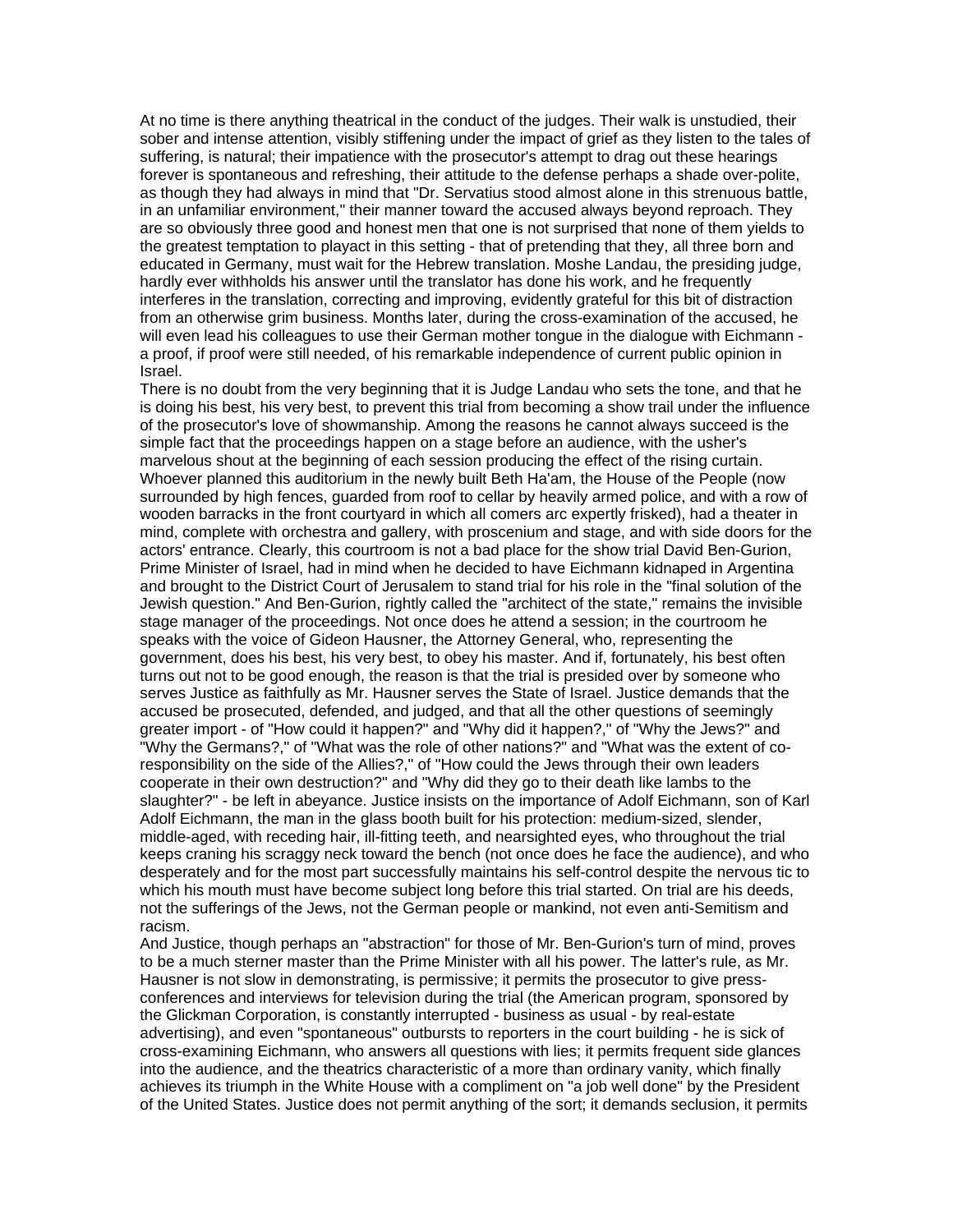At no time is there anything theatrical in the conduct of the judges. Their walk is unstudied, their sober and intense attention, visibly stiffening under the impact of grief as they listen to the tales of suffering, is natural; their impatience with the prosecutor's attempt to drag out these hearings forever is spontaneous and refreshing, their attitude to the defense perhaps a shade over-polite, as though they had always in mind that "Dr. Servatius stood almost alone in this strenuous battle, in an unfamiliar environment," their manner toward the accused always beyond reproach. They are so obviously three good and honest men that one is not surprised that none of them yields to the greatest temptation to playact in this setting - that of pretending that they, all three born and educated in Germany, must wait for the Hebrew translation. Moshe Landau, the presiding judge, hardly ever withholds his answer until the translator has done his work, and he frequently interferes in the translation, correcting and improving, evidently grateful for this bit of distraction from an otherwise grim business. Months later, during the cross-examination of the accused, he will even lead his colleagues to use their German mother tongue in the dialogue with Eichmann - a proof, if proof were still needed, of his remarkable independence of current public opinion in Israel.

There is no doubt from the very beginning that it is Judge Landau who sets the tone, and that he is doing his best, his very best, to prevent this trial from becoming a show trail under the influence of the prosecutor's love of showmanship. Among the reasons he cannot always succeed is the simple fact that the proceedings happen on a stage before an audience, with the usher's marvelous shout at the beginning of each session producing the effect of the rising curtain. Whoever planned this auditorium in the newly built Beth Ha'am, the House of the People (now surrounded by high fences, guarded from roof to cellar by heavily armed police, and with a row of wooden barracks in the front courtyard in which all comers arc expertly frisked), had a theater in mind, complete with orchestra and gallery, with proscenium and stage, and with side doors for the actors' entrance. Clearly, this courtroom is not a bad place for the show trial David Ben-Gurion, Prime Minister of Israel, had in mind when he decided to have Eichmann kidnaped in Argentina and brought to the District Court of Jerusalem to stand trial for his role in the "final solution of the Jewish question." And Ben-Gurion, rightly called the "architect of the state," remains the invisible stage manager of the proceedings. Not once does he attend a session; in the courtroom he speaks with the voice of Gideon Hausner, the Attorney General, who, representing the government, does his best, his very best, to obey his master. And if, fortunately, his best often turns out not to be good enough, the reason is that the trial is presided over by someone who serves Justice as faithfully as Mr. Hausner serves the State of Israel. Justice demands that the accused be prosecuted, defended, and judged, and that all the other questions of seemingly greater import - of "How could it happen?" and "Why did it happen?," of "Why the Jews?" and "Why the Germans?," of "What was the role of other nations?" and "What was the extent of co-responsibility on the side of the Allies?," of "How could the Jews through their own leaders cooperate in their own destruction?" and "Why did they go to their death like lambs to the slaughter?" - be left in abeyance. Justice insists on the importance of Adolf Eichmann, son of Karl Adolf Eichmann, the man in the glass booth built for his protection: medium-sized, slender, middle-aged, with receding hair, ill-fitting teeth, and nearsighted eyes, who throughout the trial keeps craning his scraggy neck toward the bench (not once does he face the audience), and who desperately and for the most part successfully maintains his self-control despite the nervous tic to which his mouth must have become subject long before this trial started. On trial are his deeds, not the sufferings of the Jews, not the German people or mankind, not even anti-Semitism and racism.

And Justice, though perhaps an "abstraction" for those of Mr. Ben-Gurion's turn of mind, proves to be a much sterner master than the Prime Minister with all his power. The latter's rule, as Mr. Hausner is not slow in demonstrating, is permissive; it permits the prosecutor to give press-conferences and interviews for television during the trial (the American program, sponsored by the Glickman Corporation, is constantly interrupted - business as usual - by real-estate advertising), and even "spontaneous" outbursts to reporters in the court building - he is sick of cross-examining Eichmann, who answers all questions with lies; it permits frequent side glances into the audience, and the theatrics characteristic of a more than ordinary vanity, which finally achieves its triumph in the White House with a compliment on "a job well done" by the President of the United States. Justice does not permit anything of the sort; it demands seclusion, it permits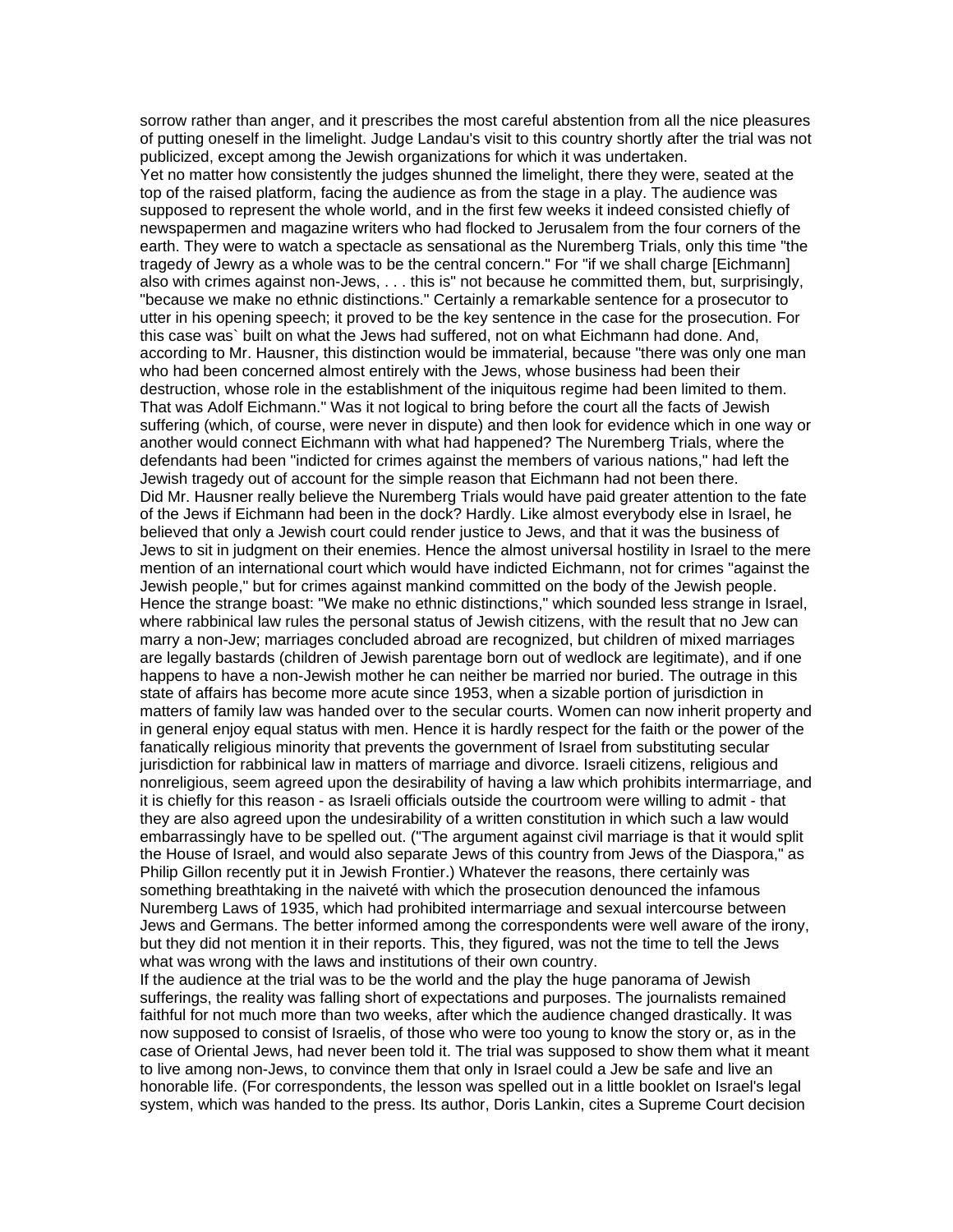sorrow rather than anger, and it prescribes the most careful abstention from all the nice pleasures of putting oneself in the limelight. Judge Landau's visit to this country shortly after the trial was not publicized, except among the Jewish organizations for which it was undertaken.

Yet no matter how consistently the judges shunned the limelight, there they were, seated at the top of the raised platform, facing the audience as from the stage in a play. The audience was supposed to represent the whole world, and in the first few weeks it indeed consisted chiefly of newspapermen and magazine writers who had flocked to Jerusalem from the four corners of the earth. They were to watch a spectacle as sensational as the Nuremberg Trials, only this time "the tragedy of Jewry as a whole was to be the central concern." For "if we shall charge [Eichmann] also with crimes against non-Jews, . . . this is" not because he committed them, but, surprisingly, "because we make no ethnic distinctions." Certainly a remarkable sentence for a prosecutor to utter in his opening speech; it proved to be the key sentence in the case for the prosecution. For this case was` built on what the Jews had suffered, not on what Eichmann had done. And, according to Mr. Hausner, this distinction would be immaterial, because "there was only one man who had been concerned almost entirely with the Jews, whose business had been their destruction, whose role in the establishment of the iniquitous regime had been limited to them. That was Adolf Eichmann." Was it not logical to bring before the court all the facts of Jewish suffering (which, of course, were never in dispute) and then look for evidence which in one way or another would connect Eichmann with what had happened? The Nuremberg Trials, where the defendants had been "indicted for crimes against the members of various nations," had left the Jewish tragedy out of account for the simple reason that Eichmann had not been there.

Did Mr. Hausner really believe the Nuremberg Trials would have paid greater attention to the fate of the Jews if Eichmann had been in the dock? Hardly. Like almost everybody else in Israel, he believed that only a Jewish court could render justice to Jews, and that it was the business of Jews to sit in judgment on their enemies. Hence the almost universal hostility in Israel to the mere mention of an international court which would have indicted Eichmann, not for crimes "against the Jewish people," but for crimes against mankind committed on the body of the Jewish people. Hence the strange boast: "We make no ethnic distinctions," which sounded less strange in Israel, where rabbinical law rules the personal status of Jewish citizens, with the result that no Jew can marry a non-Jew; marriages concluded abroad are recognized, but children of mixed marriages are legally bastards (children of Jewish parentage born out of wedlock are legitimate), and if one happens to have a non-Jewish mother he can neither be married nor buried. The outrage in this state of affairs has become more acute since 1953, when a sizable portion of jurisdiction in matters of family law was handed over to the secular courts. Women can now inherit property and in general enjoy equal status with men. Hence it is hardly respect for the faith or the power of the fanatically religious minority that prevents the government of Israel from substituting secular jurisdiction for rabbinical law in matters of marriage and divorce. Israeli citizens, religious and nonreligious, seem agreed upon the desirability of having a law which prohibits intermarriage, and it is chiefly for this reason - as Israeli officials outside the courtroom were willing to admit - that they are also agreed upon the undesirability of a written constitution in which such a law would embarrassingly have to be spelled out. ("The argument against civil marriage is that it would split the House of Israel, and would also separate Jews of this country from Jews of the Diaspora," as Philip Gillon recently put it in Jewish Frontier.) Whatever the reasons, there certainly was something breathtaking in the naiveté with which the prosecution denounced the infamous Nuremberg Laws of 1935, which had prohibited intermarriage and sexual intercourse between Jews and Germans. The better informed among the correspondents were well aware of the irony, but they did not mention it in their reports. This, they figured, was not the time to tell the Jews what was wrong with the laws and institutions of their own country.

If the audience at the trial was to be the world and the play the huge panorama of Jewish sufferings, the reality was falling short of expectations and purposes. The journalists remained faithful for not much more than two weeks, after which the audience changed drastically. It was now supposed to consist of Israelis, of those who were too young to know the story or, as in the case of Oriental Jews, had never been told it. The trial was supposed to show them what it meant to live among non-Jews, to convince them that only in Israel could a Jew be safe and live an honorable life. (For correspondents, the lesson was spelled out in a little booklet on Israel's legal system, which was handed to the press. Its author, Doris Lankin, cites a Supreme Court decision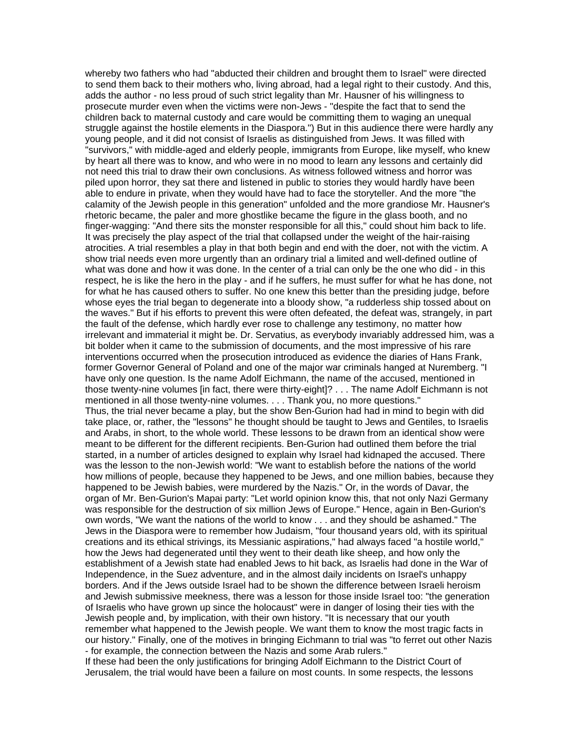whereby two fathers who had "abducted their children and brought them to Israel" were directed to send them back to their mothers who, living abroad, had a legal right to their custody. And this, adds the author - no less proud of such strict legality than Mr. Hausner of his willingness to prosecute murder even when the victims were non-Jews - "despite the fact that to send the children back to maternal custody and care would be committing them to waging an unequal struggle against the hostile elements in the Diaspora.") But in this audience there were hardly any young people, and it did not consist of Israelis as distinguished from Jews. It was filled with "survivors," with middle-aged and elderly people, immigrants from Europe, like myself, who knew by heart all there was to know, and who were in no mood to learn any lessons and certainly did not need this trial to draw their own conclusions. As witness followed witness and horror was piled upon horror, they sat there and listened in public to stories they would hardly have been able to endure in private, when they would have had to face the storyteller. And the more "the calamity of the Jewish people in this generation" unfolded and the more grandiose Mr. Hausner's rhetoric became, the paler and more ghostlike became the figure in the glass booth, and no finger-wagging: "And there sits the monster responsible for all this," could shout him back to life. It was precisely the play aspect of the trial that collapsed under the weight of the hair-raising atrocities. A trial resembles a play in that both begin and end with the doer, not with the victim. A show trial needs even more urgently than an ordinary trial a limited and well-defined outline of what was done and how it was done. In the center of a trial can only be the one who did - in this respect, he is like the hero in the play - and if he suffers, he must suffer for what he has done, not for what he has caused others to suffer. No one knew this better than the presiding judge, before whose eyes the trial began to degenerate into a bloody show, "a rudderless ship tossed about on the waves." But if his efforts to prevent this were often defeated, the defeat was, strangely, in part the fault of the defense, which hardly ever rose to challenge any testimony, no matter how irrelevant and immaterial it might be. Dr. Servatius, as everybody invariably addressed him, was a bit bolder when it came to the submission of documents, and the most impressive of his rare interventions occurred when the prosecution introduced as evidence the diaries of Hans Frank, former Governor General of Poland and one of the major war criminals hanged at Nuremberg. "I have only one question. Is the name Adolf Eichmann, the name of the accused, mentioned in those twenty-nine volumes [in fact, there were thirty-eight]? . . . The name Adolf Eichmann is not mentioned in all those twenty-nine volumes. . . . Thank you, no more questions."

Thus, the trial never became a play, but the show Ben-Gurion had had in mind to begin with did take place, or, rather, the "lessons" he thought should be taught to Jews and Gentiles, to Israelis and Arabs, in short, to the whole world. These lessons to be drawn from an identical show were meant to be different for the different recipients. Ben-Gurion had outlined them before the trial started, in a number of articles designed to explain why Israel had kidnaped the accused. There was the lesson to the non-Jewish world: "We want to establish before the nations of the world how millions of people, because they happened to be Jews, and one million babies, because they happened to be Jewish babies, were murdered by the Nazis." Or, in the words of Davar, the organ of Mr. Ben-Gurion's Mapai party: "Let world opinion know this, that not only Nazi Germany was responsible for the destruction of six million Jews of Europe." Hence, again in Ben-Gurion's own words, "We want the nations of the world to know . . . and they should be ashamed." The Jews in the Diaspora were to remember how Judaism, "four thousand years old, with its spiritual creations and its ethical strivings, its Messianic aspirations," had always faced "a hostile world," how the Jews had degenerated until they went to their death like sheep, and how only the establishment of a Jewish state had enabled Jews to hit back, as Israelis had done in the War of Independence, in the Suez adventure, and in the almost daily incidents on Israel's unhappy borders. And if the Jews outside Israel had to be shown the difference between Israeli heroism and Jewish submissive meekness, there was a lesson for those inside Israel too: "the generation of Israelis who have grown up since the holocaust" were in danger of losing their ties with the Jewish people and, by implication, with their own history. "It is necessary that our youth remember what happened to the Jewish people. We want them to know the most tragic facts in our history." Finally, one of the motives in bringing Eichmann to trial was "to ferret out other Nazis - for example, the connection between the Nazis and some Arab rulers."

If these had been the only justifications for bringing Adolf Eichmann to the District Court of Jerusalem, the trial would have been a failure on most counts. In some respects, the lessons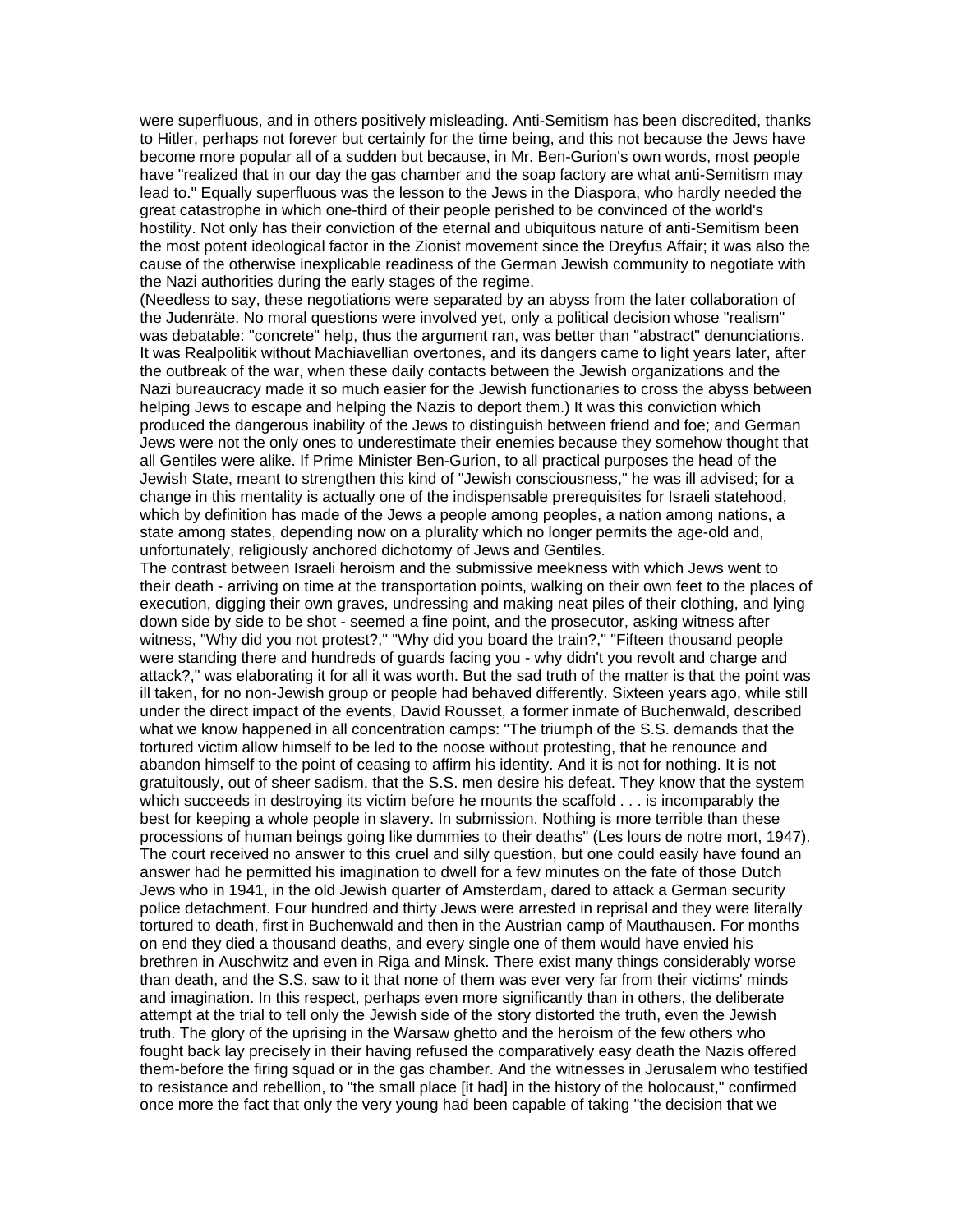were superfluous, and in others positively misleading. Anti-Semitism has been discredited, thanks to Hitler, perhaps not forever but certainly for the time being, and this not because the Jews have become more popular all of a sudden but because, in Mr. Ben-Gurion's own words, most people have "realized that in our day the gas chamber and the soap factory are what anti-Semitism may lead to." Equally superfluous was the lesson to the Jews in the Diaspora, who hardly needed the great catastrophe in which one-third of their people perished to be convinced of the world's hostility. Not only has their conviction of the eternal and ubiquitous nature of anti-Semitism been the most potent ideological factor in the Zionist movement since the Dreyfus Affair; it was also the cause of the otherwise inexplicable readiness of the German Jewish community to negotiate with the Nazi authorities during the early stages of the regime.

(Needless to say, these negotiations were separated by an abyss from the later collaboration of the Judenräte. No moral questions were involved yet, only a political decision whose "realism" was debatable: "concrete" help, thus the argument ran, was better than "abstract" denunciations. It was Realpolitik without Machiavellian overtones, and its dangers came to light years later, after the outbreak of the war, when these daily contacts between the Jewish organizations and the Nazi bureaucracy made it so much easier for the Jewish functionaries to cross the abyss between helping Jews to escape and helping the Nazis to deport them.) It was this conviction which produced the dangerous inability of the Jews to distinguish between friend and foe; and German Jews were not the only ones to underestimate their enemies because they somehow thought that all Gentiles were alike. If Prime Minister Ben-Gurion, to all practical purposes the head of the Jewish State, meant to strengthen this kind of "Jewish consciousness," he was ill advised; for a change in this mentality is actually one of the indispensable prerequisites for Israeli statehood, which by definition has made of the Jews a people among peoples, a nation among nations, a state among states, depending now on a plurality which no longer permits the age-old and, unfortunately, religiously anchored dichotomy of Jews and Gentiles.

The contrast between Israeli heroism and the submissive meekness with which Jews went to their death - arriving on time at the transportation points, walking on their own feet to the places of execution, digging their own graves, undressing and making neat piles of their clothing, and lying down side by side to be shot - seemed a fine point, and the prosecutor, asking witness after witness, "Why did you not protest?," "Why did you board the train?," "Fifteen thousand people were standing there and hundreds of guards facing you - why didn't you revolt and charge and attack?," was elaborating it for all it was worth. But the sad truth of the matter is that the point was ill taken, for no non-Jewish group or people had behaved differently. Sixteen years ago, while still under the direct impact of the events, David Rousset, a former inmate of Buchenwald, described what we know happened in all concentration camps: "The triumph of the S.S. demands that the tortured victim allow himself to be led to the noose without protesting, that he renounce and abandon himself to the point of ceasing to affirm his identity. And it is not for nothing. It is not gratuitously, out of sheer sadism, that the S.S. men desire his defeat. They know that the system which succeeds in destroying its victim before he mounts the scaffold . . . is incomparably the best for keeping a whole people in slavery. In submission. Nothing is more terrible than these processions of human beings going like dummies to their deaths" (Les lours de notre mort, 1947). The court received no answer to this cruel and silly question, but one could easily have found an answer had he permitted his imagination to dwell for a few minutes on the fate of those Dutch Jews who in 1941, in the old Jewish quarter of Amsterdam, dared to attack a German security police detachment. Four hundred and thirty Jews were arrested in reprisal and they were literally tortured to death, first in Buchenwald and then in the Austrian camp of Mauthausen. For months on end they died a thousand deaths, and every single one of them would have envied his brethren in Auschwitz and even in Riga and Minsk. There exist many things considerably worse than death, and the S.S. saw to it that none of them was ever very far from their victims' minds and imagination. In this respect, perhaps even more significantly than in others, the deliberate attempt at the trial to tell only the Jewish side of the story distorted the truth, even the Jewish truth. The glory of the uprising in the Warsaw ghetto and the heroism of the few others who fought back lay precisely in their having refused the comparatively easy death the Nazis offered them-before the firing squad or in the gas chamber. And the witnesses in Jerusalem who testified to resistance and rebellion, to "the small place [it had] in the history of the holocaust," confirmed once more the fact that only the very young had been capable of taking "the decision that we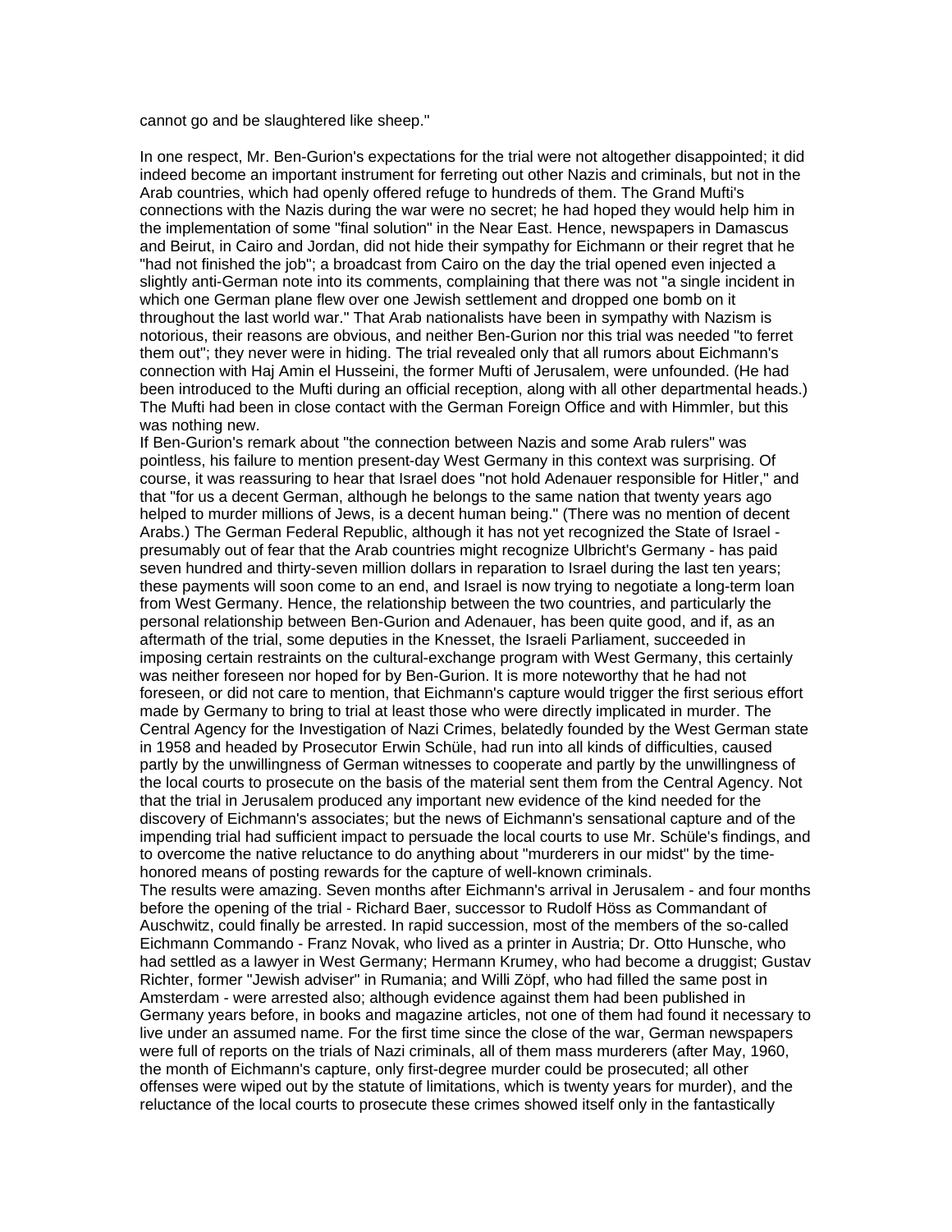cannot go and be slaughtered like sheep."

In one respect, Mr. Ben-Gurion's expectations for the trial were not altogether disappointed; it did indeed become an important instrument for ferreting out other Nazis and criminals, but not in the Arab countries, which had openly offered refuge to hundreds of them. The Grand Mufti's connections with the Nazis during the war were no secret; he had hoped they would help him in the implementation of some "final solution" in the Near East. Hence, newspapers in Damascus and Beirut, in Cairo and Jordan, did not hide their sympathy for Eichmann or their regret that he "had not finished the job"; a broadcast from Cairo on the day the trial opened even injected a slightly anti-German note into its comments, complaining that there was not "a single incident in which one German plane flew over one Jewish settlement and dropped one bomb on it throughout the last world war." That Arab nationalists have been in sympathy with Nazism is notorious, their reasons are obvious, and neither Ben-Gurion nor this trial was needed "to ferret them out"; they never were in hiding. The trial revealed only that all rumors about Eichmann's connection with Haj Amin el Husseini, the former Mufti of Jerusalem, were unfounded. (He had been introduced to the Mufti during an official reception, along with all other departmental heads.) The Mufti had been in close contact with the German Foreign Office and with Himmler, but this was nothing new.

If Ben-Gurion's remark about "the connection between Nazis and some Arab rulers" was pointless, his failure to mention present-day West Germany in this context was surprising. Of course, it was reassuring to hear that Israel does "not hold Adenauer responsible for Hitler," and that "for us a decent German, although he belongs to the same nation that twenty years ago helped to murder millions of Jews, is a decent human being." (There was no mention of decent Arabs.) The German Federal Republic, although it has not yet recognized the State of Israel - presumably out of fear that the Arab countries might recognize Ulbricht's Germany - has paid seven hundred and thirty-seven million dollars in reparation to Israel during the last ten years; these payments will soon come to an end, and Israel is now trying to negotiate a long-term loan from West Germany. Hence, the relationship between the two countries, and particularly the personal relationship between Ben-Gurion and Adenauer, has been quite good, and if, as an aftermath of the trial, some deputies in the Knesset, the Israeli Parliament, succeeded in imposing certain restraints on the cultural-exchange program with West Germany, this certainly was neither foreseen nor hoped for by Ben-Gurion. It is more noteworthy that he had not foreseen, or did not care to mention, that Eichmann's capture would trigger the first serious effort made by Germany to bring to trial at least those who were directly implicated in murder. The Central Agency for the Investigation of Nazi Crimes, belatedly founded by the West German state in 1958 and headed by Prosecutor Erwin Schüle, had run into all kinds of difficulties, caused partly by the unwillingness of German witnesses to cooperate and partly by the unwillingness of the local courts to prosecute on the basis of the material sent them from the Central Agency. Not that the trial in Jerusalem produced any important new evidence of the kind needed for the discovery of Eichmann's associates; but the news of Eichmann's sensational capture and of the impending trial had sufficient impact to persuade the local courts to use Mr. Schüle's findings, and to overcome the native reluctance to do anything about "murderers in our midst" by the time-honored means of posting rewards for the capture of well-known criminals.

The results were amazing. Seven months after Eichmann's arrival in Jerusalem - and four months before the opening of the trial - Richard Baer, successor to Rudolf Höss as Commandant of Auschwitz, could finally be arrested. In rapid succession, most of the members of the so-called Eichmann Commando - Franz Novak, who lived as a printer in Austria; Dr. Otto Hunsche, who had settled as a lawyer in West Germany; Hermann Krumey, who had become a druggist; Gustav Richter, former "Jewish adviser" in Rumania; and Willi Zöpf, who had filled the same post in Amsterdam - were arrested also; although evidence against them had been published in Germany years before, in books and magazine articles, not one of them had found it necessary to live under an assumed name. For the first time since the close of the war, German newspapers were full of reports on the trials of Nazi criminals, all of them mass murderers (after May, 1960, the month of Eichmann's capture, only first-degree murder could be prosecuted; all other offenses were wiped out by the statute of limitations, which is twenty years for murder), and the reluctance of the local courts to prosecute these crimes showed itself only in the fantastically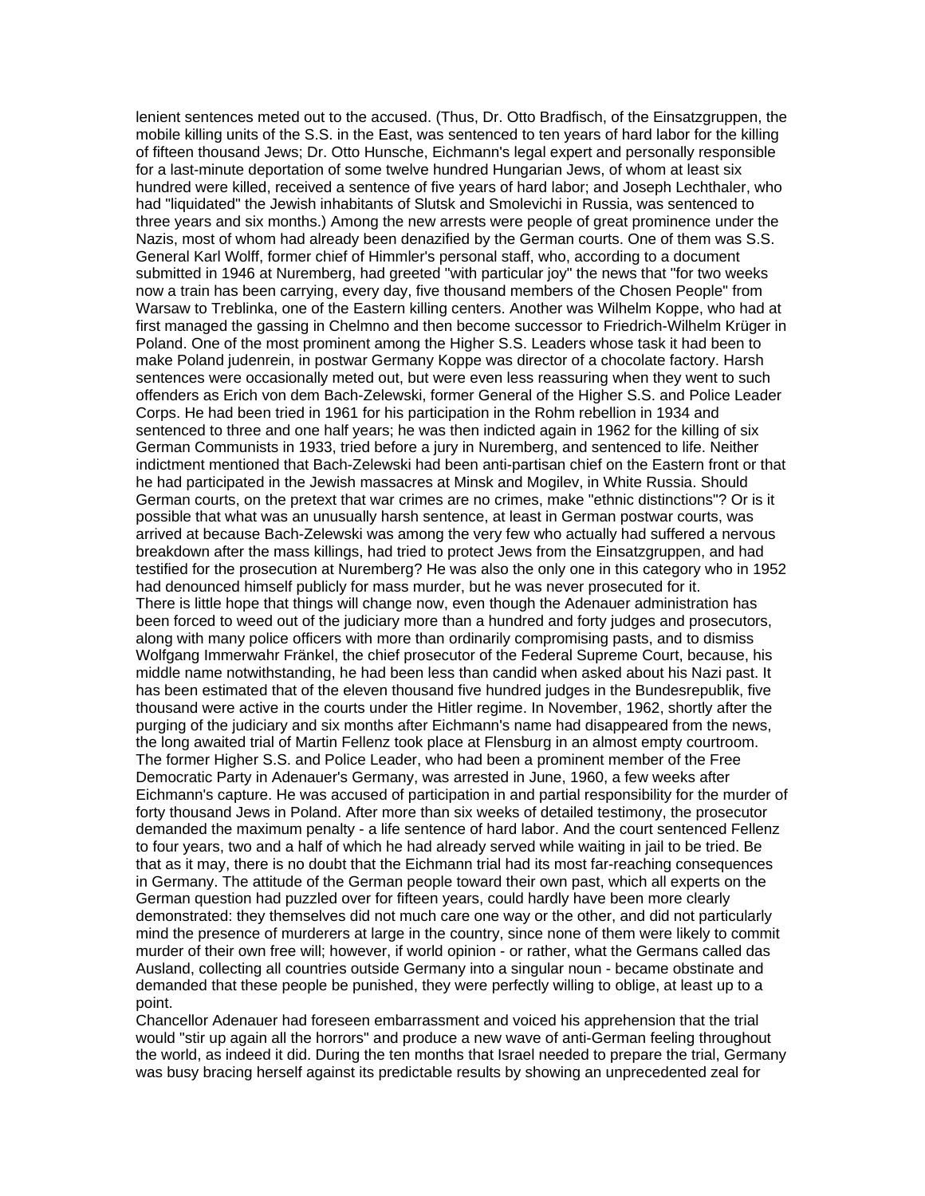lenient sentences meted out to the accused. (Thus, Dr. Otto Bradfisch, of the Einsatzgruppen, the mobile killing units of the S.S. in the East, was sentenced to ten years of hard labor for the killing of fifteen thousand Jews; Dr. Otto Hunsche, Eichmann's legal expert and personally responsible for a last-minute deportation of some twelve hundred Hungarian Jews, of whom at least six hundred were killed, received a sentence of five years of hard labor; and Joseph Lechthaler, who had "liquidated" the Jewish inhabitants of Slutsk and Smolevichi in Russia, was sentenced to three years and six months.) Among the new arrests were people of great prominence under the Nazis, most of whom had already been denazified by the German courts. One of them was S.S. General Karl Wolff, former chief of Himmler's personal staff, who, according to a document submitted in 1946 at Nuremberg, had greeted "with particular joy" the news that "for two weeks now a train has been carrying, every day, five thousand members of the Chosen People" from Warsaw to Treblinka, one of the Eastern killing centers. Another was Wilhelm Koppe, who had at first managed the gassing in Chelmno and then become successor to Friedrich-Wilhelm Krüger in Poland. One of the most prominent among the Higher S.S. Leaders whose task it had been to make Poland judenrein, in postwar Germany Koppe was director of a chocolate factory. Harsh sentences were occasionally meted out, but were even less reassuring when they went to such offenders as Erich von dem Bach-Zelewski, former General of the Higher S.S. and Police Leader Corps. He had been tried in 1961 for his participation in the Rohm rebellion in 1934 and sentenced to three and one half years; he was then indicted again in 1962 for the killing of six German Communists in 1933, tried before a jury in Nuremberg, and sentenced to life. Neither indictment mentioned that Bach-Zelewski had been anti-partisan chief on the Eastern front or that he had participated in the Jewish massacres at Minsk and Mogilev, in White Russia. Should German courts, on the pretext that war crimes are no crimes, make "ethnic distinctions"? Or is it possible that what was an unusually harsh sentence, at least in German postwar courts, was arrived at because Bach-Zelewski was among the very few who actually had suffered a nervous breakdown after the mass killings, had tried to protect Jews from the Einsatzgruppen, and had testified for the prosecution at Nuremberg? He was also the only one in this category who in 1952 had denounced himself publicly for mass murder, but he was never prosecuted for it.

There is little hope that things will change now, even though the Adenauer administration has been forced to weed out of the judiciary more than a hundred and forty judges and prosecutors, along with many police officers with more than ordinarily compromising pasts, and to dismiss Wolfgang Immerwahr Fränkel, the chief prosecutor of the Federal Supreme Court, because, his middle name notwithstanding, he had been less than candid when asked about his Nazi past. It has been estimated that of the eleven thousand five hundred judges in the Bundesrepublik, five thousand were active in the courts under the Hitler regime. In November, 1962, shortly after the purging of the judiciary and six months after Eichmann's name had disappeared from the news, the long awaited trial of Martin Fellenz took place at Flensburg in an almost empty courtroom. The former Higher S.S. and Police Leader, who had been a prominent member of the Free Democratic Party in Adenauer's Germany, was arrested in June, 1960, a few weeks after Eichmann's capture. He was accused of participation in and partial responsibility for the murder of forty thousand Jews in Poland. After more than six weeks of detailed testimony, the prosecutor demanded the maximum penalty - a life sentence of hard labor. And the court sentenced Fellenz to four years, two and a half of which he had already served while waiting in jail to be tried. Be that as it may, there is no doubt that the Eichmann trial had its most far-reaching consequences in Germany. The attitude of the German people toward their own past, which all experts on the German question had puzzled over for fifteen years, could hardly have been more clearly demonstrated: they themselves did not much care one way or the other, and did not particularly mind the presence of murderers at large in the country, since none of them were likely to commit murder of their own free will; however, if world opinion - or rather, what the Germans called das Ausland, collecting all countries outside Germany into a singular noun - became obstinate and demanded that these people be punished, they were perfectly willing to oblige, at least up to a point.

Chancellor Adenauer had foreseen embarrassment and voiced his apprehension that the trial would "stir up again all the horrors" and produce a new wave of anti-German feeling throughout the world, as indeed it did. During the ten months that Israel needed to prepare the trial, Germany was busy bracing herself against its predictable results by showing an unprecedented zeal for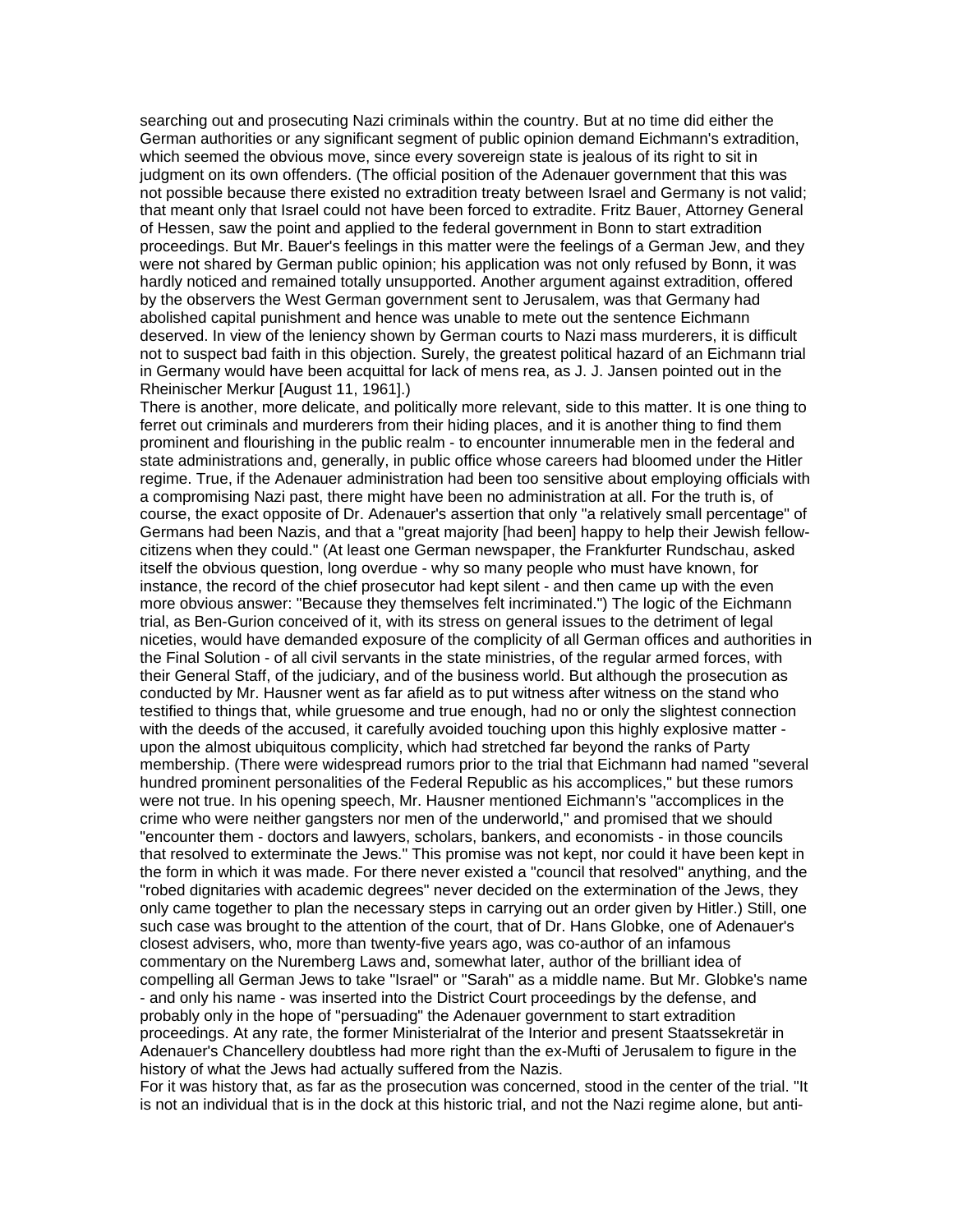searching out and prosecuting Nazi criminals within the country. But at no time did either the German authorities or any significant segment of public opinion demand Eichmann's extradition, which seemed the obvious move, since every sovereign state is jealous of its right to sit in judgment on its own offenders. (The official position of the Adenauer government that this was not possible because there existed no extradition treaty between Israel and Germany is not valid; that meant only that Israel could not have been forced to extradite. Fritz Bauer, Attorney General of Hessen, saw the point and applied to the federal government in Bonn to start extradition proceedings. But Mr. Bauer's feelings in this matter were the feelings of a German Jew, and they were not shared by German public opinion; his application was not only refused by Bonn, it was hardly noticed and remained totally unsupported. Another argument against extradition, offered by the observers the West German government sent to Jerusalem, was that Germany had abolished capital punishment and hence was unable to mete out the sentence Eichmann deserved. In view of the leniency shown by German courts to Nazi mass murderers, it is difficult not to suspect bad faith in this objection. Surely, the greatest political hazard of an Eichmann trial in Germany would have been acquittal for lack of mens rea, as J. J. Jansen pointed out in the Rheinischer Merkur [August 11, 1961].)

There is another, more delicate, and politically more relevant, side to this matter. It is one thing to ferret out criminals and murderers from their hiding places, and it is another thing to find them prominent and flourishing in the public realm - to encounter innumerable men in the federal and state administrations and, generally, in public office whose careers had bloomed under the Hitler regime. True, if the Adenauer administration had been too sensitive about employing officials with a compromising Nazi past, there might have been no administration at all. For the truth is, of course, the exact opposite of Dr. Adenauer's assertion that only "a relatively small percentage" of Germans had been Nazis, and that a "great majority [had been] happy to help their Jewish fellow-citizens when they could." (At least one German newspaper, the Frankfurter Rundschau, asked itself the obvious question, long overdue - why so many people who must have known, for instance, the record of the chief prosecutor had kept silent - and then came up with the even more obvious answer: "Because they themselves felt incriminated.") The logic of the Eichmann trial, as Ben-Gurion conceived of it, with its stress on general issues to the detriment of legal niceties, would have demanded exposure of the complicity of all German offices and authorities in the Final Solution - of all civil servants in the state ministries, of the regular armed forces, with their General Staff, of the judiciary, and of the business world. But although the prosecution as conducted by Mr. Hausner went as far afield as to put witness after witness on the stand who testified to things that, while gruesome and true enough, had no or only the slightest connection with the deeds of the accused, it carefully avoided touching upon this highly explosive matter - upon the almost ubiquitous complicity, which had stretched far beyond the ranks of Party membership. (There were widespread rumors prior to the trial that Eichmann had named "several hundred prominent personalities of the Federal Republic as his accomplices," but these rumors were not true. In his opening speech, Mr. Hausner mentioned Eichmann's "accomplices in the crime who were neither gangsters nor men of the underworld," and promised that we should "encounter them - doctors and lawyers, scholars, bankers, and economists - in those councils that resolved to exterminate the Jews." This promise was not kept, nor could it have been kept in the form in which it was made. For there never existed a "council that resolved" anything, and the "robed dignitaries with academic degrees" never decided on the extermination of the Jews, they only came together to plan the necessary steps in carrying out an order given by Hitler.) Still, one such case was brought to the attention of the court, that of Dr. Hans Globke, one of Adenauer's closest advisers, who, more than twenty-five years ago, was co-author of an infamous commentary on the Nuremberg Laws and, somewhat later, author of the brilliant idea of compelling all German Jews to take "Israel" or "Sarah" as a middle name. But Mr. Globke's name - and only his name - was inserted into the District Court proceedings by the defense, and probably only in the hope of "persuading" the Adenauer government to start extradition proceedings. At any rate, the former Ministerialrat of the Interior and present Staatssekretär in Adenauer's Chancellery doubtless had more right than the ex-Mufti of Jerusalem to figure in the history of what the Jews had actually suffered from the Nazis.

For it was history that, as far as the prosecution was concerned, stood in the center of the trial. "It is not an individual that is in the dock at this historic trial, and not the Nazi regime alone, but anti-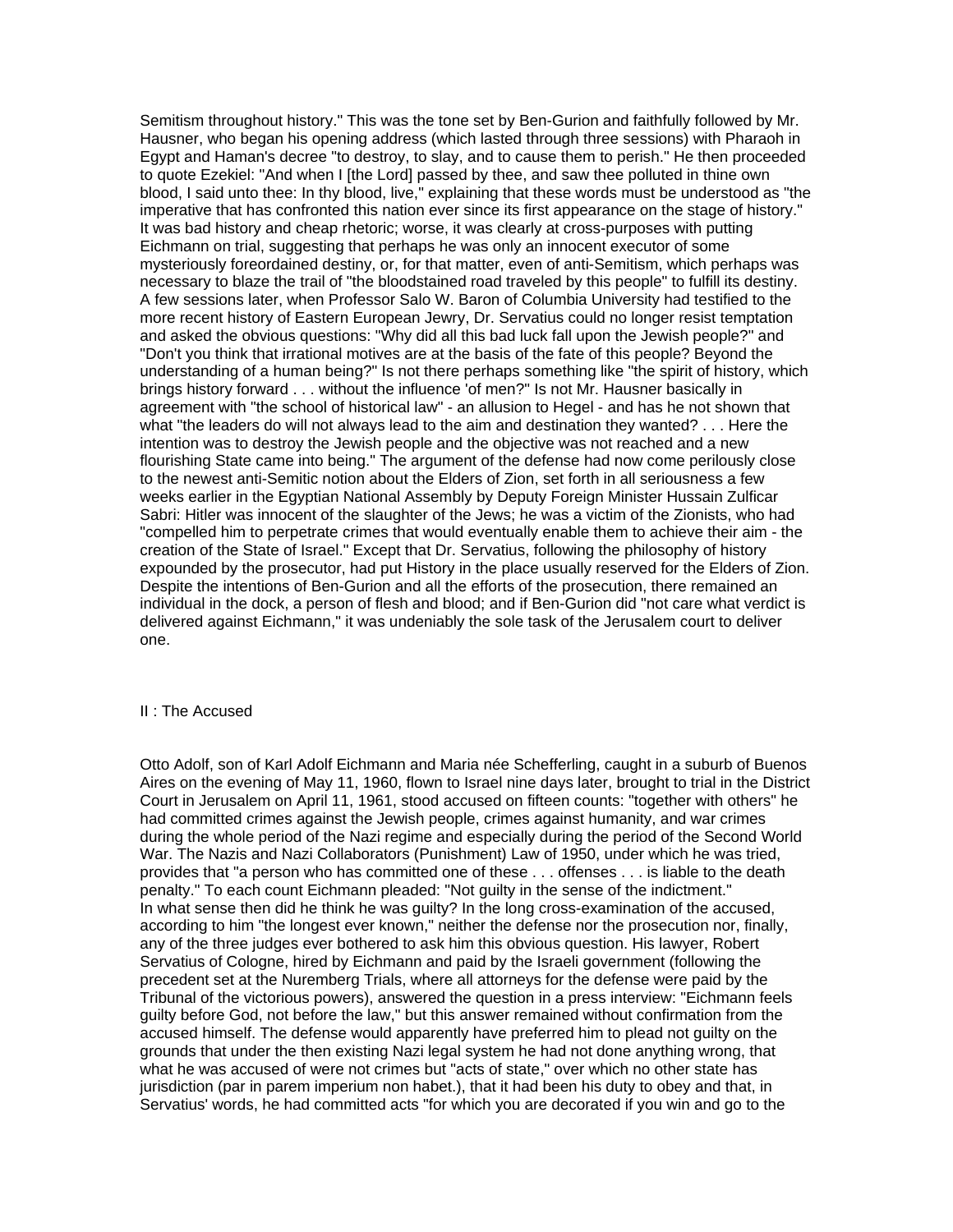Semitism throughout history." This was the tone set by Ben-Gurion and faithfully followed by Mr. Hausner, who began his opening address (which lasted through three sessions) with Pharaoh in Egypt and Haman's decree "to destroy, to slay, and to cause them to perish." He then proceeded to quote Ezekiel: "And when I [the Lord] passed by thee, and saw thee polluted in thine own blood, I said unto thee: In thy blood, live," explaining that these words must be understood as "the imperative that has confronted this nation ever since its first appearance on the stage of history." It was bad history and cheap rhetoric; worse, it was clearly at cross-purposes with putting Eichmann on trial, suggesting that perhaps he was only an innocent executor of some mysteriously foreordained destiny, or, for that matter, even of anti-Semitism, which perhaps was necessary to blaze the trail of "the bloodstained road traveled by this people" to fulfill its destiny. A few sessions later, when Professor Salo W. Baron of Columbia University had testified to the more recent history of Eastern European Jewry, Dr. Servatius could no longer resist temptation and asked the obvious questions: "Why did all this bad luck fall upon the Jewish people?" and "Don't you think that irrational motives are at the basis of the fate of this people? Beyond the understanding of a human being?" Is not there perhaps something like "the spirit of history, which brings history forward . . . without the influence 'of men?" Is not Mr. Hausner basically in agreement with "the school of historical law" - an allusion to Hegel - and has he not shown that what "the leaders do will not always lead to the aim and destination they wanted? . . . Here the intention was to destroy the Jewish people and the objective was not reached and a new flourishing State came into being." The argument of the defense had now come perilously close to the newest anti-Semitic notion about the Elders of Zion, set forth in all seriousness a few weeks earlier in the Egyptian National Assembly by Deputy Foreign Minister Hussain Zulficar Sabri: Hitler was innocent of the slaughter of the Jews; he was a victim of the Zionists, who had "compelled him to perpetrate crimes that would eventually enable them to achieve their aim - the creation of the State of Israel." Except that Dr. Servatius, following the philosophy of history expounded by the prosecutor, had put History in the place usually reserved for the Elders of Zion. Despite the intentions of Ben-Gurion and all the efforts of the prosecution, there remained an individual in the dock, a person of flesh and blood; and if Ben-Gurion did "not care what verdict is delivered against Eichmann," it was undeniably the sole task of the Jerusalem court to deliver one.

## II : The Accused

Otto Adolf, son of Karl Adolf Eichmann and Maria née Schefferling, caught in a suburb of Buenos Aires on the evening of May 11, 1960, flown to Israel nine days later, brought to trial in the District Court in Jerusalem on April 11, 1961, stood accused on fifteen counts: "together with others" he had committed crimes against the Jewish people, crimes against humanity, and war crimes during the whole period of the Nazi regime and especially during the period of the Second World War. The Nazis and Nazi Collaborators (Punishment) Law of 1950, under which he was tried, provides that "a person who has committed one of these . . . offenses . . . is liable to the death penalty." To each count Eichmann pleaded: "Not guilty in the sense of the indictment."

In what sense then did he think he was guilty? In the long cross-examination of the accused, according to him "the longest ever known," neither the defense nor the prosecution nor, finally, any of the three judges ever bothered to ask him this obvious question. His lawyer, Robert Servatius of Cologne, hired by Eichmann and paid by the Israeli government (following the precedent set at the Nuremberg Trials, where all attorneys for the defense were paid by the Tribunal of the victorious powers), answered the question in a press interview: "Eichmann feels guilty before God, not before the law," but this answer remained without confirmation from the accused himself. The defense would apparently have preferred him to plead not guilty on the grounds that under the then existing Nazi legal system he had not done anything wrong, that what he was accused of were not crimes but "acts of state," over which no other state has jurisdiction (par in parem imperium non habet.), that it had been his duty to obey and that, in Servatius' words, he had committed acts "for which you are decorated if you win and go to the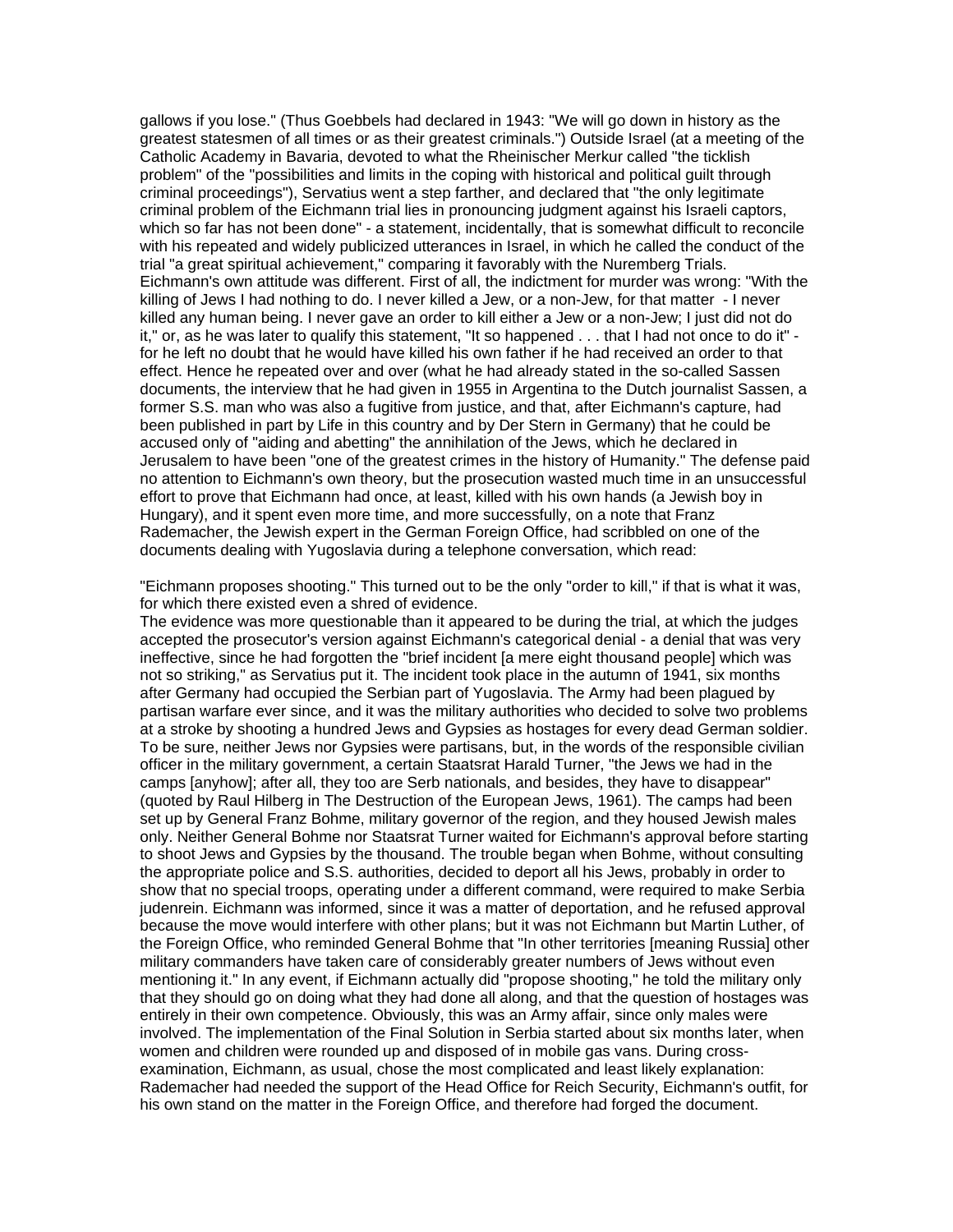gallows if you lose." (Thus Goebbels had declared in 1943: "We will go down in history as the greatest statesmen of all times or as their greatest criminals.") Outside Israel (at a meeting of the Catholic Academy in Bavaria, devoted to what the Rheinischer Merkur called "the ticklish problem" of the "possibilities and limits in the coping with historical and political guilt through criminal proceedings"), Servatius went a step farther, and declared that "the only legitimate criminal problem of the Eichmann trial lies in pronouncing judgment against his Israeli captors, which so far has not been done" - a statement, incidentally, that is somewhat difficult to reconcile with his repeated and widely publicized utterances in Israel, in which he called the conduct of the trial "a great spiritual achievement," comparing it favorably with the Nuremberg Trials.

Eichmann's own attitude was different. First of all, the indictment for murder was wrong: "With the killing of Jews I had nothing to do. I never killed a Jew, or a non-Jew, for that matter - I never killed any human being. I never gave an order to kill either a Jew or a non-Jew; I just did not do it," or, as he was later to qualify this statement, "It so happened . . . that I had not once to do it" - for he left no doubt that he would have killed his own father if he had received an order to that effect. Hence he repeated over and over (what he had already stated in the so-called Sassen documents, the interview that he had given in 1955 in Argentina to the Dutch journalist Sassen, a former S.S. man who was also a fugitive from justice, and that, after Eichmann's capture, had been published in part by Life in this country and by Der Stern in Germany) that he could be accused only of "aiding and abetting" the annihilation of the Jews, which he declared in Jerusalem to have been "one of the greatest crimes in the history of Humanity." The defense paid no attention to Eichmann's own theory, but the prosecution wasted much time in an unsuccessful effort to prove that Eichmann had once, at least, killed with his own hands (a Jewish boy in Hungary), and it spent even more time, and more successfully, on a note that Franz Rademacher, the Jewish expert in the German Foreign Office, had scribbled on one of the documents dealing with Yugoslavia during a telephone conversation, which read:

"Eichmann proposes shooting." This turned out to be the only "order to kill," if that is what it was, for which there existed even a shred of evidence.

The evidence was more questionable than it appeared to be during the trial, at which the judges accepted the prosecutor's version against Eichmann's categorical denial - a denial that was very ineffective, since he had forgotten the "brief incident [a mere eight thousand people] which was not so striking," as Servatius put it. The incident took place in the autumn of 1941, six months after Germany had occupied the Serbian part of Yugoslavia. The Army had been plagued by partisan warfare ever since, and it was the military authorities who decided to solve two problems at a stroke by shooting a hundred Jews and Gypsies as hostages for every dead German soldier. To be sure, neither Jews nor Gypsies were partisans, but, in the words of the responsible civilian officer in the military government, a certain Staatsrat Harald Turner, "the Jews we had in the camps [anyhow]; after all, they too are Serb nationals, and besides, they have to disappear" (quoted by Raul Hilberg in The Destruction of the European Jews, 1961). The camps had been set up by General Franz Bohme, military governor of the region, and they housed Jewish males only. Neither General Bohme nor Staatsrat Turner waited for Eichmann's approval before starting to shoot Jews and Gypsies by the thousand. The trouble began when Bohme, without consulting the appropriate police and S.S. authorities, decided to deport all his Jews, probably in order to show that no special troops, operating under a different command, were required to make Serbia judenrein. Eichmann was informed, since it was a matter of deportation, and he refused approval because the move would interfere with other plans; but it was not Eichmann but Martin Luther, of the Foreign Office, who reminded General Bohme that "In other territories [meaning Russia] other military commanders have taken care of considerably greater numbers of Jews without even mentioning it." In any event, if Eichmann actually did "propose shooting," he told the military only that they should go on doing what they had done all along, and that the question of hostages was entirely in their own competence. Obviously, this was an Army affair, since only males were involved. The implementation of the Final Solution in Serbia started about six months later, when women and children were rounded up and disposed of in mobile gas vans. During cross-examination, Eichmann, as usual, chose the most complicated and least likely explanation: Rademacher had needed the support of the Head Office for Reich Security, Eichmann's outfit, for his own stand on the matter in the Foreign Office, and therefore had forged the document.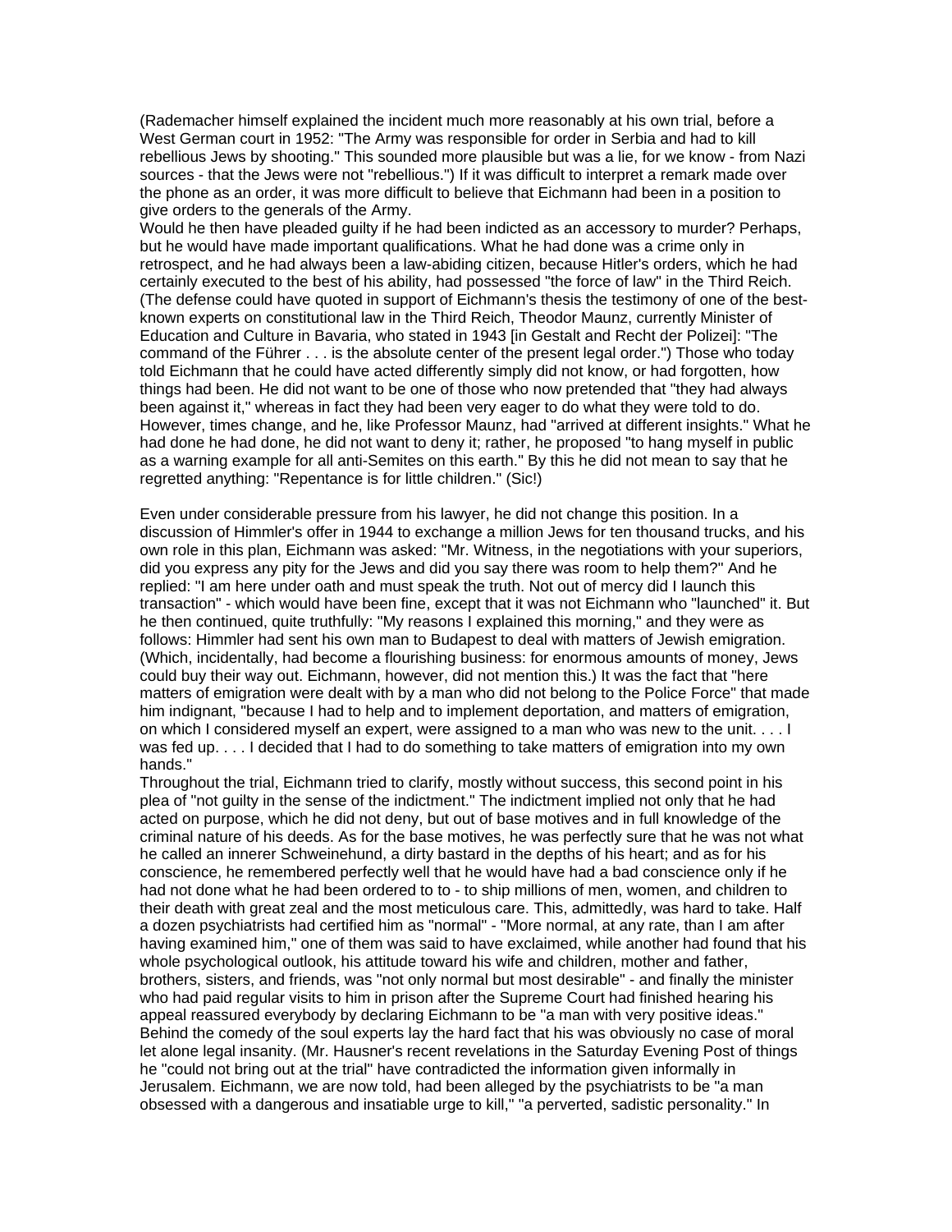(Rademacher himself explained the incident much more reasonably at his own trial, before a West German court in 1952: "The Army was responsible for order in Serbia and had to kill rebellious Jews by shooting." This sounded more plausible but was a lie, for we know - from Nazi sources - that the Jews were not "rebellious.") If it was difficult to interpret a remark made over the phone as an order, it was more difficult to believe that Eichmann had been in a position to give orders to the generals of the Army.

Would he then have pleaded guilty if he had been indicted as an accessory to murder? Perhaps, but he would have made important qualifications. What he had done was a crime only in retrospect, and he had always been a law-abiding citizen, because Hitler's orders, which he had certainly executed to the best of his ability, had possessed "the force of law" in the Third Reich. (The defense could have quoted in support of Eichmann's thesis the testimony of one of the best-known experts on constitutional law in the Third Reich, Theodor Maunz, currently Minister of Education and Culture in Bavaria, who stated in 1943 [in Gestalt and Recht der Polizei]: "The command of the Führer . . . is the absolute center of the present legal order.") Those who today told Eichmann that he could have acted differently simply did not know, or had forgotten, how things had been. He did not want to be one of those who now pretended that "they had always been against it," whereas in fact they had been very eager to do what they were told to do. However, times change, and he, like Professor Maunz, had "arrived at different insights." What he had done he had done, he did not want to deny it; rather, he proposed "to hang myself in public as a warning example for all anti-Semites on this earth." By this he did not mean to say that he regretted anything: "Repentance is for little children." (Sic!)

Even under considerable pressure from his lawyer, he did not change this position. In a discussion of Himmler's offer in 1944 to exchange a million Jews for ten thousand trucks, and his own role in this plan, Eichmann was asked: "Mr. Witness, in the negotiations with your superiors, did you express any pity for the Jews and did you say there was room to help them?" And he replied: "I am here under oath and must speak the truth. Not out of mercy did I launch this transaction" - which would have been fine, except that it was not Eichmann who "launched" it. But he then continued, quite truthfully: "My reasons I explained this morning," and they were as follows: Himmler had sent his own man to Budapest to deal with matters of Jewish emigration. (Which, incidentally, had become a flourishing business: for enormous amounts of money, Jews could buy their way out. Eichmann, however, did not mention this.) It was the fact that "here matters of emigration were dealt with by a man who did not belong to the Police Force" that made him indignant, "because I had to help and to implement deportation, and matters of emigration, on which I considered myself an expert, were assigned to a man who was new to the unit. . . . I was fed up. . . . I decided that I had to do something to take matters of emigration into my own hands."

Throughout the trial, Eichmann tried to clarify, mostly without success, this second point in his plea of "not guilty in the sense of the indictment." The indictment implied not only that he had acted on purpose, which he did not deny, but out of base motives and in full knowledge of the criminal nature of his deeds. As for the base motives, he was perfectly sure that he was not what he called an innerer Schweinehund, a dirty bastard in the depths of his heart; and as for his conscience, he remembered perfectly well that he would have had a bad conscience only if he had not done what he had been ordered to to - to ship millions of men, women, and children to their death with great zeal and the most meticulous care. This, admittedly, was hard to take. Half a dozen psychiatrists had certified him as "normal" - "More normal, at any rate, than I am after having examined him," one of them was said to have exclaimed, while another had found that his whole psychological outlook, his attitude toward his wife and children, mother and father, brothers, sisters, and friends, was "not only normal but most desirable" - and finally the minister who had paid regular visits to him in prison after the Supreme Court had finished hearing his appeal reassured everybody by declaring Eichmann to be "a man with very positive ideas." Behind the comedy of the soul experts lay the hard fact that his was obviously no case of moral let alone legal insanity. (Mr. Hausner's recent revelations in the Saturday Evening Post of things he "could not bring out at the trial" have contradicted the information given informally in Jerusalem. Eichmann, we are now told, had been alleged by the psychiatrists to be "a man obsessed with a dangerous and insatiable urge to kill," "a perverted, sadistic personality." In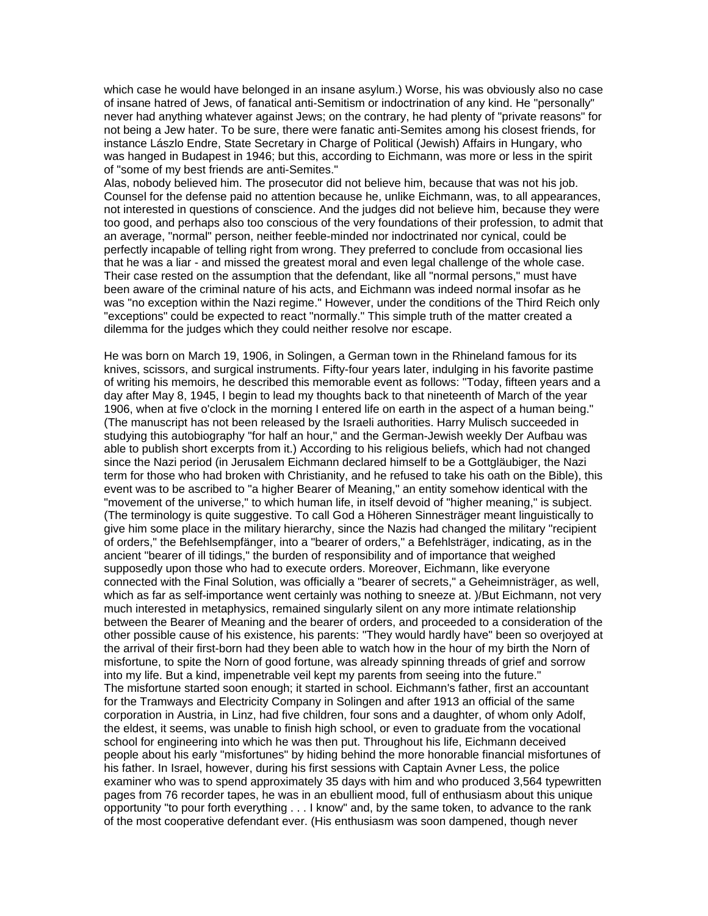which case he would have belonged in an insane asylum.) Worse, his was obviously also no case of insane hatred of Jews, of fanatical anti-Semitism or indoctrination of any kind. He "personally" never had anything whatever against Jews; on the contrary, he had plenty of "private reasons" for not being a Jew hater. To be sure, there were fanatic anti-Semites among his closest friends, for instance Lászlo Endre, State Secretary in Charge of Political (Jewish) Affairs in Hungary, who was hanged in Budapest in 1946; but this, according to Eichmann, was more or less in the spirit of "some of my best friends are anti-Semites."

Alas, nobody believed him. The prosecutor did not believe him, because that was not his job. Counsel for the defense paid no attention because he, unlike Eichmann, was, to all appearances, not interested in questions of conscience. And the judges did not believe him, because they were too good, and perhaps also too conscious of the very foundations of their profession, to admit that an average, "normal" person, neither feeble-minded nor indoctrinated nor cynical, could be perfectly incapable of telling right from wrong. They preferred to conclude from occasional lies that he was a liar - and missed the greatest moral and even legal challenge of the whole case. Their case rested on the assumption that the defendant, like all "normal persons," must have been aware of the criminal nature of his acts, and Eichmann was indeed normal insofar as he was "no exception within the Nazi regime." However, under the conditions of the Third Reich only "exceptions" could be expected to react "normally." This simple truth of the matter created a dilemma for the judges which they could neither resolve nor escape.

He was born on March 19, 1906, in Solingen, a German town in the Rhineland famous for its knives, scissors, and surgical instruments. Fifty-four years later, indulging in his favorite pastime of writing his memoirs, he described this memorable event as follows: "Today, fifteen years and a day after May 8, 1945, I begin to lead my thoughts back to that nineteenth of March of the year 1906, when at five o'clock in the morning I entered life on earth in the aspect of a human being." (The manuscript has not been released by the Israeli authorities. Harry Mulisch succeeded in studying this autobiography "for half an hour," and the German-Jewish weekly Der Aufbau was able to publish short excerpts from it.) According to his religious beliefs, which had not changed since the Nazi period (in Jerusalem Eichmann declared himself to be a Gottgläubiger, the Nazi term for those who had broken with Christianity, and he refused to take his oath on the Bible), this event was to be ascribed to "a higher Bearer of Meaning," an entity somehow identical with the "movement of the universe," to which human life, in itself devoid of "higher meaning," is subject. (The terminology is quite suggestive. To call God a Höheren Sinnesträger meant linguistically to give him some place in the military hierarchy, since the Nazis had changed the military "recipient of orders," the Befehlsempfänger, into a "bearer of orders," a Befehlsträger, indicating, as in the ancient "bearer of ill tidings," the burden of responsibility and of importance that weighed supposedly upon those who had to execute orders. Moreover, Eichmann, like everyone connected with the Final Solution, was officially a "bearer of secrets," a Geheimnisträger, as well, which as far as self-importance went certainly was nothing to sneeze at. )/But Eichmann, not very much interested in metaphysics, remained singularly silent on any more intimate relationship between the Bearer of Meaning and the bearer of orders, and proceeded to a consideration of the other possible cause of his existence, his parents: "They would hardly have" been so overjoyed at the arrival of their first-born had they been able to watch how in the hour of my birth the Norn of misfortune, to spite the Norn of good fortune, was already spinning threads of grief and sorrow into my life. But a kind, impenetrable veil kept my parents from seeing into the future."

The misfortune started soon enough; it started in school. Eichmann's father, first an accountant for the Tramways and Electricity Company in Solingen and after 1913 an official of the same corporation in Austria, in Linz, had five children, four sons and a daughter, of whom only Adolf, the eldest, it seems, was unable to finish high school, or even to graduate from the vocational school for engineering into which he was then put. Throughout his life, Eichmann deceived people about his early "misfortunes" by hiding behind the more honorable financial misfortunes of his father. In Israel, however, during his first sessions with Captain Avner Less, the police examiner who was to spend approximately 35 days with him and who produced 3,564 typewritten pages from 76 recorder tapes, he was in an ebullient mood, full of enthusiasm about this unique opportunity "to pour forth everything . . . I know" and, by the same token, to advance to the rank of the most cooperative defendant ever. (His enthusiasm was soon dampened, though never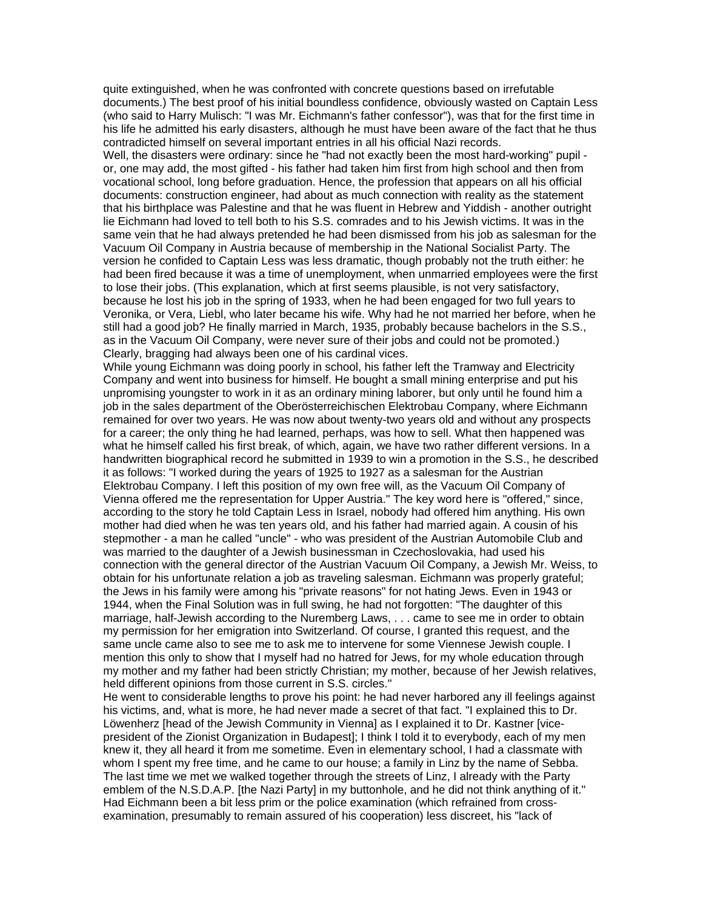quite extinguished, when he was confronted with concrete questions based on irrefutable documents.) The best proof of his initial boundless confidence, obviously wasted on Captain Less (who said to Harry Mulisch: "I was Mr. Eichmann's father confessor"), was that for the first time in his life he admitted his early disasters, although he must have been aware of the fact that he thus contradicted himself on several important entries in all his official Nazi records.

Well, the disasters were ordinary: since he "had not exactly been the most hard-working" pupil - or, one may add, the most gifted - his father had taken him first from high school and then from vocational school, long before graduation. Hence, the profession that appears on all his official documents: construction engineer, had about as much connection with reality as the statement that his birthplace was Palestine and that he was fluent in Hebrew and Yiddish - another outright lie Eichmann had loved to tell both to his S.S. comrades and to his Jewish victims. It was in the same vein that he had always pretended he had been dismissed from his job as salesman for the Vacuum Oil Company in Austria because of membership in the National Socialist Party. The version he confided to Captain Less was less dramatic, though probably not the truth either: he had been fired because it was a time of unemployment, when unmarried employees were the first to lose their jobs. (This explanation, which at first seems plausible, is not very satisfactory, because he lost his job in the spring of 1933, when he had been engaged for two full years to Veronika, or Vera, Liebl, who later became his wife. Why had he not married her before, when he still had a good job? He finally married in March, 1935, probably because bachelors in the S.S., as in the Vacuum Oil Company, were never sure of their jobs and could not be promoted.) Clearly, bragging had always been one of his cardinal vices.

While young Eichmann was doing poorly in school, his father left the Tramway and Electricity Company and went into business for himself. He bought a small mining enterprise and put his unpromising youngster to work in it as an ordinary mining laborer, but only until he found him a job in the sales department of the Oberösterreichischen Elektrobau Company, where Eichmann remained for over two years. He was now about twenty-two years old and without any prospects for a career; the only thing he had learned, perhaps, was how to sell. What then happened was what he himself called his first break, of which, again, we have two rather different versions. In a handwritten biographical record he submitted in 1939 to win a promotion in the S.S., he described it as follows: "I worked during the years of 1925 to 1927 as a salesman for the Austrian Elektrobau Company. I left this position of my own free will, as the Vacuum Oil Company of Vienna offered me the representation for Upper Austria." The key word here is "offered," since, according to the story he told Captain Less in Israel, nobody had offered him anything. His own mother had died when he was ten years old, and his father had married again. A cousin of his stepmother - a man he called "uncle" - who was president of the Austrian Automobile Club and was married to the daughter of a Jewish businessman in Czechoslovakia, had used his connection with the general director of the Austrian Vacuum Oil Company, a Jewish Mr. Weiss, to obtain for his unfortunate relation a job as traveling salesman. Eichmann was properly grateful; the Jews in his family were among his "private reasons" for not hating Jews. Even in 1943 or 1944, when the Final Solution was in full swing, he had not forgotten: "The daughter of this marriage, half-Jewish according to the Nuremberg Laws, . . . came to see me in order to obtain my permission for her emigration into Switzerland. Of course, I granted this request, and the same uncle came also to see me to ask me to intervene for some Viennese Jewish couple. I mention this only to show that I myself had no hatred for Jews, for my whole education through my mother and my father had been strictly Christian; my mother, because of her Jewish relatives, held different opinions from those current in S.S. circles."

He went to considerable lengths to prove his point: he had never harbored any ill feelings against his victims, and, what is more, he had never made a secret of that fact. "I explained this to Dr. Löwenherz [head of the Jewish Community in Vienna] as I explained it to Dr. Kastner [vice-president of the Zionist Organization in Budapest]; I think I told it to everybody, each of my men knew it, they all heard it from me sometime. Even in elementary school, I had a classmate with whom I spent my free time, and he came to our house; a family in Linz by the name of Sebba. The last time we met we walked together through the streets of Linz, I already with the Party emblem of the N.S.D.A.P. [the Nazi Party] in my buttonhole, and he did not think anything of it."

Had Eichmann been a bit less prim or the police examination (which refrained from cross-examination, presumably to remain assured of his cooperation) less discreet, his "lack of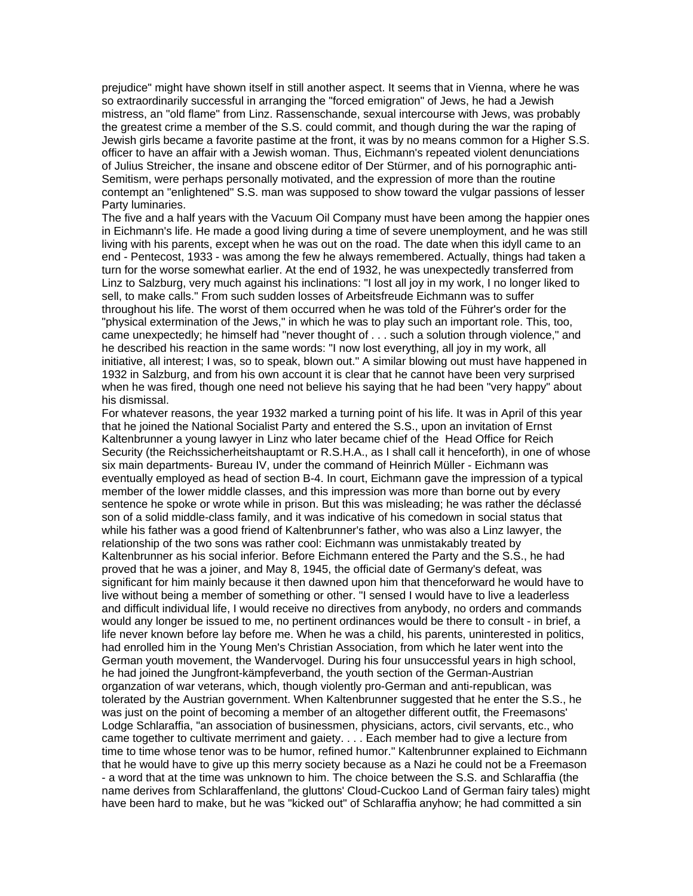prejudice" might have shown itself in still another aspect. It seems that in Vienna, where he was so extraordinarily successful in arranging the "forced emigration" of Jews, he had a Jewish mistress, an "old flame" from Linz. Rassenschande, sexual intercourse with Jews, was probably the greatest crime a member of the S.S. could commit, and though during the war the raping of Jewish girls became a favorite pastime at the front, it was by no means common for a Higher S.S. officer to have an affair with a Jewish woman. Thus, Eichmann's repeated violent denunciations of Julius Streicher, the insane and obscene editor of Der Stürmer, and of his pornographic anti-Semitism, were perhaps personally motivated, and the expression of more than the routine contempt an "enlightened" S.S. man was supposed to show toward the vulgar passions of lesser Party luminaries.

The five and a half years with the Vacuum Oil Company must have been among the happier ones in Eichmann's life. He made a good living during a time of severe unemployment, and he was still living with his parents, except when he was out on the road. The date when this idyll came to an end - Pentecost, 1933 - was among the few he always remembered. Actually, things had taken a turn for the worse somewhat earlier. At the end of 1932, he was unexpectedly transferred from Linz to Salzburg, very much against his inclinations: "I lost all joy in my work, I no longer liked to sell, to make calls." From such sudden losses of Arbeitsfreude Eichmann was to suffer throughout his life. The worst of them occurred when he was told of the Führer's order for the "physical extermination of the Jews," in which he was to play such an important role. This, too, came unexpectedly; he himself had "never thought of . . . such a solution through violence," and he described his reaction in the same words: "I now lost everything, all joy in my work, all initiative, all interest; I was, so to speak, blown out." A similar blowing out must have happened in 1932 in Salzburg, and from his own account it is clear that he cannot have been very surprised when he was fired, though one need not believe his saying that he had been "very happy" about his dismissal.

For whatever reasons, the year 1932 marked a turning point of his life. It was in April of this year that he joined the National Socialist Party and entered the S.S., upon an invitation of Ernst Kaltenbrunner a young lawyer in Linz who later became chief of the Head Office for Reich Security (the Reichssicherheitshauptamt or R.S.H.A., as I shall call it henceforth), in one of whose six main departments- Bureau IV, under the command of Heinrich Müller - Eichmann was eventually employed as head of section B-4. In court, Eichmann gave the impression of a typical member of the lower middle classes, and this impression was more than borne out by every sentence he spoke or wrote while in prison. But this was misleading; he was rather the déclassé son of a solid middle-class family, and it was indicative of his comedown in social status that while his father was a good friend of Kaltenbrunner's father, who was also a Linz lawyer, the relationship of the two sons was rather cool: Eichmann was unmistakably treated by Kaltenbrunner as his social inferior. Before Eichmann entered the Party and the S.S., he had proved that he was a joiner, and May 8, 1945, the official date of Germany's defeat, was significant for him mainly because it then dawned upon him that thenceforward he would have to live without being a member of something or other. "I sensed I would have to live a leaderless and difficult individual life, I would receive no directives from anybody, no orders and commands would any longer be issued to me, no pertinent ordinances would be there to consult - in brief, a life never known before lay before me. When he was a child, his parents, uninterested in politics, had enrolled him in the Young Men's Christian Association, from which he later went into the German youth movement, the Wandervogel. During his four unsuccessful years in high school, he had joined the Jungfront-kämpfeverband, the youth section of the German-Austrian organzation of war veterans, which, though violently pro-German and anti-republican, was tolerated by the Austrian government. When Kaltenbrunner suggested that he enter the S.S., he was just on the point of becoming a member of an altogether different outfit, the Freemasons' Lodge Schlaraffia, "an association of businessmen, physicians, actors, civil servants, etc., who came together to cultivate merriment and gaiety. . . . Each member had to give a lecture from time to time whose tenor was to be humor, refined humor." Kaltenbrunner explained to Eichmann that he would have to give up this merry society because as a Nazi he could not be a Freemason - a word that at the time was unknown to him. The choice between the S.S. and Schlaraffia (the name derives from Schlaraffenland, the gluttons' Cloud-Cuckoo Land of German fairy tales) might have been hard to make, but he was "kicked out" of Schlaraffia anyhow; he had committed a sin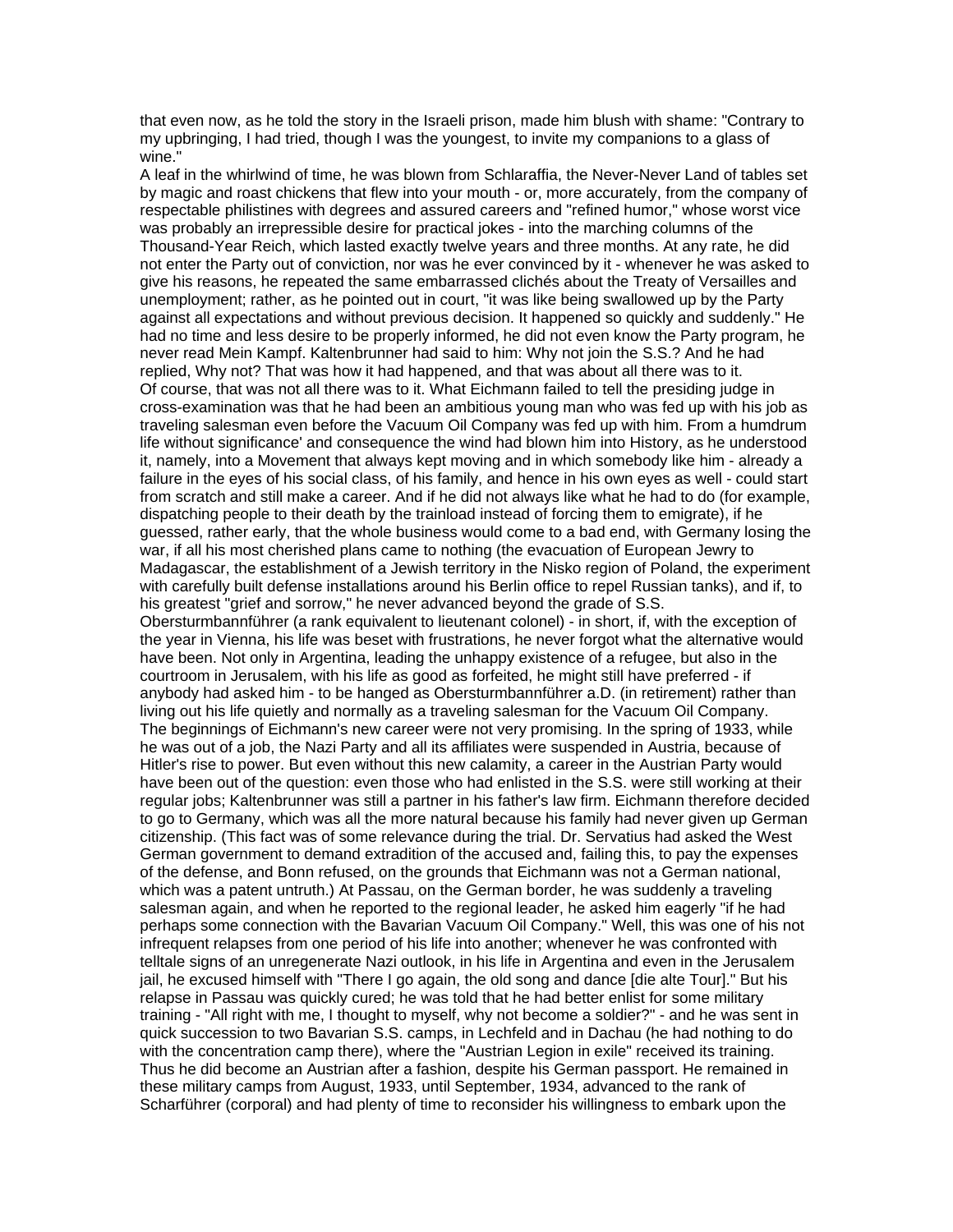that even now, as he told the story in the Israeli prison, made him blush with shame: "Contrary to my upbringing, I had tried, though I was the youngest, to invite my companions to a glass of wine."

A leaf in the whirlwind of time, he was blown from Schlaraffia, the Never-Never Land of tables set by magic and roast chickens that flew into your mouth - or, more accurately, from the company of respectable philistines with degrees and assured careers and "refined humor," whose worst vice was probably an irrepressible desire for practical jokes - into the marching columns of the Thousand-Year Reich, which lasted exactly twelve years and three months. At any rate, he did not enter the Party out of conviction, nor was he ever convinced by it - whenever he was asked to give his reasons, he repeated the same embarrassed clichés about the Treaty of Versailles and unemployment; rather, as he pointed out in court, "it was like being swallowed up by the Party against all expectations and without previous decision. It happened so quickly and suddenly." He had no time and less desire to be properly informed, he did not even know the Party program, he never read Mein Kampf. Kaltenbrunner had said to him: Why not join the S.S.? And he had replied, Why not? That was how it had happened, and that was about all there was to it.

Of course, that was not all there was to it. What Eichmann failed to tell the presiding judge in cross-examination was that he had been an ambitious young man who was fed up with his job as traveling salesman even before the Vacuum Oil Company was fed up with him. From a humdrum life without significance' and consequence the wind had blown him into History, as he understood it, namely, into a Movement that always kept moving and in which somebody like him - already a failure in the eyes of his social class, of his family, and hence in his own eyes as well - could start from scratch and still make a career. And if he did not always like what he had to do (for example, dispatching people to their death by the trainload instead of forcing them to emigrate), if he guessed, rather early, that the whole business would come to a bad end, with Germany losing the war, if all his most cherished plans came to nothing (the evacuation of European Jewry to Madagascar, the establishment of a Jewish territory in the Nisko region of Poland, the experiment with carefully built defense installations around his Berlin office to repel Russian tanks), and if, to his greatest "grief and sorrow," he never advanced beyond the grade of S.S. Obersturmbannführer (a rank equivalent to lieutenant colonel) - in short, if, with the exception of the year in Vienna, his life was beset with frustrations, he never forgot what the alternative would have been. Not only in Argentina, leading the unhappy existence of a refugee, but also in the courtroom in Jerusalem, with his life as good as forfeited, he might still have preferred - if anybody had asked him - to be hanged as Obersturmbannführer a.D. (in retirement) rather than living out his life quietly and normally as a traveling salesman for the Vacuum Oil Company.

The beginnings of Eichmann's new career were not very promising. In the spring of 1933, while he was out of a job, the Nazi Party and all its affiliates were suspended in Austria, because of Hitler's rise to power. But even without this new calamity, a career in the Austrian Party would have been out of the question: even those who had enlisted in the S.S. were still working at their regular jobs; Kaltenbrunner was still a partner in his father's law firm. Eichmann therefore decided to go to Germany, which was all the more natural because his family had never given up German citizenship. (This fact was of some relevance during the trial. Dr. Servatius had asked the West German government to demand extradition of the accused and, failing this, to pay the expenses of the defense, and Bonn refused, on the grounds that Eichmann was not a German national, which was a patent untruth.) At Passau, on the German border, he was suddenly a traveling salesman again, and when he reported to the regional leader, he asked him eagerly "if he had perhaps some connection with the Bavarian Vacuum Oil Company." Well, this was one of his not infrequent relapses from one period of his life into another; whenever he was confronted with telltale signs of an unregenerate Nazi outlook, in his life in Argentina and even in the Jerusalem jail, he excused himself with "There I go again, the old song and dance [die alte Tour]." But his relapse in Passau was quickly cured; he was told that he had better enlist for some military training - "All right with me, I thought to myself, why not become a soldier?" - and he was sent in quick succession to two Bavarian S.S. camps, in Lechfeld and in Dachau (he had nothing to do with the concentration camp there), where the "Austrian Legion in exile" received its training. Thus he did become an Austrian after a fashion, despite his German passport. He remained in these military camps from August, 1933, until September, 1934, advanced to the rank of Scharführer (corporal) and had plenty of time to reconsider his willingness to embark upon the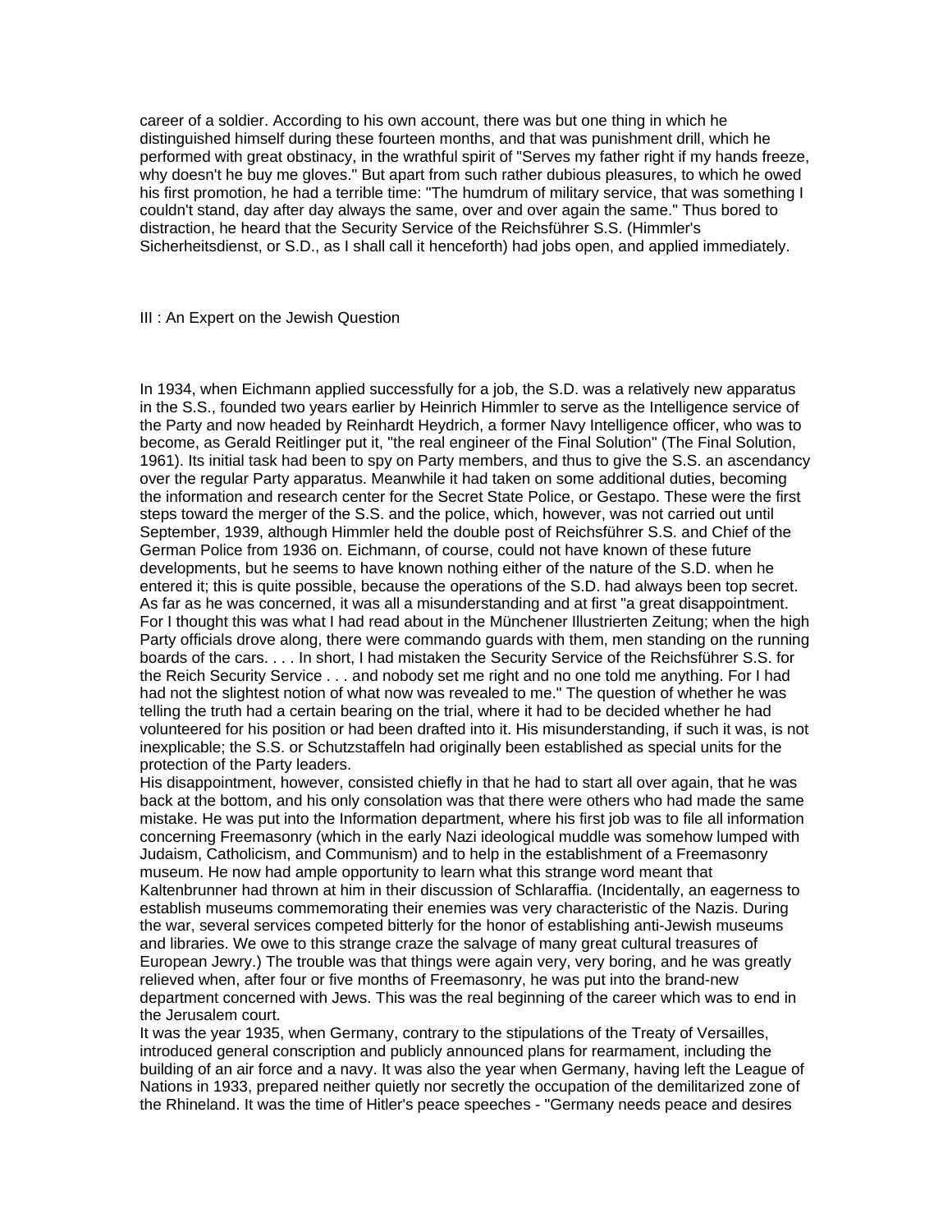career of a soldier. According to his own account, there was but one thing in which he distinguished himself during these fourteen months, and that was punishment drill, which he performed with great obstinacy, in the wrathful spirit of "Serves my father right if my hands freeze, why doesn't he buy me gloves." But apart from such rather dubious pleasures, to which he owed his first promotion, he had a terrible time: "The humdrum of military service, that was something I couldn't stand, day after day always the same, over and over again the same." Thus bored to distraction, he heard that the Security Service of the Reichsführer S.S. (Himmler's Sicherheitsdienst, or S.D., as I shall call it henceforth) had jobs open, and applied immediately.

## III : An Expert on the Jewish Question

In 1934, when Eichmann applied successfully for a job, the S.D. was a relatively new apparatus in the S.S., founded two years earlier by Heinrich Himmler to serve as the Intelligence service of the Party and now headed by Reinhardt Heydrich, a former Navy Intelligence officer, who was to become, as Gerald Reitlinger put it, "the real engineer of the Final Solution" (The Final Solution, 1961). Its initial task had been to spy on Party members, and thus to give the S.S. an ascendancy over the regular Party apparatus. Meanwhile it had taken on some additional duties, becoming the information and research center for the Secret State Police, or Gestapo. These were the first steps toward the merger of the S.S. and the police, which, however, was not carried out until September, 1939, although Himmler held the double post of Reichsführer S.S. and Chief of the German Police from 1936 on. Eichmann, of course, could not have known of these future developments, but he seems to have known nothing either of the nature of the S.D. when he entered it; this is quite possible, because the operations of the S.D. had always been top secret. As far as he was concerned, it was all a misunderstanding and at first "a great disappointment. For I thought this was what I had read about in the Münchener Illustrierten Zeitung; when the high Party officials drove along, there were commando guards with them, men standing on the running boards of the cars. . . . In short, I had mistaken the Security Service of the Reichsführer S.S. for the Reich Security Service . . . and nobody set me right and no one told me anything. For I had had not the slightest notion of what now was revealed to me." The question of whether he was telling the truth had a certain bearing on the trial, where it had to be decided whether he had volunteered for his position or had been drafted into it. His misunderstanding, if such it was, is not inexplicable; the S.S. or Schutzstaffeln had originally been established as special units for the protection of the Party leaders.

His disappointment, however, consisted chiefly in that he had to start all over again, that he was back at the bottom, and his only consolation was that there were others who had made the same mistake. He was put into the Information department, where his first job was to file all information concerning Freemasonry (which in the early Nazi ideological muddle was somehow lumped with Judaism, Catholicism, and Communism) and to help in the establishment of a Freemasonry museum. He now had ample opportunity to learn what this strange word meant that Kaltenbrunner had thrown at him in their discussion of Schlaraffia. (Incidentally, an eagerness to establish museums commemorating their enemies was very characteristic of the Nazis. During the war, several services competed bitterly for the honor of establishing anti-Jewish museums and libraries. We owe to this strange craze the salvage of many great cultural treasures of European Jewry.) The trouble was that things were again very, very boring, and he was greatly relieved when, after four or five months of Freemasonry, he was put into the brand-new department concerned with Jews. This was the real beginning of the career which was to end in the Jerusalem court.

It was the year 1935, when Germany, contrary to the stipulations of the Treaty of Versailles, introduced general conscription and publicly announced plans for rearmament, including the building of an air force and a navy. It was also the year when Germany, having left the League of Nations in 1933, prepared neither quietly nor secretly the occupation of the demilitarized zone of the Rhineland. It was the time of Hitler's peace speeches - "Germany needs peace and desires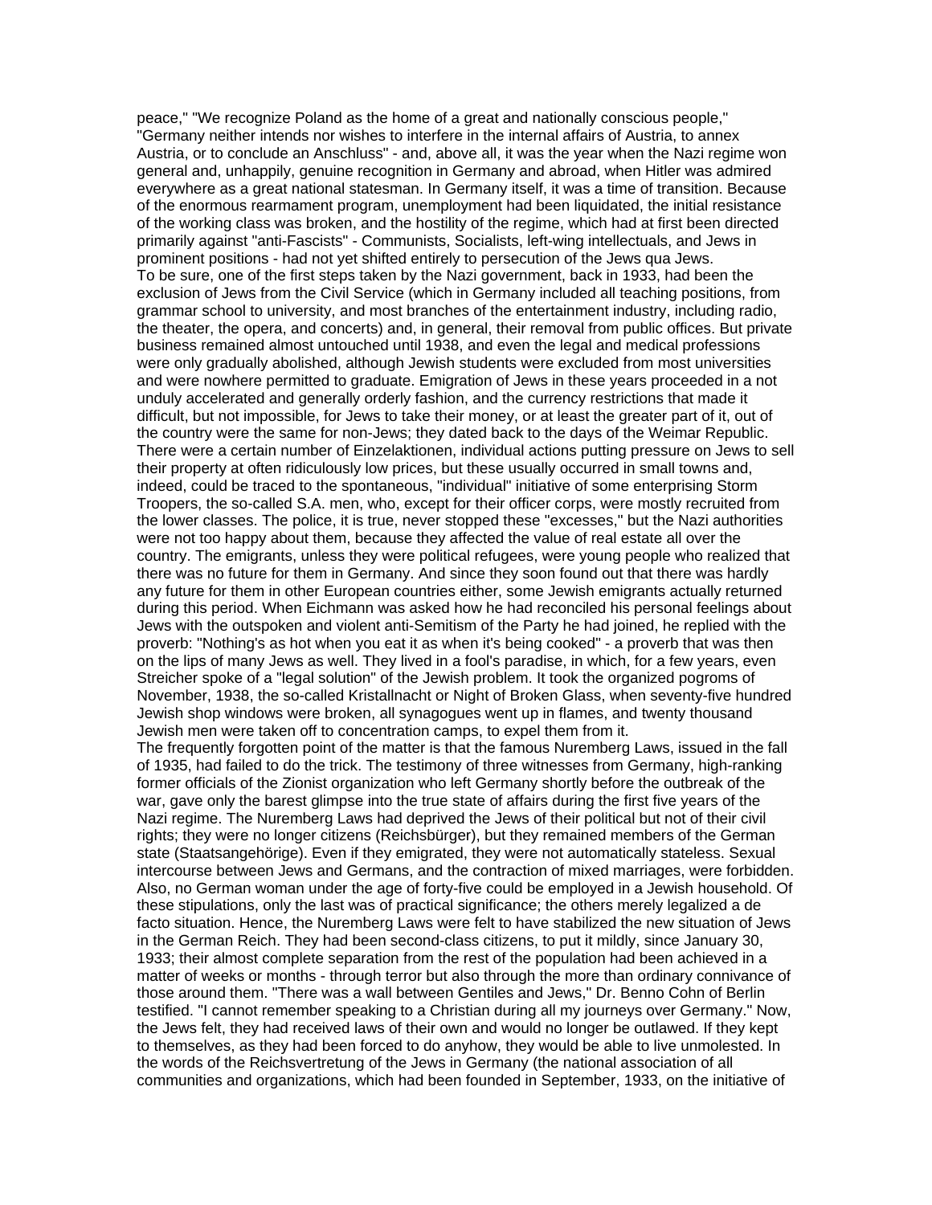peace," "We recognize Poland as the home of a great and nationally conscious people," "Germany neither intends nor wishes to interfere in the internal affairs of Austria, to annex Austria, or to conclude an Anschluss" - and, above all, it was the year when the Nazi regime won general and, unhappily, genuine recognition in Germany and abroad, when Hitler was admired everywhere as a great national statesman. In Germany itself, it was a time of transition. Because of the enormous rearmament program, unemployment had been liquidated, the initial resistance of the working class was broken, and the hostility of the regime, which had at first been directed primarily against "anti-Fascists" - Communists, Socialists, left-wing intellectuals, and Jews in prominent positions - had not yet shifted entirely to persecution of the Jews qua Jews.

To be sure, one of the first steps taken by the Nazi government, back in 1933, had been the exclusion of Jews from the Civil Service (which in Germany included all teaching positions, from grammar school to university, and most branches of the entertainment industry, including radio, the theater, the opera, and concerts) and, in general, their removal from public offices. But private business remained almost untouched until 1938, and even the legal and medical professions were only gradually abolished, although Jewish students were excluded from most universities and were nowhere permitted to graduate. Emigration of Jews in these years proceeded in a not unduly accelerated and generally orderly fashion, and the currency restrictions that made it difficult, but not impossible, for Jews to take their money, or at least the greater part of it, out of the country were the same for non-Jews; they dated back to the days of the Weimar Republic. There were a certain number of Einzelaktionen, individual actions putting pressure on Jews to sell their property at often ridiculously low prices, but these usually occurred in small towns and, indeed, could be traced to the spontaneous, "individual" initiative of some enterprising Storm Troopers, the so-called S.A. men, who, except for their officer corps, were mostly recruited from the lower classes. The police, it is true, never stopped these "excesses," but the Nazi authorities were not too happy about them, because they affected the value of real estate all over the country. The emigrants, unless they were political refugees, were young people who realized that there was no future for them in Germany. And since they soon found out that there was hardly any future for them in other European countries either, some Jewish emigrants actually returned during this period. When Eichmann was asked how he had reconciled his personal feelings about Jews with the outspoken and violent anti-Semitism of the Party he had joined, he replied with the proverb: "Nothing's as hot when you eat it as when it's being cooked" - a proverb that was then on the lips of many Jews as well. They lived in a fool's paradise, in which, for a few years, even Streicher spoke of a "legal solution" of the Jewish problem. It took the organized pogroms of November, 1938, the so-called Kristallnacht or Night of Broken Glass, when seventy-five hundred Jewish shop windows were broken, all synagogues went up in flames, and twenty thousand Jewish men were taken off to concentration camps, to expel them from it.

The frequently forgotten point of the matter is that the famous Nuremberg Laws, issued in the fall of 1935, had failed to do the trick. The testimony of three witnesses from Germany, high-ranking former officials of the Zionist organization who left Germany shortly before the outbreak of the war, gave only the barest glimpse into the true state of affairs during the first five years of the Nazi regime. The Nuremberg Laws had deprived the Jews of their political but not of their civil rights; they were no longer citizens (Reichsbürger), but they remained members of the German state (Staatsangehörige). Even if they emigrated, they were not automatically stateless. Sexual intercourse between Jews and Germans, and the contraction of mixed marriages, were forbidden. Also, no German woman under the age of forty-five could be employed in a Jewish household. Of these stipulations, only the last was of practical significance; the others merely legalized a de facto situation. Hence, the Nuremberg Laws were felt to have stabilized the new situation of Jews in the German Reich. They had been second-class citizens, to put it mildly, since January 30, 1933; their almost complete separation from the rest of the population had been achieved in a matter of weeks or months - through terror but also through the more than ordinary connivance of those around them. "There was a wall between Gentiles and Jews," Dr. Benno Cohn of Berlin testified. "I cannot remember speaking to a Christian during all my journeys over Germany." Now, the Jews felt, they had received laws of their own and would no longer be outlawed. If they kept to themselves, as they had been forced to do anyhow, they would be able to live unmolested. In the words of the Reichsvertretung of the Jews in Germany (the national association of all communities and organizations, which had been founded in September, 1933, on the initiative of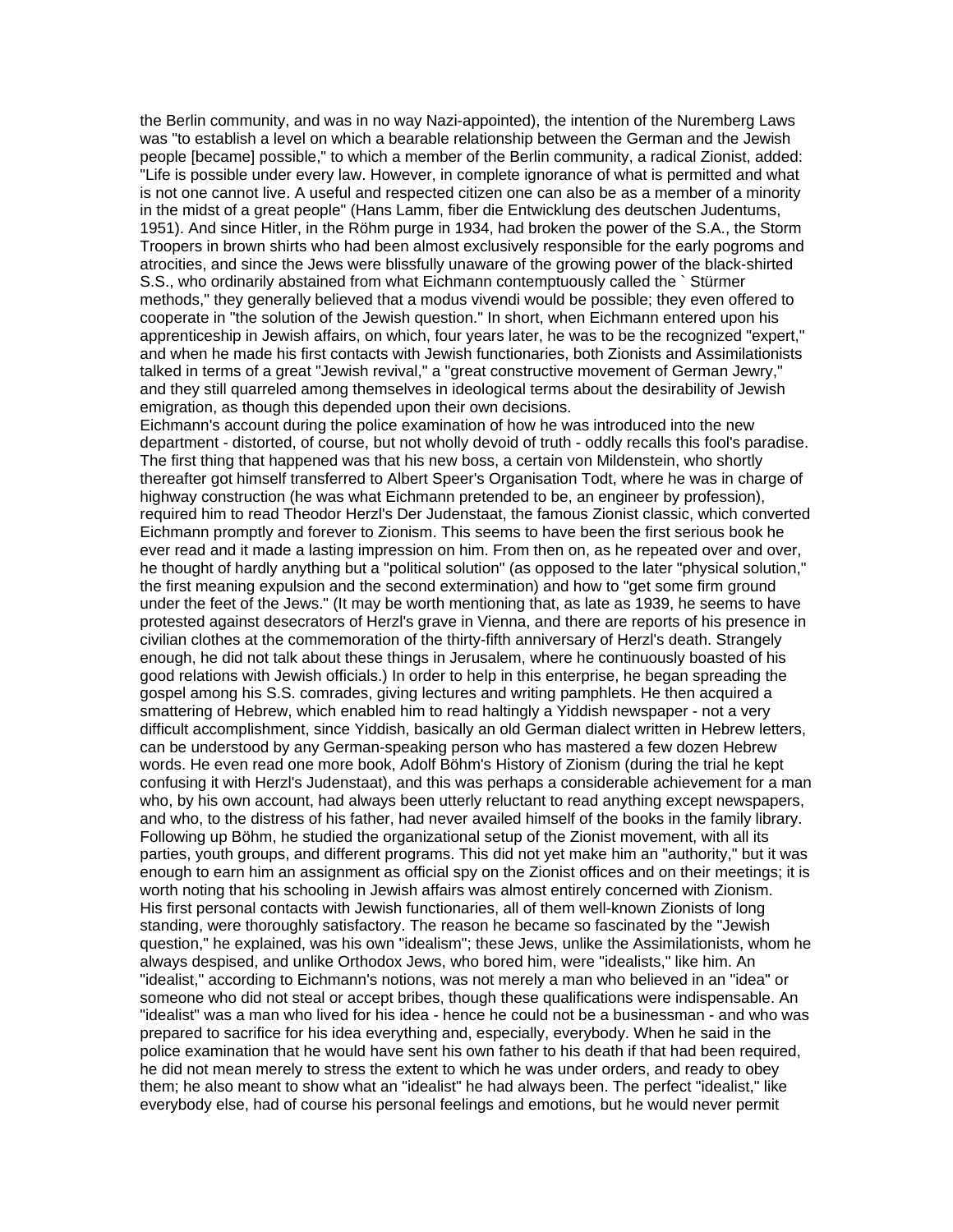the Berlin community, and was in no way Nazi-appointed), the intention of the Nuremberg Laws was "to establish a level on which a bearable relationship between the German and the Jewish people [became] possible," to which a member of the Berlin community, a radical Zionist, added: "Life is possible under every law. However, in complete ignorance of what is permitted and what is not one cannot live. A useful and respected citizen one can also be as a member of a minority in the midst of a great people" (Hans Lamm, fiber die Entwicklung des deutschen Judentums, 1951). And since Hitler, in the Röhm purge in 1934, had broken the power of the S.A., the Storm Troopers in brown shirts who had been almost exclusively responsible for the early pogroms and atrocities, and since the Jews were blissfully unaware of the growing power of the black-shirted S.S., who ordinarily abstained from what Eichmann contemptuously called the ` Stürmer methods," they generally believed that a modus vivendi would be possible; they even offered to cooperate in "the solution of the Jewish question." In short, when Eichmann entered upon his apprenticeship in Jewish affairs, on which, four years later, he was to be the recognized "expert," and when he made his first contacts with Jewish functionaries, both Zionists and Assimilationists talked in terms of a great "Jewish revival," a "great constructive movement of German Jewry," and they still quarreled among themselves in ideological terms about the desirability of Jewish emigration, as though this depended upon their own decisions.

Eichmann's account during the police examination of how he was introduced into the new department - distorted, of course, but not wholly devoid of truth - oddly recalls this fool's paradise. The first thing that happened was that his new boss, a certain von Mildenstein, who shortly thereafter got himself transferred to Albert Speer's Organisation Todt, where he was in charge of highway construction (he was what Eichmann pretended to be, an engineer by profession), required him to read Theodor Herzl's Der Judenstaat, the famous Zionist classic, which converted Eichmann promptly and forever to Zionism. This seems to have been the first serious book he ever read and it made a lasting impression on him. From then on, as he repeated over and over, he thought of hardly anything but a "political solution" (as opposed to the later "physical solution," the first meaning expulsion and the second extermination) and how to "get some firm ground under the feet of the Jews." (It may be worth mentioning that, as late as 1939, he seems to have protested against desecrators of Herzl's grave in Vienna, and there are reports of his presence in civilian clothes at the commemoration of the thirty-fifth anniversary of Herzl's death. Strangely enough, he did not talk about these things in Jerusalem, where he continuously boasted of his good relations with Jewish officials.) In order to help in this enterprise, he began spreading the gospel among his S.S. comrades, giving lectures and writing pamphlets. He then acquired a smattering of Hebrew, which enabled him to read haltingly a Yiddish newspaper - not a very difficult accomplishment, since Yiddish, basically an old German dialect written in Hebrew letters, can be understood by any German-speaking person who has mastered a few dozen Hebrew words. He even read one more book, Adolf Böhm's History of Zionism (during the trial he kept confusing it with Herzl's Judenstaat), and this was perhaps a considerable achievement for a man who, by his own account, had always been utterly reluctant to read anything except newspapers, and who, to the distress of his father, had never availed himself of the books in the family library. Following up Böhm, he studied the organizational setup of the Zionist movement, with all its parties, youth groups, and different programs. This did not yet make him an "authority," but it was enough to earn him an assignment as official spy on the Zionist offices and on their meetings; it is worth noting that his schooling in Jewish affairs was almost entirely concerned with Zionism.

His first personal contacts with Jewish functionaries, all of them well-known Zionists of long standing, were thoroughly satisfactory. The reason he became so fascinated by the "Jewish question," he explained, was his own "idealism"; these Jews, unlike the Assimilationists, whom he always despised, and unlike Orthodox Jews, who bored him, were "idealists," like him. An "idealist," according to Eichmann's notions, was not merely a man who believed in an "idea" or someone who did not steal or accept bribes, though these qualifications were indispensable. An "idealist" was a man who lived for his idea - hence he could not be a businessman - and who was prepared to sacrifice for his idea everything and, especially, everybody. When he said in the police examination that he would have sent his own father to his death if that had been required, he did not mean merely to stress the extent to which he was under orders, and ready to obey them; he also meant to show what an "idealist" he had always been. The perfect "idealist," like everybody else, had of course his personal feelings and emotions, but he would never permit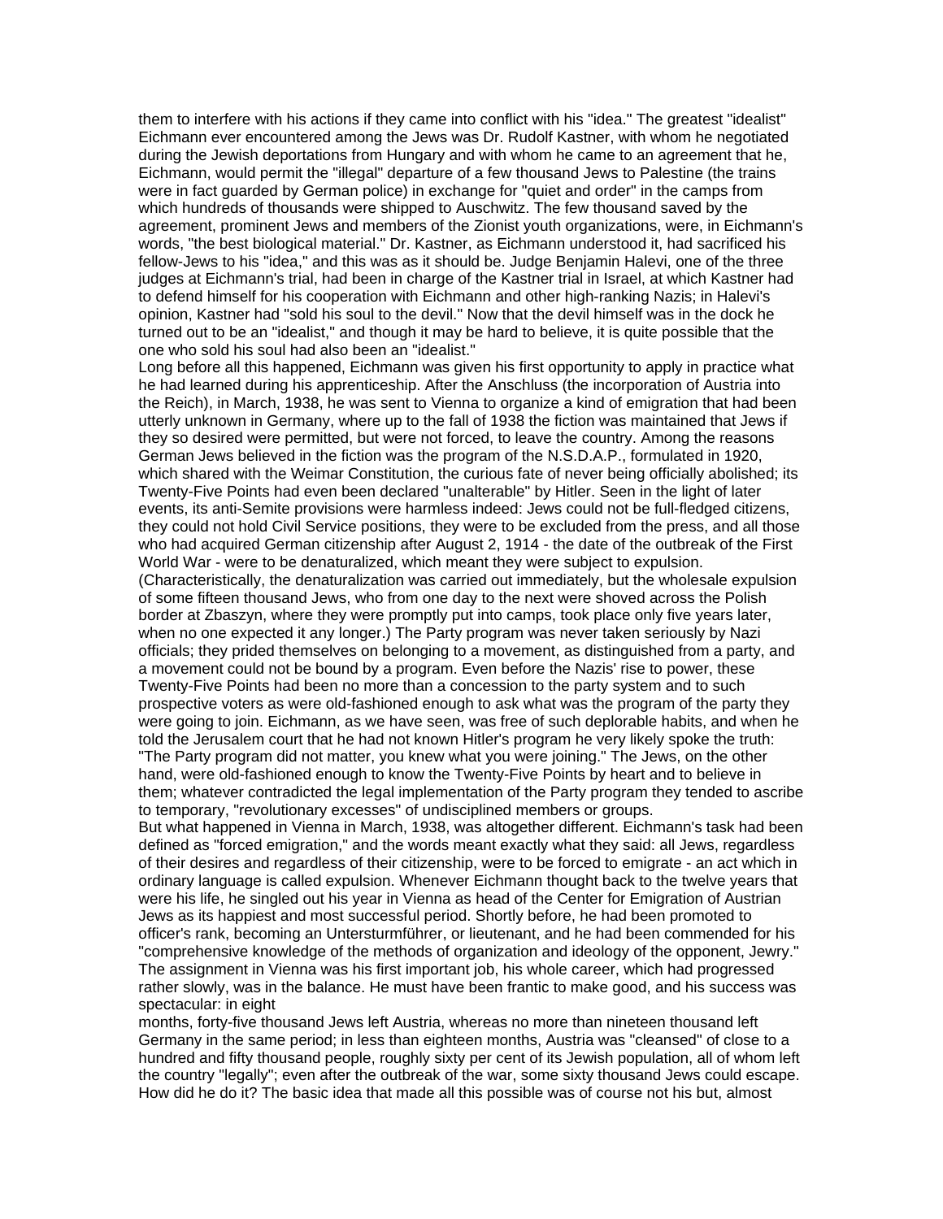them to interfere with his actions if they came into conflict with his "idea." The greatest "idealist" Eichmann ever encountered among the Jews was Dr. Rudolf Kastner, with whom he negotiated during the Jewish deportations from Hungary and with whom he came to an agreement that he, Eichmann, would permit the "illegal" departure of a few thousand Jews to Palestine (the trains were in fact guarded by German police) in exchange for "quiet and order" in the camps from which hundreds of thousands were shipped to Auschwitz. The few thousand saved by the agreement, prominent Jews and members of the Zionist youth organizations, were, in Eichmann's words, "the best biological material." Dr. Kastner, as Eichmann understood it, had sacrificed his fellow-Jews to his "idea," and this was as it should be. Judge Benjamin Halevi, one of the three judges at Eichmann's trial, had been in charge of the Kastner trial in Israel, at which Kastner had to defend himself for his cooperation with Eichmann and other high-ranking Nazis; in Halevi's opinion, Kastner had "sold his soul to the devil." Now that the devil himself was in the dock he turned out to be an "idealist," and though it may be hard to believe, it is quite possible that the one who sold his soul had also been an "idealist."

Long before all this happened, Eichmann was given his first opportunity to apply in practice what he had learned during his apprenticeship. After the Anschluss (the incorporation of Austria into the Reich), in March, 1938, he was sent to Vienna to organize a kind of emigration that had been utterly unknown in Germany, where up to the fall of 1938 the fiction was maintained that Jews if they so desired were permitted, but were not forced, to leave the country. Among the reasons German Jews believed in the fiction was the program of the N.S.D.A.P., formulated in 1920, which shared with the Weimar Constitution, the curious fate of never being officially abolished; its Twenty-Five Points had even been declared "unalterable" by Hitler. Seen in the light of later events, its anti-Semite provisions were harmless indeed: Jews could not be full-fledged citizens, they could not hold Civil Service positions, they were to be excluded from the press, and all those who had acquired German citizenship after August 2, 1914 - the date of the outbreak of the First World War - were to be denaturalized, which meant they were subject to expulsion. (Characteristically, the denaturalization was carried out immediately, but the wholesale expulsion of some fifteen thousand Jews, who from one day to the next were shoved across the Polish border at Zbaszyn, where they were promptly put into camps, took place only five years later, when no one expected it any longer.) The Party program was never taken seriously by Nazi officials; they prided themselves on belonging to a movement, as distinguished from a party, and a movement could not be bound by a program. Even before the Nazis' rise to power, these Twenty-Five Points had been no more than a concession to the party system and to such prospective voters as were old-fashioned enough to ask what was the program of the party they were going to join. Eichmann, as we have seen, was free of such deplorable habits, and when he told the Jerusalem court that he had not known Hitler's program he very likely spoke the truth: "The Party program did not matter, you knew what you were joining." The Jews, on the other hand, were old-fashioned enough to know the Twenty-Five Points by heart and to believe in them; whatever contradicted the legal implementation of the Party program they tended to ascribe to temporary, "revolutionary excesses" of undisciplined members or groups.

But what happened in Vienna in March, 1938, was altogether different. Eichmann's task had been defined as "forced emigration," and the words meant exactly what they said: all Jews, regardless of their desires and regardless of their citizenship, were to be forced to emigrate - an act which in ordinary language is called expulsion. Whenever Eichmann thought back to the twelve years that were his life, he singled out his year in Vienna as head of the Center for Emigration of Austrian Jews as its happiest and most successful period. Shortly before, he had been promoted to officer's rank, becoming an Untersturmführer, or lieutenant, and he had been commended for his "comprehensive knowledge of the methods of organization and ideology of the opponent, Jewry." The assignment in Vienna was his first important job, his whole career, which had progressed rather slowly, was in the balance. He must have been frantic to make good, and his success was spectacular: in eight months, forty-five thousand Jews left Austria, whereas no more than nineteen thousand left Germany in the same period; in less than eighteen months, Austria was "cleansed" of close to a hundred and fifty thousand people, roughly sixty per cent of its Jewish population, all of whom left the country "legally"; even after the outbreak of the war, some sixty thousand Jews could escape. How did he do it? The basic idea that made all this possible was of course not his but, almost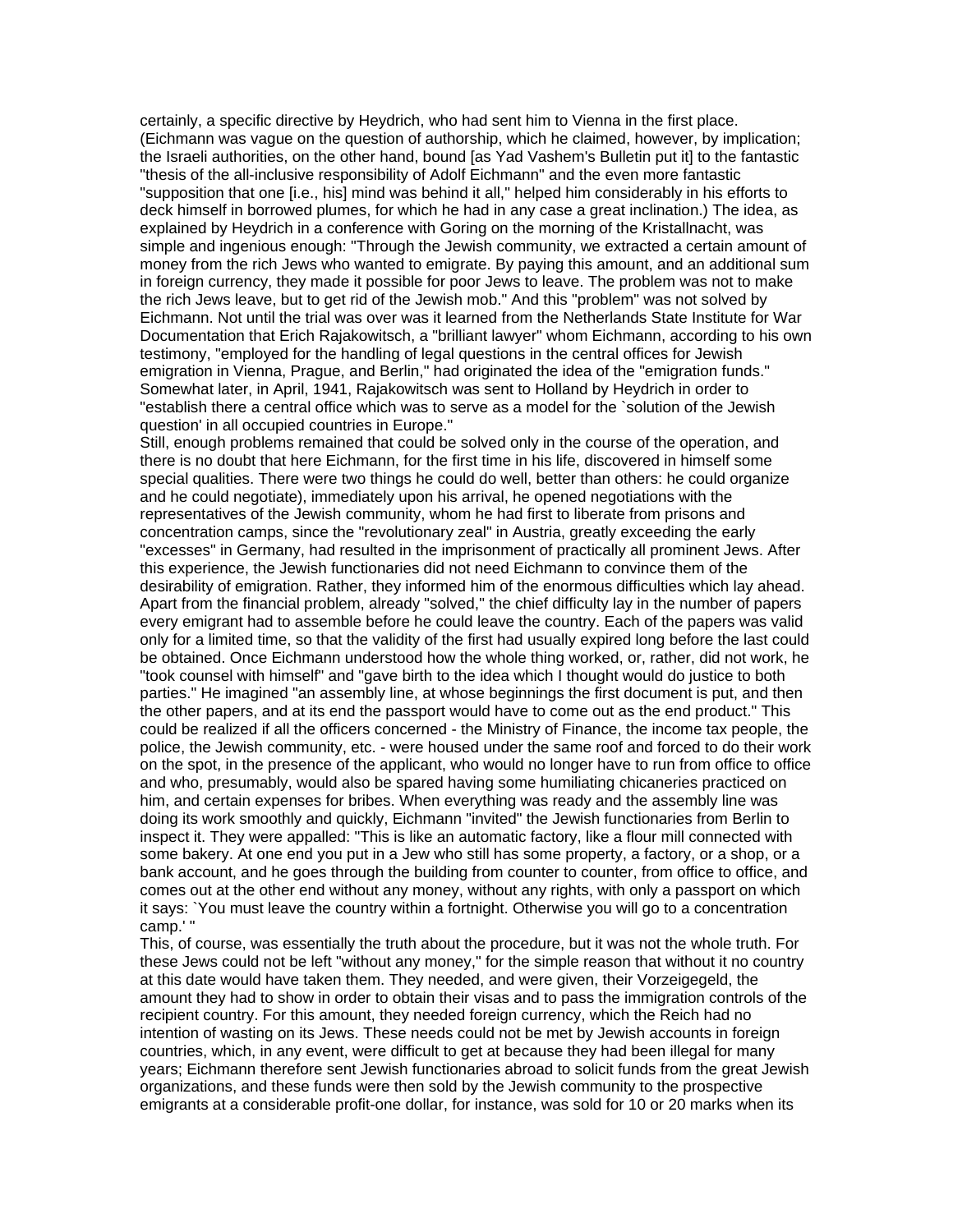certainly, a specific directive by Heydrich, who had sent him to Vienna in the first place. (Eichmann was vague on the question of authorship, which he claimed, however, by implication; the Israeli authorities, on the other hand, bound [as Yad Vashem's Bulletin put it] to the fantastic "thesis of the all-inclusive responsibility of Adolf Eichmann" and the even more fantastic "supposition that one [i.e., his] mind was behind it all," helped him considerably in his efforts to deck himself in borrowed plumes, for which he had in any case a great inclination.) The idea, as explained by Heydrich in a conference with Goring on the morning of the Kristallnacht, was simple and ingenious enough: "Through the Jewish community, we extracted a certain amount of money from the rich Jews who wanted to emigrate. By paying this amount, and an additional sum in foreign currency, they made it possible for poor Jews to leave. The problem was not to make the rich Jews leave, but to get rid of the Jewish mob." And this "problem" was not solved by Eichmann. Not until the trial was over was it learned from the Netherlands State Institute for War Documentation that Erich Rajakowitsch, a "brilliant lawyer" whom Eichmann, according to his own testimony, "employed for the handling of legal questions in the central offices for Jewish emigration in Vienna, Prague, and Berlin," had originated the idea of the "emigration funds." Somewhat later, in April, 1941, Rajakowitsch was sent to Holland by Heydrich in order to "establish there a central office which was to serve as a model for the `solution of the Jewish question' in all occupied countries in Europe."

Still, enough problems remained that could be solved only in the course of the operation, and there is no doubt that here Eichmann, for the first time in his life, discovered in himself some special qualities. There were two things he could do well, better than others: he could organize and he could negotiate), immediately upon his arrival, he opened negotiations with the representatives of the Jewish community, whom he had first to liberate from prisons and concentration camps, since the "revolutionary zeal" in Austria, greatly exceeding the early "excesses" in Germany, had resulted in the imprisonment of practically all prominent Jews. After this experience, the Jewish functionaries did not need Eichmann to convince them of the desirability of emigration. Rather, they informed him of the enormous difficulties which lay ahead. Apart from the financial problem, already "solved," the chief difficulty lay in the number of papers every emigrant had to assemble before he could leave the country. Each of the papers was valid only for a limited time, so that the validity of the first had usually expired long before the last could be obtained. Once Eichmann understood how the whole thing worked, or, rather, did not work, he "took counsel with himself" and "gave birth to the idea which I thought would do justice to both parties." He imagined "an assembly line, at whose beginnings the first document is put, and then the other papers, and at its end the passport would have to come out as the end product." This could be realized if all the officers concerned - the Ministry of Finance, the income tax people, the police, the Jewish community, etc. - were housed under the same roof and forced to do their work on the spot, in the presence of the applicant, who would no longer have to run from office to office and who, presumably, would also be spared having some humiliating chicaneries practiced on him, and certain expenses for bribes. When everything was ready and the assembly line was doing its work smoothly and quickly, Eichmann "invited" the Jewish functionaries from Berlin to inspect it. They were appalled: "This is like an automatic factory, like a flour mill connected with some bakery. At one end you put in a Jew who still has some property, a factory, or a shop, or a bank account, and he goes through the building from counter to counter, from office to office, and comes out at the other end without any money, without any rights, with only a passport on which it says: `You must leave the country within a fortnight. Otherwise you will go to a concentration camp.' "

This, of course, was essentially the truth about the procedure, but it was not the whole truth. For these Jews could not be left "without any money," for the simple reason that without it no country at this date would have taken them. They needed, and were given, their Vorzeigegeld, the amount they had to show in order to obtain their visas and to pass the immigration controls of the recipient country. For this amount, they needed foreign currency, which the Reich had no intention of wasting on its Jews. These needs could not be met by Jewish accounts in foreign countries, which, in any event, were difficult to get at because they had been illegal for many years; Eichmann therefore sent Jewish functionaries abroad to solicit funds from the great Jewish organizations, and these funds were then sold by the Jewish community to the prospective emigrants at a considerable profit-one dollar, for instance, was sold for 10 or 20 marks when its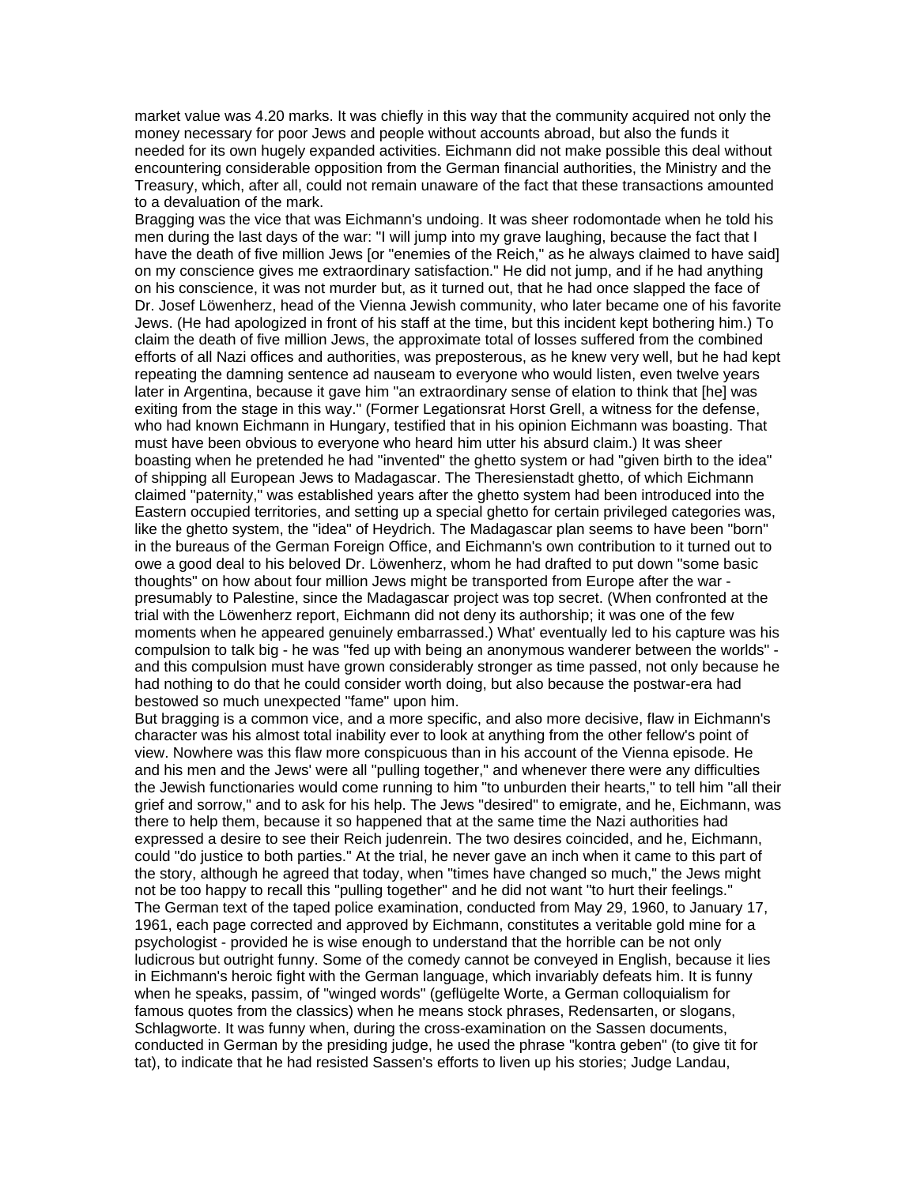market value was 4.20 marks. It was chiefly in this way that the community acquired not only the money necessary for poor Jews and people without accounts abroad, but also the funds it needed for its own hugely expanded activities. Eichmann did not make possible this deal without encountering considerable opposition from the German financial authorities, the Ministry and the Treasury, which, after all, could not remain unaware of the fact that these transactions amounted to a devaluation of the mark.

Bragging was the vice that was Eichmann's undoing. It was sheer rodomontade when he told his men during the last days of the war: "I will jump into my grave laughing, because the fact that I have the death of five million Jews [or "enemies of the Reich," as he always claimed to have said] on my conscience gives me extraordinary satisfaction." He did not jump, and if he had anything on his conscience, it was not murder but, as it turned out, that he had once slapped the face of Dr. Josef Löwenherz, head of the Vienna Jewish community, who later became one of his favorite Jews. (He had apologized in front of his staff at the time, but this incident kept bothering him.) To claim the death of five million Jews, the approximate total of losses suffered from the combined efforts of all Nazi offices and authorities, was preposterous, as he knew very well, but he had kept repeating the damning sentence ad nauseam to everyone who would listen, even twelve years later in Argentina, because it gave him "an extraordinary sense of elation to think that [he] was exiting from the stage in this way." (Former Legationsrat Horst Grell, a witness for the defense, who had known Eichmann in Hungary, testified that in his opinion Eichmann was boasting. That must have been obvious to everyone who heard him utter his absurd claim.) It was sheer boasting when he pretended he had "invented" the ghetto system or had "given birth to the idea" of shipping all European Jews to Madagascar. The Theresienstadt ghetto, of which Eichmann claimed "paternity," was established years after the ghetto system had been introduced into the Eastern occupied territories, and setting up a special ghetto for certain privileged categories was, like the ghetto system, the "idea" of Heydrich. The Madagascar plan seems to have been "born" in the bureaus of the German Foreign Office, and Eichmann's own contribution to it turned out to owe a good deal to his beloved Dr. Löwenherz, whom he had drafted to put down "some basic thoughts" on how about four million Jews might be transported from Europe after the war - presumably to Palestine, since the Madagascar project was top secret. (When confronted at the trial with the Löwenherz report, Eichmann did not deny its authorship; it was one of the few moments when he appeared genuinely embarrassed.) What' eventually led to his capture was his compulsion to talk big - he was "fed up with being an anonymous wanderer between the worlds" - and this compulsion must have grown considerably stronger as time passed, not only because he had nothing to do that he could consider worth doing, but also because the postwar-era had bestowed so much unexpected "fame" upon him.

But bragging is a common vice, and a more specific, and also more decisive, flaw in Eichmann's character was his almost total inability ever to look at anything from the other fellow's point of view. Nowhere was this flaw more conspicuous than in his account of the Vienna episode. He and his men and the Jews' were all "pulling together," and whenever there were any difficulties the Jewish functionaries would come running to him "to unburden their hearts," to tell him "all their grief and sorrow," and to ask for his help. The Jews "desired" to emigrate, and he, Eichmann, was there to help them, because it so happened that at the same time the Nazi authorities had expressed a desire to see their Reich judenrein. The two desires coincided, and he, Eichmann, could "do justice to both parties." At the trial, he never gave an inch when it came to this part of the story, although he agreed that today, when "times have changed so much," the Jews might not be too happy to recall this "pulling together" and he did not want "to hurt their feelings."

The German text of the taped police examination, conducted from May 29, 1960, to January 17, 1961, each page corrected and approved by Eichmann, constitutes a veritable gold mine for a psychologist - provided he is wise enough to understand that the horrible can be not only ludicrous but outright funny. Some of the comedy cannot be conveyed in English, because it lies in Eichmann's heroic fight with the German language, which invariably defeats him. It is funny when he speaks, passim, of "winged words" (geflügelte Worte, a German colloquialism for famous quotes from the classics) when he means stock phrases, Redensarten, or slogans, Schlagworte. It was funny when, during the cross-examination on the Sassen documents, conducted in German by the presiding judge, he used the phrase "kontra geben" (to give tit for tat), to indicate that he had resisted Sassen's efforts to liven up his stories; Judge Landau,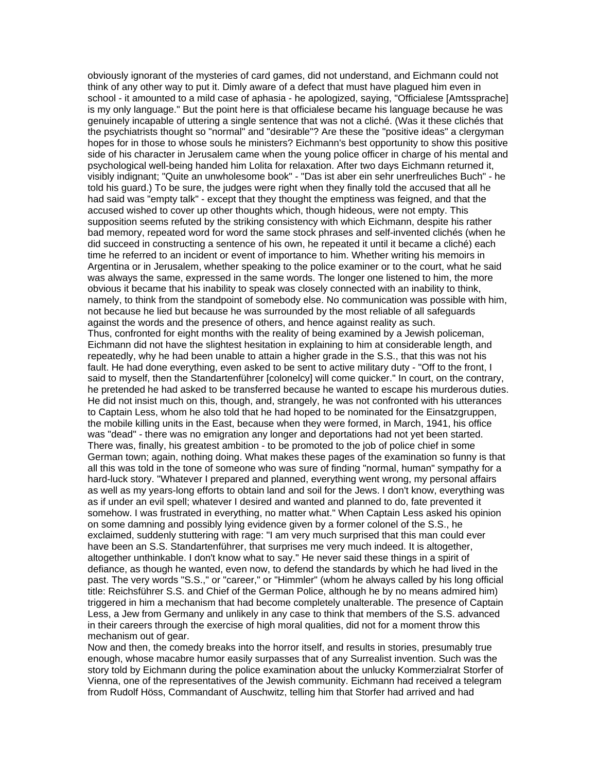obviously ignorant of the mysteries of card games, did not understand, and Eichmann could not think of any other way to put it. Dimly aware of a defect that must have plagued him even in school - it amounted to a mild case of aphasia - he apologized, saying, "Officialese [Amtssprache] is my only language." But the point here is that officialese became his language because he was genuinely incapable of uttering a single sentence that was not a cliché. (Was it these clichés that the psychiatrists thought so "normal" and "desirable"? Are these the "positive ideas" a clergyman hopes for in those to whose souls he ministers? Eichmann's best opportunity to show this positive side of his character in Jerusalem came when the young police officer in charge of his mental and psychological well-being handed him Lolita for relaxation. After two days Eichmann returned it, visibly indignant; "Quite an unwholesome book" - "Das ist aber ein sehr unerfreuliches Buch" - he told his guard.) To be sure, the judges were right when they finally told the accused that all he had said was "empty talk" - except that they thought the emptiness was feigned, and that the accused wished to cover up other thoughts which, though hideous, were not empty. This supposition seems refuted by the striking consistency with which Eichmann, despite his rather bad memory, repeated word for word the same stock phrases and self-invented clichés (when he did succeed in constructing a sentence of his own, he repeated it until it became a cliché) each time he referred to an incident or event of importance to him. Whether writing his memoirs in Argentina or in Jerusalem, whether speaking to the police examiner or to the court, what he said was always the same, expressed in the same words. The longer one listened to him, the more obvious it became that his inability to speak was closely connected with an inability to think, namely, to think from the standpoint of somebody else. No communication was possible with him, not because he lied but because he was surrounded by the most reliable of all safeguards against the words and the presence of others, and hence against reality as such.

Thus, confronted for eight months with the reality of being examined by a Jewish policeman, Eichmann did not have the slightest hesitation in explaining to him at considerable length, and repeatedly, why he had been unable to attain a higher grade in the S.S., that this was not his fault. He had done everything, even asked to be sent to active military duty - "Off to the front, I said to myself, then the Standartenführer [colonelcy] will come quicker." In court, on the contrary, he pretended he had asked to be transferred because he wanted to escape his murderous duties. He did not insist much on this, though, and, strangely, he was not confronted with his utterances to Captain Less, whom he also told that he had hoped to be nominated for the Einsatzgruppen, the mobile killing units in the East, because when they were formed, in March, 1941, his office was "dead" - there was no emigration any longer and deportations had not yet been started. There was, finally, his greatest ambition - to be promoted to the job of police chief in some German town; again, nothing doing. What makes these pages of the examination so funny is that all this was told in the tone of someone who was sure of finding "normal, human" sympathy for a hard-luck story. "Whatever I prepared and planned, everything went wrong, my personal affairs as well as my years-long efforts to obtain land and soil for the Jews. I don't know, everything was as if under an evil spell; whatever I desired and wanted and planned to do, fate prevented it somehow. I was frustrated in everything, no matter what." When Captain Less asked his opinion on some damning and possibly lying evidence given by a former colonel of the S.S., he exclaimed, suddenly stuttering with rage: "I am very much surprised that this man could ever have been an S.S. Standartenführer, that surprises me very much indeed. It is altogether, altogether unthinkable. I don't know what to say." He never said these things in a spirit of defiance, as though he wanted, even now, to defend the standards by which he had lived in the past. The very words "S.S.," or "career," or "Himmler" (whom he always called by his long official title: Reichsführer S.S. and Chief of the German Police, although he by no means admired him) triggered in him a mechanism that had become completely unalterable. The presence of Captain Less, a Jew from Germany and unlikely in any case to think that members of the S.S. advanced in their careers through the exercise of high moral qualities, did not for a moment throw this mechanism out of gear.

Now and then, the comedy breaks into the horror itself, and results in stories, presumably true enough, whose macabre humor easily surpasses that of any Surrealist invention. Such was the story told by Eichmann during the police examination about the unlucky Kommerzialrat Storfer of Vienna, one of the representatives of the Jewish community. Eichmann had received a telegram from Rudolf Höss, Commandant of Auschwitz, telling him that Storfer had arrived and had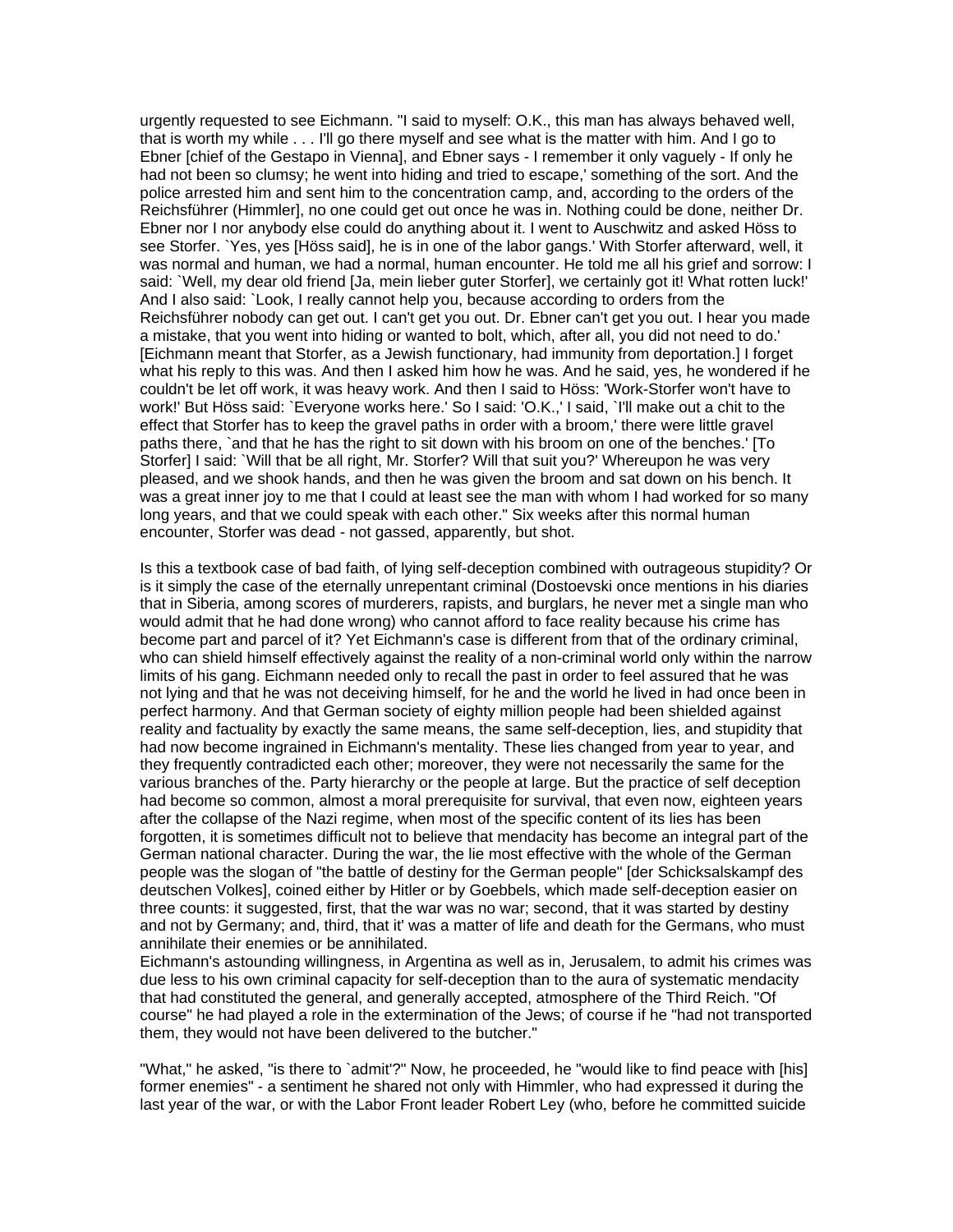urgently requested to see Eichmann. "I said to myself: O.K., this man has always behaved well, that is worth my while . . . I'll go there myself and see what is the matter with him. And I go to Ebner [chief of the Gestapo in Vienna], and Ebner says - I remember it only vaguely - If only he had not been so clumsy; he went into hiding and tried to escape,' something of the sort. And the police arrested him and sent him to the concentration camp, and, according to the orders of the Reichsführer (Himmler], no one could get out once he was in. Nothing could be done, neither Dr. Ebner nor I nor anybody else could do anything about it. I went to Auschwitz and asked Höss to see Storfer. `Yes, yes [Höss said], he is in one of the labor gangs.' With Storfer afterward, well, it was normal and human, we had a normal, human encounter. He told me all his grief and sorrow: I said: `Well, my dear old friend [Ja, mein lieber guter Storfer], we certainly got it! What rotten luck!' And I also said: `Look, I really cannot help you, because according to orders from the Reichsführer nobody can get out. I can't get you out. Dr. Ebner can't get you out. I hear you made a mistake, that you went into hiding or wanted to bolt, which, after all, you did not need to do.' [Eichmann meant that Storfer, as a Jewish functionary, had immunity from deportation.] I forget what his reply to this was. And then I asked him how he was. And he said, yes, he wondered if he couldn't be let off work, it was heavy work. And then I said to Höss: 'Work-Storfer won't have to work!' But Höss said: `Everyone works here.' So I said: 'O.K.,' I said, `I'll make out a chit to the effect that Storfer has to keep the gravel paths in order with a broom,' there were little gravel paths there, `and that he has the right to sit down with his broom on one of the benches.' [To Storfer] I said: `Will that be all right, Mr. Storfer? Will that suit you?' Whereupon he was very pleased, and we shook hands, and then he was given the broom and sat down on his bench. It was a great inner joy to me that I could at least see the man with whom I had worked for so many long years, and that we could speak with each other." Six weeks after this normal human encounter, Storfer was dead - not gassed, apparently, but shot.

Is this a textbook case of bad faith, of lying self-deception combined with outrageous stupidity? Or is it simply the case of the eternally unrepentant criminal (Dostoevski once mentions in his diaries that in Siberia, among scores of murderers, rapists, and burglars, he never met a single man who would admit that he had done wrong) who cannot afford to face reality because his crime has become part and parcel of it? Yet Eichmann's case is different from that of the ordinary criminal, who can shield himself effectively against the reality of a non-criminal world only within the narrow limits of his gang. Eichmann needed only to recall the past in order to feel assured that he was not lying and that he was not deceiving himself, for he and the world he lived in had once been in perfect harmony. And that German society of eighty million people had been shielded against reality and factuality by exactly the same means, the same self-deception, lies, and stupidity that had now become ingrained in Eichmann's mentality. These lies changed from year to year, and they frequently contradicted each other; moreover, they were not necessarily the same for the various branches of the. Party hierarchy or the people at large. But the practice of self deception had become so common, almost a moral prerequisite for survival, that even now, eighteen years after the collapse of the Nazi regime, when most of the specific content of its lies has been forgotten, it is sometimes difficult not to believe that mendacity has become an integral part of the German national character. During the war, the lie most effective with the whole of the German people was the slogan of "the battle of destiny for the German people" [der Schicksalskampf des deutschen Volkes], coined either by Hitler or by Goebbels, which made self-deception easier on three counts: it suggested, first, that the war was no war; second, that it was started by destiny and not by Germany; and, third, that it' was a matter of life and death for the Germans, who must annihilate their enemies or be annihilated.

Eichmann's astounding willingness, in Argentina as well as in, Jerusalem, to admit his crimes was due less to his own criminal capacity for self-deception than to the aura of systematic mendacity that had constituted the general, and generally accepted, atmosphere of the Third Reich. "Of course" he had played a role in the extermination of the Jews; of course if he "had not transported them, they would not have been delivered to the butcher."

"What," he asked, "is there to `admit'?" Now, he proceeded, he "would like to find peace with [his] former enemies" - a sentiment he shared not only with Himmler, who had expressed it during the last year of the war, or with the Labor Front leader Robert Ley (who, before he committed suicide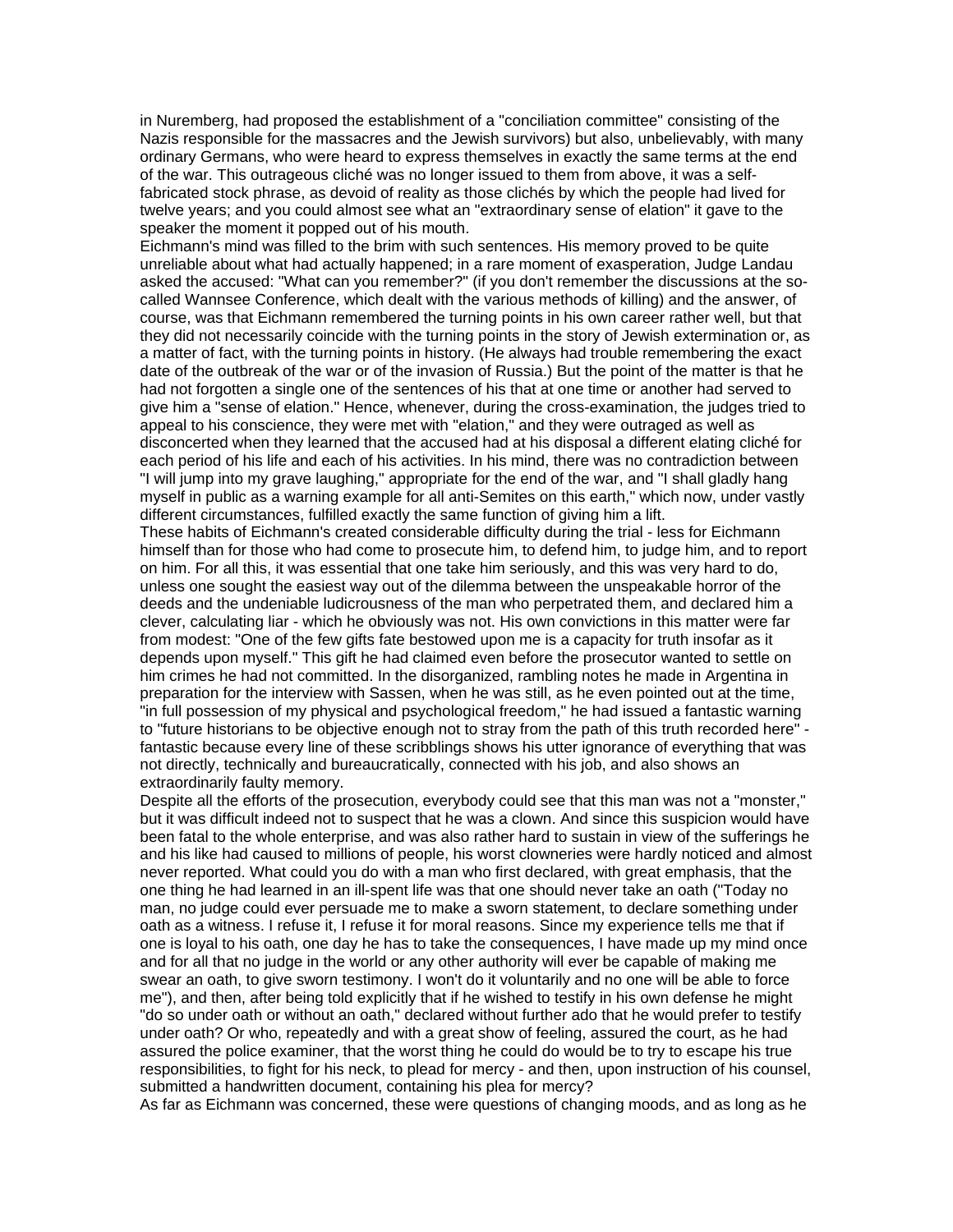in Nuremberg, had proposed the establishment of a "conciliation committee" consisting of the Nazis responsible for the massacres and the Jewish survivors) but also, unbelievably, with many ordinary Germans, who were heard to express themselves in exactly the same terms at the end of the war. This outrageous cliché was no longer issued to them from above, it was a self-fabricated stock phrase, as devoid of reality as those clichés by which the people had lived for twelve years; and you could almost see what an "extraordinary sense of elation" it gave to the speaker the moment it popped out of his mouth.

Eichmann's mind was filled to the brim with such sentences. His memory proved to be quite unreliable about what had actually happened; in a rare moment of exasperation, Judge Landau asked the accused: "What can you remember?" (if you don't remember the discussions at the so-called Wannsee Conference, which dealt with the various methods of killing) and the answer, of course, was that Eichmann remembered the turning points in his own career rather well, but that they did not necessarily coincide with the turning points in the story of Jewish extermination or, as a matter of fact, with the turning points in history. (He always had trouble remembering the exact date of the outbreak of the war or of the invasion of Russia.) But the point of the matter is that he had not forgotten a single one of the sentences of his that at one time or another had served to give him a "sense of elation." Hence, whenever, during the cross-examination, the judges tried to appeal to his conscience, they were met with "elation," and they were outraged as well as disconcerted when they learned that the accused had at his disposal a different elating cliché for each period of his life and each of his activities. In his mind, there was no contradiction between "I will jump into my grave laughing," appropriate for the end of the war, and "I shall gladly hang myself in public as a warning example for all anti-Semites on this earth," which now, under vastly different circumstances, fulfilled exactly the same function of giving him a lift.

These habits of Eichmann's created considerable difficulty during the trial - less for Eichmann himself than for those who had come to prosecute him, to defend him, to judge him, and to report on him. For all this, it was essential that one take him seriously, and this was very hard to do, unless one sought the easiest way out of the dilemma between the unspeakable horror of the deeds and the undeniable ludicrousness of the man who perpetrated them, and declared him a clever, calculating liar - which he obviously was not. His own convictions in this matter were far from modest: "One of the few gifts fate bestowed upon me is a capacity for truth insofar as it depends upon myself." This gift he had claimed even before the prosecutor wanted to settle on him crimes he had not committed. In the disorganized, rambling notes he made in Argentina in preparation for the interview with Sassen, when he was still, as he even pointed out at the time, "in full possession of my physical and psychological freedom," he had issued a fantastic warning to "future historians to be objective enough not to stray from the path of this truth recorded here" - fantastic because every line of these scribblings shows his utter ignorance of everything that was not directly, technically and bureaucratically, connected with his job, and also shows an extraordinarily faulty memory.

Despite all the efforts of the prosecution, everybody could see that this man was not a "monster," but it was difficult indeed not to suspect that he was a clown. And since this suspicion would have been fatal to the whole enterprise, and was also rather hard to sustain in view of the sufferings he and his like had caused to millions of people, his worst clowneries were hardly noticed and almost never reported. What could you do with a man who first declared, with great emphasis, that the one thing he had learned in an ill-spent life was that one should never take an oath ("Today no man, no judge could ever persuade me to make a sworn statement, to declare something under oath as a witness. I refuse it, I refuse it for moral reasons. Since my experience tells me that if one is loyal to his oath, one day he has to take the consequences, I have made up my mind once and for all that no judge in the world or any other authority will ever be capable of making me swear an oath, to give sworn testimony. I won't do it voluntarily and no one will be able to force me"), and then, after being told explicitly that if he wished to testify in his own defense he might "do so under oath or without an oath," declared without further ado that he would prefer to testify under oath? Or who, repeatedly and with a great show of feeling, assured the court, as he had assured the police examiner, that the worst thing he could do would be to try to escape his true responsibilities, to fight for his neck, to plead for mercy - and then, upon instruction of his counsel, submitted a handwritten document, containing his plea for mercy?

As far as Eichmann was concerned, these were questions of changing moods, and as long as he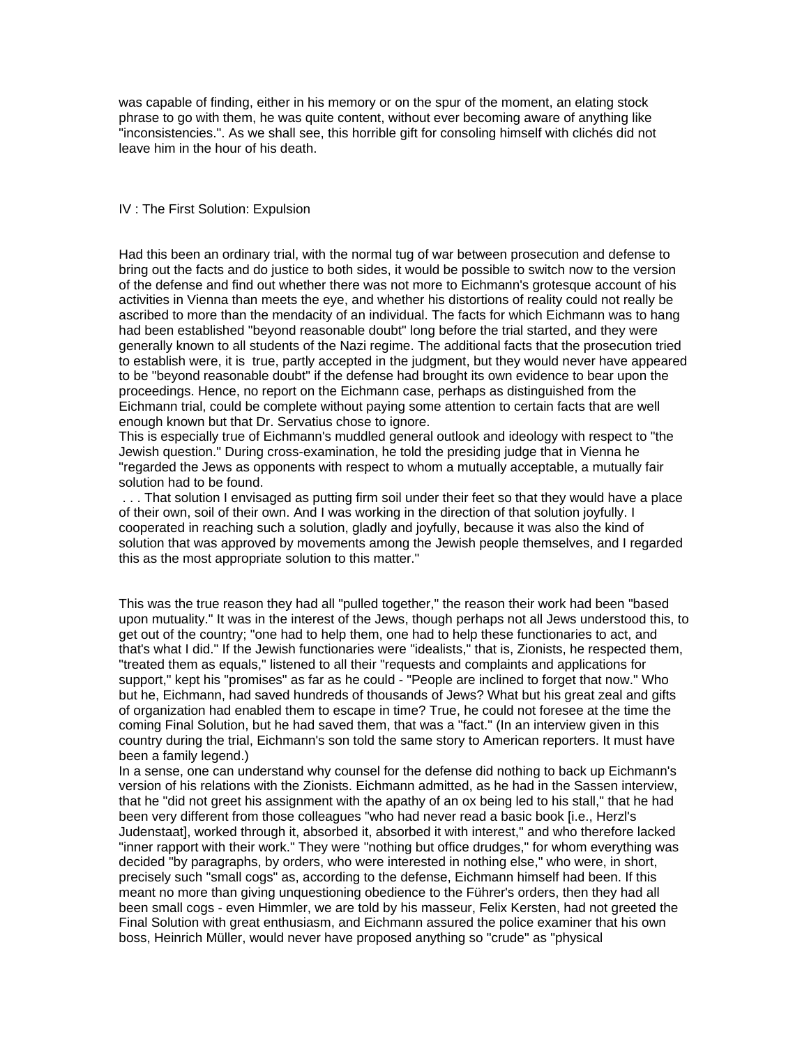was capable of finding, either in his memory or on the spur of the moment, an elating stock phrase to go with them, he was quite content, without ever becoming aware of anything like "inconsistencies.". As we shall see, this horrible gift for consoling himself with clichés did not leave him in the hour of his death.

## IV : The First Solution: Expulsion

Had this been an ordinary trial, with the normal tug of war between prosecution and defense to bring out the facts and do justice to both sides, it would be possible to switch now to the version of the defense and find out whether there was not more to Eichmann's grotesque account of his activities in Vienna than meets the eye, and whether his distortions of reality could not really be ascribed to more than the mendacity of an individual. The facts for which Eichmann was to hang had been established "beyond reasonable doubt" long before the trial started, and they were generally known to all students of the Nazi regime. The additional facts that the prosecution tried to establish were, it is true, partly accepted in the judgment, but they would never have appeared to be "beyond reasonable doubt" if the defense had brought its own evidence to bear upon the proceedings. Hence, no report on the Eichmann case, perhaps as distinguished from the Eichmann trial, could be complete without paying some attention to certain facts that are well enough known but that Dr. Servatius chose to ignore.

This is especially true of Eichmann's muddled general outlook and ideology with respect to "the Jewish question." During cross-examination, he told the presiding judge that in Vienna he "regarded the Jews as opponents with respect to whom a mutually acceptable, a mutually fair solution had to be found.
. . . That solution I envisaged as putting firm soil under their feet so that they would have a place of their own, soil of their own. And I was working in the direction of that solution joyfully. I cooperated in reaching such a solution, gladly and joyfully, because it was also the kind of solution that was approved by movements among the Jewish people themselves, and I regarded this as the most appropriate solution to this matter."

This was the true reason they had all "pulled together," the reason their work had been "based upon mutuality." It was in the interest of the Jews, though perhaps not all Jews understood this, to get out of the country; "one had to help them, one had to help these functionaries to act, and that's what I did." If the Jewish functionaries were "idealists," that is, Zionists, he respected them, "treated them as equals," listened to all their "requests and complaints and applications for support," kept his "promises" as far as he could - "People are inclined to forget that now." Who but he, Eichmann, had saved hundreds of thousands of Jews? What but his great zeal and gifts of organization had enabled them to escape in time? True, he could not foresee at the time the coming Final Solution, but he had saved them, that was a "fact." (In an interview given in this country during the trial, Eichmann's son told the same story to American reporters. It must have been a family legend.)

In a sense, one can understand why counsel for the defense did nothing to back up Eichmann's version of his relations with the Zionists. Eichmann admitted, as he had in the Sassen interview, that he "did not greet his assignment with the apathy of an ox being led to his stall," that he had been very different from those colleagues "who had never read a basic book [i.e., Herzl's Judenstaat], worked through it, absorbed it, absorbed it with interest," and who therefore lacked "inner rapport with their work." They were "nothing but office drudges," for whom everything was decided "by paragraphs, by orders, who were interested in nothing else," who were, in short, precisely such "small cogs" as, according to the defense, Eichmann himself had been. If this meant no more than giving unquestioning obedience to the Führer's orders, then they had all been small cogs - even Himmler, we are told by his masseur, Felix Kersten, had not greeted the Final Solution with great enthusiasm, and Eichmann assured the police examiner that his own boss, Heinrich Müller, would never have proposed anything so "crude" as "physical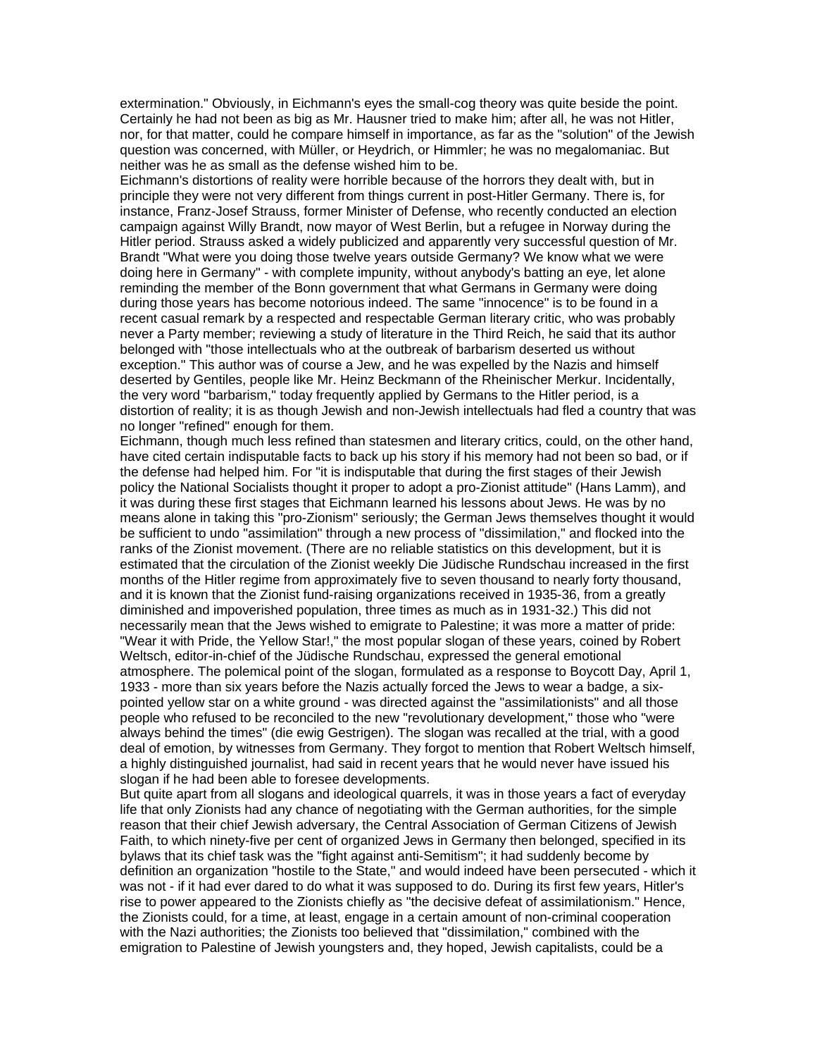extermination." Obviously, in Eichmann's eyes the small-cog theory was quite beside the point. Certainly he had not been as big as Mr. Hausner tried to make him; after all, he was not Hitler, nor, for that matter, could he compare himself in importance, as far as the "solution" of the Jewish question was concerned, with Müller, or Heydrich, or Himmler; he was no megalomaniac. But neither was he as small as the defense wished him to be.

Eichmann's distortions of reality were horrible because of the horrors they dealt with, but in principle they were not very different from things current in post-Hitler Germany. There is, for instance, Franz-Josef Strauss, former Minister of Defense, who recently conducted an election campaign against Willy Brandt, now mayor of West Berlin, but a refugee in Norway during the Hitler period. Strauss asked a widely publicized and apparently very successful question of Mr. Brandt "What were you doing those twelve years outside Germany? We know what we were doing here in Germany" - with complete impunity, without anybody's batting an eye, let alone reminding the member of the Bonn government that what Germans in Germany were doing during those years has become notorious indeed. The same "innocence" is to be found in a recent casual remark by a respected and respectable German literary critic, who was probably never a Party member; reviewing a study of literature in the Third Reich, he said that its author belonged with "those intellectuals who at the outbreak of barbarism deserted us without exception." This author was of course a Jew, and he was expelled by the Nazis and himself deserted by Gentiles, people like Mr. Heinz Beckmann of the Rheinischer Merkur. Incidentally, the very word "barbarism," today frequently applied by Germans to the Hitler period, is a distortion of reality; it is as though Jewish and non-Jewish intellectuals had fled a country that was no longer "refined" enough for them.

Eichmann, though much less refined than statesmen and literary critics, could, on the other hand, have cited certain indisputable facts to back up his story if his memory had not been so bad, or if the defense had helped him. For "it is indisputable that during the first stages of their Jewish policy the National Socialists thought it proper to adopt a pro-Zionist attitude" (Hans Lamm), and it was during these first stages that Eichmann learned his lessons about Jews. He was by no means alone in taking this "pro-Zionism" seriously; the German Jews themselves thought it would be sufficient to undo "assimilation" through a new process of "dissimilation," and flocked into the ranks of the Zionist movement. (There are no reliable statistics on this development, but it is estimated that the circulation of the Zionist weekly Die Jüdische Rundschau increased in the first months of the Hitler regime from approximately five to seven thousand to nearly forty thousand, and it is known that the Zionist fund-raising organizations received in 1935-36, from a greatly diminished and impoverished population, three times as much as in 1931-32.) This did not necessarily mean that the Jews wished to emigrate to Palestine; it was more a matter of pride: "Wear it with Pride, the Yellow Star!," the most popular slogan of these years, coined by Robert Weltsch, editor-in-chief of the Jüdische Rundschau, expressed the general emotional atmosphere. The polemical point of the slogan, formulated as a response to Boycott Day, April 1, 1933 - more than six years before the Nazis actually forced the Jews to wear a badge, a six-pointed yellow star on a white ground - was directed against the "assimilationists" and all those people who refused to be reconciled to the new "revolutionary development," those who "were always behind the times" (die ewig Gestrigen). The slogan was recalled at the trial, with a good deal of emotion, by witnesses from Germany. They forgot to mention that Robert Weltsch himself, a highly distinguished journalist, had said in recent years that he would never have issued his slogan if he had been able to foresee developments.

But quite apart from all slogans and ideological quarrels, it was in those years a fact of everyday life that only Zionists had any chance of negotiating with the German authorities, for the simple reason that their chief Jewish adversary, the Central Association of German Citizens of Jewish Faith, to which ninety-five per cent of organized Jews in Germany then belonged, specified in its bylaws that its chief task was the "fight against anti-Semitism"; it had suddenly become by definition an organization "hostile to the State," and would indeed have been persecuted - which it was not - if it had ever dared to do what it was supposed to do. During its first few years, Hitler's rise to power appeared to the Zionists chiefly as "the decisive defeat of assimilationism." Hence, the Zionists could, for a time, at least, engage in a certain amount of non-criminal cooperation with the Nazi authorities; the Zionists too believed that "dissimilation," combined with the emigration to Palestine of Jewish youngsters and, they hoped, Jewish capitalists, could be a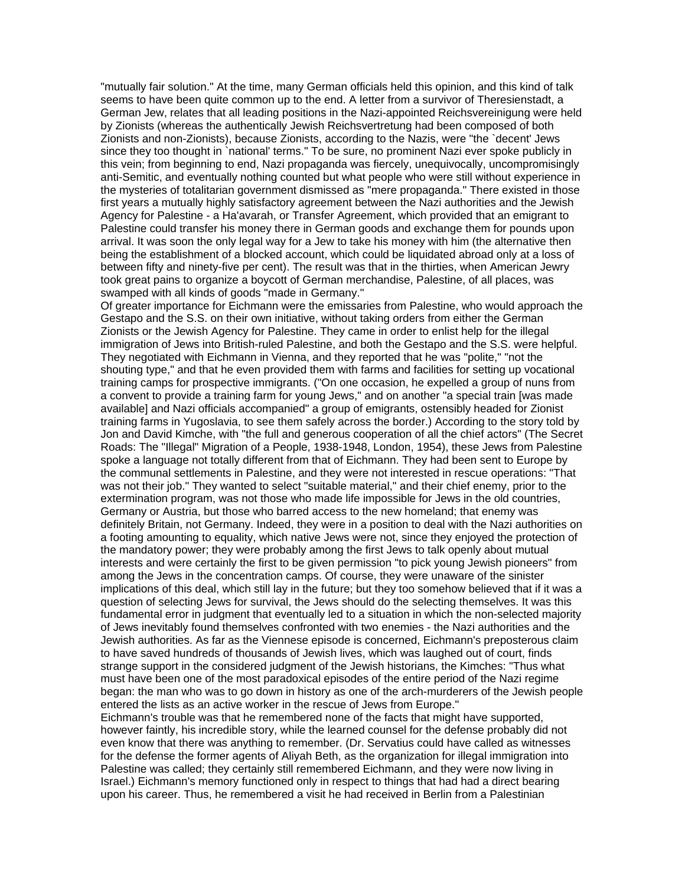"mutually fair solution." At the time, many German officials held this opinion, and this kind of talk seems to have been quite common up to the end. A letter from a survivor of Theresienstadt, a German Jew, relates that all leading positions in the Nazi-appointed Reichsvereinigung were held by Zionists (whereas the authentically Jewish Reichsvertretung had been composed of both Zionists and non-Zionists), because Zionists, according to the Nazis, were "the `decent' Jews since they too thought in `national' terms." To be sure, no prominent Nazi ever spoke publicly in this vein; from beginning to end, Nazi propaganda was fiercely, unequivocally, uncompromisingly anti-Semitic, and eventually nothing counted but what people who were still without experience in the mysteries of totalitarian government dismissed as "mere propaganda." There existed in those first years a mutually highly satisfactory agreement between the Nazi authorities and the Jewish Agency for Palestine - a Ha'avarah, or Transfer Agreement, which provided that an emigrant to Palestine could transfer his money there in German goods and exchange them for pounds upon arrival. It was soon the only legal way for a Jew to take his money with him (the alternative then being the establishment of a blocked account, which could be liquidated abroad only at a loss of between fifty and ninety-five per cent). The result was that in the thirties, when American Jewry took great pains to organize a boycott of German merchandise, Palestine, of all places, was swamped with all kinds of goods "made in Germany."

Of greater importance for Eichmann were the emissaries from Palestine, who would approach the Gestapo and the S.S. on their own initiative, without taking orders from either the German Zionists or the Jewish Agency for Palestine. They came in order to enlist help for the illegal immigration of Jews into British-ruled Palestine, and both the Gestapo and the S.S. were helpful. They negotiated with Eichmann in Vienna, and they reported that he was "polite," "not the shouting type," and that he even provided them with farms and facilities for setting up vocational training camps for prospective immigrants. ("On one occasion, he expelled a group of nuns from a convent to provide a training farm for young Jews," and on another "a special train [was made available] and Nazi officials accompanied" a group of emigrants, ostensibly headed for Zionist training farms in Yugoslavia, to see them safely across the border.) According to the story told by Jon and David Kimche, with "the full and generous cooperation of all the chief actors" (The Secret Roads: The "Illegal" Migration of a People, 1938-1948, London, 1954), these Jews from Palestine spoke a language not totally different from that of Eichmann. They had been sent to Europe by the communal settlements in Palestine, and they were not interested in rescue operations: "That was not their job." They wanted to select "suitable material," and their chief enemy, prior to the extermination program, was not those who made life impossible for Jews in the old countries, Germany or Austria, but those who barred access to the new homeland; that enemy was definitely Britain, not Germany. Indeed, they were in a position to deal with the Nazi authorities on a footing amounting to equality, which native Jews were not, since they enjoyed the protection of the mandatory power; they were probably among the first Jews to talk openly about mutual interests and were certainly the first to be given permission "to pick young Jewish pioneers" from among the Jews in the concentration camps. Of course, they were unaware of the sinister implications of this deal, which still lay in the future; but they too somehow believed that if it was a question of selecting Jews for survival, the Jews should do the selecting themselves. It was this fundamental error in judgment that eventually led to a situation in which the non-selected majority of Jews inevitably found themselves confronted with two enemies - the Nazi authorities and the Jewish authorities. As far as the Viennese episode is concerned, Eichmann's preposterous claim to have saved hundreds of thousands of Jewish lives, which was laughed out of court, finds strange support in the considered judgment of the Jewish historians, the Kimches: "Thus what must have been one of the most paradoxical episodes of the entire period of the Nazi regime began: the man who was to go down in history as one of the arch-murderers of the Jewish people entered the lists as an active worker in the rescue of Jews from Europe."

Eichmann's trouble was that he remembered none of the facts that might have supported, however faintly, his incredible story, while the learned counsel for the defense probably did not even know that there was anything to remember. (Dr. Servatius could have called as witnesses for the defense the former agents of Aliyah Beth, as the organization for illegal immigration into Palestine was called; they certainly still remembered Eichmann, and they were now living in Israel.) Eichmann's memory functioned only in respect to things that had had a direct bearing upon his career. Thus, he remembered a visit he had received in Berlin from a Palestinian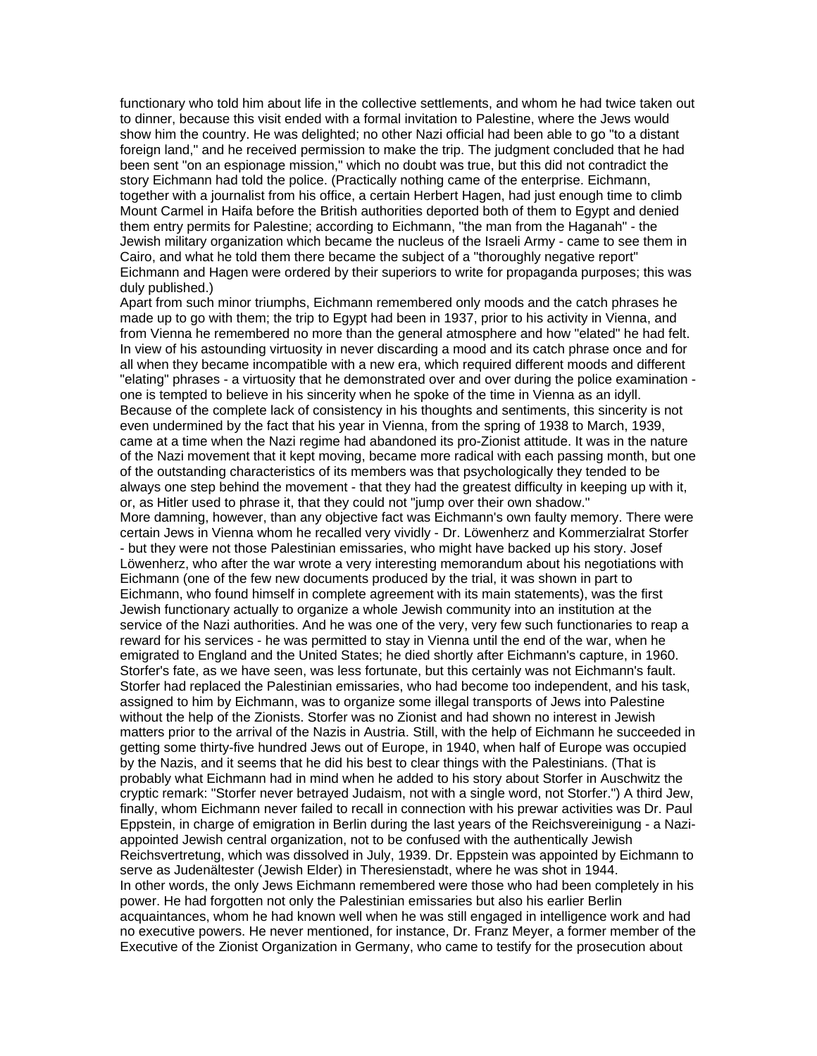functionary who told him about life in the collective settlements, and whom he had twice taken out to dinner, because this visit ended with a formal invitation to Palestine, where the Jews would show him the country. He was delighted; no other Nazi official had been able to go "to a distant foreign land," and he received permission to make the trip. The judgment concluded that he had been sent "on an espionage mission," which no doubt was true, but this did not contradict the story Eichmann had told the police. (Practically nothing came of the enterprise. Eichmann, together with a journalist from his office, a certain Herbert Hagen, had just enough time to climb Mount Carmel in Haifa before the British authorities deported both of them to Egypt and denied them entry permits for Palestine; according to Eichmann, "the man from the Haganah" - the Jewish military organization which became the nucleus of the Israeli Army - came to see them in Cairo, and what he told them there became the subject of a "thoroughly negative report" Eichmann and Hagen were ordered by their superiors to write for propaganda purposes; this was duly published.)

Apart from such minor triumphs, Eichmann remembered only moods and the catch phrases he made up to go with them; the trip to Egypt had been in 1937, prior to his activity in Vienna, and from Vienna he remembered no more than the general atmosphere and how "elated" he had felt. In view of his astounding virtuosity in never discarding a mood and its catch phrase once and for all when they became incompatible with a new era, which required different moods and different "elating" phrases - a virtuosity that he demonstrated over and over during the police examination - one is tempted to believe in his sincerity when he spoke of the time in Vienna as an idyll. Because of the complete lack of consistency in his thoughts and sentiments, this sincerity is not even undermined by the fact that his year in Vienna, from the spring of 1938 to March, 1939, came at a time when the Nazi regime had abandoned its pro-Zionist attitude. It was in the nature of the Nazi movement that it kept moving, became more radical with each passing month, but one of the outstanding characteristics of its members was that psychologically they tended to be always one step behind the movement - that they had the greatest difficulty in keeping up with it, or, as Hitler used to phrase it, that they could not "jump over their own shadow."

More damning, however, than any objective fact was Eichmann's own faulty memory. There were certain Jews in Vienna whom he recalled very vividly - Dr. Löwenherz and Kommerzialrat Storfer - but they were not those Palestinian emissaries, who might have backed up his story. Josef Löwenherz, who after the war wrote a very interesting memorandum about his negotiations with Eichmann (one of the few new documents produced by the trial, it was shown in part to Eichmann, who found himself in complete agreement with its main statements), was the first Jewish functionary actually to organize a whole Jewish community into an institution at the service of the Nazi authorities. And he was one of the very, very few such functionaries to reap a reward for his services - he was permitted to stay in Vienna until the end of the war, when he emigrated to England and the United States; he died shortly after Eichmann's capture, in 1960. Storfer's fate, as we have seen, was less fortunate, but this certainly was not Eichmann's fault. Storfer had replaced the Palestinian emissaries, who had become too independent, and his task, assigned to him by Eichmann, was to organize some illegal transports of Jews into Palestine without the help of the Zionists. Storfer was no Zionist and had shown no interest in Jewish matters prior to the arrival of the Nazis in Austria. Still, with the help of Eichmann he succeeded in getting some thirty-five hundred Jews out of Europe, in 1940, when half of Europe was occupied by the Nazis, and it seems that he did his best to clear things with the Palestinians. (That is probably what Eichmann had in mind when he added to his story about Storfer in Auschwitz the cryptic remark: "Storfer never betrayed Judaism, not with a single word, not Storfer.") A third Jew, finally, whom Eichmann never failed to recall in connection with his prewar activities was Dr. Paul Eppstein, in charge of emigration in Berlin during the last years of the Reichsvereinigung - a Nazi-appointed Jewish central organization, not to be confused with the authentically Jewish Reichsvertretung, which was dissolved in July, 1939. Dr. Eppstein was appointed by Eichmann to serve as Judenältester (Jewish Elder) in Theresienstadt, where he was shot in 1944.

In other words, the only Jews Eichmann remembered were those who had been completely in his power. He had forgotten not only the Palestinian emissaries but also his earlier Berlin acquaintances, whom he had known well when he was still engaged in intelligence work and had no executive powers. He never mentioned, for instance, Dr. Franz Meyer, a former member of the Executive of the Zionist Organization in Germany, who came to testify for the prosecution about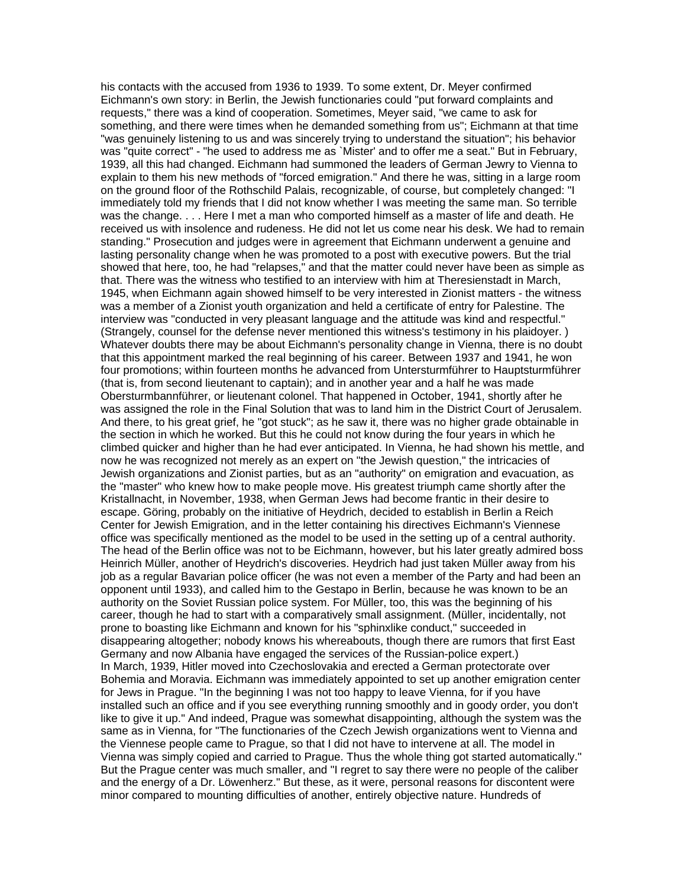his contacts with the accused from 1936 to 1939. To some extent, Dr. Meyer confirmed Eichmann's own story: in Berlin, the Jewish functionaries could "put forward complaints and requests," there was a kind of cooperation. Sometimes, Meyer said, "we came to ask for something, and there were times when he demanded something from us"; Eichmann at that time "was genuinely listening to us and was sincerely trying to understand the situation"; his behavior was "quite correct" - "he used to address me as `Mister' and to offer me a seat." But in February, 1939, all this had changed. Eichmann had summoned the leaders of German Jewry to Vienna to explain to them his new methods of "forced emigration." And there he was, sitting in a large room on the ground floor of the Rothschild Palais, recognizable, of course, but completely changed: "I immediately told my friends that I did not know whether I was meeting the same man. So terrible was the change. . . . Here I met a man who comported himself as a master of life and death. He received us with insolence and rudeness. He did not let us come near his desk. We had to remain standing." Prosecution and judges were in agreement that Eichmann underwent a genuine and lasting personality change when he was promoted to a post with executive powers. But the trial showed that here, too, he had "relapses," and that the matter could never have been as simple as that. There was the witness who testified to an interview with him at Theresienstadt in March, 1945, when Eichmann again showed himself to be very interested in Zionist matters - the witness was a member of a Zionist youth organization and held a certificate of entry for Palestine. The interview was "conducted in very pleasant language and the attitude was kind and respectful." (Strangely, counsel for the defense never mentioned this witness's testimony in his plaidoyer. ) Whatever doubts there may be about Eichmann's personality change in Vienna, there is no doubt that this appointment marked the real beginning of his career. Between 1937 and 1941, he won four promotions; within fourteen months he advanced from Untersturmführer to Hauptsturmführer (that is, from second lieutenant to captain); and in another year and a half he was made Obersturmbannführer, or lieutenant colonel. That happened in October, 1941, shortly after he was assigned the role in the Final Solution that was to land him in the District Court of Jerusalem. And there, to his great grief, he "got stuck"; as he saw it, there was no higher grade obtainable in the section in which he worked. But this he could not know during the four years in which he climbed quicker and higher than he had ever anticipated. In Vienna, he had shown his mettle, and now he was recognized not merely as an expert on "the Jewish question," the intricacies of Jewish organizations and Zionist parties, but as an "authority" on emigration and evacuation, as the "master" who knew how to make people move. His greatest triumph came shortly after the Kristallnacht, in November, 1938, when German Jews had become frantic in their desire to escape. Göring, probably on the initiative of Heydrich, decided to establish in Berlin a Reich Center for Jewish Emigration, and in the letter containing his directives Eichmann's Viennese office was specifically mentioned as the model to be used in the setting up of a central authority. The head of the Berlin office was not to be Eichmann, however, but his later greatly admired boss Heinrich Müller, another of Heydrich's discoveries. Heydrich had just taken Müller away from his job as a regular Bavarian police officer (he was not even a member of the Party and had been an opponent until 1933), and called him to the Gestapo in Berlin, because he was known to be an authority on the Soviet Russian police system. For Müller, too, this was the beginning of his career, though he had to start with a comparatively small assignment. (Müller, incidentally, not prone to boasting like Eichmann and known for his "sphinxlike conduct," succeeded in disappearing altogether; nobody knows his whereabouts, though there are rumors that first East Germany and now Albania have engaged the services of the Russian-police expert.)

In March, 1939, Hitler moved into Czechoslovakia and erected a German protectorate over Bohemia and Moravia. Eichmann was immediately appointed to set up another emigration center for Jews in Prague. "In the beginning I was not too happy to leave Vienna, for if you have installed such an office and if you see everything running smoothly and in goody order, you don't like to give it up." And indeed, Prague was somewhat disappointing, although the system was the same as in Vienna, for "The functionaries of the Czech Jewish organizations went to Vienna and the Viennese people came to Prague, so that I did not have to intervene at all. The model in Vienna was simply copied and carried to Prague. Thus the whole thing got started automatically." But the Prague center was much smaller, and "I regret to say there were no people of the caliber and the energy of a Dr. Löwenherz." But these, as it were, personal reasons for discontent were minor compared to mounting difficulties of another, entirely objective nature. Hundreds of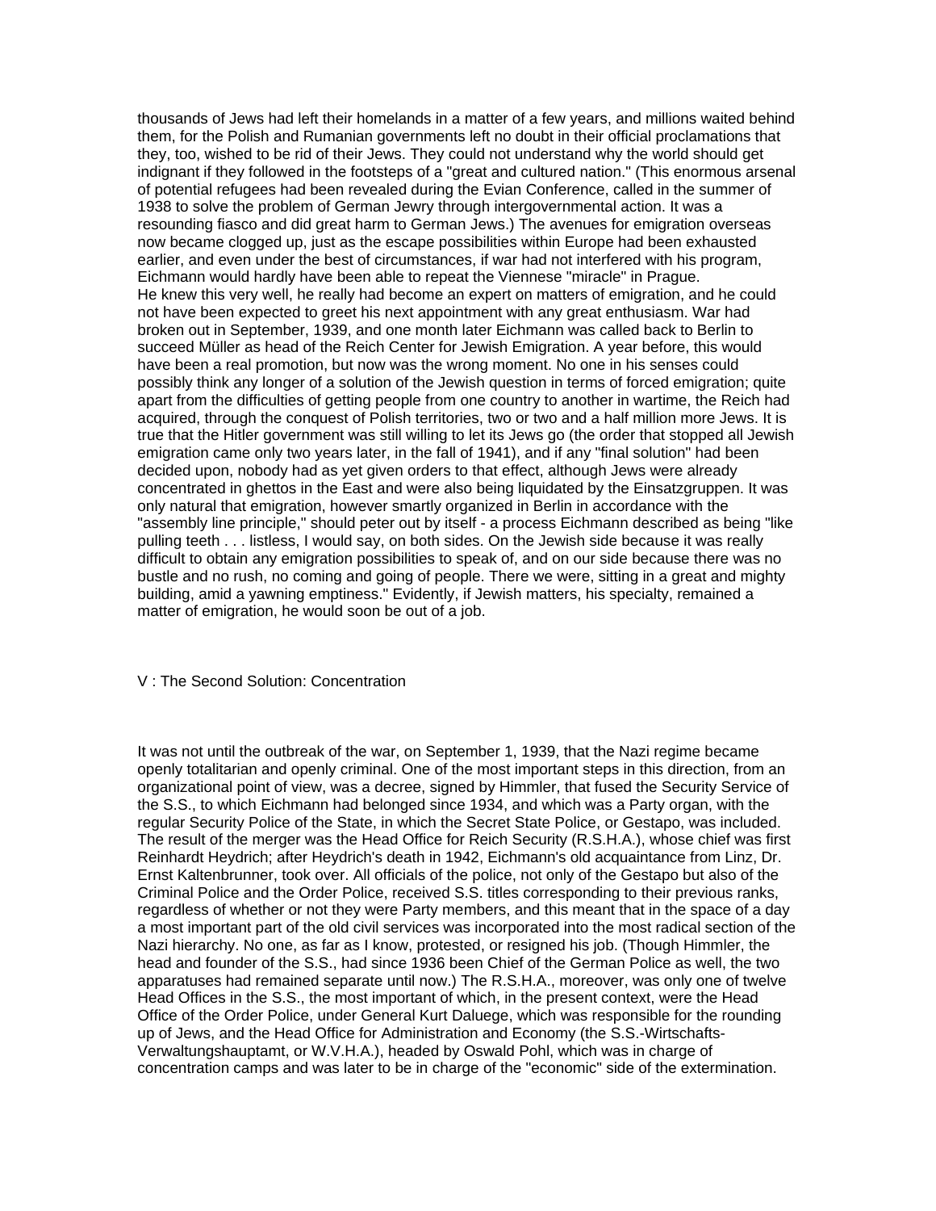thousands of Jews had left their homelands in a matter of a few years, and millions waited behind them, for the Polish and Rumanian governments left no doubt in their official proclamations that they, too, wished to be rid of their Jews. They could not understand why the world should get indignant if they followed in the footsteps of a "great and cultured nation." (This enormous arsenal of potential refugees had been revealed during the Evian Conference, called in the summer of 1938 to solve the problem of German Jewry through intergovernmental action. It was a resounding fiasco and did great harm to German Jews.) The avenues for emigration overseas now became clogged up, just as the escape possibilities within Europe had been exhausted earlier, and even under the best of circumstances, if war had not interfered with his program, Eichmann would hardly have been able to repeat the Viennese "miracle" in Prague.
He knew this very well, he really had become an expert on matters of emigration, and he could not have been expected to greet his next appointment with any great enthusiasm. War had broken out in September, 1939, and one month later Eichmann was called back to Berlin to succeed Müller as head of the Reich Center for Jewish Emigration. A year before, this would have been a real promotion, but now was the wrong moment. No one in his senses could possibly think any longer of a solution of the Jewish question in terms of forced emigration; quite apart from the difficulties of getting people from one country to another in wartime, the Reich had acquired, through the conquest of Polish territories, two or two and a half million more Jews. It is true that the Hitler government was still willing to let its Jews go (the order that stopped all Jewish emigration came only two years later, in the fall of 1941), and if any "final solution" had been decided upon, nobody had as yet given orders to that effect, although Jews were already concentrated in ghettos in the East and were also being liquidated by the Einsatzgruppen. It was only natural that emigration, however smartly organized in Berlin in accordance with the "assembly line principle," should peter out by itself - a process Eichmann described as being "like pulling teeth . . . listless, I would say, on both sides. On the Jewish side because it was really difficult to obtain any emigration possibilities to speak of, and on our side because there was no bustle and no rush, no coming and going of people. There we were, sitting in a great and mighty building, amid a yawning emptiness." Evidently, if Jewish matters, his specialty, remained a matter of emigration, he would soon be out of a job.

## V : The Second Solution: Concentration

It was not until the outbreak of the war, on September 1, 1939, that the Nazi regime became openly totalitarian and openly criminal. One of the most important steps in this direction, from an organizational point of view, was a decree, signed by Himmler, that fused the Security Service of the S.S., to which Eichmann had belonged since 1934, and which was a Party organ, with the regular Security Police of the State, in which the Secret State Police, or Gestapo, was included. The result of the merger was the Head Office for Reich Security (R.S.H.A.), whose chief was first Reinhardt Heydrich; after Heydrich's death in 1942, Eichmann's old acquaintance from Linz, Dr. Ernst Kaltenbrunner, took over. All officials of the police, not only of the Gestapo but also of the Criminal Police and the Order Police, received S.S. titles corresponding to their previous ranks, regardless of whether or not they were Party members, and this meant that in the space of a day a most important part of the old civil services was incorporated into the most radical section of the Nazi hierarchy. No one, as far as I know, protested, or resigned his job. (Though Himmler, the head and founder of the S.S., had since 1936 been Chief of the German Police as well, the two apparatuses had remained separate until now.) The R.S.H.A., moreover, was only one of twelve Head Offices in the S.S., the most important of which, in the present context, were the Head Office of the Order Police, under General Kurt Daluege, which was responsible for the rounding up of Jews, and the Head Office for Administration and Economy (the S.S.-Wirtschafts-Verwaltungshauptamt, or W.V.H.A.), headed by Oswald Pohl, which was in charge of concentration camps and was later to be in charge of the "economic" side of the extermination.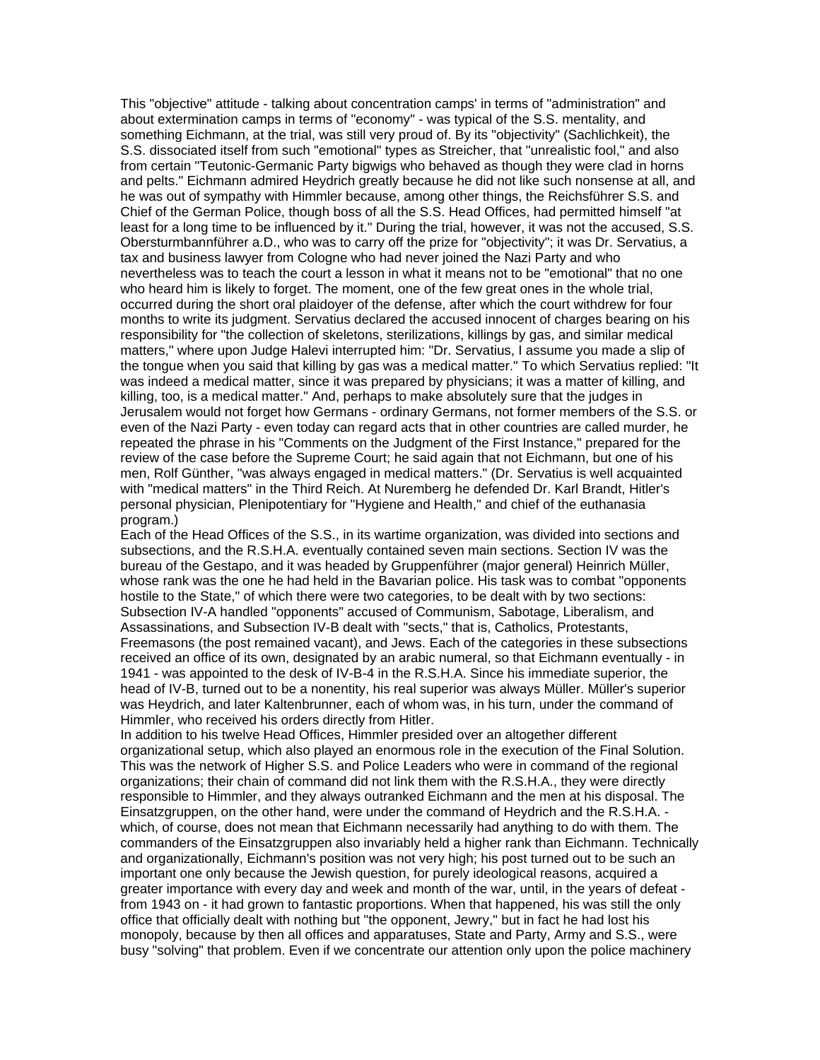This "objective" attitude - talking about concentration camps' in terms of "administration" and about extermination camps in terms of "economy" - was typical of the S.S. mentality, and something Eichmann, at the trial, was still very proud of. By its "objectivity" (Sachlichkeit), the S.S. dissociated itself from such "emotional" types as Streicher, that "unrealistic fool," and also from certain "Teutonic-Germanic Party bigwigs who behaved as though they were clad in horns and pelts." Eichmann admired Heydrich greatly because he did not like such nonsense at all, and he was out of sympathy with Himmler because, among other things, the Reichsführer S.S. and Chief of the German Police, though boss of all the S.S. Head Offices, had permitted himself "at least for a long time to be influenced by it." During the trial, however, it was not the accused, S.S. Obersturmbannführer a.D., who was to carry off the prize for "objectivity"; it was Dr. Servatius, a tax and business lawyer from Cologne who had never joined the Nazi Party and who nevertheless was to teach the court a lesson in what it means not to be "emotional" that no one who heard him is likely to forget. The moment, one of the few great ones in the whole trial, occurred during the short oral plaidoyer of the defense, after which the court withdrew for four months to write its judgment. Servatius declared the accused innocent of charges bearing on his responsibility for "the collection of skeletons, sterilizations, killings by gas, and similar medical matters," where upon Judge Halevi interrupted him: "Dr. Servatius, I assume you made a slip of the tongue when you said that killing by gas was a medical matter." To which Servatius replied: "It was indeed a medical matter, since it was prepared by physicians; it was a matter of killing, and killing, too, is a medical matter." And, perhaps to make absolutely sure that the judges in Jerusalem would not forget how Germans - ordinary Germans, not former members of the S.S. or even of the Nazi Party - even today can regard acts that in other countries are called murder, he repeated the phrase in his "Comments on the Judgment of the First Instance," prepared for the review of the case before the Supreme Court; he said again that not Eichmann, but one of his men, Rolf Günther, "was always engaged in medical matters." (Dr. Servatius is well acquainted with "medical matters" in the Third Reich. At Nuremberg he defended Dr. Karl Brandt, Hitler's personal physician, Plenipotentiary for "Hygiene and Health," and chief of the euthanasia program.)

Each of the Head Offices of the S.S., in its wartime organization, was divided into sections and subsections, and the R.S.H.A. eventually contained seven main sections. Section IV was the bureau of the Gestapo, and it was headed by Gruppenführer (major general) Heinrich Müller, whose rank was the one he had held in the Bavarian police. His task was to combat "opponents hostile to the State," of which there were two categories, to be dealt with by two sections: Subsection IV-A handled "opponents" accused of Communism, Sabotage, Liberalism, and Assassinations, and Subsection IV-B dealt with "sects," that is, Catholics, Protestants, Freemasons (the post remained vacant), and Jews. Each of the categories in these subsections received an office of its own, designated by an arabic numeral, so that Eichmann eventually - in 1941 - was appointed to the desk of IV-B-4 in the R.S.H.A. Since his immediate superior, the head of IV-B, turned out to be a nonentity, his real superior was always Müller. Müller's superior was Heydrich, and later Kaltenbrunner, each of whom was, in his turn, under the command of Himmler, who received his orders directly from Hitler.

In addition to his twelve Head Offices, Himmler presided over an altogether different organizational setup, which also played an enormous role in the execution of the Final Solution. This was the network of Higher S.S. and Police Leaders who were in command of the regional organizations; their chain of command did not link them with the R.S.H.A., they were directly responsible to Himmler, and they always outranked Eichmann and the men at his disposal. The Einsatzgruppen, on the other hand, were under the command of Heydrich and the R.S.H.A. - which, of course, does not mean that Eichmann necessarily had anything to do with them. The commanders of the Einsatzgruppen also invariably held a higher rank than Eichmann. Technically and organizationally, Eichmann's position was not very high; his post turned out to be such an important one only because the Jewish question, for purely ideological reasons, acquired a greater importance with every day and week and month of the war, until, in the years of defeat - from 1943 on - it had grown to fantastic proportions. When that happened, his was still the only office that officially dealt with nothing but "the opponent, Jewry," but in fact he had lost his monopoly, because by then all offices and apparatuses, State and Party, Army and S.S., were busy "solving" that problem. Even if we concentrate our attention only upon the police machinery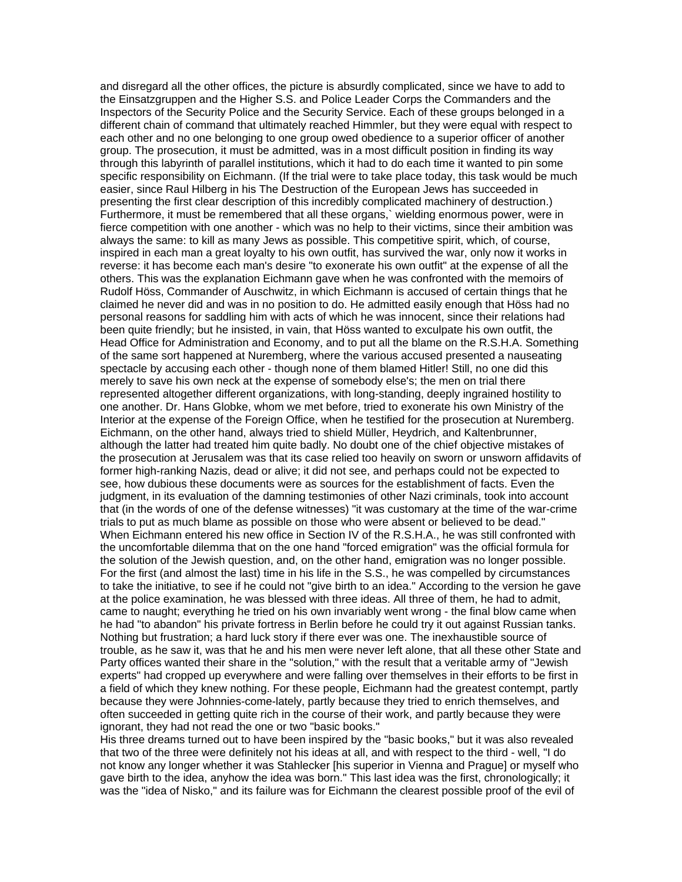and disregard all the other offices, the picture is absurdly complicated, since we have to add to the Einsatzgruppen and the Higher S.S. and Police Leader Corps the Commanders and the Inspectors of the Security Police and the Security Service. Each of these groups belonged in a different chain of command that ultimately reached Himmler, but they were equal with respect to each other and no one belonging to one group owed obedience to a superior officer of another group. The prosecution, it must be admitted, was in a most difficult position in finding its way through this labyrinth of parallel institutions, which it had to do each time it wanted to pin some specific responsibility on Eichmann. (If the trial were to take place today, this task would be much easier, since Raul Hilberg in his The Destruction of the European Jews has succeeded in presenting the first clear description of this incredibly complicated machinery of destruction.) Furthermore, it must be remembered that all these organs,` wielding enormous power, were in fierce competition with one another - which was no help to their victims, since their ambition was always the same: to kill as many Jews as possible. This competitive spirit, which, of course, inspired in each man a great loyalty to his own outfit, has survived the war, only now it works in reverse: it has become each man's desire "to exonerate his own outfit" at the expense of all the others. This was the explanation Eichmann gave when he was confronted with the memoirs of Rudolf Höss, Commander of Auschwitz, in which Eichmann is accused of certain things that he claimed he never did and was in no position to do. He admitted easily enough that Höss had no personal reasons for saddling him with acts of which he was innocent, since their relations had been quite friendly; but he insisted, in vain, that Höss wanted to exculpate his own outfit, the Head Office for Administration and Economy, and to put all the blame on the R.S.H.A. Something of the same sort happened at Nuremberg, where the various accused presented a nauseating spectacle by accusing each other - though none of them blamed Hitler! Still, no one did this merely to save his own neck at the expense of somebody else's; the men on trial there represented altogether different organizations, with long-standing, deeply ingrained hostility to one another. Dr. Hans Globke, whom we met before, tried to exonerate his own Ministry of the Interior at the expense of the Foreign Office, when he testified for the prosecution at Nuremberg. Eichmann, on the other hand, always tried to shield Müller, Heydrich, and Kaltenbrunner, although the latter had treated him quite badly. No doubt one of the chief objective mistakes of the prosecution at Jerusalem was that its case relied too heavily on sworn or unsworn affidavits of former high-ranking Nazis, dead or alive; it did not see, and perhaps could not be expected to see, how dubious these documents were as sources for the establishment of facts. Even the judgment, in its evaluation of the damning testimonies of other Nazi criminals, took into account that (in the words of one of the defense witnesses) "it was customary at the time of the war-crime trials to put as much blame as possible on those who were absent or believed to be dead."

When Eichmann entered his new office in Section IV of the R.S.H.A., he was still confronted with the uncomfortable dilemma that on the one hand "forced emigration" was the official formula for the solution of the Jewish question, and, on the other hand, emigration was no longer possible. For the first (and almost the last) time in his life in the S.S., he was compelled by circumstances to take the initiative, to see if he could not "give birth to an idea." According to the version he gave at the police examination, he was blessed with three ideas. All three of them, he had to admit, came to naught; everything he tried on his own invariably went wrong - the final blow came when he had "to abandon" his private fortress in Berlin before he could try it out against Russian tanks. Nothing but frustration; a hard luck story if there ever was one. The inexhaustible source of trouble, as he saw it, was that he and his men were never left alone, that all these other State and Party offices wanted their share in the "solution," with the result that a veritable army of "Jewish experts" had cropped up everywhere and were falling over themselves in their efforts to be first in a field of which they knew nothing. For these people, Eichmann had the greatest contempt, partly because they were Johnnies-come-lately, partly because they tried to enrich themselves, and often succeeded in getting quite rich in the course of their work, and partly because they were ignorant, they had not read the one or two "basic books."

His three dreams turned out to have been inspired by the "basic books," but it was also revealed that two of the three were definitely not his ideas at all, and with respect to the third - well, "I do not know any longer whether it was Stahlecker [his superior in Vienna and Prague] or myself who gave birth to the idea, anyhow the idea was born." This last idea was the first, chronologically; it was the "idea of Nisko," and its failure was for Eichmann the clearest possible proof of the evil of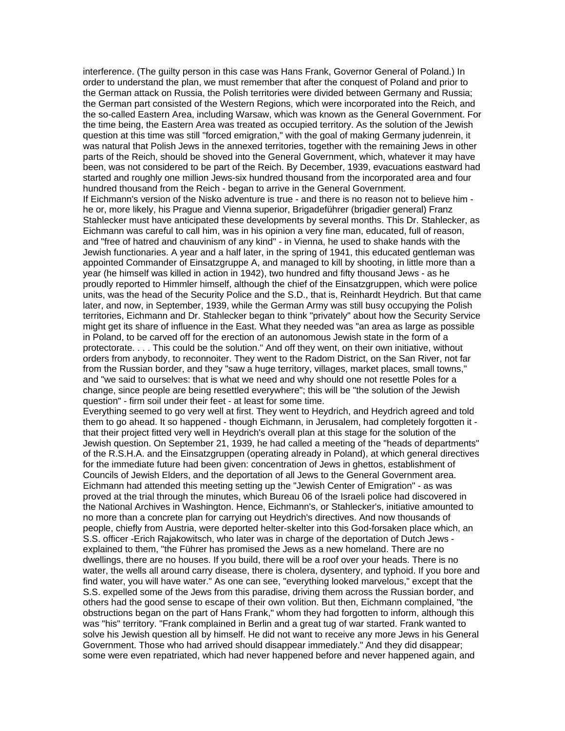interference. (The guilty person in this case was Hans Frank, Governor General of Poland.) In order to understand the plan, we must remember that after the conquest of Poland and prior to the German attack on Russia, the Polish territories were divided between Germany and Russia; the German part consisted of the Western Regions, which were incorporated into the Reich, and the so-called Eastern Area, including Warsaw, which was known as the General Government. For the time being, the Eastern Area was treated as occupied territory. As the solution of the Jewish question at this time was still "forced emigration," with the goal of making Germany judenrein, it was natural that Polish Jews in the annexed territories, together with the remaining Jews in other parts of the Reich, should be shoved into the General Government, which, whatever it may have been, was not considered to be part of the Reich. By December, 1939, evacuations eastward had started and roughly one million Jews-six hundred thousand from the incorporated area and four hundred thousand from the Reich - began to arrive in the General Government.

If Eichmann's version of the Nisko adventure is true - and there is no reason not to believe him - he or, more likely, his Prague and Vienna superior, Brigadeführer (brigadier general) Franz Stahlecker must have anticipated these developments by several months. This Dr. Stahlecker, as Eichmann was careful to call him, was in his opinion a very fine man, educated, full of reason, and "free of hatred and chauvinism of any kind" - in Vienna, he used to shake hands with the Jewish functionaries. A year and a half later, in the spring of 1941, this educated gentleman was appointed Commander of Einsatzgruppe A, and managed to kill by shooting, in little more than a year (he himself was killed in action in 1942), two hundred and fifty thousand Jews - as he proudly reported to Himmler himself, although the chief of the Einsatzgruppen, which were police units, was the head of the Security Police and the S.D., that is, Reinhardt Heydrich. But that came later, and now, in September, 1939, while the German Army was still busy occupying the Polish territories, Eichmann and Dr. Stahlecker began to think "privately" about how the Security Service might get its share of influence in the East. What they needed was "an area as large as possible in Poland, to be carved off for the erection of an autonomous Jewish state in the form of a protectorate. . . . This could be the solution." And off they went, on their own initiative, without orders from anybody, to reconnoiter. They went to the Radom District, on the San River, not far from the Russian border, and they "saw a huge territory, villages, market places, small towns," and "we said to ourselves: that is what we need and why should one not resettle Poles for a change, since people are being resettled everywhere"; this will be "the solution of the Jewish question" - firm soil under their feet - at least for some time.

Everything seemed to go very well at first. They went to Heydrich, and Heydrich agreed and told them to go ahead. It so happened - though Eichmann, in Jerusalem, had completely forgotten it - that their project fitted very well in Heydrich's overall plan at this stage for the solution of the Jewish question. On September 21, 1939, he had called a meeting of the "heads of departments" of the R.S.H.A. and the Einsatzgruppen (operating already in Poland), at which general directives for the immediate future had been given: concentration of Jews in ghettos, establishment of Councils of Jewish Elders, and the deportation of all Jews to the General Government area. Eichmann had attended this meeting setting up the "Jewish Center of Emigration" - as was proved at the trial through the minutes, which Bureau 06 of the Israeli police had discovered in the National Archives in Washington. Hence, Eichmann's, or Stahlecker's, initiative amounted to no more than a concrete plan for carrying out Heydrich's directives. And now thousands of people, chiefly from Austria, were deported helter-skelter into this God-forsaken place which, an S.S. officer -Erich Rajakowitsch, who later was in charge of the deportation of Dutch Jews - explained to them, "the Führer has promised the Jews as a new homeland. There are no dwellings, there are no houses. If you build, there will be a roof over your heads. There is no water, the wells all around carry disease, there is cholera, dysentery, and typhoid. If you bore and find water, you will have water." As one can see, "everything looked marvelous," except that the S.S. expelled some of the Jews from this paradise, driving them across the Russian border, and others had the good sense to escape of their own volition. But then, Eichmann complained, "the obstructions began on the part of Hans Frank," whom they had forgotten to inform, although this was "his" territory. "Frank complained in Berlin and a great tug of war started. Frank wanted to solve his Jewish question all by himself. He did not want to receive any more Jews in his General Government. Those who had arrived should disappear immediately." And they did disappear; some were even repatriated, which had never happened before and never happened again, and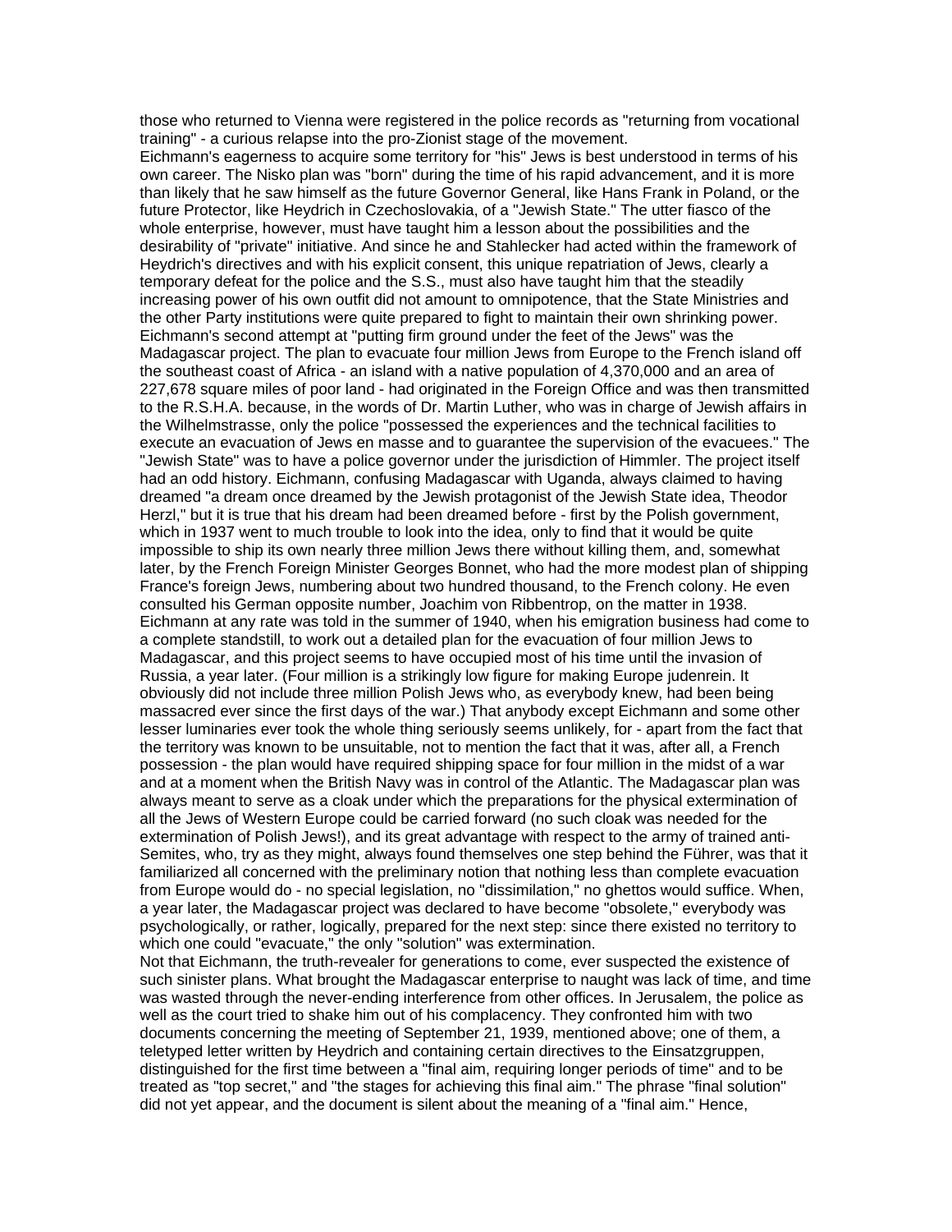those who returned to Vienna were registered in the police records as "returning from vocational training" - a curious relapse into the pro-Zionist stage of the movement.

Eichmann's eagerness to acquire some territory for "his" Jews is best understood in terms of his own career. The Nisko plan was "born" during the time of his rapid advancement, and it is more than likely that he saw himself as the future Governor General, like Hans Frank in Poland, or the future Protector, like Heydrich in Czechoslovakia, of a "Jewish State." The utter fiasco of the whole enterprise, however, must have taught him a lesson about the possibilities and the desirability of "private" initiative. And since he and Stahlecker had acted within the framework of Heydrich's directives and with his explicit consent, this unique repatriation of Jews, clearly a temporary defeat for the police and the S.S., must also have taught him that the steadily increasing power of his own outfit did not amount to omnipotence, that the State Ministries and the other Party institutions were quite prepared to fight to maintain their own shrinking power.

Eichmann's second attempt at "putting firm ground under the feet of the Jews" was the Madagascar project. The plan to evacuate four million Jews from Europe to the French island off the southeast coast of Africa - an island with a native population of 4,370,000 and an area of 227,678 square miles of poor land - had originated in the Foreign Office and was then transmitted to the R.S.H.A. because, in the words of Dr. Martin Luther, who was in charge of Jewish affairs in the Wilhelmstrasse, only the police "possessed the experiences and the technical facilities to execute an evacuation of Jews en masse and to guarantee the supervision of the evacuees." The "Jewish State" was to have a police governor under the jurisdiction of Himmler. The project itself had an odd history. Eichmann, confusing Madagascar with Uganda, always claimed to having dreamed "a dream once dreamed by the Jewish protagonist of the Jewish State idea, Theodor Herzl," but it is true that his dream had been dreamed before - first by the Polish government, which in 1937 went to much trouble to look into the idea, only to find that it would be quite impossible to ship its own nearly three million Jews there without killing them, and, somewhat later, by the French Foreign Minister Georges Bonnet, who had the more modest plan of shipping France's foreign Jews, numbering about two hundred thousand, to the French colony. He even consulted his German opposite number, Joachim von Ribbentrop, on the matter in 1938. Eichmann at any rate was told in the summer of 1940, when his emigration business had come to a complete standstill, to work out a detailed plan for the evacuation of four million Jews to Madagascar, and this project seems to have occupied most of his time until the invasion of Russia, a year later. (Four million is a strikingly low figure for making Europe judenrein. It obviously did not include three million Polish Jews who, as everybody knew, had been being massacred ever since the first days of the war.) That anybody except Eichmann and some other lesser luminaries ever took the whole thing seriously seems unlikely, for - apart from the fact that the territory was known to be unsuitable, not to mention the fact that it was, after all, a French possession - the plan would have required shipping space for four million in the midst of a war and at a moment when the British Navy was in control of the Atlantic. The Madagascar plan was always meant to serve as a cloak under which the preparations for the physical extermination of all the Jews of Western Europe could be carried forward (no such cloak was needed for the extermination of Polish Jews!), and its great advantage with respect to the army of trained anti-Semites, who, try as they might, always found themselves one step behind the Führer, was that it familiarized all concerned with the preliminary notion that nothing less than complete evacuation from Europe would do - no special legislation, no "dissimilation," no ghettos would suffice. When, a year later, the Madagascar project was declared to have become "obsolete," everybody was psychologically, or rather, logically, prepared for the next step: since there existed no territory to which one could "evacuate," the only "solution" was extermination.

Not that Eichmann, the truth-revealer for generations to come, ever suspected the existence of such sinister plans. What brought the Madagascar enterprise to naught was lack of time, and time was wasted through the never-ending interference from other offices. In Jerusalem, the police as well as the court tried to shake him out of his complacency. They confronted him with two documents concerning the meeting of September 21, 1939, mentioned above; one of them, a teletyped letter written by Heydrich and containing certain directives to the Einsatzgruppen, distinguished for the first time between a "final aim, requiring longer periods of time" and to be treated as "top secret," and "the stages for achieving this final aim." The phrase "final solution" did not yet appear, and the document is silent about the meaning of a "final aim." Hence,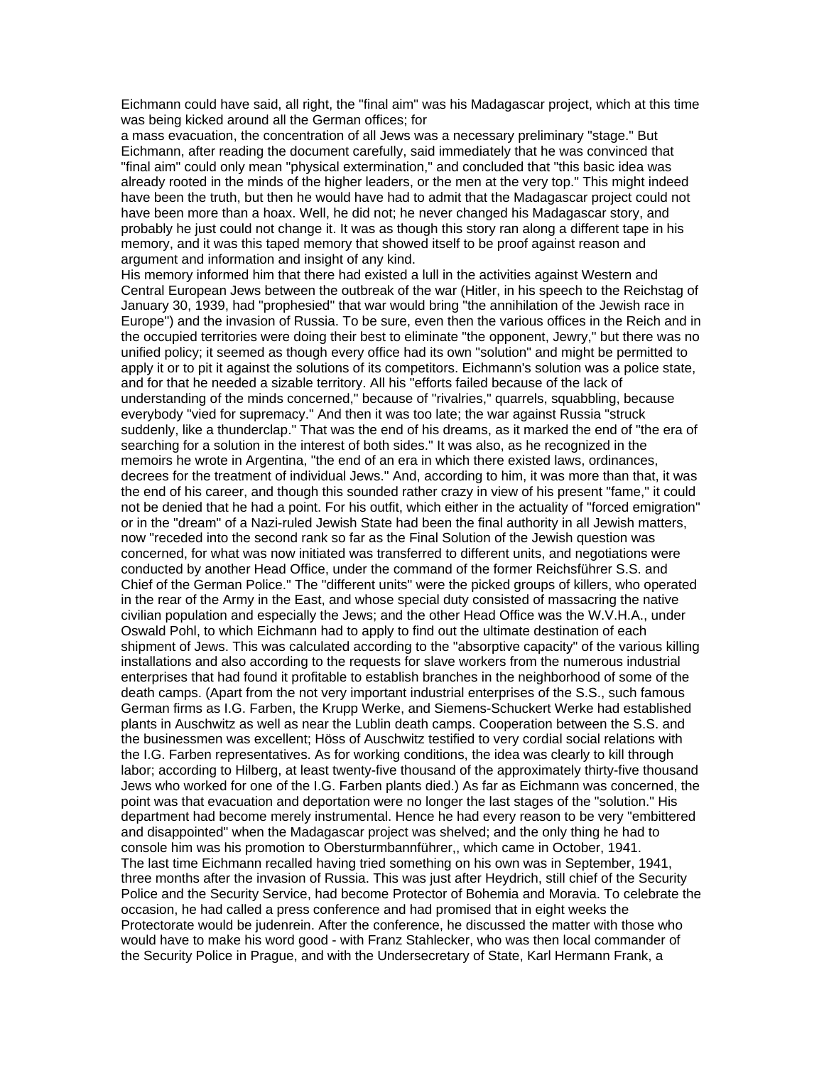Eichmann could have said, all right, the "final aim" was his Madagascar project, which at this time was being kicked around all the German offices; for
a mass evacuation, the concentration of all Jews was a necessary preliminary "stage." But Eichmann, after reading the document carefully, said immediately that he was convinced that "final aim" could only mean "physical extermination," and concluded that "this basic idea was already rooted in the minds of the higher leaders, or the men at the very top." This might indeed have been the truth, but then he would have had to admit that the Madagascar project could not have been more than a hoax. Well, he did not; he never changed his Madagascar story, and probably he just could not change it. It was as though this story ran along a different tape in his memory, and it was this taped memory that showed itself to be proof against reason and argument and information and insight of any kind.

His memory informed him that there had existed a lull in the activities against Western and Central European Jews between the outbreak of the war (Hitler, in his speech to the Reichstag of January 30, 1939, had "prophesied" that war would bring "the annihilation of the Jewish race in Europe") and the invasion of Russia. To be sure, even then the various offices in the Reich and in the occupied territories were doing their best to eliminate "the opponent, Jewry," but there was no unified policy; it seemed as though every office had its own "solution" and might be permitted to apply it or to pit it against the solutions of its competitors. Eichmann's solution was a police state, and for that he needed a sizable territory. All his "efforts failed because of the lack of understanding of the minds concerned," because of "rivalries," quarrels, squabbling, because everybody "vied for supremacy." And then it was too late; the war against Russia "struck suddenly, like a thunderclap." That was the end of his dreams, as it marked the end of "the era of searching for a solution in the interest of both sides." It was also, as he recognized in the memoirs he wrote in Argentina, "the end of an era in which there existed laws, ordinances, decrees for the treatment of individual Jews." And, according to him, it was more than that, it was the end of his career, and though this sounded rather crazy in view of his present "fame," it could not be denied that he had a point. For his outfit, which either in the actuality of "forced emigration" or in the "dream" of a Nazi-ruled Jewish State had been the final authority in all Jewish matters, now "receded into the second rank so far as the Final Solution of the Jewish question was concerned, for what was now initiated was transferred to different units, and negotiations were conducted by another Head Office, under the command of the former Reichsführer S.S. and Chief of the German Police." The "different units" were the picked groups of killers, who operated in the rear of the Army in the East, and whose special duty consisted of massacring the native civilian population and especially the Jews; and the other Head Office was the W.V.H.A., under Oswald Pohl, to which Eichmann had to apply to find out the ultimate destination of each shipment of Jews. This was calculated according to the "absorptive capacity" of the various killing installations and also according to the requests for slave workers from the numerous industrial enterprises that had found it profitable to establish branches in the neighborhood of some of the death camps. (Apart from the not very important industrial enterprises of the S.S., such famous German firms as I.G. Farben, the Krupp Werke, and Siemens-Schuckert Werke had established plants in Auschwitz as well as near the Lublin death camps. Cooperation between the S.S. and the businessmen was excellent; Höss of Auschwitz testified to very cordial social relations with the I.G. Farben representatives. As for working conditions, the idea was clearly to kill through labor; according to Hilberg, at least twenty-five thousand of the approximately thirty-five thousand Jews who worked for one of the I.G. Farben plants died.) As far as Eichmann was concerned, the point was that evacuation and deportation were no longer the last stages of the "solution." His department had become merely instrumental. Hence he had every reason to be very "embittered and disappointed" when the Madagascar project was shelved; and the only thing he had to console him was his promotion to Obersturmbannführer,, which came in October, 1941.

The last time Eichmann recalled having tried something on his own was in September, 1941, three months after the invasion of Russia. This was just after Heydrich, still chief of the Security Police and the Security Service, had become Protector of Bohemia and Moravia. To celebrate the occasion, he had called a press conference and had promised that in eight weeks the Protectorate would be judenrein. After the conference, he discussed the matter with those who would have to make his word good - with Franz Stahlecker, who was then local commander of the Security Police in Prague, and with the Undersecretary of State, Karl Hermann Frank, a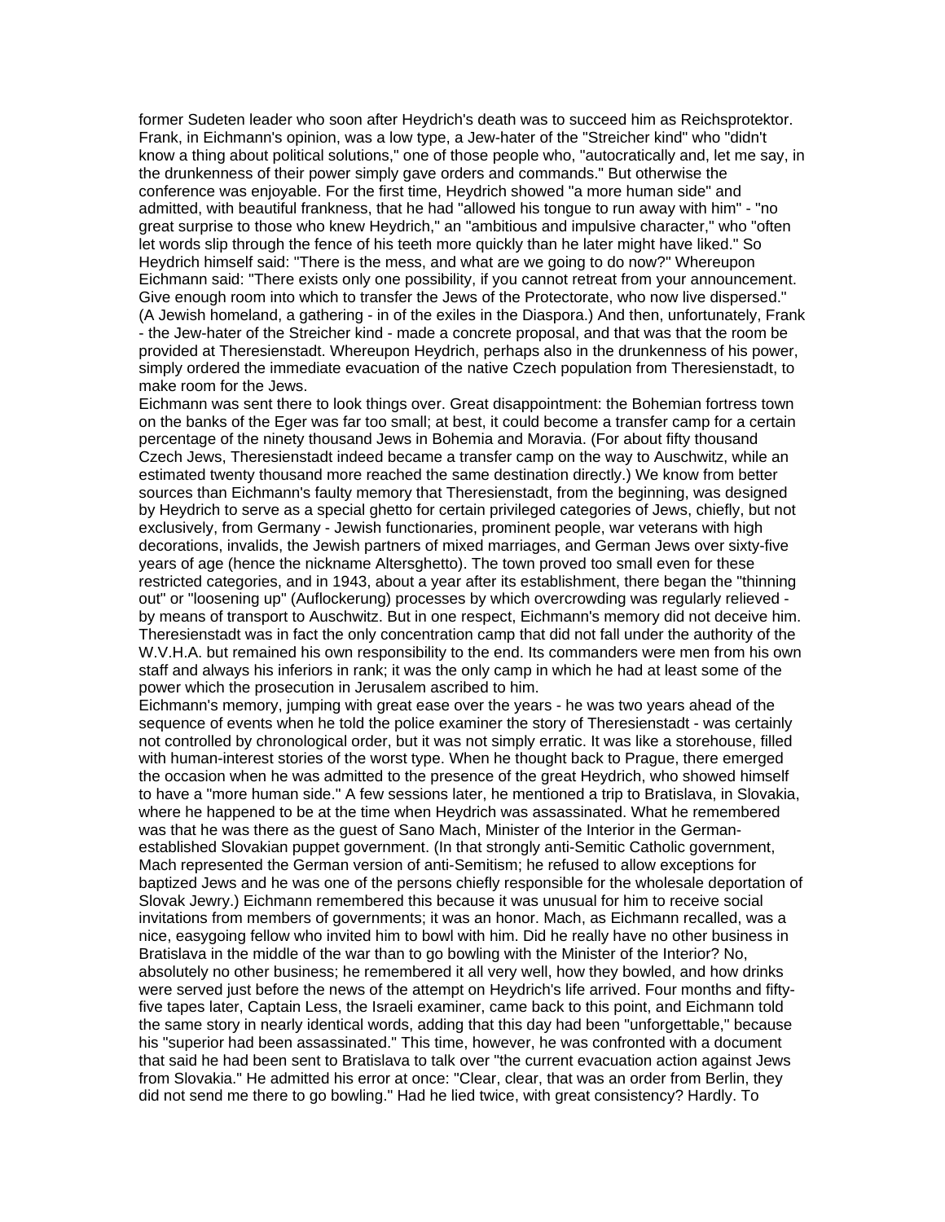former Sudeten leader who soon after Heydrich's death was to succeed him as Reichsprotektor. Frank, in Eichmann's opinion, was a low type, a Jew-hater of the "Streicher kind" who "didn't know a thing about political solutions," one of those people who, "autocratically and, let me say, in the drunkenness of their power simply gave orders and commands." But otherwise the conference was enjoyable. For the first time, Heydrich showed "a more human side" and admitted, with beautiful frankness, that he had "allowed his tongue to run away with him" - "no great surprise to those who knew Heydrich," an "ambitious and impulsive character," who "often let words slip through the fence of his teeth more quickly than he later might have liked." So Heydrich himself said: "There is the mess, and what are we going to do now?" Whereupon Eichmann said: "There exists only one possibility, if you cannot retreat from your announcement. Give enough room into which to transfer the Jews of the Protectorate, who now live dispersed." (A Jewish homeland, a gathering - in of the exiles in the Diaspora.) And then, unfortunately, Frank - the Jew-hater of the Streicher kind - made a concrete proposal, and that was that the room be provided at Theresienstadt. Whereupon Heydrich, perhaps also in the drunkenness of his power, simply ordered the immediate evacuation of the native Czech population from Theresienstadt, to make room for the Jews.

Eichmann was sent there to look things over. Great disappointment: the Bohemian fortress town on the banks of the Eger was far too small; at best, it could become a transfer camp for a certain percentage of the ninety thousand Jews in Bohemia and Moravia. (For about fifty thousand Czech Jews, Theresienstadt indeed became a transfer camp on the way to Auschwitz, while an estimated twenty thousand more reached the same destination directly.) We know from better sources than Eichmann's faulty memory that Theresienstadt, from the beginning, was designed by Heydrich to serve as a special ghetto for certain privileged categories of Jews, chiefly, but not exclusively, from Germany - Jewish functionaries, prominent people, war veterans with high decorations, invalids, the Jewish partners of mixed marriages, and German Jews over sixty-five years of age (hence the nickname Altersghetto). The town proved too small even for these restricted categories, and in 1943, about a year after its establishment, there began the "thinning out" or "loosening up" (Auflockerung) processes by which overcrowding was regularly relieved - by means of transport to Auschwitz. But in one respect, Eichmann's memory did not deceive him. Theresienstadt was in fact the only concentration camp that did not fall under the authority of the W.V.H.A. but remained his own responsibility to the end. Its commanders were men from his own staff and always his inferiors in rank; it was the only camp in which he had at least some of the power which the prosecution in Jerusalem ascribed to him.

Eichmann's memory, jumping with great ease over the years - he was two years ahead of the sequence of events when he told the police examiner the story of Theresienstadt - was certainly not controlled by chronological order, but it was not simply erratic. It was like a storehouse, filled with human-interest stories of the worst type. When he thought back to Prague, there emerged the occasion when he was admitted to the presence of the great Heydrich, who showed himself to have a "more human side." A few sessions later, he mentioned a trip to Bratislava, in Slovakia, where he happened to be at the time when Heydrich was assassinated. What he remembered was that he was there as the guest of Sano Mach, Minister of the Interior in the German-established Slovakian puppet government. (In that strongly anti-Semitic Catholic government, Mach represented the German version of anti-Semitism; he refused to allow exceptions for baptized Jews and he was one of the persons chiefly responsible for the wholesale deportation of Slovak Jewry.) Eichmann remembered this because it was unusual for him to receive social invitations from members of governments; it was an honor. Mach, as Eichmann recalled, was a nice, easygoing fellow who invited him to bowl with him. Did he really have no other business in Bratislava in the middle of the war than to go bowling with the Minister of the Interior? No, absolutely no other business; he remembered it all very well, how they bowled, and how drinks were served just before the news of the attempt on Heydrich's life arrived. Four months and fifty-five tapes later, Captain Less, the Israeli examiner, came back to this point, and Eichmann told the same story in nearly identical words, adding that this day had been "unforgettable," because his "superior had been assassinated." This time, however, he was confronted with a document that said he had been sent to Bratislava to talk over "the current evacuation action against Jews from Slovakia." He admitted his error at once: "Clear, clear, that was an order from Berlin, they did not send me there to go bowling." Had he lied twice, with great consistency? Hardly. To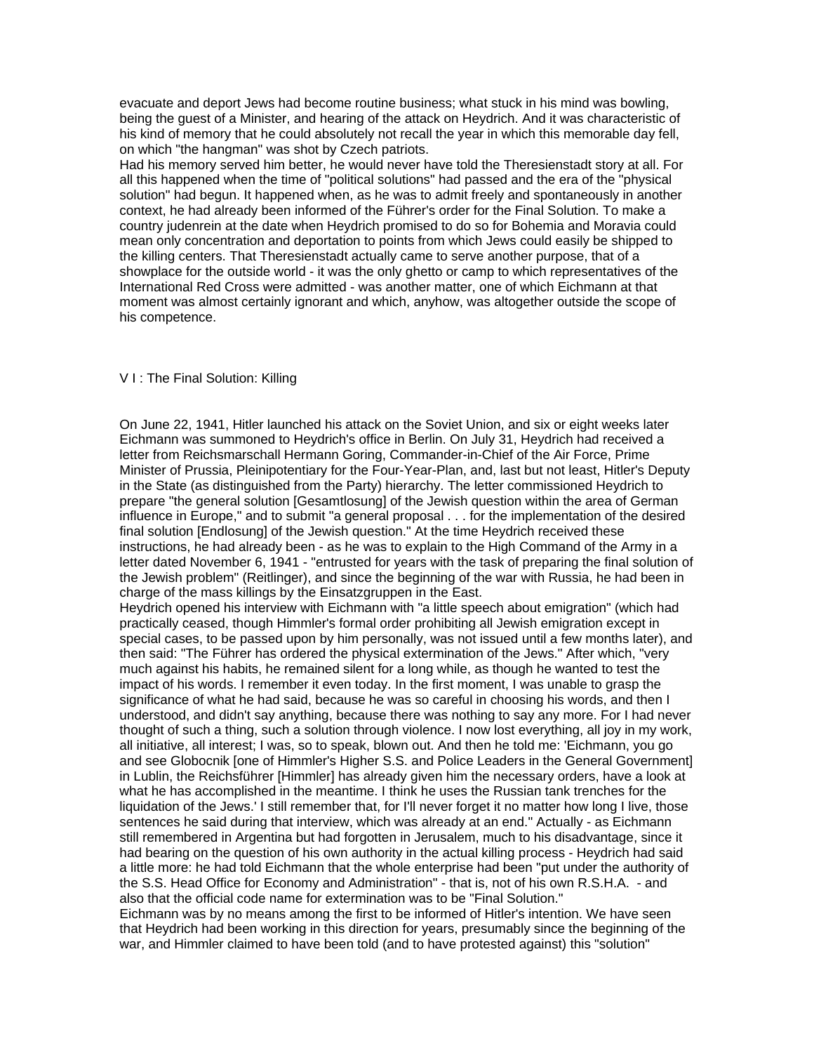evacuate and deport Jews had become routine business; what stuck in his mind was bowling, being the guest of a Minister, and hearing of the attack on Heydrich. And it was characteristic of his kind of memory that he could absolutely not recall the year in which this memorable day fell, on which "the hangman" was shot by Czech patriots.

Had his memory served him better, he would never have told the Theresienstadt story at all. For all this happened when the time of "political solutions" had passed and the era of the "physical solution" had begun. It happened when, as he was to admit freely and spontaneously in another context, he had already been informed of the Führer's order for the Final Solution. To make a country judenrein at the date when Heydrich promised to do so for Bohemia and Moravia could mean only concentration and deportation to points from which Jews could easily be shipped to the killing centers. That Theresienstadt actually came to serve another purpose, that of a showplace for the outside world - it was the only ghetto or camp to which representatives of the International Red Cross were admitted - was another matter, one of which Eichmann at that moment was almost certainly ignorant and which, anyhow, was altogether outside the scope of his competence.

## V I : The Final Solution: Killing

On June 22, 1941, Hitler launched his attack on the Soviet Union, and six or eight weeks later Eichmann was summoned to Heydrich's office in Berlin. On July 31, Heydrich had received a letter from Reichsmarschall Hermann Goring, Commander-in-Chief of the Air Force, Prime Minister of Prussia, Pleinipotentiary for the Four-Year-Plan, and, last but not least, Hitler's Deputy in the State (as distinguished from the Party) hierarchy. The letter commissioned Heydrich to prepare "the general solution [Gesamtlosung] of the Jewish question within the area of German influence in Europe," and to submit "a general proposal . . . for the implementation of the desired final solution [Endlosung] of the Jewish question." At the time Heydrich received these instructions, he had already been - as he was to explain to the High Command of the Army in a letter dated November 6, 1941 - "entrusted for years with the task of preparing the final solution of the Jewish problem" (Reitlinger), and since the beginning of the war with Russia, he had been in charge of the mass killings by the Einsatzgruppen in the East.

Heydrich opened his interview with Eichmann with "a little speech about emigration" (which had practically ceased, though Himmler's formal order prohibiting all Jewish emigration except in special cases, to be passed upon by him personally, was not issued until a few months later), and then said: "The Führer has ordered the physical extermination of the Jews." After which, "very much against his habits, he remained silent for a long while, as though he wanted to test the impact of his words. I remember it even today. In the first moment, I was unable to grasp the significance of what he had said, because he was so careful in choosing his words, and then I understood, and didn't say anything, because there was nothing to say any more. For I had never thought of such a thing, such a solution through violence. I now lost everything, all joy in my work, all initiative, all interest; I was, so to speak, blown out. And then he told me: 'Eichmann, you go and see Globocnik [one of Himmler's Higher S.S. and Police Leaders in the General Government] in Lublin, the Reichsführer [Himmler] has already given him the necessary orders, have a look at what he has accomplished in the meantime. I think he uses the Russian tank trenches for the liquidation of the Jews.' I still remember that, for I'll never forget it no matter how long I live, those sentences he said during that interview, which was already at an end." Actually - as Eichmann still remembered in Argentina but had forgotten in Jerusalem, much to his disadvantage, since it had bearing on the question of his own authority in the actual killing process - Heydrich had said a little more: he had told Eichmann that the whole enterprise had been "put under the authority of the S.S. Head Office for Economy and Administration" - that is, not of his own R.S.H.A. - and also that the official code name for extermination was to be "Final Solution."

Eichmann was by no means among the first to be informed of Hitler's intention. We have seen that Heydrich had been working in this direction for years, presumably since the beginning of the war, and Himmler claimed to have been told (and to have protested against) this "solution"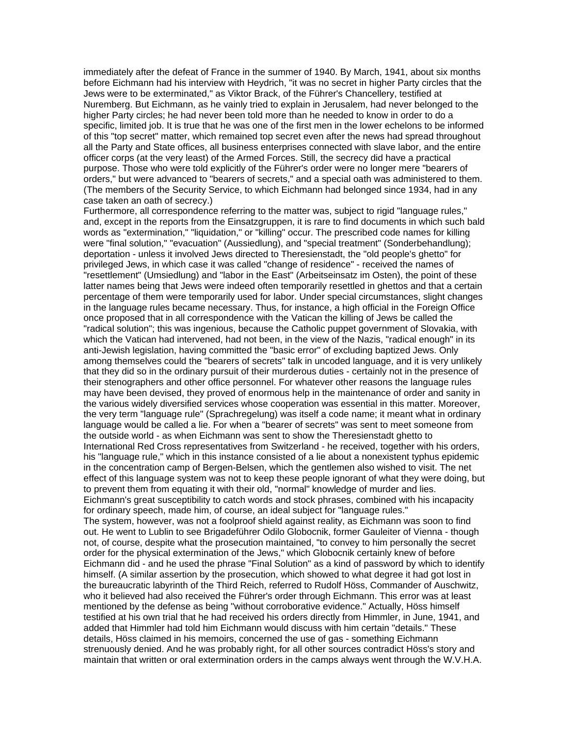immediately after the defeat of France in the summer of 1940. By March, 1941, about six months before Eichmann had his interview with Heydrich, "it was no secret in higher Party circles that the Jews were to be exterminated," as Viktor Brack, of the Führer's Chancellery, testified at Nuremberg. But Eichmann, as he vainly tried to explain in Jerusalem, had never belonged to the higher Party circles; he had never been told more than he needed to know in order to do a specific, limited job. It is true that he was one of the first men in the lower echelons to be informed of this "top secret" matter, which remained top secret even after the news had spread throughout all the Party and State offices, all business enterprises connected with slave labor, and the entire officer corps (at the very least) of the Armed Forces. Still, the secrecy did have a practical purpose. Those who were told explicitly of the Führer's order were no longer mere "bearers of orders," but were advanced to "bearers of secrets," and a special oath was administered to them. (The members of the Security Service, to which Eichmann had belonged since 1934, had in any case taken an oath of secrecy.)

Furthermore, all correspondence referring to the matter was, subject to rigid "language rules," and, except in the reports from the Einsatzgruppen, it is rare to find documents in which such bald words as "extermination," "liquidation," or "killing" occur. The prescribed code names for killing were "final solution," "evacuation" (Aussiedlung), and "special treatment" (Sonderbehandlung); deportation - unless it involved Jews directed to Theresienstadt, the "old people's ghetto" for privileged Jews, in which case it was called "change of residence" - received the names of "resettlement" (Umsiedlung) and "labor in the East" (Arbeitseinsatz im Osten), the point of these latter names being that Jews were indeed often temporarily resettled in ghettos and that a certain percentage of them were temporarily used for labor. Under special circumstances, slight changes in the language rules became necessary. Thus, for instance, a high official in the Foreign Office once proposed that in all correspondence with the Vatican the killing of Jews be called the "radical solution''; this was ingenious, because the Catholic puppet government of Slovakia, with which the Vatican had intervened, had not been, in the view of the Nazis, "radical enough" in its anti-Jewish legislation, having committed the "basic error" of excluding baptized Jews. Only among themselves could the "bearers of secrets" talk in uncoded language, and it is very unlikely that they did so in the ordinary pursuit of their murderous duties - certainly not in the presence of their stenographers and other office personnel. For whatever other reasons the language rules may have been devised, they proved of enormous help in the maintenance of order and sanity in the various widely diversified services whose cooperation was essential in this matter. Moreover, the very term "language rule" (Sprachregelung) was itself a code name; it meant what in ordinary language would be called a lie. For when a "bearer of secrets" was sent to meet someone from the outside world - as when Eichmann was sent to show the Theresienstadt ghetto to International Red Cross representatives from Switzerland - he received, together with his orders, his "language rule," which in this instance consisted of a lie about a nonexistent typhus epidemic in the concentration camp of Bergen-Belsen, which the gentlemen also wished to visit. The net effect of this language system was not to keep these people ignorant of what they were doing, but to prevent them from equating it with their old, "normal" knowledge of murder and lies. Eichmann's great susceptibility to catch words and stock phrases, combined with his incapacity for ordinary speech, made him, of course, an ideal subject for "language rules."

The system, however, was not a foolproof shield against reality, as Eichmann was soon to find out. He went to Lublin to see Brigadeführer Odilo Globocnik, former Gauleiter of Vienna - though not, of course, despite what the prosecution maintained, "to convey to him personally the secret order for the physical extermination of the Jews," which Globocnik certainly knew of before Eichmann did - and he used the phrase "Final Solution" as a kind of password by which to identify himself. (A similar assertion by the prosecution, which showed to what degree it had got lost in the bureaucratic labyrinth of the Third Reich, referred to Rudolf Höss, Commander of Auschwitz, who it believed had also received the Führer's order through Eichmann. This error was at least mentioned by the defense as being "without corroborative evidence." Actually, Höss himself testified at his own trial that he had received his orders directly from Himmler, in June, 1941, and added that Himmler had told him Eichmann would discuss with him certain "details." These details, Höss claimed in his memoirs, concerned the use of gas - something Eichmann strenuously denied. And he was probably right, for all other sources contradict Höss's story and maintain that written or oral extermination orders in the camps always went through the W.V.H.A.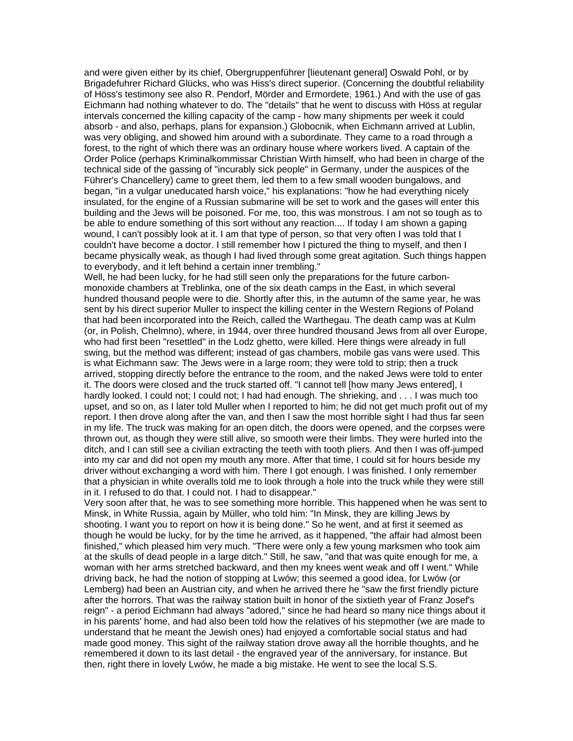and were given either by its chief, Obergruppenführer [lieutenant general] Oswald Pohl, or by Brigadefuhrer Richard Glücks, who was Hiss's direct superior. (Concerning the doubtful reliability of Höss's testimony see also R. Pendorf, Mörder and Ermordete, 1961.) And with the use of gas Eichmann had nothing whatever to do. The "details" that he went to discuss with Höss at regular intervals concerned the killing capacity of the camp - how many shipments per week it could absorb - and also, perhaps, plans for expansion.) Globocnik, when Eichmann arrived at Lublin, was very obliging, and showed him around with a subordinate. They came to a road through a forest, to the right of which there was an ordinary house where workers lived. A captain of the Order Police (perhaps Kriminalkommissar Christian Wirth himself, who had been in charge of the technical side of the gassing of "incurably sick people" in Germany, under the auspices of the Führer's Chancellery) came to greet them, led them to a few small wooden bungalows, and began, "in a vulgar uneducated harsh voice," his explanations: "how he had everything nicely insulated, for the engine of a Russian submarine will be set to work and the gases will enter this building and the Jews will be poisoned. For me, too, this was monstrous. I am not so tough as to be able to endure something of this sort without any reaction.... If today I am shown a gaping wound, I can't possibly look at it. I am that type of person, so that very often I was told that I couldn't have become a doctor. I still remember how I pictured the thing to myself, and then I became physically weak, as though I had lived through some great agitation. Such things happen to everybody, and it left behind a certain inner trembling."

Well, he had been lucky, for he had still seen only the preparations for the future carbon-monoxide chambers at Treblinka, one of the six death camps in the East, in which several hundred thousand people were to die. Shortly after this, in the autumn of the same year, he was sent by his direct superior Muller to inspect the killing center in the Western Regions of Poland that had been incorporated into the Reich, called the Warthegau. The death camp was at Kulm (or, in Polish, Chelmno), where, in 1944, over three hundred thousand Jews from all over Europe, who had first been "resettled" in the Lodz ghetto, were killed. Here things were already in full swing, but the method was different; instead of gas chambers, mobile gas vans were used. This is what Eichmann saw: The Jews were in a large room; they were told to strip; then a truck arrived, stopping directly before the entrance to the room, and the naked Jews were told to enter it. The doors were closed and the truck started off. "I cannot tell [how many Jews entered], I hardly looked. I could not; I could not; I had had enough. The shrieking, and . . . I was much too upset, and so on, as I later told Muller when I reported to him; he did not get much profit out of my report. I then drove along after the van, and then I saw the most horrible sight I had thus far seen in my life. The truck was making for an open ditch, the doors were opened, and the corpses were thrown out, as though they were still alive, so smooth were their limbs. They were hurled into the ditch, and I can still see a civilian extracting the teeth with tooth pliers. And then I was off-jumped into my car and did not open my mouth any more. After that time, I could sit for hours beside my driver without exchanging a word with him. There I got enough. I was finished. I only remember that a physician in white overalls told me to look through a hole into the truck while they were still in it. I refused to do that. I could not. I had to disappear."

Very soon after that, he was to see something more horrible. This happened when he was sent to Minsk, in White Russia, again by Müller, who told him: "In Minsk, they are killing Jews by shooting. I want you to report on how it is being done." So he went, and at first it seemed as though he would be lucky, for by the time he arrived, as it happened, "the affair had almost been finished," which pleased him very much. "There were only a few young marksmen who took aim at the skulls of dead people in a large ditch." Still, he saw, "and that was quite enough for me, a woman with her arms stretched backward, and then my knees went weak and off I went." While driving back, he had the notion of stopping at Lwów; this seemed a good idea, for Lwów (or Lemberg) had been an Austrian city, and when he arrived there he "saw the first friendly picture after the horrors. That was the railway station built in honor of the sixtieth year of Franz Josef's reign" - a period Eichmann had always "adored," since he had heard so many nice things about it in his parents' home, and had also been told how the relatives of his stepmother (we are made to understand that he meant the Jewish ones) had enjoyed a comfortable social status and had made good money. This sight of the railway station drove away all the horrible thoughts, and he remembered it down to its last detail - the engraved year of the anniversary, for instance. But then, right there in lovely Lwów, he made a big mistake. He went to see the local S.S.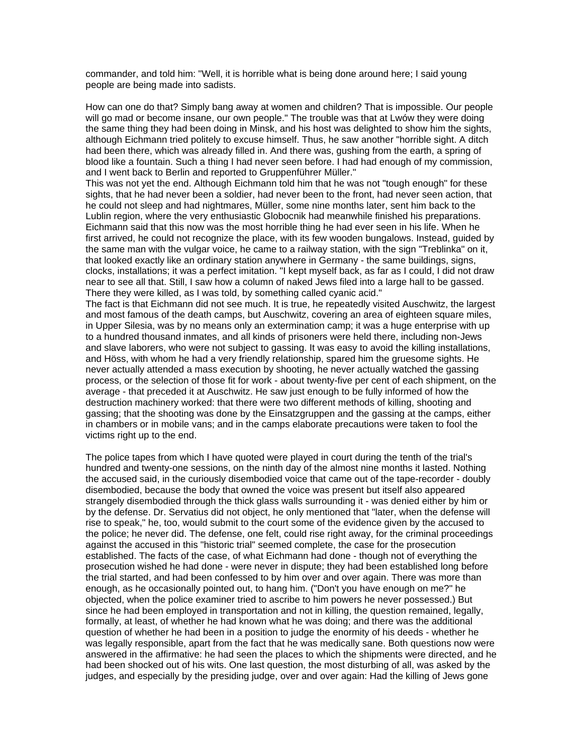commander, and told him: "Well, it is horrible what is being done around here; I said young people are being made into sadists.

How can one do that? Simply bang away at women and children? That is impossible. Our people will go mad or become insane, our own people." The trouble was that at Lwów they were doing the same thing they had been doing in Minsk, and his host was delighted to show him the sights, although Eichmann tried politely to excuse himself. Thus, he saw another "horrible sight. A ditch had been there, which was already filled in. And there was, gushing from the earth, a spring of blood like a fountain. Such a thing I had never seen before. I had had enough of my commission, and I went back to Berlin and reported to Gruppenführer Müller."

This was not yet the end. Although Eichmann told him that he was not "tough enough" for these sights, that he had never been a soldier, had never been to the front, had never seen action, that he could not sleep and had nightmares, Müller, some nine months later, sent him back to the Lublin region, where the very enthusiastic Globocnik had meanwhile finished his preparations. Eichmann said that this now was the most horrible thing he had ever seen in his life. When he first arrived, he could not recognize the place, with its few wooden bungalows. Instead, guided by the same man with the vulgar voice, he came to a railway station, with the sign "Treblinka" on it, that looked exactly like an ordinary station anywhere in Germany - the same buildings, signs, clocks, installations; it was a perfect imitation. "I kept myself back, as far as I could, I did not draw near to see all that. Still, I saw how a column of naked Jews filed into a large hall to be gassed. There they were killed, as I was told, by something called cyanic acid."

The fact is that Eichmann did not see much. It is true, he repeatedly visited Auschwitz, the largest and most famous of the death camps, but Auschwitz, covering an area of eighteen square miles, in Upper Silesia, was by no means only an extermination camp; it was a huge enterprise with up to a hundred thousand inmates, and all kinds of prisoners were held there, including non-Jews and slave laborers, who were not subject to gassing. It was easy to avoid the killing installations, and Höss, with whom he had a very friendly relationship, spared him the gruesome sights. He never actually attended a mass execution by shooting, he never actually watched the gassing process, or the selection of those fit for work - about twenty-five per cent of each shipment, on the average - that preceded it at Auschwitz. He saw just enough to be fully informed of how the destruction machinery worked: that there were two different methods of killing, shooting and gassing; that the shooting was done by the Einsatzgruppen and the gassing at the camps, either in chambers or in mobile vans; and in the camps elaborate precautions were taken to fool the victims right up to the end.

The police tapes from which I have quoted were played in court during the tenth of the trial's hundred and twenty-one sessions, on the ninth day of the almost nine months it lasted. Nothing the accused said, in the curiously disembodied voice that came out of the tape-recorder - doubly disembodied, because the body that owned the voice was present but itself also appeared strangely disembodied through the thick glass walls surrounding it - was denied either by him or by the defense. Dr. Servatius did not object, he only mentioned that "later, when the defense will rise to speak," he, too, would submit to the court some of the evidence given by the accused to the police; he never did. The defense, one felt, could rise right away, for the criminal proceedings against the accused in this "historic trial" seemed complete, the case for the prosecution established. The facts of the case, of what Eichmann had done - though not of everything the prosecution wished he had done - were never in dispute; they had been established long before the trial started, and had been confessed to by him over and over again. There was more than enough, as he occasionally pointed out, to hang him. ("Don't you have enough on me?" he objected, when the police examiner tried to ascribe to him powers he never possessed.) But since he had been employed in transportation and not in killing, the question remained, legally, formally, at least, of whether he had known what he was doing; and there was the additional question of whether he had been in a position to judge the enormity of his deeds - whether he was legally responsible, apart from the fact that he was medically sane. Both questions now were answered in the affirmative: he had seen the places to which the shipments were directed, and he had been shocked out of his wits. One last question, the most disturbing of all, was asked by the judges, and especially by the presiding judge, over and over again: Had the killing of Jews gone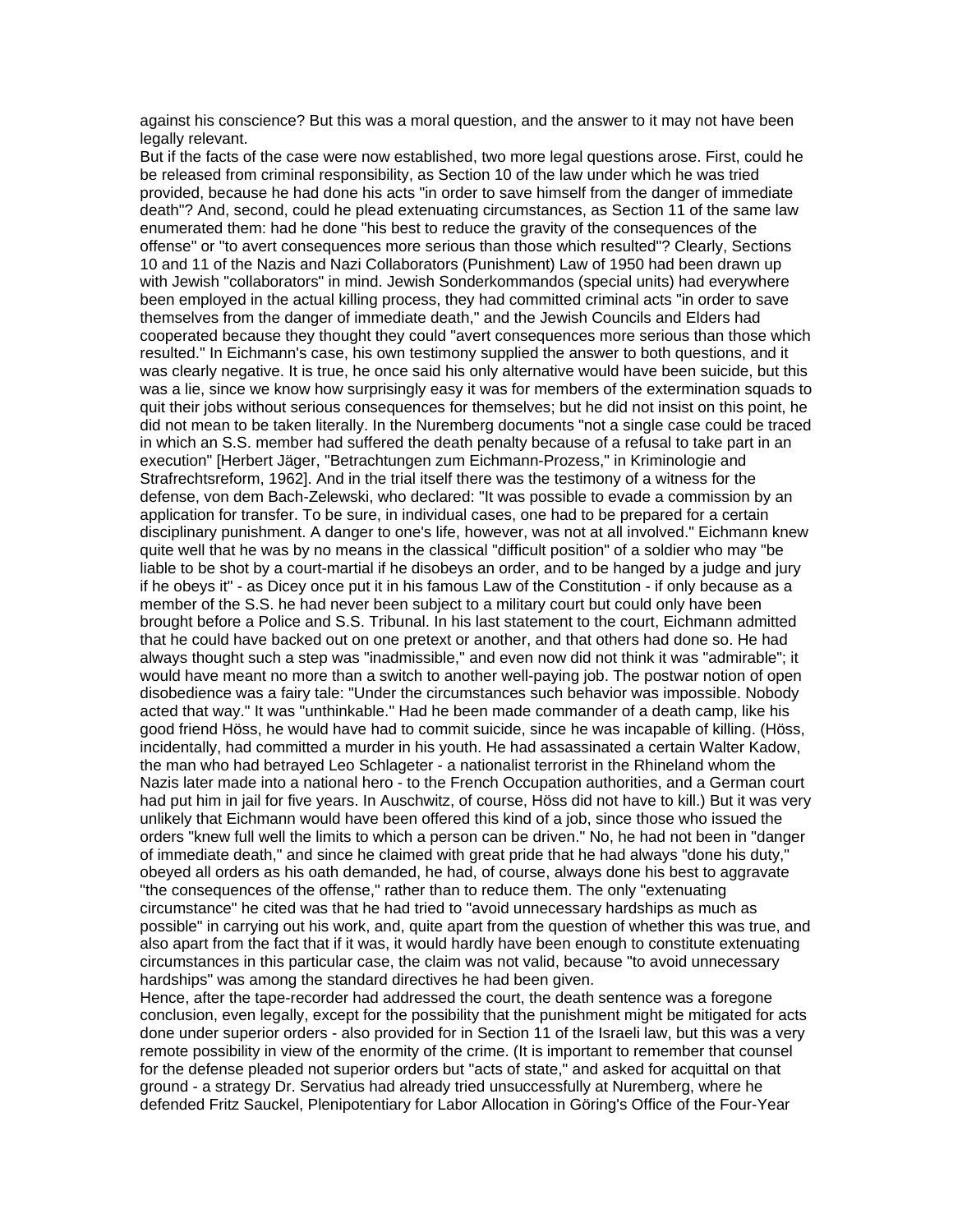against his conscience? But this was a moral question, and the answer to it may not have been legally relevant.

But if the facts of the case were now established, two more legal questions arose. First, could he be released from criminal responsibility, as Section 10 of the law under which he was tried provided, because he had done his acts "in order to save himself from the danger of immediate death"? And, second, could he plead extenuating circumstances, as Section 11 of the same law enumerated them: had he done "his best to reduce the gravity of the consequences of the offense" or "to avert consequences more serious than those which resulted"? Clearly, Sections 10 and 11 of the Nazis and Nazi Collaborators (Punishment) Law of 1950 had been drawn up with Jewish "collaborators" in mind. Jewish Sonderkommandos (special units) had everywhere been employed in the actual killing process, they had committed criminal acts "in order to save themselves from the danger of immediate death," and the Jewish Councils and Elders had cooperated because they thought they could "avert consequences more serious than those which resulted." In Eichmann's case, his own testimony supplied the answer to both questions, and it was clearly negative. It is true, he once said his only alternative would have been suicide, but this was a lie, since we know how surprisingly easy it was for members of the extermination squads to quit their jobs without serious consequences for themselves; but he did not insist on this point, he did not mean to be taken literally. In the Nuremberg documents "not a single case could be traced in which an S.S. member had suffered the death penalty because of a refusal to take part in an execution" [Herbert Jäger, "Betrachtungen zum Eichmann-Prozess," in Kriminologie and Strafrechtsreform, 1962]. And in the trial itself there was the testimony of a witness for the defense, von dem Bach-Zelewski, who declared: "It was possible to evade a commission by an application for transfer. To be sure, in individual cases, one had to be prepared for a certain disciplinary punishment. A danger to one's life, however, was not at all involved." Eichmann knew quite well that he was by no means in the classical "difficult position" of a soldier who may "be liable to be shot by a court-martial if he disobeys an order, and to be hanged by a judge and jury if he obeys it" - as Dicey once put it in his famous Law of the Constitution - if only because as a member of the S.S. he had never been subject to a military court but could only have been brought before a Police and S.S. Tribunal. In his last statement to the court, Eichmann admitted that he could have backed out on one pretext or another, and that others had done so. He had always thought such a step was "inadmissible," and even now did not think it was "admirable"; it would have meant no more than a switch to another well-paying job. The postwar notion of open disobedience was a fairy tale: "Under the circumstances such behavior was impossible. Nobody acted that way." It was "unthinkable." Had he been made commander of a death camp, like his good friend Höss, he would have had to commit suicide, since he was incapable of killing. (Höss, incidentally, had committed a murder in his youth. He had assassinated a certain Walter Kadow, the man who had betrayed Leo Schlageter - a nationalist terrorist in the Rhineland whom the Nazis later made into a national hero - to the French Occupation authorities, and a German court had put him in jail for five years. In Auschwitz, of course, Höss did not have to kill.) But it was very unlikely that Eichmann would have been offered this kind of a job, since those who issued the orders "knew full well the limits to which a person can be driven." No, he had not been in "danger of immediate death," and since he claimed with great pride that he had always "done his duty," obeyed all orders as his oath demanded, he had, of course, always done his best to aggravate "the consequences of the offense," rather than to reduce them. The only "extenuating circumstance" he cited was that he had tried to "avoid unnecessary hardships as much as possible" in carrying out his work, and, quite apart from the question of whether this was true, and also apart from the fact that if it was, it would hardly have been enough to constitute extenuating circumstances in this particular case, the claim was not valid, because "to avoid unnecessary hardships" was among the standard directives he had been given.

Hence, after the tape-recorder had addressed the court, the death sentence was a foregone conclusion, even legally, except for the possibility that the punishment might be mitigated for acts done under superior orders - also provided for in Section 11 of the Israeli law, but this was a very remote possibility in view of the enormity of the crime. (It is important to remember that counsel for the defense pleaded not superior orders but "acts of state," and asked for acquittal on that ground - a strategy Dr. Servatius had already tried unsuccessfully at Nuremberg, where he defended Fritz Sauckel, Plenipotentiary for Labor Allocation in Göring's Office of the Four-Year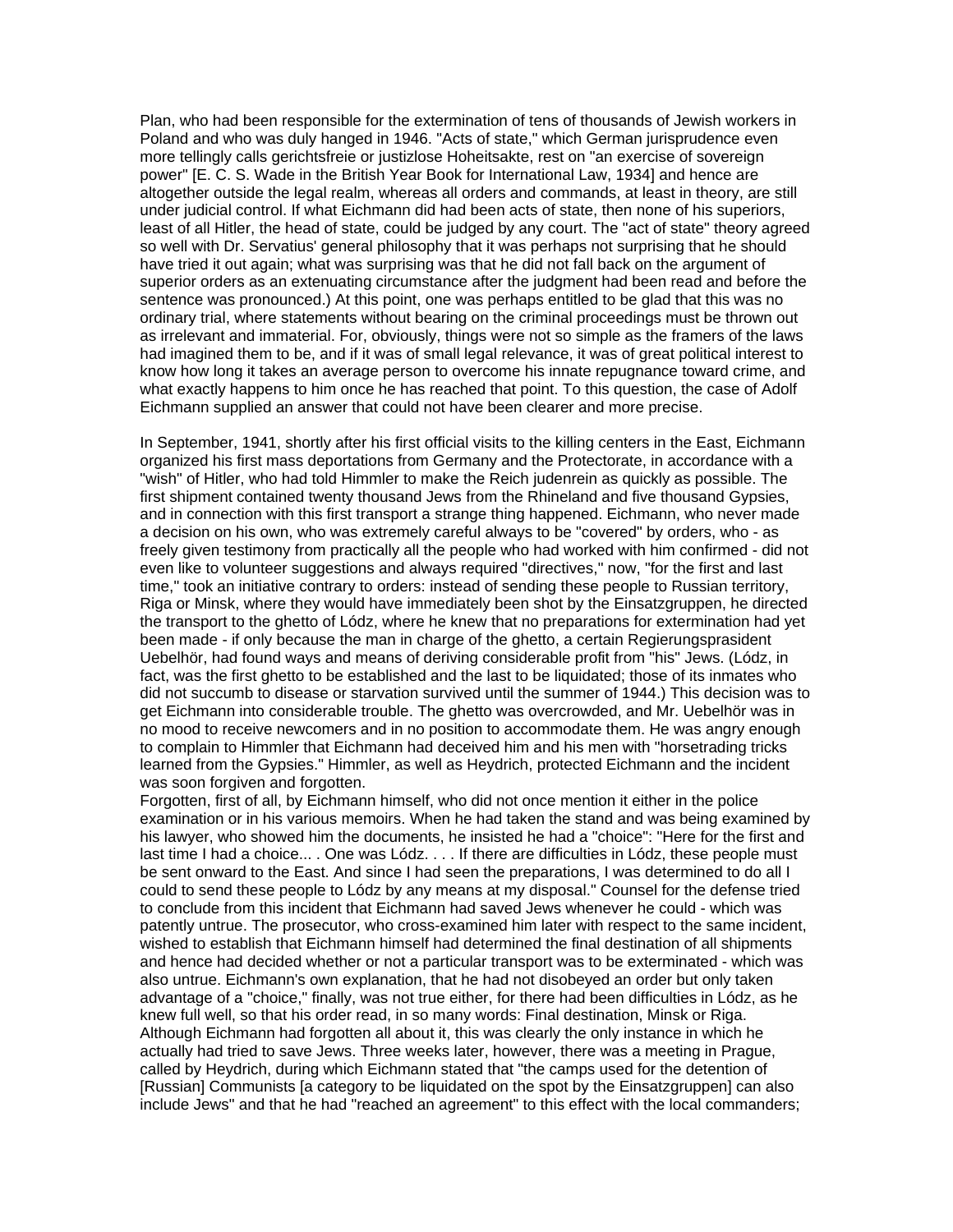Plan, who had been responsible for the extermination of tens of thousands of Jewish workers in Poland and who was duly hanged in 1946. "Acts of state," which German jurisprudence even more tellingly calls gerichtsfreie or justizlose Hoheitsakte, rest on "an exercise of sovereign power" [E. C. S. Wade in the British Year Book for International Law, 1934] and hence are altogether outside the legal realm, whereas all orders and commands, at least in theory, are still under judicial control. If what Eichmann did had been acts of state, then none of his superiors, least of all Hitler, the head of state, could be judged by any court. The "act of state" theory agreed so well with Dr. Servatius' general philosophy that it was perhaps not surprising that he should have tried it out again; what was surprising was that he did not fall back on the argument of superior orders as an extenuating circumstance after the judgment had been read and before the sentence was pronounced.) At this point, one was perhaps entitled to be glad that this was no ordinary trial, where statements without bearing on the criminal proceedings must be thrown out as irrelevant and immaterial. For, obviously, things were not so simple as the framers of the laws had imagined them to be, and if it was of small legal relevance, it was of great political interest to know how long it takes an average person to overcome his innate repugnance toward crime, and what exactly happens to him once he has reached that point. To this question, the case of Adolf Eichmann supplied an answer that could not have been clearer and more precise.

In September, 1941, shortly after his first official visits to the killing centers in the East, Eichmann organized his first mass deportations from Germany and the Protectorate, in accordance with a "wish" of Hitler, who had told Himmler to make the Reich judenrein as quickly as possible. The first shipment contained twenty thousand Jews from the Rhineland and five thousand Gypsies, and in connection with this first transport a strange thing happened. Eichmann, who never made a decision on his own, who was extremely careful always to be "covered" by orders, who - as freely given testimony from practically all the people who had worked with him confirmed - did not even like to volunteer suggestions and always required "directives," now, "for the first and last time," took an initiative contrary to orders: instead of sending these people to Russian territory, Riga or Minsk, where they would have immediately been shot by the Einsatzgruppen, he directed the transport to the ghetto of Lódz, where he knew that no preparations for extermination had yet been made - if only because the man in charge of the ghetto, a certain Regierungsprasident Uebelhör, had found ways and means of deriving considerable profit from "his" Jews. (Lódz, in fact, was the first ghetto to be established and the last to be liquidated; those of its inmates who did not succumb to disease or starvation survived until the summer of 1944.) This decision was to get Eichmann into considerable trouble. The ghetto was overcrowded, and Mr. Uebelhör was in no mood to receive newcomers and in no position to accommodate them. He was angry enough to complain to Himmler that Eichmann had deceived him and his men with "horsetrading tricks learned from the Gypsies." Himmler, as well as Heydrich, protected Eichmann and the incident was soon forgiven and forgotten.

Forgotten, first of all, by Eichmann himself, who did not once mention it either in the police examination or in his various memoirs. When he had taken the stand and was being examined by his lawyer, who showed him the documents, he insisted he had a "choice": "Here for the first and last time I had a choice... . One was Lódz. . . . If there are difficulties in Lódz, these people must be sent onward to the East. And since I had seen the preparations, I was determined to do all I could to send these people to Lódz by any means at my disposal." Counsel for the defense tried to conclude from this incident that Eichmann had saved Jews whenever he could - which was patently untrue. The prosecutor, who cross-examined him later with respect to the same incident, wished to establish that Eichmann himself had determined the final destination of all shipments and hence had decided whether or not a particular transport was to be exterminated - which was also untrue. Eichmann's own explanation, that he had not disobeyed an order but only taken advantage of a "choice," finally, was not true either, for there had been difficulties in Lódz, as he knew full well, so that his order read, in so many words: Final destination, Minsk or Riga. Although Eichmann had forgotten all about it, this was clearly the only instance in which he actually had tried to save Jews. Three weeks later, however, there was a meeting in Prague, called by Heydrich, during which Eichmann stated that "the camps used for the detention of [Russian] Communists [a category to be liquidated on the spot by the Einsatzgruppen] can also include Jews" and that he had "reached an agreement" to this effect with the local commanders;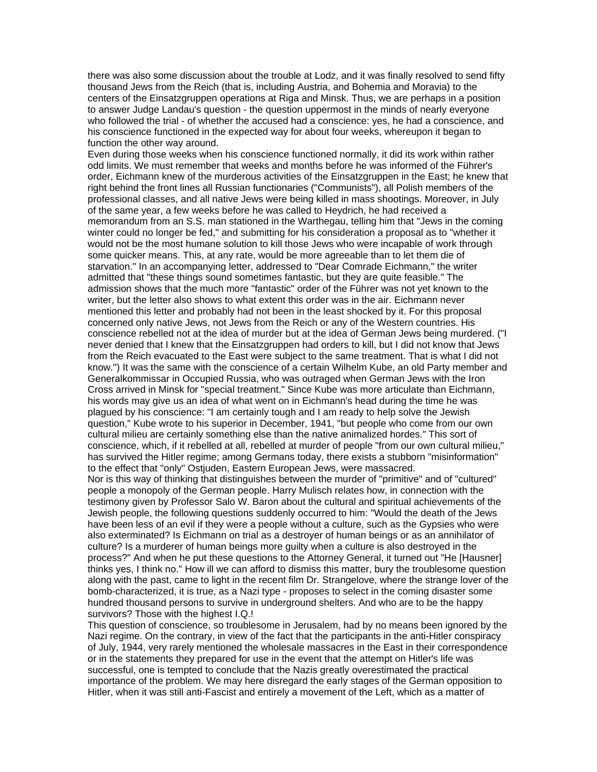there was also some discussion about the trouble at Lodz, and it was finally resolved to send fifty thousand Jews from the Reich (that is, including Austria, and Bohemia and Moravia) to the centers of the Einsatzgruppen operations at Riga and Minsk. Thus, we are perhaps in a position to answer Judge Landau's question - the question uppermost in the minds of nearly everyone who followed the trial - of whether the accused had a conscience: yes, he had a conscience, and his conscience functioned in the expected way for about four weeks, whereupon it began to function the other way around.

Even during those weeks when his conscience functioned normally, it did its work within rather odd limits. We must remember that weeks and months before he was informed of the Führer's order, Eichmann knew of the murderous activities of the Einsatzgruppen in the East; he knew that right behind the front lines all Russian functionaries ("Communists"), all Polish members of the professional classes, and all native Jews were being killed in mass shootings. Moreover, in July of the same year, a few weeks before he was called to Heydrich, he had received a memorandum from an S.S. man stationed in the Warthegau, telling him that "Jews in the coming winter could no longer be fed," and submitting for his consideration a proposal as to "whether it would not be the most humane solution to kill those Jews who were incapable of work through some quicker means. This, at any rate, would be more agreeable than to let them die of starvation." In an accompanying letter, addressed to "Dear Comrade Eichmann," the writer admitted that "these things sound sometimes fantastic, but they are quite feasible." The admission shows that the much more "fantastic" order of the Führer was not yet known to the writer, but the letter also shows to what extent this order was in the air. Eichmann never mentioned this letter and probably had not been in the least shocked by it. For this proposal concerned only native Jews, not Jews from the Reich or any of the Western countries. His conscience rebelled not at the idea of murder but at the idea of German Jews being murdered. ("I never denied that I knew that the Einsatzgruppen had orders to kill, but I did not know that Jews from the Reich evacuated to the East were subject to the same treatment. That is what I did not know.") It was the same with the conscience of a certain Wilhelm Kube, an old Party member and Generalkommissar in Occupied Russia, who was outraged when German Jews with the Iron Cross arrived in Minsk for "special treatment." Since Kube was more articulate than Eichmann, his words may give us an idea of what went on in Eichmann's head during the time he was plagued by his conscience: "I am certainly tough and I am ready to help solve the Jewish question," Kube wrote to his superior in December, 1941, "but people who come from our own cultural milieu are certainly something else than the native animalized hordes." This sort of conscience, which, if it rebelled at all, rebelled at murder of people "from our own cultural milieu," has survived the Hitler regime; among Germans today, there exists a stubborn "misinformation" to the effect that "only" Ostjuden, Eastern European Jews, were massacred.

Nor is this way of thinking that distinguishes between the murder of "primitive" and of "cultured" people a monopoly of the German people. Harry Mulisch relates how, in connection with the testimony given by Professor Salo W. Baron about the cultural and spiritual achievements of the Jewish people, the following questions suddenly occurred to him: "Would the death of the Jews have been less of an evil if they were a people without a culture, such as the Gypsies who were also exterminated? Is Eichmann on trial as a destroyer of human beings or as an annihilator of culture? Is a murderer of human beings more guilty when a culture is also destroyed in the process?" And when he put these questions to the Attorney General, it turned out "He [Hausner] thinks yes, I think no." How ill we can afford to dismiss this matter, bury the troublesome question along with the past, came to light in the recent film Dr. Strangelove, where the strange lover of the bomb-characterized, it is true, as a Nazi type - proposes to select in the coming disaster some hundred thousand persons to survive in underground shelters. And who are to be the happy survivors? Those with the highest I.Q.!

This question of conscience, so troublesome in Jerusalem, had by no means been ignored by the Nazi regime. On the contrary, in view of the fact that the participants in the anti-Hitler conspiracy of July, 1944, very rarely mentioned the wholesale massacres in the East in their correspondence or in the statements they prepared for use in the event that the attempt on Hitler's life was successful, one is tempted to conclude that the Nazis greatly overestimated the practical importance of the problem. We may here disregard the early stages of the German opposition to Hitler, when it was still anti-Fascist and entirely a movement of the Left, which as a matter of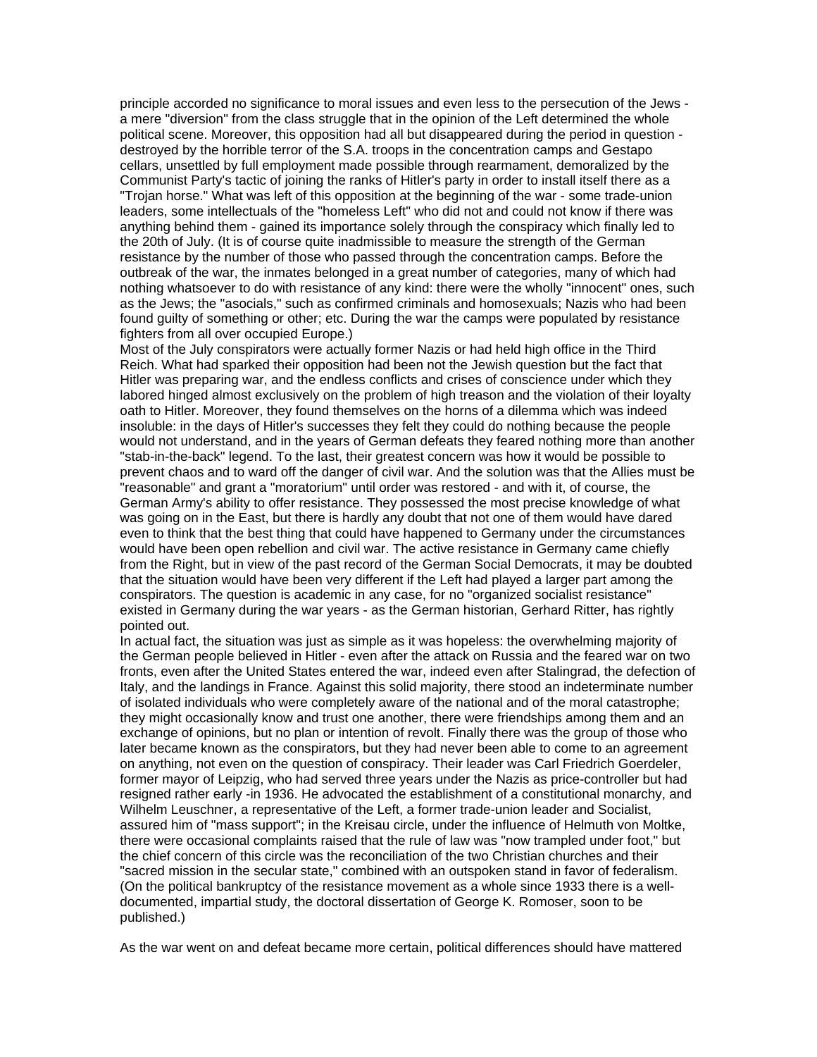principle accorded no significance to moral issues and even less to the persecution of the Jews - a mere "diversion" from the class struggle that in the opinion of the Left determined the whole political scene. Moreover, this opposition had all but disappeared during the period in question - destroyed by the horrible terror of the S.A. troops in the concentration camps and Gestapo cellars, unsettled by full employment made possible through rearmament, demoralized by the Communist Party's tactic of joining the ranks of Hitler's party in order to install itself there as a "Trojan horse." What was left of this opposition at the beginning of the war - some trade-union leaders, some intellectuals of the "homeless Left" who did not and could not know if there was anything behind them - gained its importance solely through the conspiracy which finally led to the 20th of July. (It is of course quite inadmissible to measure the strength of the German resistance by the number of those who passed through the concentration camps. Before the outbreak of the war, the inmates belonged in a great number of categories, many of which had nothing whatsoever to do with resistance of any kind: there were the wholly "innocent" ones, such as the Jews; the "asocials," such as confirmed criminals and homosexuals; Nazis who had been found guilty of something or other; etc. During the war the camps were populated by resistance fighters from all over occupied Europe.)

Most of the July conspirators were actually former Nazis or had held high office in the Third Reich. What had sparked their opposition had been not the Jewish question but the fact that Hitler was preparing war, and the endless conflicts and crises of conscience under which they labored hinged almost exclusively on the problem of high treason and the violation of their loyalty oath to Hitler. Moreover, they found themselves on the horns of a dilemma which was indeed insoluble: in the days of Hitler's successes they felt they could do nothing because the people would not understand, and in the years of German defeats they feared nothing more than another "stab-in-the-back" legend. To the last, their greatest concern was how it would be possible to prevent chaos and to ward off the danger of civil war. And the solution was that the Allies must be "reasonable" and grant a "moratorium" until order was restored - and with it, of course, the German Army's ability to offer resistance. They possessed the most precise knowledge of what was going on in the East, but there is hardly any doubt that not one of them would have dared even to think that the best thing that could have happened to Germany under the circumstances would have been open rebellion and civil war. The active resistance in Germany came chiefly from the Right, but in view of the past record of the German Social Democrats, it may be doubted that the situation would have been very different if the Left had played a larger part among the conspirators. The question is academic in any case, for no "organized socialist resistance" existed in Germany during the war years - as the German historian, Gerhard Ritter, has rightly pointed out.

In actual fact, the situation was just as simple as it was hopeless: the overwhelming majority of the German people believed in Hitler - even after the attack on Russia and the feared war on two fronts, even after the United States entered the war, indeed even after Stalingrad, the defection of Italy, and the landings in France. Against this solid majority, there stood an indeterminate number of isolated individuals who were completely aware of the national and of the moral catastrophe; they might occasionally know and trust one another, there were friendships among them and an exchange of opinions, but no plan or intention of revolt. Finally there was the group of those who later became known as the conspirators, but they had never been able to come to an agreement on anything, not even on the question of conspiracy. Their leader was Carl Friedrich Goerdeler, former mayor of Leipzig, who had served three years under the Nazis as price-controller but had resigned rather early -in 1936. He advocated the establishment of a constitutional monarchy, and Wilhelm Leuschner, a representative of the Left, a former trade-union leader and Socialist, assured him of "mass support"; in the Kreisau circle, under the influence of Helmuth von Moltke, there were occasional complaints raised that the rule of law was "now trampled under foot," but the chief concern of this circle was the reconciliation of the two Christian churches and their "sacred mission in the secular state," combined with an outspoken stand in favor of federalism. (On the political bankruptcy of the resistance movement as a whole since 1933 there is a well-documented, impartial study, the doctoral dissertation of George K. Romoser, soon to be published.)

As the war went on and defeat became more certain, political differences should have mattered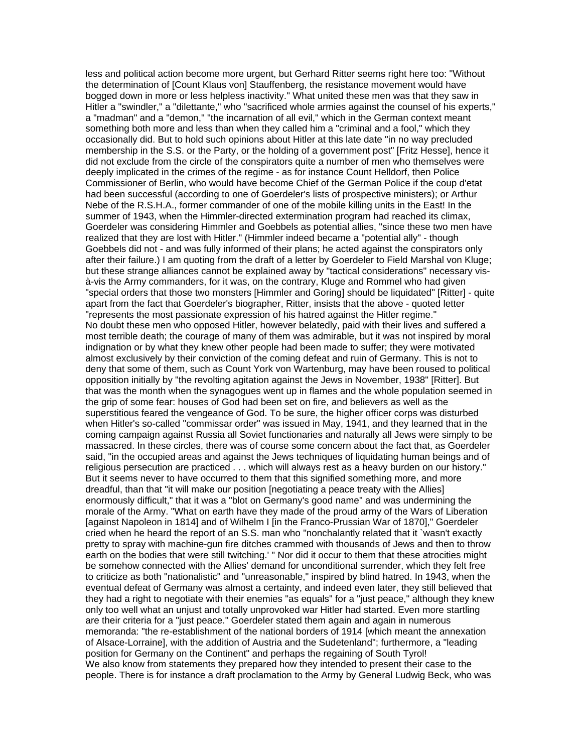less and political action become more urgent, but Gerhard Ritter seems right here too: "Without the determination of [Count Klaus von] Stauffenberg, the resistance movement would have bogged down in more or less helpless inactivity." What united these men was that they saw in Hitler a "swindler," a "dilettante," who "sacrificed whole armies against the counsel of his experts," a "madman" and a "demon," "the incarnation of all evil," which in the German context meant something both more and less than when they called him a "criminal and a fool," which they occasionally did. But to hold such opinions about Hitler at this late date "in no way precluded membership in the S.S. or the Party, or the holding of a government post" [Fritz Hesse], hence it did not exclude from the circle of the conspirators quite a number of men who themselves were deeply implicated in the crimes of the regime - as for instance Count Helldorf, then Police Commissioner of Berlin, who would have become Chief of the German Police if the coup d'etat had been successful (according to one of Goerdeler's lists of prospective ministers); or Arthur Nebe of the R.S.H.A., former commander of one of the mobile killing units in the East! In the summer of 1943, when the Himmler-directed extermination program had reached its climax, Goerdeler was considering Himmler and Goebbels as potential allies, "since these two men have realized that they are lost with Hitler." (Himmler indeed became a "potential ally" - though Goebbels did not - and was fully informed of their plans; he acted against the conspirators only after their failure.) I am quoting from the draft of a letter by Goerdeler to Field Marshal von Kluge; but these strange alliances cannot be explained away by "tactical considerations" necessary vis-à-vis the Army commanders, for it was, on the contrary, Kluge and Rommel who had given "special orders that those two monsters [Himmler and Goring] should be liquidated" [Ritter] - quite apart from the fact that Goerdeler's biographer, Ritter, insists that the above - quoted letter "represents the most passionate expression of his hatred against the Hitler regime."
No doubt these men who opposed Hitler, however belatedly, paid with their lives and suffered a most terrible death; the courage of many of them was admirable, but it was not inspired by moral indignation or by what they knew other people had been made to suffer; they were motivated almost exclusively by their conviction of the coming defeat and ruin of Germany. This is not to deny that some of them, such as Count York von Wartenburg, may have been roused to political opposition initially by "the revolting agitation against the Jews in November, 1938" [Ritter]. But that was the month when the synagogues went up in flames and the whole population seemed in the grip of some fear: houses of God had been set on fire, and believers as well as the superstitious feared the vengeance of God. To be sure, the higher officer corps was disturbed when Hitler's so-called "commissar order" was issued in May, 1941, and they learned that in the coming campaign against Russia all Soviet functionaries and naturally all Jews were simply to be massacred. In these circles, there was of course some concern about the fact that, as Goerdeler said, "in the occupied areas and against the Jews techniques of liquidating human beings and of religious persecution are practiced . . . which will always rest as a heavy burden on our history." But it seems never to have occurred to them that this signified something more, and more dreadful, than that "it will make our position [negotiating a peace treaty with the Allies] enormously difficult," that it was a "blot on Germany's good name" and was undermining the morale of the Army. "What on earth have they made of the proud army of the Wars of Liberation [against Napoleon in 1814] and of Wilhelm I [in the Franco-Prussian War of 1870]," Goerdeler cried when he heard the report of an S.S. man who "nonchalantly related that it `wasn't exactly pretty to spray with machine-gun fire ditches crammed with thousands of Jews and then to throw earth on the bodies that were still twitching.' " Nor did it occur to them that these atrocities might be somehow connected with the Allies' demand for unconditional surrender, which they felt free to criticize as both "nationalistic" and "unreasonable," inspired by blind hatred. In 1943, when the eventual defeat of Germany was almost a certainty, and indeed even later, they still believed that they had a right to negotiate with their enemies "as equals" for a "just peace," although they knew only too well what an unjust and totally unprovoked war Hitler had started. Even more startling are their criteria for a "just peace." Goerdeler stated them again and again in numerous memoranda: "the re-establishment of the national borders of 1914 [which meant the annexation of Alsace-Lorraine], with the addition of Austria and the Sudetenland"; furthermore, a "leading position for Germany on the Continent" and perhaps the regaining of South Tyrol!
We also know from statements they prepared how they intended to present their case to the people. There is for instance a draft proclamation to the Army by General Ludwig Beck, who was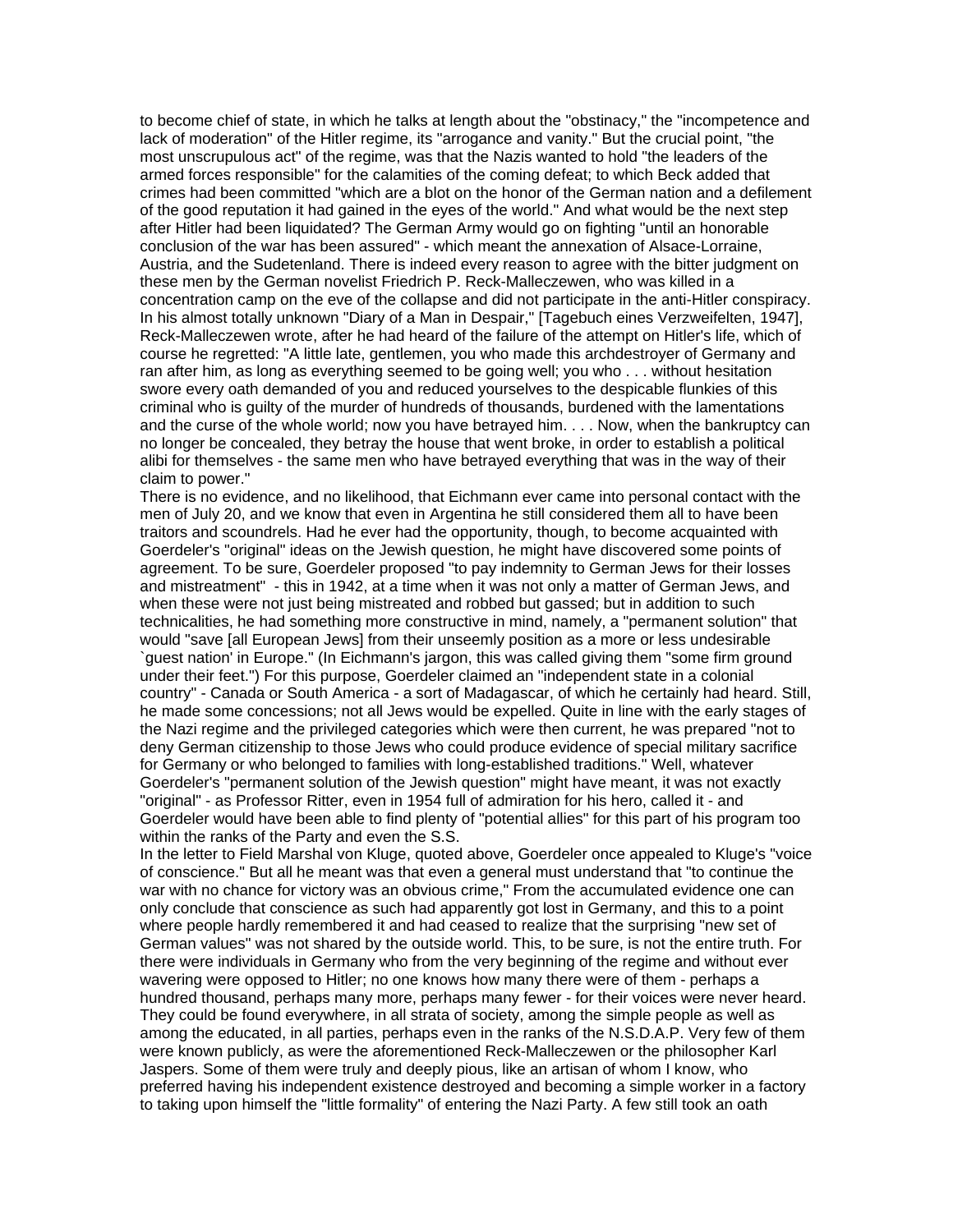to become chief of state, in which he talks at length about the "obstinacy," the "incompetence and lack of moderation" of the Hitler regime, its "arrogance and vanity." But the crucial point, "the most unscrupulous act" of the regime, was that the Nazis wanted to hold "the leaders of the armed forces responsible" for the calamities of the coming defeat; to which Beck added that crimes had been committed "which are a blot on the honor of the German nation and a defilement of the good reputation it had gained in the eyes of the world." And what would be the next step after Hitler had been liquidated? The German Army would go on fighting "until an honorable conclusion of the war has been assured" - which meant the annexation of Alsace-Lorraine, Austria, and the Sudetenland. There is indeed every reason to agree with the bitter judgment on these men by the German novelist Friedrich P. Reck-Malleczewen, who was killed in a concentration camp on the eve of the collapse and did not participate in the anti-Hitler conspiracy. In his almost totally unknown "Diary of a Man in Despair," [Tagebuch eines Verzweifelten, 1947], Reck-Malleczewen wrote, after he had heard of the failure of the attempt on Hitler's life, which of course he regretted: "A little late, gentlemen, you who made this archdestroyer of Germany and ran after him, as long as everything seemed to be going well; you who . . . without hesitation swore every oath demanded of you and reduced yourselves to the despicable flunkies of this criminal who is guilty of the murder of hundreds of thousands, burdened with the lamentations and the curse of the whole world; now you have betrayed him. . . . Now, when the bankruptcy can no longer be concealed, they betray the house that went broke, in order to establish a political alibi for themselves - the same men who have betrayed everything that was in the way of their claim to power."

There is no evidence, and no likelihood, that Eichmann ever came into personal contact with the men of July 20, and we know that even in Argentina he still considered them all to have been traitors and scoundrels. Had he ever had the opportunity, though, to become acquainted with Goerdeler's "original" ideas on the Jewish question, he might have discovered some points of agreement. To be sure, Goerdeler proposed "to pay indemnity to German Jews for their losses and mistreatment" - this in 1942, at a time when it was not only a matter of German Jews, and when these were not just being mistreated and robbed but gassed; but in addition to such technicalities, he had something more constructive in mind, namely, a "permanent solution" that would "save [all European Jews] from their unseemly position as a more or less undesirable `guest nation' in Europe." (In Eichmann's jargon, this was called giving them "some firm ground under their feet.") For this purpose, Goerdeler claimed an "independent state in a colonial country" - Canada or South America - a sort of Madagascar, of which he certainly had heard. Still, he made some concessions; not all Jews would be expelled. Quite in line with the early stages of the Nazi regime and the privileged categories which were then current, he was prepared "not to deny German citizenship to those Jews who could produce evidence of special military sacrifice for Germany or who belonged to families with long-established traditions." Well, whatever Goerdeler's "permanent solution of the Jewish question" might have meant, it was not exactly "original" - as Professor Ritter, even in 1954 full of admiration for his hero, called it - and Goerdeler would have been able to find plenty of "potential allies" for this part of his program too within the ranks of the Party and even the S.S.

In the letter to Field Marshal von Kluge, quoted above, Goerdeler once appealed to Kluge's "voice of conscience." But all he meant was that even a general must understand that "to continue the war with no chance for victory was an obvious crime," From the accumulated evidence one can only conclude that conscience as such had apparently got lost in Germany, and this to a point where people hardly remembered it and had ceased to realize that the surprising "new set of German values" was not shared by the outside world. This, to be sure, is not the entire truth. For there were individuals in Germany who from the very beginning of the regime and without ever wavering were opposed to Hitler; no one knows how many there were of them - perhaps a hundred thousand, perhaps many more, perhaps many fewer - for their voices were never heard. They could be found everywhere, in all strata of society, among the simple people as well as among the educated, in all parties, perhaps even in the ranks of the N.S.D.A.P. Very few of them were known publicly, as were the aforementioned Reck-Malleczewen or the philosopher Karl Jaspers. Some of them were truly and deeply pious, like an artisan of whom I know, who preferred having his independent existence destroyed and becoming a simple worker in a factory to taking upon himself the "little formality" of entering the Nazi Party. A few still took an oath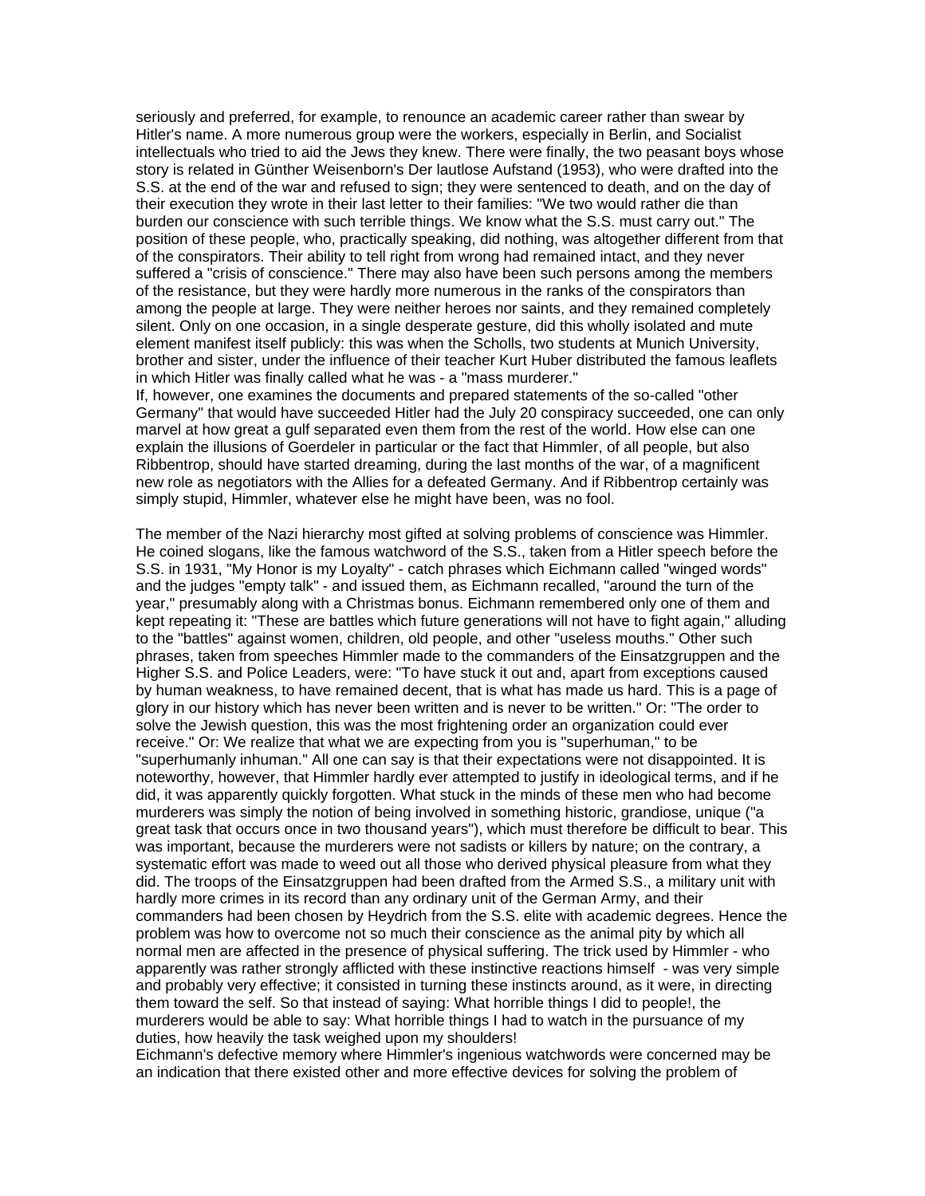seriously and preferred, for example, to renounce an academic career rather than swear by Hitler's name. A more numerous group were the workers, especially in Berlin, and Socialist intellectuals who tried to aid the Jews they knew. There were finally, the two peasant boys whose story is related in Günther Weisenborn's Der lautlose Aufstand (1953), who were drafted into the S.S. at the end of the war and refused to sign; they were sentenced to death, and on the day of their execution they wrote in their last letter to their families: "We two would rather die than burden our conscience with such terrible things. We know what the S.S. must carry out." The position of these people, who, practically speaking, did nothing, was altogether different from that of the conspirators. Their ability to tell right from wrong had remained intact, and they never suffered a "crisis of conscience." There may also have been such persons among the members of the resistance, but they were hardly more numerous in the ranks of the conspirators than among the people at large. They were neither heroes nor saints, and they remained completely silent. Only on one occasion, in a single desperate gesture, did this wholly isolated and mute element manifest itself publicly: this was when the Scholls, two students at Munich University, brother and sister, under the influence of their teacher Kurt Huber distributed the famous leaflets in which Hitler was finally called what he was - a "mass murderer."
If, however, one examines the documents and prepared statements of the so-called "other Germany" that would have succeeded Hitler had the July 20 conspiracy succeeded, one can only marvel at how great a gulf separated even them from the rest of the world. How else can one explain the illusions of Goerdeler in particular or the fact that Himmler, of all people, but also Ribbentrop, should have started dreaming, during the last months of the war, of a magnificent new role as negotiators with the Allies for a defeated Germany. And if Ribbentrop certainly was simply stupid, Himmler, whatever else he might have been, was no fool.

The member of the Nazi hierarchy most gifted at solving problems of conscience was Himmler. He coined slogans, like the famous watchword of the S.S., taken from a Hitler speech before the S.S. in 1931, "My Honor is my Loyalty" - catch phrases which Eichmann called "winged words" and the judges "empty talk" - and issued them, as Eichmann recalled, "around the turn of the year," presumably along with a Christmas bonus. Eichmann remembered only one of them and kept repeating it: "These are battles which future generations will not have to fight again," alluding to the "battles" against women, children, old people, and other "useless mouths." Other such phrases, taken from speeches Himmler made to the commanders of the Einsatzgruppen and the Higher S.S. and Police Leaders, were: "To have stuck it out and, apart from exceptions caused by human weakness, to have remained decent, that is what has made us hard. This is a page of glory in our history which has never been written and is never to be written." Or: "The order to solve the Jewish question, this was the most frightening order an organization could ever receive." Or: We realize that what we are expecting from you is "superhuman," to be "superhumanly inhuman." All one can say is that their expectations were not disappointed. It is noteworthy, however, that Himmler hardly ever attempted to justify in ideological terms, and if he did, it was apparently quickly forgotten. What stuck in the minds of these men who had become murderers was simply the notion of being involved in something historic, grandiose, unique ("a great task that occurs once in two thousand years"), which must therefore be difficult to bear. This was important, because the murderers were not sadists or killers by nature; on the contrary, a systematic effort was made to weed out all those who derived physical pleasure from what they did. The troops of the Einsatzgruppen had been drafted from the Armed S.S., a military unit with hardly more crimes in its record than any ordinary unit of the German Army, and their commanders had been chosen by Heydrich from the S.S. elite with academic degrees. Hence the problem was how to overcome not so much their conscience as the animal pity by which all normal men are affected in the presence of physical suffering. The trick used by Himmler - who apparently was rather strongly afflicted with these instinctive reactions himself - was very simple and probably very effective; it consisted in turning these instincts around, as it were, in directing them toward the self. So that instead of saying: What horrible things I did to people!, the murderers would be able to say: What horrible things I had to watch in the pursuance of my duties, how heavily the task weighed upon my shoulders!
Eichmann's defective memory where Himmler's ingenious watchwords were concerned may be an indication that there existed other and more effective devices for solving the problem of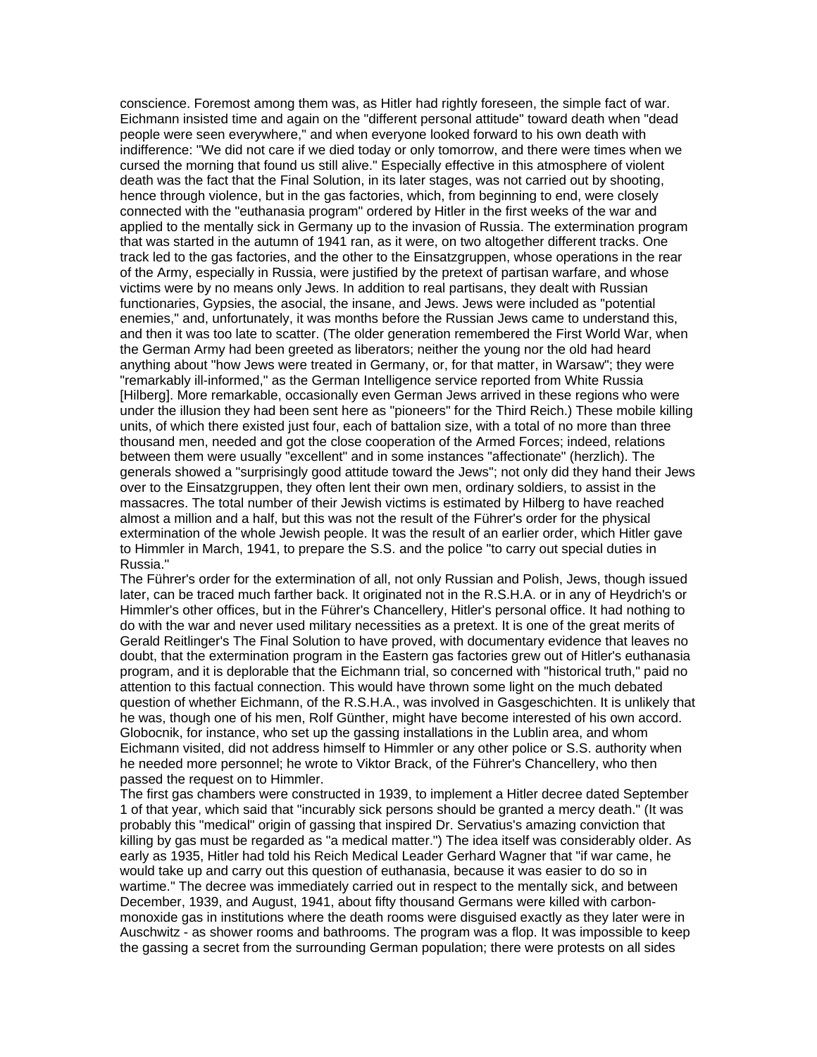conscience. Foremost among them was, as Hitler had rightly foreseen, the simple fact of war. Eichmann insisted time and again on the "different personal attitude" toward death when "dead people were seen everywhere," and when everyone looked forward to his own death with indifference: "We did not care if we died today or only tomorrow, and there were times when we cursed the morning that found us still alive." Especially effective in this atmosphere of violent death was the fact that the Final Solution, in its later stages, was not carried out by shooting, hence through violence, but in the gas factories, which, from beginning to end, were closely connected with the "euthanasia program" ordered by Hitler in the first weeks of the war and applied to the mentally sick in Germany up to the invasion of Russia. The extermination program that was started in the autumn of 1941 ran, as it were, on two altogether different tracks. One track led to the gas factories, and the other to the Einsatzgruppen, whose operations in the rear of the Army, especially in Russia, were justified by the pretext of partisan warfare, and whose victims were by no means only Jews. In addition to real partisans, they dealt with Russian functionaries, Gypsies, the asocial, the insane, and Jews. Jews were included as "potential enemies," and, unfortunately, it was months before the Russian Jews came to understand this, and then it was too late to scatter. (The older generation remembered the First World War, when the German Army had been greeted as liberators; neither the young nor the old had heard anything about "how Jews were treated in Germany, or, for that matter, in Warsaw"; they were "remarkably ill-informed," as the German Intelligence service reported from White Russia [Hilberg]. More remarkable, occasionally even German Jews arrived in these regions who were under the illusion they had been sent here as "pioneers" for the Third Reich.) These mobile killing units, of which there existed just four, each of battalion size, with a total of no more than three thousand men, needed and got the close cooperation of the Armed Forces; indeed, relations between them were usually "excellent" and in some instances "affectionate" (herzlich). The generals showed a "surprisingly good attitude toward the Jews"; not only did they hand their Jews over to the Einsatzgruppen, they often lent their own men, ordinary soldiers, to assist in the massacres. The total number of their Jewish victims is estimated by Hilberg to have reached almost a million and a half, but this was not the result of the Führer's order for the physical extermination of the whole Jewish people. It was the result of an earlier order, which Hitler gave to Himmler in March, 1941, to prepare the S.S. and the police "to carry out special duties in Russia."

The Führer's order for the extermination of all, not only Russian and Polish, Jews, though issued later, can be traced much farther back. It originated not in the R.S.H.A. or in any of Heydrich's or Himmler's other offices, but in the Führer's Chancellery, Hitler's personal office. It had nothing to do with the war and never used military necessities as a pretext. It is one of the great merits of Gerald Reitlinger's The Final Solution to have proved, with documentary evidence that leaves no doubt, that the extermination program in the Eastern gas factories grew out of Hitler's euthanasia program, and it is deplorable that the Eichmann trial, so concerned with "historical truth," paid no attention to this factual connection. This would have thrown some light on the much debated question of whether Eichmann, of the R.S.H.A., was involved in Gasgeschichten. It is unlikely that he was, though one of his men, Rolf Günther, might have become interested of his own accord. Globocnik, for instance, who set up the gassing installations in the Lublin area, and whom Eichmann visited, did not address himself to Himmler or any other police or S.S. authority when he needed more personnel; he wrote to Viktor Brack, of the Führer's Chancellery, who then passed the request on to Himmler.

The first gas chambers were constructed in 1939, to implement a Hitler decree dated September 1 of that year, which said that "incurably sick persons should be granted a mercy death." (It was probably this "medical" origin of gassing that inspired Dr. Servatius's amazing conviction that killing by gas must be regarded as "a medical matter.") The idea itself was considerably older. As early as 1935, Hitler had told his Reich Medical Leader Gerhard Wagner that "if war came, he would take up and carry out this question of euthanasia, because it was easier to do so in wartime." The decree was immediately carried out in respect to the mentally sick, and between December, 1939, and August, 1941, about fifty thousand Germans were killed with carbon-monoxide gas in institutions where the death rooms were disguised exactly as they later were in Auschwitz - as shower rooms and bathrooms. The program was a flop. It was impossible to keep the gassing a secret from the surrounding German population; there were protests on all sides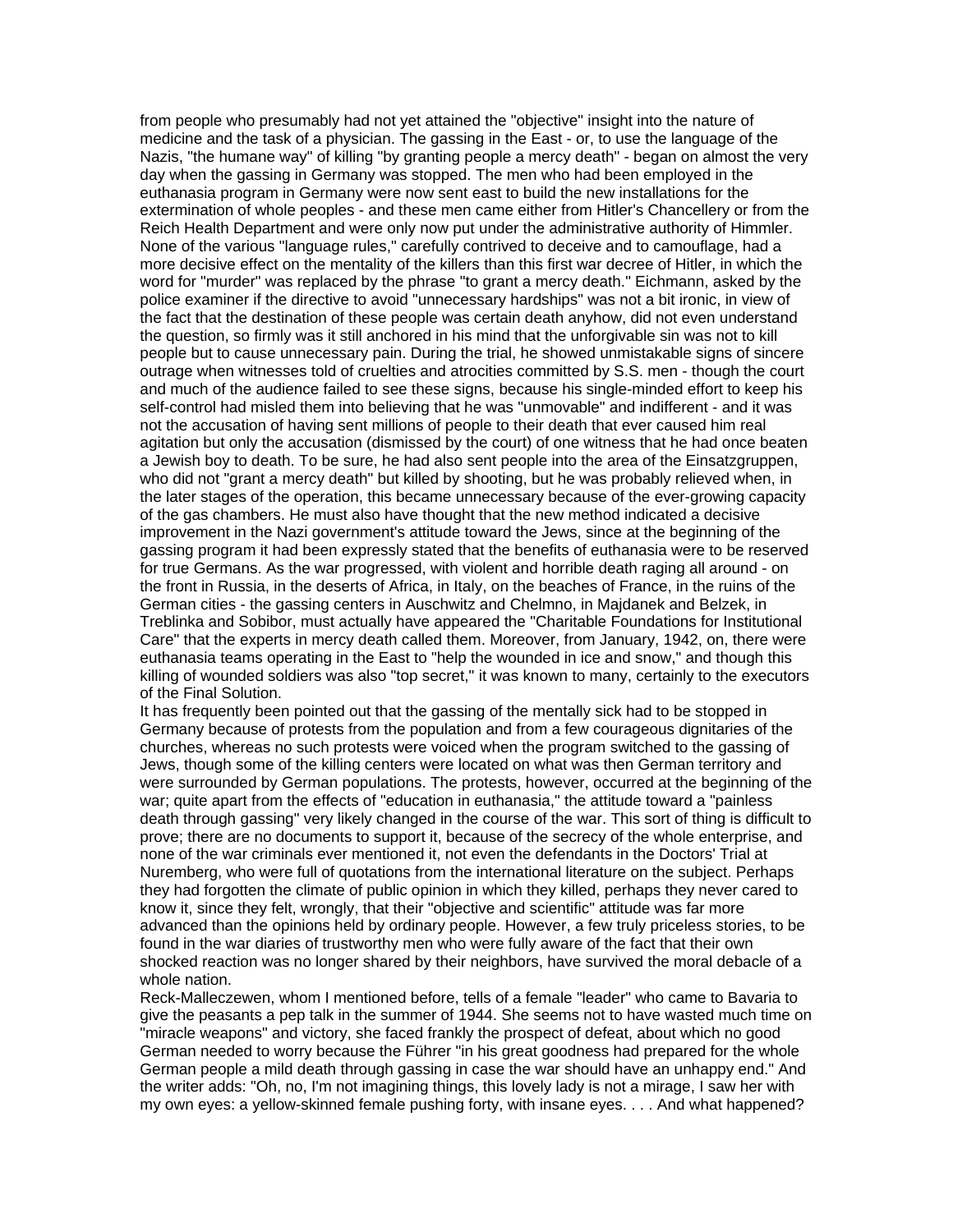from people who presumably had not yet attained the "objective" insight into the nature of medicine and the task of a physician. The gassing in the East - or, to use the language of the Nazis, "the humane way" of killing "by granting people a mercy death" - began on almost the very day when the gassing in Germany was stopped. The men who had been employed in the euthanasia program in Germany were now sent east to build the new installations for the extermination of whole peoples - and these men came either from Hitler's Chancellery or from the Reich Health Department and were only now put under the administrative authority of Himmler. None of the various "language rules," carefully contrived to deceive and to camouflage, had a more decisive effect on the mentality of the killers than this first war decree of Hitler, in which the word for "murder" was replaced by the phrase "to grant a mercy death." Eichmann, asked by the police examiner if the directive to avoid "unnecessary hardships" was not a bit ironic, in view of the fact that the destination of these people was certain death anyhow, did not even understand the question, so firmly was it still anchored in his mind that the unforgivable sin was not to kill people but to cause unnecessary pain. During the trial, he showed unmistakable signs of sincere outrage when witnesses told of cruelties and atrocities committed by S.S. men - though the court and much of the audience failed to see these signs, because his single-minded effort to keep his self-control had misled them into believing that he was "unmovable" and indifferent - and it was not the accusation of having sent millions of people to their death that ever caused him real agitation but only the accusation (dismissed by the court) of one witness that he had once beaten a Jewish boy to death. To be sure, he had also sent people into the area of the Einsatzgruppen, who did not "grant a mercy death" but killed by shooting, but he was probably relieved when, in the later stages of the operation, this became unnecessary because of the ever-growing capacity of the gas chambers. He must also have thought that the new method indicated a decisive improvement in the Nazi government's attitude toward the Jews, since at the beginning of the gassing program it had been expressly stated that the benefits of euthanasia were to be reserved for true Germans. As the war progressed, with violent and horrible death raging all around - on the front in Russia, in the deserts of Africa, in Italy, on the beaches of France, in the ruins of the German cities - the gassing centers in Auschwitz and Chelmno, in Majdanek and Belzek, in Treblinka and Sobibor, must actually have appeared the "Charitable Foundations for Institutional Care" that the experts in mercy death called them. Moreover, from January, 1942, on, there were euthanasia teams operating in the East to "help the wounded in ice and snow," and though this killing of wounded soldiers was also "top secret," it was known to many, certainly to the executors of the Final Solution.

It has frequently been pointed out that the gassing of the mentally sick had to be stopped in Germany because of protests from the population and from a few courageous dignitaries of the churches, whereas no such protests were voiced when the program switched to the gassing of Jews, though some of the killing centers were located on what was then German territory and were surrounded by German populations. The protests, however, occurred at the beginning of the war; quite apart from the effects of "education in euthanasia," the attitude toward a "painless death through gassing" very likely changed in the course of the war. This sort of thing is difficult to prove; there are no documents to support it, because of the secrecy of the whole enterprise, and none of the war criminals ever mentioned it, not even the defendants in the Doctors' Trial at Nuremberg, who were full of quotations from the international literature on the subject. Perhaps they had forgotten the climate of public opinion in which they killed, perhaps they never cared to know it, since they felt, wrongly, that their "objective and scientific" attitude was far more advanced than the opinions held by ordinary people. However, a few truly priceless stories, to be found in the war diaries of trustworthy men who were fully aware of the fact that their own shocked reaction was no longer shared by their neighbors, have survived the moral debacle of a whole nation.

Reck-Malleczewen, whom I mentioned before, tells of a female "leader" who came to Bavaria to give the peasants a pep talk in the summer of 1944. She seems not to have wasted much time on "miracle weapons" and victory, she faced frankly the prospect of defeat, about which no good German needed to worry because the Führer "in his great goodness had prepared for the whole German people a mild death through gassing in case the war should have an unhappy end." And the writer adds: "Oh, no, I'm not imagining things, this lovely lady is not a mirage, I saw her with my own eyes: a yellow-skinned female pushing forty, with insane eyes. . . . And what happened?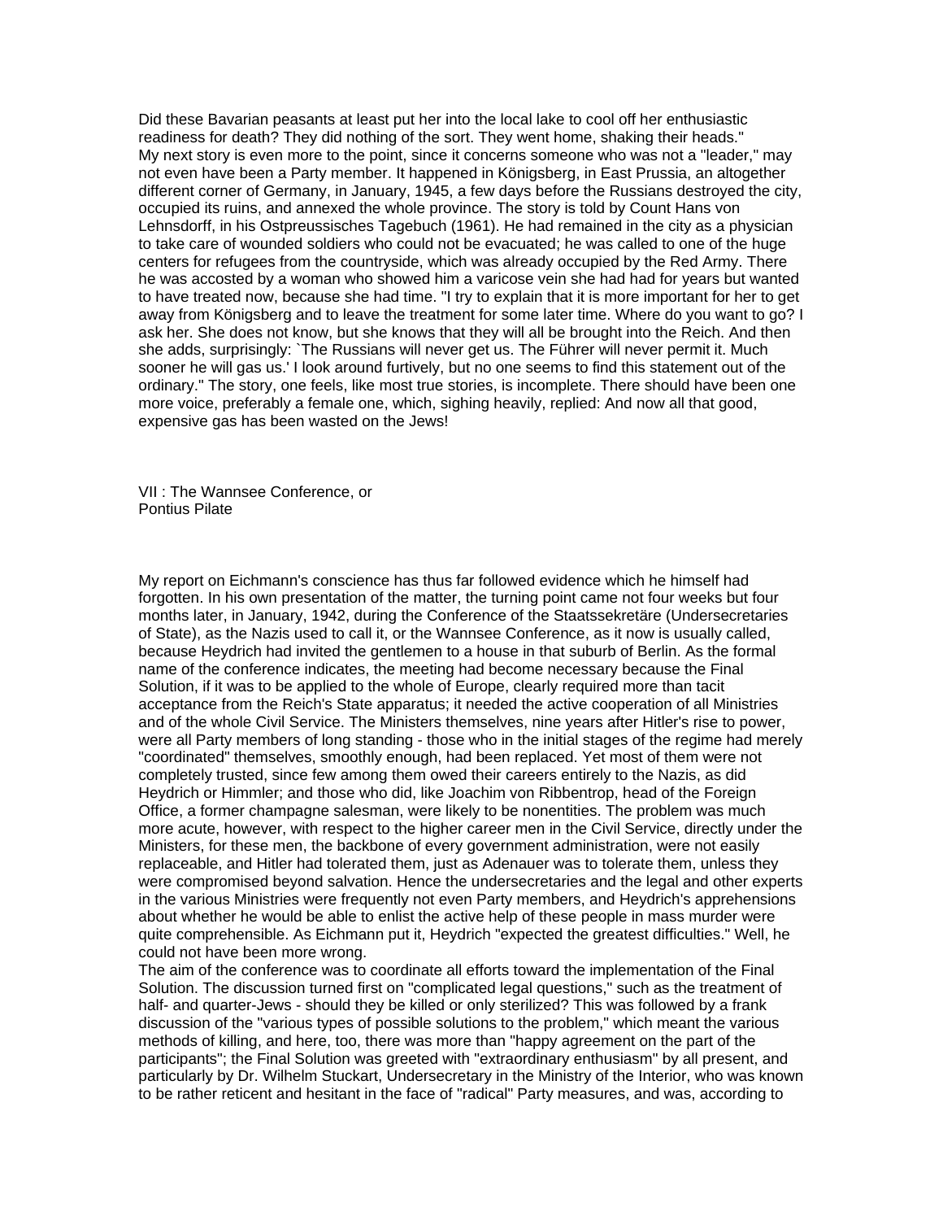Did these Bavarian peasants at least put her into the local lake to cool off her enthusiastic readiness for death? They did nothing of the sort. They went home, shaking their heads."

My next story is even more to the point, since it concerns someone who was not a "leader," may not even have been a Party member. It happened in Königsberg, in East Prussia, an altogether different corner of Germany, in January, 1945, a few days before the Russians destroyed the city, occupied its ruins, and annexed the whole province. The story is told by Count Hans von Lehnsdorff, in his Ostpreussisches Tagebuch (1961). He had remained in the city as a physician to take care of wounded soldiers who could not be evacuated; he was called to one of the huge centers for refugees from the countryside, which was already occupied by the Red Army. There he was accosted by a woman who showed him a varicose vein she had had for years but wanted to have treated now, because she had time. "I try to explain that it is more important for her to get away from Königsberg and to leave the treatment for some later time. Where do you want to go? I ask her. She does not know, but she knows that they will all be brought into the Reich. And then she adds, surprisingly: `The Russians will never get us. The Führer will never permit it. Much sooner he will gas us.' I look around furtively, but no one seems to find this statement out of the ordinary." The story, one feels, like most true stories, is incomplete. There should have been one more voice, preferably a female one, which, sighing heavily, replied: And now all that good, expensive gas has been wasted on the Jews!

## VII : The Wannsee Conference, or Pontius Pilate

My report on Eichmann's conscience has thus far followed evidence which he himself had forgotten. In his own presentation of the matter, the turning point came not four weeks but four months later, in January, 1942, during the Conference of the Staatssekretäre (Undersecretaries of State), as the Nazis used to call it, or the Wannsee Conference, as it now is usually called, because Heydrich had invited the gentlemen to a house in that suburb of Berlin. As the formal name of the conference indicates, the meeting had become necessary because the Final Solution, if it was to be applied to the whole of Europe, clearly required more than tacit acceptance from the Reich's State apparatus; it needed the active cooperation of all Ministries and of the whole Civil Service. The Ministers themselves, nine years after Hitler's rise to power, were all Party members of long standing - those who in the initial stages of the regime had merely "coordinated" themselves, smoothly enough, had been replaced. Yet most of them were not completely trusted, since few among them owed their careers entirely to the Nazis, as did Heydrich or Himmler; and those who did, like Joachim von Ribbentrop, head of the Foreign Office, a former champagne salesman, were likely to be nonentities. The problem was much more acute, however, with respect to the higher career men in the Civil Service, directly under the Ministers, for these men, the backbone of every government administration, were not easily replaceable, and Hitler had tolerated them, just as Adenauer was to tolerate them, unless they were compromised beyond salvation. Hence the undersecretaries and the legal and other experts in the various Ministries were frequently not even Party members, and Heydrich's apprehensions about whether he would be able to enlist the active help of these people in mass murder were quite comprehensible. As Eichmann put it, Heydrich "expected the greatest difficulties." Well, he could not have been more wrong.

The aim of the conference was to coordinate all efforts toward the implementation of the Final Solution. The discussion turned first on "complicated legal questions," such as the treatment of half- and quarter-Jews - should they be killed or only sterilized? This was followed by a frank discussion of the "various types of possible solutions to the problem," which meant the various methods of killing, and here, too, there was more than "happy agreement on the part of the participants"; the Final Solution was greeted with "extraordinary enthusiasm" by all present, and particularly by Dr. Wilhelm Stuckart, Undersecretary in the Ministry of the Interior, who was known to be rather reticent and hesitant in the face of "radical" Party measures, and was, according to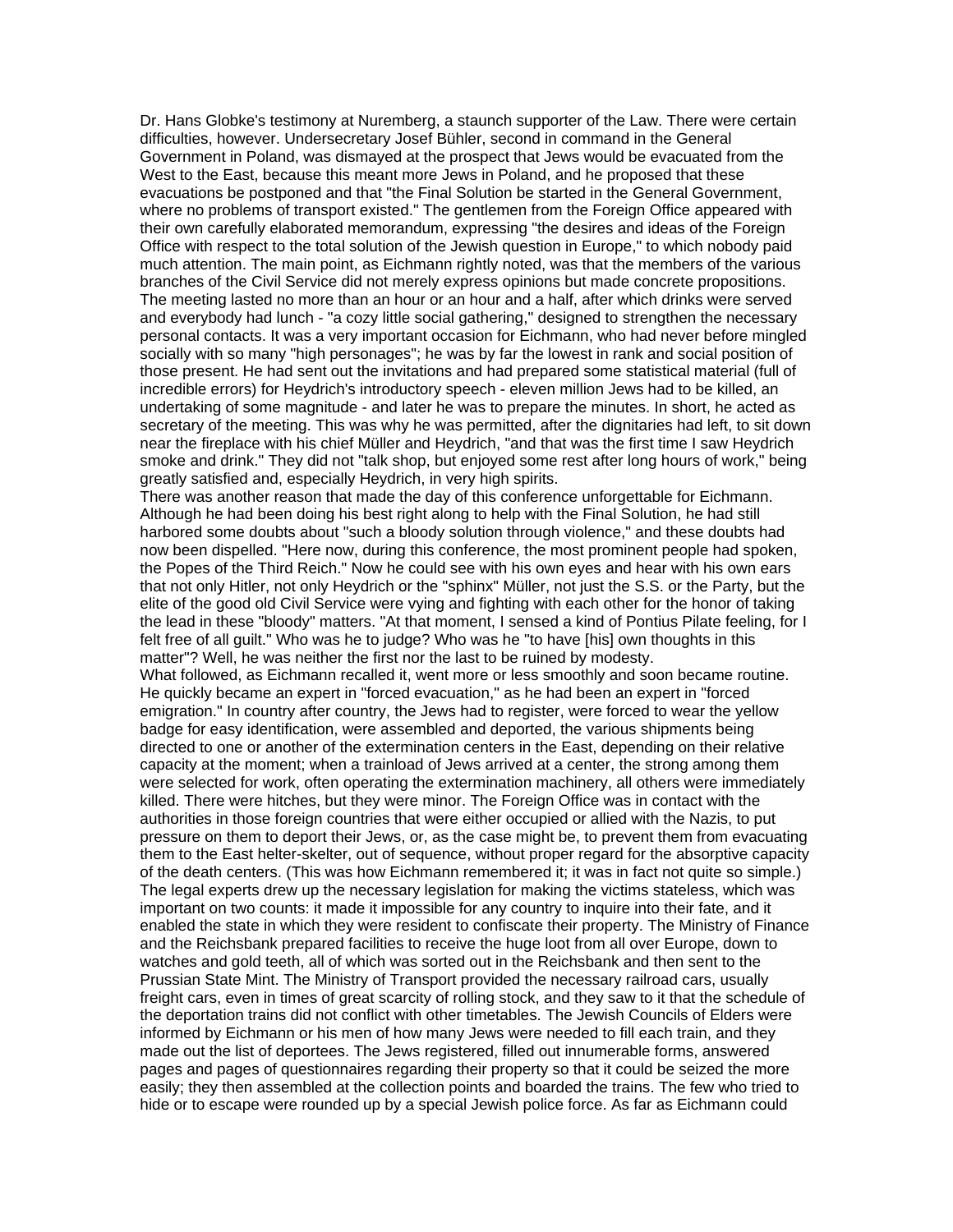Dr. Hans Globke's testimony at Nuremberg, a staunch supporter of the Law. There were certain difficulties, however. Undersecretary Josef Bühler, second in command in the General Government in Poland, was dismayed at the prospect that Jews would be evacuated from the West to the East, because this meant more Jews in Poland, and he proposed that these evacuations be postponed and that "the Final Solution be started in the General Government, where no problems of transport existed." The gentlemen from the Foreign Office appeared with their own carefully elaborated memorandum, expressing "the desires and ideas of the Foreign Office with respect to the total solution of the Jewish question in Europe," to which nobody paid much attention. The main point, as Eichmann rightly noted, was that the members of the various branches of the Civil Service did not merely express opinions but made concrete propositions. The meeting lasted no more than an hour or an hour and a half, after which drinks were served and everybody had lunch - "a cozy little social gathering," designed to strengthen the necessary personal contacts. It was a very important occasion for Eichmann, who had never before mingled socially with so many "high personages"; he was by far the lowest in rank and social position of those present. He had sent out the invitations and had prepared some statistical material (full of incredible errors) for Heydrich's introductory speech - eleven million Jews had to be killed, an undertaking of some magnitude - and later he was to prepare the minutes. In short, he acted as secretary of the meeting. This was why he was permitted, after the dignitaries had left, to sit down near the fireplace with his chief Müller and Heydrich, "and that was the first time I saw Heydrich smoke and drink." They did not "talk shop, but enjoyed some rest after long hours of work," being greatly satisfied and, especially Heydrich, in very high spirits.

There was another reason that made the day of this conference unforgettable for Eichmann. Although he had been doing his best right along to help with the Final Solution, he had still harbored some doubts about "such a bloody solution through violence," and these doubts had now been dispelled. "Here now, during this conference, the most prominent people had spoken, the Popes of the Third Reich." Now he could see with his own eyes and hear with his own ears that not only Hitler, not only Heydrich or the "sphinx" Müller, not just the S.S. or the Party, but the elite of the good old Civil Service were vying and fighting with each other for the honor of taking the lead in these "bloody" matters. "At that moment, I sensed a kind of Pontius Pilate feeling, for I felt free of all guilt." Who was he to judge? Who was he "to have [his] own thoughts in this matter"? Well, he was neither the first nor the last to be ruined by modesty.

What followed, as Eichmann recalled it, went more or less smoothly and soon became routine. He quickly became an expert in "forced evacuation," as he had been an expert in "forced emigration." In country after country, the Jews had to register, were forced to wear the yellow badge for easy identification, were assembled and deported, the various shipments being directed to one or another of the extermination centers in the East, depending on their relative capacity at the moment; when a trainload of Jews arrived at a center, the strong among them were selected for work, often operating the extermination machinery, all others were immediately killed. There were hitches, but they were minor. The Foreign Office was in contact with the authorities in those foreign countries that were either occupied or allied with the Nazis, to put pressure on them to deport their Jews, or, as the case might be, to prevent them from evacuating them to the East helter-skelter, out of sequence, without proper regard for the absorptive capacity of the death centers. (This was how Eichmann remembered it; it was in fact not quite so simple.) The legal experts drew up the necessary legislation for making the victims stateless, which was important on two counts: it made it impossible for any country to inquire into their fate, and it enabled the state in which they were resident to confiscate their property. The Ministry of Finance and the Reichsbank prepared facilities to receive the huge loot from all over Europe, down to watches and gold teeth, all of which was sorted out in the Reichsbank and then sent to the Prussian State Mint. The Ministry of Transport provided the necessary railroad cars, usually freight cars, even in times of great scarcity of rolling stock, and they saw to it that the schedule of the deportation trains did not conflict with other timetables. The Jewish Councils of Elders were informed by Eichmann or his men of how many Jews were needed to fill each train, and they made out the list of deportees. The Jews registered, filled out innumerable forms, answered pages and pages of questionnaires regarding their property so that it could be seized the more easily; they then assembled at the collection points and boarded the trains. The few who tried to hide or to escape were rounded up by a special Jewish police force. As far as Eichmann could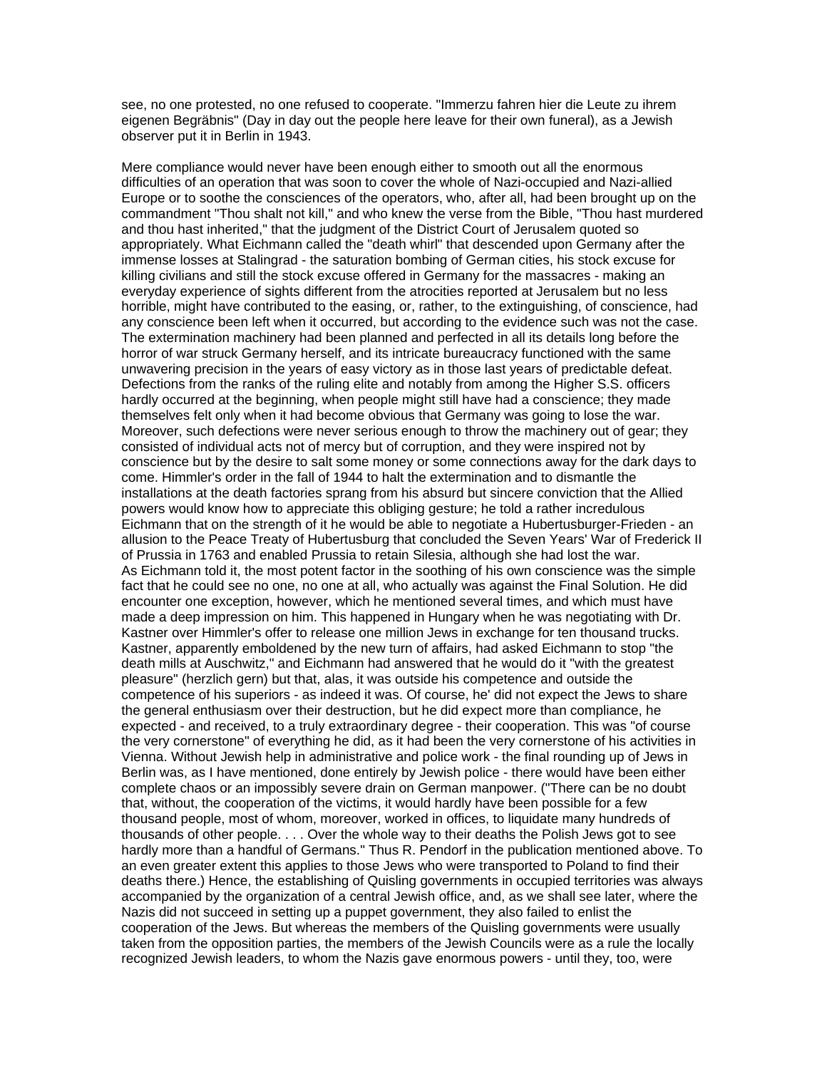see, no one protested, no one refused to cooperate. "Immerzu fahren hier die Leute zu ihrem eigenen Begräbnis" (Day in day out the people here leave for their own funeral), as a Jewish observer put it in Berlin in 1943.

Mere compliance would never have been enough either to smooth out all the enormous difficulties of an operation that was soon to cover the whole of Nazi-occupied and Nazi-allied Europe or to soothe the consciences of the operators, who, after all, had been brought up on the commandment "Thou shalt not kill," and who knew the verse from the Bible, "Thou hast murdered and thou hast inherited," that the judgment of the District Court of Jerusalem quoted so appropriately. What Eichmann called the "death whirl" that descended upon Germany after the immense losses at Stalingrad - the saturation bombing of German cities, his stock excuse for killing civilians and still the stock excuse offered in Germany for the massacres - making an everyday experience of sights different from the atrocities reported at Jerusalem but no less horrible, might have contributed to the easing, or, rather, to the extinguishing, of conscience, had any conscience been left when it occurred, but according to the evidence such was not the case. The extermination machinery had been planned and perfected in all its details long before the horror of war struck Germany herself, and its intricate bureaucracy functioned with the same unwavering precision in the years of easy victory as in those last years of predictable defeat. Defections from the ranks of the ruling elite and notably from among the Higher S.S. officers hardly occurred at the beginning, when people might still have had a conscience; they made themselves felt only when it had become obvious that Germany was going to lose the war. Moreover, such defections were never serious enough to throw the machinery out of gear; they consisted of individual acts not of mercy but of corruption, and they were inspired not by conscience but by the desire to salt some money or some connections away for the dark days to come. Himmler's order in the fall of 1944 to halt the extermination and to dismantle the installations at the death factories sprang from his absurd but sincere conviction that the Allied powers would know how to appreciate this obliging gesture; he told a rather incredulous Eichmann that on the strength of it he would be able to negotiate a Hubertusburger-Frieden - an allusion to the Peace Treaty of Hubertusburg that concluded the Seven Years' War of Frederick II of Prussia in 1763 and enabled Prussia to retain Silesia, although she had lost the war.
As Eichmann told it, the most potent factor in the soothing of his own conscience was the simple fact that he could see no one, no one at all, who actually was against the Final Solution. He did encounter one exception, however, which he mentioned several times, and which must have made a deep impression on him. This happened in Hungary when he was negotiating with Dr. Kastner over Himmler's offer to release one million Jews in exchange for ten thousand trucks. Kastner, apparently emboldened by the new turn of affairs, had asked Eichmann to stop "the death mills at Auschwitz," and Eichmann had answered that he would do it "with the greatest pleasure" (herzlich gern) but that, alas, it was outside his competence and outside the competence of his superiors - as indeed it was. Of course, he' did not expect the Jews to share the general enthusiasm over their destruction, but he did expect more than compliance, he expected - and received, to a truly extraordinary degree - their cooperation. This was "of course the very cornerstone" of everything he did, as it had been the very cornerstone of his activities in Vienna. Without Jewish help in administrative and police work - the final rounding up of Jews in Berlin was, as I have mentioned, done entirely by Jewish police - there would have been either complete chaos or an impossibly severe drain on German manpower. ("There can be no doubt that, without, the cooperation of the victims, it would hardly have been possible for a few thousand people, most of whom, moreover, worked in offices, to liquidate many hundreds of thousands of other people. . . . Over the whole way to their deaths the Polish Jews got to see hardly more than a handful of Germans." Thus R. Pendorf in the publication mentioned above. To an even greater extent this applies to those Jews who were transported to Poland to find their deaths there.) Hence, the establishing of Quisling governments in occupied territories was always accompanied by the organization of a central Jewish office, and, as we shall see later, where the Nazis did not succeed in setting up a puppet government, they also failed to enlist the cooperation of the Jews. But whereas the members of the Quisling governments were usually taken from the opposition parties, the members of the Jewish Councils were as a rule the locally recognized Jewish leaders, to whom the Nazis gave enormous powers - until they, too, were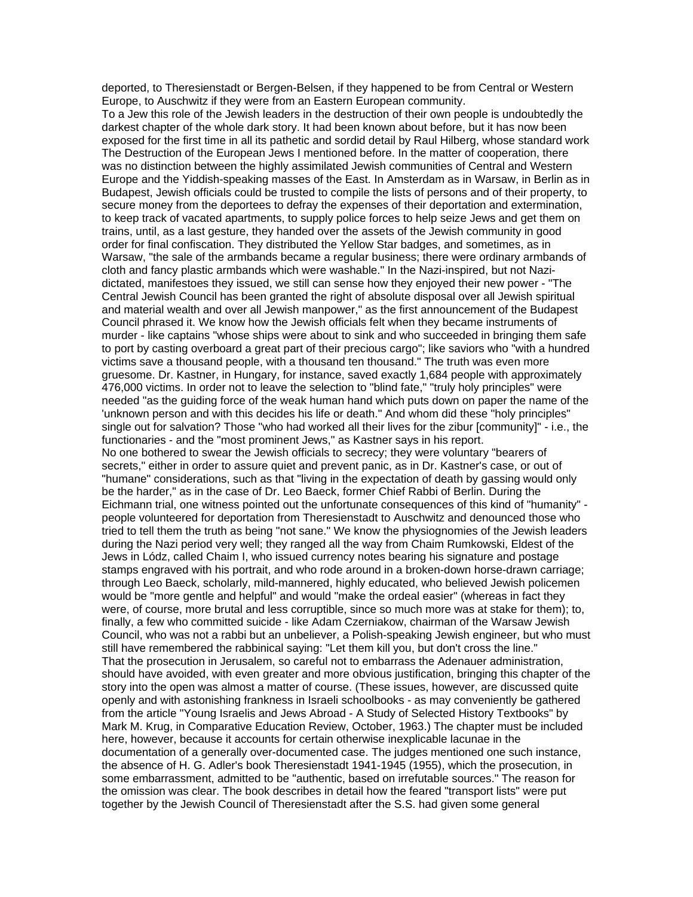deported, to Theresienstadt or Bergen-Belsen, if they happened to be from Central or Western Europe, to Auschwitz if they were from an Eastern European community.

To a Jew this role of the Jewish leaders in the destruction of their own people is undoubtedly the darkest chapter of the whole dark story. It had been known about before, but it has now been exposed for the first time in all its pathetic and sordid detail by Raul Hilberg, whose standard work The Destruction of the European Jews I mentioned before. In the matter of cooperation, there was no distinction between the highly assimilated Jewish communities of Central and Western Europe and the Yiddish-speaking masses of the East. In Amsterdam as in Warsaw, in Berlin as in Budapest, Jewish officials could be trusted to compile the lists of persons and of their property, to secure money from the deportees to defray the expenses of their deportation and extermination, to keep track of vacated apartments, to supply police forces to help seize Jews and get them on trains, until, as a last gesture, they handed over the assets of the Jewish community in good order for final confiscation. They distributed the Yellow Star badges, and sometimes, as in Warsaw, "the sale of the armbands became a regular business; there were ordinary armbands of cloth and fancy plastic armbands which were washable." In the Nazi-inspired, but not Nazi-dictated, manifestoes they issued, we still can sense how they enjoyed their new power - "The Central Jewish Council has been granted the right of absolute disposal over all Jewish spiritual and material wealth and over all Jewish manpower," as the first announcement of the Budapest Council phrased it. We know how the Jewish officials felt when they became instruments of murder - like captains "whose ships were about to sink and who succeeded in bringing them safe to port by casting overboard a great part of their precious cargo"; like saviors who "with a hundred victims save a thousand people, with a thousand ten thousand." The truth was even more gruesome. Dr. Kastner, in Hungary, for instance, saved exactly 1,684 people with approximately 476,000 victims. In order not to leave the selection to "blind fate," "truly holy principles" were needed "as the guiding force of the weak human hand which puts down on paper the name of the 'unknown person and with this decides his life or death." And whom did these "holy principles" single out for salvation? Those "who had worked all their lives for the zibur [community]" - i.e., the functionaries - and the "most prominent Jews," as Kastner says in his report.

No one bothered to swear the Jewish officials to secrecy; they were voluntary "bearers of secrets," either in order to assure quiet and prevent panic, as in Dr. Kastner's case, or out of "humane" considerations, such as that "living in the expectation of death by gassing would only be the harder," as in the case of Dr. Leo Baeck, former Chief Rabbi of Berlin. During the Eichmann trial, one witness pointed out the unfortunate consequences of this kind of "humanity" - people volunteered for deportation from Theresienstadt to Auschwitz and denounced those who tried to tell them the truth as being "not sane." We know the physiognomies of the Jewish leaders during the Nazi period very well; they ranged all the way from Chaim Rumkowski, Eldest of the Jews in Lódz, called Chaim I, who issued currency notes bearing his signature and postage stamps engraved with his portrait, and who rode around in a broken-down horse-drawn carriage; through Leo Baeck, scholarly, mild-mannered, highly educated, who believed Jewish policemen would be "more gentle and helpful" and would "make the ordeal easier" (whereas in fact they were, of course, more brutal and less corruptible, since so much more was at stake for them); to, finally, a few who committed suicide - like Adam Czerniakow, chairman of the Warsaw Jewish Council, who was not a rabbi but an unbeliever, a Polish-speaking Jewish engineer, but who must still have remembered the rabbinical saying: "Let them kill you, but don't cross the line."

That the prosecution in Jerusalem, so careful not to embarrass the Adenauer administration, should have avoided, with even greater and more obvious justification, bringing this chapter of the story into the open was almost a matter of course. (These issues, however, are discussed quite openly and with astonishing frankness in Israeli schoolbooks - as may conveniently be gathered from the article "Young Israelis and Jews Abroad - A Study of Selected History Textbooks" by Mark M. Krug, in Comparative Education Review, October, 1963.) The chapter must be included here, however, because it accounts for certain otherwise inexplicable lacunae in the documentation of a generally over-documented case. The judges mentioned one such instance, the absence of H. G. Adler's book Theresienstadt 1941-1945 (1955), which the prosecution, in some embarrassment, admitted to be "authentic, based on irrefutable sources." The reason for the omission was clear. The book describes in detail how the feared "transport lists" were put together by the Jewish Council of Theresienstadt after the S.S. had given some general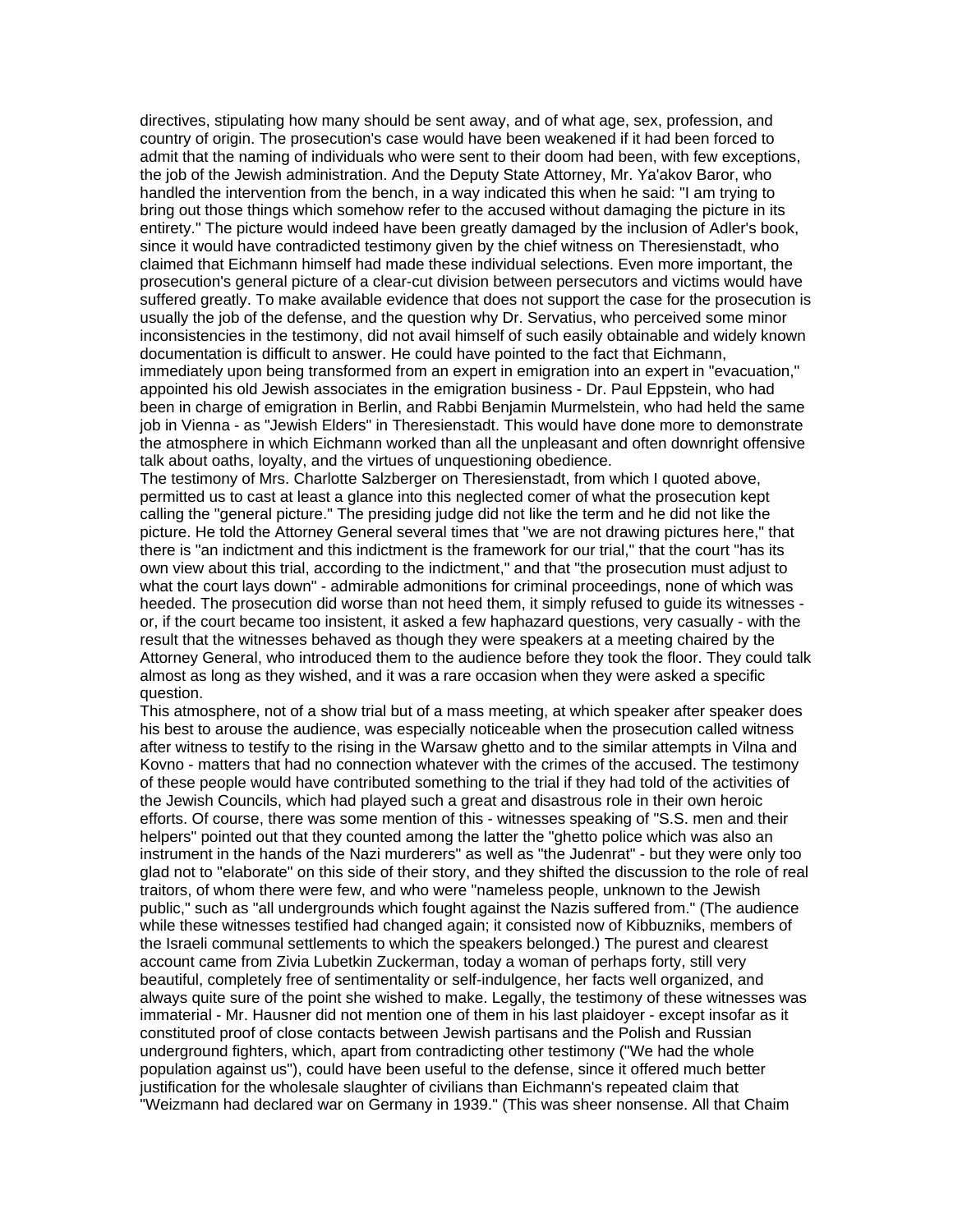directives, stipulating how many should be sent away, and of what age, sex, profession, and country of origin. The prosecution's case would have been weakened if it had been forced to admit that the naming of individuals who were sent to their doom had been, with few exceptions, the job of the Jewish administration. And the Deputy State Attorney, Mr. Ya'akov Baror, who handled the intervention from the bench, in a way indicated this when he said: "I am trying to bring out those things which somehow refer to the accused without damaging the picture in its entirety." The picture would indeed have been greatly damaged by the inclusion of Adler's book, since it would have contradicted testimony given by the chief witness on Theresienstadt, who claimed that Eichmann himself had made these individual selections. Even more important, the prosecution's general picture of a clear-cut division between persecutors and victims would have suffered greatly. To make available evidence that does not support the case for the prosecution is usually the job of the defense, and the question why Dr. Servatius, who perceived some minor inconsistencies in the testimony, did not avail himself of such easily obtainable and widely known documentation is difficult to answer. He could have pointed to the fact that Eichmann, immediately upon being transformed from an expert in emigration into an expert in "evacuation," appointed his old Jewish associates in the emigration business - Dr. Paul Eppstein, who had been in charge of emigration in Berlin, and Rabbi Benjamin Murmelstein, who had held the same job in Vienna - as "Jewish Elders" in Theresienstadt. This would have done more to demonstrate the atmosphere in which Eichmann worked than all the unpleasant and often downright offensive talk about oaths, loyalty, and the virtues of unquestioning obedience.

The testimony of Mrs. Charlotte Salzberger on Theresienstadt, from which I quoted above, permitted us to cast at least a glance into this neglected comer of what the prosecution kept calling the "general picture." The presiding judge did not like the term and he did not like the picture. He told the Attorney General several times that "we are not drawing pictures here," that there is "an indictment and this indictment is the framework for our trial," that the court "has its own view about this trial, according to the indictment," and that "the prosecution must adjust to what the court lays down" - admirable admonitions for criminal proceedings, none of which was heeded. The prosecution did worse than not heed them, it simply refused to guide its witnesses - or, if the court became too insistent, it asked a few haphazard questions, very casually - with the result that the witnesses behaved as though they were speakers at a meeting chaired by the Attorney General, who introduced them to the audience before they took the floor. They could talk almost as long as they wished, and it was a rare occasion when they were asked a specific question.

This atmosphere, not of a show trial but of a mass meeting, at which speaker after speaker does his best to arouse the audience, was especially noticeable when the prosecution called witness after witness to testify to the rising in the Warsaw ghetto and to the similar attempts in Vilna and Kovno - matters that had no connection whatever with the crimes of the accused. The testimony of these people would have contributed something to the trial if they had told of the activities of the Jewish Councils, which had played such a great and disastrous role in their own heroic efforts. Of course, there was some mention of this - witnesses speaking of "S.S. men and their helpers" pointed out that they counted among the latter the "ghetto police which was also an instrument in the hands of the Nazi murderers" as well as "the Judenrat" - but they were only too glad not to "elaborate" on this side of their story, and they shifted the discussion to the role of real traitors, of whom there were few, and who were "nameless people, unknown to the Jewish public," such as "all undergrounds which fought against the Nazis suffered from." (The audience while these witnesses testified had changed again; it consisted now of Kibbuzniks, members of the Israeli communal settlements to which the speakers belonged.) The purest and clearest account came from Zivia Lubetkin Zuckerman, today a woman of perhaps forty, still very beautiful, completely free of sentimentality or self-indulgence, her facts well organized, and always quite sure of the point she wished to make. Legally, the testimony of these witnesses was immaterial - Mr. Hausner did not mention one of them in his last plaidoyer - except insofar as it constituted proof of close contacts between Jewish partisans and the Polish and Russian underground fighters, which, apart from contradicting other testimony ("We had the whole population against us"), could have been useful to the defense, since it offered much better justification for the wholesale slaughter of civilians than Eichmann's repeated claim that "Weizmann had declared war on Germany in 1939." (This was sheer nonsense. All that Chaim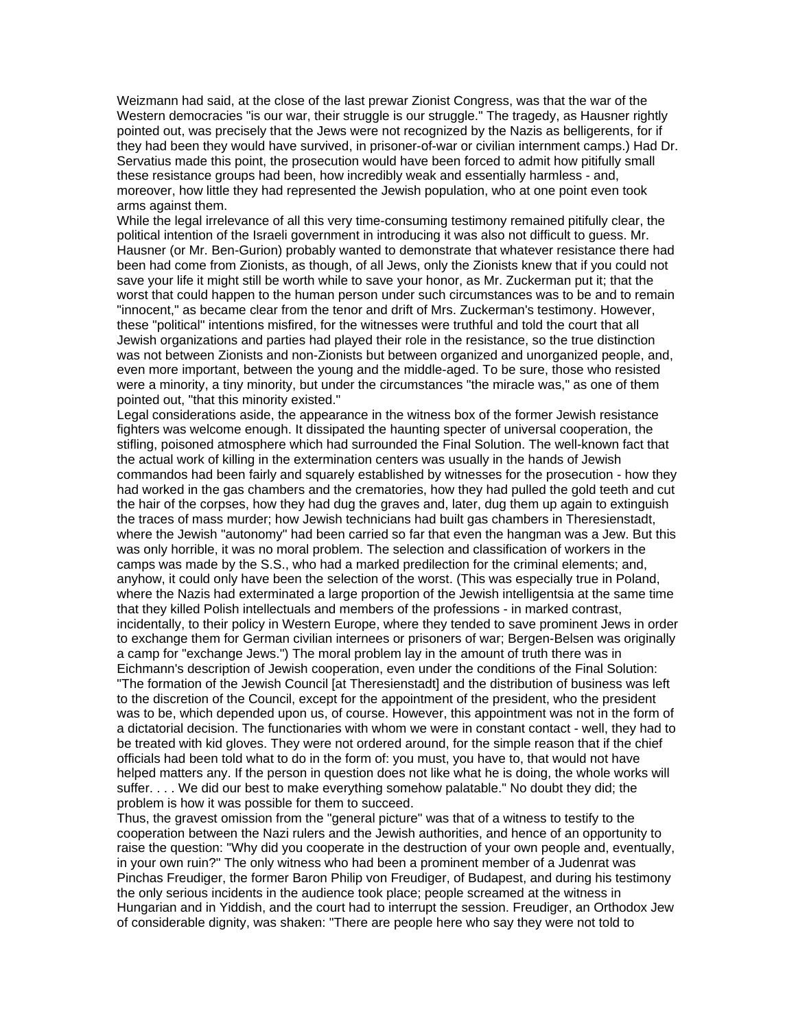Weizmann had said, at the close of the last prewar Zionist Congress, was that the war of the Western democracies "is our war, their struggle is our struggle." The tragedy, as Hausner rightly pointed out, was precisely that the Jews were not recognized by the Nazis as belligerents, for if they had been they would have survived, in prisoner-of-war or civilian internment camps.) Had Dr. Servatius made this point, the prosecution would have been forced to admit how pitifully small these resistance groups had been, how incredibly weak and essentially harmless - and, moreover, how little they had represented the Jewish population, who at one point even took arms against them.

While the legal irrelevance of all this very time-consuming testimony remained pitifully clear, the political intention of the Israeli government in introducing it was also not difficult to guess. Mr. Hausner (or Mr. Ben-Gurion) probably wanted to demonstrate that whatever resistance there had been had come from Zionists, as though, of all Jews, only the Zionists knew that if you could not save your life it might still be worth while to save your honor, as Mr. Zuckerman put it; that the worst that could happen to the human person under such circumstances was to be and to remain "innocent," as became clear from the tenor and drift of Mrs. Zuckerman's testimony. However, these "political" intentions misfired, for the witnesses were truthful and told the court that all Jewish organizations and parties had played their role in the resistance, so the true distinction was not between Zionists and non-Zionists but between organized and unorganized people, and, even more important, between the young and the middle-aged. To be sure, those who resisted were a minority, a tiny minority, but under the circumstances "the miracle was," as one of them pointed out, "that this minority existed."

Legal considerations aside, the appearance in the witness box of the former Jewish resistance fighters was welcome enough. It dissipated the haunting specter of universal cooperation, the stifling, poisoned atmosphere which had surrounded the Final Solution. The well-known fact that the actual work of killing in the extermination centers was usually in the hands of Jewish commandos had been fairly and squarely established by witnesses for the prosecution - how they had worked in the gas chambers and the crematories, how they had pulled the gold teeth and cut the hair of the corpses, how they had dug the graves and, later, dug them up again to extinguish the traces of mass murder; how Jewish technicians had built gas chambers in Theresienstadt, where the Jewish "autonomy" had been carried so far that even the hangman was a Jew. But this was only horrible, it was no moral problem. The selection and classification of workers in the camps was made by the S.S., who had a marked predilection for the criminal elements; and, anyhow, it could only have been the selection of the worst. (This was especially true in Poland, where the Nazis had exterminated a large proportion of the Jewish intelligentsia at the same time that they killed Polish intellectuals and members of the professions - in marked contrast, incidentally, to their policy in Western Europe, where they tended to save prominent Jews in order to exchange them for German civilian internees or prisoners of war; Bergen-Belsen was originally a camp for "exchange Jews.") The moral problem lay in the amount of truth there was in Eichmann's description of Jewish cooperation, even under the conditions of the Final Solution: "The formation of the Jewish Council [at Theresienstadt] and the distribution of business was left to the discretion of the Council, except for the appointment of the president, who the president was to be, which depended upon us, of course. However, this appointment was not in the form of a dictatorial decision. The functionaries with whom we were in constant contact - well, they had to be treated with kid gloves. They were not ordered around, for the simple reason that if the chief officials had been told what to do in the form of: you must, you have to, that would not have helped matters any. If the person in question does not like what he is doing, the whole works will suffer. . . . We did our best to make everything somehow palatable." No doubt they did; the problem is how it was possible for them to succeed.

Thus, the gravest omission from the "general picture" was that of a witness to testify to the cooperation between the Nazi rulers and the Jewish authorities, and hence of an opportunity to raise the question: "Why did you cooperate in the destruction of your own people and, eventually, in your own ruin?" The only witness who had been a prominent member of a Judenrat was Pinchas Freudiger, the former Baron Philip von Freudiger, of Budapest, and during his testimony the only serious incidents in the audience took place; people screamed at the witness in Hungarian and in Yiddish, and the court had to interrupt the session. Freudiger, an Orthodox Jew of considerable dignity, was shaken: "There are people here who say they were not told to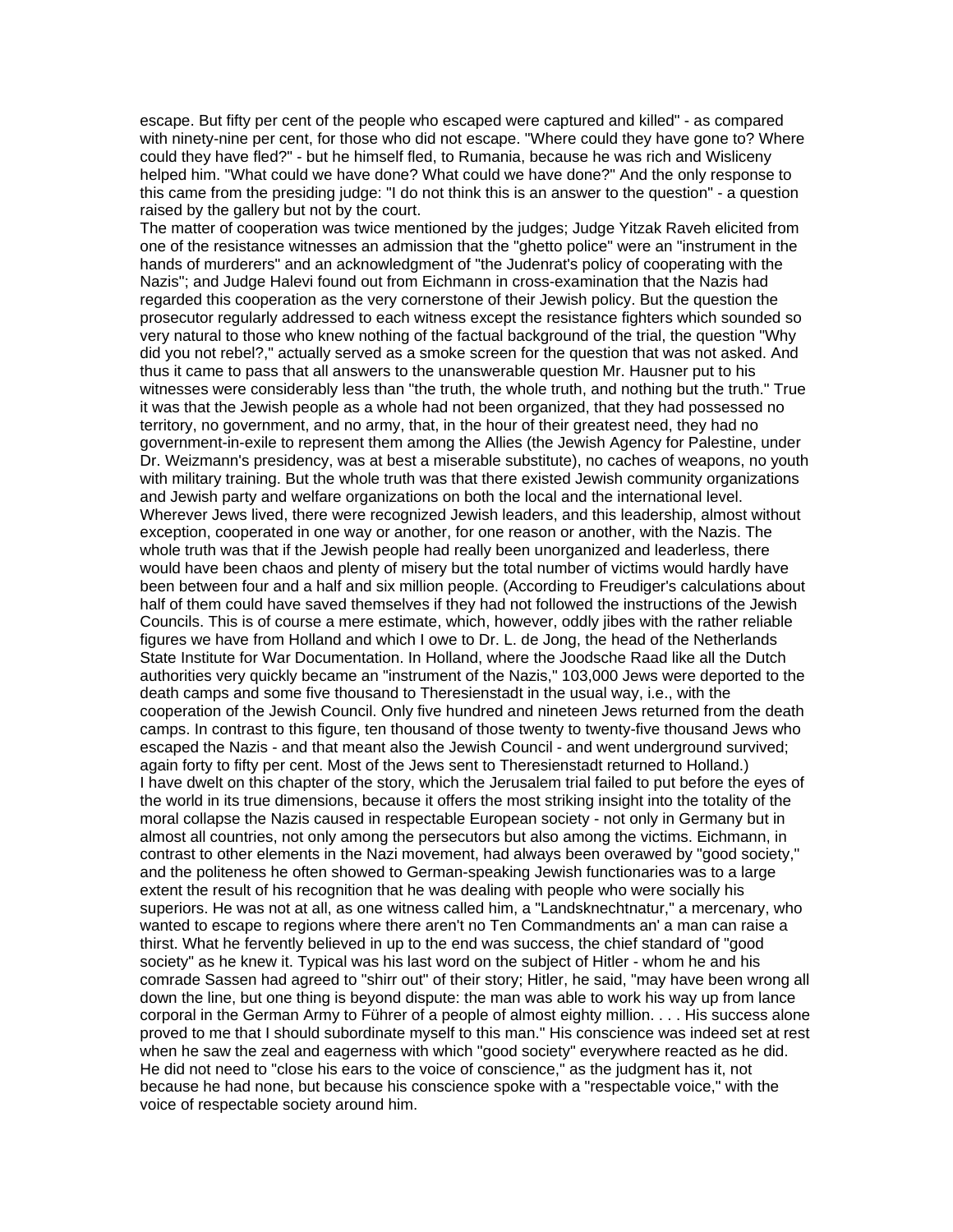escape. But fifty per cent of the people who escaped were captured and killed" - as compared with ninety-nine per cent, for those who did not escape. "Where could they have gone to? Where could they have fled?" - but he himself fled, to Rumania, because he was rich and Wisliceny helped him. "What could we have done? What could we have done?" And the only response to this came from the presiding judge: "I do not think this is an answer to the question" - a question raised by the gallery but not by the court.

The matter of cooperation was twice mentioned by the judges; Judge Yitzak Raveh elicited from one of the resistance witnesses an admission that the "ghetto police" were an "instrument in the hands of murderers" and an acknowledgment of "the Judenrat's policy of cooperating with the Nazis"; and Judge Halevi found out from Eichmann in cross-examination that the Nazis had regarded this cooperation as the very cornerstone of their Jewish policy. But the question the prosecutor regularly addressed to each witness except the resistance fighters which sounded so very natural to those who knew nothing of the factual background of the trial, the question "Why did you not rebel?," actually served as a smoke screen for the question that was not asked. And thus it came to pass that all answers to the unanswerable question Mr. Hausner put to his witnesses were considerably less than "the truth, the whole truth, and nothing but the truth." True it was that the Jewish people as a whole had not been organized, that they had possessed no territory, no government, and no army, that, in the hour of their greatest need, they had no government-in-exile to represent them among the Allies (the Jewish Agency for Palestine, under Dr. Weizmann's presidency, was at best a miserable substitute), no caches of weapons, no youth with military training. But the whole truth was that there existed Jewish community organizations and Jewish party and welfare organizations on both the local and the international level. Wherever Jews lived, there were recognized Jewish leaders, and this leadership, almost without exception, cooperated in one way or another, for one reason or another, with the Nazis. The whole truth was that if the Jewish people had really been unorganized and leaderless, there would have been chaos and plenty of misery but the total number of victims would hardly have been between four and a half and six million people. (According to Freudiger's calculations about half of them could have saved themselves if they had not followed the instructions of the Jewish Councils. This is of course a mere estimate, which, however, oddly jibes with the rather reliable figures we have from Holland and which I owe to Dr. L. de Jong, the head of the Netherlands State Institute for War Documentation. In Holland, where the Joodsche Raad like all the Dutch authorities very quickly became an "instrument of the Nazis," 103,000 Jews were deported to the death camps and some five thousand to Theresienstadt in the usual way, i.e., with the cooperation of the Jewish Council. Only five hundred and nineteen Jews returned from the death camps. In contrast to this figure, ten thousand of those twenty to twenty-five thousand Jews who escaped the Nazis - and that meant also the Jewish Council - and went underground survived; again forty to fifty per cent. Most of the Jews sent to Theresienstadt returned to Holland.)

I have dwelt on this chapter of the story, which the Jerusalem trial failed to put before the eyes of the world in its true dimensions, because it offers the most striking insight into the totality of the moral collapse the Nazis caused in respectable European society - not only in Germany but in almost all countries, not only among the persecutors but also among the victims. Eichmann, in contrast to other elements in the Nazi movement, had always been overawed by "good society," and the politeness he often showed to German-speaking Jewish functionaries was to a large extent the result of his recognition that he was dealing with people who were socially his superiors. He was not at all, as one witness called him, a "Landsknechtnatur," a mercenary, who wanted to escape to regions where there aren't no Ten Commandments an' a man can raise a thirst. What he fervently believed in up to the end was success, the chief standard of "good society" as he knew it. Typical was his last word on the subject of Hitler - whom he and his comrade Sassen had agreed to "shirr out" of their story; Hitler, he said, "may have been wrong all down the line, but one thing is beyond dispute: the man was able to work his way up from lance corporal in the German Army to Führer of a people of almost eighty million. . . . His success alone proved to me that I should subordinate myself to this man." His conscience was indeed set at rest when he saw the zeal and eagerness with which "good society" everywhere reacted as he did. He did not need to "close his ears to the voice of conscience," as the judgment has it, not because he had none, but because his conscience spoke with a "respectable voice," with the voice of respectable society around him.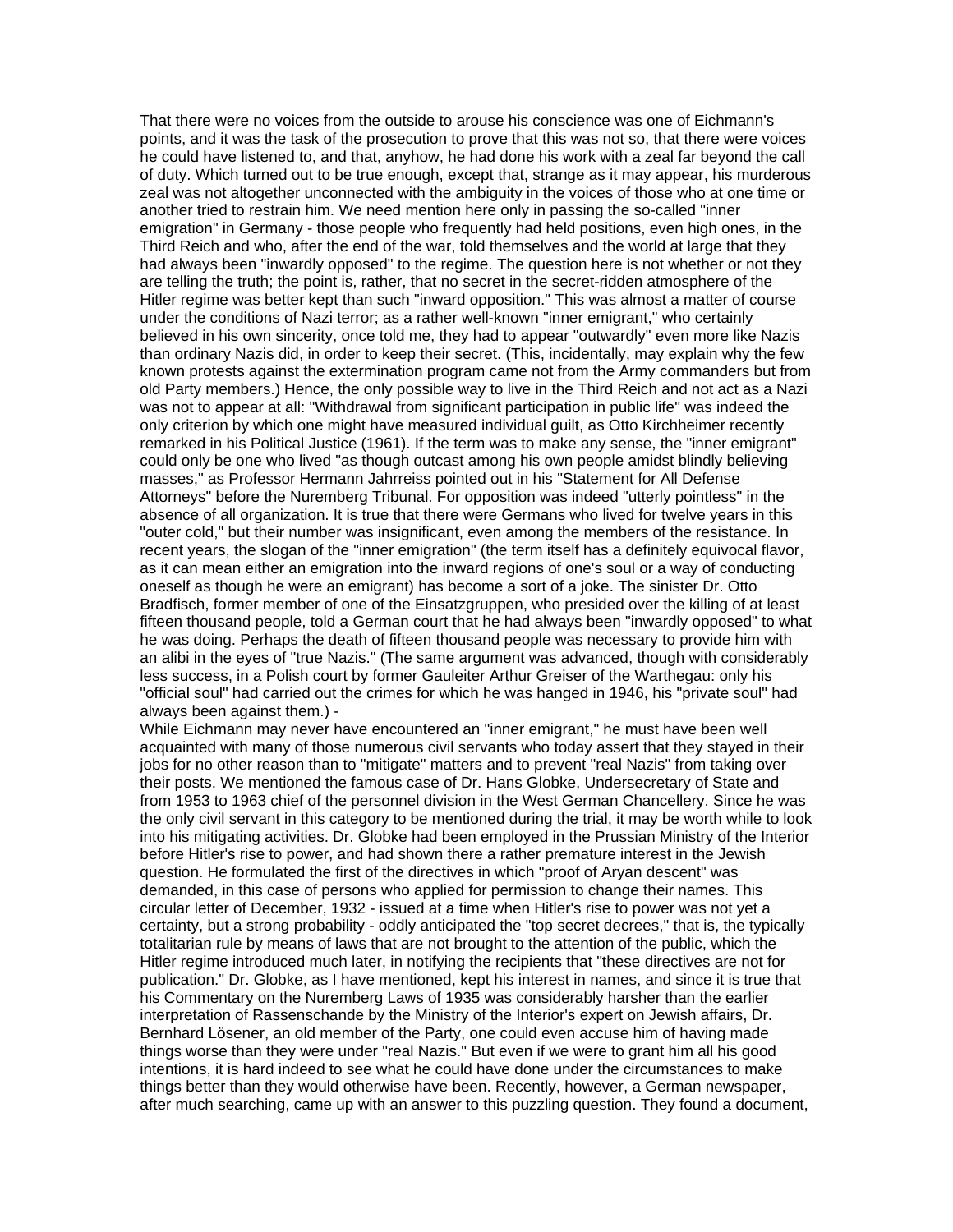That there were no voices from the outside to arouse his conscience was one of Eichmann's points, and it was the task of the prosecution to prove that this was not so, that there were voices he could have listened to, and that, anyhow, he had done his work with a zeal far beyond the call of duty. Which turned out to be true enough, except that, strange as it may appear, his murderous zeal was not altogether unconnected with the ambiguity in the voices of those who at one time or another tried to restrain him. We need mention here only in passing the so-called "inner emigration" in Germany - those people who frequently had held positions, even high ones, in the Third Reich and who, after the end of the war, told themselves and the world at large that they had always been "inwardly opposed" to the regime. The question here is not whether or not they are telling the truth; the point is, rather, that no secret in the secret-ridden atmosphere of the Hitler regime was better kept than such "inward opposition." This was almost a matter of course under the conditions of Nazi terror; as a rather well-known "inner emigrant," who certainly believed in his own sincerity, once told me, they had to appear "outwardly" even more like Nazis than ordinary Nazis did, in order to keep their secret. (This, incidentally, may explain why the few known protests against the extermination program came not from the Army commanders but from old Party members.) Hence, the only possible way to live in the Third Reich and not act as a Nazi was not to appear at all: "Withdrawal from significant participation in public life" was indeed the only criterion by which one might have measured individual guilt, as Otto Kirchheimer recently remarked in his Political Justice (1961). If the term was to make any sense, the "inner emigrant" could only be one who lived "as though outcast among his own people amidst blindly believing masses," as Professor Hermann Jahrreiss pointed out in his "Statement for All Defense Attorneys" before the Nuremberg Tribunal. For opposition was indeed "utterly pointless" in the absence of all organization. It is true that there were Germans who lived for twelve years in this "outer cold," but their number was insignificant, even among the members of the resistance. In recent years, the slogan of the "inner emigration" (the term itself has a definitely equivocal flavor, as it can mean either an emigration into the inward regions of one's soul or a way of conducting oneself as though he were an emigrant) has become a sort of a joke. The sinister Dr. Otto Bradfisch, former member of one of the Einsatzgruppen, who presided over the killing of at least fifteen thousand people, told a German court that he had always been "inwardly opposed" to what he was doing. Perhaps the death of fifteen thousand people was necessary to provide him with an alibi in the eyes of "true Nazis." (The same argument was advanced, though with considerably less success, in a Polish court by former Gauleiter Arthur Greiser of the Warthegau: only his "official soul" had carried out the crimes for which he was hanged in 1946, his "private soul" had always been against them.) -

While Eichmann may never have encountered an "inner emigrant," he must have been well acquainted with many of those numerous civil servants who today assert that they stayed in their jobs for no other reason than to "mitigate" matters and to prevent "real Nazis" from taking over their posts. We mentioned the famous case of Dr. Hans Globke, Undersecretary of State and from 1953 to 1963 chief of the personnel division in the West German Chancellery. Since he was the only civil servant in this category to be mentioned during the trial, it may be worth while to look into his mitigating activities. Dr. Globke had been employed in the Prussian Ministry of the Interior before Hitler's rise to power, and had shown there a rather premature interest in the Jewish question. He formulated the first of the directives in which "proof of Aryan descent" was demanded, in this case of persons who applied for permission to change their names. This circular letter of December, 1932 - issued at a time when Hitler's rise to power was not yet a certainty, but a strong probability - oddly anticipated the "top secret decrees," that is, the typically totalitarian rule by means of laws that are not brought to the attention of the public, which the Hitler regime introduced much later, in notifying the recipients that "these directives are not for publication." Dr. Globke, as I have mentioned, kept his interest in names, and since it is true that his Commentary on the Nuremberg Laws of 1935 was considerably harsher than the earlier interpretation of Rassenschande by the Ministry of the Interior's expert on Jewish affairs, Dr. Bernhard Lösener, an old member of the Party, one could even accuse him of having made things worse than they were under "real Nazis." But even if we were to grant him all his good intentions, it is hard indeed to see what he could have done under the circumstances to make things better than they would otherwise have been. Recently, however, a German newspaper, after much searching, came up with an answer to this puzzling question. They found a document,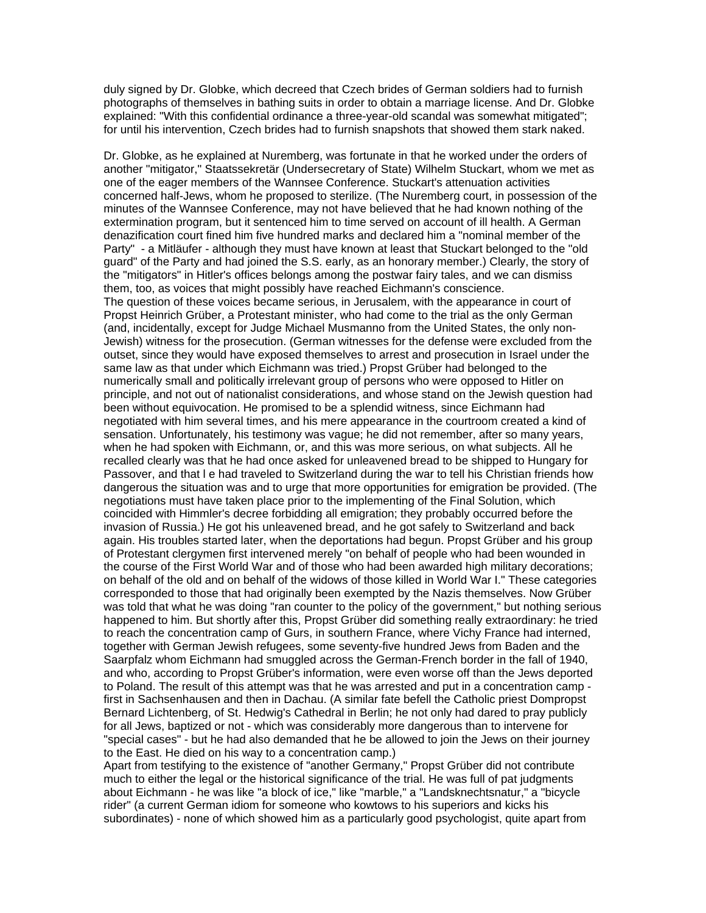duly signed by Dr. Globke, which decreed that Czech brides of German soldiers had to furnish photographs of themselves in bathing suits in order to obtain a marriage license. And Dr. Globke explained: "With this confidential ordinance a three-year-old scandal was somewhat mitigated"; for until his intervention, Czech brides had to furnish snapshots that showed them stark naked.

Dr. Globke, as he explained at Nuremberg, was fortunate in that he worked under the orders of another "mitigator," Staatssekretär (Undersecretary of State) Wilhelm Stuckart, whom we met as one of the eager members of the Wannsee Conference. Stuckart's attenuation activities concerned half-Jews, whom he proposed to sterilize. (The Nuremberg court, in possession of the minutes of the Wannsee Conference, may not have believed that he had known nothing of the extermination program, but it sentenced him to time served on account of ill health. A German denazification court fined him five hundred marks and declared him a "nominal member of the Party" - a Mitläufer - although they must have known at least that Stuckart belonged to the "old guard" of the Party and had joined the S.S. early, as an honorary member.) Clearly, the story of the "mitigators" in Hitler's offices belongs among the postwar fairy tales, and we can dismiss them, too, as voices that might possibly have reached Eichmann's conscience.

The question of these voices became serious, in Jerusalem, with the appearance in court of Propst Heinrich Grüber, a Protestant minister, who had come to the trial as the only German (and, incidentally, except for Judge Michael Musmanno from the United States, the only non-Jewish) witness for the prosecution. (German witnesses for the defense were excluded from the outset, since they would have exposed themselves to arrest and prosecution in Israel under the same law as that under which Eichmann was tried.) Propst Grüber had belonged to the numerically small and politically irrelevant group of persons who were opposed to Hitler on principle, and not out of nationalist considerations, and whose stand on the Jewish question had been without equivocation. He promised to be a splendid witness, since Eichmann had negotiated with him several times, and his mere appearance in the courtroom created a kind of sensation. Unfortunately, his testimony was vague; he did not remember, after so many years, when he had spoken with Eichmann, or, and this was more serious, on what subjects. All he recalled clearly was that he had once asked for unleavened bread to be shipped to Hungary for Passover, and that l e had traveled to Switzerland during the war to tell his Christian friends how dangerous the situation was and to urge that more opportunities for emigration be provided. (The negotiations must have taken place prior to the implementing of the Final Solution, which coincided with Himmler's decree forbidding all emigration; they probably occurred before the invasion of Russia.) He got his unleavened bread, and he got safely to Switzerland and back again. His troubles started later, when the deportations had begun. Propst Grüber and his group of Protestant clergymen first intervened merely "on behalf of people who had been wounded in the course of the First World War and of those who had been awarded high military decorations; on behalf of the old and on behalf of the widows of those killed in World War I." These categories corresponded to those that had originally been exempted by the Nazis themselves. Now Grüber was told that what he was doing "ran counter to the policy of the government," but nothing serious happened to him. But shortly after this, Propst Grüber did something really extraordinary: he tried to reach the concentration camp of Gurs, in southern France, where Vichy France had interned, together with German Jewish refugees, some seventy-five hundred Jews from Baden and the Saarpfalz whom Eichmann had smuggled across the German-French border in the fall of 1940, and who, according to Propst Grüber's information, were even worse off than the Jews deported to Poland. The result of this attempt was that he was arrested and put in a concentration camp - first in Sachsenhausen and then in Dachau. (A similar fate befell the Catholic priest Dompropst Bernard Lichtenberg, of St. Hedwig's Cathedral in Berlin; he not only had dared to pray publicly for all Jews, baptized or not - which was considerably more dangerous than to intervene for "special cases" - but he had also demanded that he be allowed to join the Jews on their journey to the East. He died on his way to a concentration camp.)

Apart from testifying to the existence of "another Germany," Propst Grüber did not contribute much to either the legal or the historical significance of the trial. He was full of pat judgments about Eichmann - he was like "a block of ice," like "marble," a "Landsknechtsnatur," a "bicycle rider" (a current German idiom for someone who kowtows to his superiors and kicks his subordinates) - none of which showed him as a particularly good psychologist, quite apart from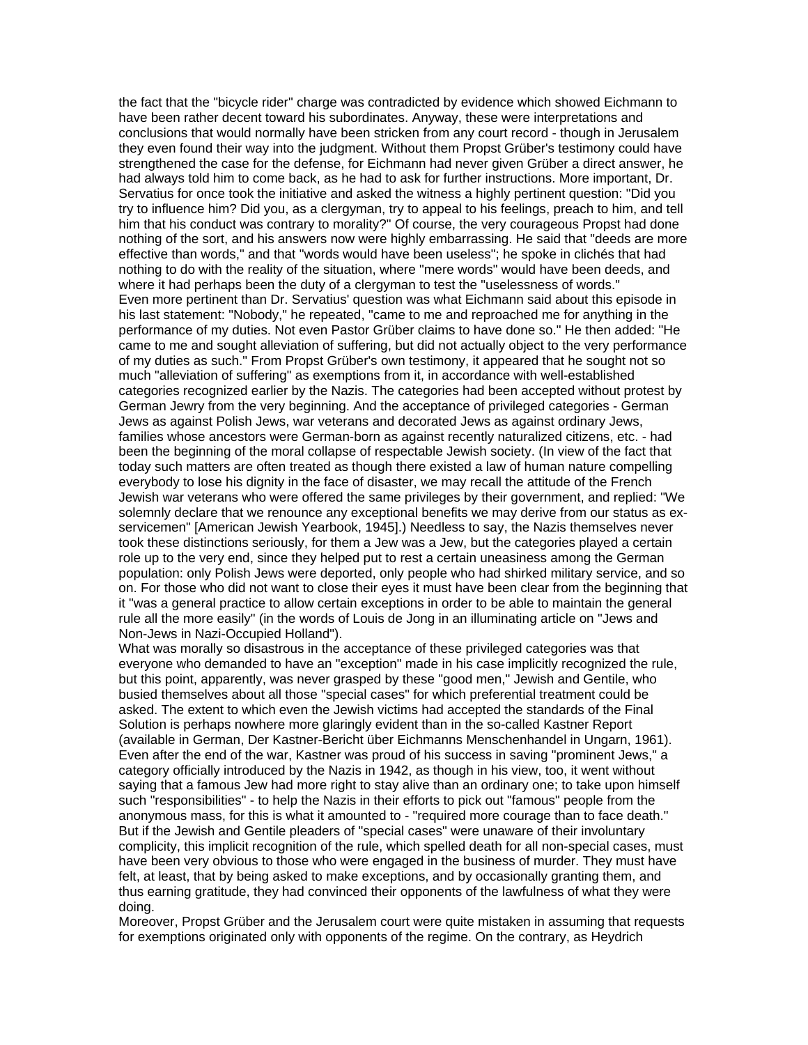the fact that the "bicycle rider" charge was contradicted by evidence which showed Eichmann to have been rather decent toward his subordinates. Anyway, these were interpretations and conclusions that would normally have been stricken from any court record - though in Jerusalem they even found their way into the judgment. Without them Propst Grüber's testimony could have strengthened the case for the defense, for Eichmann had never given Grüber a direct answer, he had always told him to come back, as he had to ask for further instructions. More important, Dr. Servatius for once took the initiative and asked the witness a highly pertinent question: "Did you try to influence him? Did you, as a clergyman, try to appeal to his feelings, preach to him, and tell him that his conduct was contrary to morality?" Of course, the very courageous Propst had done nothing of the sort, and his answers now were highly embarrassing. He said that "deeds are more effective than words," and that "words would have been useless"; he spoke in clichés that had nothing to do with the reality of the situation, where "mere words" would have been deeds, and where it had perhaps been the duty of a clergyman to test the "uselessness of words."

Even more pertinent than Dr. Servatius' question was what Eichmann said about this episode in his last statement: "Nobody," he repeated, "came to me and reproached me for anything in the performance of my duties. Not even Pastor Grüber claims to have done so." He then added: "He came to me and sought alleviation of suffering, but did not actually object to the very performance of my duties as such." From Propst Grüber's own testimony, it appeared that he sought not so much "alleviation of suffering" as exemptions from it, in accordance with well-established categories recognized earlier by the Nazis. The categories had been accepted without protest by German Jewry from the very beginning. And the acceptance of privileged categories - German Jews as against Polish Jews, war veterans and decorated Jews as against ordinary Jews, families whose ancestors were German-born as against recently naturalized citizens, etc. - had been the beginning of the moral collapse of respectable Jewish society. (In view of the fact that today such matters are often treated as though there existed a law of human nature compelling everybody to lose his dignity in the face of disaster, we may recall the attitude of the French Jewish war veterans who were offered the same privileges by their government, and replied: "We solemnly declare that we renounce any exceptional benefits we may derive from our status as ex-servicemen" [American Jewish Yearbook, 1945].) Needless to say, the Nazis themselves never took these distinctions seriously, for them a Jew was a Jew, but the categories played a certain role up to the very end, since they helped put to rest a certain uneasiness among the German population: only Polish Jews were deported, only people who had shirked military service, and so on. For those who did not want to close their eyes it must have been clear from the beginning that it "was a general practice to allow certain exceptions in order to be able to maintain the general rule all the more easily" (in the words of Louis de Jong in an illuminating article on "Jews and Non-Jews in Nazi-Occupied Holland").

What was morally so disastrous in the acceptance of these privileged categories was that everyone who demanded to have an "exception" made in his case implicitly recognized the rule, but this point, apparently, was never grasped by these "good men," Jewish and Gentile, who busied themselves about all those "special cases" for which preferential treatment could be asked. The extent to which even the Jewish victims had accepted the standards of the Final Solution is perhaps nowhere more glaringly evident than in the so-called Kastner Report (available in German, Der Kastner-Bericht über Eichmanns Menschenhandel in Ungarn, 1961). Even after the end of the war, Kastner was proud of his success in saving "prominent Jews," a category officially introduced by the Nazis in 1942, as though in his view, too, it went without saying that a famous Jew had more right to stay alive than an ordinary one; to take upon himself such "responsibilities" - to help the Nazis in their efforts to pick out "famous" people from the anonymous mass, for this is what it amounted to - "required more courage than to face death." But if the Jewish and Gentile pleaders of "special cases" were unaware of their involuntary complicity, this implicit recognition of the rule, which spelled death for all non-special cases, must have been very obvious to those who were engaged in the business of murder. They must have felt, at least, that by being asked to make exceptions, and by occasionally granting them, and thus earning gratitude, they had convinced their opponents of the lawfulness of what they were doing.

Moreover, Propst Grüber and the Jerusalem court were quite mistaken in assuming that requests for exemptions originated only with opponents of the regime. On the contrary, as Heydrich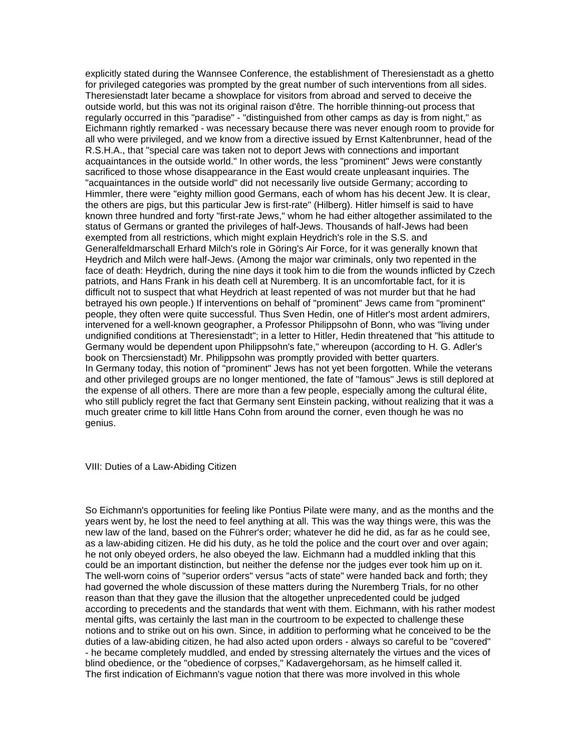explicitly stated during the Wannsee Conference, the establishment of Theresienstadt as a ghetto for privileged categories was prompted by the great number of such interventions from all sides. Theresienstadt later became a showplace for visitors from abroad and served to deceive the outside world, but this was not its original raison d'être. The horrible thinning-out process that regularly occurred in this "paradise" - "distinguished from other camps as day is from night," as Eichmann rightly remarked - was necessary because there was never enough room to provide for all who were privileged, and we know from a directive issued by Ernst Kaltenbrunner, head of the R.S.H.A., that "special care was taken not to deport Jews with connections and important acquaintances in the outside world." In other words, the less "prominent" Jews were constantly sacrificed to those whose disappearance in the East would create unpleasant inquiries. The "acquaintances in the outside world" did not necessarily live outside Germany; according to Himmler, there were "eighty million good Germans, each of whom has his decent Jew. It is clear, the others are pigs, but this particular Jew is first-rate" (Hilberg). Hitler himself is said to have known three hundred and forty "first-rate Jews," whom he had either altogether assimilated to the status of Germans or granted the privileges of half-Jews. Thousands of half-Jews had been exempted from all restrictions, which might explain Heydrich's role in the S.S. and Generalfeldmarschall Erhard Milch's role in Göring's Air Force, for it was generally known that Heydrich and Milch were half-Jews. (Among the major war criminals, only two repented in the face of death: Heydrich, during the nine days it took him to die from the wounds inflicted by Czech patriots, and Hans Frank in his death cell at Nuremberg. It is an uncomfortable fact, for it is difficult not to suspect that what Heydrich at least repented of was not murder but that he had betrayed his own people.) If interventions on behalf of "prominent" Jews came from "prominent" people, they often were quite successful. Thus Sven Hedin, one of Hitler's most ardent admirers, intervened for a well-known geographer, a Professor Philippsohn of Bonn, who was "living under undignified conditions at Theresienstadt"; in a letter to Hitler, Hedin threatened that "his attitude to Germany would be dependent upon Philippsohn's fate," whereupon (according to H. G. Adler's book on Thercsienstadt) Mr. Philippsohn was promptly provided with better quarters.

In Germany today, this notion of "prominent" Jews has not yet been forgotten. While the veterans and other privileged groups are no longer mentioned, the fate of "famous" Jews is still deplored at the expense of all others. There are more than a few people, especially among the cultural élite, who still publicly regret the fact that Germany sent Einstein packing, without realizing that it was a much greater crime to kill little Hans Cohn from around the corner, even though he was no genius.

## VIII: Duties of a Law-Abiding Citizen

So Eichmann's opportunities for feeling like Pontius Pilate were many, and as the months and the years went by, he lost the need to feel anything at all. This was the way things were, this was the new law of the land, based on the Führer's order; whatever he did he did, as far as he could see, as a law-abiding citizen. He did his duty, as he told the police and the court over and over again; he not only obeyed orders, he also obeyed the law. Eichmann had a muddled inkling that this could be an important distinction, but neither the defense nor the judges ever took him up on it. The well-worn coins of "superior orders" versus "acts of state" were handed back and forth; they had governed the whole discussion of these matters during the Nuremberg Trials, for no other reason than that they gave the illusion that the altogether unprecedented could be judged according to precedents and the standards that went with them. Eichmann, with his rather modest mental gifts, was certainly the last man in the courtroom to be expected to challenge these notions and to strike out on his own. Since, in addition to performing what he conceived to be the duties of a law-abiding citizen, he had also acted upon orders - always so careful to be "covered" - he became completely muddled, and ended by stressing alternately the virtues and the vices of blind obedience, or the "obedience of corpses," Kadavergehorsam, as he himself called it.

The first indication of Eichmann's vague notion that there was more involved in this whole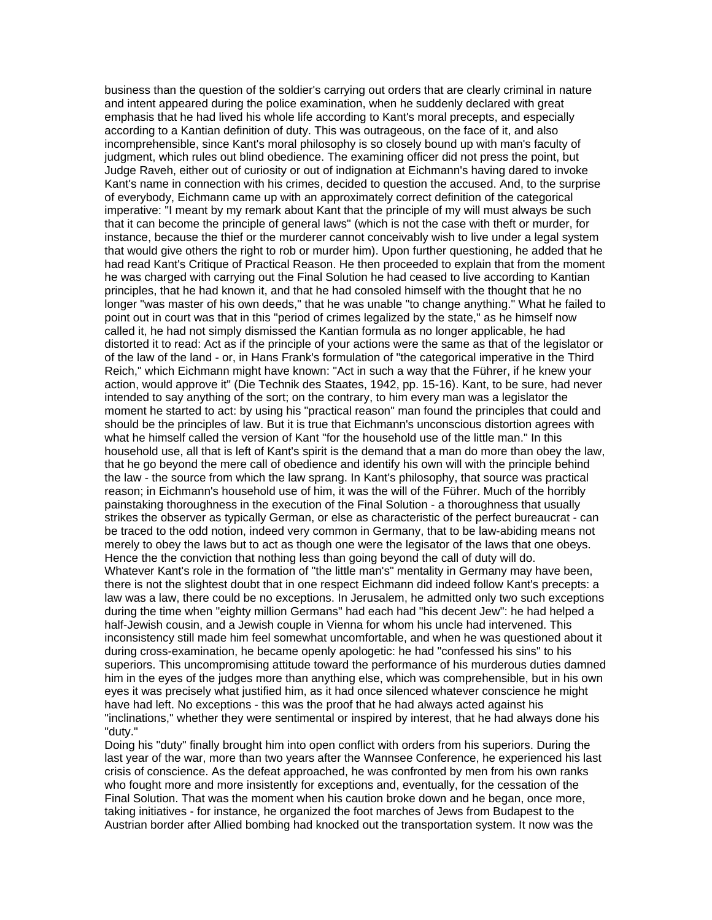business than the question of the soldier's carrying out orders that are clearly criminal in nature and intent appeared during the police examination, when he suddenly declared with great emphasis that he had lived his whole life according to Kant's moral precepts, and especially according to a Kantian definition of duty. This was outrageous, on the face of it, and also incomprehensible, since Kant's moral philosophy is so closely bound up with man's faculty of judgment, which rules out blind obedience. The examining officer did not press the point, but Judge Raveh, either out of curiosity or out of indignation at Eichmann's having dared to invoke Kant's name in connection with his crimes, decided to question the accused. And, to the surprise of everybody, Eichmann came up with an approximately correct definition of the categorical imperative: "I meant by my remark about Kant that the principle of my will must always be such that it can become the principle of general laws" (which is not the case with theft or murder, for instance, because the thief or the murderer cannot conceivably wish to live under a legal system that would give others the right to rob or murder him). Upon further questioning, he added that he had read Kant's Critique of Practical Reason. He then proceeded to explain that from the moment he was charged with carrying out the Final Solution he had ceased to live according to Kantian principles, that he had known it, and that he had consoled himself with the thought that he no longer "was master of his own deeds," that he was unable "to change anything." What he failed to point out in court was that in this "period of crimes legalized by the state," as he himself now called it, he had not simply dismissed the Kantian formula as no longer applicable, he had distorted it to read: Act as if the principle of your actions were the same as that of the legislator or of the law of the land - or, in Hans Frank's formulation of "the categorical imperative in the Third Reich," which Eichmann might have known: "Act in such a way that the Führer, if he knew your action, would approve it" (Die Technik des Staates, 1942, pp. 15-16). Kant, to be sure, had never intended to say anything of the sort; on the contrary, to him every man was a legislator the moment he started to act: by using his "practical reason" man found the principles that could and should be the principles of law. But it is true that Eichmann's unconscious distortion agrees with what he himself called the version of Kant "for the household use of the little man." In this household use, all that is left of Kant's spirit is the demand that a man do more than obey the law, that he go beyond the mere call of obedience and identify his own will with the principle behind the law - the source from which the law sprang. In Kant's philosophy, that source was practical reason; in Eichmann's household use of him, it was the will of the Führer. Much of the horribly painstaking thoroughness in the execution of the Final Solution - a thoroughness that usually strikes the observer as typically German, or else as characteristic of the perfect bureaucrat - can be traced to the odd notion, indeed very common in Germany, that to be law-abiding means not merely to obey the laws but to act as though one were the legislator of the laws that one obeys. Hence the the conviction that nothing less than going beyond the call of duty will do.

Whatever Kant's role in the formation of "the little man's" mentality in Germany may have been, there is not the slightest doubt that in one respect Eichmann did indeed follow Kant's precepts: a law was a law, there could be no exceptions. In Jerusalem, he admitted only two such exceptions during the time when "eighty million Germans" had each had "his decent Jew": he had helped a half-Jewish cousin, and a Jewish couple in Vienna for whom his uncle had intervened. This inconsistency still made him feel somewhat uncomfortable, and when he was questioned about it during cross-examination, he became openly apologetic: he had "confessed his sins" to his superiors. This uncompromising attitude toward the performance of his murderous duties damned him in the eyes of the judges more than anything else, which was comprehensible, but in his own eyes it was precisely what justified him, as it had once silenced whatever conscience he might have had left. No exceptions - this was the proof that he had always acted against his "inclinations," whether they were sentimental or inspired by interest, that he had always done his "duty."

Doing his "duty" finally brought him into open conflict with orders from his superiors. During the last year of the war, more than two years after the Wannsee Conference, he experienced his last crisis of conscience. As the defeat approached, he was confronted by men from his own ranks who fought more and more insistently for exceptions and, eventually, for the cessation of the Final Solution. That was the moment when his caution broke down and he began, once more, taking initiatives - for instance, he organized the foot marches of Jews from Budapest to the Austrian border after Allied bombing had knocked out the transportation system. It now was the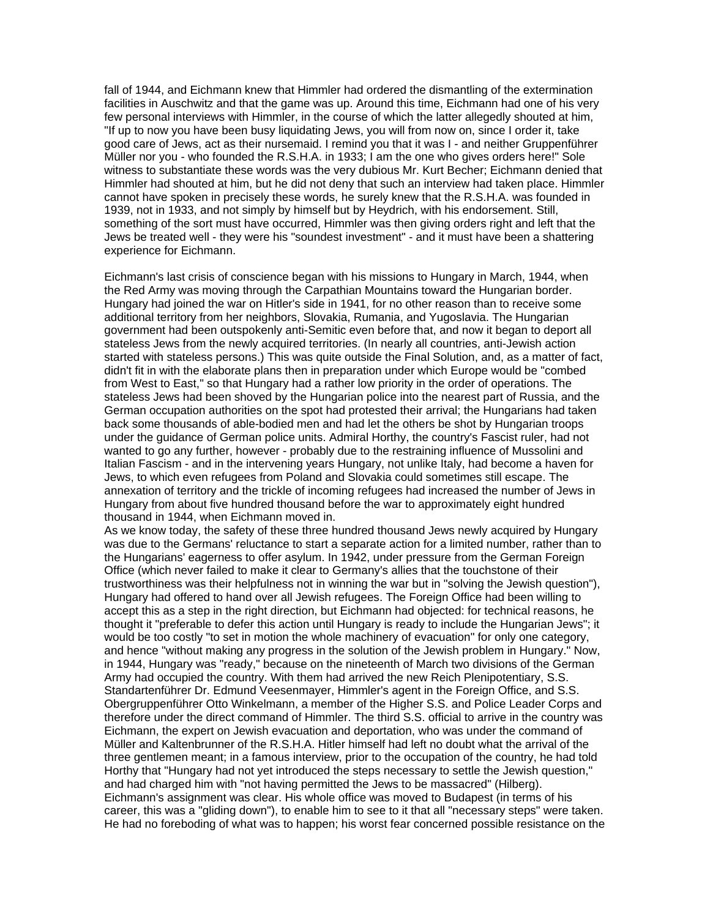fall of 1944, and Eichmann knew that Himmler had ordered the dismantling of the extermination facilities in Auschwitz and that the game was up. Around this time, Eichmann had one of his very few personal interviews with Himmler, in the course of which the latter allegedly shouted at him, "If up to now you have been busy liquidating Jews, you will from now on, since I order it, take good care of Jews, act as their nursemaid. I remind you that it was I - and neither Gruppenführer Müller nor you - who founded the R.S.H.A. in 1933; I am the one who gives orders here!" Sole witness to substantiate these words was the very dubious Mr. Kurt Becher; Eichmann denied that Himmler had shouted at him, but he did not deny that such an interview had taken place. Himmler cannot have spoken in precisely these words, he surely knew that the R.S.H.A. was founded in 1939, not in 1933, and not simply by himself but by Heydrich, with his endorsement. Still, something of the sort must have occurred, Himmler was then giving orders right and left that the Jews be treated well - they were his "soundest investment" - and it must have been a shattering experience for Eichmann.

Eichmann's last crisis of conscience began with his missions to Hungary in March, 1944, when the Red Army was moving through the Carpathian Mountains toward the Hungarian border. Hungary had joined the war on Hitler's side in 1941, for no other reason than to receive some additional territory from her neighbors, Slovakia, Rumania, and Yugoslavia. The Hungarian government had been outspokenly anti-Semitic even before that, and now it began to deport all stateless Jews from the newly acquired territories. (In nearly all countries, anti-Jewish action started with stateless persons.) This was quite outside the Final Solution, and, as a matter of fact, didn't fit in with the elaborate plans then in preparation under which Europe would be "combed from West to East," so that Hungary had a rather low priority in the order of operations. The stateless Jews had been shoved by the Hungarian police into the nearest part of Russia, and the German occupation authorities on the spot had protested their arrival; the Hungarians had taken back some thousands of able-bodied men and had let the others be shot by Hungarian troops under the guidance of German police units. Admiral Horthy, the country's Fascist ruler, had not wanted to go any further, however - probably due to the restraining influence of Mussolini and Italian Fascism - and in the intervening years Hungary, not unlike Italy, had become a haven for Jews, to which even refugees from Poland and Slovakia could sometimes still escape. The annexation of territory and the trickle of incoming refugees had increased the number of Jews in Hungary from about five hundred thousand before the war to approximately eight hundred thousand in 1944, when Eichmann moved in.

As we know today, the safety of these three hundred thousand Jews newly acquired by Hungary was due to the Germans' reluctance to start a separate action for a limited number, rather than to the Hungarians' eagerness to offer asylum. In 1942, under pressure from the German Foreign Office (which never failed to make it clear to Germany's allies that the touchstone of their trustworthiness was their helpfulness not in winning the war but in "solving the Jewish question"), Hungary had offered to hand over all Jewish refugees. The Foreign Office had been willing to accept this as a step in the right direction, but Eichmann had objected: for technical reasons, he thought it "preferable to defer this action until Hungary is ready to include the Hungarian Jews"; it would be too costly "to set in motion the whole machinery of evacuation" for only one category, and hence "without making any progress in the solution of the Jewish problem in Hungary." Now, in 1944, Hungary was "ready," because on the nineteenth of March two divisions of the German Army had occupied the country. With them had arrived the new Reich Plenipotentiary, S.S. Standartenführer Dr. Edmund Veesenmayer, Himmler's agent in the Foreign Office, and S.S. Obergruppenführer Otto Winkelmann, a member of the Higher S.S. and Police Leader Corps and therefore under the direct command of Himmler. The third S.S. official to arrive in the country was Eichmann, the expert on Jewish evacuation and deportation, who was under the command of Müller and Kaltenbrunner of the R.S.H.A. Hitler himself had left no doubt what the arrival of the three gentlemen meant; in a famous interview, prior to the occupation of the country, he had told Horthy that "Hungary had not yet introduced the steps necessary to settle the Jewish question," and had charged him with "not having permitted the Jews to be massacred" (Hilberg). Eichmann's assignment was clear. His whole office was moved to Budapest (in terms of his career, this was a "gliding down"), to enable him to see to it that all "necessary steps" were taken. He had no foreboding of what was to happen; his worst fear concerned possible resistance on the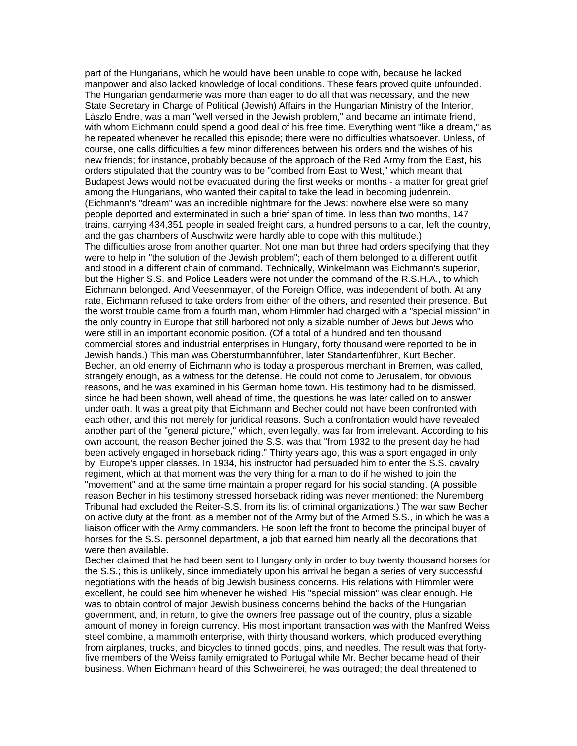part of the Hungarians, which he would have been unable to cope with, because he lacked manpower and also lacked knowledge of local conditions. These fears proved quite unfounded. The Hungarian gendarmerie was more than eager to do all that was necessary, and the new State Secretary in Charge of Political (Jewish) Affairs in the Hungarian Ministry of the Interior, Lászlo Endre, was a man "well versed in the Jewish problem," and became an intimate friend, with whom Eichmann could spend a good deal of his free time. Everything went "like a dream," as he repeated whenever he recalled this episode; there were no difficulties whatsoever. Unless, of course, one calls difficulties a few minor differences between his orders and the wishes of his new friends; for instance, probably because of the approach of the Red Army from the East, his orders stipulated that the country was to be "combed from East to West," which meant that Budapest Jews would not be evacuated during the first weeks or months - a matter for great grief among the Hungarians, who wanted their capital to take the lead in becoming judenrein. (Eichmann's "dream" was an incredible nightmare for the Jews: nowhere else were so many people deported and exterminated in such a brief span of time. In less than two months, 147 trains, carrying 434,351 people in sealed freight cars, a hundred persons to a car, left the country, and the gas chambers of Auschwitz were hardly able to cope with this multitude.)

The difficulties arose from another quarter. Not one man but three had orders specifying that they were to help in "the solution of the Jewish problem"; each of them belonged to a different outfit and stood in a different chain of command. Technically, Winkelmann was Eichmann's superior, but the Higher S.S. and Police Leaders were not under the command of the R.S.H.A., to which Eichmann belonged. And Veesenmayer, of the Foreign Office, was independent of both. At any rate, Eichmann refused to take orders from either of the others, and resented their presence. But the worst trouble came from a fourth man, whom Himmler had charged with a "special mission" in the only country in Europe that still harbored not only a sizable number of Jews but Jews who were still in an important economic position. (Of a total of a hundred and ten thousand commercial stores and industrial enterprises in Hungary, forty thousand were reported to be in Jewish hands.) This man was Obersturmbannführer, later Standartenführer, Kurt Becher. Becher, an old enemy of Eichmann who is today a prosperous merchant in Bremen, was called, strangely enough, as a witness for the defense. He could not come to Jerusalem, for obvious reasons, and he was examined in his German home town. His testimony had to be dismissed, since he had been shown, well ahead of time, the questions he was later called on to answer under oath. It was a great pity that Eichmann and Becher could not have been confronted with each other, and this not merely for juridical reasons. Such a confrontation would have revealed another part of the "general picture," which, even legally, was far from irrelevant. According to his own account, the reason Becher joined the S.S. was that "from 1932 to the present day he had been actively engaged in horseback riding." Thirty years ago, this was a sport engaged in only by, Europe's upper classes. In 1934, his instructor had persuaded him to enter the S.S. cavalry regiment, which at that moment was the very thing for a man to do if he wished to join the "movement" and at the same time maintain a proper regard for his social standing. (A possible reason Becher in his testimony stressed horseback riding was never mentioned: the Nuremberg Tribunal had excluded the Reiter-S.S. from its list of criminal organizations.) The war saw Becher on active duty at the front, as a member not of the Army but of the Armed S.S., in which he was a liaison officer with the Army commanders. He soon left the front to become the principal buyer of horses for the S.S. personnel department, a job that earned him nearly all the decorations that were then available.

Becher claimed that he had been sent to Hungary only in order to buy twenty thousand horses for the S.S.; this is unlikely, since immediately upon his arrival he began a series of very successful negotiations with the heads of big Jewish business concerns. His relations with Himmler were excellent, he could see him whenever he wished. His "special mission" was clear enough. He was to obtain control of major Jewish business concerns behind the backs of the Hungarian government, and, in return, to give the owners free passage out of the country, plus a sizable amount of money in foreign currency. His most important transaction was with the Manfred Weiss steel combine, a mammoth enterprise, with thirty thousand workers, which produced everything from airplanes, trucks, and bicycles to tinned goods, pins, and needles. The result was that forty-five members of the Weiss family emigrated to Portugal while Mr. Becher became head of their business. When Eichmann heard of this Schweinerei, he was outraged; the deal threatened to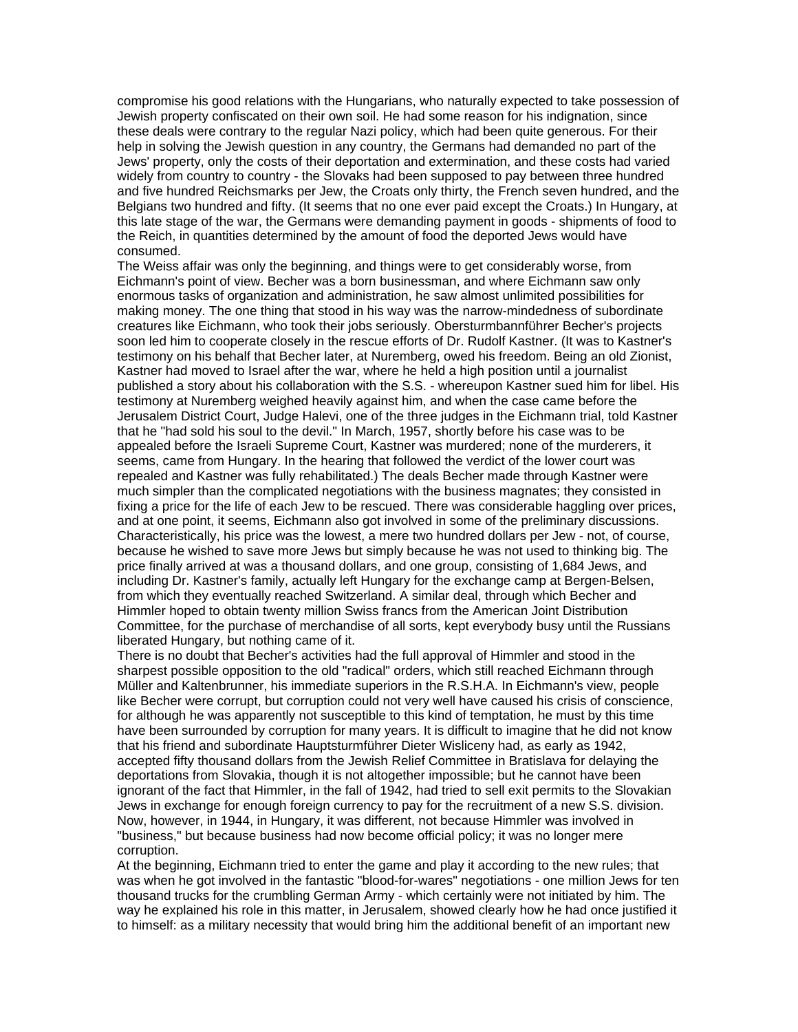compromise his good relations with the Hungarians, who naturally expected to take possession of Jewish property confiscated on their own soil. He had some reason for his indignation, since these deals were contrary to the regular Nazi policy, which had been quite generous. For their help in solving the Jewish question in any country, the Germans had demanded no part of the Jews' property, only the costs of their deportation and extermination, and these costs had varied widely from country to country - the Slovaks had been supposed to pay between three hundred and five hundred Reichsmarks per Jew, the Croats only thirty, the French seven hundred, and the Belgians two hundred and fifty. (It seems that no one ever paid except the Croats.) In Hungary, at this late stage of the war, the Germans were demanding payment in goods - shipments of food to the Reich, in quantities determined by the amount of food the deported Jews would have consumed.

The Weiss affair was only the beginning, and things were to get considerably worse, from Eichmann's point of view. Becher was a born businessman, and where Eichmann saw only enormous tasks of organization and administration, he saw almost unlimited possibilities for making money. The one thing that stood in his way was the narrow-mindedness of subordinate creatures like Eichmann, who took their jobs seriously. Obersturmbannführer Becher's projects soon led him to cooperate closely in the rescue efforts of Dr. Rudolf Kastner. (It was to Kastner's testimony on his behalf that Becher later, at Nuremberg, owed his freedom. Being an old Zionist, Kastner had moved to Israel after the war, where he held a high position until a journalist published a story about his collaboration with the S.S. - whereupon Kastner sued him for libel. His testimony at Nuremberg weighed heavily against him, and when the case came before the Jerusalem District Court, Judge Halevi, one of the three judges in the Eichmann trial, told Kastner that he "had sold his soul to the devil." In March, 1957, shortly before his case was to be appealed before the Israeli Supreme Court, Kastner was murdered; none of the murderers, it seems, came from Hungary. In the hearing that followed the verdict of the lower court was repealed and Kastner was fully rehabilitated.) The deals Becher made through Kastner were much simpler than the complicated negotiations with the business magnates; they consisted in fixing a price for the life of each Jew to be rescued. There was considerable haggling over prices, and at one point, it seems, Eichmann also got involved in some of the preliminary discussions. Characteristically, his price was the lowest, a mere two hundred dollars per Jew - not, of course, because he wished to save more Jews but simply because he was not used to thinking big. The price finally arrived at was a thousand dollars, and one group, consisting of 1,684 Jews, and including Dr. Kastner's family, actually left Hungary for the exchange camp at Bergen-Belsen, from which they eventually reached Switzerland. A similar deal, through which Becher and Himmler hoped to obtain twenty million Swiss francs from the American Joint Distribution Committee, for the purchase of merchandise of all sorts, kept everybody busy until the Russians liberated Hungary, but nothing came of it.

There is no doubt that Becher's activities had the full approval of Himmler and stood in the sharpest possible opposition to the old "radical" orders, which still reached Eichmann through Müller and Kaltenbrunner, his immediate superiors in the R.S.H.A. In Eichmann's view, people like Becher were corrupt, but corruption could not very well have caused his crisis of conscience, for although he was apparently not susceptible to this kind of temptation, he must by this time have been surrounded by corruption for many years. It is difficult to imagine that he did not know that his friend and subordinate Hauptsturmführer Dieter Wisliceny had, as early as 1942, accepted fifty thousand dollars from the Jewish Relief Committee in Bratislava for delaying the deportations from Slovakia, though it is not altogether impossible; but he cannot have been ignorant of the fact that Himmler, in the fall of 1942, had tried to sell exit permits to the Slovakian Jews in exchange for enough foreign currency to pay for the recruitment of a new S.S. division. Now, however, in 1944, in Hungary, it was different, not because Himmler was involved in "business," but because business had now become official policy; it was no longer mere corruption.

At the beginning, Eichmann tried to enter the game and play it according to the new rules; that was when he got involved in the fantastic "blood-for-wares" negotiations - one million Jews for ten thousand trucks for the crumbling German Army - which certainly were not initiated by him. The way he explained his role in this matter, in Jerusalem, showed clearly how he had once justified it to himself: as a military necessity that would bring him the additional benefit of an important new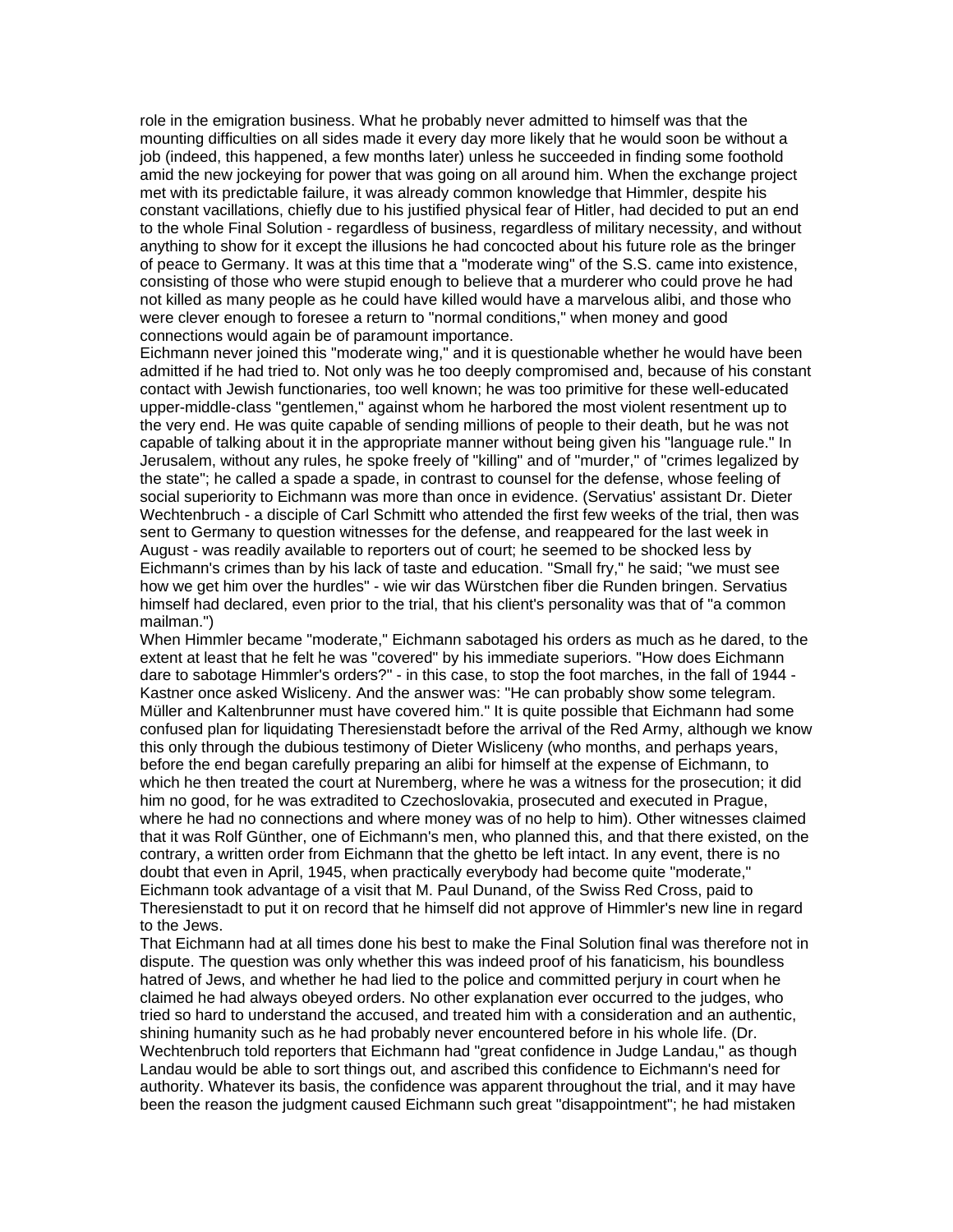role in the emigration business. What he probably never admitted to himself was that the mounting difficulties on all sides made it every day more likely that he would soon be without a job (indeed, this happened, a few months later) unless he succeeded in finding some foothold amid the new jockeying for power that was going on all around him. When the exchange project met with its predictable failure, it was already common knowledge that Himmler, despite his constant vacillations, chiefly due to his justified physical fear of Hitler, had decided to put an end to the whole Final Solution - regardless of business, regardless of military necessity, and without anything to show for it except the illusions he had concocted about his future role as the bringer of peace to Germany. It was at this time that a "moderate wing" of the S.S. came into existence, consisting of those who were stupid enough to believe that a murderer who could prove he had not killed as many people as he could have killed would have a marvelous alibi, and those who were clever enough to foresee a return to "normal conditions," when money and good connections would again be of paramount importance.

Eichmann never joined this "moderate wing," and it is questionable whether he would have been admitted if he had tried to. Not only was he too deeply compromised and, because of his constant contact with Jewish functionaries, too well known; he was too primitive for these well-educated upper-middle-class "gentlemen," against whom he harbored the most violent resentment up to the very end. He was quite capable of sending millions of people to their death, but he was not capable of talking about it in the appropriate manner without being given his "language rule." In Jerusalem, without any rules, he spoke freely of "killing" and of "murder," of "crimes legalized by the state"; he called a spade a spade, in contrast to counsel for the defense, whose feeling of social superiority to Eichmann was more than once in evidence. (Servatius' assistant Dr. Dieter Wechtenbruch - a disciple of Carl Schmitt who attended the first few weeks of the trial, then was sent to Germany to question witnesses for the defense, and reappeared for the last week in August - was readily available to reporters out of court; he seemed to be shocked less by Eichmann's crimes than by his lack of taste and education. "Small fry," he said; "we must see how we get him over the hurdles" - wie wir das Würstchen fiber die Runden bringen. Servatius himself had declared, even prior to the trial, that his client's personality was that of "a common mailman.")

When Himmler became "moderate," Eichmann sabotaged his orders as much as he dared, to the extent at least that he felt he was "covered" by his immediate superiors. "How does Eichmann dare to sabotage Himmler's orders?" - in this case, to stop the foot marches, in the fall of 1944 - Kastner once asked Wisliceny. And the answer was: "He can probably show some telegram. Müller and Kaltenbrunner must have covered him." It is quite possible that Eichmann had some confused plan for liquidating Theresienstadt before the arrival of the Red Army, although we know this only through the dubious testimony of Dieter Wisliceny (who months, and perhaps years, before the end began carefully preparing an alibi for himself at the expense of Eichmann, to which he then treated the court at Nuremberg, where he was a witness for the prosecution; it did him no good, for he was extradited to Czechoslovakia, prosecuted and executed in Prague, where he had no connections and where money was of no help to him). Other witnesses claimed that it was Rolf Günther, one of Eichmann's men, who planned this, and that there existed, on the contrary, a written order from Eichmann that the ghetto be left intact. In any event, there is no doubt that even in April, 1945, when practically everybody had become quite "moderate," Eichmann took advantage of a visit that M. Paul Dunand, of the Swiss Red Cross, paid to Theresienstadt to put it on record that he himself did not approve of Himmler's new line in regard to the Jews.

That Eichmann had at all times done his best to make the Final Solution final was therefore not in dispute. The question was only whether this was indeed proof of his fanaticism, his boundless hatred of Jews, and whether he had lied to the police and committed perjury in court when he claimed he had always obeyed orders. No other explanation ever occurred to the judges, who tried so hard to understand the accused, and treated him with a consideration and an authentic, shining humanity such as he had probably never encountered before in his whole life. (Dr. Wechtenbruch told reporters that Eichmann had "great confidence in Judge Landau," as though Landau would be able to sort things out, and ascribed this confidence to Eichmann's need for authority. Whatever its basis, the confidence was apparent throughout the trial, and it may have been the reason the judgment caused Eichmann such great "disappointment"; he had mistaken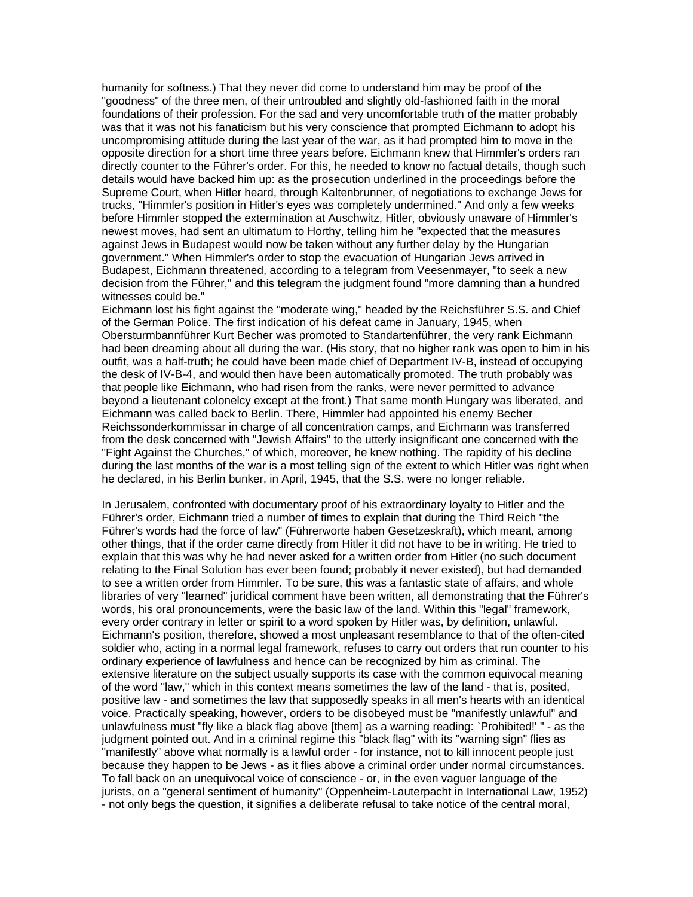humanity for softness.) That they never did come to understand him may be proof of the "goodness" of the three men, of their untroubled and slightly old-fashioned faith in the moral foundations of their profession. For the sad and very uncomfortable truth of the matter probably was that it was not his fanaticism but his very conscience that prompted Eichmann to adopt his uncompromising attitude during the last year of the war, as it had prompted him to move in the opposite direction for a short time three years before. Eichmann knew that Himmler's orders ran directly counter to the Führer's order. For this, he needed to know no factual details, though such details would have backed him up: as the prosecution underlined in the proceedings before the Supreme Court, when Hitler heard, through Kaltenbrunner, of negotiations to exchange Jews for trucks, "Himmler's position in Hitler's eyes was completely undermined." And only a few weeks before Himmler stopped the extermination at Auschwitz, Hitler, obviously unaware of Himmler's newest moves, had sent an ultimatum to Horthy, telling him he "expected that the measures against Jews in Budapest would now be taken without any further delay by the Hungarian government." When Himmler's order to stop the evacuation of Hungarian Jews arrived in Budapest, Eichmann threatened, according to a telegram from Veesenmayer, "to seek a new decision from the Führer," and this telegram the judgment found "more damning than a hundred witnesses could be."

Eichmann lost his fight against the "moderate wing," headed by the Reichsführer S.S. and Chief of the German Police. The first indication of his defeat came in January, 1945, when Obersturmbannführer Kurt Becher was promoted to Standartenführer, the very rank Eichmann had been dreaming about all during the war. (His story, that no higher rank was open to him in his outfit, was a half-truth; he could have been made chief of Department IV-B, instead of occupying the desk of IV-B-4, and would then have been automatically promoted. The truth probably was that people like Eichmann, who had risen from the ranks, were never permitted to advance beyond a lieutenant colonelcy except at the front.) That same month Hungary was liberated, and Eichmann was called back to Berlin. There, Himmler had appointed his enemy Becher Reichssonderkommissar in charge of all concentration camps, and Eichmann was transferred from the desk concerned with "Jewish Affairs" to the utterly insignificant one concerned with the "Fight Against the Churches," of which, moreover, he knew nothing. The rapidity of his decline during the last months of the war is a most telling sign of the extent to which Hitler was right when he declared, in his Berlin bunker, in April, 1945, that the S.S. were no longer reliable.

In Jerusalem, confronted with documentary proof of his extraordinary loyalty to Hitler and the Führer's order, Eichmann tried a number of times to explain that during the Third Reich "the Führer's words had the force of law" (Führerworte haben Gesetzeskraft), which meant, among other things, that if the order came directly from Hitler it did not have to be in writing. He tried to explain that this was why he had never asked for a written order from Hitler (no such document relating to the Final Solution has ever been found; probably it never existed), but had demanded to see a written order from Himmler. To be sure, this was a fantastic state of affairs, and whole libraries of very "learned" juridical comment have been written, all demonstrating that the Führer's words, his oral pronouncements, were the basic law of the land. Within this "legal" framework, every order contrary in letter or spirit to a word spoken by Hitler was, by definition, unlawful. Eichmann's position, therefore, showed a most unpleasant resemblance to that of the often-cited soldier who, acting in a normal legal framework, refuses to carry out orders that run counter to his ordinary experience of lawfulness and hence can be recognized by him as criminal. The extensive literature on the subject usually supports its case with the common equivocal meaning of the word "law," which in this context means sometimes the law of the land - that is, posited, positive law - and sometimes the law that supposedly speaks in all men's hearts with an identical voice. Practically speaking, however, orders to be disobeyed must be "manifestly unlawful" and unlawfulness must "fly like a black flag above [them] as a warning reading: `Prohibited!' " - as the judgment pointed out. And in a criminal regime this "black flag" with its "warning sign" flies as "manifestly" above what normally is a lawful order - for instance, not to kill innocent people just because they happen to be Jews - as it flies above a criminal order under normal circumstances. To fall back on an unequivocal voice of conscience - or, in the even vaguer language of the jurists, on a "general sentiment of humanity" (Oppenheim-Lauterpacht in International Law, 1952) - not only begs the question, it signifies a deliberate refusal to take notice of the central moral,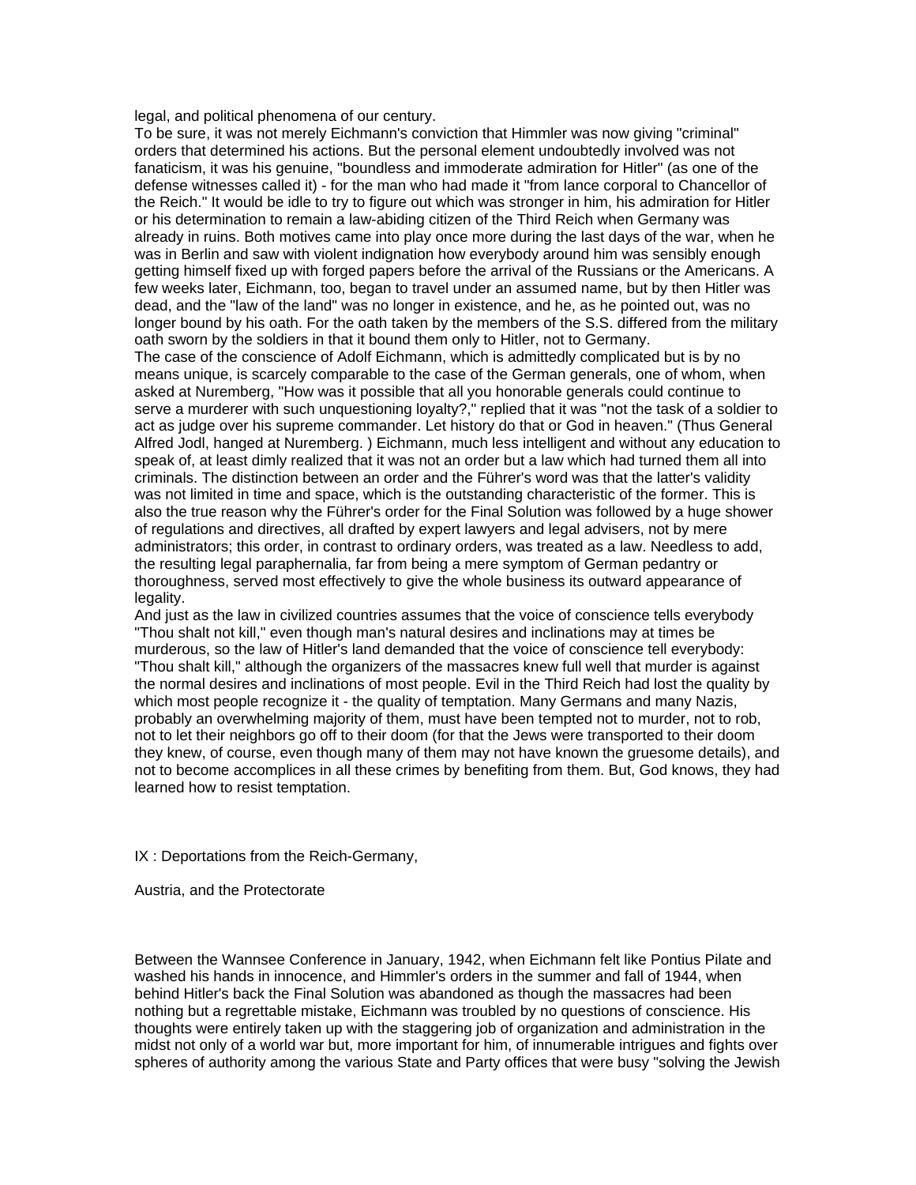legal, and political phenomena of our century.

To be sure, it was not merely Eichmann's conviction that Himmler was now giving "criminal" orders that determined his actions. But the personal element undoubtedly involved was not fanaticism, it was his genuine, "boundless and immoderate admiration for Hitler" (as one of the defense witnesses called it) - for the man who had made it "from lance corporal to Chancellor of the Reich." It would be idle to try to figure out which was stronger in him, his admiration for Hitler or his determination to remain a law-abiding citizen of the Third Reich when Germany was already in ruins. Both motives came into play once more during the last days of the war, when he was in Berlin and saw with violent indignation how everybody around him was sensibly enough getting himself fixed up with forged papers before the arrival of the Russians or the Americans. A few weeks later, Eichmann, too, began to travel under an assumed name, but by then Hitler was dead, and the "law of the land" was no longer in existence, and he, as he pointed out, was no longer bound by his oath. For the oath taken by the members of the S.S. differed from the military oath sworn by the soldiers in that it bound them only to Hitler, not to Germany.

The case of the conscience of Adolf Eichmann, which is admittedly complicated but is by no means unique, is scarcely comparable to the case of the German generals, one of whom, when asked at Nuremberg, "How was it possible that all you honorable generals could continue to serve a murderer with such unquestioning loyalty?," replied that it was "not the task of a soldier to act as judge over his supreme commander. Let history do that or God in heaven." (Thus General Alfred Jodl, hanged at Nuremberg. ) Eichmann, much less intelligent and without any education to speak of, at least dimly realized that it was not an order but a law which had turned them all into criminals. The distinction between an order and the Führer's word was that the latter's validity was not limited in time and space, which is the outstanding characteristic of the former. This is also the true reason why the Führer's order for the Final Solution was followed by a huge shower of regulations and directives, all drafted by expert lawyers and legal advisers, not by mere administrators; this order, in contrast to ordinary orders, was treated as a law. Needless to add, the resulting legal paraphernalia, far from being a mere symptom of German pedantry or thoroughness, served most effectively to give the whole business its outward appearance of legality.

And just as the law in civilized countries assumes that the voice of conscience tells everybody "Thou shalt not kill," even though man's natural desires and inclinations may at times be murderous, so the law of Hitler's land demanded that the voice of conscience tell everybody: "Thou shalt kill," although the organizers of the massacres knew full well that murder is against the normal desires and inclinations of most people. Evil in the Third Reich had lost the quality by which most people recognize it - the quality of temptation. Many Germans and many Nazis, probably an overwhelming majority of them, must have been tempted not to murder, not to rob, not to let their neighbors go off to their doom (for that the Jews were transported to their doom they knew, of course, even though many of them may not have known the gruesome details), and not to become accomplices in all these crimes by benefiting from them. But, God knows, they had learned how to resist temptation.

## IX : Deportations from the Reich-Germany, Austria, and the Protectorate

Between the Wannsee Conference in January, 1942, when Eichmann felt like Pontius Pilate and washed his hands in innocence, and Himmler's orders in the summer and fall of 1944, when behind Hitler's back the Final Solution was abandoned as though the massacres had been nothing but a regrettable mistake, Eichmann was troubled by no questions of conscience. His thoughts were entirely taken up with the staggering job of organization and administration in the midst not only of a world war but, more important for him, of innumerable intrigues and fights over spheres of authority among the various State and Party offices that were busy "solving the Jewish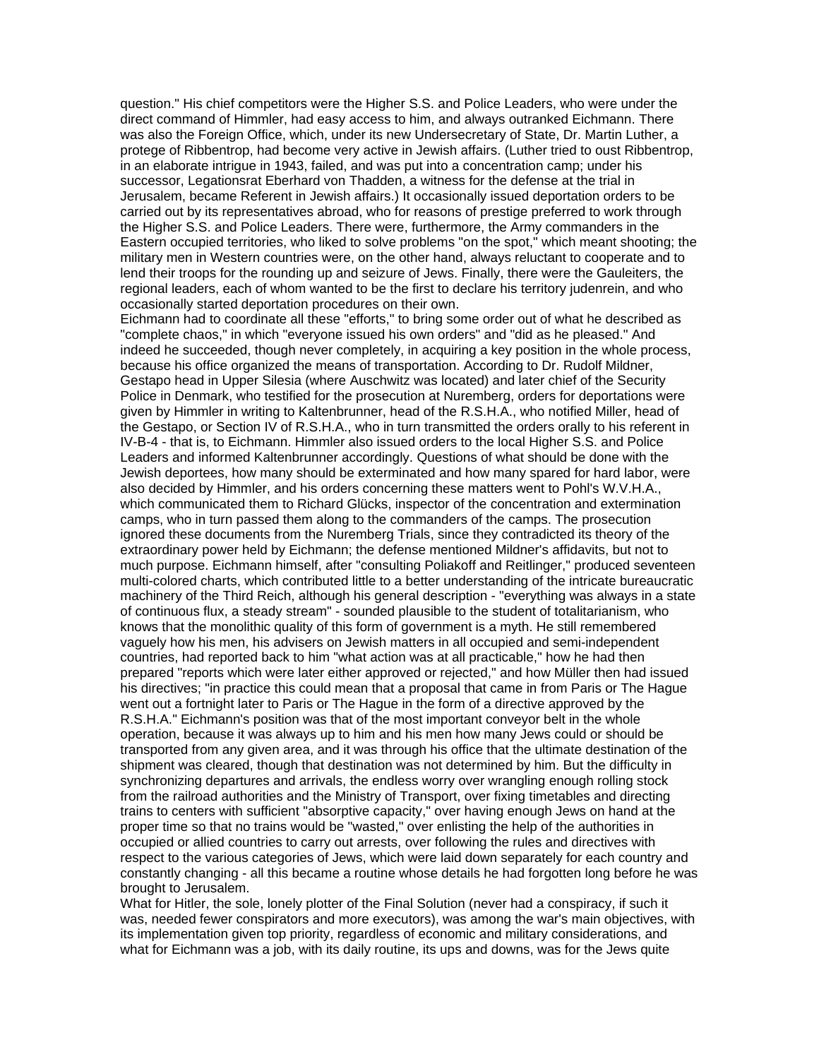question." His chief competitors were the Higher S.S. and Police Leaders, who were under the direct command of Himmler, had easy access to him, and always outranked Eichmann. There was also the Foreign Office, which, under its new Undersecretary of State, Dr. Martin Luther, a protege of Ribbentrop, had become very active in Jewish affairs. (Luther tried to oust Ribbentrop, in an elaborate intrigue in 1943, failed, and was put into a concentration camp; under his successor, Legationsrat Eberhard von Thadden, a witness for the defense at the trial in Jerusalem, became Referent in Jewish affairs.) It occasionally issued deportation orders to be carried out by its representatives abroad, who for reasons of prestige preferred to work through the Higher S.S. and Police Leaders. There were, furthermore, the Army commanders in the Eastern occupied territories, who liked to solve problems "on the spot," which meant shooting; the military men in Western countries were, on the other hand, always reluctant to cooperate and to lend their troops for the rounding up and seizure of Jews. Finally, there were the Gauleiters, the regional leaders, each of whom wanted to be the first to declare his territory judenrein, and who occasionally started deportation procedures on their own.

Eichmann had to coordinate all these "efforts," to bring some order out of what he described as "complete chaos," in which "everyone issued his own orders" and "did as he pleased." And indeed he succeeded, though never completely, in acquiring a key position in the whole process, because his office organized the means of transportation. According to Dr. Rudolf Mildner, Gestapo head in Upper Silesia (where Auschwitz was located) and later chief of the Security Police in Denmark, who testified for the prosecution at Nuremberg, orders for deportations were given by Himmler in writing to Kaltenbrunner, head of the R.S.H.A., who notified Miller, head of the Gestapo, or Section IV of R.S.H.A., who in turn transmitted the orders orally to his referent in IV-B-4 - that is, to Eichmann. Himmler also issued orders to the local Higher S.S. and Police Leaders and informed Kaltenbrunner accordingly. Questions of what should be done with the Jewish deportees, how many should be exterminated and how many spared for hard labor, were also decided by Himmler, and his orders concerning these matters went to Pohl's W.V.H.A., which communicated them to Richard Glücks, inspector of the concentration and extermination camps, who in turn passed them along to the commanders of the camps. The prosecution ignored these documents from the Nuremberg Trials, since they contradicted its theory of the extraordinary power held by Eichmann; the defense mentioned Mildner's affidavits, but not to much purpose. Eichmann himself, after "consulting Poliakoff and Reitlinger," produced seventeen multi-colored charts, which contributed little to a better understanding of the intricate bureaucratic machinery of the Third Reich, although his general description - "everything was always in a state of continuous flux, a steady stream" - sounded plausible to the student of totalitarianism, who knows that the monolithic quality of this form of government is a myth. He still remembered vaguely how his men, his advisers on Jewish matters in all occupied and semi-independent countries, had reported back to him "what action was at all practicable," how he had then prepared "reports which were later either approved or rejected," and how Müller then had issued his directives; "in practice this could mean that a proposal that came in from Paris or The Hague went out a fortnight later to Paris or The Hague in the form of a directive approved by the R.S.H.A." Eichmann's position was that of the most important conveyor belt in the whole operation, because it was always up to him and his men how many Jews could or should be transported from any given area, and it was through his office that the ultimate destination of the shipment was cleared, though that destination was not determined by him. But the difficulty in synchronizing departures and arrivals, the endless worry over wrangling enough rolling stock from the railroad authorities and the Ministry of Transport, over fixing timetables and directing trains to centers with sufficient "absorptive capacity," over having enough Jews on hand at the proper time so that no trains would be "wasted," over enlisting the help of the authorities in occupied or allied countries to carry out arrests, over following the rules and directives with respect to the various categories of Jews, which were laid down separately for each country and constantly changing - all this became a routine whose details he had forgotten long before he was brought to Jerusalem.

What for Hitler, the sole, lonely plotter of the Final Solution (never had a conspiracy, if such it was, needed fewer conspirators and more executors), was among the war's main objectives, with its implementation given top priority, regardless of economic and military considerations, and what for Eichmann was a job, with its daily routine, its ups and downs, was for the Jews quite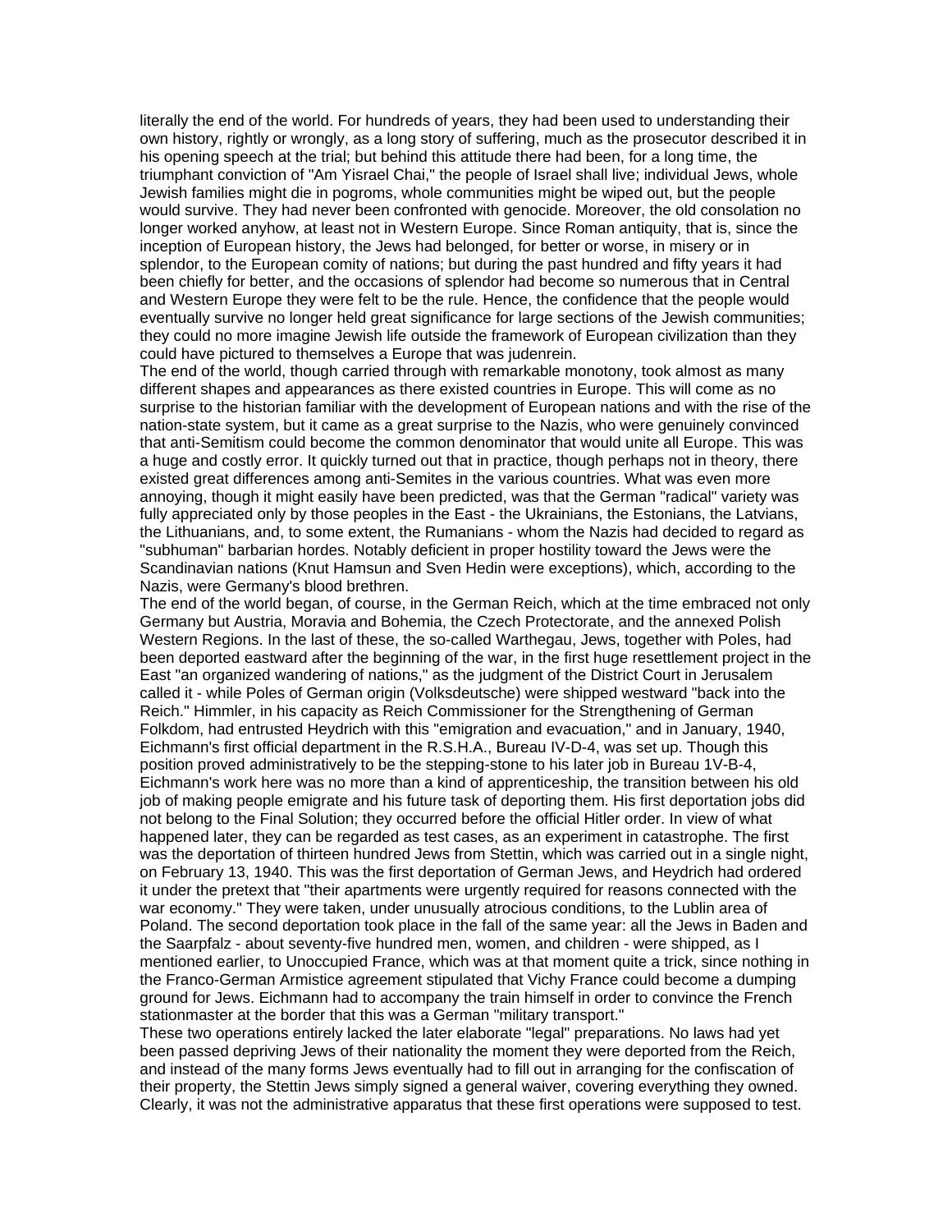literally the end of the world. For hundreds of years, they had been used to understanding their own history, rightly or wrongly, as a long story of suffering, much as the prosecutor described it in his opening speech at the trial; but behind this attitude there had been, for a long time, the triumphant conviction of "Am Yisrael Chai," the people of Israel shall live; individual Jews, whole Jewish families might die in pogroms, whole communities might be wiped out, but the people would survive. They had never been confronted with genocide. Moreover, the old consolation no longer worked anyhow, at least not in Western Europe. Since Roman antiquity, that is, since the inception of European history, the Jews had belonged, for better or worse, in misery or in splendor, to the European comity of nations; but during the past hundred and fifty years it had been chiefly for better, and the occasions of splendor had become so numerous that in Central and Western Europe they were felt to be the rule. Hence, the confidence that the people would eventually survive no longer held great significance for large sections of the Jewish communities; they could no more imagine Jewish life outside the framework of European civilization than they could have pictured to themselves a Europe that was judenrein.

The end of the world, though carried through with remarkable monotony, took almost as many different shapes and appearances as there existed countries in Europe. This will come as no surprise to the historian familiar with the development of European nations and with the rise of the nation-state system, but it came as a great surprise to the Nazis, who were genuinely convinced that anti-Semitism could become the common denominator that would unite all Europe. This was a huge and costly error. It quickly turned out that in practice, though perhaps not in theory, there existed great differences among anti-Semites in the various countries. What was even more annoying, though it might easily have been predicted, was that the German "radical" variety was fully appreciated only by those peoples in the East - the Ukrainians, the Estonians, the Latvians, the Lithuanians, and, to some extent, the Rumanians - whom the Nazis had decided to regard as "subhuman" barbarian hordes. Notably deficient in proper hostility toward the Jews were the Scandinavian nations (Knut Hamsun and Sven Hedin were exceptions), which, according to the Nazis, were Germany's blood brethren.

The end of the world began, of course, in the German Reich, which at the time embraced not only Germany but Austria, Moravia and Bohemia, the Czech Protectorate, and the annexed Polish Western Regions. In the last of these, the so-called Warthegau, Jews, together with Poles, had been deported eastward after the beginning of the war, in the first huge resettlement project in the East "an organized wandering of nations," as the judgment of the District Court in Jerusalem called it - while Poles of German origin (Volksdeutsche) were shipped westward "back into the Reich." Himmler, in his capacity as Reich Commissioner for the Strengthening of German Folkdom, had entrusted Heydrich with this "emigration and evacuation," and in January, 1940, Eichmann's first official department in the R.S.H.A., Bureau IV-D-4, was set up. Though this position proved administratively to be the stepping-stone to his later job in Bureau 1V-B-4, Eichmann's work here was no more than a kind of apprenticeship, the transition between his old job of making people emigrate and his future task of deporting them. His first deportation jobs did not belong to the Final Solution; they occurred before the official Hitler order. In view of what happened later, they can be regarded as test cases, as an experiment in catastrophe. The first was the deportation of thirteen hundred Jews from Stettin, which was carried out in a single night, on February 13, 1940. This was the first deportation of German Jews, and Heydrich had ordered it under the pretext that "their apartments were urgently required for reasons connected with the war economy." They were taken, under unusually atrocious conditions, to the Lublin area of Poland. The second deportation took place in the fall of the same year: all the Jews in Baden and the Saarpfalz - about seventy-five hundred men, women, and children - were shipped, as I mentioned earlier, to Unoccupied France, which was at that moment quite a trick, since nothing in the Franco-German Armistice agreement stipulated that Vichy France could become a dumping ground for Jews. Eichmann had to accompany the train himself in order to convince the French stationmaster at the border that this was a German "military transport."

These two operations entirely lacked the later elaborate "legal" preparations. No laws had yet been passed depriving Jews of their nationality the moment they were deported from the Reich, and instead of the many forms Jews eventually had to fill out in arranging for the confiscation of their property, the Stettin Jews simply signed a general waiver, covering everything they owned. Clearly, it was not the administrative apparatus that these first operations were supposed to test.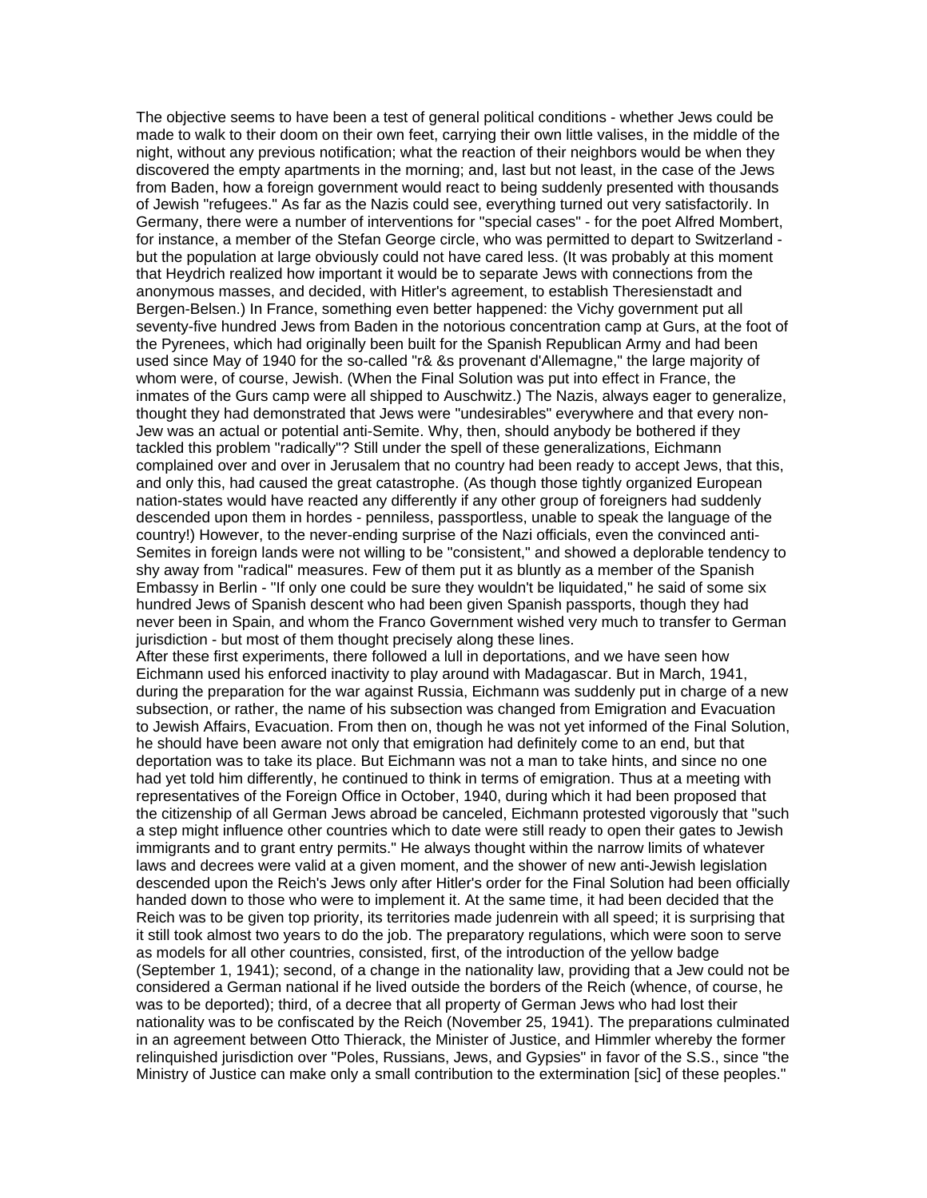The objective seems to have been a test of general political conditions - whether Jews could be made to walk to their doom on their own feet, carrying their own little valises, in the middle of the night, without any previous notification; what the reaction of their neighbors would be when they discovered the empty apartments in the morning; and, last but not least, in the case of the Jews from Baden, how a foreign government would react to being suddenly presented with thousands of Jewish "refugees." As far as the Nazis could see, everything turned out very satisfactorily. In Germany, there were a number of interventions for "special cases" - for the poet Alfred Mombert, for instance, a member of the Stefan George circle, who was permitted to depart to Switzerland - but the population at large obviously could not have cared less. (It was probably at this moment that Heydrich realized how important it would be to separate Jews with connections from the anonymous masses, and decided, with Hitler's agreement, to establish Theresienstadt and Bergen-Belsen.) In France, something even better happened: the Vichy government put all seventy-five hundred Jews from Baden in the notorious concentration camp at Gurs, at the foot of the Pyrenees, which had originally been built for the Spanish Republican Army and had been used since May of 1940 for the so-called "r& &s provenant d'Allemagne," the large majority of whom were, of course, Jewish. (When the Final Solution was put into effect in France, the inmates of the Gurs camp were all shipped to Auschwitz.) The Nazis, always eager to generalize, thought they had demonstrated that Jews were "undesirables" everywhere and that every non-Jew was an actual or potential anti-Semite. Why, then, should anybody be bothered if they tackled this problem "radically"? Still under the spell of these generalizations, Eichmann complained over and over in Jerusalem that no country had been ready to accept Jews, that this, and only this, had caused the great catastrophe. (As though those tightly organized European nation-states would have reacted any differently if any other group of foreigners had suddenly descended upon them in hordes - penniless, passportless, unable to speak the language of the country!) However, to the never-ending surprise of the Nazi officials, even the convinced anti-Semites in foreign lands were not willing to be "consistent," and showed a deplorable tendency to shy away from "radical" measures. Few of them put it as bluntly as a member of the Spanish Embassy in Berlin - "If only one could be sure they wouldn't be liquidated," he said of some six hundred Jews of Spanish descent who had been given Spanish passports, though they had never been in Spain, and whom the Franco Government wished very much to transfer to German jurisdiction - but most of them thought precisely along these lines.

After these first experiments, there followed a lull in deportations, and we have seen how Eichmann used his enforced inactivity to play around with Madagascar. But in March, 1941, during the preparation for the war against Russia, Eichmann was suddenly put in charge of a new subsection, or rather, the name of his subsection was changed from Emigration and Evacuation to Jewish Affairs, Evacuation. From then on, though he was not yet informed of the Final Solution, he should have been aware not only that emigration had definitely come to an end, but that deportation was to take its place. But Eichmann was not a man to take hints, and since no one had yet told him differently, he continued to think in terms of emigration. Thus at a meeting with representatives of the Foreign Office in October, 1940, during which it had been proposed that the citizenship of all German Jews abroad be canceled, Eichmann protested vigorously that "such a step might influence other countries which to date were still ready to open their gates to Jewish immigrants and to grant entry permits." He always thought within the narrow limits of whatever laws and decrees were valid at a given moment, and the shower of new anti-Jewish legislation descended upon the Reich's Jews only after Hitler's order for the Final Solution had been officially handed down to those who were to implement it. At the same time, it had been decided that the Reich was to be given top priority, its territories made judenrein with all speed; it is surprising that it still took almost two years to do the job. The preparatory regulations, which were soon to serve as models for all other countries, consisted, first, of the introduction of the yellow badge (September 1, 1941); second, of a change in the nationality law, providing that a Jew could not be considered a German national if he lived outside the borders of the Reich (whence, of course, he was to be deported); third, of a decree that all property of German Jews who had lost their nationality was to be confiscated by the Reich (November 25, 1941). The preparations culminated in an agreement between Otto Thierack, the Minister of Justice, and Himmler whereby the former relinquished jurisdiction over "Poles, Russians, Jews, and Gypsies" in favor of the S.S., since "the Ministry of Justice can make only a small contribution to the extermination [sic] of these peoples."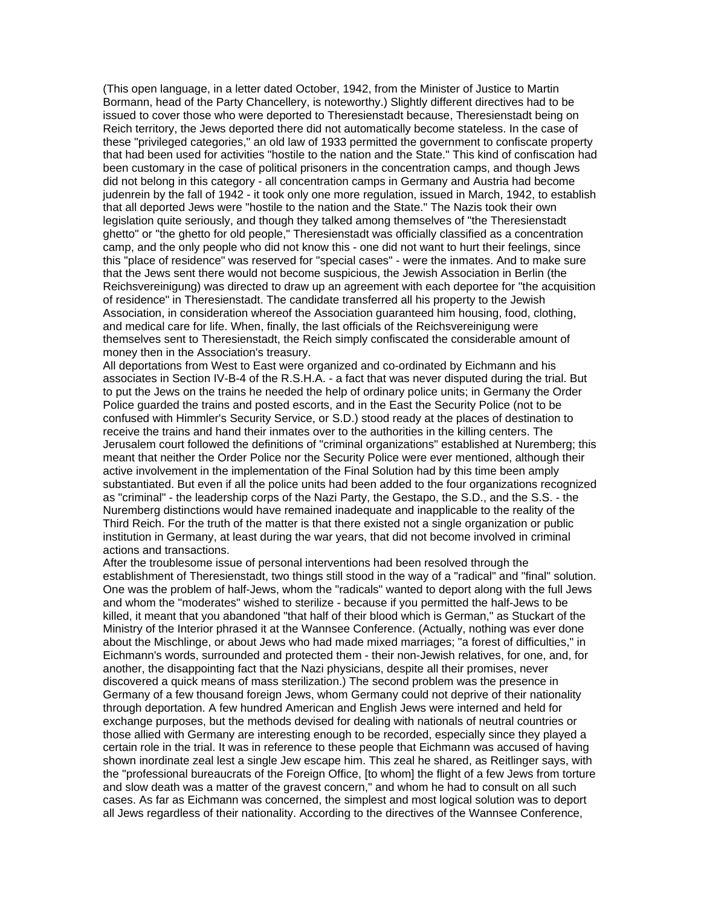(This open language, in a letter dated October, 1942, from the Minister of Justice to Martin Bormann, head of the Party Chancellery, is noteworthy.) Slightly different directives had to be issued to cover those who were deported to Theresienstadt because, Theresienstadt being on Reich territory, the Jews deported there did not automatically become stateless. In the case of these "privileged categories," an old law of 1933 permitted the government to confiscate property that had been used for activities "hostile to the nation and the State." This kind of confiscation had been customary in the case of political prisoners in the concentration camps, and though Jews did not belong in this category - all concentration camps in Germany and Austria had become judenrein by the fall of 1942 - it took only one more regulation, issued in March, 1942, to establish that all deported Jews were "hostile to the nation and the State." The Nazis took their own legislation quite seriously, and though they talked among themselves of "the Theresienstadt ghetto" or "the ghetto for old people," Theresienstadt was officially classified as a concentration camp, and the only people who did not know this - one did not want to hurt their feelings, since this "place of residence" was reserved for "special cases" - were the inmates. And to make sure that the Jews sent there would not become suspicious, the Jewish Association in Berlin (the Reichsvereinigung) was directed to draw up an agreement with each deportee for "the acquisition of residence" in Theresienstadt. The candidate transferred all his property to the Jewish Association, in consideration whereof the Association guaranteed him housing, food, clothing, and medical care for life. When, finally, the last officials of the Reichsvereinigung were themselves sent to Theresienstadt, the Reich simply confiscated the considerable amount of money then in the Association's treasury.

All deportations from West to East were organized and co-ordinated by Eichmann and his associates in Section IV-B-4 of the R.S.H.A. - a fact that was never disputed during the trial. But to put the Jews on the trains he needed the help of ordinary police units; in Germany the Order Police guarded the trains and posted escorts, and in the East the Security Police (not to be confused with Himmler's Security Service, or S.D.) stood ready at the places of destination to receive the trains and hand their inmates over to the authorities in the killing centers. The Jerusalem court followed the definitions of "criminal organizations" established at Nuremberg; this meant that neither the Order Police nor the Security Police were ever mentioned, although their active involvement in the implementation of the Final Solution had by this time been amply substantiated. But even if all the police units had been added to the four organizations recognized as "criminal" - the leadership corps of the Nazi Party, the Gestapo, the S.D., and the S.S. - the Nuremberg distinctions would have remained inadequate and inapplicable to the reality of the Third Reich. For the truth of the matter is that there existed not a single organization or public institution in Germany, at least during the war years, that did not become involved in criminal actions and transactions.

After the troublesome issue of personal interventions had been resolved through the establishment of Theresienstadt, two things still stood in the way of a "radical" and "final" solution. One was the problem of half-Jews, whom the "radicals" wanted to deport along with the full Jews and whom the "moderates" wished to sterilize - because if you permitted the half-Jews to be killed, it meant that you abandoned "that half of their blood which is German," as Stuckart of the Ministry of the Interior phrased it at the Wannsee Conference. (Actually, nothing was ever done about the Mischlinge, or about Jews who had made mixed marriages; "a forest of difficulties," in Eichmann's words, surrounded and protected them - their non-Jewish relatives, for one, and, for another, the disappointing fact that the Nazi physicians, despite all their promises, never discovered a quick means of mass sterilization.) The second problem was the presence in Germany of a few thousand foreign Jews, whom Germany could not deprive of their nationality through deportation. A few hundred American and English Jews were interned and held for exchange purposes, but the methods devised for dealing with nationals of neutral countries or those allied with Germany are interesting enough to be recorded, especially since they played a certain role in the trial. It was in reference to these people that Eichmann was accused of having shown inordinate zeal lest a single Jew escape him. This zeal he shared, as Reitlinger says, with the "professional bureaucrats of the Foreign Office, [to whom] the flight of a few Jews from torture and slow death was a matter of the gravest concern," and whom he had to consult on all such cases. As far as Eichmann was concerned, the simplest and most logical solution was to deport all Jews regardless of their nationality. According to the directives of the Wannsee Conference,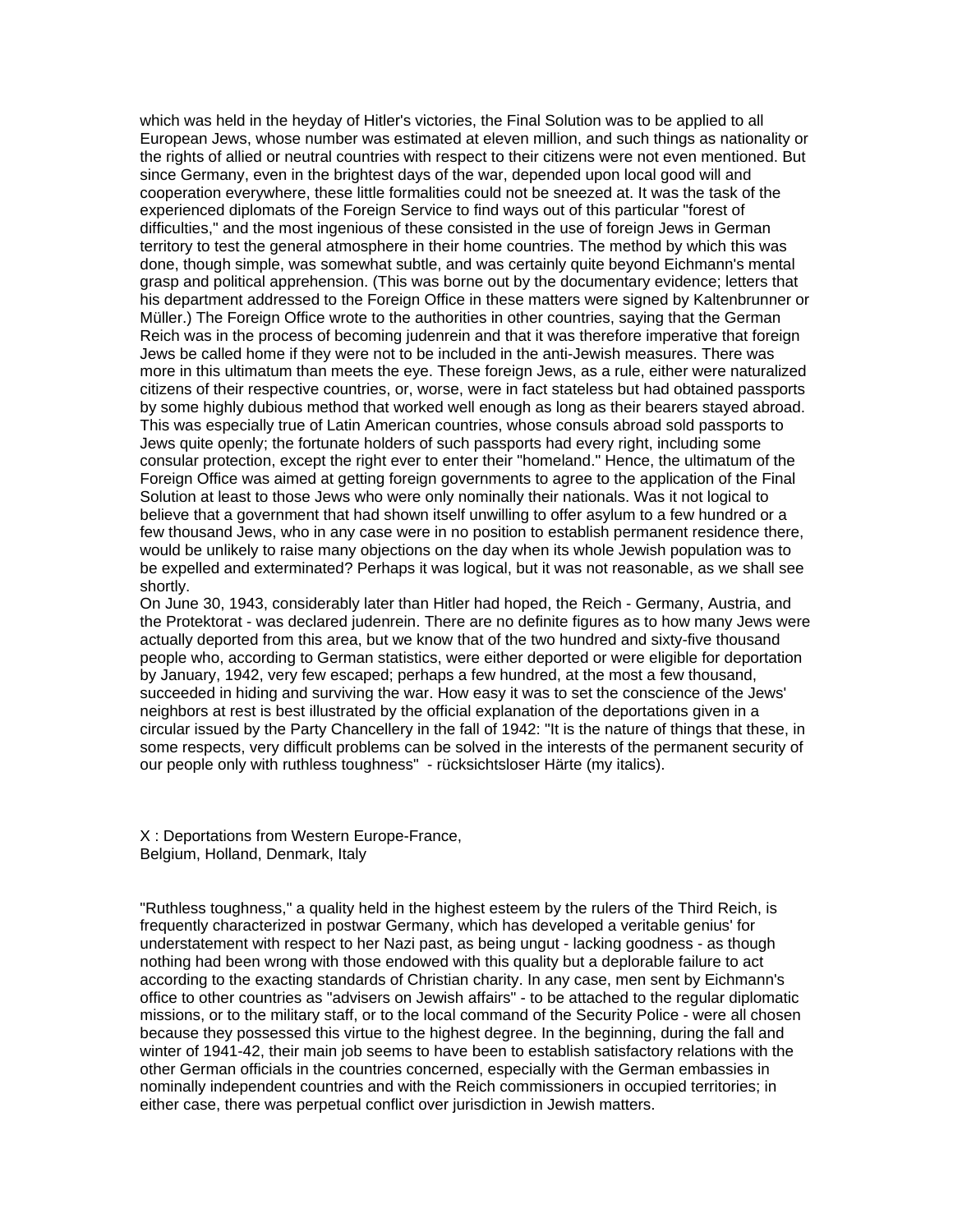which was held in the heyday of Hitler's victories, the Final Solution was to be applied to all European Jews, whose number was estimated at eleven million, and such things as nationality or the rights of allied or neutral countries with respect to their citizens were not even mentioned. But since Germany, even in the brightest days of the war, depended upon local good will and cooperation everywhere, these little formalities could not be sneezed at. It was the task of the experienced diplomats of the Foreign Service to find ways out of this particular "forest of difficulties," and the most ingenious of these consisted in the use of foreign Jews in German territory to test the general atmosphere in their home countries. The method by which this was done, though simple, was somewhat subtle, and was certainly quite beyond Eichmann's mental grasp and political apprehension. (This was borne out by the documentary evidence; letters that his department addressed to the Foreign Office in these matters were signed by Kaltenbrunner or Müller.) The Foreign Office wrote to the authorities in other countries, saying that the German Reich was in the process of becoming judenrein and that it was therefore imperative that foreign Jews be called home if they were not to be included in the anti-Jewish measures. There was more in this ultimatum than meets the eye. These foreign Jews, as a rule, either were naturalized citizens of their respective countries, or, worse, were in fact stateless but had obtained passports by some highly dubious method that worked well enough as long as their bearers stayed abroad. This was especially true of Latin American countries, whose consuls abroad sold passports to Jews quite openly; the fortunate holders of such passports had every right, including some consular protection, except the right ever to enter their "homeland." Hence, the ultimatum of the Foreign Office was aimed at getting foreign governments to agree to the application of the Final Solution at least to those Jews who were only nominally their nationals. Was it not logical to believe that a government that had shown itself unwilling to offer asylum to a few hundred or a few thousand Jews, who in any case were in no position to establish permanent residence there, would be unlikely to raise many objections on the day when its whole Jewish population was to be expelled and exterminated? Perhaps it was logical, but it was not reasonable, as we shall see shortly.

On June 30, 1943, considerably later than Hitler had hoped, the Reich - Germany, Austria, and the Protektorat - was declared judenrein. There are no definite figures as to how many Jews were actually deported from this area, but we know that of the two hundred and sixty-five thousand people who, according to German statistics, were either deported or were eligible for deportation by January, 1942, very few escaped; perhaps a few hundred, at the most a few thousand, succeeded in hiding and surviving the war. How easy it was to set the conscience of the Jews' neighbors at rest is best illustrated by the official explanation of the deportations given in a circular issued by the Party Chancellery in the fall of 1942: "It is the nature of things that these, in some respects, very difficult problems can be solved in the interests of the permanent security of our people only with ruthless toughness" - rücksichtsloser Härte (my italics).

## X : Deportations from Western Europe-France, Belgium, Holland, Denmark, Italy

"Ruthless toughness," a quality held in the highest esteem by the rulers of the Third Reich, is frequently characterized in postwar Germany, which has developed a veritable genius' for understatement with respect to her Nazi past, as being ungut - lacking goodness - as though nothing had been wrong with those endowed with this quality but a deplorable failure to act according to the exacting standards of Christian charity. In any case, men sent by Eichmann's office to other countries as "advisers on Jewish affairs" - to be attached to the regular diplomatic missions, or to the military staff, or to the local command of the Security Police - were all chosen because they possessed this virtue to the highest degree. In the beginning, during the fall and winter of 1941-42, their main job seems to have been to establish satisfactory relations with the other German officials in the countries concerned, especially with the German embassies in nominally independent countries and with the Reich commissioners in occupied territories; in either case, there was perpetual conflict over jurisdiction in Jewish matters.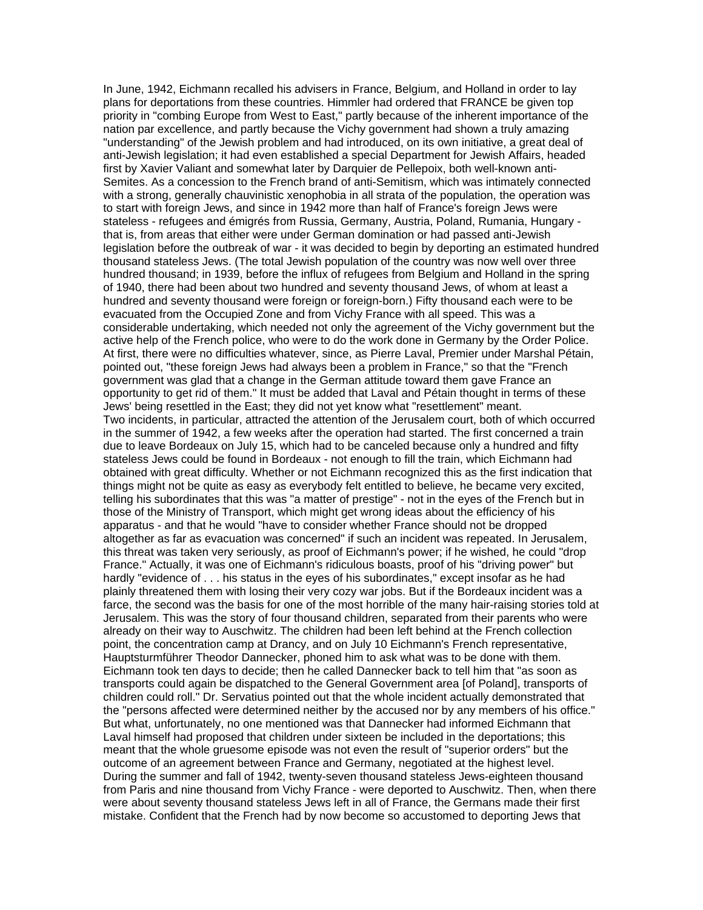In June, 1942, Eichmann recalled his advisers in France, Belgium, and Holland in order to lay plans for deportations from these countries. Himmler had ordered that FRANCE be given top priority in "combing Europe from West to East," partly because of the inherent importance of the nation par excellence, and partly because the Vichy government had shown a truly amazing "understanding" of the Jewish problem and had introduced, on its own initiative, a great deal of anti-Jewish legislation; it had even established a special Department for Jewish Affairs, headed first by Xavier Valiant and somewhat later by Darquier de Pellepoix, both well-known anti-Semites. As a concession to the French brand of anti-Semitism, which was intimately connected with a strong, generally chauvinistic xenophobia in all strata of the population, the operation was to start with foreign Jews, and since in 1942 more than half of France's foreign Jews were stateless - refugees and émigrés from Russia, Germany, Austria, Poland, Rumania, Hungary - that is, from areas that either were under German domination or had passed anti-Jewish legislation before the outbreak of war - it was decided to begin by deporting an estimated hundred thousand stateless Jews. (The total Jewish population of the country was now well over three hundred thousand; in 1939, before the influx of refugees from Belgium and Holland in the spring of 1940, there had been about two hundred and seventy thousand Jews, of whom at least a hundred and seventy thousand were foreign or foreign-born.) Fifty thousand each were to be evacuated from the Occupied Zone and from Vichy France with all speed. This was a considerable undertaking, which needed not only the agreement of the Vichy government but the active help of the French police, who were to do the work done in Germany by the Order Police. At first, there were no difficulties whatever, since, as Pierre Laval, Premier under Marshal Pétain, pointed out, "these foreign Jews had always been a problem in France," so that the "French government was glad that a change in the German attitude toward them gave France an opportunity to get rid of them." It must be added that Laval and Pétain thought in terms of these Jews' being resettled in the East; they did not yet know what "resettlement" meant.

Two incidents, in particular, attracted the attention of the Jerusalem court, both of which occurred in the summer of 1942, a few weeks after the operation had started. The first concerned a train due to leave Bordeaux on July 15, which had to be canceled because only a hundred and fifty stateless Jews could be found in Bordeaux - not enough to fill the train, which Eichmann had obtained with great difficulty. Whether or not Eichmann recognized this as the first indication that things might not be quite as easy as everybody felt entitled to believe, he became very excited, telling his subordinates that this was "a matter of prestige" - not in the eyes of the French but in those of the Ministry of Transport, which might get wrong ideas about the efficiency of his apparatus - and that he would "have to consider whether France should not be dropped altogether as far as evacuation was concerned" if such an incident was repeated. In Jerusalem, this threat was taken very seriously, as proof of Eichmann's power; if he wished, he could "drop France." Actually, it was one of Eichmann's ridiculous boasts, proof of his "driving power" but hardly "evidence of . . . his status in the eyes of his subordinates," except insofar as he had plainly threatened them with losing their very cozy war jobs. But if the Bordeaux incident was a farce, the second was the basis for one of the most horrible of the many hair-raising stories told at Jerusalem. This was the story of four thousand children, separated from their parents who were already on their way to Auschwitz. The children had been left behind at the French collection point, the concentration camp at Drancy, and on July 10 Eichmann's French representative, Hauptsturmführer Theodor Dannecker, phoned him to ask what was to be done with them. Eichmann took ten days to decide; then he called Dannecker back to tell him that "as soon as transports could again be dispatched to the General Government area [of Poland], transports of children could roll." Dr. Servatius pointed out that the whole incident actually demonstrated that the "persons affected were determined neither by the accused nor by any members of his office." But what, unfortunately, no one mentioned was that Dannecker had informed Eichmann that Laval himself had proposed that children under sixteen be included in the deportations; this meant that the whole gruesome episode was not even the result of "superior orders" but the outcome of an agreement between France and Germany, negotiated at the highest level.

During the summer and fall of 1942, twenty-seven thousand stateless Jews-eighteen thousand from Paris and nine thousand from Vichy France - were deported to Auschwitz. Then, when there were about seventy thousand stateless Jews left in all of France, the Germans made their first mistake. Confident that the French had by now become so accustomed to deporting Jews that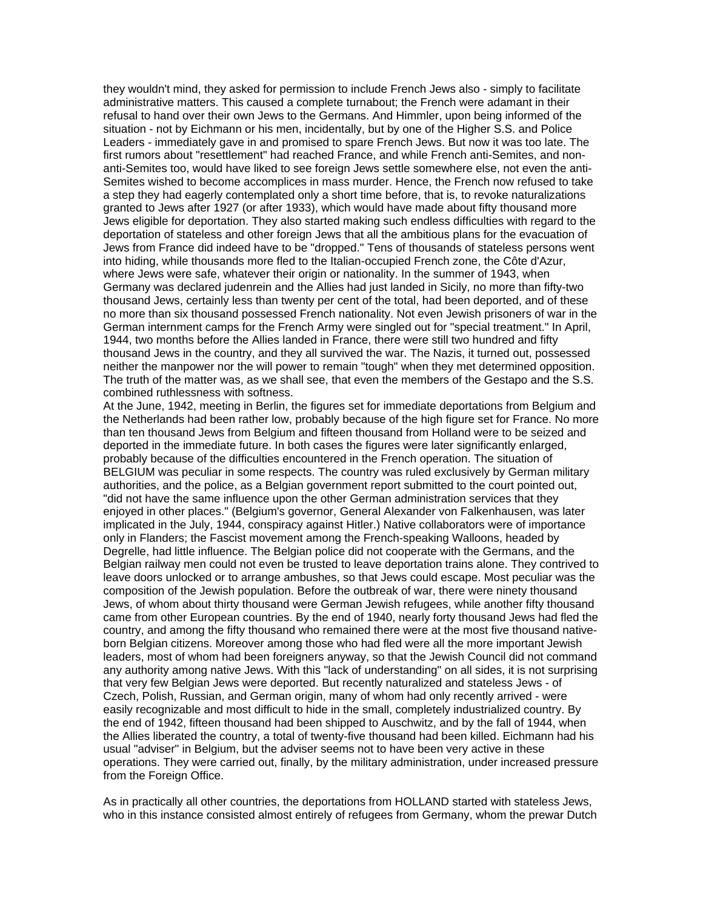they wouldn't mind, they asked for permission to include French Jews also - simply to facilitate administrative matters. This caused a complete turnabout; the French were adamant in their refusal to hand over their own Jews to the Germans. And Himmler, upon being informed of the situation - not by Eichmann or his men, incidentally, but by one of the Higher S.S. and Police Leaders - immediately gave in and promised to spare French Jews. But now it was too late. The first rumors about "resettlement" had reached France, and while French anti-Semites, and non-anti-Semites too, would have liked to see foreign Jews settle somewhere else, not even the anti-Semites wished to become accomplices in mass murder. Hence, the French now refused to take a step they had eagerly contemplated only a short time before, that is, to revoke naturalizations granted to Jews after 1927 (or after 1933), which would have made about fifty thousand more Jews eligible for deportation. They also started making such endless difficulties with regard to the deportation of stateless and other foreign Jews that all the ambitious plans for the evacuation of Jews from France did indeed have to be "dropped." Tens of thousands of stateless persons went into hiding, while thousands more fled to the Italian-occupied French zone, the Côte d'Azur, where Jews were safe, whatever their origin or nationality. In the summer of 1943, when Germany was declared judenrein and the Allies had just landed in Sicily, no more than fifty-two thousand Jews, certainly less than twenty per cent of the total, had been deported, and of these no more than six thousand possessed French nationality. Not even Jewish prisoners of war in the German internment camps for the French Army were singled out for "special treatment." In April, 1944, two months before the Allies landed in France, there were still two hundred and fifty thousand Jews in the country, and they all survived the war. The Nazis, it turned out, possessed neither the manpower nor the will power to remain "tough" when they met determined opposition. The truth of the matter was, as we shall see, that even the members of the Gestapo and the S.S. combined ruthlessness with softness.

At the June, 1942, meeting in Berlin, the figures set for immediate deportations from Belgium and the Netherlands had been rather low, probably because of the high figure set for France. No more than ten thousand Jews from Belgium and fifteen thousand from Holland were to be seized and deported in the immediate future. In both cases the figures were later significantly enlarged, probably because of the difficulties encountered in the French operation. The situation of BELGIUM was peculiar in some respects. The country was ruled exclusively by German military authorities, and the police, as a Belgian government report submitted to the court pointed out, "did not have the same influence upon the other German administration services that they enjoyed in other places." (Belgium's governor, General Alexander von Falkenhausen, was later implicated in the July, 1944, conspiracy against Hitler.) Native collaborators were of importance only in Flanders; the Fascist movement among the French-speaking Walloons, headed by Degrelle, had little influence. The Belgian police did not cooperate with the Germans, and the Belgian railway men could not even be trusted to leave deportation trains alone. They contrived to leave doors unlocked or to arrange ambushes, so that Jews could escape. Most peculiar was the composition of the Jewish population. Before the outbreak of war, there were ninety thousand Jews, of whom about thirty thousand were German Jewish refugees, while another fifty thousand came from other European countries. By the end of 1940, nearly forty thousand Jews had fled the country, and among the fifty thousand who remained there were at the most five thousand native-born Belgian citizens. Moreover among those who had fled were all the more important Jewish leaders, most of whom had been foreigners anyway, so that the Jewish Council did not command any authority among native Jews. With this "lack of understanding" on all sides, it is not surprising that very few Belgian Jews were deported. But recently naturalized and stateless Jews - of Czech, Polish, Russian, and German origin, many of whom had only recently arrived - were easily recognizable and most difficult to hide in the small, completely industrialized country. By the end of 1942, fifteen thousand had been shipped to Auschwitz, and by the fall of 1944, when the Allies liberated the country, a total of twenty-five thousand had been killed. Eichmann had his usual "adviser" in Belgium, but the adviser seems not to have been very active in these operations. They were carried out, finally, by the military administration, under increased pressure from the Foreign Office.

As in practically all other countries, the deportations from HOLLAND started with stateless Jews, who in this instance consisted almost entirely of refugees from Germany, whom the prewar Dutch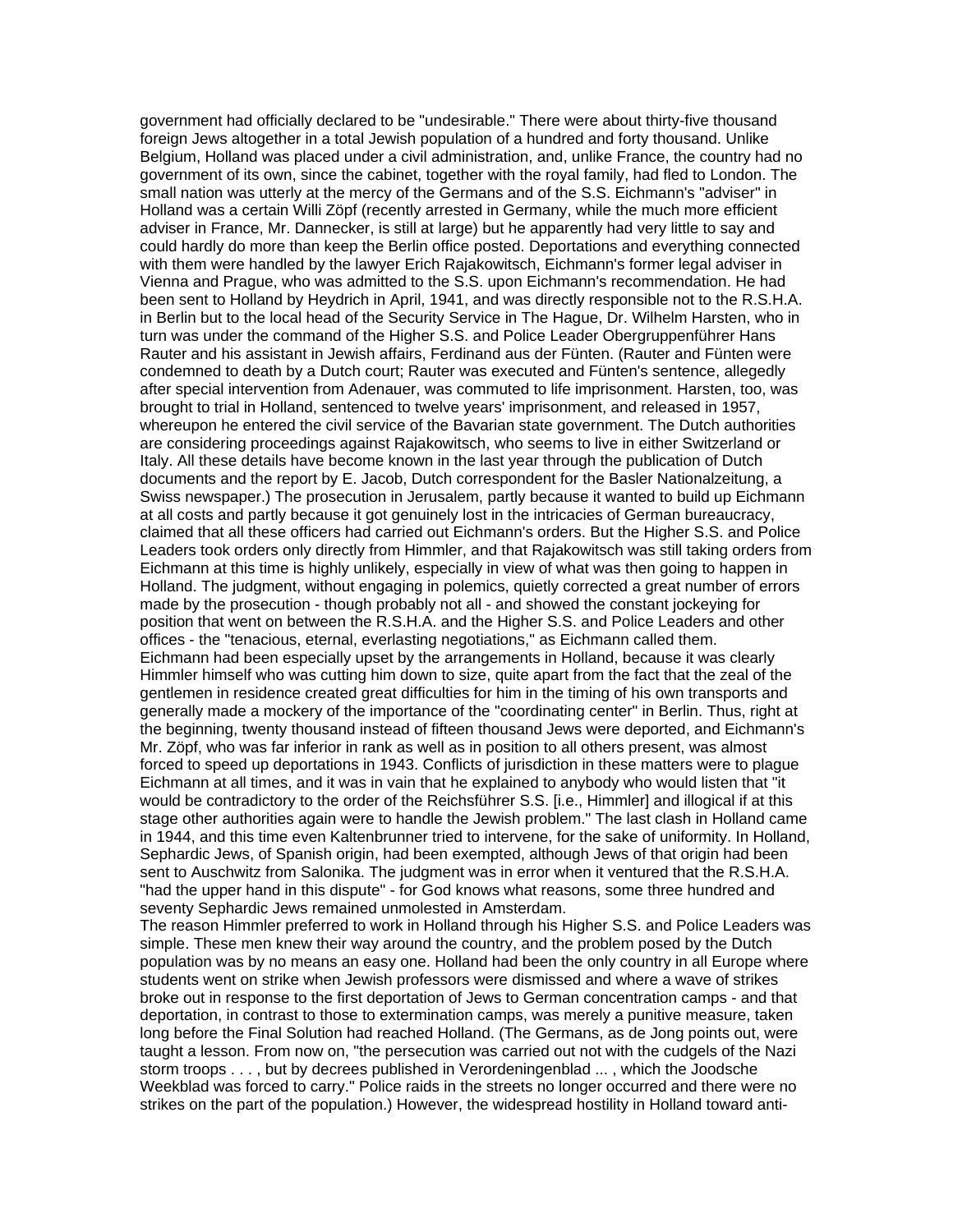government had officially declared to be "undesirable." There were about thirty-five thousand foreign Jews altogether in a total Jewish population of a hundred and forty thousand. Unlike Belgium, Holland was placed under a civil administration, and, unlike France, the country had no government of its own, since the cabinet, together with the royal family, had fled to London. The small nation was utterly at the mercy of the Germans and of the S.S. Eichmann's "adviser" in Holland was a certain Willi Zöpf (recently arrested in Germany, while the much more efficient adviser in France, Mr. Dannecker, is still at large) but he apparently had very little to say and could hardly do more than keep the Berlin office posted. Deportations and everything connected with them were handled by the lawyer Erich Rajakowitsch, Eichmann's former legal adviser in Vienna and Prague, who was admitted to the S.S. upon Eichmann's recommendation. He had been sent to Holland by Heydrich in April, 1941, and was directly responsible not to the R.S.H.A. in Berlin but to the local head of the Security Service in The Hague, Dr. Wilhelm Harsten, who in turn was under the command of the Higher S.S. and Police Leader Obergruppenführer Hans Rauter and his assistant in Jewish affairs, Ferdinand aus der Fünten. (Rauter and Fünten were condemned to death by a Dutch court; Rauter was executed and Fünten's sentence, allegedly after special intervention from Adenauer, was commuted to life imprisonment. Harsten, too, was brought to trial in Holland, sentenced to twelve years' imprisonment, and released in 1957, whereupon he entered the civil service of the Bavarian state government. The Dutch authorities are considering proceedings against Rajakowitsch, who seems to live in either Switzerland or Italy. All these details have become known in the last year through the publication of Dutch documents and the report by E. Jacob, Dutch correspondent for the Basler Nationalzeitung, a Swiss newspaper.) The prosecution in Jerusalem, partly because it wanted to build up Eichmann at all costs and partly because it got genuinely lost in the intricacies of German bureaucracy, claimed that all these officers had carried out Eichmann's orders. But the Higher S.S. and Police Leaders took orders only directly from Himmler, and that Rajakowitsch was still taking orders from Eichmann at this time is highly unlikely, especially in view of what was then going to happen in Holland. The judgment, without engaging in polemics, quietly corrected a great number of errors made by the prosecution - though probably not all - and showed the constant jockeying for position that went on between the R.S.H.A. and the Higher S.S. and Police Leaders and other offices - the "tenacious, eternal, everlasting negotiations," as Eichmann called them.

Eichmann had been especially upset by the arrangements in Holland, because it was clearly Himmler himself who was cutting him down to size, quite apart from the fact that the zeal of the gentlemen in residence created great difficulties for him in the timing of his own transports and generally made a mockery of the importance of the "coordinating center" in Berlin. Thus, right at the beginning, twenty thousand instead of fifteen thousand Jews were deported, and Eichmann's Mr. Zöpf, who was far inferior in rank as well as in position to all others present, was almost forced to speed up deportations in 1943. Conflicts of jurisdiction in these matters were to plague Eichmann at all times, and it was in vain that he explained to anybody who would listen that "it would be contradictory to the order of the Reichsführer S.S. [i.e., Himmler] and illogical if at this stage other authorities again were to handle the Jewish problem." The last clash in Holland came in 1944, and this time even Kaltenbrunner tried to intervene, for the sake of uniformity. In Holland, Sephardic Jews, of Spanish origin, had been exempted, although Jews of that origin had been sent to Auschwitz from Salonika. The judgment was in error when it ventured that the R.S.H.A. "had the upper hand in this dispute" - for God knows what reasons, some three hundred and seventy Sephardic Jews remained unmolested in Amsterdam.

The reason Himmler preferred to work in Holland through his Higher S.S. and Police Leaders was simple. These men knew their way around the country, and the problem posed by the Dutch population was by no means an easy one. Holland had been the only country in all Europe where students went on strike when Jewish professors were dismissed and where a wave of strikes broke out in response to the first deportation of Jews to German concentration camps - and that deportation, in contrast to those to extermination camps, was merely a punitive measure, taken long before the Final Solution had reached Holland. (The Germans, as de Jong points out, were taught a lesson. From now on, "the persecution was carried out not with the cudgels of the Nazi storm troops . . . , but by decrees published in Verordeningenblad ... , which the Joodsche Weekblad was forced to carry." Police raids in the streets no longer occurred and there were no strikes on the part of the population.) However, the widespread hostility in Holland toward anti-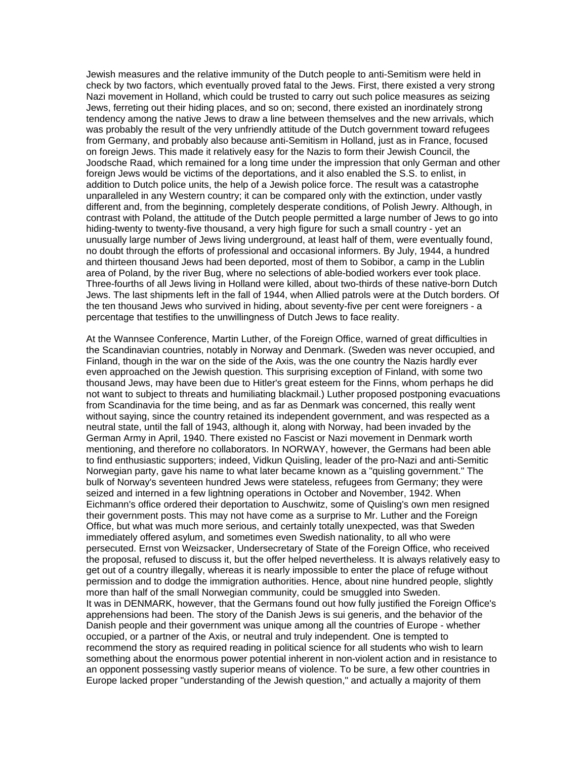Jewish measures and the relative immunity of the Dutch people to anti-Semitism were held in check by two factors, which eventually proved fatal to the Jews. First, there existed a very strong Nazi movement in Holland, which could be trusted to carry out such police measures as seizing Jews, ferreting out their hiding places, and so on; second, there existed an inordinately strong tendency among the native Jews to draw a line between themselves and the new arrivals, which was probably the result of the very unfriendly attitude of the Dutch government toward refugees from Germany, and probably also because anti-Semitism in Holland, just as in France, focused on foreign Jews. This made it relatively easy for the Nazis to form their Jewish Council, the Joodsche Raad, which remained for a long time under the impression that only German and other foreign Jews would be victims of the deportations, and it also enabled the S.S. to enlist, in addition to Dutch police units, the help of a Jewish police force. The result was a catastrophe unparalleled in any Western country; it can be compared only with the extinction, under vastly different and, from the beginning, completely desperate conditions, of Polish Jewry. Although, in contrast with Poland, the attitude of the Dutch people permitted a large number of Jews to go into hiding-twenty to twenty-five thousand, a very high figure for such a small country - yet an unusually large number of Jews living underground, at least half of them, were eventually found, no doubt through the efforts of professional and occasional informers. By July, 1944, a hundred and thirteen thousand Jews had been deported, most of them to Sobibor, a camp in the Lublin area of Poland, by the river Bug, where no selections of able-bodied workers ever took place. Three-fourths of all Jews living in Holland were killed, about two-thirds of these native-born Dutch Jews. The last shipments left in the fall of 1944, when Allied patrols were at the Dutch borders. Of the ten thousand Jews who survived in hiding, about seventy-five per cent were foreigners - a percentage that testifies to the unwillingness of Dutch Jews to face reality.

At the Wannsee Conference, Martin Luther, of the Foreign Office, warned of great difficulties in the Scandinavian countries, notably in Norway and Denmark. (Sweden was never occupied, and Finland, though in the war on the side of the Axis, was the one country the Nazis hardly ever even approached on the Jewish question. This surprising exception of Finland, with some two thousand Jews, may have been due to Hitler's great esteem for the Finns, whom perhaps he did not want to subject to threats and humiliating blackmail.) Luther proposed postponing evacuations from Scandinavia for the time being, and as far as Denmark was concerned, this really went without saying, since the country retained its independent government, and was respected as a neutral state, until the fall of 1943, although it, along with Norway, had been invaded by the German Army in April, 1940. There existed no Fascist or Nazi movement in Denmark worth mentioning, and therefore no collaborators. In NORWAY, however, the Germans had been able to find enthusiastic supporters; indeed, Vidkun Quisling, leader of the pro-Nazi and anti-Semitic Norwegian party, gave his name to what later became known as a "quisling government." The bulk of Norway's seventeen hundred Jews were stateless, refugees from Germany; they were seized and interned in a few lightning operations in October and November, 1942. When Eichmann's office ordered their deportation to Auschwitz, some of Quisling's own men resigned their government posts. This may not have come as a surprise to Mr. Luther and the Foreign Office, but what was much more serious, and certainly totally unexpected, was that Sweden immediately offered asylum, and sometimes even Swedish nationality, to all who were persecuted. Ernst von Weizsacker, Undersecretary of State of the Foreign Office, who received the proposal, refused to discuss it, but the offer helped nevertheless. It is always relatively easy to get out of a country illegally, whereas it is nearly impossible to enter the place of refuge without permission and to dodge the immigration authorities. Hence, about nine hundred people, slightly more than half of the small Norwegian community, could be smuggled into Sweden.

It was in DENMARK, however, that the Germans found out how fully justified the Foreign Office's apprehensions had been. The story of the Danish Jews is sui generis, and the behavior of the Danish people and their government was unique among all the countries of Europe - whether occupied, or a partner of the Axis, or neutral and truly independent. One is tempted to recommend the story as required reading in political science for all students who wish to learn something about the enormous power potential inherent in non-violent action and in resistance to an opponent possessing vastly superior means of violence. To be sure, a few other countries in Europe lacked proper "understanding of the Jewish question," and actually a majority of them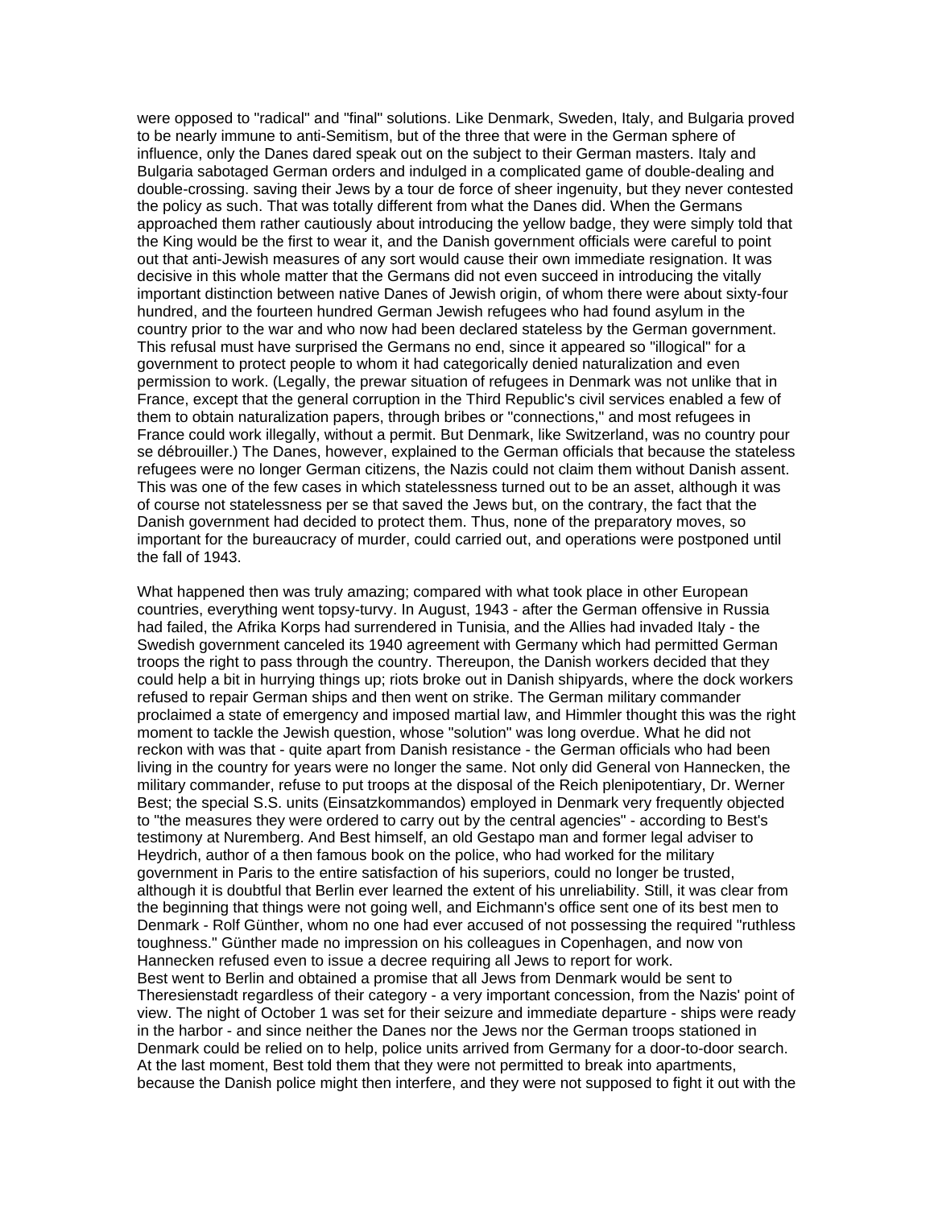were opposed to "radical" and "final" solutions. Like Denmark, Sweden, Italy, and Bulgaria proved to be nearly immune to anti-Semitism, but of the three that were in the German sphere of influence, only the Danes dared speak out on the subject to their German masters. Italy and Bulgaria sabotaged German orders and indulged in a complicated game of double-dealing and double-crossing. saving their Jews by a tour de force of sheer ingenuity, but they never contested the policy as such. That was totally different from what the Danes did. When the Germans approached them rather cautiously about introducing the yellow badge, they were simply told that the King would be the first to wear it, and the Danish government officials were careful to point out that anti-Jewish measures of any sort would cause their own immediate resignation. It was decisive in this whole matter that the Germans did not even succeed in introducing the vitally important distinction between native Danes of Jewish origin, of whom there were about sixty-four hundred, and the fourteen hundred German Jewish refugees who had found asylum in the country prior to the war and who now had been declared stateless by the German government. This refusal must have surprised the Germans no end, since it appeared so "illogical" for a government to protect people to whom it had categorically denied naturalization and even permission to work. (Legally, the prewar situation of refugees in Denmark was not unlike that in France, except that the general corruption in the Third Republic's civil services enabled a few of them to obtain naturalization papers, through bribes or "connections," and most refugees in France could work illegally, without a permit. But Denmark, like Switzerland, was no country pour se débrouiller.) The Danes, however, explained to the German officials that because the stateless refugees were no longer German citizens, the Nazis could not claim them without Danish assent. This was one of the few cases in which statelessness turned out to be an asset, although it was of course not statelessness per se that saved the Jews but, on the contrary, the fact that the Danish government had decided to protect them. Thus, none of the preparatory moves, so important for the bureaucracy of murder, could carried out, and operations were postponed until the fall of 1943.

What happened then was truly amazing; compared with what took place in other European countries, everything went topsy-turvy. In August, 1943 - after the German offensive in Russia had failed, the Afrika Korps had surrendered in Tunisia, and the Allies had invaded Italy - the Swedish government canceled its 1940 agreement with Germany which had permitted German troops the right to pass through the country. Thereupon, the Danish workers decided that they could help a bit in hurrying things up; riots broke out in Danish shipyards, where the dock workers refused to repair German ships and then went on strike. The German military commander proclaimed a state of emergency and imposed martial law, and Himmler thought this was the right moment to tackle the Jewish question, whose "solution" was long overdue. What he did not reckon with was that - quite apart from Danish resistance - the German officials who had been living in the country for years were no longer the same. Not only did General von Hannecken, the military commander, refuse to put troops at the disposal of the Reich plenipotentiary, Dr. Werner Best; the special S.S. units (Einsatzkommandos) employed in Denmark very frequently objected to "the measures they were ordered to carry out by the central agencies" - according to Best's testimony at Nuremberg. And Best himself, an old Gestapo man and former legal adviser to Heydrich, author of a then famous book on the police, who had worked for the military government in Paris to the entire satisfaction of his superiors, could no longer be trusted, although it is doubtful that Berlin ever learned the extent of his unreliability. Still, it was clear from the beginning that things were not going well, and Eichmann's office sent one of its best men to Denmark - Rolf Günther, whom no one had ever accused of not possessing the required "ruthless toughness." Günther made no impression on his colleagues in Copenhagen, and now von Hannecken refused even to issue a decree requiring all Jews to report for work.
Best went to Berlin and obtained a promise that all Jews from Denmark would be sent to Theresienstadt regardless of their category - a very important concession, from the Nazis' point of view. The night of October 1 was set for their seizure and immediate departure - ships were ready in the harbor - and since neither the Danes nor the Jews nor the German troops stationed in Denmark could be relied on to help, police units arrived from Germany for a door-to-door search. At the last moment, Best told them that they were not permitted to break into apartments, because the Danish police might then interfere, and they were not supposed to fight it out with the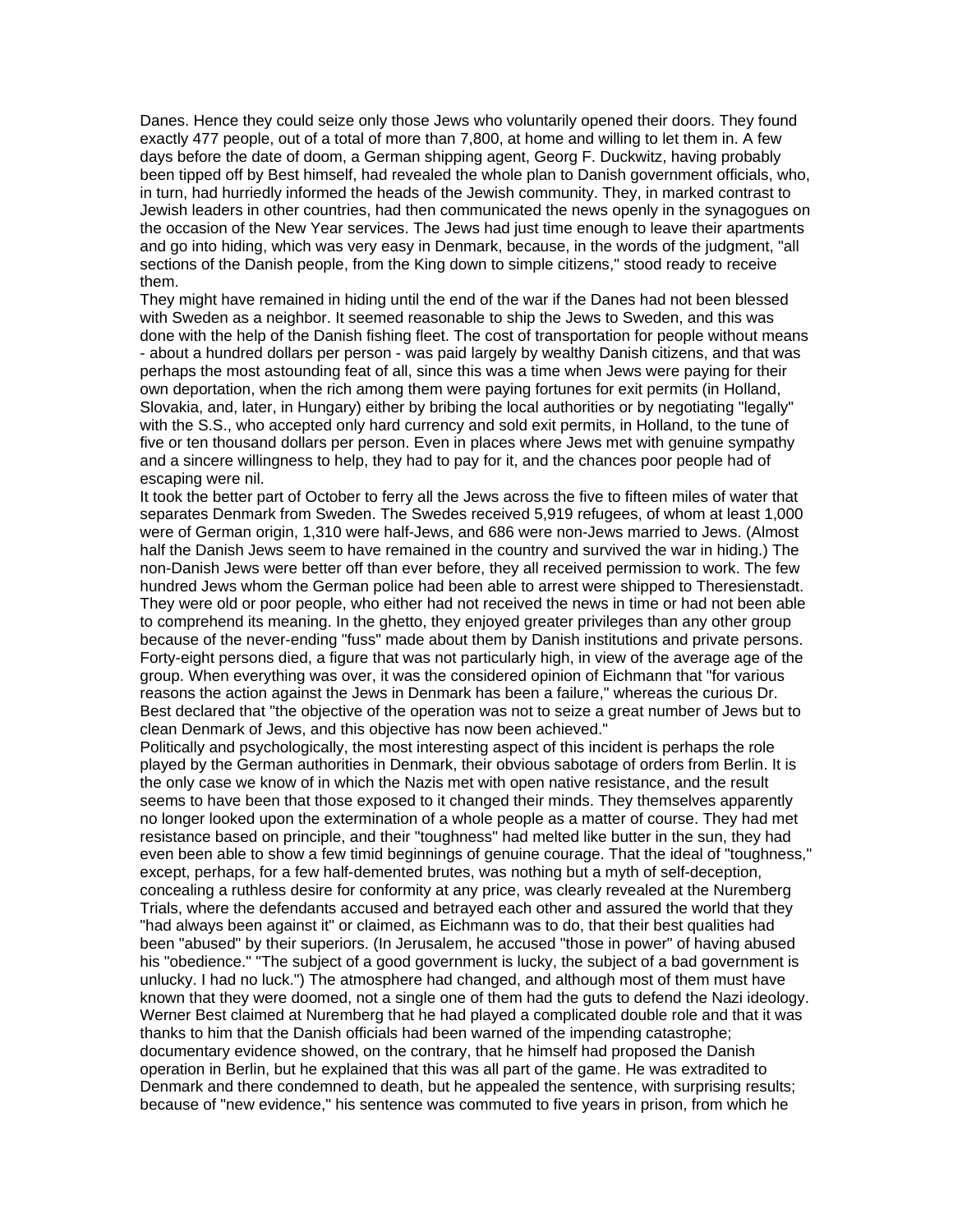Danes. Hence they could seize only those Jews who voluntarily opened their doors. They found exactly 477 people, out of a total of more than 7,800, at home and willing to let them in. A few days before the date of doom, a German shipping agent, Georg F. Duckwitz, having probably been tipped off by Best himself, had revealed the whole plan to Danish government officials, who, in turn, had hurriedly informed the heads of the Jewish community. They, in marked contrast to Jewish leaders in other countries, had then communicated the news openly in the synagogues on the occasion of the New Year services. The Jews had just time enough to leave their apartments and go into hiding, which was very easy in Denmark, because, in the words of the judgment, "all sections of the Danish people, from the King down to simple citizens," stood ready to receive them.

They might have remained in hiding until the end of the war if the Danes had not been blessed with Sweden as a neighbor. It seemed reasonable to ship the Jews to Sweden, and this was done with the help of the Danish fishing fleet. The cost of transportation for people without means - about a hundred dollars per person - was paid largely by wealthy Danish citizens, and that was perhaps the most astounding feat of all, since this was a time when Jews were paying for their own deportation, when the rich among them were paying fortunes for exit permits (in Holland, Slovakia, and, later, in Hungary) either by bribing the local authorities or by negotiating "legally" with the S.S., who accepted only hard currency and sold exit permits, in Holland, to the tune of five or ten thousand dollars per person. Even in places where Jews met with genuine sympathy and a sincere willingness to help, they had to pay for it, and the chances poor people had of escaping were nil.

It took the better part of October to ferry all the Jews across the five to fifteen miles of water that separates Denmark from Sweden. The Swedes received 5,919 refugees, of whom at least 1,000 were of German origin, 1,310 were half-Jews, and 686 were non-Jews married to Jews. (Almost half the Danish Jews seem to have remained in the country and survived the war in hiding.) The non-Danish Jews were better off than ever before, they all received permission to work. The few hundred Jews whom the German police had been able to arrest were shipped to Theresienstadt. They were old or poor people, who either had not received the news in time or had not been able to comprehend its meaning. In the ghetto, they enjoyed greater privileges than any other group because of the never-ending "fuss" made about them by Danish institutions and private persons. Forty-eight persons died, a figure that was not particularly high, in view of the average age of the group. When everything was over, it was the considered opinion of Eichmann that "for various reasons the action against the Jews in Denmark has been a failure," whereas the curious Dr. Best declared that "the objective of the operation was not to seize a great number of Jews but to clean Denmark of Jews, and this objective has now been achieved."

Politically and psychologically, the most interesting aspect of this incident is perhaps the role played by the German authorities in Denmark, their obvious sabotage of orders from Berlin. It is the only case we know of in which the Nazis met with open native resistance, and the result seems to have been that those exposed to it changed their minds. They themselves apparently no longer looked upon the extermination of a whole people as a matter of course. They had met resistance based on principle, and their "toughness" had melted like butter in the sun, they had even been able to show a few timid beginnings of genuine courage. That the ideal of "toughness," except, perhaps, for a few half-demented brutes, was nothing but a myth of self-deception, concealing a ruthless desire for conformity at any price, was clearly revealed at the Nuremberg Trials, where the defendants accused and betrayed each other and assured the world that they "had always been against it" or claimed, as Eichmann was to do, that their best qualities had been "abused" by their superiors. (In Jerusalem, he accused "those in power" of having abused his "obedience." "The subject of a good government is lucky, the subject of a bad government is unlucky. I had no luck.") The atmosphere had changed, and although most of them must have known that they were doomed, not a single one of them had the guts to defend the Nazi ideology. Werner Best claimed at Nuremberg that he had played a complicated double role and that it was thanks to him that the Danish officials had been warned of the impending catastrophe; documentary evidence showed, on the contrary, that he himself had proposed the Danish operation in Berlin, but he explained that this was all part of the game. He was extradited to Denmark and there condemned to death, but he appealed the sentence, with surprising results; because of "new evidence," his sentence was commuted to five years in prison, from which he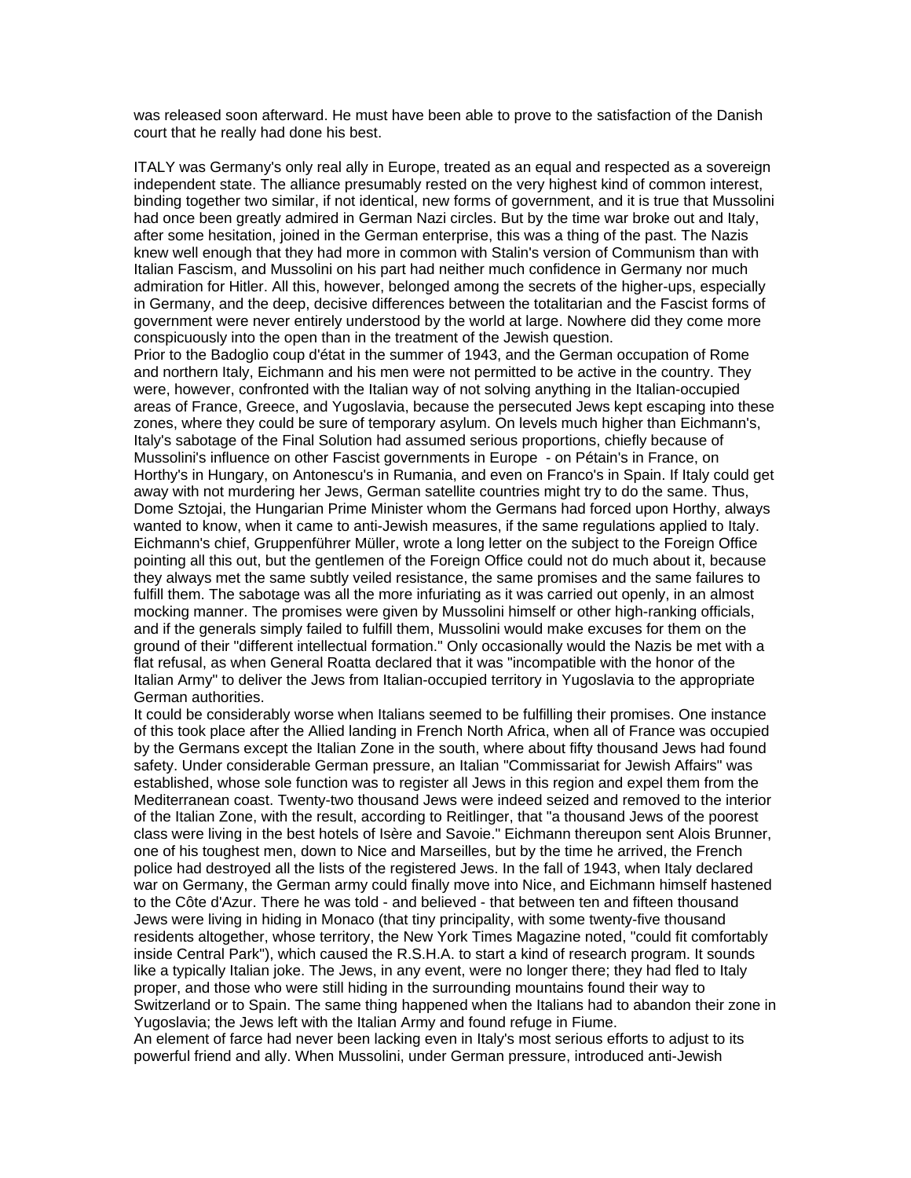was released soon afterward. He must have been able to prove to the satisfaction of the Danish court that he really had done his best.

ITALY was Germany's only real ally in Europe, treated as an equal and respected as a sovereign independent state. The alliance presumably rested on the very highest kind of common interest, binding together two similar, if not identical, new forms of government, and it is true that Mussolini had once been greatly admired in German Nazi circles. But by the time war broke out and Italy, after some hesitation, joined in the German enterprise, this was a thing of the past. The Nazis knew well enough that they had more in common with Stalin's version of Communism than with Italian Fascism, and Mussolini on his part had neither much confidence in Germany nor much admiration for Hitler. All this, however, belonged among the secrets of the higher-ups, especially in Germany, and the deep, decisive differences between the totalitarian and the Fascist forms of government were never entirely understood by the world at large. Nowhere did they come more conspicuously into the open than in the treatment of the Jewish question.

Prior to the Badoglio coup d'état in the summer of 1943, and the German occupation of Rome and northern Italy, Eichmann and his men were not permitted to be active in the country. They were, however, confronted with the Italian way of not solving anything in the Italian-occupied areas of France, Greece, and Yugoslavia, because the persecuted Jews kept escaping into these zones, where they could be sure of temporary asylum. On levels much higher than Eichmann's, Italy's sabotage of the Final Solution had assumed serious proportions, chiefly because of Mussolini's influence on other Fascist governments in Europe - on Pétain's in France, on Horthy's in Hungary, on Antonescu's in Rumania, and even on Franco's in Spain. If Italy could get away with not murdering her Jews, German satellite countries might try to do the same. Thus, Dome Sztojai, the Hungarian Prime Minister whom the Germans had forced upon Horthy, always wanted to know, when it came to anti-Jewish measures, if the same regulations applied to Italy. Eichmann's chief, Gruppenführer Müller, wrote a long letter on the subject to the Foreign Office pointing all this out, but the gentlemen of the Foreign Office could not do much about it, because they always met the same subtly veiled resistance, the same promises and the same failures to fulfill them. The sabotage was all the more infuriating as it was carried out openly, in an almost mocking manner. The promises were given by Mussolini himself or other high-ranking officials, and if the generals simply failed to fulfill them, Mussolini would make excuses for them on the ground of their "different intellectual formation." Only occasionally would the Nazis be met with a flat refusal, as when General Roatta declared that it was "incompatible with the honor of the Italian Army" to deliver the Jews from Italian-occupied territory in Yugoslavia to the appropriate German authorities.

It could be considerably worse when Italians seemed to be fulfilling their promises. One instance of this took place after the Allied landing in French North Africa, when all of France was occupied by the Germans except the Italian Zone in the south, where about fifty thousand Jews had found safety. Under considerable German pressure, an Italian "Commissariat for Jewish Affairs" was established, whose sole function was to register all Jews in this region and expel them from the Mediterranean coast. Twenty-two thousand Jews were indeed seized and removed to the interior of the Italian Zone, with the result, according to Reitlinger, that "a thousand Jews of the poorest class were living in the best hotels of Isère and Savoie." Eichmann thereupon sent Alois Brunner, one of his toughest men, down to Nice and Marseilles, but by the time he arrived, the French police had destroyed all the lists of the registered Jews. In the fall of 1943, when Italy declared war on Germany, the German army could finally move into Nice, and Eichmann himself hastened to the Côte d'Azur. There he was told - and believed - that between ten and fifteen thousand Jews were living in hiding in Monaco (that tiny principality, with some twenty-five thousand residents altogether, whose territory, the New York Times Magazine noted, "could fit comfortably inside Central Park"), which caused the R.S.H.A. to start a kind of research program. It sounds like a typically Italian joke. The Jews, in any event, were no longer there; they had fled to Italy proper, and those who were still hiding in the surrounding mountains found their way to Switzerland or to Spain. The same thing happened when the Italians had to abandon their zone in Yugoslavia; the Jews left with the Italian Army and found refuge in Fiume.

An element of farce had never been lacking even in Italy's most serious efforts to adjust to its powerful friend and ally. When Mussolini, under German pressure, introduced anti-Jewish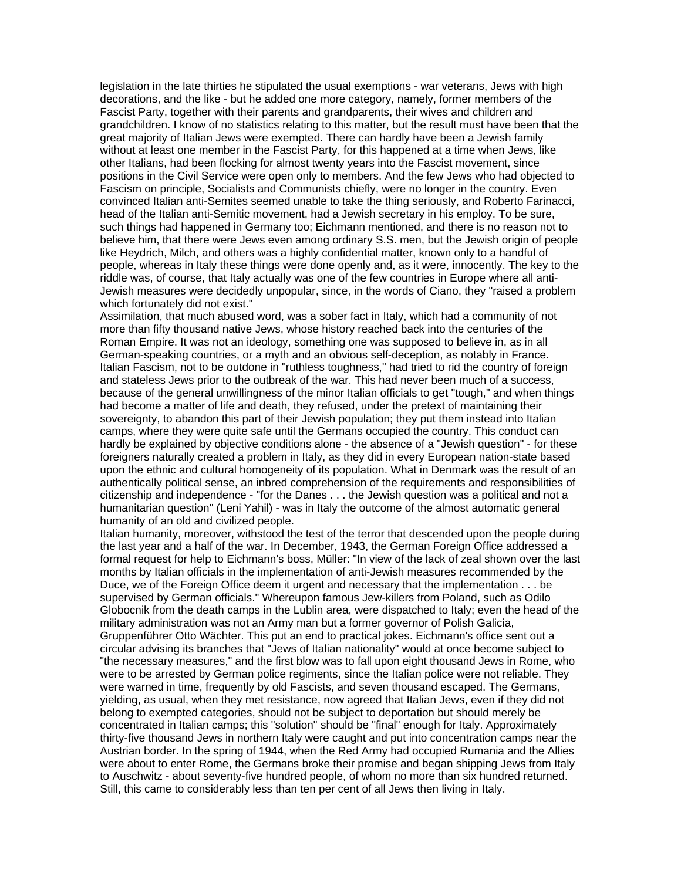legislation in the late thirties he stipulated the usual exemptions - war veterans, Jews with high decorations, and the like - but he added one more category, namely, former members of the Fascist Party, together with their parents and grandparents, their wives and children and grandchildren. I know of no statistics relating to this matter, but the result must have been that the great majority of Italian Jews were exempted. There can hardly have been a Jewish family without at least one member in the Fascist Party, for this happened at a time when Jews, like other Italians, had been flocking for almost twenty years into the Fascist movement, since positions in the Civil Service were open only to members. And the few Jews who had objected to Fascism on principle, Socialists and Communists chiefly, were no longer in the country. Even convinced Italian anti-Semites seemed unable to take the thing seriously, and Roberto Farinacci, head of the Italian anti-Semitic movement, had a Jewish secretary in his employ. To be sure, such things had happened in Germany too; Eichmann mentioned, and there is no reason not to believe him, that there were Jews even among ordinary S.S. men, but the Jewish origin of people like Heydrich, Milch, and others was a highly confidential matter, known only to a handful of people, whereas in Italy these things were done openly and, as it were, innocently. The key to the riddle was, of course, that Italy actually was one of the few countries in Europe where all anti-Jewish measures were decidedly unpopular, since, in the words of Ciano, they "raised a problem which fortunately did not exist."

Assimilation, that much abused word, was a sober fact in Italy, which had a community of not more than fifty thousand native Jews, whose history reached back into the centuries of the Roman Empire. It was not an ideology, something one was supposed to believe in, as in all German-speaking countries, or a myth and an obvious self-deception, as notably in France. Italian Fascism, not to be outdone in "ruthless toughness," had tried to rid the country of foreign and stateless Jews prior to the outbreak of the war. This had never been much of a success, because of the general unwillingness of the minor Italian officials to get "tough," and when things had become a matter of life and death, they refused, under the pretext of maintaining their sovereignty, to abandon this part of their Jewish population; they put them instead into Italian camps, where they were quite safe until the Germans occupied the country. This conduct can hardly be explained by objective conditions alone - the absence of a "Jewish question" - for these foreigners naturally created a problem in Italy, as they did in every European nation-state based upon the ethnic and cultural homogeneity of its population. What in Denmark was the result of an authentically political sense, an inbred comprehension of the requirements and responsibilities of citizenship and independence - "for the Danes . . . the Jewish question was a political and not a humanitarian question" (Leni Yahil) - was in Italy the outcome of the almost automatic general humanity of an old and civilized people.

Italian humanity, moreover, withstood the test of the terror that descended upon the people during the last year and a half of the war. In December, 1943, the German Foreign Office addressed a formal request for help to Eichmann's boss, Müller: "In view of the lack of zeal shown over the last months by Italian officials in the implementation of anti-Jewish measures recommended by the Duce, we of the Foreign Office deem it urgent and necessary that the implementation . . . be supervised by German officials." Whereupon famous Jew-killers from Poland, such as Odilo Globocnik from the death camps in the Lublin area, were dispatched to Italy; even the head of the military administration was not an Army man but a former governor of Polish Galicia, Gruppenführer Otto Wächter. This put an end to practical jokes. Eichmann's office sent out a circular advising its branches that "Jews of Italian nationality" would at once become subject to "the necessary measures," and the first blow was to fall upon eight thousand Jews in Rome, who were to be arrested by German police regiments, since the Italian police were not reliable. They were warned in time, frequently by old Fascists, and seven thousand escaped. The Germans, yielding, as usual, when they met resistance, now agreed that Italian Jews, even if they did not belong to exempted categories, should not be subject to deportation but should merely be concentrated in Italian camps; this "solution" should be "final" enough for Italy. Approximately thirty-five thousand Jews in northern Italy were caught and put into concentration camps near the Austrian border. In the spring of 1944, when the Red Army had occupied Rumania and the Allies were about to enter Rome, the Germans broke their promise and began shipping Jews from Italy to Auschwitz - about seventy-five hundred people, of whom no more than six hundred returned. Still, this came to considerably less than ten per cent of all Jews then living in Italy.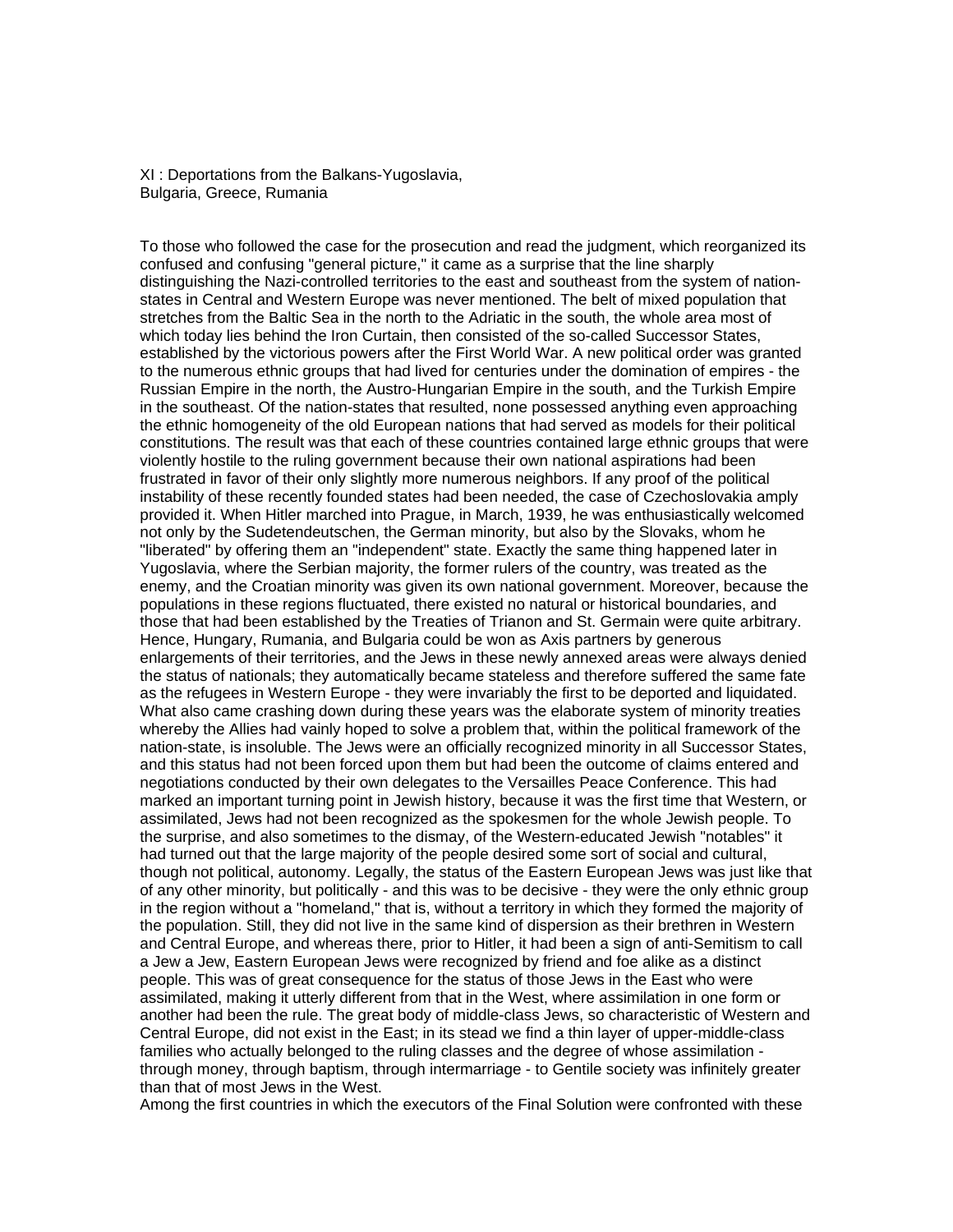# XI : Deportations from the Balkans-Yugoslavia, Bulgaria, Greece, Rumania

To those who followed the case for the prosecution and read the judgment, which reorganized its confused and confusing "general picture," it came as a surprise that the line sharply distinguishing the Nazi-controlled territories to the east and southeast from the system of nation-states in Central and Western Europe was never mentioned. The belt of mixed population that stretches from the Baltic Sea in the north to the Adriatic in the south, the whole area most of which today lies behind the Iron Curtain, then consisted of the so-called Successor States, established by the victorious powers after the First World War. A new political order was granted to the numerous ethnic groups that had lived for centuries under the domination of empires - the Russian Empire in the north, the Austro-Hungarian Empire in the south, and the Turkish Empire in the southeast. Of the nation-states that resulted, none possessed anything even approaching the ethnic homogeneity of the old European nations that had served as models for their political constitutions. The result was that each of these countries contained large ethnic groups that were violently hostile to the ruling government because their own national aspirations had been frustrated in favor of their only slightly more numerous neighbors. If any proof of the political instability of these recently founded states had been needed, the case of Czechoslovakia amply provided it. When Hitler marched into Prague, in March, 1939, he was enthusiastically welcomed not only by the Sudetendeutschen, the German minority, but also by the Slovaks, whom he "liberated" by offering them an "independent" state. Exactly the same thing happened later in Yugoslavia, where the Serbian majority, the former rulers of the country, was treated as the enemy, and the Croatian minority was given its own national government. Moreover, because the populations in these regions fluctuated, there existed no natural or historical boundaries, and those that had been established by the Treaties of Trianon and St. Germain were quite arbitrary. Hence, Hungary, Rumania, and Bulgaria could be won as Axis partners by generous enlargements of their territories, and the Jews in these newly annexed areas were always denied the status of nationals; they automatically became stateless and therefore suffered the same fate as the refugees in Western Europe - they were invariably the first to be deported and liquidated. What also came crashing down during these years was the elaborate system of minority treaties whereby the Allies had vainly hoped to solve a problem that, within the political framework of the nation-state, is insoluble. The Jews were an officially recognized minority in all Successor States, and this status had not been forced upon them but had been the outcome of claims entered and negotiations conducted by their own delegates to the Versailles Peace Conference. This had marked an important turning point in Jewish history, because it was the first time that Western, or assimilated, Jews had not been recognized as the spokesmen for the whole Jewish people. To the surprise, and also sometimes to the dismay, of the Western-educated Jewish "notables" it had turned out that the large majority of the people desired some sort of social and cultural, though not political, autonomy. Legally, the status of the Eastern European Jews was just like that of any other minority, but politically - and this was to be decisive - they were the only ethnic group in the region without a "homeland," that is, without a territory in which they formed the majority of the population. Still, they did not live in the same kind of dispersion as their brethren in Western and Central Europe, and whereas there, prior to Hitler, it had been a sign of anti-Semitism to call a Jew a Jew, Eastern European Jews were recognized by friend and foe alike as a distinct people. This was of great consequence for the status of those Jews in the East who were assimilated, making it utterly different from that in the West, where assimilation in one form or another had been the rule. The great body of middle-class Jews, so characteristic of Western and Central Europe, did not exist in the East; in its stead we find a thin layer of upper-middle-class families who actually belonged to the ruling classes and the degree of whose assimilation - through money, through baptism, through intermarriage - to Gentile society was infinitely greater than that of most Jews in the West.

Among the first countries in which the executors of the Final Solution were confronted with these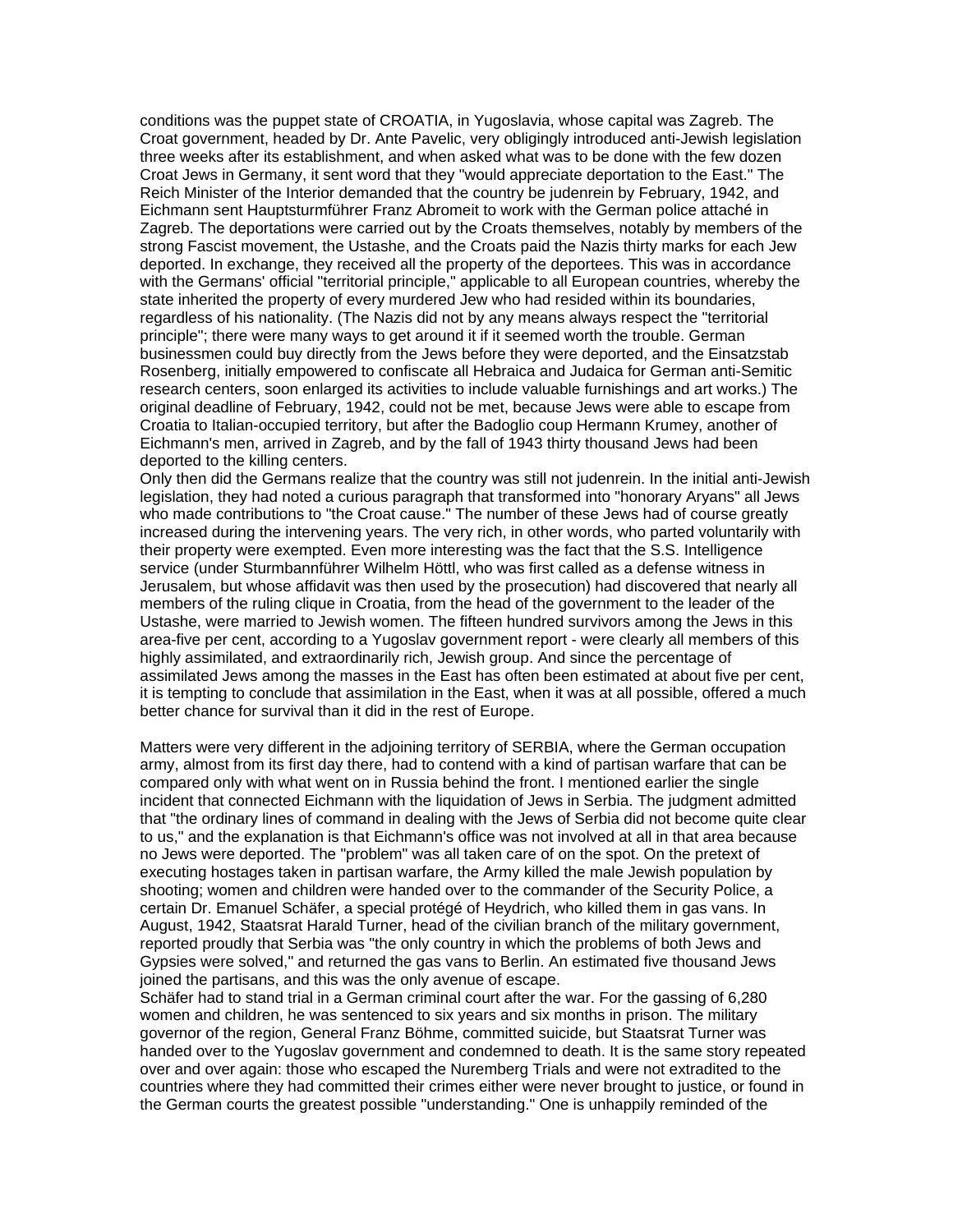conditions was the puppet state of CROATIA, in Yugoslavia, whose capital was Zagreb. The Croat government, headed by Dr. Ante Pavelic, very obligingly introduced anti-Jewish legislation three weeks after its establishment, and when asked what was to be done with the few dozen Croat Jews in Germany, it sent word that they "would appreciate deportation to the East." The Reich Minister of the Interior demanded that the country be judenrein by February, 1942, and Eichmann sent Hauptsturmführer Franz Abromeit to work with the German police attaché in Zagreb. The deportations were carried out by the Croats themselves, notably by members of the strong Fascist movement, the Ustashe, and the Croats paid the Nazis thirty marks for each Jew deported. In exchange, they received all the property of the deportees. This was in accordance with the Germans' official "territorial principle," applicable to all European countries, whereby the state inherited the property of every murdered Jew who had resided within its boundaries, regardless of his nationality. (The Nazis did not by any means always respect the "territorial principle"; there were many ways to get around it if it seemed worth the trouble. German businessmen could buy directly from the Jews before they were deported, and the Einsatzstab Rosenberg, initially empowered to confiscate all Hebraica and Judaica for German anti-Semitic research centers, soon enlarged its activities to include valuable furnishings and art works.) The original deadline of February, 1942, could not be met, because Jews were able to escape from Croatia to Italian-occupied territory, but after the Badoglio coup Hermann Krumey, another of Eichmann's men, arrived in Zagreb, and by the fall of 1943 thirty thousand Jews had been deported to the killing centers.

Only then did the Germans realize that the country was still not judenrein. In the initial anti-Jewish legislation, they had noted a curious paragraph that transformed into "honorary Aryans" all Jews who made contributions to "the Croat cause." The number of these Jews had of course greatly increased during the intervening years. The very rich, in other words, who parted voluntarily with their property were exempted. Even more interesting was the fact that the S.S. Intelligence service (under Sturmbannführer Wilhelm Höttl, who was first called as a defense witness in Jerusalem, but whose affidavit was then used by the prosecution) had discovered that nearly all members of the ruling clique in Croatia, from the head of the government to the leader of the Ustashe, were married to Jewish women. The fifteen hundred survivors among the Jews in this area-five per cent, according to a Yugoslav government report - were clearly all members of this highly assimilated, and extraordinarily rich, Jewish group. And since the percentage of assimilated Jews among the masses in the East has often been estimated at about five per cent, it is tempting to conclude that assimilation in the East, when it was at all possible, offered a much better chance for survival than it did in the rest of Europe.

Matters were very different in the adjoining territory of SERBIA, where the German occupation army, almost from its first day there, had to contend with a kind of partisan warfare that can be compared only with what went on in Russia behind the front. I mentioned earlier the single incident that connected Eichmann with the liquidation of Jews in Serbia. The judgment admitted that "the ordinary lines of command in dealing with the Jews of Serbia did not become quite clear to us," and the explanation is that Eichmann's office was not involved at all in that area because no Jews were deported. The "problem" was all taken care of on the spot. On the pretext of executing hostages taken in partisan warfare, the Army killed the male Jewish population by shooting; women and children were handed over to the commander of the Security Police, a certain Dr. Emanuel Schäfer, a special protégé of Heydrich, who killed them in gas vans. In August, 1942, Staatsrat Harald Turner, head of the civilian branch of the military government, reported proudly that Serbia was "the only country in which the problems of both Jews and Gypsies were solved," and returned the gas vans to Berlin. An estimated five thousand Jews joined the partisans, and this was the only avenue of escape.

Schäfer had to stand trial in a German criminal court after the war. For the gassing of 6,280 women and children, he was sentenced to six years and six months in prison. The military governor of the region, General Franz Böhme, committed suicide, but Staatsrat Turner was handed over to the Yugoslav government and condemned to death. It is the same story repeated over and over again: those who escaped the Nuremberg Trials and were not extradited to the countries where they had committed their crimes either were never brought to justice, or found in the German courts the greatest possible "understanding." One is unhappily reminded of the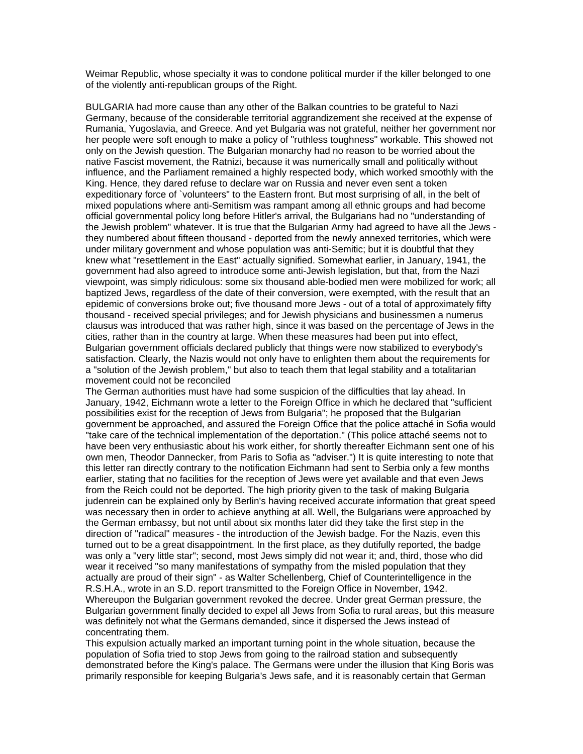Weimar Republic, whose specialty it was to condone political murder if the killer belonged to one of the violently anti-republican groups of the Right.

BULGARIA had more cause than any other of the Balkan countries to be grateful to Nazi Germany, because of the considerable territorial aggrandizement she received at the expense of Rumania, Yugoslavia, and Greece. And yet Bulgaria was not grateful, neither her government nor her people were soft enough to make a policy of "ruthless toughness" workable. This showed not only on the Jewish question. The Bulgarian monarchy had no reason to be worried about the native Fascist movement, the Ratnizi, because it was numerically small and politically without influence, and the Parliament remained a highly respected body, which worked smoothly with the King. Hence, they dared refuse to declare war on Russia and never even sent a token expeditionary force of `volunteers" to the Eastern front. But most surprising of all, in the belt of mixed populations where anti-Semitism was rampant among all ethnic groups and had become official governmental policy long before Hitler's arrival, the Bulgarians had no "understanding of the Jewish problem" whatever. It is true that the Bulgarian Army had agreed to have all the Jews - they numbered about fifteen thousand - deported from the newly annexed territories, which were under military government and whose population was anti-Semitic; but it is doubtful that they knew what "resettlement in the East" actually signified. Somewhat earlier, in January, 1941, the government had also agreed to introduce some anti-Jewish legislation, but that, from the Nazi viewpoint, was simply ridiculous: some six thousand able-bodied men were mobilized for work; all baptized Jews, regardless of the date of their conversion, were exempted, with the result that an epidemic of conversions broke out; five thousand more Jews - out of a total of approximately fifty thousand - received special privileges; and for Jewish physicians and businessmen a numerus clausus was introduced that was rather high, since it was based on the percentage of Jews in the cities, rather than in the country at large. When these measures had been put into effect, Bulgarian government officials declared publicly that things were now stabilized to everybody's satisfaction. Clearly, the Nazis would not only have to enlighten them about the requirements for a "solution of the Jewish problem," but also to teach them that legal stability and a totalitarian movement could not be reconciled

The German authorities must have had some suspicion of the difficulties that lay ahead. In January, 1942, Eichmann wrote a letter to the Foreign Office in which he declared that "sufficient possibilities exist for the reception of Jews from Bulgaria"; he proposed that the Bulgarian government be approached, and assured the Foreign Office that the police attaché in Sofia would "take care of the technical implementation of the deportation." (This police attaché seems not to have been very enthusiastic about his work either, for shortly thereafter Eichmann sent one of his own men, Theodor Dannecker, from Paris to Sofia as "adviser.") It is quite interesting to note that this letter ran directly contrary to the notification Eichmann had sent to Serbia only a few months earlier, stating that no facilities for the reception of Jews were yet available and that even Jews from the Reich could not be deported. The high priority given to the task of making Bulgaria judenrein can be explained only by Berlin's having received accurate information that great speed was necessary then in order to achieve anything at all. Well, the Bulgarians were approached by the German embassy, but not until about six months later did they take the first step in the direction of "radical" measures - the introduction of the Jewish badge. For the Nazis, even this turned out to be a great disappointment. In the first place, as they dutifully reported, the badge was only a "very little star"; second, most Jews simply did not wear it; and, third, those who did wear it received "so many manifestations of sympathy from the misled population that they actually are proud of their sign" - as Walter Schellenberg, Chief of Counterintelligence in the R.S.H.A., wrote in an S.D. report transmitted to the Foreign Office in November, 1942. Whereupon the Bulgarian government revoked the decree. Under great German pressure, the Bulgarian government finally decided to expel all Jews from Sofia to rural areas, but this measure was definitely not what the Germans demanded, since it dispersed the Jews instead of concentrating them.

This expulsion actually marked an important turning point in the whole situation, because the population of Sofia tried to stop Jews from going to the railroad station and subsequently demonstrated before the King's palace. The Germans were under the illusion that King Boris was primarily responsible for keeping Bulgaria's Jews safe, and it is reasonably certain that German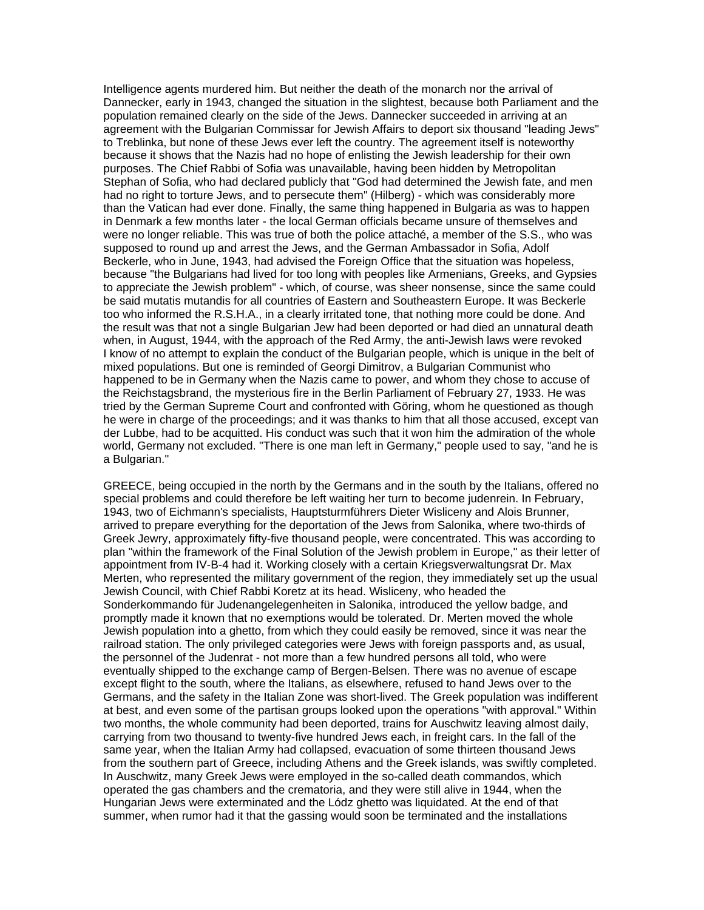Intelligence agents murdered him. But neither the death of the monarch nor the arrival of Dannecker, early in 1943, changed the situation in the slightest, because both Parliament and the population remained clearly on the side of the Jews. Dannecker succeeded in arriving at an agreement with the Bulgarian Commissar for Jewish Affairs to deport six thousand "leading Jews" to Treblinka, but none of these Jews ever left the country. The agreement itself is noteworthy because it shows that the Nazis had no hope of enlisting the Jewish leadership for their own purposes. The Chief Rabbi of Sofia was unavailable, having been hidden by Metropolitan Stephan of Sofia, who had declared publicly that "God had determined the Jewish fate, and men had no right to torture Jews, and to persecute them" (Hilberg) - which was considerably more than the Vatican had ever done. Finally, the same thing happened in Bulgaria as was to happen in Denmark a few months later - the local German officials became unsure of themselves and were no longer reliable. This was true of both the police attaché, a member of the S.S., who was supposed to round up and arrest the Jews, and the German Ambassador in Sofia, Adolf Beckerle, who in June, 1943, had advised the Foreign Office that the situation was hopeless, because "the Bulgarians had lived for too long with peoples like Armenians, Greeks, and Gypsies to appreciate the Jewish problem" - which, of course, was sheer nonsense, since the same could be said mutatis mutandis for all countries of Eastern and Southeastern Europe. It was Beckerle too who informed the R.S.H.A., in a clearly irritated tone, that nothing more could be done. And the result was that not a single Bulgarian Jew had been deported or had died an unnatural death when, in August, 1944, with the approach of the Red Army, the anti-Jewish laws were revoked
I know of no attempt to explain the conduct of the Bulgarian people, which is unique in the belt of mixed populations. But one is reminded of Georgi Dimitrov, a Bulgarian Communist who happened to be in Germany when the Nazis came to power, and whom they chose to accuse of the Reichstagsbrand, the mysterious fire in the Berlin Parliament of February 27, 1933. He was tried by the German Supreme Court and confronted with Göring, whom he questioned as though he were in charge of the proceedings; and it was thanks to him that all those accused, except van der Lubbe, had to be acquitted. His conduct was such that it won him the admiration of the whole world, Germany not excluded. "There is one man left in Germany," people used to say, "and he is a Bulgarian."

GREECE, being occupied in the north by the Germans and in the south by the Italians, offered no special problems and could therefore be left waiting her turn to become judenrein. In February, 1943, two of Eichmann's specialists, Hauptsturmführers Dieter Wisliceny and Alois Brunner, arrived to prepare everything for the deportation of the Jews from Salonika, where two-thirds of Greek Jewry, approximately fifty-five thousand people, were concentrated. This was according to plan "within the framework of the Final Solution of the Jewish problem in Europe," as their letter of appointment from IV-B-4 had it. Working closely with a certain Kriegsverwaltungsrat Dr. Max Merten, who represented the military government of the region, they immediately set up the usual Jewish Council, with Chief Rabbi Koretz at its head. Wisliceny, who headed the Sonderkommando für Judenangelegenheiten in Salonika, introduced the yellow badge, and promptly made it known that no exemptions would be tolerated. Dr. Merten moved the whole Jewish population into a ghetto, from which they could easily be removed, since it was near the railroad station. The only privileged categories were Jews with foreign passports and, as usual, the personnel of the Judenrat - not more than a few hundred persons all told, who were eventually shipped to the exchange camp of Bergen-Belsen. There was no avenue of escape except flight to the south, where the Italians, as elsewhere, refused to hand Jews over to the Germans, and the safety in the Italian Zone was short-lived. The Greek population was indifferent at best, and even some of the partisan groups looked upon the operations "with approval." Within two months, the whole community had been deported, trains for Auschwitz leaving almost daily, carrying from two thousand to twenty-five hundred Jews each, in freight cars. In the fall of the same year, when the Italian Army had collapsed, evacuation of some thirteen thousand Jews from the southern part of Greece, including Athens and the Greek islands, was swiftly completed. In Auschwitz, many Greek Jews were employed in the so-called death commandos, which operated the gas chambers and the crematoria, and they were still alive in 1944, when the Hungarian Jews were exterminated and the Lódz ghetto was liquidated. At the end of that summer, when rumor had it that the gassing would soon be terminated and the installations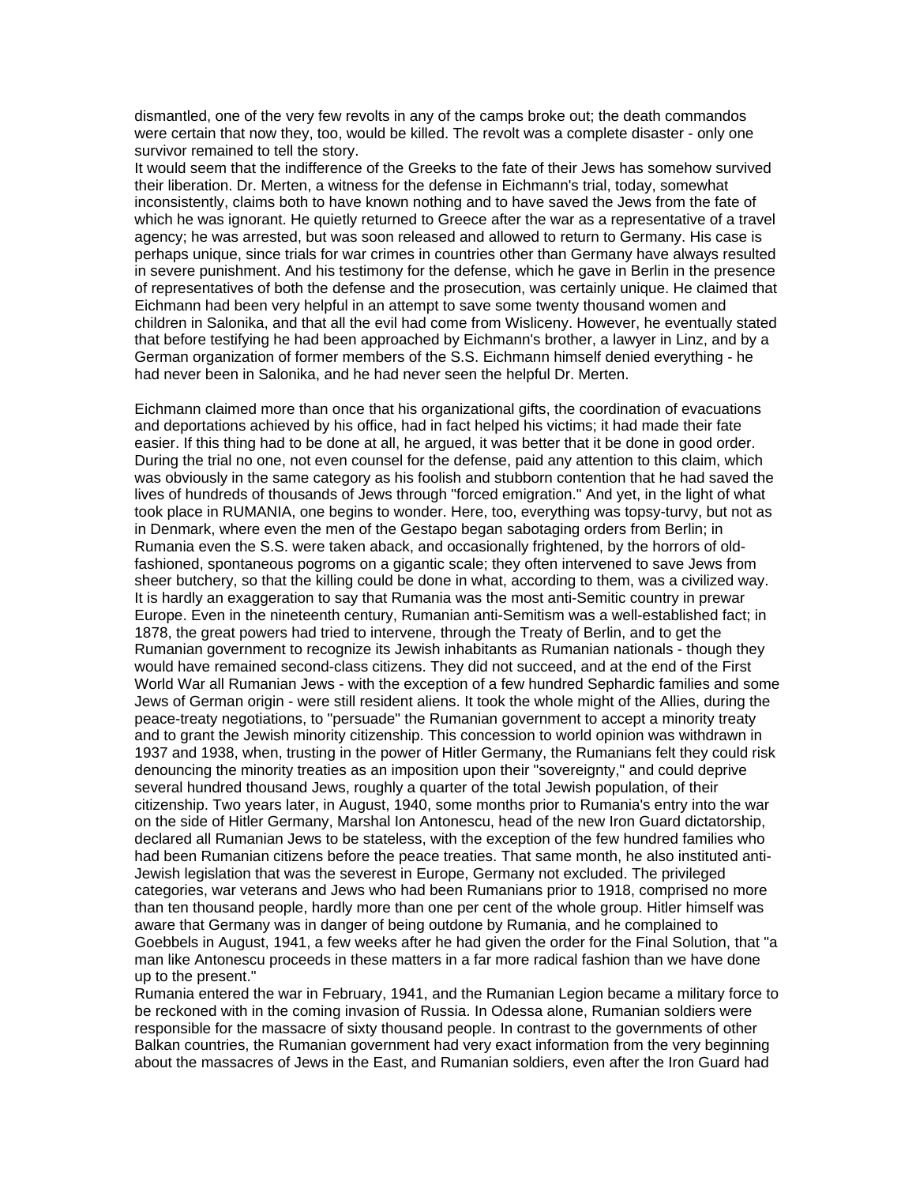dismantled, one of the very few revolts in any of the camps broke out; the death commandos were certain that now they, too, would be killed. The revolt was a complete disaster - only one survivor remained to tell the story.

It would seem that the indifference of the Greeks to the fate of their Jews has somehow survived their liberation. Dr. Merten, a witness for the defense in Eichmann's trial, today, somewhat inconsistently, claims both to have known nothing and to have saved the Jews from the fate of which he was ignorant. He quietly returned to Greece after the war as a representative of a travel agency; he was arrested, but was soon released and allowed to return to Germany. His case is perhaps unique, since trials for war crimes in countries other than Germany have always resulted in severe punishment. And his testimony for the defense, which he gave in Berlin in the presence of representatives of both the defense and the prosecution, was certainly unique. He claimed that Eichmann had been very helpful in an attempt to save some twenty thousand women and children in Salonika, and that all the evil had come from Wisliceny. However, he eventually stated that before testifying he had been approached by Eichmann's brother, a lawyer in Linz, and by a German organization of former members of the S.S. Eichmann himself denied everything - he had never been in Salonika, and he had never seen the helpful Dr. Merten.

Eichmann claimed more than once that his organizational gifts, the coordination of evacuations and deportations achieved by his office, had in fact helped his victims; it had made their fate easier. If this thing had to be done at all, he argued, it was better that it be done in good order. During the trial no one, not even counsel for the defense, paid any attention to this claim, which was obviously in the same category as his foolish and stubborn contention that he had saved the lives of hundreds of thousands of Jews through "forced emigration." And yet, in the light of what took place in RUMANIA, one begins to wonder. Here, too, everything was topsy-turvy, but not as in Denmark, where even the men of the Gestapo began sabotaging orders from Berlin; in Rumania even the S.S. were taken aback, and occasionally frightened, by the horrors of old-fashioned, spontaneous pogroms on a gigantic scale; they often intervened to save Jews from sheer butchery, so that the killing could be done in what, according to them, was a civilized way.

It is hardly an exaggeration to say that Rumania was the most anti-Semitic country in prewar Europe. Even in the nineteenth century, Rumanian anti-Semitism was a well-established fact; in 1878, the great powers had tried to intervene, through the Treaty of Berlin, and to get the Rumanian government to recognize its Jewish inhabitants as Rumanian nationals - though they would have remained second-class citizens. They did not succeed, and at the end of the First World War all Rumanian Jews - with the exception of a few hundred Sephardic families and some Jews of German origin - were still resident aliens. It took the whole might of the Allies, during the peace-treaty negotiations, to "persuade" the Rumanian government to accept a minority treaty and to grant the Jewish minority citizenship. This concession to world opinion was withdrawn in 1937 and 1938, when, trusting in the power of Hitler Germany, the Rumanians felt they could risk denouncing the minority treaties as an imposition upon their "sovereignty," and could deprive several hundred thousand Jews, roughly a quarter of the total Jewish population, of their citizenship. Two years later, in August, 1940, some months prior to Rumania's entry into the war on the side of Hitler Germany, Marshal Ion Antonescu, head of the new Iron Guard dictatorship, declared all Rumanian Jews to be stateless, with the exception of the few hundred families who had been Rumanian citizens before the peace treaties. That same month, he also instituted anti-Jewish legislation that was the severest in Europe, Germany not excluded. The privileged categories, war veterans and Jews who had been Rumanians prior to 1918, comprised no more than ten thousand people, hardly more than one per cent of the whole group. Hitler himself was aware that Germany was in danger of being outdone by Rumania, and he complained to Goebbels in August, 1941, a few weeks after he had given the order for the Final Solution, that "a man like Antonescu proceeds in these matters in a far more radical fashion than we have done up to the present."

Rumania entered the war in February, 1941, and the Rumanian Legion became a military force to be reckoned with in the coming invasion of Russia. In Odessa alone, Rumanian soldiers were responsible for the massacre of sixty thousand people. In contrast to the governments of other Balkan countries, the Rumanian government had very exact information from the very beginning about the massacres of Jews in the East, and Rumanian soldiers, even after the Iron Guard had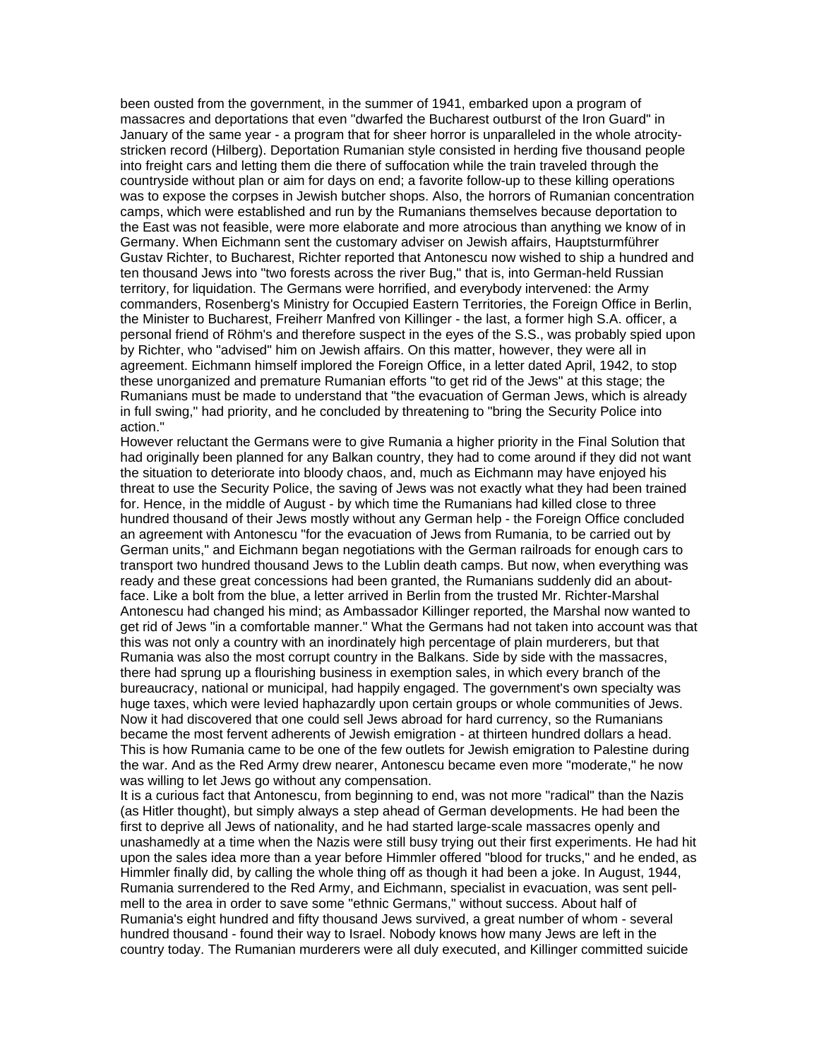been ousted from the government, in the summer of 1941, embarked upon a program of massacres and deportations that even "dwarfed the Bucharest outburst of the Iron Guard" in January of the same year - a program that for sheer horror is unparalleled in the whole atrocity-stricken record (Hilberg). Deportation Rumanian style consisted in herding five thousand people into freight cars and letting them die there of suffocation while the train traveled through the countryside without plan or aim for days on end; a favorite follow-up to these killing operations was to expose the corpses in Jewish butcher shops. Also, the horrors of Rumanian concentration camps, which were established and run by the Rumanians themselves because deportation to the East was not feasible, were more elaborate and more atrocious than anything we know of in Germany. When Eichmann sent the customary adviser on Jewish affairs, Hauptsturmführer Gustav Richter, to Bucharest, Richter reported that Antonescu now wished to ship a hundred and ten thousand Jews into "two forests across the river Bug," that is, into German-held Russian territory, for liquidation. The Germans were horrified, and everybody intervened: the Army commanders, Rosenberg's Ministry for Occupied Eastern Territories, the Foreign Office in Berlin, the Minister to Bucharest, Freiherr Manfred von Killinger - the last, a former high S.A. officer, a personal friend of Röhm's and therefore suspect in the eyes of the S.S., was probably spied upon by Richter, who "advised" him on Jewish affairs. On this matter, however, they were all in agreement. Eichmann himself implored the Foreign Office, in a letter dated April, 1942, to stop these unorganized and premature Rumanian efforts "to get rid of the Jews" at this stage; the Rumanians must be made to understand that "the evacuation of German Jews, which is already in full swing," had priority, and he concluded by threatening to "bring the Security Police into action."

However reluctant the Germans were to give Rumania a higher priority in the Final Solution that had originally been planned for any Balkan country, they had to come around if they did not want the situation to deteriorate into bloody chaos, and, much as Eichmann may have enjoyed his threat to use the Security Police, the saving of Jews was not exactly what they had been trained for. Hence, in the middle of August - by which time the Rumanians had killed close to three hundred thousand of their Jews mostly without any German help - the Foreign Office concluded an agreement with Antonescu "for the evacuation of Jews from Rumania, to be carried out by German units," and Eichmann began negotiations with the German railroads for enough cars to transport two hundred thousand Jews to the Lublin death camps. But now, when everything was ready and these great concessions had been granted, the Rumanians suddenly did an about-face. Like a bolt from the blue, a letter arrived in Berlin from the trusted Mr. Richter-Marshal Antonescu had changed his mind; as Ambassador Killinger reported, the Marshal now wanted to get rid of Jews "in a comfortable manner." What the Germans had not taken into account was that this was not only a country with an inordinately high percentage of plain murderers, but that Rumania was also the most corrupt country in the Balkans. Side by side with the massacres, there had sprung up a flourishing business in exemption sales, in which every branch of the bureaucracy, national or municipal, had happily engaged. The government's own specialty was huge taxes, which were levied haphazardly upon certain groups or whole communities of Jews. Now it had discovered that one could sell Jews abroad for hard currency, so the Rumanians became the most fervent adherents of Jewish emigration - at thirteen hundred dollars a head. This is how Rumania came to be one of the few outlets for Jewish emigration to Palestine during the war. And as the Red Army drew nearer, Antonescu became even more "moderate," he now was willing to let Jews go without any compensation.

It is a curious fact that Antonescu, from beginning to end, was not more "radical" than the Nazis (as Hitler thought), but simply always a step ahead of German developments. He had been the first to deprive all Jews of nationality, and he had started large-scale massacres openly and unashamedly at a time when the Nazis were still busy trying out their first experiments. He had hit upon the sales idea more than a year before Himmler offered "blood for trucks," and he ended, as Himmler finally did, by calling the whole thing off as though it had been a joke. In August, 1944, Rumania surrendered to the Red Army, and Eichmann, specialist in evacuation, was sent pell-mell to the area in order to save some "ethnic Germans," without success. About half of Rumania's eight hundred and fifty thousand Jews survived, a great number of whom - several hundred thousand - found their way to Israel. Nobody knows how many Jews are left in the country today. The Rumanian murderers were all duly executed, and Killinger committed suicide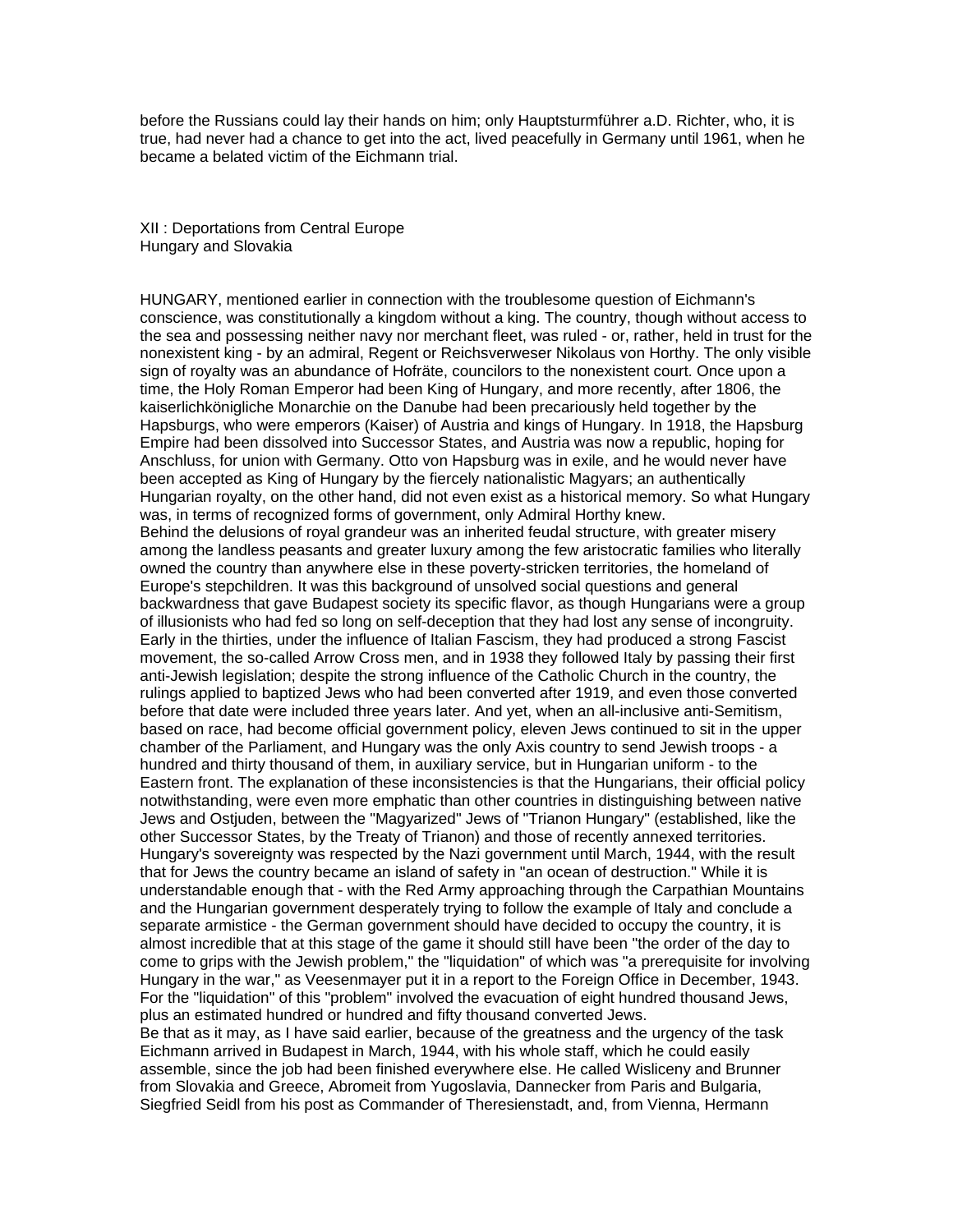before the Russians could lay their hands on him; only Hauptsturmführer a.D. Richter, who, it is true, had never had a chance to get into the act, lived peacefully in Germany until 1961, when he became a belated victim of the Eichmann trial.

## XII : Deportations from Central Europe
### Hungary and Slovakia

HUNGARY, mentioned earlier in connection with the troublesome question of Eichmann's conscience, was constitutionally a kingdom without a king. The country, though without access to the sea and possessing neither navy nor merchant fleet, was ruled - or, rather, held in trust for the nonexistent king - by an admiral, Regent or Reichsverweser Nikolaus von Horthy. The only visible sign of royalty was an abundance of Hofräte, councilors to the nonexistent court. Once upon a time, the Holy Roman Emperor had been King of Hungary, and more recently, after 1806, the kaiserlichkönigliche Monarchie on the Danube had been precariously held together by the Hapsburgs, who were emperors (Kaiser) of Austria and kings of Hungary. In 1918, the Hapsburg Empire had been dissolved into Successor States, and Austria was now a republic, hoping for Anschluss, for union with Germany. Otto von Hapsburg was in exile, and he would never have been accepted as King of Hungary by the fiercely nationalistic Magyars; an authentically Hungarian royalty, on the other hand, did not even exist as a historical memory. So what Hungary was, in terms of recognized forms of government, only Admiral Horthy knew.
Behind the delusions of royal grandeur was an inherited feudal structure, with greater misery among the landless peasants and greater luxury among the few aristocratic families who literally owned the country than anywhere else in these poverty-stricken territories, the homeland of Europe's stepchildren. It was this background of unsolved social questions and general backwardness that gave Budapest society its specific flavor, as though Hungarians were a group of illusionists who had fed so long on self-deception that they had lost any sense of incongruity. Early in the thirties, under the influence of Italian Fascism, they had produced a strong Fascist movement, the so-called Arrow Cross men, and in 1938 they followed Italy by passing their first anti-Jewish legislation; despite the strong influence of the Catholic Church in the country, the rulings applied to baptized Jews who had been converted after 1919, and even those converted before that date were included three years later. And yet, when an all-inclusive anti-Semitism, based on race, had become official government policy, eleven Jews continued to sit in the upper chamber of the Parliament, and Hungary was the only Axis country to send Jewish troops - a hundred and thirty thousand of them, in auxiliary service, but in Hungarian uniform - to the Eastern front. The explanation of these inconsistencies is that the Hungarians, their official policy notwithstanding, were even more emphatic than other countries in distinguishing between native Jews and Ostjuden, between the "Magyarized" Jews of "Trianon Hungary" (established, like the other Successor States, by the Treaty of Trianon) and those of recently annexed territories. Hungary's sovereignty was respected by the Nazi government until March, 1944, with the result that for Jews the country became an island of safety in "an ocean of destruction." While it is understandable enough that - with the Red Army approaching through the Carpathian Mountains and the Hungarian government desperately trying to follow the example of Italy and conclude a separate armistice - the German government should have decided to occupy the country, it is almost incredible that at this stage of the game it should still have been "the order of the day to come to grips with the Jewish problem," the "liquidation" of which was "a prerequisite for involving Hungary in the war," as Veesenmayer put it in a report to the Foreign Office in December, 1943. For the "liquidation" of this "problem" involved the evacuation of eight hundred thousand Jews, plus an estimated hundred or hundred and fifty thousand converted Jews.
Be that as it may, as I have said earlier, because of the greatness and the urgency of the task Eichmann arrived in Budapest in March, 1944, with his whole staff, which he could easily assemble, since the job had been finished everywhere else. He called Wisliceny and Brunner from Slovakia and Greece, Abromeit from Yugoslavia, Dannecker from Paris and Bulgaria, Siegfried Seidl from his post as Commander of Theresienstadt, and, from Vienna, Hermann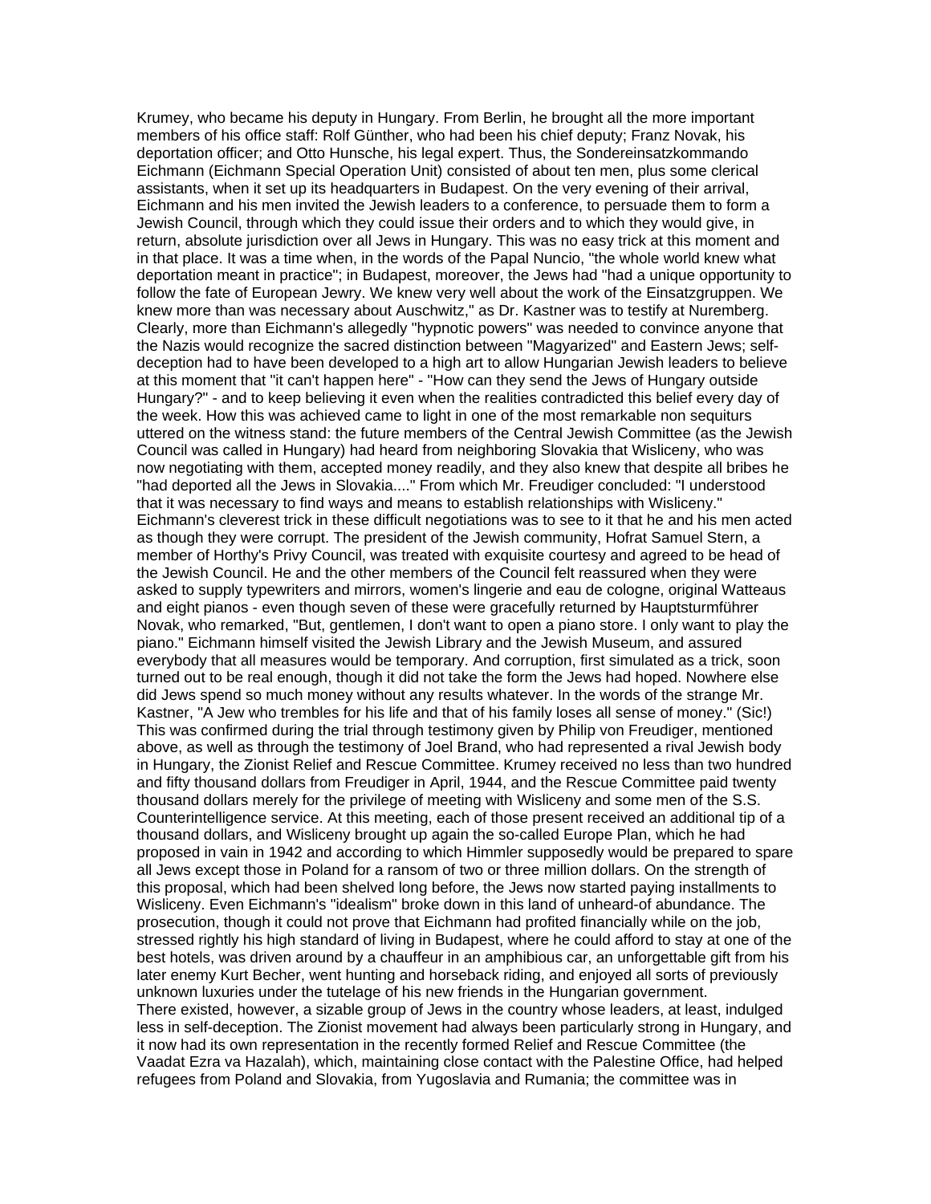Krumey, who became his deputy in Hungary. From Berlin, he brought all the more important members of his office staff: Rolf Günther, who had been his chief deputy; Franz Novak, his deportation officer; and Otto Hunsche, his legal expert. Thus, the Sondereinsatzkommando Eichmann (Eichmann Special Operation Unit) consisted of about ten men, plus some clerical assistants, when it set up its headquarters in Budapest. On the very evening of their arrival, Eichmann and his men invited the Jewish leaders to a conference, to persuade them to form a Jewish Council, through which they could issue their orders and to which they would give, in return, absolute jurisdiction over all Jews in Hungary. This was no easy trick at this moment and in that place. It was a time when, in the words of the Papal Nuncio, "the whole world knew what deportation meant in practice"; in Budapest, moreover, the Jews had "had a unique opportunity to follow the fate of European Jewry. We knew very well about the work of the Einsatzgruppen. We knew more than was necessary about Auschwitz," as Dr. Kastner was to testify at Nuremberg. Clearly, more than Eichmann's allegedly "hypnotic powers" was needed to convince anyone that the Nazis would recognize the sacred distinction between "Magyarized" and Eastern Jews; self-deception had to have been developed to a high art to allow Hungarian Jewish leaders to believe at this moment that "it can't happen here" - "How can they send the Jews of Hungary outside Hungary?" - and to keep believing it even when the realities contradicted this belief every day of the week. How this was achieved came to light in one of the most remarkable non sequiturs uttered on the witness stand: the future members of the Central Jewish Committee (as the Jewish Council was called in Hungary) had heard from neighboring Slovakia that Wisliceny, who was now negotiating with them, accepted money readily, and they also knew that despite all bribes he "had deported all the Jews in Slovakia...." From which Mr. Freudiger concluded: "I understood that it was necessary to find ways and means to establish relationships with Wisliceny."
Eichmann's cleverest trick in these difficult negotiations was to see to it that he and his men acted as though they were corrupt. The president of the Jewish community, Hofrat Samuel Stern, a member of Horthy's Privy Council, was treated with exquisite courtesy and agreed to be head of the Jewish Council. He and the other members of the Council felt reassured when they were asked to supply typewriters and mirrors, women's lingerie and eau de cologne, original Watteaus and eight pianos - even though seven of these were gracefully returned by Hauptsturmführer Novak, who remarked, "But, gentlemen, I don't want to open a piano store. I only want to play the piano." Eichmann himself visited the Jewish Library and the Jewish Museum, and assured everybody that all measures would be temporary. And corruption, first simulated as a trick, soon turned out to be real enough, though it did not take the form the Jews had hoped. Nowhere else did Jews spend so much money without any results whatever. In the words of the strange Mr. Kastner, "A Jew who trembles for his life and that of his family loses all sense of money." (Sic!) This was confirmed during the trial through testimony given by Philip von Freudiger, mentioned above, as well as through the testimony of Joel Brand, who had represented a rival Jewish body in Hungary, the Zionist Relief and Rescue Committee. Krumey received no less than two hundred and fifty thousand dollars from Freudiger in April, 1944, and the Rescue Committee paid twenty thousand dollars merely for the privilege of meeting with Wisliceny and some men of the S.S. Counterintelligence service. At this meeting, each of those present received an additional tip of a thousand dollars, and Wisliceny brought up again the so-called Europe Plan, which he had proposed in vain in 1942 and according to which Himmler supposedly would be prepared to spare all Jews except those in Poland for a ransom of two or three million dollars. On the strength of this proposal, which had been shelved long before, the Jews now started paying installments to Wisliceny. Even Eichmann's "idealism" broke down in this land of unheard-of abundance. The prosecution, though it could not prove that Eichmann had profited financially while on the job, stressed rightly his high standard of living in Budapest, where he could afford to stay at one of the best hotels, was driven around by a chauffeur in an amphibious car, an unforgettable gift from his later enemy Kurt Becher, went hunting and horseback riding, and enjoyed all sorts of previously unknown luxuries under the tutelage of his new friends in the Hungarian government.
There existed, however, a sizable group of Jews in the country whose leaders, at least, indulged less in self-deception. The Zionist movement had always been particularly strong in Hungary, and it now had its own representation in the recently formed Relief and Rescue Committee (the Vaadat Ezra va Hazalah), which, maintaining close contact with the Palestine Office, had helped refugees from Poland and Slovakia, from Yugoslavia and Rumania; the committee was in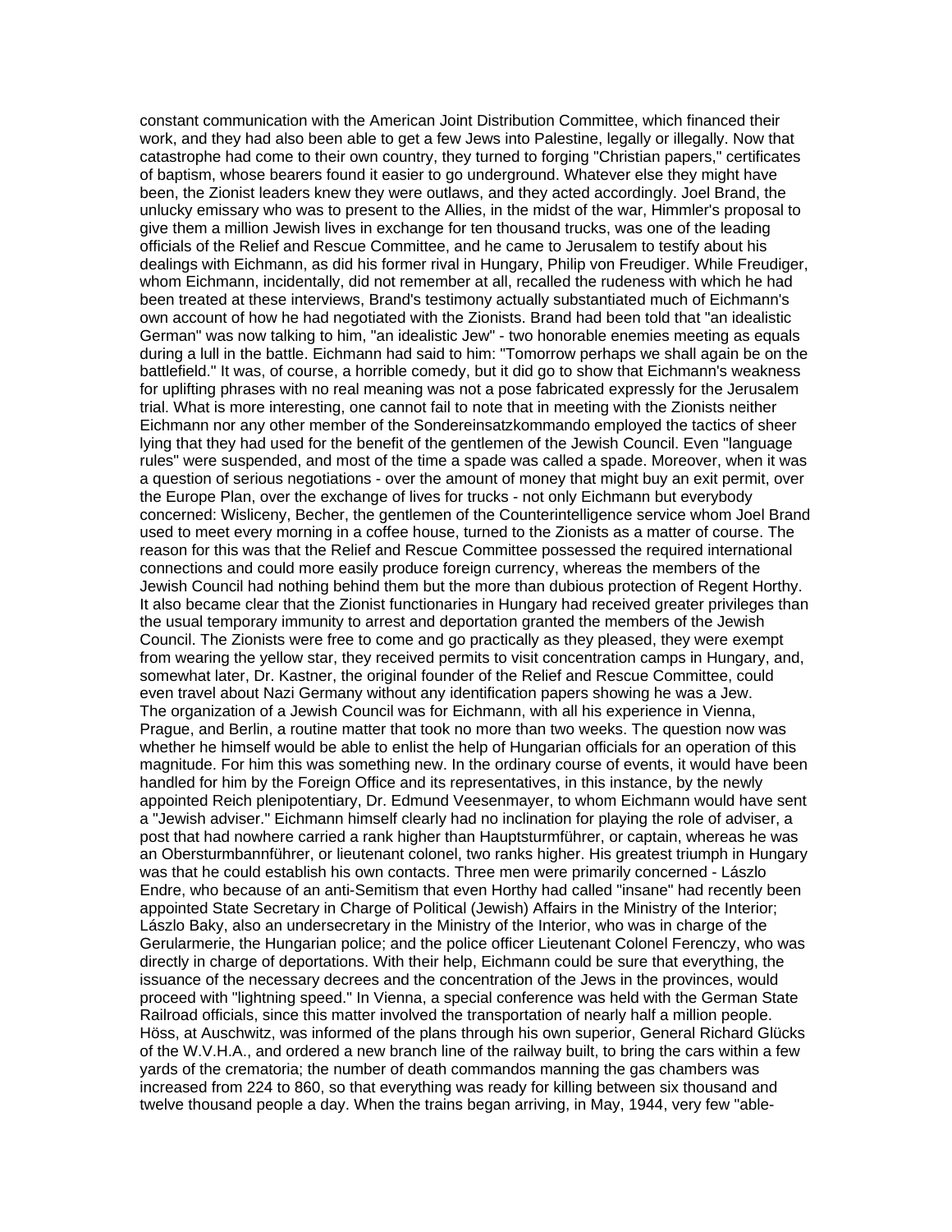constant communication with the American Joint Distribution Committee, which financed their work, and they had also been able to get a few Jews into Palestine, legally or illegally. Now that catastrophe had come to their own country, they turned to forging "Christian papers," certificates of baptism, whose bearers found it easier to go underground. Whatever else they might have been, the Zionist leaders knew they were outlaws, and they acted accordingly. Joel Brand, the unlucky emissary who was to present to the Allies, in the midst of the war, Himmler's proposal to give them a million Jewish lives in exchange for ten thousand trucks, was one of the leading officials of the Relief and Rescue Committee, and he came to Jerusalem to testify about his dealings with Eichmann, as did his former rival in Hungary, Philip von Freudiger. While Freudiger, whom Eichmann, incidentally, did not remember at all, recalled the rudeness with which he had been treated at these interviews, Brand's testimony actually substantiated much of Eichmann's own account of how he had negotiated with the Zionists. Brand had been told that "an idealistic German" was now talking to him, "an idealistic Jew" - two honorable enemies meeting as equals during a lull in the battle. Eichmann had said to him: "Tomorrow perhaps we shall again be on the battlefield." It was, of course, a horrible comedy, but it did go to show that Eichmann's weakness for uplifting phrases with no real meaning was not a pose fabricated expressly for the Jerusalem trial. What is more interesting, one cannot fail to note that in meeting with the Zionists neither Eichmann nor any other member of the Sondereinsatzkommando employed the tactics of sheer lying that they had used for the benefit of the gentlemen of the Jewish Council. Even "language rules" were suspended, and most of the time a spade was called a spade. Moreover, when it was a question of serious negotiations - over the amount of money that might buy an exit permit, over the Europe Plan, over the exchange of lives for trucks - not only Eichmann but everybody concerned: Wisliceny, Becher, the gentlemen of the Counterintelligence service whom Joel Brand used to meet every morning in a coffee house, turned to the Zionists as a matter of course. The reason for this was that the Relief and Rescue Committee possessed the required international connections and could more easily produce foreign currency, whereas the members of the Jewish Council had nothing behind them but the more than dubious protection of Regent Horthy. It also became clear that the Zionist functionaries in Hungary had received greater privileges than the usual temporary immunity to arrest and deportation granted the members of the Jewish Council. The Zionists were free to come and go practically as they pleased, they were exempt from wearing the yellow star, they received permits to visit concentration camps in Hungary, and, somewhat later, Dr. Kastner, the original founder of the Relief and Rescue Committee, could even travel about Nazi Germany without any identification papers showing he was a Jew.

The organization of a Jewish Council was for Eichmann, with all his experience in Vienna, Prague, and Berlin, a routine matter that took no more than two weeks. The question now was whether he himself would be able to enlist the help of Hungarian officials for an operation of this magnitude. For him this was something new. In the ordinary course of events, it would have been handled for him by the Foreign Office and its representatives, in this instance, by the newly appointed Reich plenipotentiary, Dr. Edmund Veesenmayer, to whom Eichmann would have sent a "Jewish adviser." Eichmann himself clearly had no inclination for playing the role of adviser, a post that had nowhere carried a rank higher than Hauptsturmführer, or captain, whereas he was an Obersturmbannführer, or lieutenant colonel, two ranks higher. His greatest triumph in Hungary was that he could establish his own contacts. Three men were primarily concerned - Lászlo Endre, who because of an anti-Semitism that even Horthy had called "insane" had recently been appointed State Secretary in Charge of Political (Jewish) Affairs in the Ministry of the Interior; Lászlo Baky, also an undersecretary in the Ministry of the Interior, who was in charge of the Gerularmerie, the Hungarian police; and the police officer Lieutenant Colonel Ferenczy, who was directly in charge of deportations. With their help, Eichmann could be sure that everything, the issuance of the necessary decrees and the concentration of the Jews in the provinces, would proceed with "lightning speed." In Vienna, a special conference was held with the German State Railroad officials, since this matter involved the transportation of nearly half a million people. Höss, at Auschwitz, was informed of the plans through his own superior, General Richard Glücks of the W.V.H.A., and ordered a new branch line of the railway built, to bring the cars within a few yards of the crematoria; the number of death commandos manning the gas chambers was increased from 224 to 860, so that everything was ready for killing between six thousand and twelve thousand people a day. When the trains began arriving, in May, 1944, very few "able-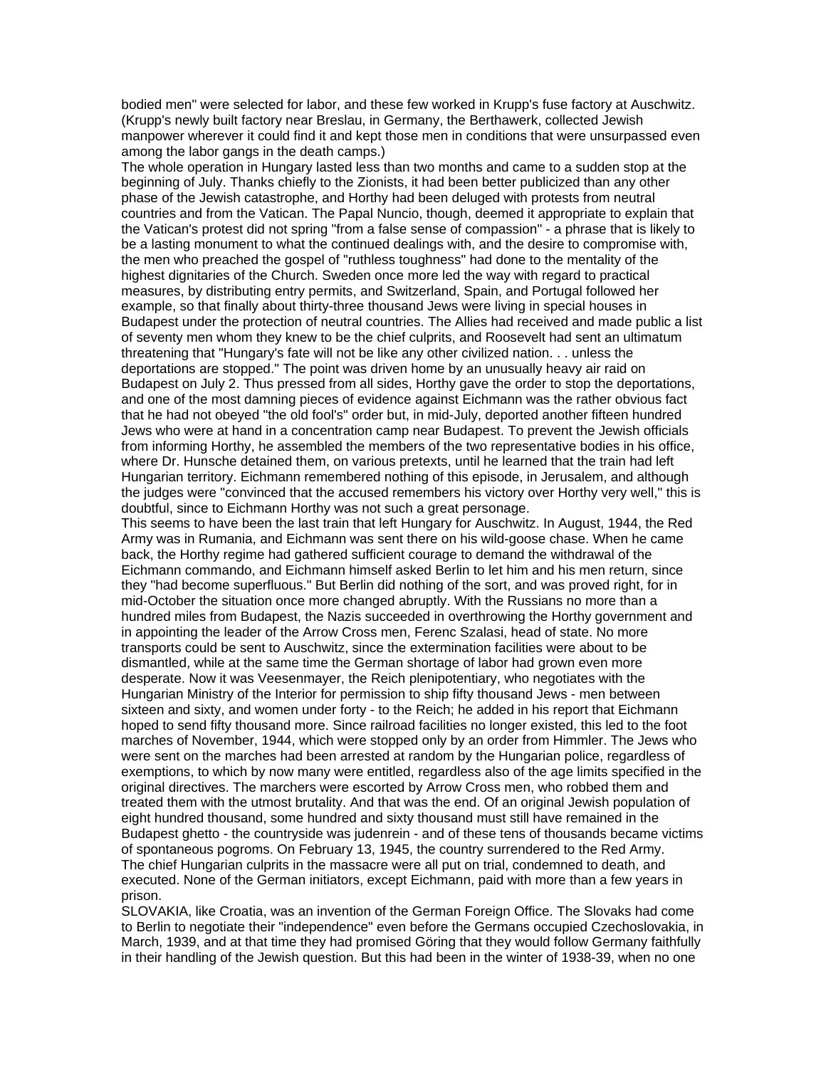bodied men" were selected for labor, and these few worked in Krupp's fuse factory at Auschwitz. (Krupp's newly built factory near Breslau, in Germany, the Berthawerk, collected Jewish manpower wherever it could find it and kept those men in conditions that were unsurpassed even among the labor gangs in the death camps.)

The whole operation in Hungary lasted less than two months and came to a sudden stop at the beginning of July. Thanks chiefly to the Zionists, it had been better publicized than any other phase of the Jewish catastrophe, and Horthy had been deluged with protests from neutral countries and from the Vatican. The Papal Nuncio, though, deemed it appropriate to explain that the Vatican's protest did not spring "from a false sense of compassion" - a phrase that is likely to be a lasting monument to what the continued dealings with, and the desire to compromise with, the men who preached the gospel of "ruthless toughness" had done to the mentality of the highest dignitaries of the Church. Sweden once more led the way with regard to practical measures, by distributing entry permits, and Switzerland, Spain, and Portugal followed her example, so that finally about thirty-three thousand Jews were living in special houses in Budapest under the protection of neutral countries. The Allies had received and made public a list of seventy men whom they knew to be the chief culprits, and Roosevelt had sent an ultimatum threatening that "Hungary's fate will not be like any other civilized nation. . . unless the deportations are stopped." The point was driven home by an unusually heavy air raid on Budapest on July 2. Thus pressed from all sides, Horthy gave the order to stop the deportations, and one of the most damning pieces of evidence against Eichmann was the rather obvious fact that he had not obeyed "the old fool's" order but, in mid-July, deported another fifteen hundred Jews who were at hand in a concentration camp near Budapest. To prevent the Jewish officials from informing Horthy, he assembled the members of the two representative bodies in his office, where Dr. Hunsche detained them, on various pretexts, until he learned that the train had left Hungarian territory. Eichmann remembered nothing of this episode, in Jerusalem, and although the judges were "convinced that the accused remembers his victory over Horthy very well," this is doubtful, since to Eichmann Horthy was not such a great personage.

This seems to have been the last train that left Hungary for Auschwitz. In August, 1944, the Red Army was in Rumania, and Eichmann was sent there on his wild-goose chase. When he came back, the Horthy regime had gathered sufficient courage to demand the withdrawal of the Eichmann commando, and Eichmann himself asked Berlin to let him and his men return, since they "had become superfluous." But Berlin did nothing of the sort, and was proved right, for in mid-October the situation once more changed abruptly. With the Russians no more than a hundred miles from Budapest, the Nazis succeeded in overthrowing the Horthy government and in appointing the leader of the Arrow Cross men, Ferenc Szalasi, head of state. No more transports could be sent to Auschwitz, since the extermination facilities were about to be dismantled, while at the same time the German shortage of labor had grown even more desperate. Now it was Veesenmayer, the Reich plenipotentiary, who negotiates with the Hungarian Ministry of the Interior for permission to ship fifty thousand Jews - men between sixteen and sixty, and women under forty - to the Reich; he added in his report that Eichmann hoped to send fifty thousand more. Since railroad facilities no longer existed, this led to the foot marches of November, 1944, which were stopped only by an order from Himmler. The Jews who were sent on the marches had been arrested at random by the Hungarian police, regardless of exemptions, to which by now many were entitled, regardless also of the age limits specified in the original directives. The marchers were escorted by Arrow Cross men, who robbed them and treated them with the utmost brutality. And that was the end. Of an original Jewish population of eight hundred thousand, some hundred and sixty thousand must still have remained in the Budapest ghetto - the countryside was judenrein - and of these tens of thousands became victims of spontaneous pogroms. On February 13, 1945, the country surrendered to the Red Army.

The chief Hungarian culprits in the massacre were all put on trial, condemned to death, and executed. None of the German initiators, except Eichmann, paid with more than a few years in prison.

SLOVAKIA, like Croatia, was an invention of the German Foreign Office. The Slovaks had come to Berlin to negotiate their "independence" even before the Germans occupied Czechoslovakia, in March, 1939, and at that time they had promised Göring that they would follow Germany faithfully in their handling of the Jewish question. But this had been in the winter of 1938-39, when no one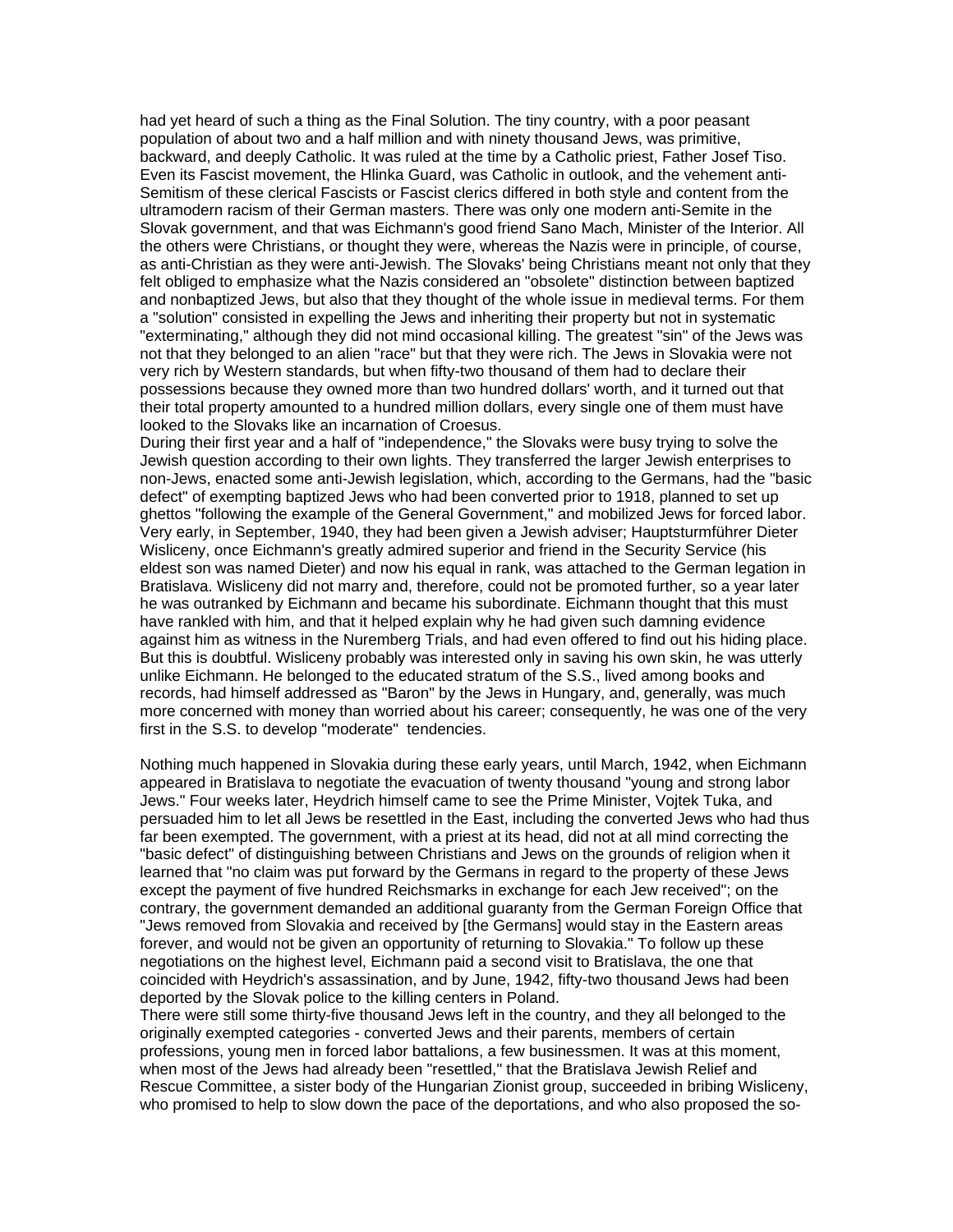had yet heard of such a thing as the Final Solution. The tiny country, with a poor peasant population of about two and a half million and with ninety thousand Jews, was primitive, backward, and deeply Catholic. It was ruled at the time by a Catholic priest, Father Josef Tiso. Even its Fascist movement, the Hlinka Guard, was Catholic in outlook, and the vehement anti-Semitism of these clerical Fascists or Fascist clerics differed in both style and content from the ultramodern racism of their German masters. There was only one modern anti-Semite in the Slovak government, and that was Eichmann's good friend Sano Mach, Minister of the Interior. All the others were Christians, or thought they were, whereas the Nazis were in principle, of course, as anti-Christian as they were anti-Jewish. The Slovaks' being Christians meant not only that they felt obliged to emphasize what the Nazis considered an "obsolete" distinction between baptized and nonbaptized Jews, but also that they thought of the whole issue in medieval terms. For them a "solution" consisted in expelling the Jews and inheriting their property but not in systematic "exterminating," although they did not mind occasional killing. The greatest "sin" of the Jews was not that they belonged to an alien "race" but that they were rich. The Jews in Slovakia were not very rich by Western standards, but when fifty-two thousand of them had to declare their possessions because they owned more than two hundred dollars' worth, and it turned out that their total property amounted to a hundred million dollars, every single one of them must have looked to the Slovaks like an incarnation of Croesus.

During their first year and a half of "independence," the Slovaks were busy trying to solve the Jewish question according to their own lights. They transferred the larger Jewish enterprises to non-Jews, enacted some anti-Jewish legislation, which, according to the Germans, had the "basic defect" of exempting baptized Jews who had been converted prior to 1918, planned to set up ghettos "following the example of the General Government," and mobilized Jews for forced labor. Very early, in September, 1940, they had been given a Jewish adviser; Hauptsturmführer Dieter Wisliceny, once Eichmann's greatly admired superior and friend in the Security Service (his eldest son was named Dieter) and now his equal in rank, was attached to the German legation in Bratislava. Wisliceny did not marry and, therefore, could not be promoted further, so a year later he was outranked by Eichmann and became his subordinate. Eichmann thought that this must have rankled with him, and that it helped explain why he had given such damning evidence against him as witness in the Nuremberg Trials, and had even offered to find out his hiding place. But this is doubtful. Wisliceny probably was interested only in saving his own skin, he was utterly unlike Eichmann. He belonged to the educated stratum of the S.S., lived among books and records, had himself addressed as "Baron" by the Jews in Hungary, and, generally, was much more concerned with money than worried about his career; consequently, he was one of the very first in the S.S. to develop "moderate" tendencies.

Nothing much happened in Slovakia during these early years, until March, 1942, when Eichmann appeared in Bratislava to negotiate the evacuation of twenty thousand "young and strong labor Jews." Four weeks later, Heydrich himself came to see the Prime Minister, Vojtek Tuka, and persuaded him to let all Jews be resettled in the East, including the converted Jews who had thus far been exempted. The government, with a priest at its head, did not at all mind correcting the "basic defect" of distinguishing between Christians and Jews on the grounds of religion when it learned that "no claim was put forward by the Germans in regard to the property of these Jews except the payment of five hundred Reichsmarks in exchange for each Jew received"; on the contrary, the government demanded an additional guaranty from the German Foreign Office that "Jews removed from Slovakia and received by [the Germans] would stay in the Eastern areas forever, and would not be given an opportunity of returning to Slovakia." To follow up these negotiations on the highest level, Eichmann paid a second visit to Bratislava, the one that coincided with Heydrich's assassination, and by June, 1942, fifty-two thousand Jews had been deported by the Slovak police to the killing centers in Poland.

There were still some thirty-five thousand Jews left in the country, and they all belonged to the originally exempted categories - converted Jews and their parents, members of certain professions, young men in forced labor battalions, a few businessmen. It was at this moment, when most of the Jews had already been "resettled," that the Bratislava Jewish Relief and Rescue Committee, a sister body of the Hungarian Zionist group, succeeded in bribing Wisliceny, who promised to help to slow down the pace of the deportations, and who also proposed the so-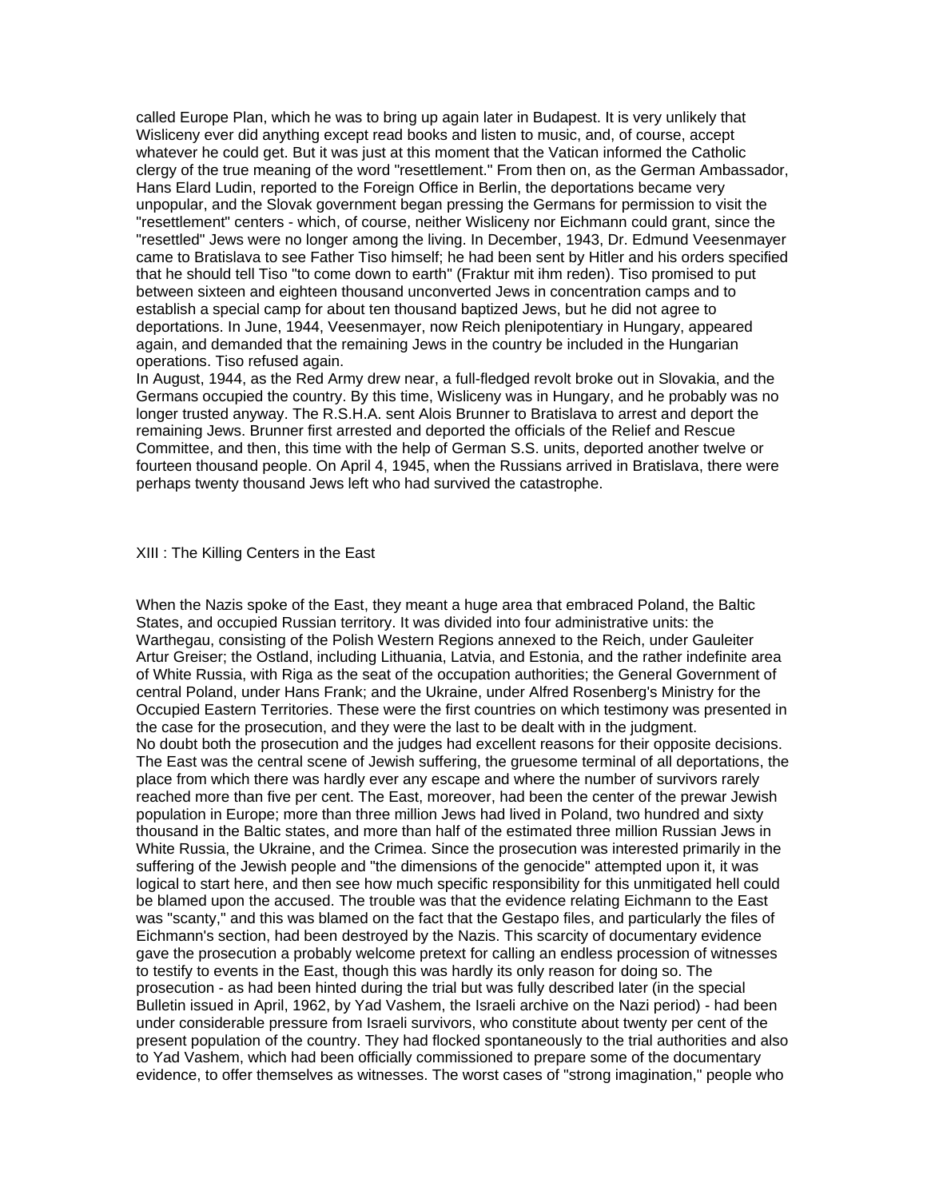called Europe Plan, which he was to bring up again later in Budapest. It is very unlikely that Wisliceny ever did anything except read books and listen to music, and, of course, accept whatever he could get. But it was just at this moment that the Vatican informed the Catholic clergy of the true meaning of the word "resettlement." From then on, as the German Ambassador, Hans Elard Ludin, reported to the Foreign Office in Berlin, the deportations became very unpopular, and the Slovak government began pressing the Germans for permission to visit the "resettlement" centers - which, of course, neither Wisliceny nor Eichmann could grant, since the "resettled" Jews were no longer among the living. In December, 1943, Dr. Edmund Veesenmayer came to Bratislava to see Father Tiso himself; he had been sent by Hitler and his orders specified that he should tell Tiso "to come down to earth" (Fraktur mit ihm reden). Tiso promised to put between sixteen and eighteen thousand unconverted Jews in concentration camps and to establish a special camp for about ten thousand baptized Jews, but he did not agree to deportations. In June, 1944, Veesenmayer, now Reich plenipotentiary in Hungary, appeared again, and demanded that the remaining Jews in the country be included in the Hungarian operations. Tiso refused again.

In August, 1944, as the Red Army drew near, a full-fledged revolt broke out in Slovakia, and the Germans occupied the country. By this time, Wisliceny was in Hungary, and he probably was no longer trusted anyway. The R.S.H.A. sent Alois Brunner to Bratislava to arrest and deport the remaining Jews. Brunner first arrested and deported the officials of the Relief and Rescue Committee, and then, this time with the help of German S.S. units, deported another twelve or fourteen thousand people. On April 4, 1945, when the Russians arrived in Bratislava, there were perhaps twenty thousand Jews left who had survived the catastrophe.

## XIII : The Killing Centers in the East

When the Nazis spoke of the East, they meant a huge area that embraced Poland, the Baltic States, and occupied Russian territory. It was divided into four administrative units: the Warthegau, consisting of the Polish Western Regions annexed to the Reich, under Gauleiter Artur Greiser; the Ostland, including Lithuania, Latvia, and Estonia, and the rather indefinite area of White Russia, with Riga as the seat of the occupation authorities; the General Government of central Poland, under Hans Frank; and the Ukraine, under Alfred Rosenberg's Ministry for the Occupied Eastern Territories. These were the first countries on which testimony was presented in the case for the prosecution, and they were the last to be dealt with in the judgment.

No doubt both the prosecution and the judges had excellent reasons for their opposite decisions. The East was the central scene of Jewish suffering, the gruesome terminal of all deportations, the place from which there was hardly ever any escape and where the number of survivors rarely reached more than five per cent. The East, moreover, had been the center of the prewar Jewish population in Europe; more than three million Jews had lived in Poland, two hundred and sixty thousand in the Baltic states, and more than half of the estimated three million Russian Jews in White Russia, the Ukraine, and the Crimea. Since the prosecution was interested primarily in the suffering of the Jewish people and "the dimensions of the genocide" attempted upon it, it was logical to start here, and then see how much specific responsibility for this unmitigated hell could be blamed upon the accused. The trouble was that the evidence relating Eichmann to the East was "scanty," and this was blamed on the fact that the Gestapo files, and particularly the files of Eichmann's section, had been destroyed by the Nazis. This scarcity of documentary evidence gave the prosecution a probably welcome pretext for calling an endless procession of witnesses to testify to events in the East, though this was hardly its only reason for doing so. The prosecution - as had been hinted during the trial but was fully described later (in the special Bulletin issued in April, 1962, by Yad Vashem, the Israeli archive on the Nazi period) - had been under considerable pressure from Israeli survivors, who constitute about twenty per cent of the present population of the country. They had flocked spontaneously to the trial authorities and also to Yad Vashem, which had been officially commissioned to prepare some of the documentary evidence, to offer themselves as witnesses. The worst cases of "strong imagination," people who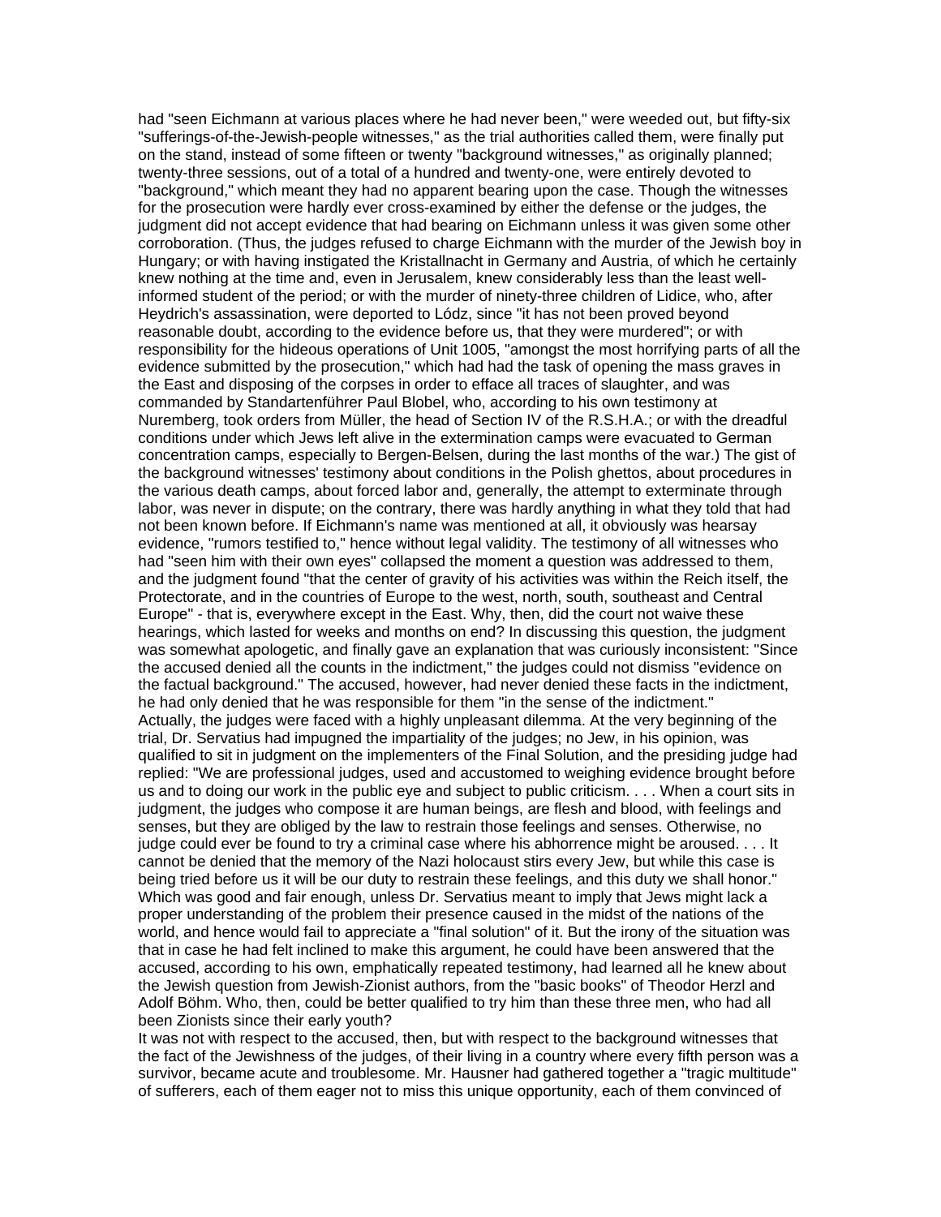had "seen Eichmann at various places where he had never been," were weeded out, but fifty-six "sufferings-of-the-Jewish-people witnesses," as the trial authorities called them, were finally put on the stand, instead of some fifteen or twenty "background witnesses," as originally planned; twenty-three sessions, out of a total of a hundred and twenty-one, were entirely devoted to "background," which meant they had no apparent bearing upon the case. Though the witnesses for the prosecution were hardly ever cross-examined by either the defense or the judges, the judgment did not accept evidence that had bearing on Eichmann unless it was given some other corroboration. (Thus, the judges refused to charge Eichmann with the murder of the Jewish boy in Hungary; or with having instigated the Kristallnacht in Germany and Austria, of which he certainly knew nothing at the time and, even in Jerusalem, knew considerably less than the least well-informed student of the period; or with the murder of ninety-three children of Lidice, who, after Heydrich's assassination, were deported to Lódz, since "it has not been proved beyond reasonable doubt, according to the evidence before us, that they were murdered"; or with responsibility for the hideous operations of Unit 1005, "amongst the most horrifying parts of all the evidence submitted by the prosecution," which had had the task of opening the mass graves in the East and disposing of the corpses in order to efface all traces of slaughter, and was commanded by Standartenführer Paul Blobel, who, according to his own testimony at Nuremberg, took orders from Müller, the head of Section IV of the R.S.H.A.; or with the dreadful conditions under which Jews left alive in the extermination camps were evacuated to German concentration camps, especially to Bergen-Belsen, during the last months of the war.) The gist of the background witnesses' testimony about conditions in the Polish ghettos, about procedures in the various death camps, about forced labor and, generally, the attempt to exterminate through labor, was never in dispute; on the contrary, there was hardly anything in what they told that had not been known before. If Eichmann's name was mentioned at all, it obviously was hearsay evidence, "rumors testified to," hence without legal validity. The testimony of all witnesses who had "seen him with their own eyes" collapsed the moment a question was addressed to them, and the judgment found "that the center of gravity of his activities was within the Reich itself, the Protectorate, and in the countries of Europe to the west, north, south, southeast and Central Europe" - that is, everywhere except in the East. Why, then, did the court not waive these hearings, which lasted for weeks and months on end? In discussing this question, the judgment was somewhat apologetic, and finally gave an explanation that was curiously inconsistent: "Since the accused denied all the counts in the indictment," the judges could not dismiss "evidence on the factual background." The accused, however, had never denied these facts in the indictment, he had only denied that he was responsible for them "in the sense of the indictment."

Actually, the judges were faced with a highly unpleasant dilemma. At the very beginning of the trial, Dr. Servatius had impugned the impartiality of the judges; no Jew, in his opinion, was qualified to sit in judgment on the implementers of the Final Solution, and the presiding judge had replied: "We are professional judges, used and accustomed to weighing evidence brought before us and to doing our work in the public eye and subject to public criticism. . . . When a court sits in judgment, the judges who compose it are human beings, are flesh and blood, with feelings and senses, but they are obliged by the law to restrain those feelings and senses. Otherwise, no judge could ever be found to try a criminal case where his abhorrence might be aroused. . . . It cannot be denied that the memory of the Nazi holocaust stirs every Jew, but while this case is being tried before us it will be our duty to restrain these feelings, and this duty we shall honor." Which was good and fair enough, unless Dr. Servatius meant to imply that Jews might lack a proper understanding of the problem their presence caused in the midst of the nations of the world, and hence would fail to appreciate a "final solution" of it. But the irony of the situation was that in case he had felt inclined to make this argument, he could have been answered that the accused, according to his own, emphatically repeated testimony, had learned all he knew about the Jewish question from Jewish-Zionist authors, from the "basic books" of Theodor Herzl and Adolf Böhm. Who, then, could be better qualified to try him than these three men, who had all been Zionists since their early youth?

It was not with respect to the accused, then, but with respect to the background witnesses that the fact of the Jewishness of the judges, of their living in a country where every fifth person was a survivor, became acute and troublesome. Mr. Hausner had gathered together a "tragic multitude" of sufferers, each of them eager not to miss this unique opportunity, each of them convinced of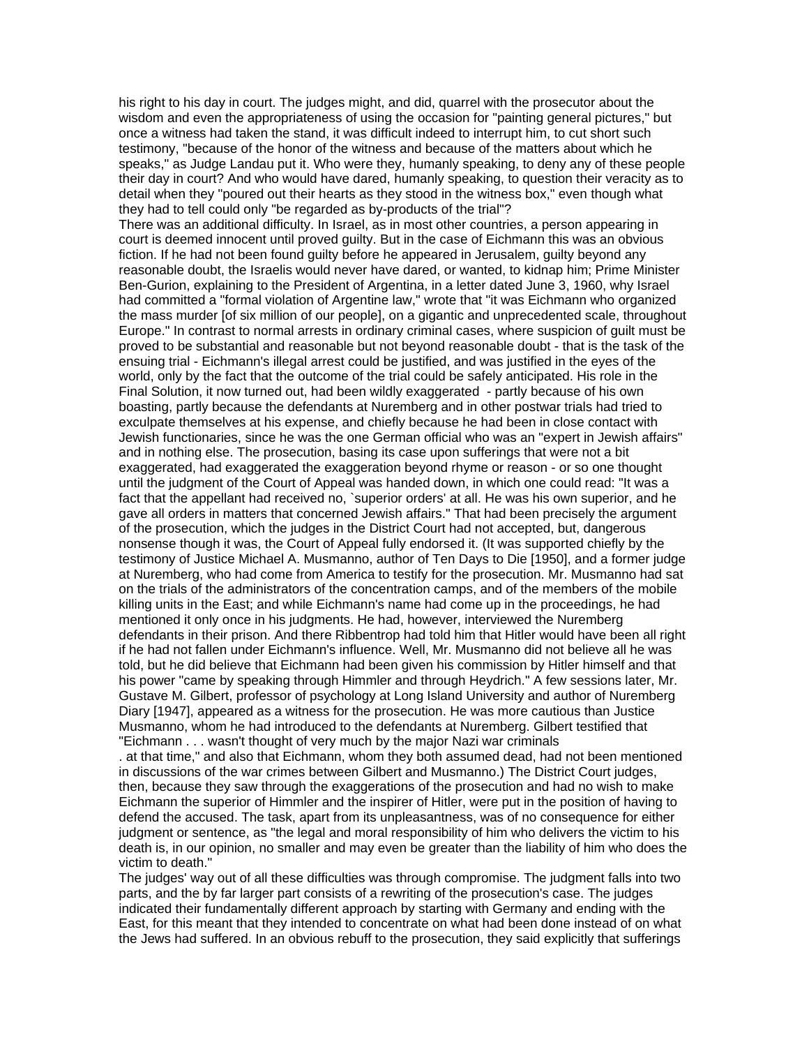his right to his day in court. The judges might, and did, quarrel with the prosecutor about the wisdom and even the appropriateness of using the occasion for "painting general pictures," but once a witness had taken the stand, it was difficult indeed to interrupt him, to cut short such testimony, "because of the honor of the witness and because of the matters about which he speaks," as Judge Landau put it. Who were they, humanly speaking, to deny any of these people their day in court? And who would have dared, humanly speaking, to question their veracity as to detail when they "poured out their hearts as they stood in the witness box," even though what they had to tell could only "be regarded as by-products of the trial"?

There was an additional difficulty. In Israel, as in most other countries, a person appearing in court is deemed innocent until proved guilty. But in the case of Eichmann this was an obvious fiction. If he had not been found guilty before he appeared in Jerusalem, guilty beyond any reasonable doubt, the Israelis would never have dared, or wanted, to kidnap him; Prime Minister Ben-Gurion, explaining to the President of Argentina, in a letter dated June 3, 1960, why Israel had committed a "formal violation of Argentine law," wrote that "it was Eichmann who organized the mass murder [of six million of our people], on a gigantic and unprecedented scale, throughout Europe." In contrast to normal arrests in ordinary criminal cases, where suspicion of guilt must be proved to be substantial and reasonable but not beyond reasonable doubt - that is the task of the ensuing trial - Eichmann's illegal arrest could be justified, and was justified in the eyes of the world, only by the fact that the outcome of the trial could be safely anticipated. His role in the Final Solution, it now turned out, had been wildly exaggerated - partly because of his own boasting, partly because the defendants at Nuremberg and in other postwar trials had tried to exculpate themselves at his expense, and chiefly because he had been in close contact with Jewish functionaries, since he was the one German official who was an "expert in Jewish affairs" and in nothing else. The prosecution, basing its case upon sufferings that were not a bit exaggerated, had exaggerated the exaggeration beyond rhyme or reason - or so one thought until the judgment of the Court of Appeal was handed down, in which one could read: "It was a fact that the appellant had received no, `superior orders' at all. He was his own superior, and he gave all orders in matters that concerned Jewish affairs." That had been precisely the argument of the prosecution, which the judges in the District Court had not accepted, but, dangerous nonsense though it was, the Court of Appeal fully endorsed it. (It was supported chiefly by the testimony of Justice Michael A. Musmanno, author of Ten Days to Die [1950], and a former judge at Nuremberg, who had come from America to testify for the prosecution. Mr. Musmanno had sat on the trials of the administrators of the concentration camps, and of the members of the mobile killing units in the East; and while Eichmann's name had come up in the proceedings, he had mentioned it only once in his judgments. He had, however, interviewed the Nuremberg defendants in their prison. And there Ribbentrop had told him that Hitler would have been all right if he had not fallen under Eichmann's influence. Well, Mr. Musmanno did not believe all he was told, but he did believe that Eichmann had been given his commission by Hitler himself and that his power "came by speaking through Himmler and through Heydrich." A few sessions later, Mr. Gustave M. Gilbert, professor of psychology at Long Island University and author of Nuremberg Diary [1947], appeared as a witness for the prosecution. He was more cautious than Justice Musmanno, whom he had introduced to the defendants at Nuremberg. Gilbert testified that "Eichmann . . . wasn't thought of very much by the major Nazi war criminals . at that time," and also that Eichmann, whom they both assumed dead, had not been mentioned in discussions of the war crimes between Gilbert and Musmanno.) The District Court judges, then, because they saw through the exaggerations of the prosecution and had no wish to make Eichmann the superior of Himmler and the inspirer of Hitler, were put in the position of having to defend the accused. The task, apart from its unpleasantness, was of no consequence for either judgment or sentence, as "the legal and moral responsibility of him who delivers the victim to his death is, in our opinion, no smaller and may even be greater than the liability of him who does the victim to death."

The judges' way out of all these difficulties was through compromise. The judgment falls into two parts, and the by far larger part consists of a rewriting of the prosecution's case. The judges indicated their fundamentally different approach by starting with Germany and ending with the East, for this meant that they intended to concentrate on what had been done instead of on what the Jews had suffered. In an obvious rebuff to the prosecution, they said explicitly that sufferings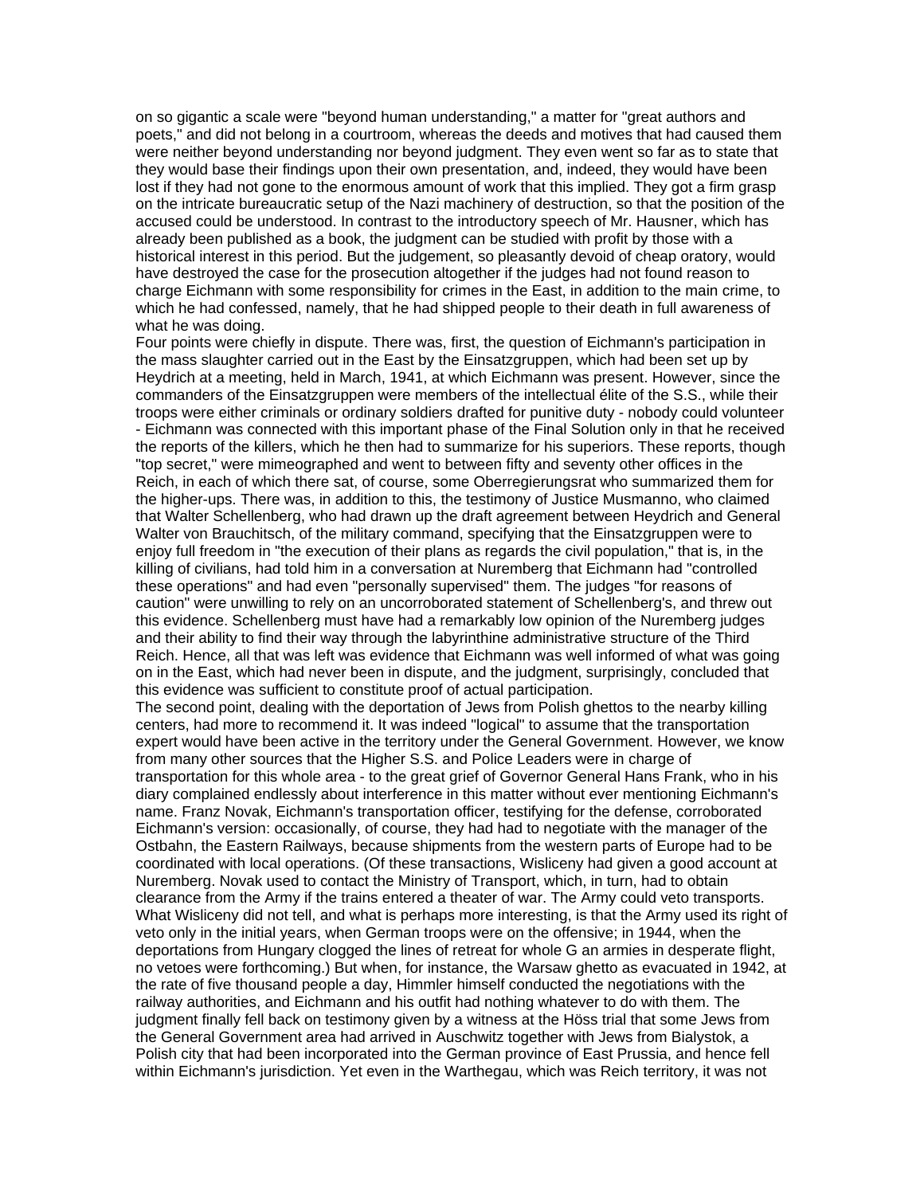on so gigantic a scale were "beyond human understanding," a matter for "great authors and poets," and did not belong in a courtroom, whereas the deeds and motives that had caused them were neither beyond understanding nor beyond judgment. They even went so far as to state that they would base their findings upon their own presentation, and, indeed, they would have been lost if they had not gone to the enormous amount of work that this implied. They got a firm grasp on the intricate bureaucratic setup of the Nazi machinery of destruction, so that the position of the accused could be understood. In contrast to the introductory speech of Mr. Hausner, which has already been published as a book, the judgment can be studied with profit by those with a historical interest in this period. But the judgement, so pleasantly devoid of cheap oratory, would have destroyed the case for the prosecution altogether if the judges had not found reason to charge Eichmann with some responsibility for crimes in the East, in addition to the main crime, to which he had confessed, namely, that he had shipped people to their death in full awareness of what he was doing.

Four points were chiefly in dispute. There was, first, the question of Eichmann's participation in the mass slaughter carried out in the East by the Einsatzgruppen, which had been set up by Heydrich at a meeting, held in March, 1941, at which Eichmann was present. However, since the commanders of the Einsatzgruppen were members of the intellectual élite of the S.S., while their troops were either criminals or ordinary soldiers drafted for punitive duty - nobody could volunteer - Eichmann was connected with this important phase of the Final Solution only in that he received the reports of the killers, which he then had to summarize for his superiors. These reports, though "top secret," were mimeographed and went to between fifty and seventy other offices in the Reich, in each of which there sat, of course, some Oberregierungsrat who summarized them for the higher-ups. There was, in addition to this, the testimony of Justice Musmanno, who claimed that Walter Schellenberg, who had drawn up the draft agreement between Heydrich and General Walter von Brauchitsch, of the military command, specifying that the Einsatzgruppen were to enjoy full freedom in "the execution of their plans as regards the civil population," that is, in the killing of civilians, had told him in a conversation at Nuremberg that Eichmann had "controlled these operations" and had even "personally supervised" them. The judges "for reasons of caution" were unwilling to rely on an uncorroborated statement of Schellenberg's, and threw out this evidence. Schellenberg must have had a remarkably low opinion of the Nuremberg judges and their ability to find their way through the labyrinthine administrative structure of the Third Reich. Hence, all that was left was evidence that Eichmann was well informed of what was going on in the East, which had never been in dispute, and the judgment, surprisingly, concluded that this evidence was sufficient to constitute proof of actual participation.

The second point, dealing with the deportation of Jews from Polish ghettos to the nearby killing centers, had more to recommend it. It was indeed "logical" to assume that the transportation expert would have been active in the territory under the General Government. However, we know from many other sources that the Higher S.S. and Police Leaders were in charge of transportation for this whole area - to the great grief of Governor General Hans Frank, who in his diary complained endlessly about interference in this matter without ever mentioning Eichmann's name. Franz Novak, Eichmann's transportation officer, testifying for the defense, corroborated Eichmann's version: occasionally, of course, they had had to negotiate with the manager of the Ostbahn, the Eastern Railways, because shipments from the western parts of Europe had to be coordinated with local operations. (Of these transactions, Wisliceny had given a good account at Nuremberg. Novak used to contact the Ministry of Transport, which, in turn, had to obtain clearance from the Army if the trains entered a theater of war. The Army could veto transports. What Wisliceny did not tell, and what is perhaps more interesting, is that the Army used its right of veto only in the initial years, when German troops were on the offensive; in 1944, when the deportations from Hungary clogged the lines of retreat for whole G an armies in desperate flight, no vetoes were forthcoming.) But when, for instance, the Warsaw ghetto as evacuated in 1942, at the rate of five thousand people a day, Himmler himself conducted the negotiations with the railway authorities, and Eichmann and his outfit had nothing whatever to do with them. The judgment finally fell back on testimony given by a witness at the Höss trial that some Jews from the General Government area had arrived in Auschwitz together with Jews from Bialystok, a Polish city that had been incorporated into the German province of East Prussia, and hence fell within Eichmann's jurisdiction. Yet even in the Warthegau, which was Reich territory, it was not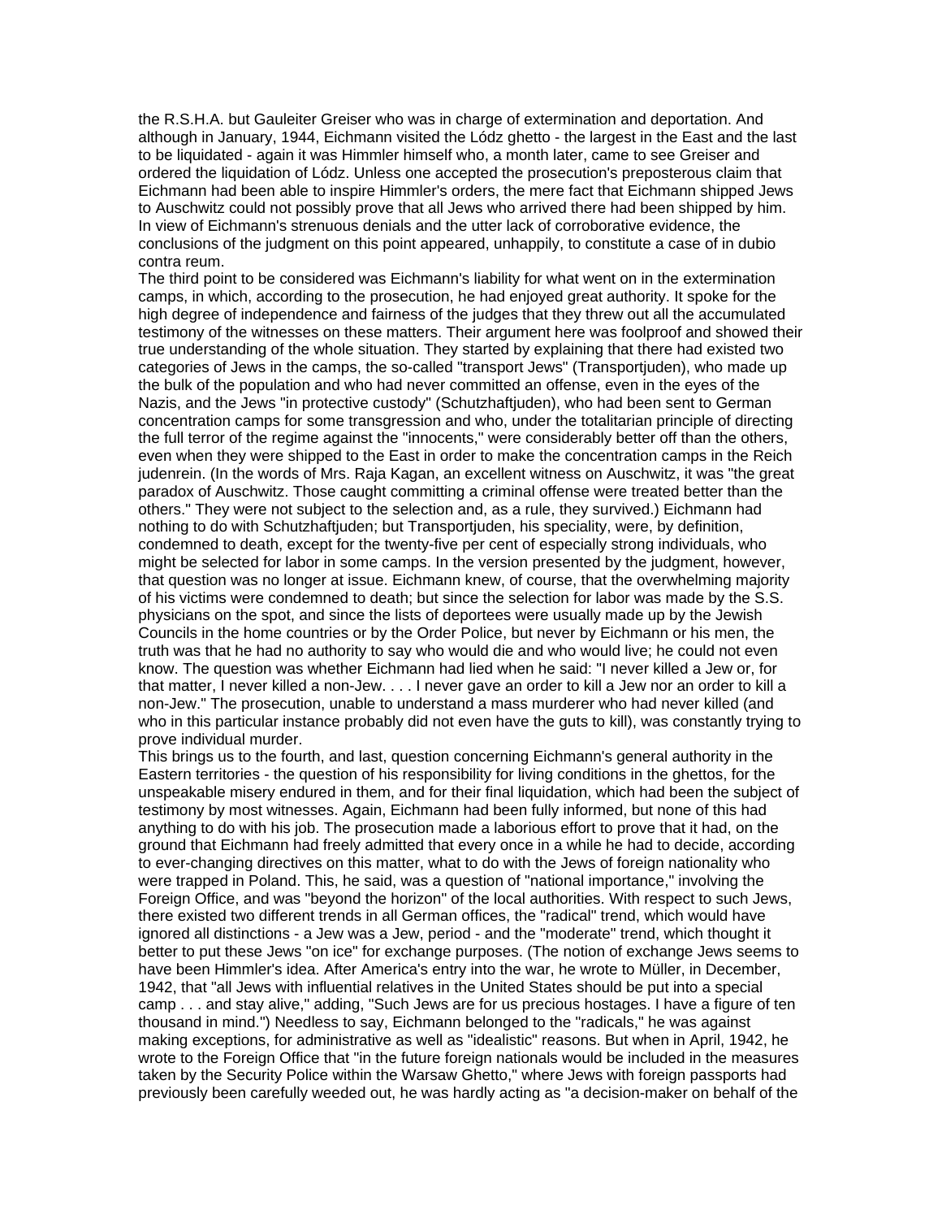the R.S.H.A. but Gauleiter Greiser who was in charge of extermination and deportation. And although in January, 1944, Eichmann visited the Lódz ghetto - the largest in the East and the last to be liquidated - again it was Himmler himself who, a month later, came to see Greiser and ordered the liquidation of Lódz. Unless one accepted the prosecution's preposterous claim that Eichmann had been able to inspire Himmler's orders, the mere fact that Eichmann shipped Jews to Auschwitz could not possibly prove that all Jews who arrived there had been shipped by him. In view of Eichmann's strenuous denials and the utter lack of corroborative evidence, the conclusions of the judgment on this point appeared, unhappily, to constitute a case of in dubio contra reum.

The third point to be considered was Eichmann's liability for what went on in the extermination camps, in which, according to the prosecution, he had enjoyed great authority. It spoke for the high degree of independence and fairness of the judges that they threw out all the accumulated testimony of the witnesses on these matters. Their argument here was foolproof and showed their true understanding of the whole situation. They started by explaining that there had existed two categories of Jews in the camps, the so-called "transport Jews" (Transportjuden), who made up the bulk of the population and who had never committed an offense, even in the eyes of the Nazis, and the Jews "in protective custody" (Schutzhaftjuden), who had been sent to German concentration camps for some transgression and who, under the totalitarian principle of directing the full terror of the regime against the "innocents," were considerably better off than the others, even when they were shipped to the East in order to make the concentration camps in the Reich judenrein. (In the words of Mrs. Raja Kagan, an excellent witness on Auschwitz, it was "the great paradox of Auschwitz. Those caught committing a criminal offense were treated better than the others." They were not subject to the selection and, as a rule, they survived.) Eichmann had nothing to do with Schutzhaftjuden; but Transportjuden, his speciality, were, by definition, condemned to death, except for the twenty-five per cent of especially strong individuals, who might be selected for labor in some camps. In the version presented by the judgment, however, that question was no longer at issue. Eichmann knew, of course, that the overwhelming majority of his victims were condemned to death; but since the selection for labor was made by the S.S. physicians on the spot, and since the lists of deportees were usually made up by the Jewish Councils in the home countries or by the Order Police, but never by Eichmann or his men, the truth was that he had no authority to say who would die and who would live; he could not even know. The question was whether Eichmann had lied when he said: "I never killed a Jew or, for that matter, I never killed a non-Jew. . . . I never gave an order to kill a Jew nor an order to kill a non-Jew." The prosecution, unable to understand a mass murderer who had never killed (and who in this particular instance probably did not even have the guts to kill), was constantly trying to prove individual murder.

This brings us to the fourth, and last, question concerning Eichmann's general authority in the Eastern territories - the question of his responsibility for living conditions in the ghettos, for the unspeakable misery endured in them, and for their final liquidation, which had been the subject of testimony by most witnesses. Again, Eichmann had been fully informed, but none of this had anything to do with his job. The prosecution made a laborious effort to prove that it had, on the ground that Eichmann had freely admitted that every once in a while he had to decide, according to ever-changing directives on this matter, what to do with the Jews of foreign nationality who were trapped in Poland. This, he said, was a question of "national importance," involving the Foreign Office, and was "beyond the horizon" of the local authorities. With respect to such Jews, there existed two different trends in all German offices, the "radical" trend, which would have ignored all distinctions - a Jew was a Jew, period - and the "moderate" trend, which thought it better to put these Jews "on ice" for exchange purposes. (The notion of exchange Jews seems to have been Himmler's idea. After America's entry into the war, he wrote to Müller, in December, 1942, that "all Jews with influential relatives in the United States should be put into a special camp . . . and stay alive," adding, "Such Jews are for us precious hostages. I have a figure of ten thousand in mind.") Needless to say, Eichmann belonged to the "radicals," he was against making exceptions, for administrative as well as "idealistic" reasons. But when in April, 1942, he wrote to the Foreign Office that "in the future foreign nationals would be included in the measures taken by the Security Police within the Warsaw Ghetto," where Jews with foreign passports had previously been carefully weeded out, he was hardly acting as "a decision-maker on behalf of the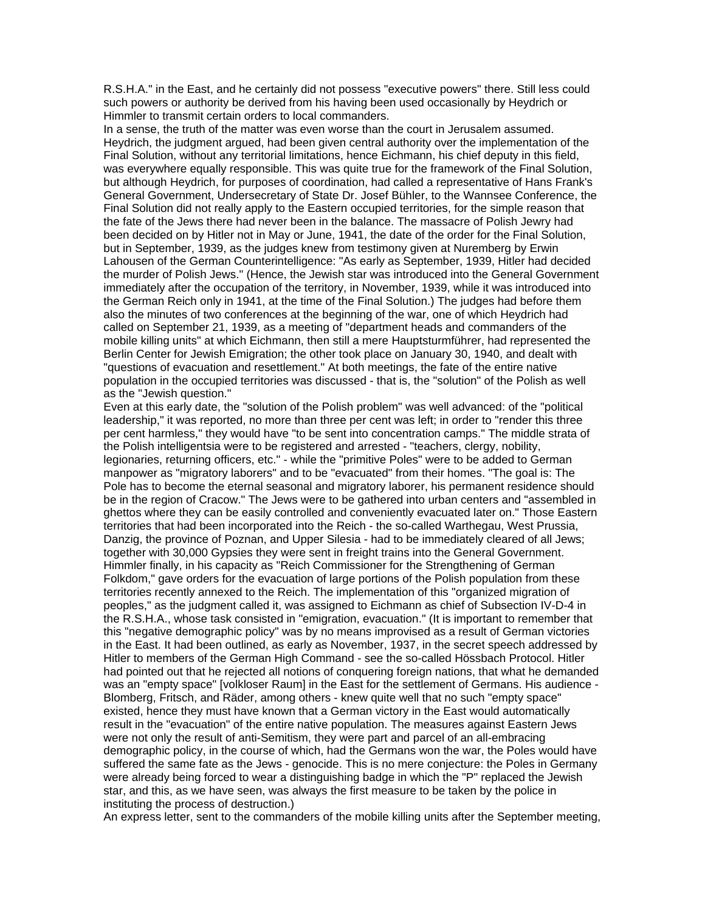R.S.H.A." in the East, and he certainly did not possess "executive powers" there. Still less could such powers or authority be derived from his having been used occasionally by Heydrich or Himmler to transmit certain orders to local commanders.

In a sense, the truth of the matter was even worse than the court in Jerusalem assumed. Heydrich, the judgment argued, had been given central authority over the implementation of the Final Solution, without any territorial limitations, hence Eichmann, his chief deputy in this field, was everywhere equally responsible. This was quite true for the framework of the Final Solution, but although Heydrich, for purposes of coordination, had called a representative of Hans Frank's General Government, Undersecretary of State Dr. Josef Bühler, to the Wannsee Conference, the Final Solution did not really apply to the Eastern occupied territories, for the simple reason that the fate of the Jews there had never been in the balance. The massacre of Polish Jewry had been decided on by Hitler not in May or June, 1941, the date of the order for the Final Solution, but in September, 1939, as the judges knew from testimony given at Nuremberg by Erwin Lahousen of the German Counterintelligence: "As early as September, 1939, Hitler had decided the murder of Polish Jews." (Hence, the Jewish star was introduced into the General Government immediately after the occupation of the territory, in November, 1939, while it was introduced into the German Reich only in 1941, at the time of the Final Solution.) The judges had before them also the minutes of two conferences at the beginning of the war, one of which Heydrich had called on September 21, 1939, as a meeting of "department heads and commanders of the mobile killing units" at which Eichmann, then still a mere Hauptsturmführer, had represented the Berlin Center for Jewish Emigration; the other took place on January 30, 1940, and dealt with "questions of evacuation and resettlement." At both meetings, the fate of the entire native population in the occupied territories was discussed - that is, the "solution" of the Polish as well as the "Jewish question."

Even at this early date, the "solution of the Polish problem" was well advanced: of the "political leadership," it was reported, no more than three per cent was left; in order to "render this three per cent harmless," they would have "to be sent into concentration camps." The middle strata of the Polish intelligentsia were to be registered and arrested - "teachers, clergy, nobility, legionaries, returning officers, etc." - while the "primitive Poles" were to be added to German manpower as "migratory laborers" and to be "evacuated" from their homes. "The goal is: The Pole has to become the eternal seasonal and migratory laborer, his permanent residence should be in the region of Cracow." The Jews were to be gathered into urban centers and "assembled in ghettos where they can be easily controlled and conveniently evacuated later on." Those Eastern territories that had been incorporated into the Reich - the so-called Warthegau, West Prussia, Danzig, the province of Poznan, and Upper Silesia - had to be immediately cleared of all Jews; together with 30,000 Gypsies they were sent in freight trains into the General Government. Himmler finally, in his capacity as "Reich Commissioner for the Strengthening of German Folkdom," gave orders for the evacuation of large portions of the Polish population from these territories recently annexed to the Reich. The implementation of this "organized migration of peoples," as the judgment called it, was assigned to Eichmann as chief of Subsection IV-D-4 in the R.S.H.A., whose task consisted in "emigration, evacuation." (It is important to remember that this "negative demographic policy" was by no means improvised as a result of German victories in the East. It had been outlined, as early as November, 1937, in the secret speech addressed by Hitler to members of the German High Command - see the so-called Hössbach Protocol. Hitler had pointed out that he rejected all notions of conquering foreign nations, that what he demanded was an "empty space" [volkloser Raum] in the East for the settlement of Germans. His audience - Blomberg, Fritsch, and Räder, among others - knew quite well that no such "empty space" existed, hence they must have known that a German victory in the East would automatically result in the "evacuation" of the entire native population. The measures against Eastern Jews were not only the result of anti-Semitism, they were part and parcel of an all-embracing demographic policy, in the course of which, had the Germans won the war, the Poles would have suffered the same fate as the Jews - genocide. This is no mere conjecture: the Poles in Germany were already being forced to wear a distinguishing badge in which the "P" replaced the Jewish star, and this, as we have seen, was always the first measure to be taken by the police in instituting the process of destruction.)

An express letter, sent to the commanders of the mobile killing units after the September meeting,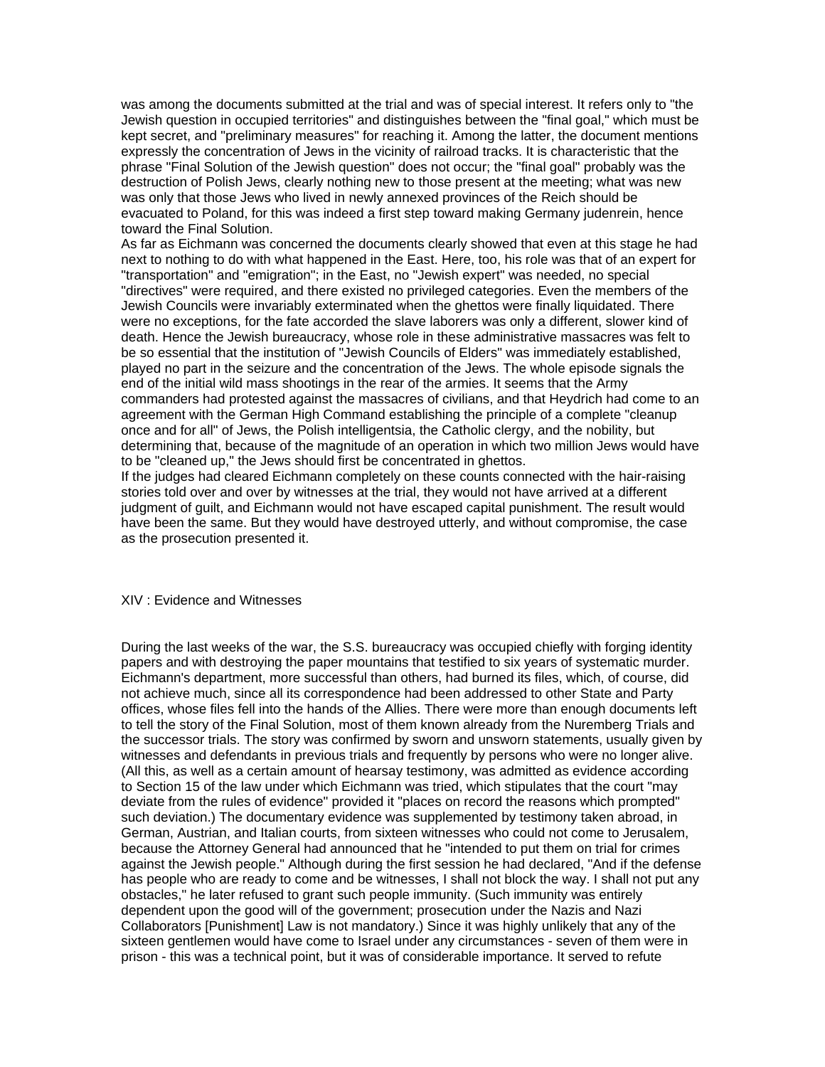was among the documents submitted at the trial and was of special interest. It refers only to "the Jewish question in occupied territories" and distinguishes between the "final goal," which must be kept secret, and "preliminary measures" for reaching it. Among the latter, the document mentions expressly the concentration of Jews in the vicinity of railroad tracks. It is characteristic that the phrase "Final Solution of the Jewish question" does not occur; the "final goal" probably was the destruction of Polish Jews, clearly nothing new to those present at the meeting; what was new was only that those Jews who lived in newly annexed provinces of the Reich should be evacuated to Poland, for this was indeed a first step toward making Germany judenrein, hence toward the Final Solution.

As far as Eichmann was concerned the documents clearly showed that even at this stage he had next to nothing to do with what happened in the East. Here, too, his role was that of an expert for "transportation" and "emigration"; in the East, no "Jewish expert" was needed, no special "directives" were required, and there existed no privileged categories. Even the members of the Jewish Councils were invariably exterminated when the ghettos were finally liquidated. There were no exceptions, for the fate accorded the slave laborers was only a different, slower kind of death. Hence the Jewish bureaucracy, whose role in these administrative massacres was felt to be so essential that the institution of "Jewish Councils of Elders" was immediately established, played no part in the seizure and the concentration of the Jews. The whole episode signals the end of the initial wild mass shootings in the rear of the armies. It seems that the Army commanders had protested against the massacres of civilians, and that Heydrich had come to an agreement with the German High Command establishing the principle of a complete "cleanup once and for all" of Jews, the Polish intelligentsia, the Catholic clergy, and the nobility, but determining that, because of the magnitude of an operation in which two million Jews would have to be "cleaned up," the Jews should first be concentrated in ghettos.

If the judges had cleared Eichmann completely on these counts connected with the hair-raising stories told over and over by witnesses at the trial, they would not have arrived at a different judgment of guilt, and Eichmann would not have escaped capital punishment. The result would have been the same. But they would have destroyed utterly, and without compromise, the case as the prosecution presented it.

## XIV : Evidence and Witnesses

During the last weeks of the war, the S.S. bureaucracy was occupied chiefly with forging identity papers and with destroying the paper mountains that testified to six years of systematic murder. Eichmann's department, more successful than others, had burned its files, which, of course, did not achieve much, since all its correspondence had been addressed to other State and Party offices, whose files fell into the hands of the Allies. There were more than enough documents left to tell the story of the Final Solution, most of them known already from the Nuremberg Trials and the successor trials. The story was confirmed by sworn and unsworn statements, usually given by witnesses and defendants in previous trials and frequently by persons who were no longer alive. (All this, as well as a certain amount of hearsay testimony, was admitted as evidence according to Section 15 of the law under which Eichmann was tried, which stipulates that the court "may deviate from the rules of evidence" provided it "places on record the reasons which prompted" such deviation.) The documentary evidence was supplemented by testimony taken abroad, in German, Austrian, and Italian courts, from sixteen witnesses who could not come to Jerusalem, because the Attorney General had announced that he "intended to put them on trial for crimes against the Jewish people." Although during the first session he had declared, "And if the defense has people who are ready to come and be witnesses, I shall not block the way. I shall not put any obstacles," he later refused to grant such people immunity. (Such immunity was entirely dependent upon the good will of the government; prosecution under the Nazis and Nazi Collaborators [Punishment] Law is not mandatory.) Since it was highly unlikely that any of the sixteen gentlemen would have come to Israel under any circumstances - seven of them were in prison - this was a technical point, but it was of considerable importance. It served to refute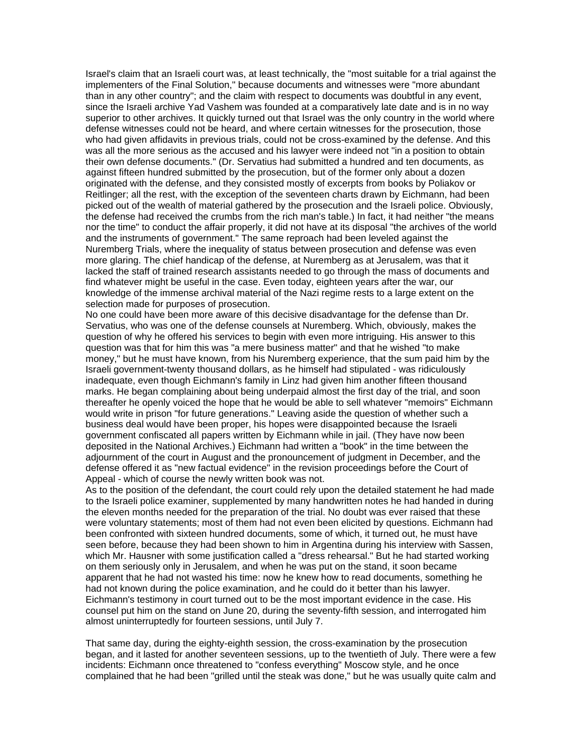Israel's claim that an Israeli court was, at least technically, the "most suitable for a trial against the implementers of the Final Solution," because documents and witnesses were "more abundant than in any other country"; and the claim with respect to documents was doubtful in any event, since the Israeli archive Yad Vashem was founded at a comparatively late date and is in no way superior to other archives. It quickly turned out that Israel was the only country in the world where defense witnesses could not be heard, and where certain witnesses for the prosecution, those who had given affidavits in previous trials, could not be cross-examined by the defense. And this was all the more serious as the accused and his lawyer were indeed not "in a position to obtain their own defense documents." (Dr. Servatius had submitted a hundred and ten documents, as against fifteen hundred submitted by the prosecution, but of the former only about a dozen originated with the defense, and they consisted mostly of excerpts from books by Poliakov or Reitlinger; all the rest, with the exception of the seventeen charts drawn by Eichmann, had been picked out of the wealth of material gathered by the prosecution and the Israeli police. Obviously, the defense had received the crumbs from the rich man's table.) In fact, it had neither "the means nor the time" to conduct the affair properly, it did not have at its disposal "the archives of the world and the instruments of government." The same reproach had been leveled against the Nuremberg Trials, where the inequality of status between prosecution and defense was even more glaring. The chief handicap of the defense, at Nuremberg as at Jerusalem, was that it lacked the staff of trained research assistants needed to go through the mass of documents and find whatever might be useful in the case. Even today, eighteen years after the war, our knowledge of the immense archival material of the Nazi regime rests to a large extent on the selection made for purposes of prosecution.

No one could have been more aware of this decisive disadvantage for the defense than Dr. Servatius, who was one of the defense counsels at Nuremberg. Which, obviously, makes the question of why he offered his services to begin with even more intriguing. His answer to this question was that for him this was "a mere business matter" and that he wished "to make money," but he must have known, from his Nuremberg experience, that the sum paid him by the Israeli government-twenty thousand dollars, as he himself had stipulated - was ridiculously inadequate, even though Eichmann's family in Linz had given him another fifteen thousand marks. He began complaining about being underpaid almost the first day of the trial, and soon thereafter he openly voiced the hope that he would be able to sell whatever "memoirs" Eichmann would write in prison "for future generations." Leaving aside the question of whether such a business deal would have been proper, his hopes were disappointed because the Israeli government confiscated all papers written by Eichmann while in jail. (They have now been deposited in the National Archives.) Eichmann had written a "book" in the time between the adjournment of the court in August and the pronouncement of judgment in December, and the defense offered it as "new factual evidence" in the revision proceedings before the Court of Appeal - which of course the newly written book was not.

As to the position of the defendant, the court could rely upon the detailed statement he had made to the Israeli police examiner, supplemented by many handwritten notes he had handed in during the eleven months needed for the preparation of the trial. No doubt was ever raised that these were voluntary statements; most of them had not even been elicited by questions. Eichmann had been confronted with sixteen hundred documents, some of which, it turned out, he must have seen before, because they had been shown to him in Argentina during his interview with Sassen, which Mr. Hausner with some justification called a "dress rehearsal." But he had started working on them seriously only in Jerusalem, and when he was put on the stand, it soon became apparent that he had not wasted his time: now he knew how to read documents, something he had not known during the police examination, and he could do it better than his lawyer. Eichmann's testimony in court turned out to be the most important evidence in the case. His counsel put him on the stand on June 20, during the seventy-fifth session, and interrogated him almost uninterruptedly for fourteen sessions, until July 7.

That same day, during the eighty-eighth session, the cross-examination by the prosecution began, and it lasted for another seventeen sessions, up to the twentieth of July. There were a few incidents: Eichmann once threatened to "confess everything" Moscow style, and he once complained that he had been "grilled until the steak was done," but he was usually quite calm and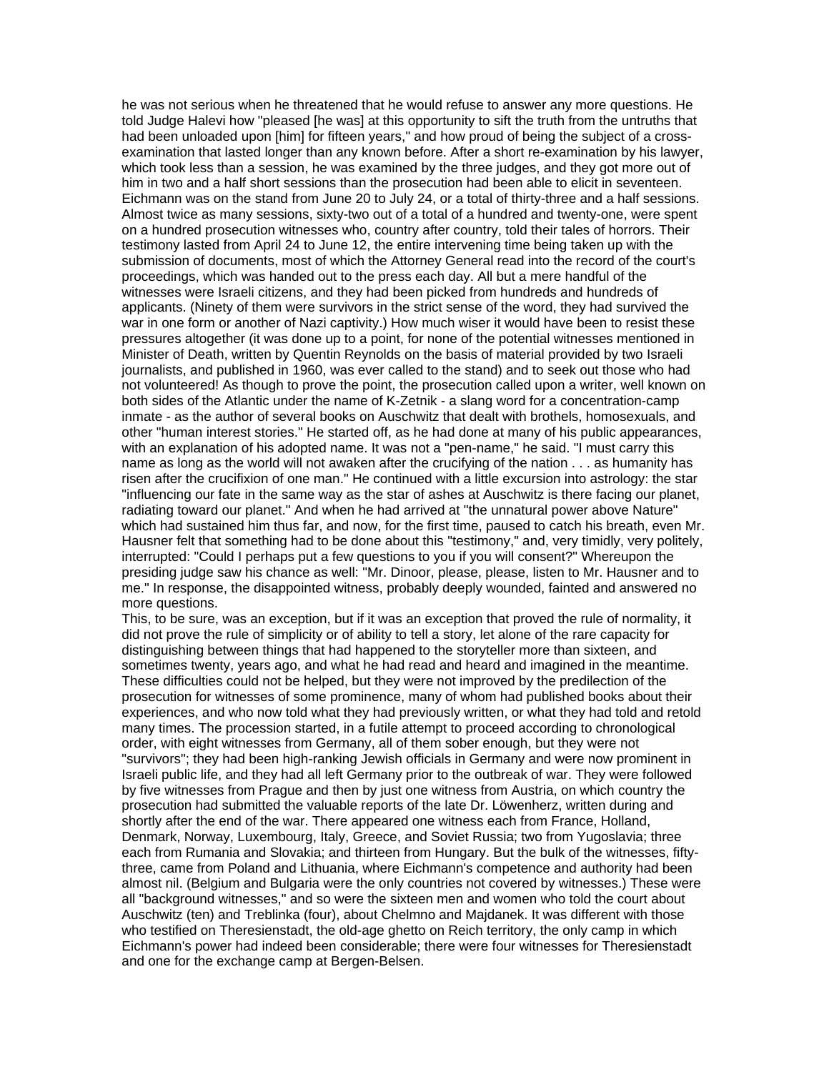he was not serious when he threatened that he would refuse to answer any more questions. He told Judge Halevi how "pleased [he was] at this opportunity to sift the truth from the untruths that had been unloaded upon [him] for fifteen years," and how proud of being the subject of a cross-examination that lasted longer than any known before. After a short re-examination by his lawyer, which took less than a session, he was examined by the three judges, and they got more out of him in two and a half short sessions than the prosecution had been able to elicit in seventeen. Eichmann was on the stand from June 20 to July 24, or a total of thirty-three and a half sessions. Almost twice as many sessions, sixty-two out of a total of a hundred and twenty-one, were spent on a hundred prosecution witnesses who, country after country, told their tales of horrors. Their testimony lasted from April 24 to June 12, the entire intervening time being taken up with the submission of documents, most of which the Attorney General read into the record of the court's proceedings, which was handed out to the press each day. All but a mere handful of the witnesses were Israeli citizens, and they had been picked from hundreds and hundreds of applicants. (Ninety of them were survivors in the strict sense of the word, they had survived the war in one form or another of Nazi captivity.) How much wiser it would have been to resist these pressures altogether (it was done up to a point, for none of the potential witnesses mentioned in Minister of Death, written by Quentin Reynolds on the basis of material provided by two Israeli journalists, and published in 1960, was ever called to the stand) and to seek out those who had not volunteered! As though to prove the point, the prosecution called upon a writer, well known on both sides of the Atlantic under the name of K-Zetnik - a slang word for a concentration-camp inmate - as the author of several books on Auschwitz that dealt with brothels, homosexuals, and other "human interest stories." He started off, as he had done at many of his public appearances, with an explanation of his adopted name. It was not a "pen-name," he said. "I must carry this name as long as the world will not awaken after the crucifying of the nation . . . as humanity has risen after the crucifixion of one man." He continued with a little excursion into astrology: the star "influencing our fate in the same way as the star of ashes at Auschwitz is there facing our planet, radiating toward our planet." And when he had arrived at "the unnatural power above Nature" which had sustained him thus far, and now, for the first time, paused to catch his breath, even Mr. Hausner felt that something had to be done about this "testimony," and, very timidly, very politely, interrupted: "Could I perhaps put a few questions to you if you will consent?" Whereupon the presiding judge saw his chance as well: "Mr. Dinoor, please, please, listen to Mr. Hausner and to me." In response, the disappointed witness, probably deeply wounded, fainted and answered no more questions.

This, to be sure, was an exception, but if it was an exception that proved the rule of normality, it did not prove the rule of simplicity or of ability to tell a story, let alone of the rare capacity for distinguishing between things that had happened to the storyteller more than sixteen, and sometimes twenty, years ago, and what he had read and heard and imagined in the meantime. These difficulties could not be helped, but they were not improved by the predilection of the prosecution for witnesses of some prominence, many of whom had published books about their experiences, and who now told what they had previously written, or what they had told and retold many times. The procession started, in a futile attempt to proceed according to chronological order, with eight witnesses from Germany, all of them sober enough, but they were not "survivors"; they had been high-ranking Jewish officials in Germany and were now prominent in Israeli public life, and they had all left Germany prior to the outbreak of war. They were followed by five witnesses from Prague and then by just one witness from Austria, on which country the prosecution had submitted the valuable reports of the late Dr. Löwenherz, written during and shortly after the end of the war. There appeared one witness each from France, Holland, Denmark, Norway, Luxembourg, Italy, Greece, and Soviet Russia; two from Yugoslavia; three each from Rumania and Slovakia; and thirteen from Hungary. But the bulk of the witnesses, fifty-three, came from Poland and Lithuania, where Eichmann's competence and authority had been almost nil. (Belgium and Bulgaria were the only countries not covered by witnesses.) These were all "background witnesses," and so were the sixteen men and women who told the court about Auschwitz (ten) and Treblinka (four), about Chelmno and Majdanek. It was different with those who testified on Theresienstadt, the old-age ghetto on Reich territory, the only camp in which Eichmann's power had indeed been considerable; there were four witnesses for Theresienstadt and one for the exchange camp at Bergen-Belsen.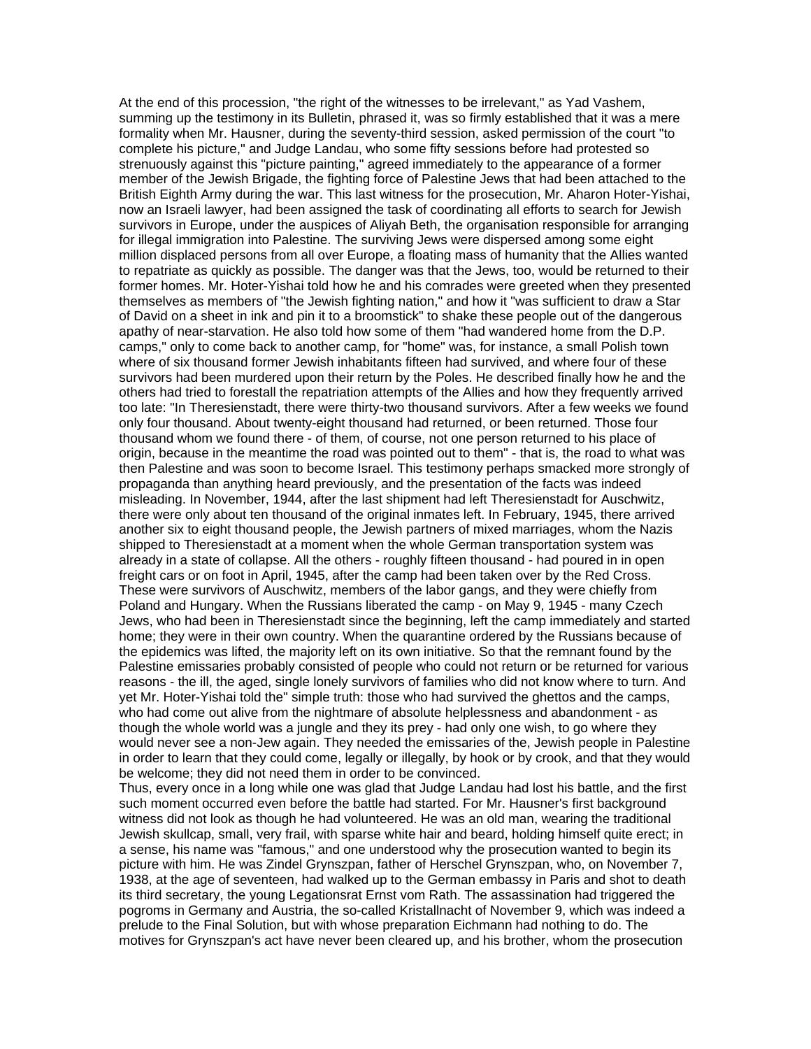At the end of this procession, "the right of the witnesses to be irrelevant," as Yad Vashem, summing up the testimony in its Bulletin, phrased it, was so firmly established that it was a mere formality when Mr. Hausner, during the seventy-third session, asked permission of the court "to complete his picture," and Judge Landau, who some fifty sessions before had protested so strenuously against this "picture painting," agreed immediately to the appearance of a former member of the Jewish Brigade, the fighting force of Palestine Jews that had been attached to the British Eighth Army during the war. This last witness for the prosecution, Mr. Aharon Hoter-Yishai, now an Israeli lawyer, had been assigned the task of coordinating all efforts to search for Jewish survivors in Europe, under the auspices of Aliyah Beth, the organisation responsible for arranging for illegal immigration into Palestine. The surviving Jews were dispersed among some eight million displaced persons from all over Europe, a floating mass of humanity that the Allies wanted to repatriate as quickly as possible. The danger was that the Jews, too, would be returned to their former homes. Mr. Hoter-Yishai told how he and his comrades were greeted when they presented themselves as members of "the Jewish fighting nation," and how it "was sufficient to draw a Star of David on a sheet in ink and pin it to a broomstick" to shake these people out of the dangerous apathy of near-starvation. He also told how some of them "had wandered home from the D.P. camps," only to come back to another camp, for "home" was, for instance, a small Polish town where of six thousand former Jewish inhabitants fifteen had survived, and where four of these survivors had been murdered upon their return by the Poles. He described finally how he and the others had tried to forestall the repatriation attempts of the Allies and how they frequently arrived too late: "In Theresienstadt, there were thirty-two thousand survivors. After a few weeks we found only four thousand. About twenty-eight thousand had returned, or been returned. Those four thousand whom we found there - of them, of course, not one person returned to his place of origin, because in the meantime the road was pointed out to them" - that is, the road to what was then Palestine and was soon to become Israel. This testimony perhaps smacked more strongly of propaganda than anything heard previously, and the presentation of the facts was indeed misleading. In November, 1944, after the last shipment had left Theresienstadt for Auschwitz, there were only about ten thousand of the original inmates left. In February, 1945, there arrived another six to eight thousand people, the Jewish partners of mixed marriages, whom the Nazis shipped to Theresienstadt at a moment when the whole German transportation system was already in a state of collapse. All the others - roughly fifteen thousand - had poured in in open freight cars or on foot in April, 1945, after the camp had been taken over by the Red Cross. These were survivors of Auschwitz, members of the labor gangs, and they were chiefly from Poland and Hungary. When the Russians liberated the camp - on May 9, 1945 - many Czech Jews, who had been in Theresienstadt since the beginning, left the camp immediately and started home; they were in their own country. When the quarantine ordered by the Russians because of the epidemics was lifted, the majority left on its own initiative. So that the remnant found by the Palestine emissaries probably consisted of people who could not return or be returned for various reasons - the ill, the aged, single lonely survivors of families who did not know where to turn. And yet Mr. Hoter-Yishai told the" simple truth: those who had survived the ghettos and the camps, who had come out alive from the nightmare of absolute helplessness and abandonment - as though the whole world was a jungle and they its prey - had only one wish, to go where they would never see a non-Jew again. They needed the emissaries of the, Jewish people in Palestine in order to learn that they could come, legally or illegally, by hook or by crook, and that they would be welcome; they did not need them in order to be convinced.

Thus, every once in a long while one was glad that Judge Landau had lost his battle, and the first such moment occurred even before the battle had started. For Mr. Hausner's first background witness did not look as though he had volunteered. He was an old man, wearing the traditional Jewish skullcap, small, very frail, with sparse white hair and beard, holding himself quite erect; in a sense, his name was "famous," and one understood why the prosecution wanted to begin its picture with him. He was Zindel Grynszpan, father of Herschel Grynszpan, who, on November 7, 1938, at the age of seventeen, had walked up to the German embassy in Paris and shot to death its third secretary, the young Legationsrat Ernst vom Rath. The assassination had triggered the pogroms in Germany and Austria, the so-called Kristallnacht of November 9, which was indeed a prelude to the Final Solution, but with whose preparation Eichmann had nothing to do. The motives for Grynszpan's act have never been cleared up, and his brother, whom the prosecution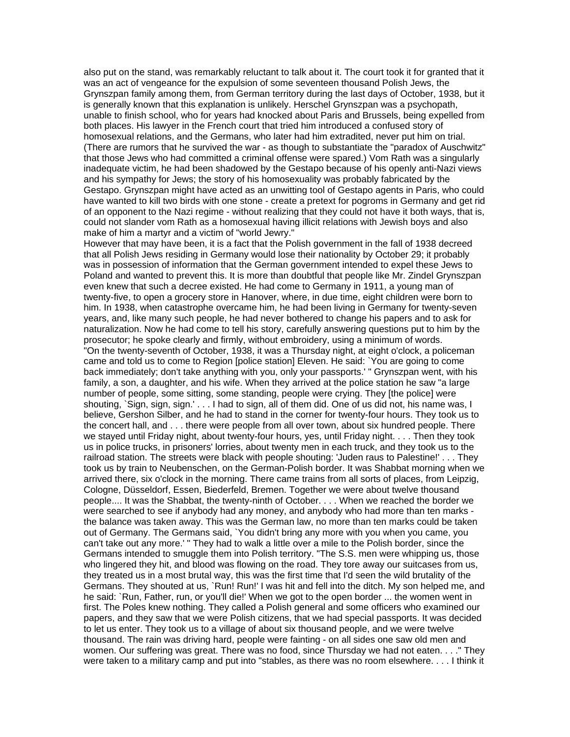also put on the stand, was remarkably reluctant to talk about it. The court took it for granted that it was an act of vengeance for the expulsion of some seventeen thousand Polish Jews, the Grynszpan family among them, from German territory during the last days of October, 1938, but it is generally known that this explanation is unlikely. Herschel Grynszpan was a psychopath, unable to finish school, who for years had knocked about Paris and Brussels, being expelled from both places. His lawyer in the French court that tried him introduced a confused story of homosexual relations, and the Germans, who later had him extradited, never put him on trial. (There are rumors that he survived the war - as though to substantiate the "paradox of Auschwitz" that those Jews who had committed a criminal offense were spared.) Vom Rath was a singularly inadequate victim, he had been shadowed by the Gestapo because of his openly anti-Nazi views and his sympathy for Jews; the story of his homosexuality was probably fabricated by the Gestapo. Grynszpan might have acted as an unwitting tool of Gestapo agents in Paris, who could have wanted to kill two birds with one stone - create a pretext for pogroms in Germany and get rid of an opponent to the Nazi regime - without realizing that they could not have it both ways, that is, could not slander vom Rath as a homosexual having illicit relations with Jewish boys and also make of him a martyr and a victim of "world Jewry."

However that may have been, it is a fact that the Polish government in the fall of 1938 decreed that all Polish Jews residing in Germany would lose their nationality by October 29; it probably was in possession of information that the German government intended to expel these Jews to Poland and wanted to prevent this. It is more than doubtful that people like Mr. Zindel Grynszpan even knew that such a decree existed. He had come to Germany in 1911, a young man of twenty-five, to open a grocery store in Hanover, where, in due time, eight children were born to him. In 1938, when catastrophe overcame him, he had been living in Germany for twenty-seven years, and, like many such people, he had never bothered to change his papers and to ask for naturalization. Now he had come to tell his story, carefully answering questions put to him by the prosecutor; he spoke clearly and firmly, without embroidery, using a minimum of words.

"On the twenty-seventh of October, 1938, it was a Thursday night, at eight o'clock, a policeman came and told us to come to Region [police station] Eleven. He said: `You are going to come back immediately; don't take anything with you, only your passports.' " Grynszpan went, with his family, a son, a daughter, and his wife. When they arrived at the police station he saw "a large number of people, some sitting, some standing, people were crying. They [the police] were shouting, `Sign, sign, sign.' . . . I had to sign, all of them did. One of us did not, his name was, I believe, Gershon Silber, and he had to stand in the corner for twenty-four hours. They took us to the concert hall, and . . . there were people from all over town, about six hundred people. There we stayed until Friday night, about twenty-four hours, yes, until Friday night. . . . Then they took us in police trucks, in prisoners' lorries, about twenty men in each truck, and they took us to the railroad station. The streets were black with people shouting: 'Juden raus to Palestine!' . . . They took us by train to Neubenschen, on the German-Polish border. It was Shabbat morning when we arrived there, six o'clock in the morning. There came trains from all sorts of places, from Leipzig, Cologne, Düsseldorf, Essen, Biederfeld, Bremen. Together we were about twelve thousand people.... It was the Shabbat, the twenty-ninth of October. . . . When we reached the border we were searched to see if anybody had any money, and anybody who had more than ten marks - the balance was taken away. This was the German law, no more than ten marks could be taken out of Germany. The Germans said, `You didn't bring any more with you when you came, you can't take out any more.' " They had to walk a little over a mile to the Polish border, since the Germans intended to smuggle them into Polish territory. "The S.S. men were whipping us, those who lingered they hit, and blood was flowing on the road. They tore away our suitcases from us, they treated us in a most brutal way, this was the first time that I'd seen the wild brutality of the Germans. They shouted at us, `Run! Run!' I was hit and fell into the ditch. My son helped me, and he said: `Run, Father, run, or you'll die!' When we got to the open border ... the women went in first. The Poles knew nothing. They called a Polish general and some officers who examined our papers, and they saw that we were Polish citizens, that we had special passports. It was decided to let us enter. They took us to a village of about six thousand people, and we were twelve thousand. The rain was driving hard, people were fainting - on all sides one saw old men and women. Our suffering was great. There was no food, since Thursday we had not eaten. . . ." They were taken to a military camp and put into "stables, as there was no room elsewhere. . . . I think it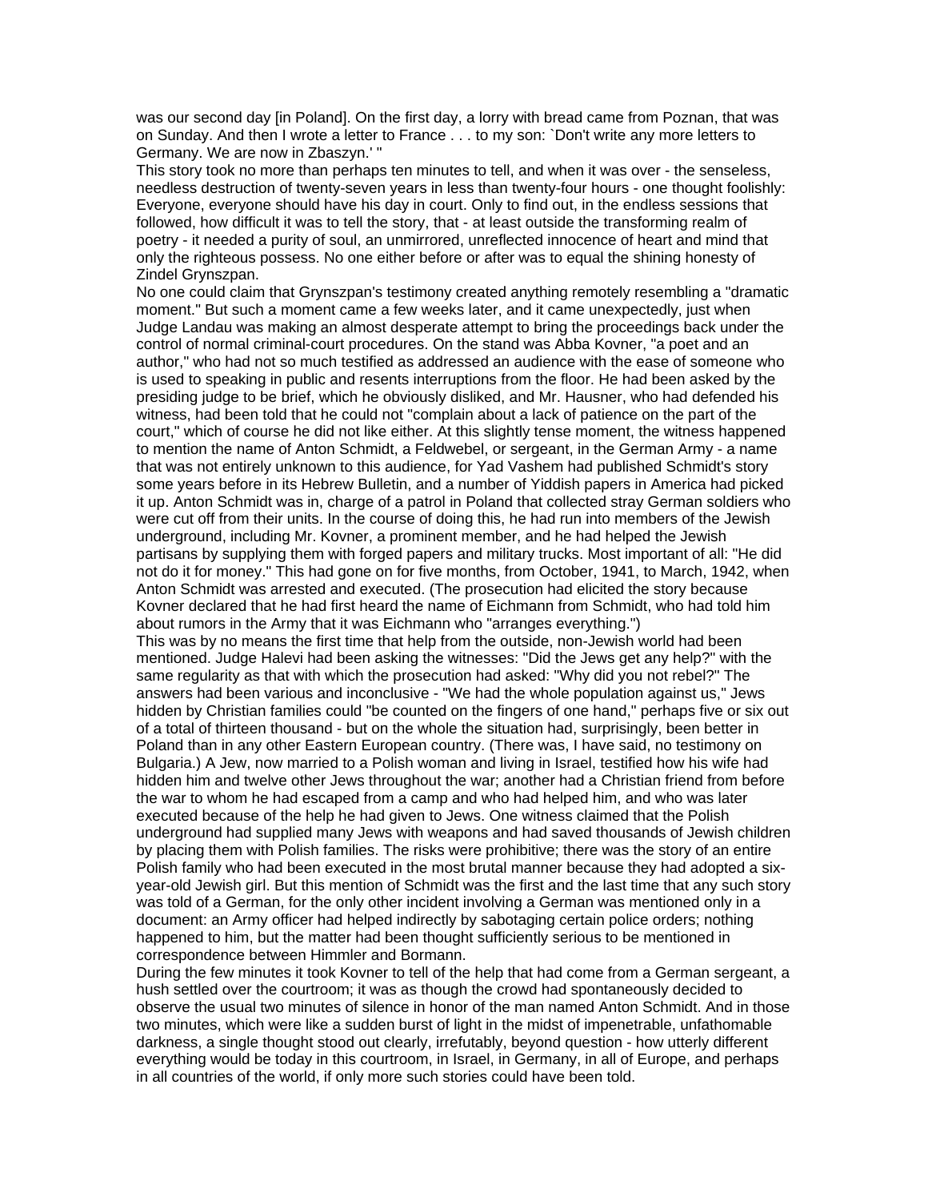was our second day [in Poland]. On the first day, a lorry with bread came from Poznan, that was on Sunday. And then I wrote a letter to France . . . to my son: `Don't write any more letters to Germany. We are now in Zbaszyn.' "

This story took no more than perhaps ten minutes to tell, and when it was over - the senseless, needless destruction of twenty-seven years in less than twenty-four hours - one thought foolishly: Everyone, everyone should have his day in court. Only to find out, in the endless sessions that followed, how difficult it was to tell the story, that - at least outside the transforming realm of poetry - it needed a purity of soul, an unmirrored, unreflected innocence of heart and mind that only the righteous possess. No one either before or after was to equal the shining honesty of Zindel Grynszpan.

No one could claim that Grynszpan's testimony created anything remotely resembling a "dramatic moment." But such a moment came a few weeks later, and it came unexpectedly, just when Judge Landau was making an almost desperate attempt to bring the proceedings back under the control of normal criminal-court procedures. On the stand was Abba Kovner, "a poet and an author," who had not so much testified as addressed an audience with the ease of someone who is used to speaking in public and resents interruptions from the floor. He had been asked by the presiding judge to be brief, which he obviously disliked, and Mr. Hausner, who had defended his witness, had been told that he could not "complain about a lack of patience on the part of the court," which of course he did not like either. At this slightly tense moment, the witness happened to mention the name of Anton Schmidt, a Feldwebel, or sergeant, in the German Army - a name that was not entirely unknown to this audience, for Yad Vashem had published Schmidt's story some years before in its Hebrew Bulletin, and a number of Yiddish papers in America had picked it up. Anton Schmidt was in, charge of a patrol in Poland that collected stray German soldiers who were cut off from their units. In the course of doing this, he had run into members of the Jewish underground, including Mr. Kovner, a prominent member, and he had helped the Jewish partisans by supplying them with forged papers and military trucks. Most important of all: "He did not do it for money." This had gone on for five months, from October, 1941, to March, 1942, when Anton Schmidt was arrested and executed. (The prosecution had elicited the story because Kovner declared that he had first heard the name of Eichmann from Schmidt, who had told him about rumors in the Army that it was Eichmann who "arranges everything.")

This was by no means the first time that help from the outside, non-Jewish world had been mentioned. Judge Halevi had been asking the witnesses: "Did the Jews get any help?" with the same regularity as that with which the prosecution had asked: "Why did you not rebel?" The answers had been various and inconclusive - "We had the whole population against us," Jews hidden by Christian families could "be counted on the fingers of one hand," perhaps five or six out of a total of thirteen thousand - but on the whole the situation had, surprisingly, been better in Poland than in any other Eastern European country. (There was, I have said, no testimony on Bulgaria.) A Jew, now married to a Polish woman and living in Israel, testified how his wife had hidden him and twelve other Jews throughout the war; another had a Christian friend from before the war to whom he had escaped from a camp and who had helped him, and who was later executed because of the help he had given to Jews. One witness claimed that the Polish underground had supplied many Jews with weapons and had saved thousands of Jewish children by placing them with Polish families. The risks were prohibitive; there was the story of an entire Polish family who had been executed in the most brutal manner because they had adopted a six-year-old Jewish girl. But this mention of Schmidt was the first and the last time that any such story was told of a German, for the only other incident involving a German was mentioned only in a document: an Army officer had helped indirectly by sabotaging certain police orders; nothing happened to him, but the matter had been thought sufficiently serious to be mentioned in correspondence between Himmler and Bormann.

During the few minutes it took Kovner to tell of the help that had come from a German sergeant, a hush settled over the courtroom; it was as though the crowd had spontaneously decided to observe the usual two minutes of silence in honor of the man named Anton Schmidt. And in those two minutes, which were like a sudden burst of light in the midst of impenetrable, unfathomable darkness, a single thought stood out clearly, irrefutably, beyond question - how utterly different everything would be today in this courtroom, in Israel, in Germany, in all of Europe, and perhaps in all countries of the world, if only more such stories could have been told.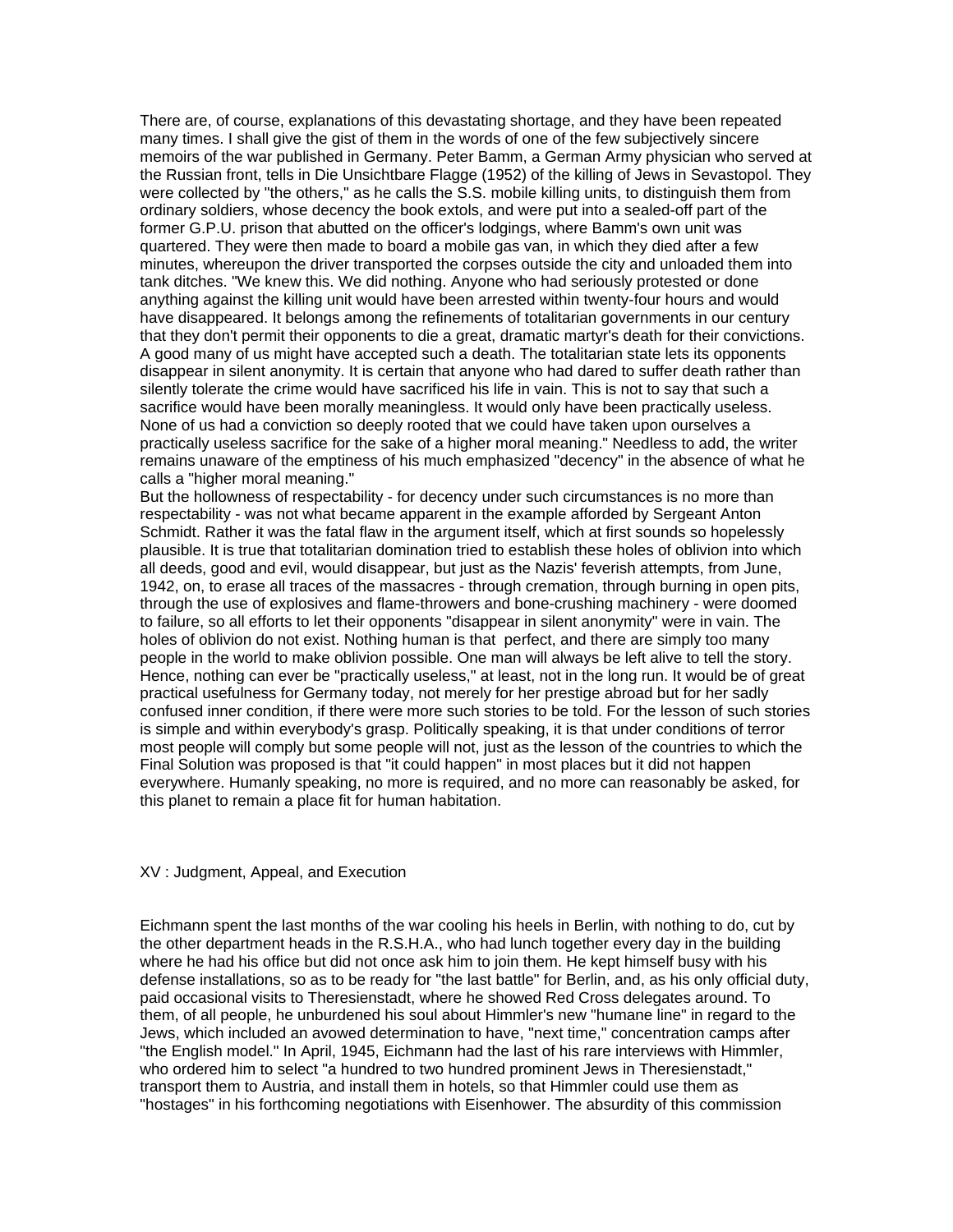There are, of course, explanations of this devastating shortage, and they have been repeated many times. I shall give the gist of them in the words of one of the few subjectively sincere memoirs of the war published in Germany. Peter Bamm, a German Army physician who served at the Russian front, tells in Die Unsichtbare Flagge (1952) of the killing of Jews in Sevastopol. They were collected by "the others," as he calls the S.S. mobile killing units, to distinguish them from ordinary soldiers, whose decency the book extols, and were put into a sealed-off part of the former G.P.U. prison that abutted on the officer's lodgings, where Bamm's own unit was quartered. They were then made to board a mobile gas van, in which they died after a few minutes, whereupon the driver transported the corpses outside the city and unloaded them into tank ditches. "We knew this. We did nothing. Anyone who had seriously protested or done anything against the killing unit would have been arrested within twenty-four hours and would have disappeared. It belongs among the refinements of totalitarian governments in our century that they don't permit their opponents to die a great, dramatic martyr's death for their convictions. A good many of us might have accepted such a death. The totalitarian state lets its opponents disappear in silent anonymity. It is certain that anyone who had dared to suffer death rather than silently tolerate the crime would have sacrificed his life in vain. This is not to say that such a sacrifice would have been morally meaningless. It would only have been practically useless. None of us had a conviction so deeply rooted that we could have taken upon ourselves a practically useless sacrifice for the sake of a higher moral meaning." Needless to add, the writer remains unaware of the emptiness of his much emphasized "decency" in the absence of what he calls a "higher moral meaning."

But the hollowness of respectability - for decency under such circumstances is no more than respectability - was not what became apparent in the example afforded by Sergeant Anton Schmidt. Rather it was the fatal flaw in the argument itself, which at first sounds so hopelessly plausible. It is true that totalitarian domination tried to establish these holes of oblivion into which all deeds, good and evil, would disappear, but just as the Nazis' feverish attempts, from June, 1942, on, to erase all traces of the massacres - through cremation, through burning in open pits, through the use of explosives and flame-throwers and bone-crushing machinery - were doomed to failure, so all efforts to let their opponents "disappear in silent anonymity" were in vain. The holes of oblivion do not exist. Nothing human is that perfect, and there are simply too many people in the world to make oblivion possible. One man will always be left alive to tell the story. Hence, nothing can ever be "practically useless," at least, not in the long run. It would be of great practical usefulness for Germany today, not merely for her prestige abroad but for her sadly confused inner condition, if there were more such stories to be told. For the lesson of such stories is simple and within everybody's grasp. Politically speaking, it is that under conditions of terror most people will comply but some people will not, just as the lesson of the countries to which the Final Solution was proposed is that "it could happen" in most places but it did not happen everywhere. Humanly speaking, no more is required, and no more can reasonably be asked, for this planet to remain a place fit for human habitation.

## XV : Judgment, Appeal, and Execution

Eichmann spent the last months of the war cooling his heels in Berlin, with nothing to do, cut by the other department heads in the R.S.H.A., who had lunch together every day in the building where he had his office but did not once ask him to join them. He kept himself busy with his defense installations, so as to be ready for "the last battle" for Berlin, and, as his only official duty, paid occasional visits to Theresienstadt, where he showed Red Cross delegates around. To them, of all people, he unburdened his soul about Himmler's new "humane line" in regard to the Jews, which included an avowed determination to have, "next time," concentration camps after "the English model." In April, 1945, Eichmann had the last of his rare interviews with Himmler, who ordered him to select "a hundred to two hundred prominent Jews in Theresienstadt," transport them to Austria, and install them in hotels, so that Himmler could use them as "hostages" in his forthcoming negotiations with Eisenhower. The absurdity of this commission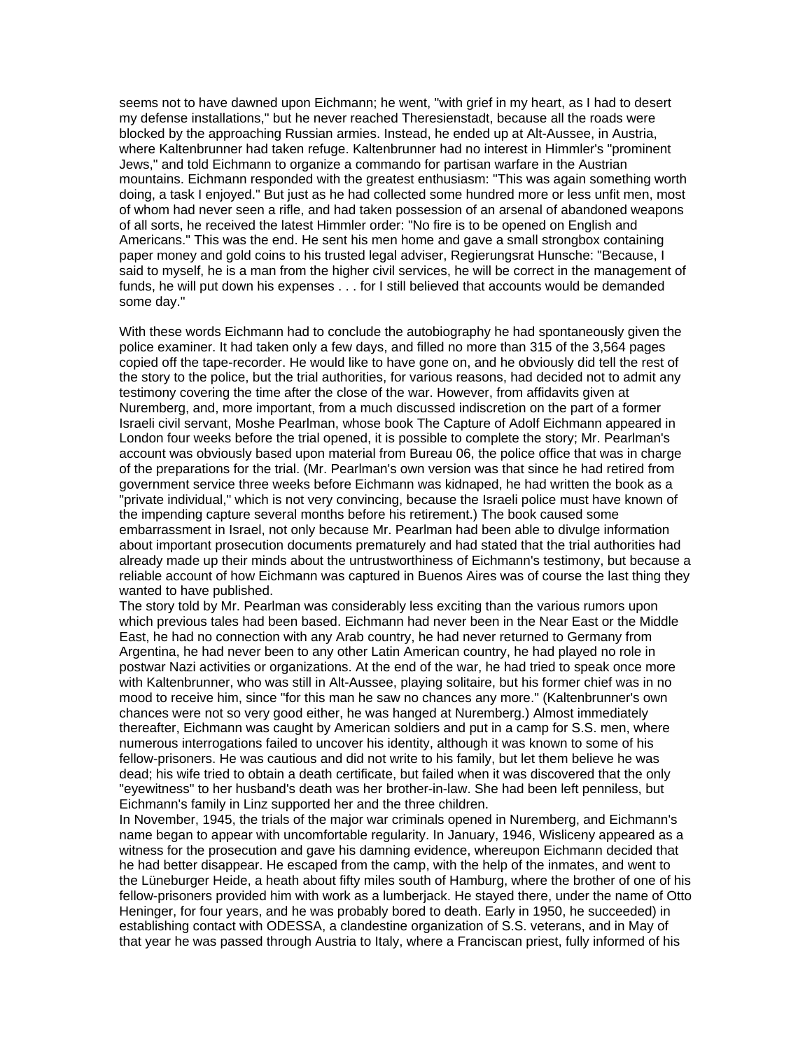seems not to have dawned upon Eichmann; he went, "with grief in my heart, as I had to desert my defense installations," but he never reached Theresienstadt, because all the roads were blocked by the approaching Russian armies. Instead, he ended up at Alt-Aussee, in Austria, where Kaltenbrunner had taken refuge. Kaltenbrunner had no interest in Himmler's "prominent Jews," and told Eichmann to organize a commando for partisan warfare in the Austrian mountains. Eichmann responded with the greatest enthusiasm: "This was again something worth doing, a task I enjoyed." But just as he had collected some hundred more or less unfit men, most of whom had never seen a rifle, and had taken possession of an arsenal of abandoned weapons of all sorts, he received the latest Himmler order: "No fire is to be opened on English and Americans." This was the end. He sent his men home and gave a small strongbox containing paper money and gold coins to his trusted legal adviser, Regierungsrat Hunsche: "Because, I said to myself, he is a man from the higher civil services, he will be correct in the management of funds, he will put down his expenses . . . for I still believed that accounts would be demanded some day."

With these words Eichmann had to conclude the autobiography he had spontaneously given the police examiner. It had taken only a few days, and filled no more than 315 of the 3,564 pages copied off the tape-recorder. He would like to have gone on, and he obviously did tell the rest of the story to the police, but the trial authorities, for various reasons, had decided not to admit any testimony covering the time after the close of the war. However, from affidavits given at Nuremberg, and, more important, from a much discussed indiscretion on the part of a former Israeli civil servant, Moshe Pearlman, whose book The Capture of Adolf Eichmann appeared in London four weeks before the trial opened, it is possible to complete the story; Mr. Pearlman's account was obviously based upon material from Bureau 06, the police office that was in charge of the preparations for the trial. (Mr. Pearlman's own version was that since he had retired from government service three weeks before Eichmann was kidnaped, he had written the book as a "private individual," which is not very convincing, because the Israeli police must have known of the impending capture several months before his retirement.) The book caused some embarrassment in Israel, not only because Mr. Pearlman had been able to divulge information about important prosecution documents prematurely and had stated that the trial authorities had already made up their minds about the untrustworthiness of Eichmann's testimony, but because a reliable account of how Eichmann was captured in Buenos Aires was of course the last thing they wanted to have published.

The story told by Mr. Pearlman was considerably less exciting than the various rumors upon which previous tales had been based. Eichmann had never been in the Near East or the Middle East, he had no connection with any Arab country, he had never returned to Germany from Argentina, he had never been to any other Latin American country, he had played no role in postwar Nazi activities or organizations. At the end of the war, he had tried to speak once more with Kaltenbrunner, who was still in Alt-Aussee, playing solitaire, but his former chief was in no mood to receive him, since "for this man he saw no chances any more." (Kaltenbrunner's own chances were not so very good either, he was hanged at Nuremberg.) Almost immediately thereafter, Eichmann was caught by American soldiers and put in a camp for S.S. men, where numerous interrogations failed to uncover his identity, although it was known to some of his fellow-prisoners. He was cautious and did not write to his family, but let them believe he was dead; his wife tried to obtain a death certificate, but failed when it was discovered that the only "eyewitness" to her husband's death was her brother-in-law. She had been left penniless, but Eichmann's family in Linz supported her and the three children.

In November, 1945, the trials of the major war criminals opened in Nuremberg, and Eichmann's name began to appear with uncomfortable regularity. In January, 1946, Wisliceny appeared as a witness for the prosecution and gave his damning evidence, whereupon Eichmann decided that he had better disappear. He escaped from the camp, with the help of the inmates, and went to the Lüneburger Heide, a heath about fifty miles south of Hamburg, where the brother of one of his fellow-prisoners provided him with work as a lumberjack. He stayed there, under the name of Otto Heninger, for four years, and he was probably bored to death. Early in 1950, he succeeded) in establishing contact with ODESSA, a clandestine organization of S.S. veterans, and in May of that year he was passed through Austria to Italy, where a Franciscan priest, fully informed of his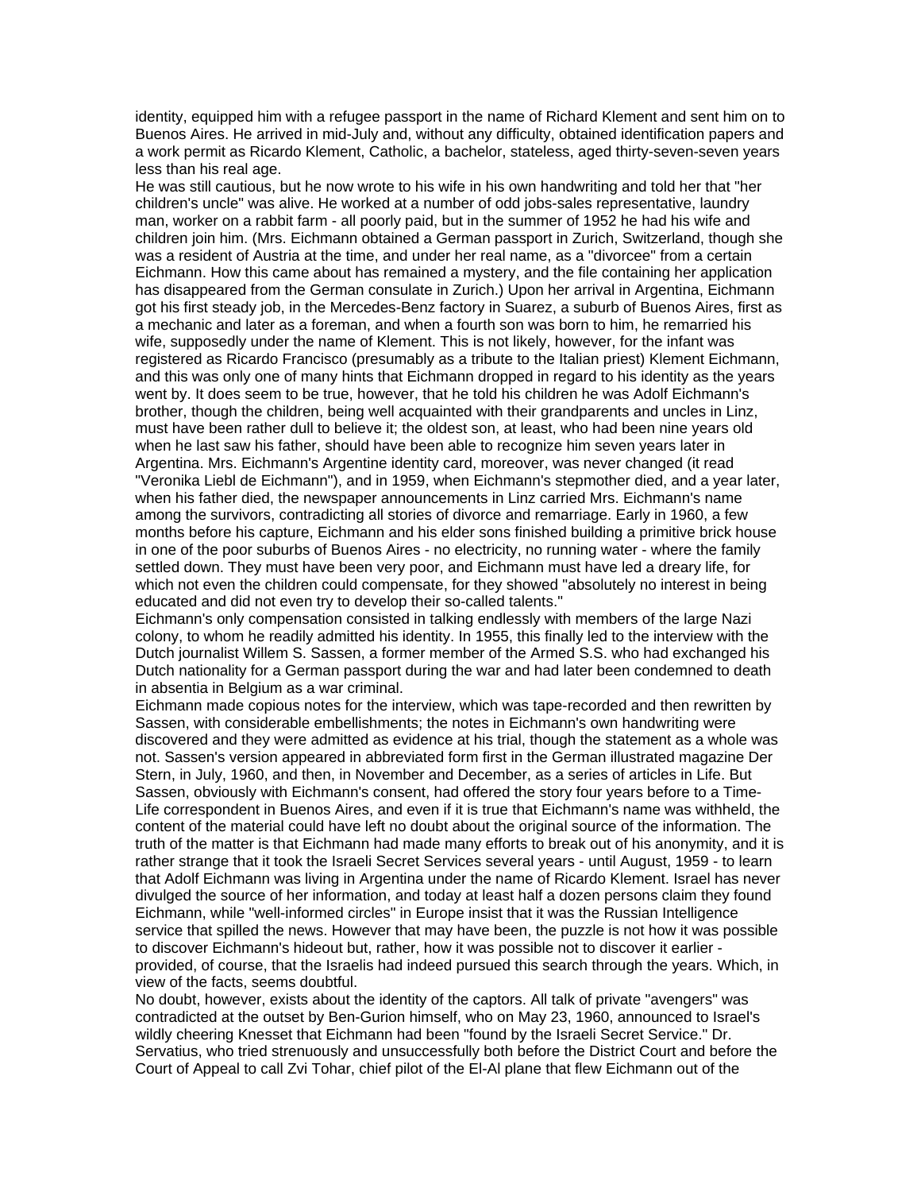identity, equipped him with a refugee passport in the name of Richard Klement and sent him on to Buenos Aires. He arrived in mid-July and, without any difficulty, obtained identification papers and a work permit as Ricardo Klement, Catholic, a bachelor, stateless, aged thirty-seven-seven years less than his real age.

He was still cautious, but he now wrote to his wife in his own handwriting and told her that "her children's uncle" was alive. He worked at a number of odd jobs-sales representative, laundry man, worker on a rabbit farm - all poorly paid, but in the summer of 1952 he had his wife and children join him. (Mrs. Eichmann obtained a German passport in Zurich, Switzerland, though she was a resident of Austria at the time, and under her real name, as a "divorcee" from a certain Eichmann. How this came about has remained a mystery, and the file containing her application has disappeared from the German consulate in Zurich.) Upon her arrival in Argentina, Eichmann got his first steady job, in the Mercedes-Benz factory in Suarez, a suburb of Buenos Aires, first as a mechanic and later as a foreman, and when a fourth son was born to him, he remarried his wife, supposedly under the name of Klement. This is not likely, however, for the infant was registered as Ricardo Francisco (presumably as a tribute to the Italian priest) Klement Eichmann, and this was only one of many hints that Eichmann dropped in regard to his identity as the years went by. It does seem to be true, however, that he told his children he was Adolf Eichmann's brother, though the children, being well acquainted with their grandparents and uncles in Linz, must have been rather dull to believe it; the oldest son, at least, who had been nine years old when he last saw his father, should have been able to recognize him seven years later in Argentina. Mrs. Eichmann's Argentine identity card, moreover, was never changed (it read "Veronika Liebl de Eichmann"), and in 1959, when Eichmann's stepmother died, and a year later, when his father died, the newspaper announcements in Linz carried Mrs. Eichmann's name among the survivors, contradicting all stories of divorce and remarriage. Early in 1960, a few months before his capture, Eichmann and his elder sons finished building a primitive brick house in one of the poor suburbs of Buenos Aires - no electricity, no running water - where the family settled down. They must have been very poor, and Eichmann must have led a dreary life, for which not even the children could compensate, for they showed "absolutely no interest in being educated and did not even try to develop their so-called talents."

Eichmann's only compensation consisted in talking endlessly with members of the large Nazi colony, to whom he readily admitted his identity. In 1955, this finally led to the interview with the Dutch journalist Willem S. Sassen, a former member of the Armed S.S. who had exchanged his Dutch nationality for a German passport during the war and had later been condemned to death in absentia in Belgium as a war criminal.

Eichmann made copious notes for the interview, which was tape-recorded and then rewritten by Sassen, with considerable embellishments; the notes in Eichmann's own handwriting were discovered and they were admitted as evidence at his trial, though the statement as a whole was not. Sassen's version appeared in abbreviated form first in the German illustrated magazine Der Stern, in July, 1960, and then, in November and December, as a series of articles in Life. But Sassen, obviously with Eichmann's consent, had offered the story four years before to a Time-Life correspondent in Buenos Aires, and even if it is true that Eichmann's name was withheld, the content of the material could have left no doubt about the original source of the information. The truth of the matter is that Eichmann had made many efforts to break out of his anonymity, and it is rather strange that it took the Israeli Secret Services several years - until August, 1959 - to learn that Adolf Eichmann was living in Argentina under the name of Ricardo Klement. Israel has never divulged the source of her information, and today at least half a dozen persons claim they found Eichmann, while "well-informed circles" in Europe insist that it was the Russian Intelligence service that spilled the news. However that may have been, the puzzle is not how it was possible to discover Eichmann's hideout but, rather, how it was possible not to discover it earlier - provided, of course, that the Israelis had indeed pursued this search through the years. Which, in view of the facts, seems doubtful.

No doubt, however, exists about the identity of the captors. All talk of private "avengers" was contradicted at the outset by Ben-Gurion himself, who on May 23, 1960, announced to Israel's wildly cheering Knesset that Eichmann had been "found by the Israeli Secret Service." Dr. Servatius, who tried strenuously and unsuccessfully both before the District Court and before the Court of Appeal to call Zvi Tohar, chief pilot of the El-Al plane that flew Eichmann out of the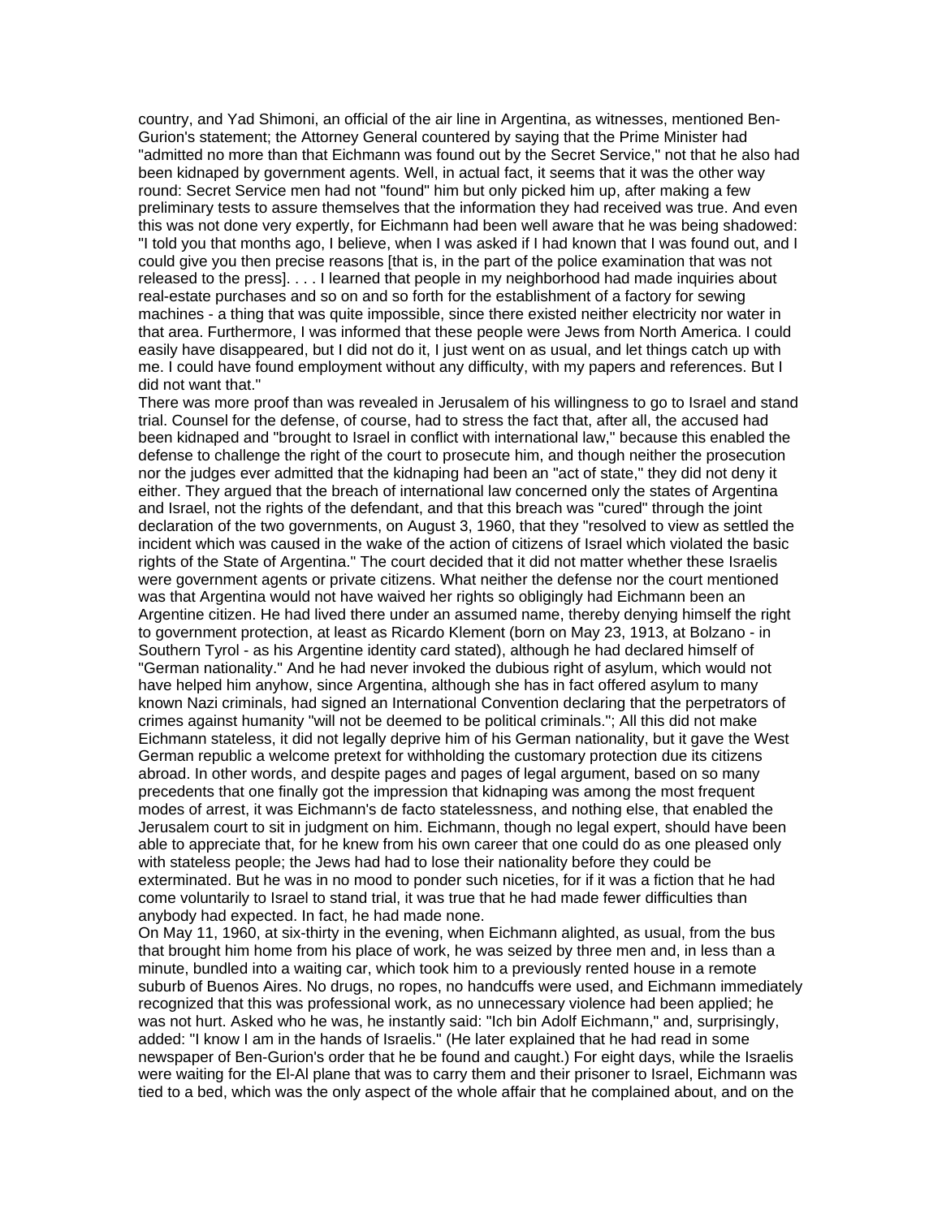country, and Yad Shimoni, an official of the air line in Argentina, as witnesses, mentioned Ben-Gurion's statement; the Attorney General countered by saying that the Prime Minister had "admitted no more than that Eichmann was found out by the Secret Service," not that he also had been kidnaped by government agents. Well, in actual fact, it seems that it was the other way round: Secret Service men had not "found" him but only picked him up, after making a few preliminary tests to assure themselves that the information they had received was true. And even this was not done very expertly, for Eichmann had been well aware that he was being shadowed: "I told you that months ago, I believe, when I was asked if I had known that I was found out, and I could give you then precise reasons [that is, in the part of the police examination that was not released to the press]. . . . I learned that people in my neighborhood had made inquiries about real-estate purchases and so on and so forth for the establishment of a factory for sewing machines - a thing that was quite impossible, since there existed neither electricity nor water in that area. Furthermore, I was informed that these people were Jews from North America. I could easily have disappeared, but I did not do it, I just went on as usual, and let things catch up with me. I could have found employment without any difficulty, with my papers and references. But I did not want that."

There was more proof than was revealed in Jerusalem of his willingness to go to Israel and stand trial. Counsel for the defense, of course, had to stress the fact that, after all, the accused had been kidnaped and "brought to Israel in conflict with international law," because this enabled the defense to challenge the right of the court to prosecute him, and though neither the prosecution nor the judges ever admitted that the kidnaping had been an "act of state," they did not deny it either. They argued that the breach of international law concerned only the states of Argentina and Israel, not the rights of the defendant, and that this breach was "cured" through the joint declaration of the two governments, on August 3, 1960, that they "resolved to view as settled the incident which was caused in the wake of the action of citizens of Israel which violated the basic rights of the State of Argentina." The court decided that it did not matter whether these Israelis were government agents or private citizens. What neither the defense nor the court mentioned was that Argentina would not have waived her rights so obligingly had Eichmann been an Argentine citizen. He had lived there under an assumed name, thereby denying himself the right to government protection, at least as Ricardo Klement (born on May 23, 1913, at Bolzano - in Southern Tyrol - as his Argentine identity card stated), although he had declared himself of "German nationality." And he had never invoked the dubious right of asylum, which would not have helped him anyhow, since Argentina, although she has in fact offered asylum to many known Nazi criminals, had signed an International Convention declaring that the perpetrators of crimes against humanity "will not be deemed to be political criminals."; All this did not make Eichmann stateless, it did not legally deprive him of his German nationality, but it gave the West German republic a welcome pretext for withholding the customary protection due its citizens abroad. In other words, and despite pages and pages of legal argument, based on so many precedents that one finally got the impression that kidnaping was among the most frequent modes of arrest, it was Eichmann's de facto statelessness, and nothing else, that enabled the Jerusalem court to sit in judgment on him. Eichmann, though no legal expert, should have been able to appreciate that, for he knew from his own career that one could do as one pleased only with stateless people; the Jews had had to lose their nationality before they could be exterminated. But he was in no mood to ponder such niceties, for if it was a fiction that he had come voluntarily to Israel to stand trial, it was true that he had made fewer difficulties than anybody had expected. In fact, he had made none.

On May 11, 1960, at six-thirty in the evening, when Eichmann alighted, as usual, from the bus that brought him home from his place of work, he was seized by three men and, in less than a minute, bundled into a waiting car, which took him to a previously rented house in a remote suburb of Buenos Aires. No drugs, no ropes, no handcuffs were used, and Eichmann immediately recognized that this was professional work, as no unnecessary violence had been applied; he was not hurt. Asked who he was, he instantly said: "Ich bin Adolf Eichmann," and, surprisingly, added: "I know I am in the hands of Israelis." (He later explained that he had read in some newspaper of Ben-Gurion's order that he be found and caught.) For eight days, while the Israelis were waiting for the El-Al plane that was to carry them and their prisoner to Israel, Eichmann was tied to a bed, which was the only aspect of the whole affair that he complained about, and on the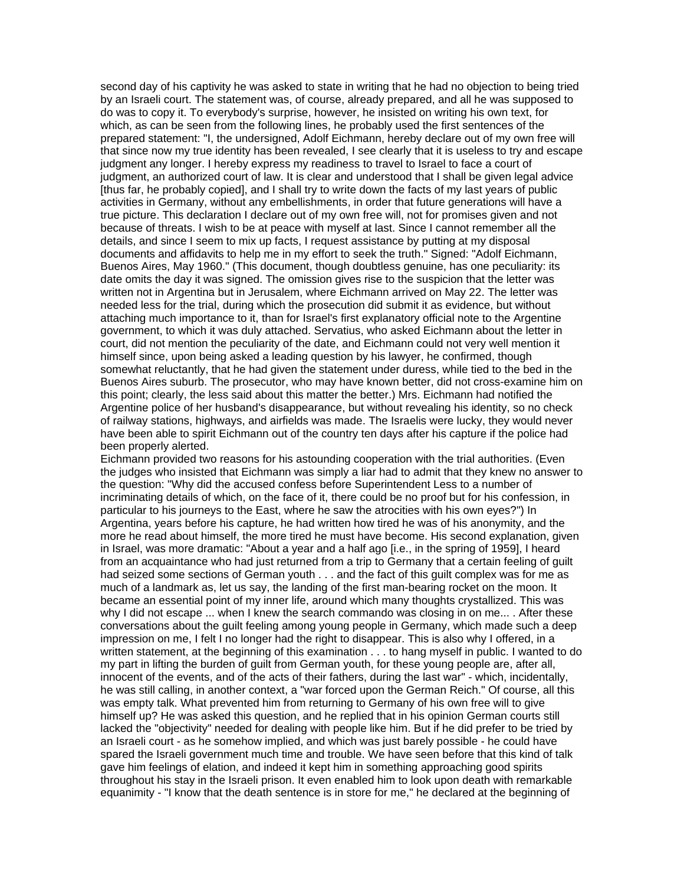second day of his captivity he was asked to state in writing that he had no objection to being tried by an Israeli court. The statement was, of course, already prepared, and all he was supposed to do was to copy it. To everybody's surprise, however, he insisted on writing his own text, for which, as can be seen from the following lines, he probably used the first sentences of the prepared statement: "I, the undersigned, Adolf Eichmann, hereby declare out of my own free will that since now my true identity has been revealed, I see clearly that it is useless to try and escape judgment any longer. I hereby express my readiness to travel to Israel to face a court of judgment, an authorized court of law. It is clear and understood that I shall be given legal advice [thus far, he probably copied], and I shall try to write down the facts of my last years of public activities in Germany, without any embellishments, in order that future generations will have a true picture. This declaration I declare out of my own free will, not for promises given and not because of threats. I wish to be at peace with myself at last. Since I cannot remember all the details, and since I seem to mix up facts, I request assistance by putting at my disposal documents and affidavits to help me in my effort to seek the truth." Signed: "Adolf Eichmann, Buenos Aires, May 1960." (This document, though doubtless genuine, has one peculiarity: its date omits the day it was signed. The omission gives rise to the suspicion that the letter was written not in Argentina but in Jerusalem, where Eichmann arrived on May 22. The letter was needed less for the trial, during which the prosecution did submit it as evidence, but without attaching much importance to it, than for Israel's first explanatory official note to the Argentine government, to which it was duly attached. Servatius, who asked Eichmann about the letter in court, did not mention the peculiarity of the date, and Eichmann could not very well mention it himself since, upon being asked a leading question by his lawyer, he confirmed, though somewhat reluctantly, that he had given the statement under duress, while tied to the bed in the Buenos Aires suburb. The prosecutor, who may have known better, did not cross-examine him on this point; clearly, the less said about this matter the better.) Mrs. Eichmann had notified the Argentine police of her husband's disappearance, but without revealing his identity, so no check of railway stations, highways, and airfields was made. The Israelis were lucky, they would never have been able to spirit Eichmann out of the country ten days after his capture if the police had been properly alerted.

Eichmann provided two reasons for his astounding cooperation with the trial authorities. (Even the judges who insisted that Eichmann was simply a liar had to admit that they knew no answer to the question: "Why did the accused confess before Superintendent Less to a number of incriminating details of which, on the face of it, there could be no proof but for his confession, in particular to his journeys to the East, where he saw the atrocities with his own eyes?") In Argentina, years before his capture, he had written how tired he was of his anonymity, and the more he read about himself, the more tired he must have become. His second explanation, given in Israel, was more dramatic: "About a year and a half ago [i.e., in the spring of 1959], I heard from an acquaintance who had just returned from a trip to Germany that a certain feeling of guilt had seized some sections of German youth . . . and the fact of this guilt complex was for me as much of a landmark as, let us say, the landing of the first man-bearing rocket on the moon. It became an essential point of my inner life, around which many thoughts crystallized. This was why I did not escape ... when I knew the search commando was closing in on me... . After these conversations about the guilt feeling among young people in Germany, which made such a deep impression on me, I felt I no longer had the right to disappear. This is also why I offered, in a written statement, at the beginning of this examination . . . to hang myself in public. I wanted to do my part in lifting the burden of guilt from German youth, for these young people are, after all, innocent of the events, and of the acts of their fathers, during the last war" - which, incidentally, he was still calling, in another context, a "war forced upon the German Reich." Of course, all this was empty talk. What prevented him from returning to Germany of his own free will to give himself up? He was asked this question, and he replied that in his opinion German courts still lacked the "objectivity" needed for dealing with people like him. But if he did prefer to be tried by an Israeli court - as he somehow implied, and which was just barely possible - he could have spared the Israeli government much time and trouble. We have seen before that this kind of talk gave him feelings of elation, and indeed it kept him in something approaching good spirits throughout his stay in the Israeli prison. It even enabled him to look upon death with remarkable equanimity - "I know that the death sentence is in store for me," he declared at the beginning of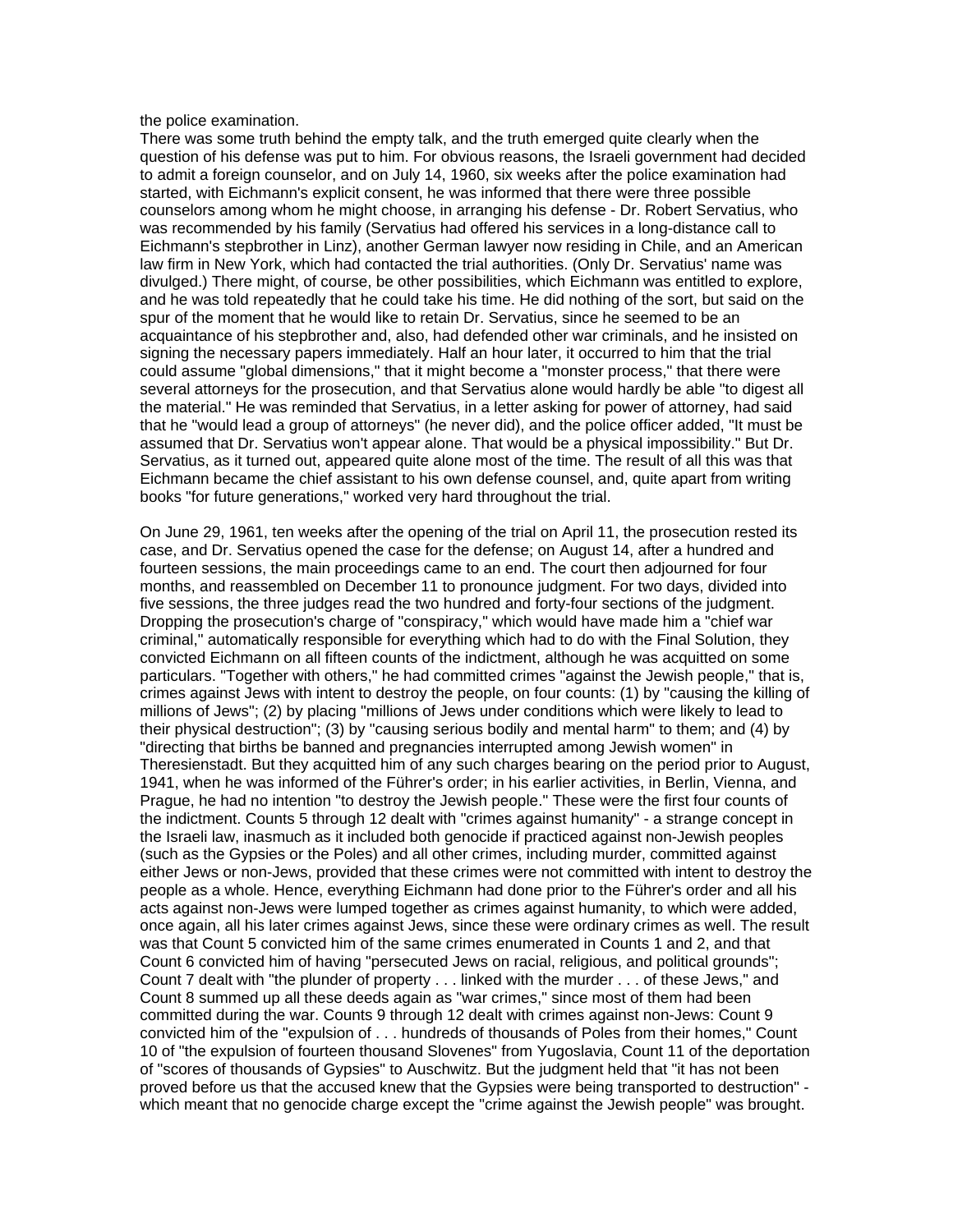the police examination.

There was some truth behind the empty talk, and the truth emerged quite clearly when the question of his defense was put to him. For obvious reasons, the Israeli government had decided to admit a foreign counselor, and on July 14, 1960, six weeks after the police examination had started, with Eichmann's explicit consent, he was informed that there were three possible counselors among whom he might choose, in arranging his defense - Dr. Robert Servatius, who was recommended by his family (Servatius had offered his services in a long-distance call to Eichmann's stepbrother in Linz), another German lawyer now residing in Chile, and an American law firm in New York, which had contacted the trial authorities. (Only Dr. Servatius' name was divulged.) There might, of course, be other possibilities, which Eichmann was entitled to explore, and he was told repeatedly that he could take his time. He did nothing of the sort, but said on the spur of the moment that he would like to retain Dr. Servatius, since he seemed to be an acquaintance of his stepbrother and, also, had defended other war criminals, and he insisted on signing the necessary papers immediately. Half an hour later, it occurred to him that the trial could assume "global dimensions," that it might become a "monster process," that there were several attorneys for the prosecution, and that Servatius alone would hardly be able "to digest all the material." He was reminded that Servatius, in a letter asking for power of attorney, had said that he "would lead a group of attorneys" (he never did), and the police officer added, "It must be assumed that Dr. Servatius won't appear alone. That would be a physical impossibility." But Dr. Servatius, as it turned out, appeared quite alone most of the time. The result of all this was that Eichmann became the chief assistant to his own defense counsel, and, quite apart from writing books "for future generations," worked very hard throughout the trial.

On June 29, 1961, ten weeks after the opening of the trial on April 11, the prosecution rested its case, and Dr. Servatius opened the case for the defense; on August 14, after a hundred and fourteen sessions, the main proceedings came to an end. The court then adjourned for four months, and reassembled on December 11 to pronounce judgment. For two days, divided into five sessions, the three judges read the two hundred and forty-four sections of the judgment. Dropping the prosecution's charge of "conspiracy," which would have made him a "chief war criminal," automatically responsible for everything which had to do with the Final Solution, they convicted Eichmann on all fifteen counts of the indictment, although he was acquitted on some particulars. "Together with others," he had committed crimes "against the Jewish people," that is, crimes against Jews with intent to destroy the people, on four counts: (1) by "causing the killing of millions of Jews"; (2) by placing "millions of Jews under conditions which were likely to lead to their physical destruction"; (3) by "causing serious bodily and mental harm" to them; and (4) by "directing that births be banned and pregnancies interrupted among Jewish women" in Theresienstadt. But they acquitted him of any such charges bearing on the period prior to August, 1941, when he was informed of the Führer's order; in his earlier activities, in Berlin, Vienna, and Prague, he had no intention "to destroy the Jewish people." These were the first four counts of the indictment. Counts 5 through 12 dealt with "crimes against humanity" - a strange concept in the Israeli law, inasmuch as it included both genocide if practiced against non-Jewish peoples (such as the Gypsies or the Poles) and all other crimes, including murder, committed against either Jews or non-Jews, provided that these crimes were not committed with intent to destroy the people as a whole. Hence, everything Eichmann had done prior to the Führer's order and all his acts against non-Jews were lumped together as crimes against humanity, to which were added, once again, all his later crimes against Jews, since these were ordinary crimes as well. The result was that Count 5 convicted him of the same crimes enumerated in Counts 1 and 2, and that Count 6 convicted him of having "persecuted Jews on racial, religious, and political grounds"; Count 7 dealt with "the plunder of property . . . linked with the murder . . . of these Jews," and Count 8 summed up all these deeds again as "war crimes," since most of them had been committed during the war. Counts 9 through 12 dealt with crimes against non-Jews: Count 9 convicted him of the "expulsion of . . . hundreds of thousands of Poles from their homes," Count 10 of "the expulsion of fourteen thousand Slovenes" from Yugoslavia, Count 11 of the deportation of "scores of thousands of Gypsies" to Auschwitz. But the judgment held that "it has not been proved before us that the accused knew that the Gypsies were being transported to destruction" - which meant that no genocide charge except the "crime against the Jewish people" was brought.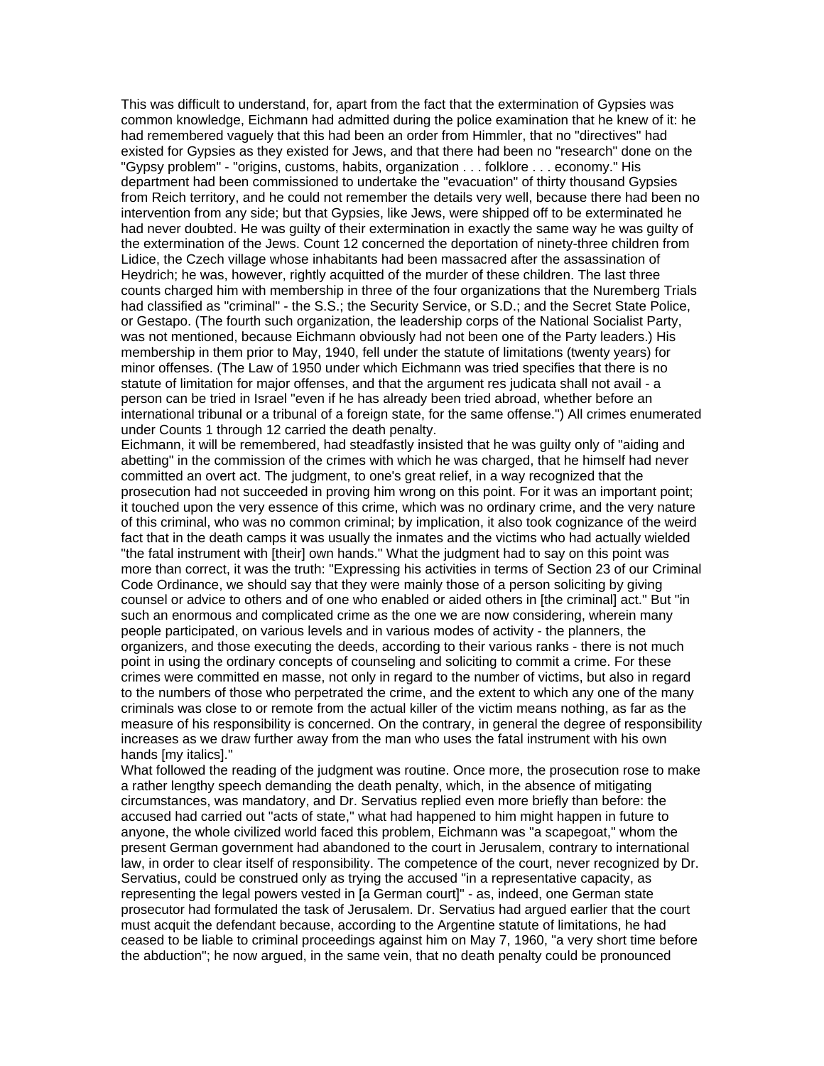This was difficult to understand, for, apart from the fact that the extermination of Gypsies was common knowledge, Eichmann had admitted during the police examination that he knew of it: he had remembered vaguely that this had been an order from Himmler, that no "directives" had existed for Gypsies as they existed for Jews, and that there had been no "research" done on the "Gypsy problem" - "origins, customs, habits, organization . . . folklore . . . economy." His department had been commissioned to undertake the "evacuation" of thirty thousand Gypsies from Reich territory, and he could not remember the details very well, because there had been no intervention from any side; but that Gypsies, like Jews, were shipped off to be exterminated he had never doubted. He was guilty of their extermination in exactly the same way he was guilty of the extermination of the Jews. Count 12 concerned the deportation of ninety-three children from Lidice, the Czech village whose inhabitants had been massacred after the assassination of Heydrich; he was, however, rightly acquitted of the murder of these children. The last three counts charged him with membership in three of the four organizations that the Nuremberg Trials had classified as "criminal" - the S.S.; the Security Service, or S.D.; and the Secret State Police, or Gestapo. (The fourth such organization, the leadership corps of the National Socialist Party, was not mentioned, because Eichmann obviously had not been one of the Party leaders.) His membership in them prior to May, 1940, fell under the statute of limitations (twenty years) for minor offenses. (The Law of 1950 under which Eichmann was tried specifies that there is no statute of limitation for major offenses, and that the argument res judicata shall not avail - a person can be tried in Israel "even if he has already been tried abroad, whether before an international tribunal or a tribunal of a foreign state, for the same offense.") All crimes enumerated under Counts 1 through 12 carried the death penalty.

Eichmann, it will be remembered, had steadfastly insisted that he was guilty only of "aiding and abetting" in the commission of the crimes with which he was charged, that he himself had never committed an overt act. The judgment, to one's great relief, in a way recognized that the prosecution had not succeeded in proving him wrong on this point. For it was an important point; it touched upon the very essence of this crime, which was no ordinary crime, and the very nature of this criminal, who was no common criminal; by implication, it also took cognizance of the weird fact that in the death camps it was usually the inmates and the victims who had actually wielded "the fatal instrument with [their] own hands." What the judgment had to say on this point was more than correct, it was the truth: "Expressing his activities in terms of Section 23 of our Criminal Code Ordinance, we should say that they were mainly those of a person soliciting by giving counsel or advice to others and of one who enabled or aided others in [the criminal] act." But "in such an enormous and complicated crime as the one we are now considering, wherein many people participated, on various levels and in various modes of activity - the planners, the organizers, and those executing the deeds, according to their various ranks - there is not much point in using the ordinary concepts of counseling and soliciting to commit a crime. For these crimes were committed en masse, not only in regard to the number of victims, but also in regard to the numbers of those who perpetrated the crime, and the extent to which any one of the many criminals was close to or remote from the actual killer of the victim means nothing, as far as the measure of his responsibility is concerned. On the contrary, in general the degree of responsibility increases as we draw further away from the man who uses the fatal instrument with his own hands [my italics]."

What followed the reading of the judgment was routine. Once more, the prosecution rose to make a rather lengthy speech demanding the death penalty, which, in the absence of mitigating circumstances, was mandatory, and Dr. Servatius replied even more briefly than before: the accused had carried out "acts of state," what had happened to him might happen in future to anyone, the whole civilized world faced this problem, Eichmann was "a scapegoat," whom the present German government had abandoned to the court in Jerusalem, contrary to international law, in order to clear itself of responsibility. The competence of the court, never recognized by Dr. Servatius, could be construed only as trying the accused "in a representative capacity, as representing the legal powers vested in [a German court]" - as, indeed, one German state prosecutor had formulated the task of Jerusalem. Dr. Servatius had argued earlier that the court must acquit the defendant because, according to the Argentine statute of limitations, he had ceased to be liable to criminal proceedings against him on May 7, 1960, "a very short time before the abduction"; he now argued, in the same vein, that no death penalty could be pronounced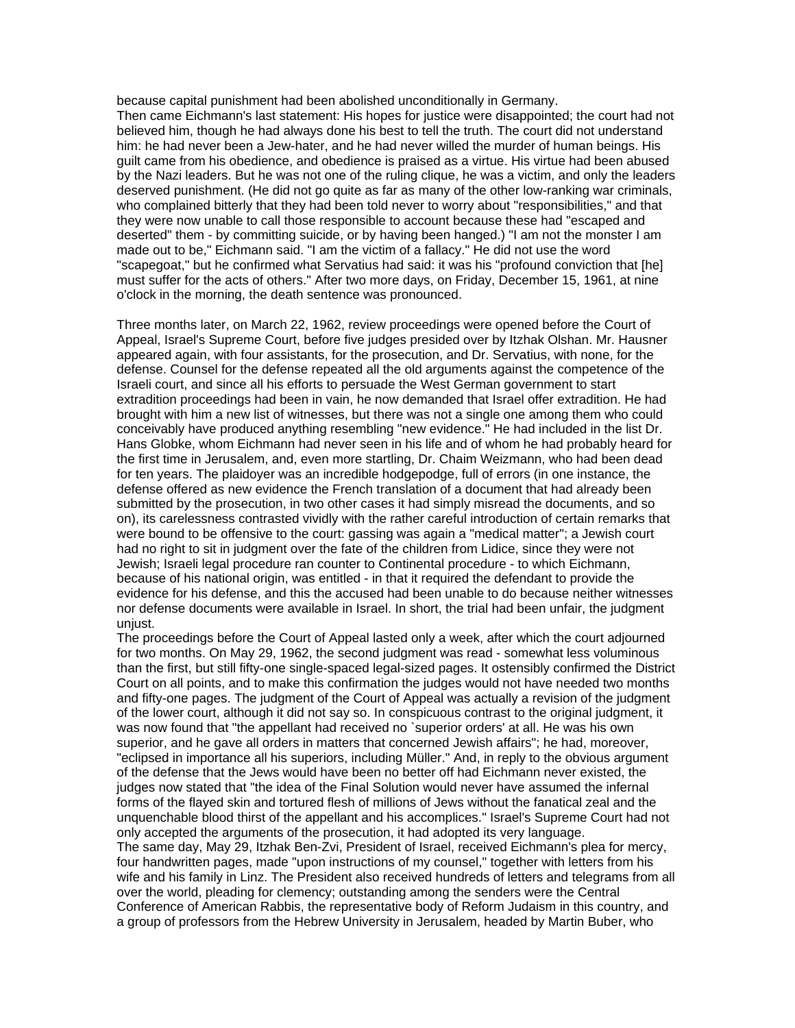because capital punishment had been abolished unconditionally in Germany.

Then came Eichmann's last statement: His hopes for justice were disappointed; the court had not believed him, though he had always done his best to tell the truth. The court did not understand him: he had never been a Jew-hater, and he had never willed the murder of human beings. His guilt came from his obedience, and obedience is praised as a virtue. His virtue had been abused by the Nazi leaders. But he was not one of the ruling clique, he was a victim, and only the leaders deserved punishment. (He did not go quite as far as many of the other low-ranking war criminals, who complained bitterly that they had been told never to worry about "responsibilities," and that they were now unable to call those responsible to account because these had "escaped and deserted" them - by committing suicide, or by having been hanged.) "I am not the monster I am made out to be," Eichmann said. "I am the victim of a fallacy." He did not use the word "scapegoat," but he confirmed what Servatius had said: it was his "profound conviction that [he] must suffer for the acts of others." After two more days, on Friday, December 15, 1961, at nine o'clock in the morning, the death sentence was pronounced.

Three months later, on March 22, 1962, review proceedings were opened before the Court of Appeal, Israel's Supreme Court, before five judges presided over by Itzhak Olshan. Mr. Hausner appeared again, with four assistants, for the prosecution, and Dr. Servatius, with none, for the defense. Counsel for the defense repeated all the old arguments against the competence of the Israeli court, and since all his efforts to persuade the West German government to start extradition proceedings had been in vain, he now demanded that Israel offer extradition. He had brought with him a new list of witnesses, but there was not a single one among them who could conceivably have produced anything resembling "new evidence." He had included in the list Dr. Hans Globke, whom Eichmann had never seen in his life and of whom he had probably heard for the first time in Jerusalem, and, even more startling, Dr. Chaim Weizmann, who had been dead for ten years. The plaidoyer was an incredible hodgepodge, full of errors (in one instance, the defense offered as new evidence the French translation of a document that had already been submitted by the prosecution, in two other cases it had simply misread the documents, and so on), its carelessness contrasted vividly with the rather careful introduction of certain remarks that were bound to be offensive to the court: gassing was again a "medical matter"; a Jewish court had no right to sit in judgment over the fate of the children from Lidice, since they were not Jewish; Israeli legal procedure ran counter to Continental procedure - to which Eichmann, because of his national origin, was entitled - in that it required the defendant to provide the evidence for his defense, and this the accused had been unable to do because neither witnesses nor defense documents were available in Israel. In short, the trial had been unfair, the judgment unjust.

The proceedings before the Court of Appeal lasted only a week, after which the court adjourned for two months. On May 29, 1962, the second judgment was read - somewhat less voluminous than the first, but still fifty-one single-spaced legal-sized pages. It ostensibly confirmed the District Court on all points, and to make this confirmation the judges would not have needed two months and fifty-one pages. The judgment of the Court of Appeal was actually a revision of the judgment of the lower court, although it did not say so. In conspicuous contrast to the original judgment, it was now found that "the appellant had received no `superior orders' at all. He was his own superior, and he gave all orders in matters that concerned Jewish affairs"; he had, moreover, "eclipsed in importance all his superiors, including Müller." And, in reply to the obvious argument of the defense that the Jews would have been no better off had Eichmann never existed, the judges now stated that "the idea of the Final Solution would never have assumed the infernal forms of the flayed skin and tortured flesh of millions of Jews without the fanatical zeal and the unquenchable blood thirst of the appellant and his accomplices." Israel's Supreme Court had not only accepted the arguments of the prosecution, it had adopted its very language.

The same day, May 29, Itzhak Ben-Zvi, President of Israel, received Eichmann's plea for mercy, four handwritten pages, made "upon instructions of my counsel," together with letters from his wife and his family in Linz. The President also received hundreds of letters and telegrams from all over the world, pleading for clemency; outstanding among the senders were the Central Conference of American Rabbis, the representative body of Reform Judaism in this country, and a group of professors from the Hebrew University in Jerusalem, headed by Martin Buber, who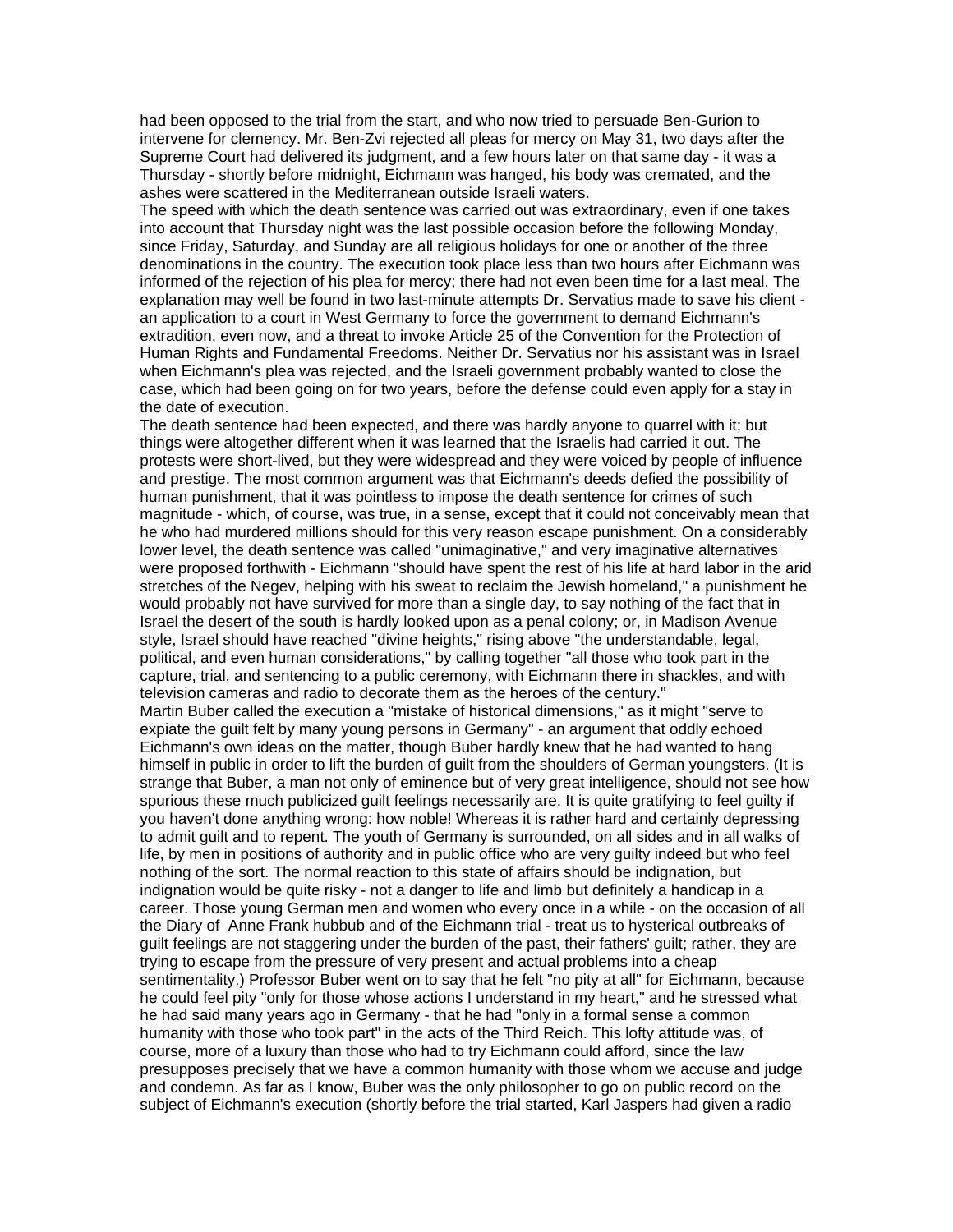had been opposed to the trial from the start, and who now tried to persuade Ben-Gurion to intervene for clemency. Mr. Ben-Zvi rejected all pleas for mercy on May 31, two days after the Supreme Court had delivered its judgment, and a few hours later on that same day - it was a Thursday - shortly before midnight, Eichmann was hanged, his body was cremated, and the ashes were scattered in the Mediterranean outside Israeli waters.

The speed with which the death sentence was carried out was extraordinary, even if one takes into account that Thursday night was the last possible occasion before the following Monday, since Friday, Saturday, and Sunday are all religious holidays for one or another of the three denominations in the country. The execution took place less than two hours after Eichmann was informed of the rejection of his plea for mercy; there had not even been time for a last meal. The explanation may well be found in two last-minute attempts Dr. Servatius made to save his client - an application to a court in West Germany to force the government to demand Eichmann's extradition, even now, and a threat to invoke Article 25 of the Convention for the Protection of Human Rights and Fundamental Freedoms. Neither Dr. Servatius nor his assistant was in Israel when Eichmann's plea was rejected, and the Israeli government probably wanted to close the case, which had been going on for two years, before the defense could even apply for a stay in the date of execution.

The death sentence had been expected, and there was hardly anyone to quarrel with it; but things were altogether different when it was learned that the Israelis had carried it out. The protests were short-lived, but they were widespread and they were voiced by people of influence and prestige. The most common argument was that Eichmann's deeds defied the possibility of human punishment, that it was pointless to impose the death sentence for crimes of such magnitude - which, of course, was true, in a sense, except that it could not conceivably mean that he who had murdered millions should for this very reason escape punishment. On a considerably lower level, the death sentence was called "unimaginative," and very imaginative alternatives were proposed forthwith - Eichmann "should have spent the rest of his life at hard labor in the arid stretches of the Negev, helping with his sweat to reclaim the Jewish homeland," a punishment he would probably not have survived for more than a single day, to say nothing of the fact that in Israel the desert of the south is hardly looked upon as a penal colony; or, in Madison Avenue style, Israel should have reached "divine heights," rising above "the understandable, legal, political, and even human considerations," by calling together "all those who took part in the capture, trial, and sentencing to a public ceremony, with Eichmann there in shackles, and with television cameras and radio to decorate them as the heroes of the century."

Martin Buber called the execution a "mistake of historical dimensions," as it might "serve to expiate the guilt felt by many young persons in Germany" - an argument that oddly echoed Eichmann's own ideas on the matter, though Buber hardly knew that he had wanted to hang himself in public in order to lift the burden of guilt from the shoulders of German youngsters. (It is strange that Buber, a man not only of eminence but of very great intelligence, should not see how spurious these much publicized guilt feelings necessarily are. It is quite gratifying to feel guilty if you haven't done anything wrong: how noble! Whereas it is rather hard and certainly depressing to admit guilt and to repent. The youth of Germany is surrounded, on all sides and in all walks of life, by men in positions of authority and in public office who are very guilty indeed but who feel nothing of the sort. The normal reaction to this state of affairs should be indignation, but indignation would be quite risky - not a danger to life and limb but definitely a handicap in a career. Those young German men and women who every once in a while - on the occasion of all the Diary of Anne Frank hubbub and of the Eichmann trial - treat us to hysterical outbreaks of guilt feelings are not staggering under the burden of the past, their fathers' guilt; rather, they are trying to escape from the pressure of very present and actual problems into a cheap sentimentality.) Professor Buber went on to say that he felt "no pity at all" for Eichmann, because he could feel pity "only for those whose actions I understand in my heart," and he stressed what he had said many years ago in Germany - that he had "only in a formal sense a common humanity with those who took part" in the acts of the Third Reich. This lofty attitude was, of course, more of a luxury than those who had to try Eichmann could afford, since the law presupposes precisely that we have a common humanity with those whom we accuse and judge and condemn. As far as I know, Buber was the only philosopher to go on public record on the subject of Eichmann's execution (shortly before the trial started, Karl Jaspers had given a radio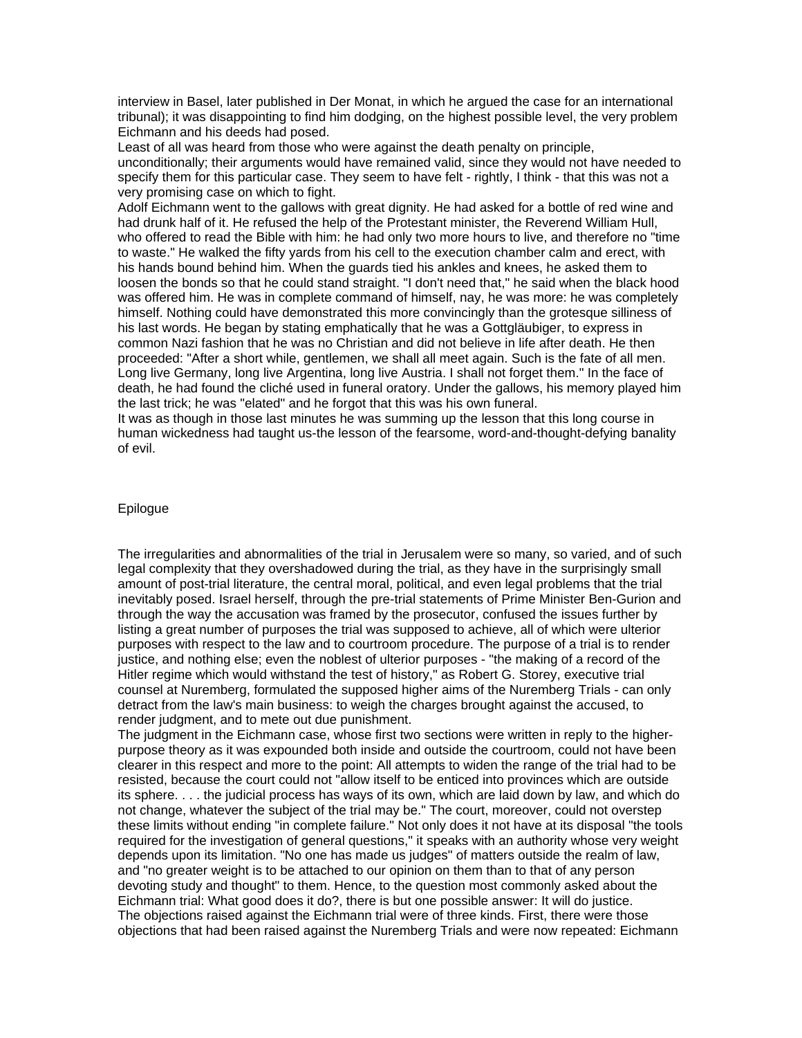interview in Basel, later published in Der Monat, in which he argued the case for an international tribunal); it was disappointing to find him dodging, on the highest possible level, the very problem Eichmann and his deeds had posed.

Least of all was heard from those who were against the death penalty on principle, unconditionally; their arguments would have remained valid, since they would not have needed to specify them for this particular case. They seem to have felt - rightly, I think - that this was not a very promising case on which to fight.

Adolf Eichmann went to the gallows with great dignity. He had asked for a bottle of red wine and had drunk half of it. He refused the help of the Protestant minister, the Reverend William Hull, who offered to read the Bible with him: he had only two more hours to live, and therefore no "time to waste." He walked the fifty yards from his cell to the execution chamber calm and erect, with his hands bound behind him. When the guards tied his ankles and knees, he asked them to loosen the bonds so that he could stand straight. "I don't need that," he said when the black hood was offered him. He was in complete command of himself, nay, he was more: he was completely himself. Nothing could have demonstrated this more convincingly than the grotesque silliness of his last words. He began by stating emphatically that he was a Gottgläubiger, to express in common Nazi fashion that he was no Christian and did not believe in life after death. He then proceeded: "After a short while, gentlemen, we shall all meet again. Such is the fate of all men. Long live Germany, long live Argentina, long live Austria. I shall not forget them." In the face of death, he had found the cliché used in funeral oratory. Under the gallows, his memory played him the last trick; he was "elated" and he forgot that this was his own funeral.

It was as though in those last minutes he was summing up the lesson that this long course in human wickedness had taught us-the lesson of the fearsome, word-and-thought-defying banality of evil.

## Epilogue

The irregularities and abnormalities of the trial in Jerusalem were so many, so varied, and of such legal complexity that they overshadowed during the trial, as they have in the surprisingly small amount of post-trial literature, the central moral, political, and even legal problems that the trial inevitably posed. Israel herself, through the pre-trial statements of Prime Minister Ben-Gurion and through the way the accusation was framed by the prosecutor, confused the issues further by listing a great number of purposes the trial was supposed to achieve, all of which were ulterior purposes with respect to the law and to courtroom procedure. The purpose of a trial is to render justice, and nothing else; even the noblest of ulterior purposes - "the making of a record of the Hitler regime which would withstand the test of history," as Robert G. Storey, executive trial counsel at Nuremberg, formulated the supposed higher aims of the Nuremberg Trials - can only detract from the law's main business: to weigh the charges brought against the accused, to render judgment, and to mete out due punishment.

The judgment in the Eichmann case, whose first two sections were written in reply to the higher-purpose theory as it was expounded both inside and outside the courtroom, could not have been clearer in this respect and more to the point: All attempts to widen the range of the trial had to be resisted, because the court could not "allow itself to be enticed into provinces which are outside its sphere. . . . the judicial process has ways of its own, which are laid down by law, and which do not change, whatever the subject of the trial may be." The court, moreover, could not overstep these limits without ending "in complete failure." Not only does it not have at its disposal "the tools required for the investigation of general questions," it speaks with an authority whose very weight depends upon its limitation. "No one has made us judges" of matters outside the realm of law, and "no greater weight is to be attached to our opinion on them than to that of any person devoting study and thought" to them. Hence, to the question most commonly asked about the Eichmann trial: What good does it do?, there is but one possible answer: It will do justice.

The objections raised against the Eichmann trial were of three kinds. First, there were those objections that had been raised against the Nuremberg Trials and were now repeated: Eichmann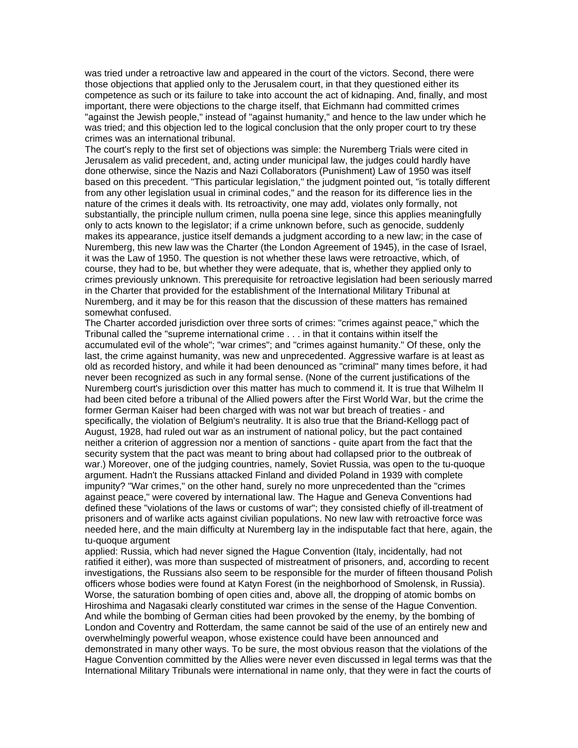was tried under a retroactive law and appeared in the court of the victors. Second, there were those objections that applied only to the Jerusalem court, in that they questioned either its competence as such or its failure to take into account the act of kidnaping. And, finally, and most important, there were objections to the charge itself, that Eichmann had committed crimes "against the Jewish people," instead of "against humanity," and hence to the law under which he was tried; and this objection led to the logical conclusion that the only proper court to try these crimes was an international tribunal.

The court's reply to the first set of objections was simple: the Nuremberg Trials were cited in Jerusalem as valid precedent, and, acting under municipal law, the judges could hardly have done otherwise, since the Nazis and Nazi Collaborators (Punishment) Law of 1950 was itself based on this precedent. "This particular legislation," the judgment pointed out, "is totally different from any other legislation usual in criminal codes," and the reason for its difference lies in the nature of the crimes it deals with. Its retroactivity, one may add, violates only formally, not substantially, the principle nullum crimen, nulla poena sine lege, since this applies meaningfully only to acts known to the legislator; if a crime unknown before, such as genocide, suddenly makes its appearance, justice itself demands a judgment according to a new law; in the case of Nuremberg, this new law was the Charter (the London Agreement of 1945), in the case of Israel, it was the Law of 1950. The question is not whether these laws were retroactive, which, of course, they had to be, but whether they were adequate, that is, whether they applied only to crimes previously unknown. This prerequisite for retroactive legislation had been seriously marred in the Charter that provided for the establishment of the International Military Tribunal at Nuremberg, and it may be for this reason that the discussion of these matters has remained somewhat confused.

The Charter accorded jurisdiction over three sorts of crimes: "crimes against peace," which the Tribunal called the "supreme international crime . . . in that it contains within itself the accumulated evil of the whole"; "war crimes"; and "crimes against humanity." Of these, only the last, the crime against humanity, was new and unprecedented. Aggressive warfare is at least as old as recorded history, and while it had been denounced as "criminal" many times before, it had never been recognized as such in any formal sense. (None of the current justifications of the Nuremberg court's jurisdiction over this matter has much to commend it. It is true that Wilhelm II had been cited before a tribunal of the Allied powers after the First World War, but the crime the former German Kaiser had been charged with was not war but breach of treaties - and specifically, the violation of Belgium's neutrality. It is also true that the Briand-Kellogg pact of August, 1928, had ruled out war as an instrument of national policy, but the pact contained neither a criterion of aggression nor a mention of sanctions - quite apart from the fact that the security system that the pact was meant to bring about had collapsed prior to the outbreak of war.) Moreover, one of the judging countries, namely, Soviet Russia, was open to the tu-quoque argument. Hadn't the Russians attacked Finland and divided Poland in 1939 with complete impunity? "War crimes," on the other hand, surely no more unprecedented than the "crimes against peace," were covered by international law. The Hague and Geneva Conventions had defined these "violations of the laws or customs of war"; they consisted chiefly of ill-treatment of prisoners and of warlike acts against civilian populations. No new law with retroactive force was needed here, and the main difficulty at Nuremberg lay in the indisputable fact that here, again, the tu-quoque argument applied: Russia, which had never signed the Hague Convention (Italy, incidentally, had not ratified it either), was more than suspected of mistreatment of prisoners, and, according to recent investigations, the Russians also seem to be responsible for the murder of fifteen thousand Polish officers whose bodies were found at Katyn Forest (in the neighborhood of Smolensk, in Russia). Worse, the saturation bombing of open cities and, above all, the dropping of atomic bombs on Hiroshima and Nagasaki clearly constituted war crimes in the sense of the Hague Convention. And while the bombing of German cities had been provoked by the enemy, by the bombing of London and Coventry and Rotterdam, the same cannot be said of the use of an entirely new and overwhelmingly powerful weapon, whose existence could have been announced and demonstrated in many other ways. To be sure, the most obvious reason that the violations of the Hague Convention committed by the Allies were never even discussed in legal terms was that the International Military Tribunals were international in name only, that they were in fact the courts of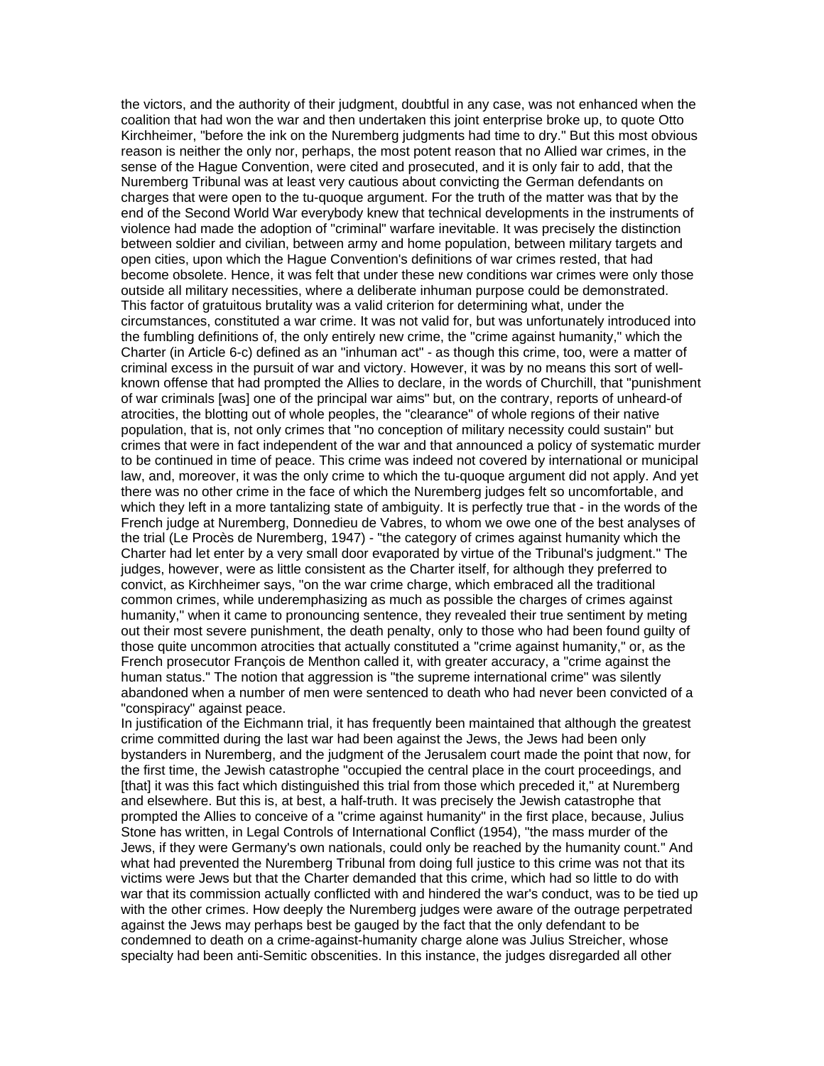the victors, and the authority of their judgment, doubtful in any case, was not enhanced when the coalition that had won the war and then undertaken this joint enterprise broke up, to quote Otto Kirchheimer, "before the ink on the Nuremberg judgments had time to dry." But this most obvious reason is neither the only nor, perhaps, the most potent reason that no Allied war crimes, in the sense of the Hague Convention, were cited and prosecuted, and it is only fair to add, that the Nuremberg Tribunal was at least very cautious about convicting the German defendants on charges that were open to the tu-quoque argument. For the truth of the matter was that by the end of the Second World War everybody knew that technical developments in the instruments of violence had made the adoption of "criminal" warfare inevitable. It was precisely the distinction between soldier and civilian, between army and home population, between military targets and open cities, upon which the Hague Convention's definitions of war crimes rested, that had become obsolete. Hence, it was felt that under these new conditions war crimes were only those outside all military necessities, where a deliberate inhuman purpose could be demonstrated. This factor of gratuitous brutality was a valid criterion for determining what, under the circumstances, constituted a war crime. It was not valid for, but was unfortunately introduced into the fumbling definitions of, the only entirely new crime, the "crime against humanity," which the Charter (in Article 6-c) defined as an "inhuman act" - as though this crime, too, were a matter of criminal excess in the pursuit of war and victory. However, it was by no means this sort of well-known offense that had prompted the Allies to declare, in the words of Churchill, that "punishment of war criminals [was] one of the principal war aims" but, on the contrary, reports of unheard-of atrocities, the blotting out of whole peoples, the "clearance" of whole regions of their native population, that is, not only crimes that "no conception of military necessity could sustain" but crimes that were in fact independent of the war and that announced a policy of systematic murder to be continued in time of peace. This crime was indeed not covered by international or municipal law, and, moreover, it was the only crime to which the tu-quoque argument did not apply. And yet there was no other crime in the face of which the Nuremberg judges felt so uncomfortable, and which they left in a more tantalizing state of ambiguity. It is perfectly true that - in the words of the French judge at Nuremberg, Donnedieu de Vabres, to whom we owe one of the best analyses of the trial (Le Procès de Nuremberg, 1947) - "the category of crimes against humanity which the Charter had let enter by a very small door evaporated by virtue of the Tribunal's judgment." The judges, however, were as little consistent as the Charter itself, for although they preferred to convict, as Kirchheimer says, "on the war crime charge, which embraced all the traditional common crimes, while underemphasizing as much as possible the charges of crimes against humanity," when it came to pronouncing sentence, they revealed their true sentiment by meting out their most severe punishment, the death penalty, only to those who had been found guilty of those quite uncommon atrocities that actually constituted a "crime against humanity," or, as the French prosecutor François de Menthon called it, with greater accuracy, a "crime against the human status." The notion that aggression is "the supreme international crime" was silently abandoned when a number of men were sentenced to death who had never been convicted of a "conspiracy" against peace.

In justification of the Eichmann trial, it has frequently been maintained that although the greatest crime committed during the last war had been against the Jews, the Jews had been only bystanders in Nuremberg, and the judgment of the Jerusalem court made the point that now, for the first time, the Jewish catastrophe "occupied the central place in the court proceedings, and [that] it was this fact which distinguished this trial from those which preceded it," at Nuremberg and elsewhere. But this is, at best, a half-truth. It was precisely the Jewish catastrophe that prompted the Allies to conceive of a "crime against humanity" in the first place, because, Julius Stone has written, in Legal Controls of International Conflict (1954), "the mass murder of the Jews, if they were Germany's own nationals, could only be reached by the humanity count." And what had prevented the Nuremberg Tribunal from doing full justice to this crime was not that its victims were Jews but that the Charter demanded that this crime, which had so little to do with war that its commission actually conflicted with and hindered the war's conduct, was to be tied up with the other crimes. How deeply the Nuremberg judges were aware of the outrage perpetrated against the Jews may perhaps best be gauged by the fact that the only defendant to be condemned to death on a crime-against-humanity charge alone was Julius Streicher, whose specialty had been anti-Semitic obscenities. In this instance, the judges disregarded all other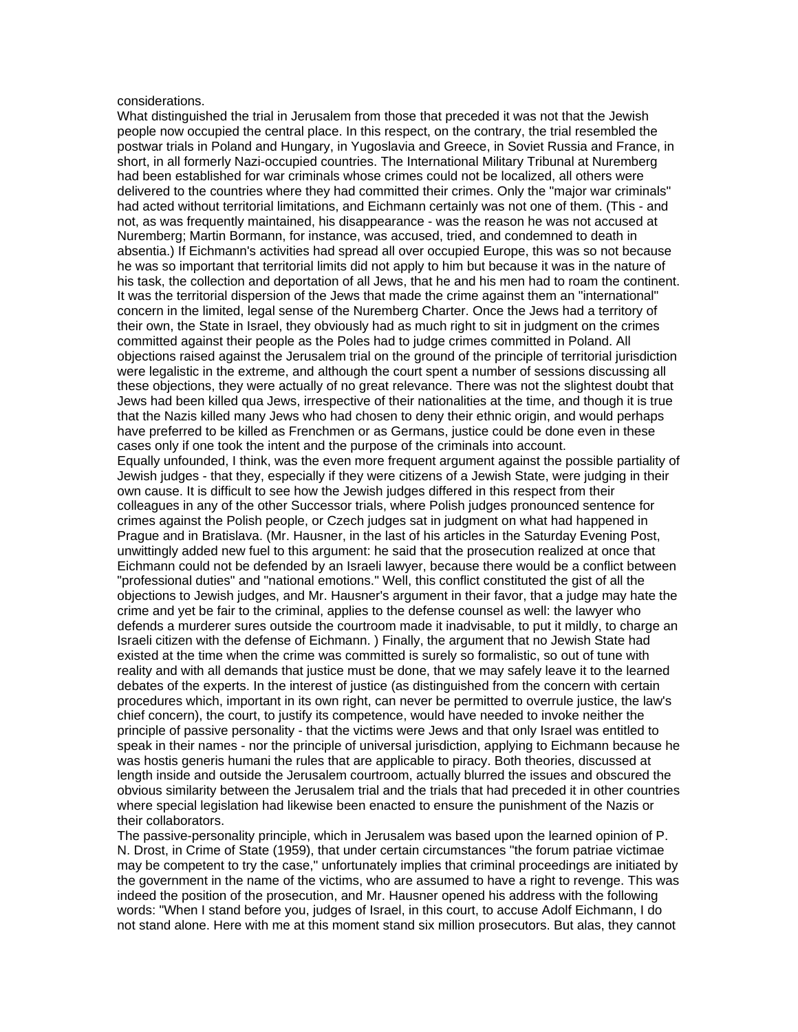considerations.

What distinguished the trial in Jerusalem from those that preceded it was not that the Jewish people now occupied the central place. In this respect, on the contrary, the trial resembled the postwar trials in Poland and Hungary, in Yugoslavia and Greece, in Soviet Russia and France, in short, in all formerly Nazi-occupied countries. The International Military Tribunal at Nuremberg had been established for war criminals whose crimes could not be localized, all others were delivered to the countries where they had committed their crimes. Only the "major war criminals" had acted without territorial limitations, and Eichmann certainly was not one of them. (This - and not, as was frequently maintained, his disappearance - was the reason he was not accused at Nuremberg; Martin Bormann, for instance, was accused, tried, and condemned to death in absentia.) If Eichmann's activities had spread all over occupied Europe, this was so not because he was so important that territorial limits did not apply to him but because it was in the nature of his task, the collection and deportation of all Jews, that he and his men had to roam the continent. It was the territorial dispersion of the Jews that made the crime against them an "international" concern in the limited, legal sense of the Nuremberg Charter. Once the Jews had a territory of their own, the State in Israel, they obviously had as much right to sit in judgment on the crimes committed against their people as the Poles had to judge crimes committed in Poland. All objections raised against the Jerusalem trial on the ground of the principle of territorial jurisdiction were legalistic in the extreme, and although the court spent a number of sessions discussing all these objections, they were actually of no great relevance. There was not the slightest doubt that Jews had been killed qua Jews, irrespective of their nationalities at the time, and though it is true that the Nazis killed many Jews who had chosen to deny their ethnic origin, and would perhaps have preferred to be killed as Frenchmen or as Germans, justice could be done even in these cases only if one took the intent and the purpose of the criminals into account.

Equally unfounded, I think, was the even more frequent argument against the possible partiality of Jewish judges - that they, especially if they were citizens of a Jewish State, were judging in their own cause. It is difficult to see how the Jewish judges differed in this respect from their colleagues in any of the other Successor trials, where Polish judges pronounced sentence for crimes against the Polish people, or Czech judges sat in judgment on what had happened in Prague and in Bratislava. (Mr. Hausner, in the last of his articles in the Saturday Evening Post, unwittingly added new fuel to this argument: he said that the prosecution realized at once that Eichmann could not be defended by an Israeli lawyer, because there would be a conflict between "professional duties" and "national emotions." Well, this conflict constituted the gist of all the objections to Jewish judges, and Mr. Hausner's argument in their favor, that a judge may hate the crime and yet be fair to the criminal, applies to the defense counsel as well: the lawyer who defends a murderer sures outside the courtroom made it inadvisable, to put it mildly, to charge an Israeli citizen with the defense of Eichmann. ) Finally, the argument that no Jewish State had existed at the time when the crime was committed is surely so formalistic, so out of tune with reality and with all demands that justice must be done, that we may safely leave it to the learned debates of the experts. In the interest of justice (as distinguished from the concern with certain procedures which, important in its own right, can never be permitted to overrule justice, the law's chief concern), the court, to justify its competence, would have needed to invoke neither the principle of passive personality - that the victims were Jews and that only Israel was entitled to speak in their names - nor the principle of universal jurisdiction, applying to Eichmann because he was hostis generis humani the rules that are applicable to piracy. Both theories, discussed at length inside and outside the Jerusalem courtroom, actually blurred the issues and obscured the obvious similarity between the Jerusalem trial and the trials that had preceded it in other countries where special legislation had likewise been enacted to ensure the punishment of the Nazis or their collaborators.

The passive-personality principle, which in Jerusalem was based upon the learned opinion of P. N. Drost, in Crime of State (1959), that under certain circumstances "the forum patriae victimae may be competent to try the case," unfortunately implies that criminal proceedings are initiated by the government in the name of the victims, who are assumed to have a right to revenge. This was indeed the position of the prosecution, and Mr. Hausner opened his address with the following words: "When I stand before you, judges of Israel, in this court, to accuse Adolf Eichmann, I do not stand alone. Here with me at this moment stand six million prosecutors. But alas, they cannot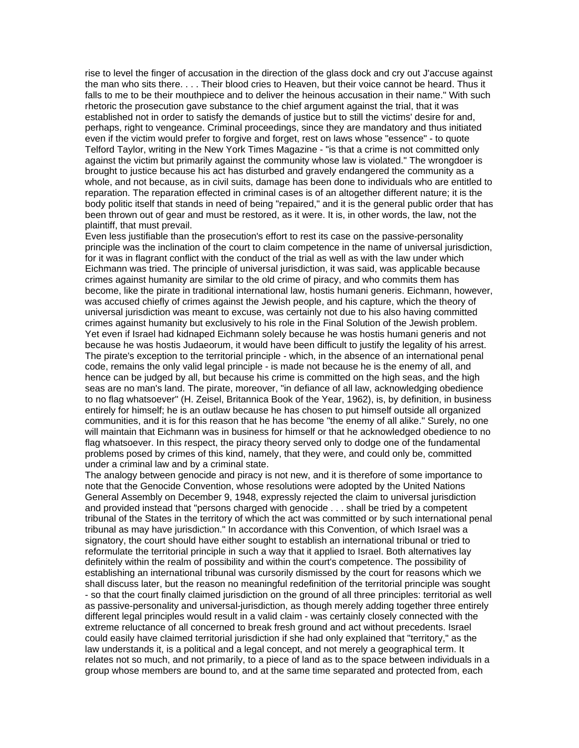rise to level the finger of accusation in the direction of the glass dock and cry out J'accuse against the man who sits there. . . . Their blood cries to Heaven, but their voice cannot be heard. Thus it falls to me to be their mouthpiece and to deliver the heinous accusation in their name." With such rhetoric the prosecution gave substance to the chief argument against the trial, that it was established not in order to satisfy the demands of justice but to still the victims' desire for and, perhaps, right to vengeance. Criminal proceedings, since they are mandatory and thus initiated even if the victim would prefer to forgive and forget, rest on laws whose "essence" - to quote Telford Taylor, writing in the New York Times Magazine - "is that a crime is not committed only against the victim but primarily against the community whose law is violated." The wrongdoer is brought to justice because his act has disturbed and gravely endangered the community as a whole, and not because, as in civil suits, damage has been done to individuals who are entitled to reparation. The reparation effected in criminal cases is of an altogether different nature; it is the body politic itself that stands in need of being "repaired," and it is the general public order that has been thrown out of gear and must be restored, as it were. It is, in other words, the law, not the plaintiff, that must prevail.

Even less justifiable than the prosecution's effort to rest its case on the passive-personality principle was the inclination of the court to claim competence in the name of universal jurisdiction, for it was in flagrant conflict with the conduct of the trial as well as with the law under which Eichmann was tried. The principle of universal jurisdiction, it was said, was applicable because crimes against humanity are similar to the old crime of piracy, and who commits them has become, like the pirate in traditional international law, hostis humani generis. Eichmann, however, was accused chiefly of crimes against the Jewish people, and his capture, which the theory of universal jurisdiction was meant to excuse, was certainly not due to his also having committed crimes against humanity but exclusively to his role in the Final Solution of the Jewish problem. Yet even if Israel had kidnaped Eichmann solely because he was hostis humani generis and not because he was hostis Judaeorum, it would have been difficult to justify the legality of his arrest. The pirate's exception to the territorial principle - which, in the absence of an international penal code, remains the only valid legal principle - is made not because he is the enemy of all, and hence can be judged by all, but because his crime is committed on the high seas, and the high seas are no man's land. The pirate, moreover, "in defiance of all law, acknowledging obedience to no flag whatsoever" (H. Zeisel, Britannica Book of the Year, 1962), is, by definition, in business entirely for himself; he is an outlaw because he has chosen to put himself outside all organized communities, and it is for this reason that he has become "the enemy of all alike." Surely, no one will maintain that Eichmann was in business for himself or that he acknowledged obedience to no flag whatsoever. In this respect, the piracy theory served only to dodge one of the fundamental problems posed by crimes of this kind, namely, that they were, and could only be, committed under a criminal law and by a criminal state.

The analogy between genocide and piracy is not new, and it is therefore of some importance to note that the Genocide Convention, whose resolutions were adopted by the United Nations General Assembly on December 9, 1948, expressly rejected the claim to universal jurisdiction and provided instead that "persons charged with genocide . . . shall be tried by a competent tribunal of the States in the territory of which the act was committed or by such international penal tribunal as may have jurisdiction." In accordance with this Convention, of which Israel was a signatory, the court should have either sought to establish an international tribunal or tried to reformulate the territorial principle in such a way that it applied to Israel. Both alternatives lay definitely within the realm of possibility and within the court's competence. The possibility of establishing an international tribunal was cursorily dismissed by the court for reasons which we shall discuss later, but the reason no meaningful redefinition of the territorial principle was sought - so that the court finally claimed jurisdiction on the ground of all three principles: territorial as well as passive-personality and universal-jurisdiction, as though merely adding together three entirely different legal principles would result in a valid claim - was certainly closely connected with the extreme reluctance of all concerned to break fresh ground and act without precedents. Israel could easily have claimed territorial jurisdiction if she had only explained that "territory," as the law understands it, is a political and a legal concept, and not merely a geographical term. It relates not so much, and not primarily, to a piece of land as to the space between individuals in a group whose members are bound to, and at the same time separated and protected from, each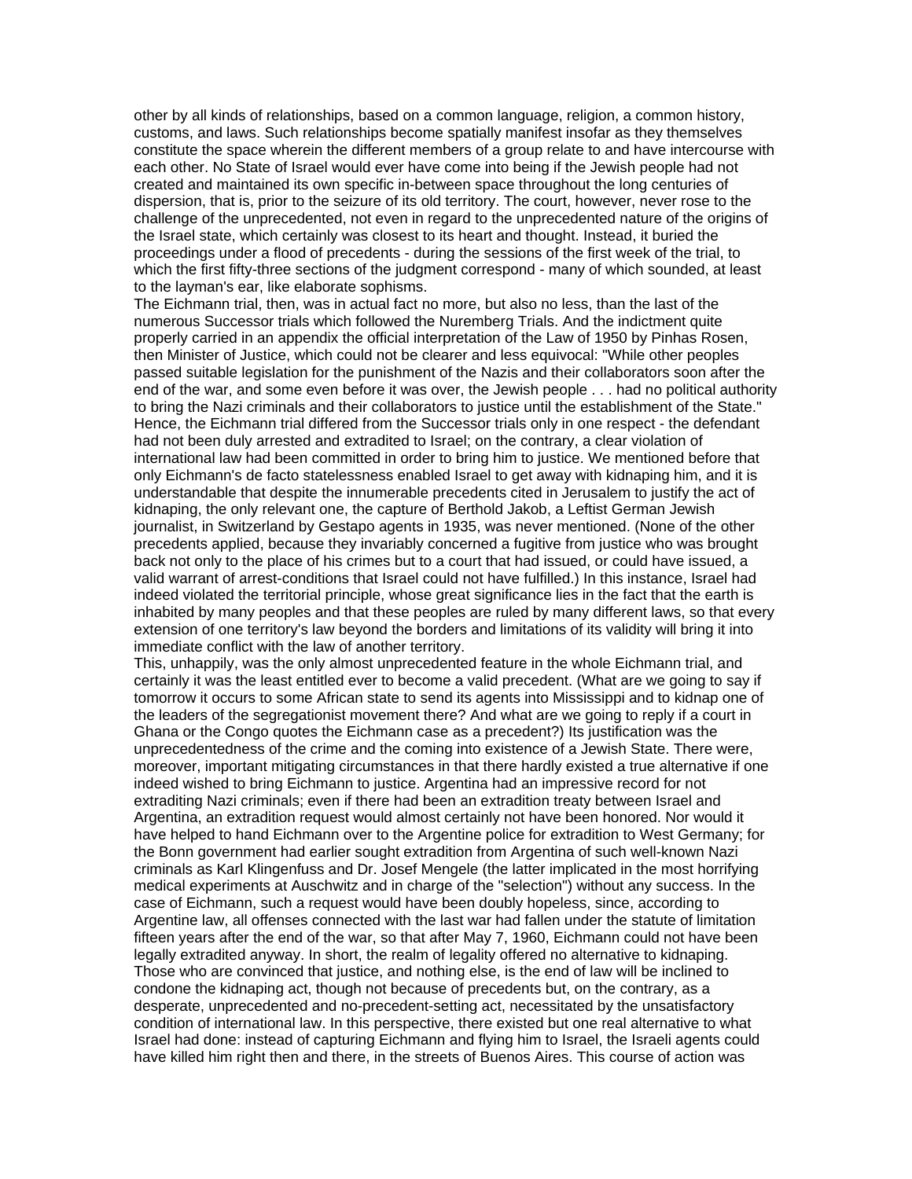other by all kinds of relationships, based on a common language, religion, a common history, customs, and laws. Such relationships become spatially manifest insofar as they themselves constitute the space wherein the different members of a group relate to and have intercourse with each other. No State of Israel would ever have come into being if the Jewish people had not created and maintained its own specific in-between space throughout the long centuries of dispersion, that is, prior to the seizure of its old territory. The court, however, never rose to the challenge of the unprecedented, not even in regard to the unprecedented nature of the origins of the Israel state, which certainly was closest to its heart and thought. Instead, it buried the proceedings under a flood of precedents - during the sessions of the first week of the trial, to which the first fifty-three sections of the judgment correspond - many of which sounded, at least to the layman's ear, like elaborate sophisms.

The Eichmann trial, then, was in actual fact no more, but also no less, than the last of the numerous Successor trials which followed the Nuremberg Trials. And the indictment quite properly carried in an appendix the official interpretation of the Law of 1950 by Pinhas Rosen, then Minister of Justice, which could not be clearer and less equivocal: "While other peoples passed suitable legislation for the punishment of the Nazis and their collaborators soon after the end of the war, and some even before it was over, the Jewish people . . . had no political authority to bring the Nazi criminals and their collaborators to justice until the establishment of the State." Hence, the Eichmann trial differed from the Successor trials only in one respect - the defendant had not been duly arrested and extradited to Israel; on the contrary, a clear violation of international law had been committed in order to bring him to justice. We mentioned before that only Eichmann's de facto statelessness enabled Israel to get away with kidnaping him, and it is understandable that despite the innumerable precedents cited in Jerusalem to justify the act of kidnaping, the only relevant one, the capture of Berthold Jakob, a Leftist German Jewish journalist, in Switzerland by Gestapo agents in 1935, was never mentioned. (None of the other precedents applied, because they invariably concerned a fugitive from justice who was brought back not only to the place of his crimes but to a court that had issued, or could have issued, a valid warrant of arrest-conditions that Israel could not have fulfilled.) In this instance, Israel had indeed violated the territorial principle, whose great significance lies in the fact that the earth is inhabited by many peoples and that these peoples are ruled by many different laws, so that every extension of one territory's law beyond the borders and limitations of its validity will bring it into immediate conflict with the law of another territory.

This, unhappily, was the only almost unprecedented feature in the whole Eichmann trial, and certainly it was the least entitled ever to become a valid precedent. (What are we going to say if tomorrow it occurs to some African state to send its agents into Mississippi and to kidnap one of the leaders of the segregationist movement there? And what are we going to reply if a court in Ghana or the Congo quotes the Eichmann case as a precedent?) Its justification was the unprecedentedness of the crime and the coming into existence of a Jewish State. There were, moreover, important mitigating circumstances in that there hardly existed a true alternative if one indeed wished to bring Eichmann to justice. Argentina had an impressive record for not extraditing Nazi criminals; even if there had been an extradition treaty between Israel and Argentina, an extradition request would almost certainly not have been honored. Nor would it have helped to hand Eichmann over to the Argentine police for extradition to West Germany; for the Bonn government had earlier sought extradition from Argentina of such well-known Nazi criminals as Karl Klingenfuss and Dr. Josef Mengele (the latter implicated in the most horrifying medical experiments at Auschwitz and in charge of the "selection") without any success. In the case of Eichmann, such a request would have been doubly hopeless, since, according to Argentine law, all offenses connected with the last war had fallen under the statute of limitation fifteen years after the end of the war, so that after May 7, 1960, Eichmann could not have been legally extradited anyway. In short, the realm of legality offered no alternative to kidnaping. Those who are convinced that justice, and nothing else, is the end of law will be inclined to condone the kidnaping act, though not because of precedents but, on the contrary, as a desperate, unprecedented and no-precedent-setting act, necessitated by the unsatisfactory condition of international law. In this perspective, there existed but one real alternative to what Israel had done: instead of capturing Eichmann and flying him to Israel, the Israeli agents could have killed him right then and there, in the streets of Buenos Aires. This course of action was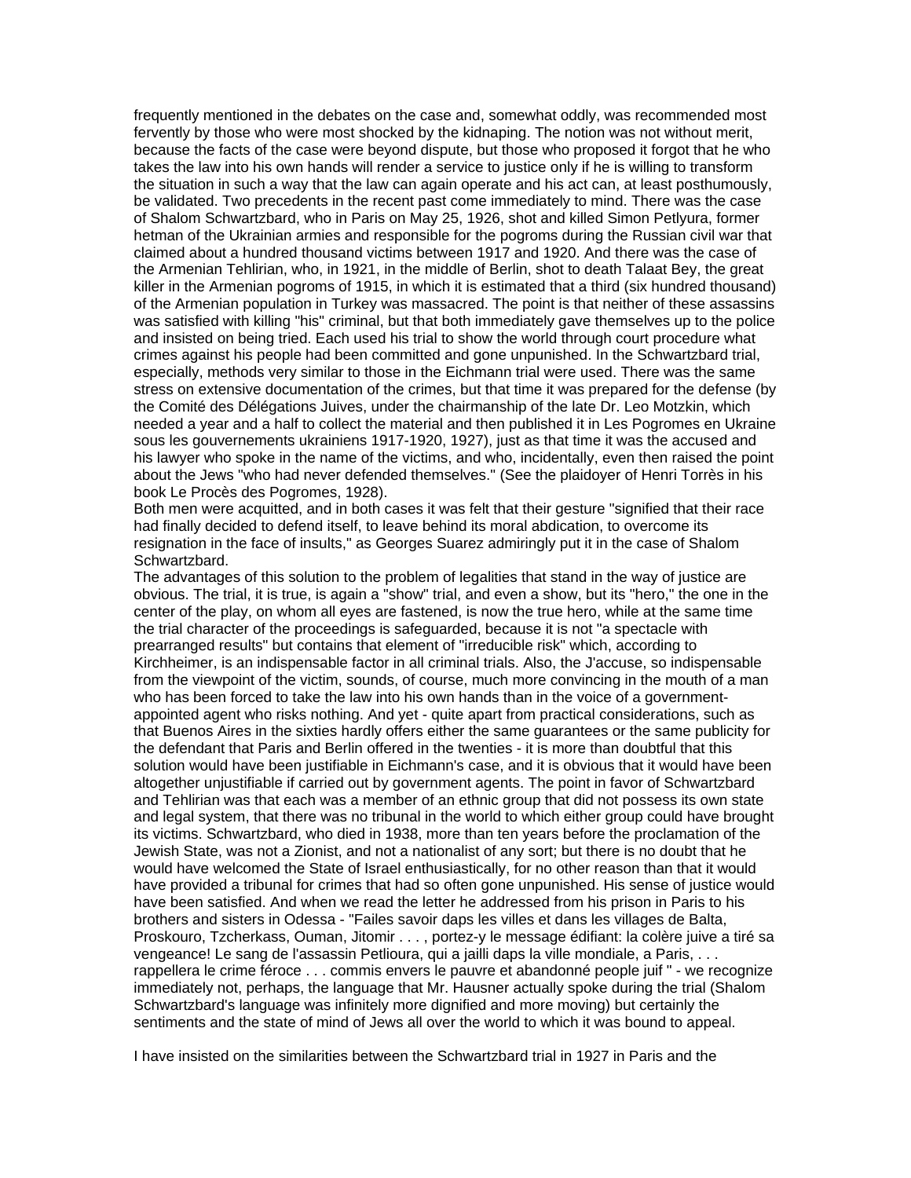frequently mentioned in the debates on the case and, somewhat oddly, was recommended most fervently by those who were most shocked by the kidnaping. The notion was not without merit, because the facts of the case were beyond dispute, but those who proposed it forgot that he who takes the law into his own hands will render a service to justice only if he is willing to transform the situation in such a way that the law can again operate and his act can, at least posthumously, be validated. Two precedents in the recent past come immediately to mind. There was the case of Shalom Schwartzbard, who in Paris on May 25, 1926, shot and killed Simon Petlyura, former hetman of the Ukrainian armies and responsible for the pogroms during the Russian civil war that claimed about a hundred thousand victims between 1917 and 1920. And there was the case of the Armenian Tehlirian, who, in 1921, in the middle of Berlin, shot to death Talaat Bey, the great killer in the Armenian pogroms of 1915, in which it is estimated that a third (six hundred thousand) of the Armenian population in Turkey was massacred. The point is that neither of these assassins was satisfied with killing "his" criminal, but that both immediately gave themselves up to the police and insisted on being tried. Each used his trial to show the world through court procedure what crimes against his people had been committed and gone unpunished. In the Schwartzbard trial, especially, methods very similar to those in the Eichmann trial were used. There was the same stress on extensive documentation of the crimes, but that time it was prepared for the defense (by the Comité des Délégations Juives, under the chairmanship of the late Dr. Leo Motzkin, which needed a year and a half to collect the material and then published it in Les Pogromes en Ukraine sous les gouvernements ukrainiens 1917-1920, 1927), just as that time it was the accused and his lawyer who spoke in the name of the victims, and who, incidentally, even then raised the point about the Jews "who had never defended themselves." (See the plaidoyer of Henri Torrès in his book Le Procès des Pogromes, 1928).

Both men were acquitted, and in both cases it was felt that their gesture "signified that their race had finally decided to defend itself, to leave behind its moral abdication, to overcome its resignation in the face of insults," as Georges Suarez admiringly put it in the case of Shalom Schwartzbard.

The advantages of this solution to the problem of legalities that stand in the way of justice are obvious. The trial, it is true, is again a "show" trial, and even a show, but its "hero," the one in the center of the play, on whom all eyes are fastened, is now the true hero, while at the same time the trial character of the proceedings is safeguarded, because it is not "a spectacle with prearranged results" but contains that element of "irreducible risk" which, according to Kirchheimer, is an indispensable factor in all criminal trials. Also, the J'accuse, so indispensable from the viewpoint of the victim, sounds, of course, much more convincing in the mouth of a man who has been forced to take the law into his own hands than in the voice of a government-appointed agent who risks nothing. And yet - quite apart from practical considerations, such as that Buenos Aires in the sixties hardly offers either the same guarantees or the same publicity for the defendant that Paris and Berlin offered in the twenties - it is more than doubtful that this solution would have been justifiable in Eichmann's case, and it is obvious that it would have been altogether unjustifiable if carried out by government agents. The point in favor of Schwartzbard and Tehlirian was that each was a member of an ethnic group that did not possess its own state and legal system, that there was no tribunal in the world to which either group could have brought its victims. Schwartzbard, who died in 1938, more than ten years before the proclamation of the Jewish State, was not a Zionist, and not a nationalist of any sort; but there is no doubt that he would have welcomed the State of Israel enthusiastically, for no other reason than that it would have provided a tribunal for crimes that had so often gone unpunished. His sense of justice would have been satisfied. And when we read the letter he addressed from his prison in Paris to his brothers and sisters in Odessa - "Failes savoir daps les villes et dans les villages de Balta, Proskouro, Tzcherkass, Ouman, Jitomir . . . , portez-y le message édifiant: la colère juive a tiré sa vengeance! Le sang de l'assassin Petlioura, qui a jailli daps la ville mondiale, a Paris, . . . rappellera le crime féroce . . . commis envers le pauvre et abandonné people juif " - we recognize immediately not, perhaps, the language that Mr. Hausner actually spoke during the trial (Shalom Schwartzbard's language was infinitely more dignified and more moving) but certainly the sentiments and the state of mind of Jews all over the world to which it was bound to appeal.

I have insisted on the similarities between the Schwartzbard trial in 1927 in Paris and the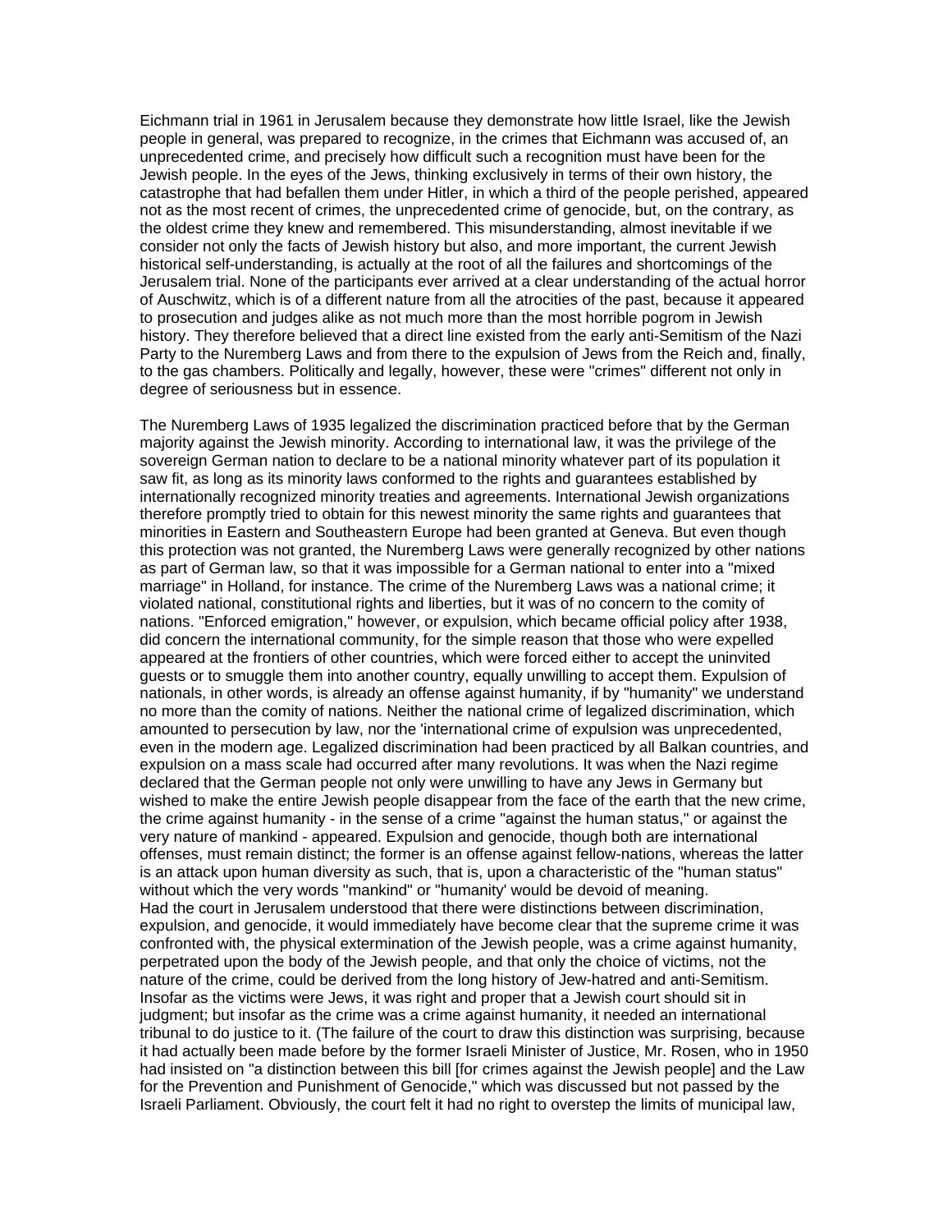Eichmann trial in 1961 in Jerusalem because they demonstrate how little Israel, like the Jewish people in general, was prepared to recognize, in the crimes that Eichmann was accused of, an unprecedented crime, and precisely how difficult such a recognition must have been for the Jewish people. In the eyes of the Jews, thinking exclusively in terms of their own history, the catastrophe that had befallen them under Hitler, in which a third of the people perished, appeared not as the most recent of crimes, the unprecedented crime of genocide, but, on the contrary, as the oldest crime they knew and remembered. This misunderstanding, almost inevitable if we consider not only the facts of Jewish history but also, and more important, the current Jewish historical self-understanding, is actually at the root of all the failures and shortcomings of the Jerusalem trial. None of the participants ever arrived at a clear understanding of the actual horror of Auschwitz, which is of a different nature from all the atrocities of the past, because it appeared to prosecution and judges alike as not much more than the most horrible pogrom in Jewish history. They therefore believed that a direct line existed from the early anti-Semitism of the Nazi Party to the Nuremberg Laws and from there to the expulsion of Jews from the Reich and, finally, to the gas chambers. Politically and legally, however, these were "crimes" different not only in degree of seriousness but in essence.

The Nuremberg Laws of 1935 legalized the discrimination practiced before that by the German majority against the Jewish minority. According to international law, it was the privilege of the sovereign German nation to declare to be a national minority whatever part of its population it saw fit, as long as its minority laws conformed to the rights and guarantees established by internationally recognized minority treaties and agreements. International Jewish organizations therefore promptly tried to obtain for this newest minority the same rights and guarantees that minorities in Eastern and Southeastern Europe had been granted at Geneva. But even though this protection was not granted, the Nuremberg Laws were generally recognized by other nations as part of German law, so that it was impossible for a German national to enter into a "mixed marriage" in Holland, for instance. The crime of the Nuremberg Laws was a national crime; it violated national, constitutional rights and liberties, but it was of no concern to the comity of nations. "Enforced emigration," however, or expulsion, which became official policy after 1938, did concern the international community, for the simple reason that those who were expelled appeared at the frontiers of other countries, which were forced either to accept the uninvited guests or to smuggle them into another country, equally unwilling to accept them. Expulsion of nationals, in other words, is already an offense against humanity, if by "humanity" we understand no more than the comity of nations. Neither the national crime of legalized discrimination, which amounted to persecution by law, nor the 'international crime of expulsion was unprecedented, even in the modern age. Legalized discrimination had been practiced by all Balkan countries, and expulsion on a mass scale had occurred after many revolutions. It was when the Nazi regime declared that the German people not only were unwilling to have any Jews in Germany but wished to make the entire Jewish people disappear from the face of the earth that the new crime, the crime against humanity - in the sense of a crime "against the human status," or against the very nature of mankind - appeared. Expulsion and genocide, though both are international offenses, must remain distinct; the former is an offense against fellow-nations, whereas the latter is an attack upon human diversity as such, that is, upon a characteristic of the "human status" without which the very words "mankind" or "humanity' would be devoid of meaning.
Had the court in Jerusalem understood that there were distinctions between discrimination, expulsion, and genocide, it would immediately have become clear that the supreme crime it was confronted with, the physical extermination of the Jewish people, was a crime against humanity, perpetrated upon the body of the Jewish people, and that only the choice of victims, not the nature of the crime, could be derived from the long history of Jew-hatred and anti-Semitism. Insofar as the victims were Jews, it was right and proper that a Jewish court should sit in judgment; but insofar as the crime was a crime against humanity, it needed an international tribunal to do justice to it. (The failure of the court to draw this distinction was surprising, because it had actually been made before by the former Israeli Minister of Justice, Mr. Rosen, who in 1950 had insisted on "a distinction between this bill [for crimes against the Jewish people] and the Law for the Prevention and Punishment of Genocide," which was discussed but not passed by the Israeli Parliament. Obviously, the court felt it had no right to overstep the limits of municipal law,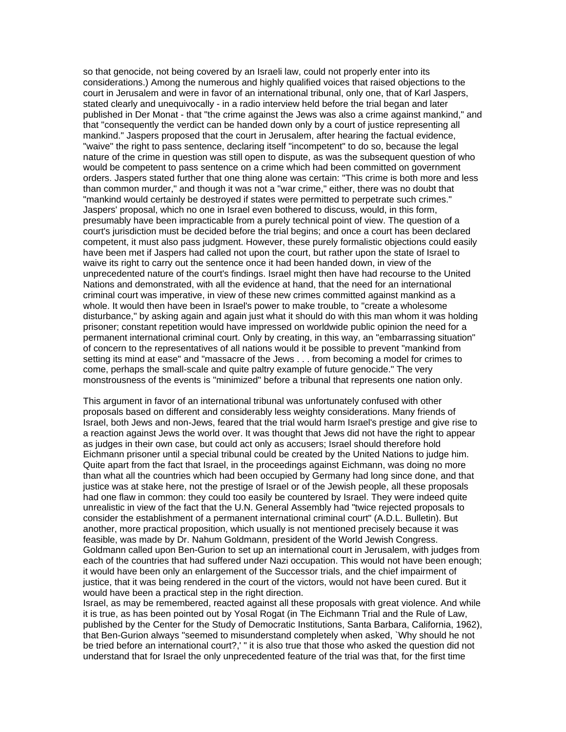so that genocide, not being covered by an Israeli law, could not properly enter into its considerations.) Among the numerous and highly qualified voices that raised objections to the court in Jerusalem and were in favor of an international tribunal, only one, that of Karl Jaspers, stated clearly and unequivocally - in a radio interview held before the trial began and later published in Der Monat - that "the crime against the Jews was also a crime against mankind," and that "consequently the verdict can be handed down only by a court of justice representing all mankind." Jaspers proposed that the court in Jerusalem, after hearing the factual evidence, "waive" the right to pass sentence, declaring itself "incompetent" to do so, because the legal nature of the crime in question was still open to dispute, as was the subsequent question of who would be competent to pass sentence on a crime which had been committed on government orders. Jaspers stated further that one thing alone was certain: "This crime is both more and less than common murder," and though it was not a "war crime," either, there was no doubt that "mankind would certainly be destroyed if states were permitted to perpetrate such crimes." Jaspers' proposal, which no one in Israel even bothered to discuss, would, in this form, presumably have been impracticable from a purely technical point of view. The question of a court's jurisdiction must be decided before the trial begins; and once a court has been declared competent, it must also pass judgment. However, these purely formalistic objections could easily have been met if Jaspers had called not upon the court, but rather upon the state of Israel to waive its right to carry out the sentence once it had been handed down, in view of the unprecedented nature of the court's findings. Israel might then have had recourse to the United Nations and demonstrated, with all the evidence at hand, that the need for an international criminal court was imperative, in view of these new crimes committed against mankind as a whole. It would then have been in Israel's power to make trouble, to "create a wholesome disturbance," by asking again and again just what it should do with this man whom it was holding prisoner; constant repetition would have impressed on worldwide public opinion the need for a permanent international criminal court. Only by creating, in this way, an "embarrassing situation" of concern to the representatives of all nations would it be possible to prevent "mankind from setting its mind at ease" and "massacre of the Jews . . . from becoming a model for crimes to come, perhaps the small-scale and quite paltry example of future genocide." The very monstrousness of the events is "minimized" before a tribunal that represents one nation only.

This argument in favor of an international tribunal was unfortunately confused with other proposals based on different and considerably less weighty considerations. Many friends of Israel, both Jews and non-Jews, feared that the trial would harm Israel's prestige and give rise to a reaction against Jews the world over. It was thought that Jews did not have the right to appear as judges in their own case, but could act only as accusers; Israel should therefore hold Eichmann prisoner until a special tribunal could be created by the United Nations to judge him. Quite apart from the fact that Israel, in the proceedings against Eichmann, was doing no more than what all the countries which had been occupied by Germany had long since done, and that justice was at stake here, not the prestige of Israel or of the Jewish people, all these proposals had one flaw in common: they could too easily be countered by Israel. They were indeed quite unrealistic in view of the fact that the U.N. General Assembly had "twice rejected proposals to consider the establishment of a permanent international criminal court" (A.D.L. Bulletin). But another, more practical proposition, which usually is not mentioned precisely because it was feasible, was made by Dr. Nahum Goldmann, president of the World Jewish Congress. Goldmann called upon Ben-Gurion to set up an international court in Jerusalem, with judges from each of the countries that had suffered under Nazi occupation. This would not have been enough; it would have been only an enlargement of the Successor trials, and the chief impairment of justice, that it was being rendered in the court of the victors, would not have been cured. But it would have been a practical step in the right direction.

Israel, as may be remembered, reacted against all these proposals with great violence. And while it is true, as has been pointed out by Yosal Rogat (in The Eichmann Trial and the Rule of Law, published by the Center for the Study of Democratic Institutions, Santa Barbara, California, 1962), that Ben-Gurion always "seemed to misunderstand completely when asked, `Why should he not be tried before an international court?,' " it is also true that those who asked the question did not understand that for Israel the only unprecedented feature of the trial was that, for the first time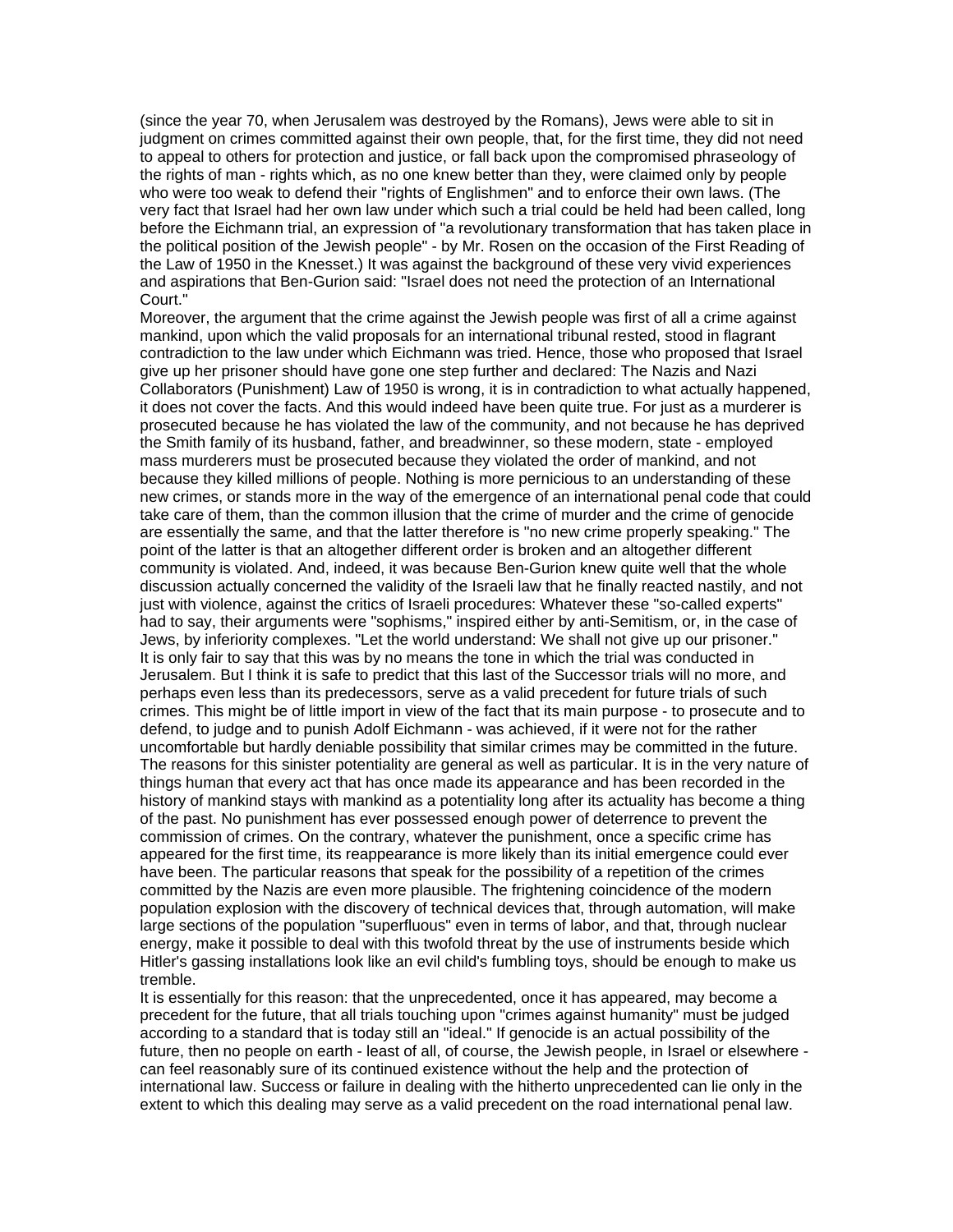(since the year 70, when Jerusalem was destroyed by the Romans), Jews were able to sit in judgment on crimes committed against their own people, that, for the first time, they did not need to appeal to others for protection and justice, or fall back upon the compromised phraseology of the rights of man - rights which, as no one knew better than they, were claimed only by people who were too weak to defend their "rights of Englishmen" and to enforce their own laws. (The very fact that Israel had her own law under which such a trial could be held had been called, long before the Eichmann trial, an expression of "a revolutionary transformation that has taken place in the political position of the Jewish people" - by Mr. Rosen on the occasion of the First Reading of the Law of 1950 in the Knesset.) It was against the background of these very vivid experiences and aspirations that Ben-Gurion said: "Israel does not need the protection of an International Court."

Moreover, the argument that the crime against the Jewish people was first of all a crime against mankind, upon which the valid proposals for an international tribunal rested, stood in flagrant contradiction to the law under which Eichmann was tried. Hence, those who proposed that Israel give up her prisoner should have gone one step further and declared: The Nazis and Nazi Collaborators (Punishment) Law of 1950 is wrong, it is in contradiction to what actually happened, it does not cover the facts. And this would indeed have been quite true. For just as a murderer is prosecuted because he has violated the law of the community, and not because he has deprived the Smith family of its husband, father, and breadwinner, so these modern, state - employed mass murderers must be prosecuted because they violated the order of mankind, and not because they killed millions of people. Nothing is more pernicious to an understanding of these new crimes, or stands more in the way of the emergence of an international penal code that could take care of them, than the common illusion that the crime of murder and the crime of genocide are essentially the same, and that the latter therefore is "no new crime properly speaking." The point of the latter is that an altogether different order is broken and an altogether different community is violated. And, indeed, it was because Ben-Gurion knew quite well that the whole discussion actually concerned the validity of the Israeli law that he finally reacted nastily, and not just with violence, against the critics of Israeli procedures: Whatever these "so-called experts" had to say, their arguments were "sophisms," inspired either by anti-Semitism, or, in the case of Jews, by inferiority complexes. "Let the world understand: We shall not give up our prisoner."

It is only fair to say that this was by no means the tone in which the trial was conducted in Jerusalem. But I think it is safe to predict that this last of the Successor trials will no more, and perhaps even less than its predecessors, serve as a valid precedent for future trials of such crimes. This might be of little import in view of the fact that its main purpose - to prosecute and to defend, to judge and to punish Adolf Eichmann - was achieved, if it were not for the rather uncomfortable but hardly deniable possibility that similar crimes may be committed in the future. The reasons for this sinister potentiality are general as well as particular. It is in the very nature of things human that every act that has once made its appearance and has been recorded in the history of mankind stays with mankind as a potentiality long after its actuality has become a thing of the past. No punishment has ever possessed enough power of deterrence to prevent the commission of crimes. On the contrary, whatever the punishment, once a specific crime has appeared for the first time, its reappearance is more likely than its initial emergence could ever have been. The particular reasons that speak for the possibility of a repetition of the crimes committed by the Nazis are even more plausible. The frightening coincidence of the modern population explosion with the discovery of technical devices that, through automation, will make large sections of the population "superfluous" even in terms of labor, and that, through nuclear energy, make it possible to deal with this twofold threat by the use of instruments beside which Hitler's gassing installations look like an evil child's fumbling toys, should be enough to make us tremble.

It is essentially for this reason: that the unprecedented, once it has appeared, may become a precedent for the future, that all trials touching upon "crimes against humanity" must be judged according to a standard that is today still an "ideal." If genocide is an actual possibility of the future, then no people on earth - least of all, of course, the Jewish people, in Israel or elsewhere - can feel reasonably sure of its continued existence without the help and the protection of international law. Success or failure in dealing with the hitherto unprecedented can lie only in the extent to which this dealing may serve as a valid precedent on the road international penal law.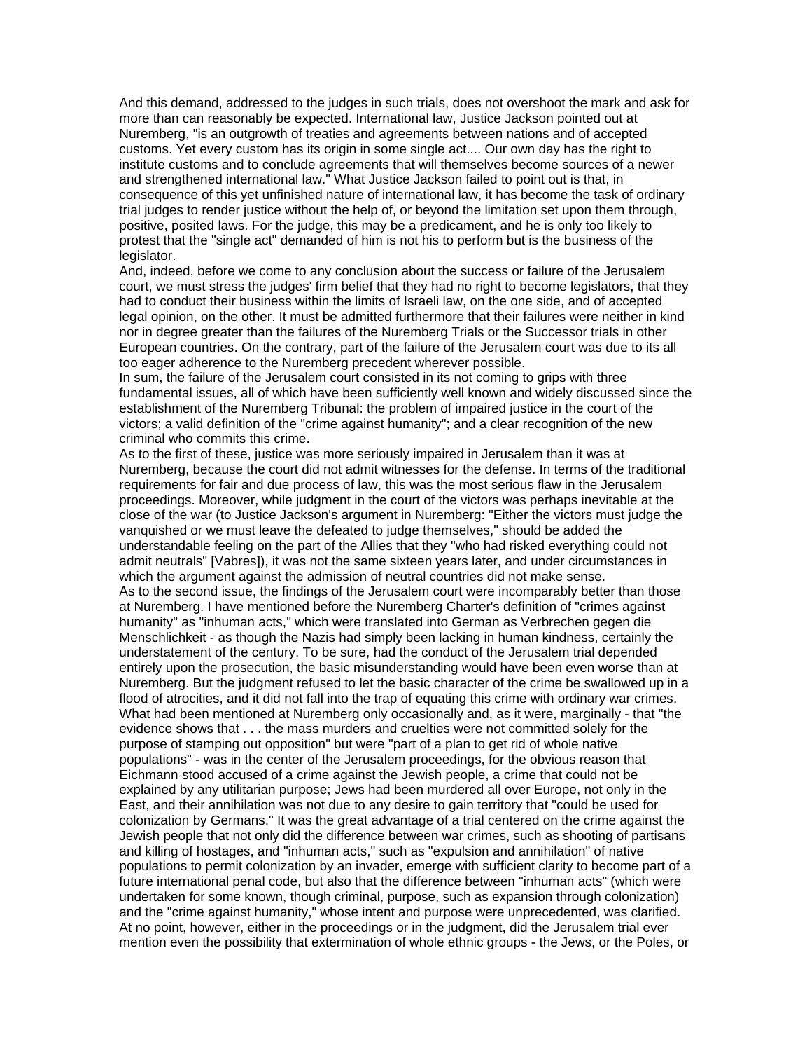And this demand, addressed to the judges in such trials, does not overshoot the mark and ask for more than can reasonably be expected. International law, Justice Jackson pointed out at Nuremberg, "is an outgrowth of treaties and agreements between nations and of accepted customs. Yet every custom has its origin in some single act.... Our own day has the right to institute customs and to conclude agreements that will themselves become sources of a newer and strengthened international law." What Justice Jackson failed to point out is that, in consequence of this yet unfinished nature of international law, it has become the task of ordinary trial judges to render justice without the help of, or beyond the limitation set upon them through, positive, posited laws. For the judge, this may be a predicament, and he is only too likely to protest that the "single act" demanded of him is not his to perform but is the business of the legislator.

And, indeed, before we come to any conclusion about the success or failure of the Jerusalem court, we must stress the judges' firm belief that they had no right to become legislators, that they had to conduct their business within the limits of Israeli law, on the one side, and of accepted legal opinion, on the other. It must be admitted furthermore that their failures were neither in kind nor in degree greater than the failures of the Nuremberg Trials or the Successor trials in other European countries. On the contrary, part of the failure of the Jerusalem court was due to its all too eager adherence to the Nuremberg precedent wherever possible.

In sum, the failure of the Jerusalem court consisted in its not coming to grips with three fundamental issues, all of which have been sufficiently well known and widely discussed since the establishment of the Nuremberg Tribunal: the problem of impaired justice in the court of the victors; a valid definition of the "crime against humanity"; and a clear recognition of the new criminal who commits this crime.

As to the first of these, justice was more seriously impaired in Jerusalem than it was at Nuremberg, because the court did not admit witnesses for the defense. In terms of the traditional requirements for fair and due process of law, this was the most serious flaw in the Jerusalem proceedings. Moreover, while judgment in the court of the victors was perhaps inevitable at the close of the war (to Justice Jackson's argument in Nuremberg: "Either the victors must judge the vanquished or we must leave the defeated to judge themselves," should be added the understandable feeling on the part of the Allies that they "who had risked everything could not admit neutrals" [Vabres]), it was not the same sixteen years later, and under circumstances in which the argument against the admission of neutral countries did not make sense.

As to the second issue, the findings of the Jerusalem court were incomparably better than those at Nuremberg. I have mentioned before the Nuremberg Charter's definition of "crimes against humanity" as "inhuman acts," which were translated into German as Verbrechen gegen die Menschlichkeit - as though the Nazis had simply been lacking in human kindness, certainly the understatement of the century. To be sure, had the conduct of the Jerusalem trial depended entirely upon the prosecution, the basic misunderstanding would have been even worse than at Nuremberg. But the judgment refused to let the basic character of the crime be swallowed up in a flood of atrocities, and it did not fall into the trap of equating this crime with ordinary war crimes. What had been mentioned at Nuremberg only occasionally and, as it were, marginally - that "the evidence shows that . . . the mass murders and cruelties were not committed solely for the purpose of stamping out opposition" but were "part of a plan to get rid of whole native populations" - was in the center of the Jerusalem proceedings, for the obvious reason that Eichmann stood accused of a crime against the Jewish people, a crime that could not be explained by any utilitarian purpose; Jews had been murdered all over Europe, not only in the East, and their annihilation was not due to any desire to gain territory that "could be used for colonization by Germans." It was the great advantage of a trial centered on the crime against the Jewish people that not only did the difference between war crimes, such as shooting of partisans and killing of hostages, and "inhuman acts," such as "expulsion and annihilation" of native populations to permit colonization by an invader, emerge with sufficient clarity to become part of a future international penal code, but also that the difference between "inhuman acts" (which were undertaken for some known, though criminal, purpose, such as expansion through colonization) and the "crime against humanity," whose intent and purpose were unprecedented, was clarified. At no point, however, either in the proceedings or in the judgment, did the Jerusalem trial ever mention even the possibility that extermination of whole ethnic groups - the Jews, or the Poles, or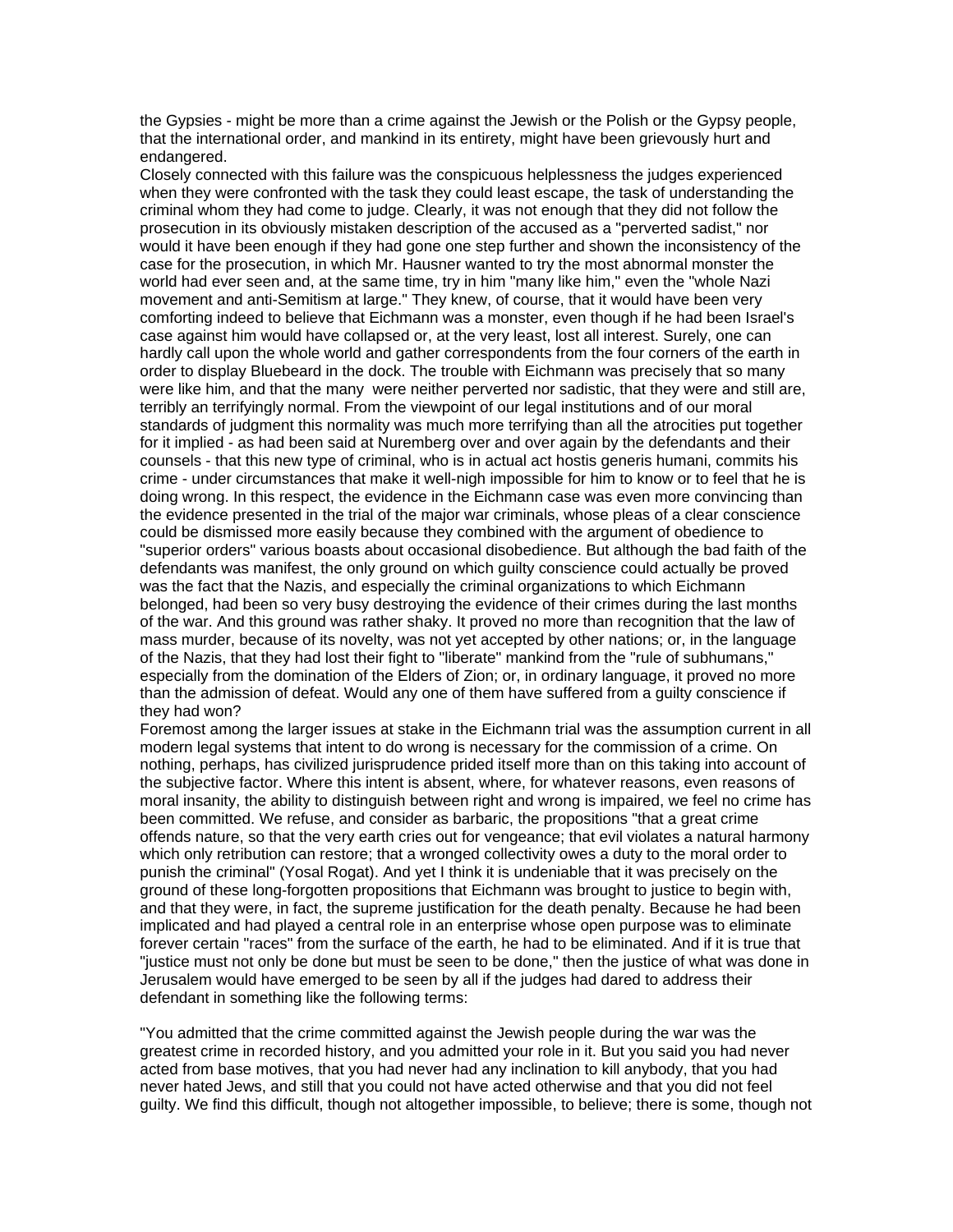the Gypsies - might be more than a crime against the Jewish or the Polish or the Gypsy people, that the international order, and mankind in its entirety, might have been grievously hurt and endangered.

Closely connected with this failure was the conspicuous helplessness the judges experienced when they were confronted with the task they could least escape, the task of understanding the criminal whom they had come to judge. Clearly, it was not enough that they did not follow the prosecution in its obviously mistaken description of the accused as a "perverted sadist," nor would it have been enough if they had gone one step further and shown the inconsistency of the case for the prosecution, in which Mr. Hausner wanted to try the most abnormal monster the world had ever seen and, at the same time, try in him "many like him," even the "whole Nazi movement and anti-Semitism at large." They knew, of course, that it would have been very comforting indeed to believe that Eichmann was a monster, even though if he had been Israel's case against him would have collapsed or, at the very least, lost all interest. Surely, one can hardly call upon the whole world and gather correspondents from the four corners of the earth in order to display Bluebeard in the dock. The trouble with Eichmann was precisely that so many were like him, and that the many were neither perverted nor sadistic, that they were and still are, terribly an terrifyingly normal. From the viewpoint of our legal institutions and of our moral standards of judgment this normality was much more terrifying than all the atrocities put together for it implied - as had been said at Nuremberg over and over again by the defendants and their counsels - that this new type of criminal, who is in actual act hostis generis humani, commits his crime - under circumstances that make it well-nigh impossible for him to know or to feel that he is doing wrong. In this respect, the evidence in the Eichmann case was even more convincing than the evidence presented in the trial of the major war criminals, whose pleas of a clear conscience could be dismissed more easily because they combined with the argument of obedience to "superior orders" various boasts about occasional disobedience. But although the bad faith of the defendants was manifest, the only ground on which guilty conscience could actually be proved was the fact that the Nazis, and especially the criminal organizations to which Eichmann belonged, had been so very busy destroying the evidence of their crimes during the last months of the war. And this ground was rather shaky. It proved no more than recognition that the law of mass murder, because of its novelty, was not yet accepted by other nations; or, in the language of the Nazis, that they had lost their fight to "liberate" mankind from the "rule of subhumans," especially from the domination of the Elders of Zion; or, in ordinary language, it proved no more than the admission of defeat. Would any one of them have suffered from a guilty conscience if they had won?

Foremost among the larger issues at stake in the Eichmann trial was the assumption current in all modern legal systems that intent to do wrong is necessary for the commission of a crime. On nothing, perhaps, has civilized jurisprudence prided itself more than on this taking into account of the subjective factor. Where this intent is absent, where, for whatever reasons, even reasons of moral insanity, the ability to distinguish between right and wrong is impaired, we feel no crime has been committed. We refuse, and consider as barbaric, the propositions "that a great crime offends nature, so that the very earth cries out for vengeance; that evil violates a natural harmony which only retribution can restore; that a wronged collectivity owes a duty to the moral order to punish the criminal" (Yosal Rogat). And yet I think it is undeniable that it was precisely on the ground of these long-forgotten propositions that Eichmann was brought to justice to begin with, and that they were, in fact, the supreme justification for the death penalty. Because he had been implicated and had played a central role in an enterprise whose open purpose was to eliminate forever certain "races" from the surface of the earth, he had to be eliminated. And if it is true that "justice must not only be done but must be seen to be done," then the justice of what was done in Jerusalem would have emerged to be seen by all if the judges had dared to address their defendant in something like the following terms:

"You admitted that the crime committed against the Jewish people during the war was the greatest crime in recorded history, and you admitted your role in it. But you said you had never acted from base motives, that you had never had any inclination to kill anybody, that you had never hated Jews, and still that you could not have acted otherwise and that you did not feel guilty. We find this difficult, though not altogether impossible, to believe; there is some, though not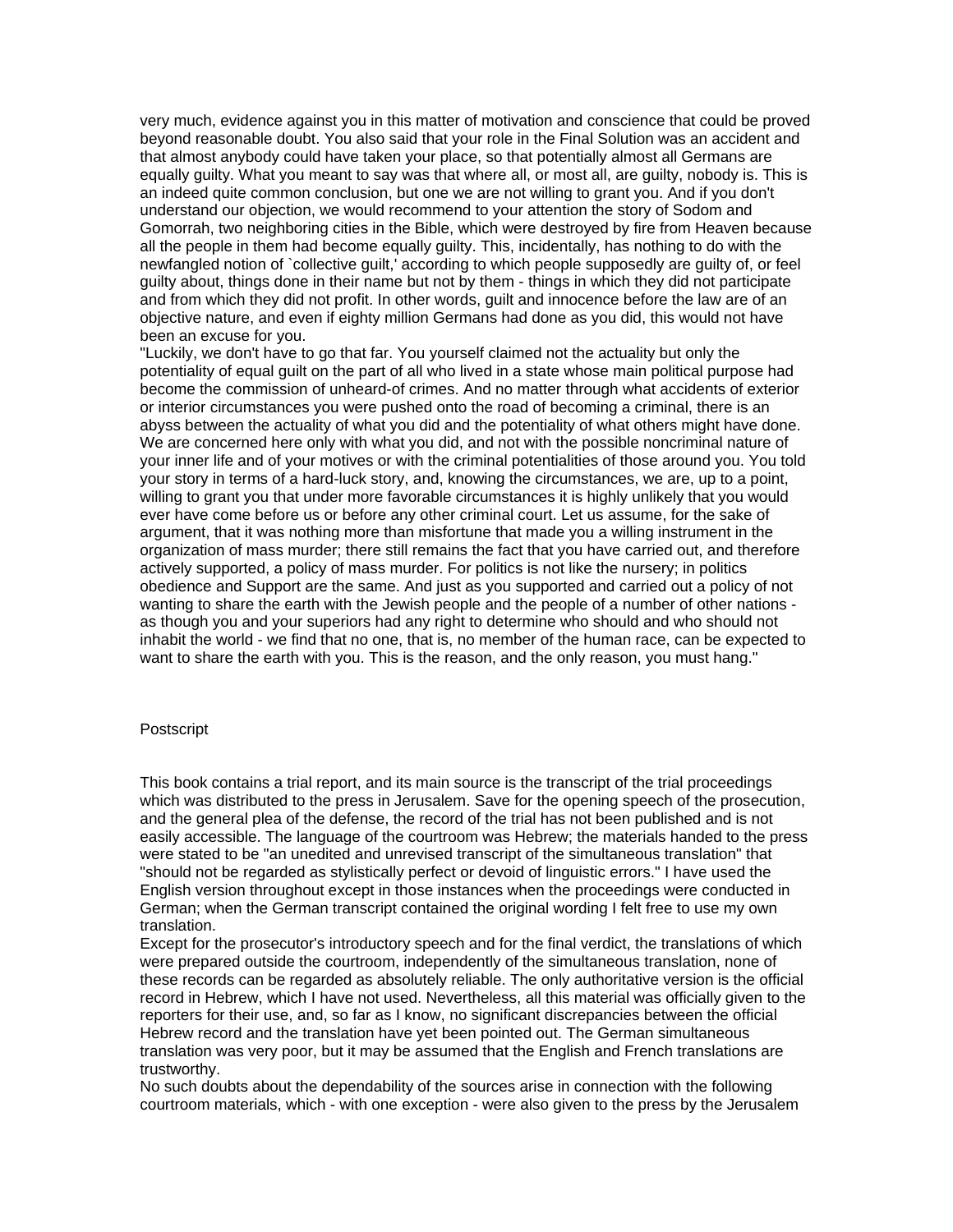very much, evidence against you in this matter of motivation and conscience that could be proved beyond reasonable doubt. You also said that your role in the Final Solution was an accident and that almost anybody could have taken your place, so that potentially almost all Germans are equally guilty. What you meant to say was that where all, or most all, are guilty, nobody is. This is an indeed quite common conclusion, but one we are not willing to grant you. And if you don't understand our objection, we would recommend to your attention the story of Sodom and Gomorrah, two neighboring cities in the Bible, which were destroyed by fire from Heaven because all the people in them had become equally guilty. This, incidentally, has nothing to do with the newfangled notion of `collective guilt,' according to which people supposedly are guilty of, or feel guilty about, things done in their name but not by them - things in which they did not participate and from which they did not profit. In other words, guilt and innocence before the law are of an objective nature, and even if eighty million Germans had done as you did, this would not have been an excuse for you.

"Luckily, we don't have to go that far. You yourself claimed not the actuality but only the potentiality of equal guilt on the part of all who lived in a state whose main political purpose had become the commission of unheard-of crimes. And no matter through what accidents of exterior or interior circumstances you were pushed onto the road of becoming a criminal, there is an abyss between the actuality of what you did and the potentiality of what others might have done. We are concerned here only with what you did, and not with the possible noncriminal nature of your inner life and of your motives or with the criminal potentialities of those around you. You told your story in terms of a hard-luck story, and, knowing the circumstances, we are, up to a point, willing to grant you that under more favorable circumstances it is highly unlikely that you would ever have come before us or before any other criminal court. Let us assume, for the sake of argument, that it was nothing more than misfortune that made you a willing instrument in the organization of mass murder; there still remains the fact that you have carried out, and therefore actively supported, a policy of mass murder. For politics is not like the nursery; in politics obedience and Support are the same. And just as you supported and carried out a policy of not wanting to share the earth with the Jewish people and the people of a number of other nations - as though you and your superiors had any right to determine who should and who should not inhabit the world - we find that no one, that is, no member of the human race, can be expected to want to share the earth with you. This is the reason, and the only reason, you must hang."

## Postscript

This book contains a trial report, and its main source is the transcript of the trial proceedings which was distributed to the press in Jerusalem. Save for the opening speech of the prosecution, and the general plea of the defense, the record of the trial has not been published and is not easily accessible. The language of the courtroom was Hebrew; the materials handed to the press were stated to be "an unedited and unrevised transcript of the simultaneous translation" that "should not be regarded as stylistically perfect or devoid of linguistic errors." I have used the English version throughout except in those instances when the proceedings were conducted in German; when the German transcript contained the original wording I felt free to use my own translation.

Except for the prosecutor's introductory speech and for the final verdict, the translations of which were prepared outside the courtroom, independently of the simultaneous translation, none of these records can be regarded as absolutely reliable. The only authoritative version is the official record in Hebrew, which I have not used. Nevertheless, all this material was officially given to the reporters for their use, and, so far as I know, no significant discrepancies between the official Hebrew record and the translation have yet been pointed out. The German simultaneous translation was very poor, but it may be assumed that the English and French translations are trustworthy.

No such doubts about the dependability of the sources arise in connection with the following courtroom materials, which - with one exception - were also given to the press by the Jerusalem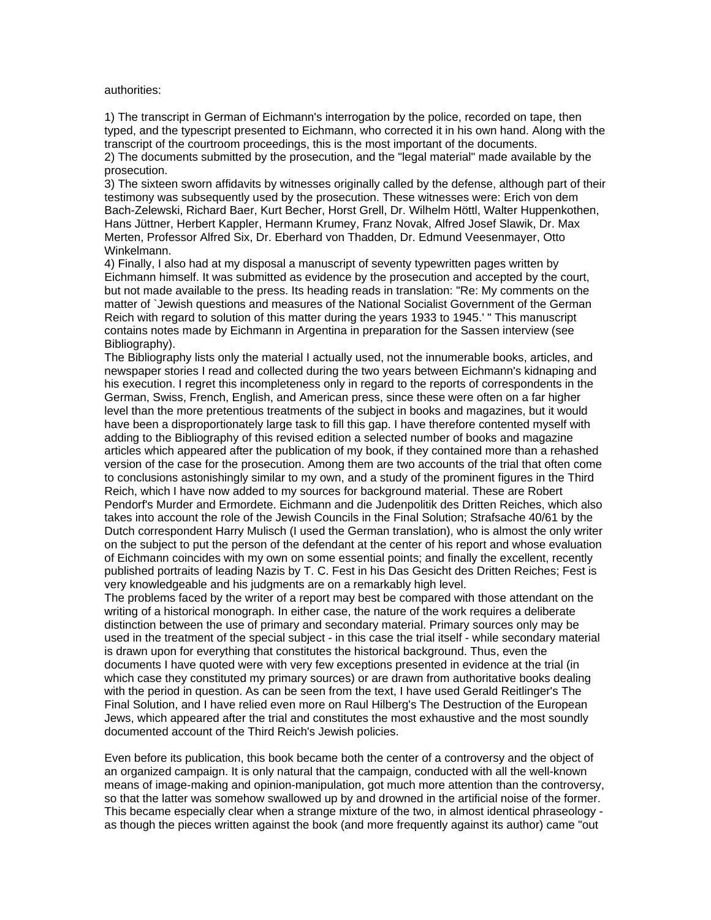authorities:

1) The transcript in German of Eichmann's interrogation by the police, recorded on tape, then typed, and the typescript presented to Eichmann, who corrected it in his own hand. Along with the transcript of the courtroom proceedings, this is the most important of the documents.
2) The documents submitted by the prosecution, and the "legal material" made available by the prosecution.
3) The sixteen sworn affidavits by witnesses originally called by the defense, although part of their testimony was subsequently used by the prosecution. These witnesses were: Erich von dem Bach-Zelewski, Richard Baer, Kurt Becher, Horst Grell, Dr. Wilhelm Höttl, Walter Huppenkothen, Hans Jüttner, Herbert Kappler, Hermann Krumey, Franz Novak, Alfred Josef Slawik, Dr. Max Merten, Professor Alfred Six, Dr. Eberhard von Thadden, Dr. Edmund Veesenmayer, Otto Winkelmann.
4) Finally, I also had at my disposal a manuscript of seventy typewritten pages written by Eichmann himself. It was submitted as evidence by the prosecution and accepted by the court, but not made available to the press. Its heading reads in translation: "Re: My comments on the matter of `Jewish questions and measures of the National Socialist Government of the German Reich with regard to solution of this matter during the years 1933 to 1945.' " This manuscript contains notes made by Eichmann in Argentina in preparation for the Sassen interview (see Bibliography).

The Bibliography lists only the material I actually used, not the innumerable books, articles, and newspaper stories I read and collected during the two years between Eichmann's kidnaping and his execution. I regret this incompleteness only in regard to the reports of correspondents in the German, Swiss, French, English, and American press, since these were often on a far higher level than the more pretentious treatments of the subject in books and magazines, but it would have been a disproportionately large task to fill this gap. I have therefore contented myself with adding to the Bibliography of this revised edition a selected number of books and magazine articles which appeared after the publication of my book, if they contained more than a rehashed version of the case for the prosecution. Among them are two accounts of the trial that often come to conclusions astonishingly similar to my own, and a study of the prominent figures in the Third Reich, which I have now added to my sources for background material. These are Robert Pendorf's Murder and Ermordete. Eichmann and die Judenpolitik des Dritten Reiches, which also takes into account the role of the Jewish Councils in the Final Solution; Strafsache 40/61 by the Dutch correspondent Harry Mulisch (I used the German translation), who is almost the only writer on the subject to put the person of the defendant at the center of his report and whose evaluation of Eichmann coincides with my own on some essential points; and finally the excellent, recently published portraits of leading Nazis by T. C. Fest in his Das Gesicht des Dritten Reiches; Fest is very knowledgeable and his judgments are on a remarkably high level.

The problems faced by the writer of a report may best be compared with those attendant on the writing of a historical monograph. In either case, the nature of the work requires a deliberate distinction between the use of primary and secondary material. Primary sources only may be used in the treatment of the special subject - in this case the trial itself - while secondary material is drawn upon for everything that constitutes the historical background. Thus, even the documents I have quoted were with very few exceptions presented in evidence at the trial (in which case they constituted my primary sources) or are drawn from authoritative books dealing with the period in question. As can be seen from the text, I have used Gerald Reitlinger's The Final Solution, and I have relied even more on Raul Hilberg's The Destruction of the European Jews, which appeared after the trial and constitutes the most exhaustive and the most soundly documented account of the Third Reich's Jewish policies.

Even before its publication, this book became both the center of a controversy and the object of an organized campaign. It is only natural that the campaign, conducted with all the well-known means of image-making and opinion-manipulation, got much more attention than the controversy, so that the latter was somehow swallowed up by and drowned in the artificial noise of the former. This became especially clear when a strange mixture of the two, in almost identical phraseology - as though the pieces written against the book (and more frequently against its author) came "out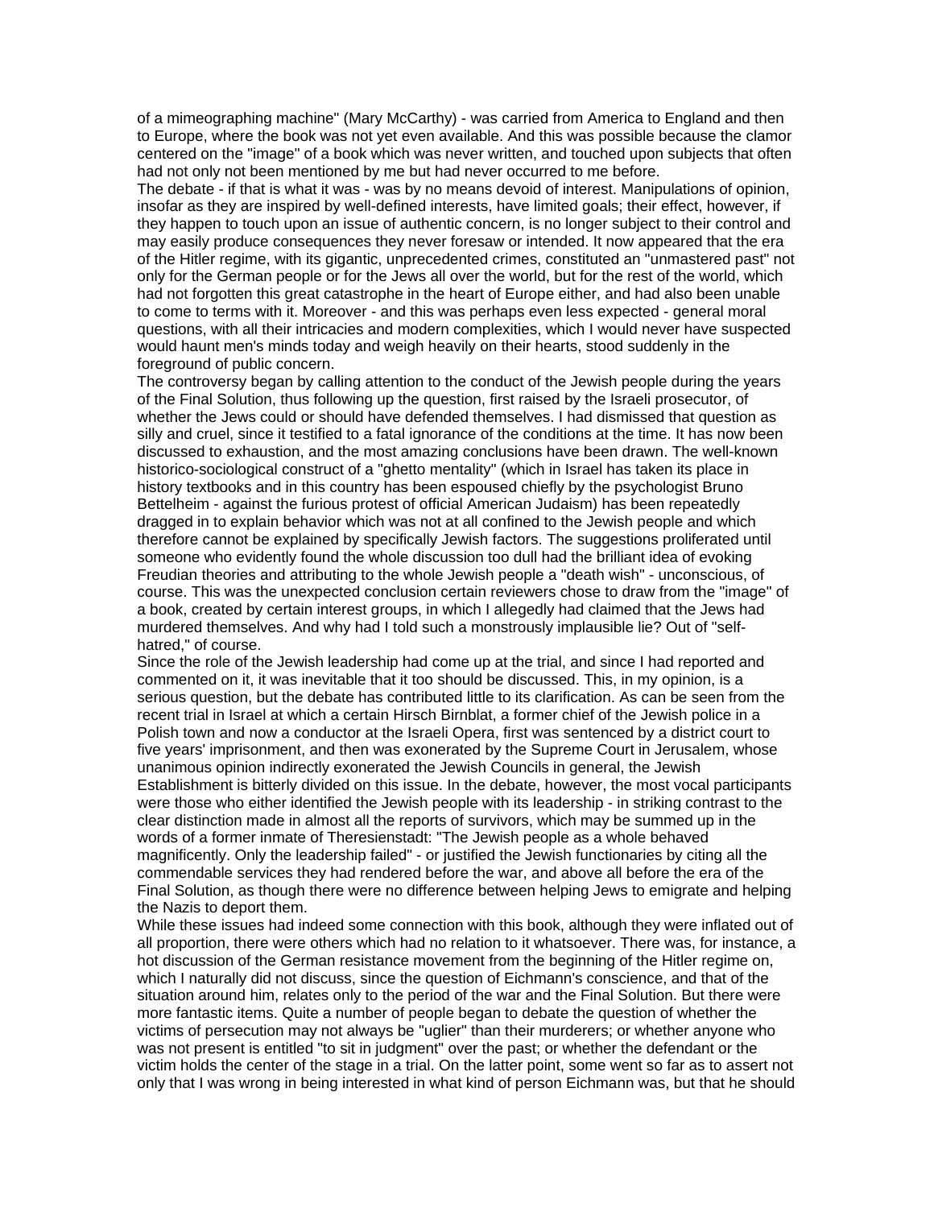of a mimeographing machine" (Mary McCarthy) - was carried from America to England and then to Europe, where the book was not yet even available. And this was possible because the clamor centered on the "image" of a book which was never written, and touched upon subjects that often had not only not been mentioned by me but had never occurred to me before.

The debate - if that is what it was - was by no means devoid of interest. Manipulations of opinion, insofar as they are inspired by well-defined interests, have limited goals; their effect, however, if they happen to touch upon an issue of authentic concern, is no longer subject to their control and may easily produce consequences they never foresaw or intended. It now appeared that the era of the Hitler regime, with its gigantic, unprecedented crimes, constituted an "unmastered past" not only for the German people or for the Jews all over the world, but for the rest of the world, which had not forgotten this great catastrophe in the heart of Europe either, and had also been unable to come to terms with it. Moreover - and this was perhaps even less expected - general moral questions, with all their intricacies and modern complexities, which I would never have suspected would haunt men's minds today and weigh heavily on their hearts, stood suddenly in the foreground of public concern.

The controversy began by calling attention to the conduct of the Jewish people during the years of the Final Solution, thus following up the question, first raised by the Israeli prosecutor, of whether the Jews could or should have defended themselves. I had dismissed that question as silly and cruel, since it testified to a fatal ignorance of the conditions at the time. It has now been discussed to exhaustion, and the most amazing conclusions have been drawn. The well-known historico-sociological construct of a "ghetto mentality" (which in Israel has taken its place in history textbooks and in this country has been espoused chiefly by the psychologist Bruno Bettelheim - against the furious protest of official American Judaism) has been repeatedly dragged in to explain behavior which was not at all confined to the Jewish people and which therefore cannot be explained by specifically Jewish factors. The suggestions proliferated until someone who evidently found the whole discussion too dull had the brilliant idea of evoking Freudian theories and attributing to the whole Jewish people a "death wish" - unconscious, of course. This was the unexpected conclusion certain reviewers chose to draw from the "image" of a book, created by certain interest groups, in which I allegedly had claimed that the Jews had murdered themselves. And why had I told such a monstrously implausible lie? Out of "self-hatred," of course.

Since the role of the Jewish leadership had come up at the trial, and since I had reported and commented on it, it was inevitable that it too should be discussed. This, in my opinion, is a serious question, but the debate has contributed little to its clarification. As can be seen from the recent trial in Israel at which a certain Hirsch Birnblat, a former chief of the Jewish police in a Polish town and now a conductor at the Israeli Opera, first was sentenced by a district court to five years' imprisonment, and then was exonerated by the Supreme Court in Jerusalem, whose unanimous opinion indirectly exonerated the Jewish Councils in general, the Jewish Establishment is bitterly divided on this issue. In the debate, however, the most vocal participants were those who either identified the Jewish people with its leadership - in striking contrast to the clear distinction made in almost all the reports of survivors, which may be summed up in the words of a former inmate of Theresienstadt: "The Jewish people as a whole behaved magnificently. Only the leadership failed" - or justified the Jewish functionaries by citing all the commendable services they had rendered before the war, and above all before the era of the Final Solution, as though there were no difference between helping Jews to emigrate and helping the Nazis to deport them.

While these issues had indeed some connection with this book, although they were inflated out of all proportion, there were others which had no relation to it whatsoever. There was, for instance, a hot discussion of the German resistance movement from the beginning of the Hitler regime on, which I naturally did not discuss, since the question of Eichmann's conscience, and that of the situation around him, relates only to the period of the war and the Final Solution. But there were more fantastic items. Quite a number of people began to debate the question of whether the victims of persecution may not always be "uglier" than their murderers; or whether anyone who was not present is entitled "to sit in judgment" over the past; or whether the defendant or the victim holds the center of the stage in a trial. On the latter point, some went so far as to assert not only that I was wrong in being interested in what kind of person Eichmann was, but that he should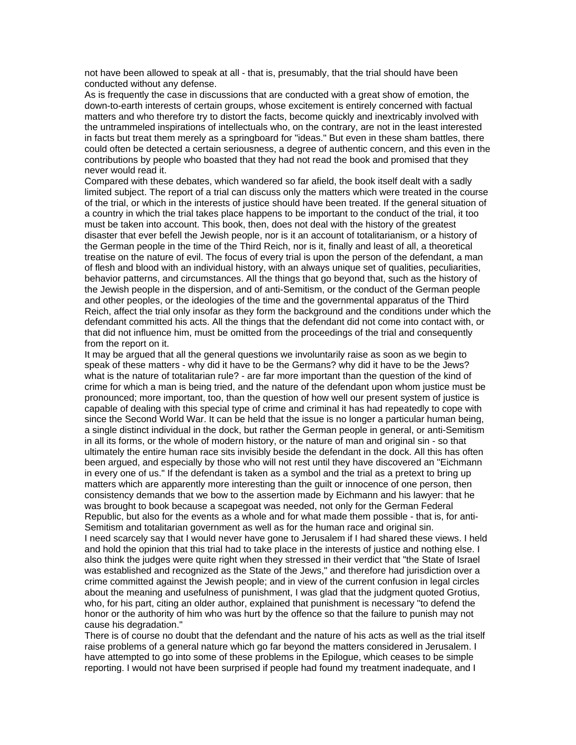not have been allowed to speak at all - that is, presumably, that the trial should have been conducted without any defense.

As is frequently the case in discussions that are conducted with a great show of emotion, the down-to-earth interests of certain groups, whose excitement is entirely concerned with factual matters and who therefore try to distort the facts, become quickly and inextricably involved with the untrammeled inspirations of intellectuals who, on the contrary, are not in the least interested in facts but treat them merely as a springboard for "ideas." But even in these sham battles, there could often be detected a certain seriousness, a degree of authentic concern, and this even in the contributions by people who boasted that they had not read the book and promised that they never would read it.

Compared with these debates, which wandered so far afield, the book itself dealt with a sadly limited subject. The report of a trial can discuss only the matters which were treated in the course of the trial, or which in the interests of justice should have been treated. If the general situation of a country in which the trial takes place happens to be important to the conduct of the trial, it too must be taken into account. This book, then, does not deal with the history of the greatest disaster that ever befell the Jewish people, nor is it an account of totalitarianism, or a history of the German people in the time of the Third Reich, nor is it, finally and least of all, a theoretical treatise on the nature of evil. The focus of every trial is upon the person of the defendant, a man of flesh and blood with an individual history, with an always unique set of qualities, peculiarities, behavior patterns, and circumstances. All the things that go beyond that, such as the history of the Jewish people in the dispersion, and of anti-Semitism, or the conduct of the German people and other peoples, or the ideologies of the time and the governmental apparatus of the Third Reich, affect the trial only insofar as they form the background and the conditions under which the defendant committed his acts. All the things that the defendant did not come into contact with, or that did not influence him, must be omitted from the proceedings of the trial and consequently from the report on it.

It may be argued that all the general questions we involuntarily raise as soon as we begin to speak of these matters - why did it have to be the Germans? why did it have to be the Jews? what is the nature of totalitarian rule? - are far more important than the question of the kind of crime for which a man is being tried, and the nature of the defendant upon whom justice must be pronounced; more important, too, than the question of how well our present system of justice is capable of dealing with this special type of crime and criminal it has had repeatedly to cope with since the Second World War. It can be held that the issue is no longer a particular human being, a single distinct individual in the dock, but rather the German people in general, or anti-Semitism in all its forms, or the whole of modern history, or the nature of man and original sin - so that ultimately the entire human race sits invisibly beside the defendant in the dock. All this has often been argued, and especially by those who will not rest until they have discovered an "Eichmann in every one of us." If the defendant is taken as a symbol and the trial as a pretext to bring up matters which are apparently more interesting than the guilt or innocence of one person, then consistency demands that we bow to the assertion made by Eichmann and his lawyer: that he was brought to book because a scapegoat was needed, not only for the German Federal Republic, but also for the events as a whole and for what made them possible - that is, for anti-Semitism and totalitarian government as well as for the human race and original sin.

I need scarcely say that I would never have gone to Jerusalem if I had shared these views. I held and hold the opinion that this trial had to take place in the interests of justice and nothing else. I also think the judges were quite right when they stressed in their verdict that "the State of Israel was established and recognized as the State of the Jews," and therefore had jurisdiction over a crime committed against the Jewish people; and in view of the current confusion in legal circles about the meaning and usefulness of punishment, I was glad that the judgment quoted Grotius, who, for his part, citing an older author, explained that punishment is necessary "to defend the honor or the authority of him who was hurt by the offence so that the failure to punish may not cause his degradation."

There is of course no doubt that the defendant and the nature of his acts as well as the trial itself raise problems of a general nature which go far beyond the matters considered in Jerusalem. I have attempted to go into some of these problems in the Epilogue, which ceases to be simple reporting. I would not have been surprised if people had found my treatment inadequate, and I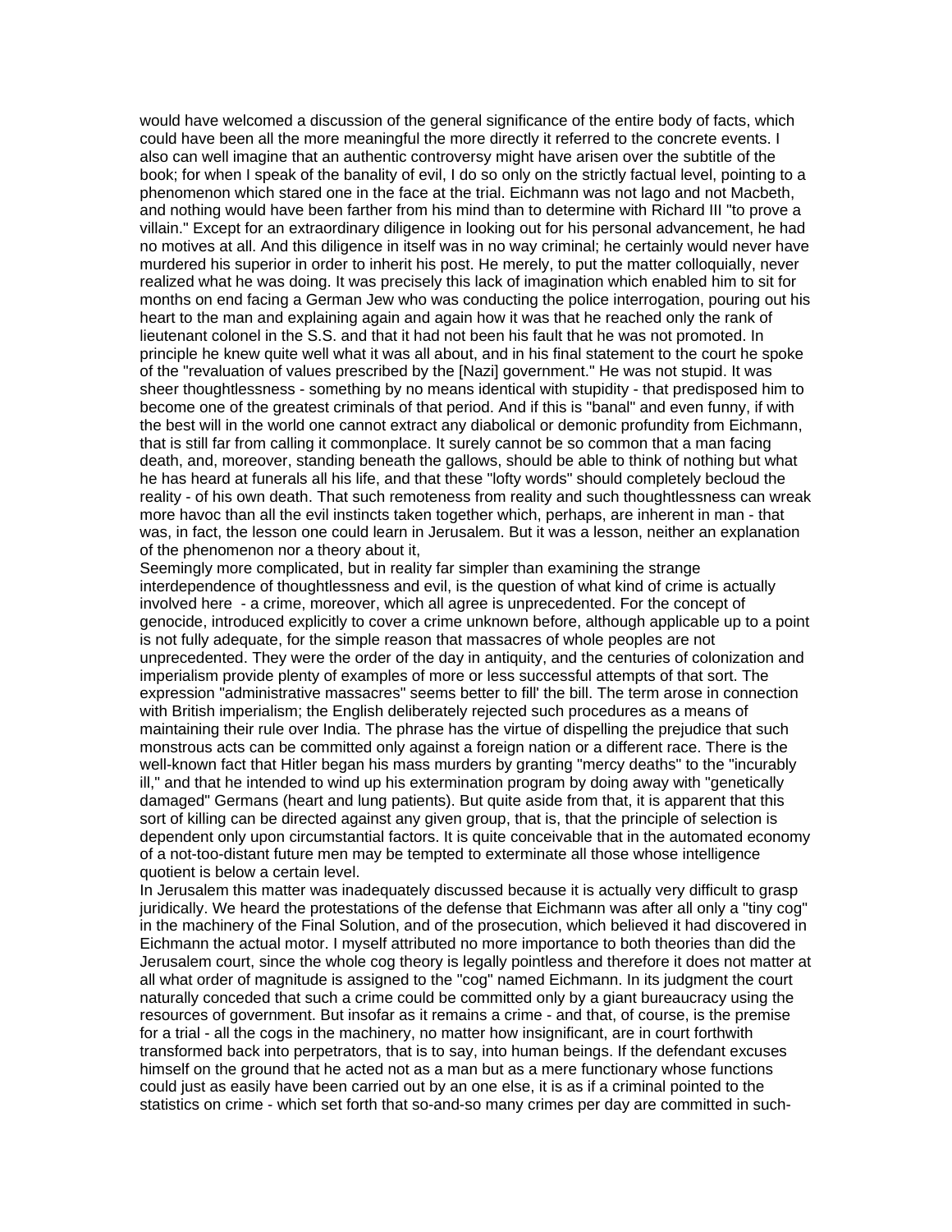would have welcomed a discussion of the general significance of the entire body of facts, which could have been all the more meaningful the more directly it referred to the concrete events. I also can well imagine that an authentic controversy might have arisen over the subtitle of the book; for when I speak of the banality of evil, I do so only on the strictly factual level, pointing to a phenomenon which stared one in the face at the trial. Eichmann was not Iago and not Macbeth, and nothing would have been farther from his mind than to determine with Richard III "to prove a villain." Except for an extraordinary diligence in looking out for his personal advancement, he had no motives at all. And this diligence in itself was in no way criminal; he certainly would never have murdered his superior in order to inherit his post. He merely, to put the matter colloquially, never realized what he was doing. It was precisely this lack of imagination which enabled him to sit for months on end facing a German Jew who was conducting the police interrogation, pouring out his heart to the man and explaining again and again how it was that he reached only the rank of lieutenant colonel in the S.S. and that it had not been his fault that he was not promoted. In principle he knew quite well what it was all about, and in his final statement to the court he spoke of the "revaluation of values prescribed by the [Nazi] government." He was not stupid. It was sheer thoughtlessness - something by no means identical with stupidity - that predisposed him to become one of the greatest criminals of that period. And if this is "banal" and even funny, if with the best will in the world one cannot extract any diabolical or demonic profundity from Eichmann, that is still far from calling it commonplace. It surely cannot be so common that a man facing death, and, moreover, standing beneath the gallows, should be able to think of nothing but what he has heard at funerals all his life, and that these "lofty words" should completely becloud the reality - of his own death. That such remoteness from reality and such thoughtlessness can wreak more havoc than all the evil instincts taken together which, perhaps, are inherent in man - that was, in fact, the lesson one could learn in Jerusalem. But it was a lesson, neither an explanation of the phenomenon nor a theory about it,

Seemingly more complicated, but in reality far simpler than examining the strange interdependence of thoughtlessness and evil, is the question of what kind of crime is actually involved here - a crime, moreover, which all agree is unprecedented. For the concept of genocide, introduced explicitly to cover a crime unknown before, although applicable up to a point is not fully adequate, for the simple reason that massacres of whole peoples are not unprecedented. They were the order of the day in antiquity, and the centuries of colonization and imperialism provide plenty of examples of more or less successful attempts of that sort. The expression "administrative massacres" seems better to fill' the bill. The term arose in connection with British imperialism; the English deliberately rejected such procedures as a means of maintaining their rule over India. The phrase has the virtue of dispelling the prejudice that such monstrous acts can be committed only against a foreign nation or a different race. There is the well-known fact that Hitler began his mass murders by granting "mercy deaths" to the "incurably ill," and that he intended to wind up his extermination program by doing away with "genetically damaged" Germans (heart and lung patients). But quite aside from that, it is apparent that this sort of killing can be directed against any given group, that is, that the principle of selection is dependent only upon circumstantial factors. It is quite conceivable that in the automated economy of a not-too-distant future men may be tempted to exterminate all those whose intelligence quotient is below a certain level.

In Jerusalem this matter was inadequately discussed because it is actually very difficult to grasp juridically. We heard the protestations of the defense that Eichmann was after all only a "tiny cog" in the machinery of the Final Solution, and of the prosecution, which believed it had discovered in Eichmann the actual motor. I myself attributed no more importance to both theories than did the Jerusalem court, since the whole cog theory is legally pointless and therefore it does not matter at all what order of magnitude is assigned to the "cog" named Eichmann. In its judgment the court naturally conceded that such a crime could be committed only by a giant bureaucracy using the resources of government. But insofar as it remains a crime - and that, of course, is the premise for a trial - all the cogs in the machinery, no matter how insignificant, are in court forthwith transformed back into perpetrators, that is to say, into human beings. If the defendant excuses himself on the ground that he acted not as a man but as a mere functionary whose functions could just as easily have been carried out by an one else, it is as if a criminal pointed to the statistics on crime - which set forth that so-and-so many crimes per day are committed in such-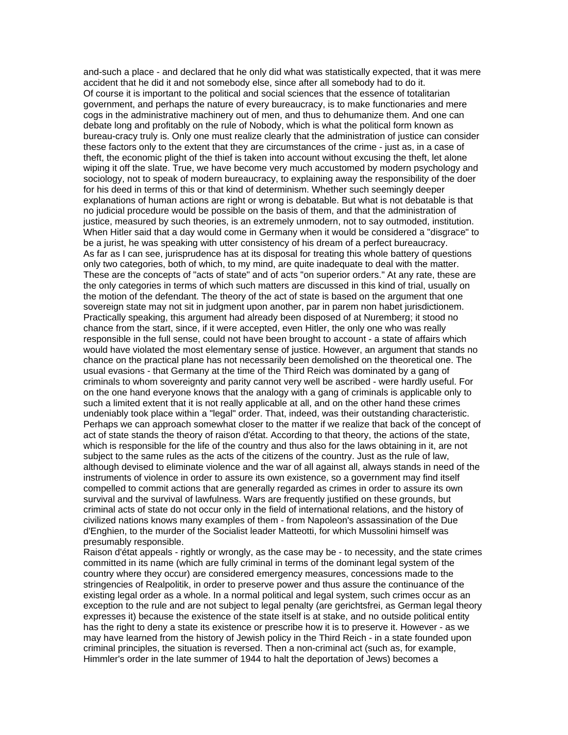and-such a place - and declared that he only did what was statistically expected, that it was mere accident that he did it and not somebody else, since after all somebody had to do it.

Of course it is important to the political and social sciences that the essence of totalitarian government, and perhaps the nature of every bureaucracy, is to make functionaries and mere cogs in the administrative machinery out of men, and thus to dehumanize them. And one can debate long and profitably on the rule of Nobody, which is what the political form known as bureau-cracy truly is. Only one must realize clearly that the administration of justice can consider these factors only to the extent that they are circumstances of the crime - just as, in a case of theft, the economic plight of the thief is taken into account without excusing the theft, let alone wiping it off the slate. True, we have become very much accustomed by modern psychology and sociology, not to speak of modern bureaucracy, to explaining away the responsibility of the doer for his deed in terms of this or that kind of determinism. Whether such seemingly deeper explanations of human actions are right or wrong is debatable. But what is not debatable is that no judicial procedure would be possible on the basis of them, and that the administration of justice, measured by such theories, is an extremely unmodern, not to say outmoded, institution. When Hitler said that a day would come in Germany when it would be considered a "disgrace" to be a jurist, he was speaking with utter consistency of his dream of a perfect bureaucracy.

As far as I can see, jurisprudence has at its disposal for treating this whole battery of questions only two categories, both of which, to my mind, are quite inadequate to deal with the matter. These are the concepts of "acts of state" and of acts "on superior orders." At any rate, these are the only categories in terms of which such matters are discussed in this kind of trial, usually on the motion of the defendant. The theory of the act of state is based on the argument that one sovereign state may not sit in judgment upon another, par in parem non habet jurisdictionem. Practically speaking, this argument had already been disposed of at Nuremberg; it stood no chance from the start, since, if it were accepted, even Hitler, the only one who was really responsible in the full sense, could not have been brought to account - a state of affairs which would have violated the most elementary sense of justice. However, an argument that stands no chance on the practical plane has not necessarily been demolished on the theoretical one. The usual evasions - that Germany at the time of the Third Reich was dominated by a gang of criminals to whom sovereignty and parity cannot very well be ascribed - were hardly useful. For on the one hand everyone knows that the analogy with a gang of criminals is applicable only to such a limited extent that it is not really applicable at all, and on the other hand these crimes undeniably took place within a "legal" order. That, indeed, was their outstanding characteristic.

Perhaps we can approach somewhat closer to the matter if we realize that back of the concept of act of state stands the theory of raison d'état. According to that theory, the actions of the state, which is responsible for the life of the country and thus also for the laws obtaining in it, are not subject to the same rules as the acts of the citizens of the country. Just as the rule of law, although devised to eliminate violence and the war of all against all, always stands in need of the instruments of violence in order to assure its own existence, so a government may find itself compelled to commit actions that are generally regarded as crimes in order to assure its own survival and the survival of lawfulness. Wars are frequently justified on these grounds, but criminal acts of state do not occur only in the field of international relations, and the history of civilized nations knows many examples of them - from Napoleon's assassination of the Due d'Enghien, to the murder of the Socialist leader Matteotti, for which Mussolini himself was presumably responsible.

Raison d'état appeals - rightly or wrongly, as the case may be - to necessity, and the state crimes committed in its name (which are fully criminal in terms of the dominant legal system of the country where they occur) are considered emergency measures, concessions made to the stringencies of Realpolitik, in order to preserve power and thus assure the continuance of the existing legal order as a whole. In a normal political and legal system, such crimes occur as an exception to the rule and are not subject to legal penalty (are gerichtsfrei, as German legal theory expresses it) because the existence of the state itself is at stake, and no outside political entity has the right to deny a state its existence or prescribe how it is to preserve it. However - as we may have learned from the history of Jewish policy in the Third Reich - in a state founded upon criminal principles, the situation is reversed. Then a non-criminal act (such as, for example, Himmler's order in the late summer of 1944 to halt the deportation of Jews) becomes a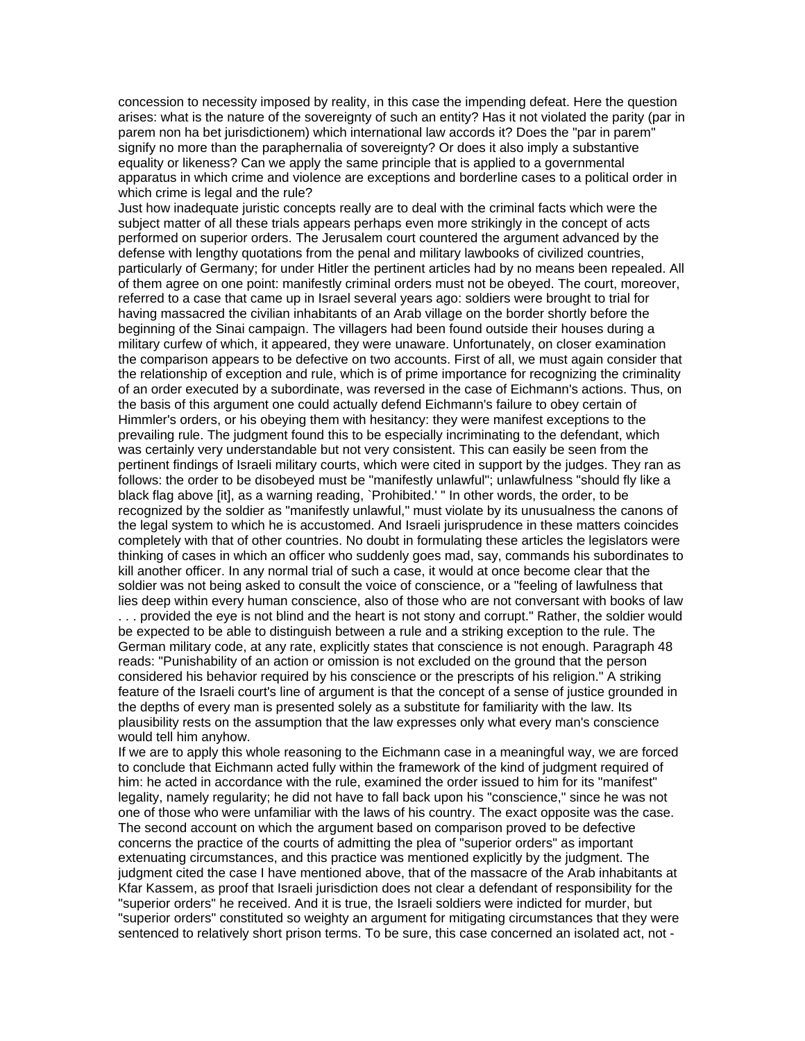concession to necessity imposed by reality, in this case the impending defeat. Here the question arises: what is the nature of the sovereignty of such an entity? Has it not violated the parity (par in parem non ha bet jurisdictionem) which international law accords it? Does the "par in parem" signify no more than the paraphernalia of sovereignty? Or does it also imply a substantive equality or likeness? Can we apply the same principle that is applied to a governmental apparatus in which crime and violence are exceptions and borderline cases to a political order in which crime is legal and the rule?

Just how inadequate juristic concepts really are to deal with the criminal facts which were the subject matter of all these trials appears perhaps even more strikingly in the concept of acts performed on superior orders. The Jerusalem court countered the argument advanced by the defense with lengthy quotations from the penal and military lawbooks of civilized countries, particularly of Germany; for under Hitler the pertinent articles had by no means been repealed. All of them agree on one point: manifestly criminal orders must not be obeyed. The court, moreover, referred to a case that came up in Israel several years ago: soldiers were brought to trial for having massacred the civilian inhabitants of an Arab village on the border shortly before the beginning of the Sinai campaign. The villagers had been found outside their houses during a military curfew of which, it appeared, they were unaware. Unfortunately, on closer examination the comparison appears to be defective on two accounts. First of all, we must again consider that the relationship of exception and rule, which is of prime importance for recognizing the criminality of an order executed by a subordinate, was reversed in the case of Eichmann's actions. Thus, on the basis of this argument one could actually defend Eichmann's failure to obey certain of Himmler's orders, or his obeying them with hesitancy: they were manifest exceptions to the prevailing rule. The judgment found this to be especially incriminating to the defendant, which was certainly very understandable but not very consistent. This can easily be seen from the pertinent findings of Israeli military courts, which were cited in support by the judges. They ran as follows: the order to be disobeyed must be "manifestly unlawful"; unlawfulness "should fly like a black flag above [it], as a warning reading, `Prohibited.' " In other words, the order, to be recognized by the soldier as "manifestly unlawful," must violate by its unusualness the canons of the legal system to which he is accustomed. And Israeli jurisprudence in these matters coincides completely with that of other countries. No doubt in formulating these articles the legislators were thinking of cases in which an officer who suddenly goes mad, say, commands his subordinates to kill another officer. In any normal trial of such a case, it would at once become clear that the soldier was not being asked to consult the voice of conscience, or a "feeling of lawfulness that lies deep within every human conscience, also of those who are not conversant with books of law . . . provided the eye is not blind and the heart is not stony and corrupt." Rather, the soldier would be expected to be able to distinguish between a rule and a striking exception to the rule. The German military code, at any rate, explicitly states that conscience is not enough. Paragraph 48 reads: "Punishability of an action or omission is not excluded on the ground that the person considered his behavior required by his conscience or the prescripts of his religion." A striking feature of the Israeli court's line of argument is that the concept of a sense of justice grounded in the depths of every man is presented solely as a substitute for familiarity with the law. Its plausibility rests on the assumption that the law expresses only what every man's conscience would tell him anyhow.

If we are to apply this whole reasoning to the Eichmann case in a meaningful way, we are forced to conclude that Eichmann acted fully within the framework of the kind of judgment required of him: he acted in accordance with the rule, examined the order issued to him for its "manifest" legality, namely regularity; he did not have to fall back upon his "conscience," since he was not one of those who were unfamiliar with the laws of his country. The exact opposite was the case.

The second account on which the argument based on comparison proved to be defective concerns the practice of the courts of admitting the plea of "superior orders" as important extenuating circumstances, and this practice was mentioned explicitly by the judgment. The judgment cited the case I have mentioned above, that of the massacre of the Arab inhabitants at Kfar Kassem, as proof that Israeli jurisdiction does not clear a defendant of responsibility for the "superior orders" he received. And it is true, the Israeli soldiers were indicted for murder, but "superior orders" constituted so weighty an argument for mitigating circumstances that they were sentenced to relatively short prison terms. To be sure, this case concerned an isolated act, not -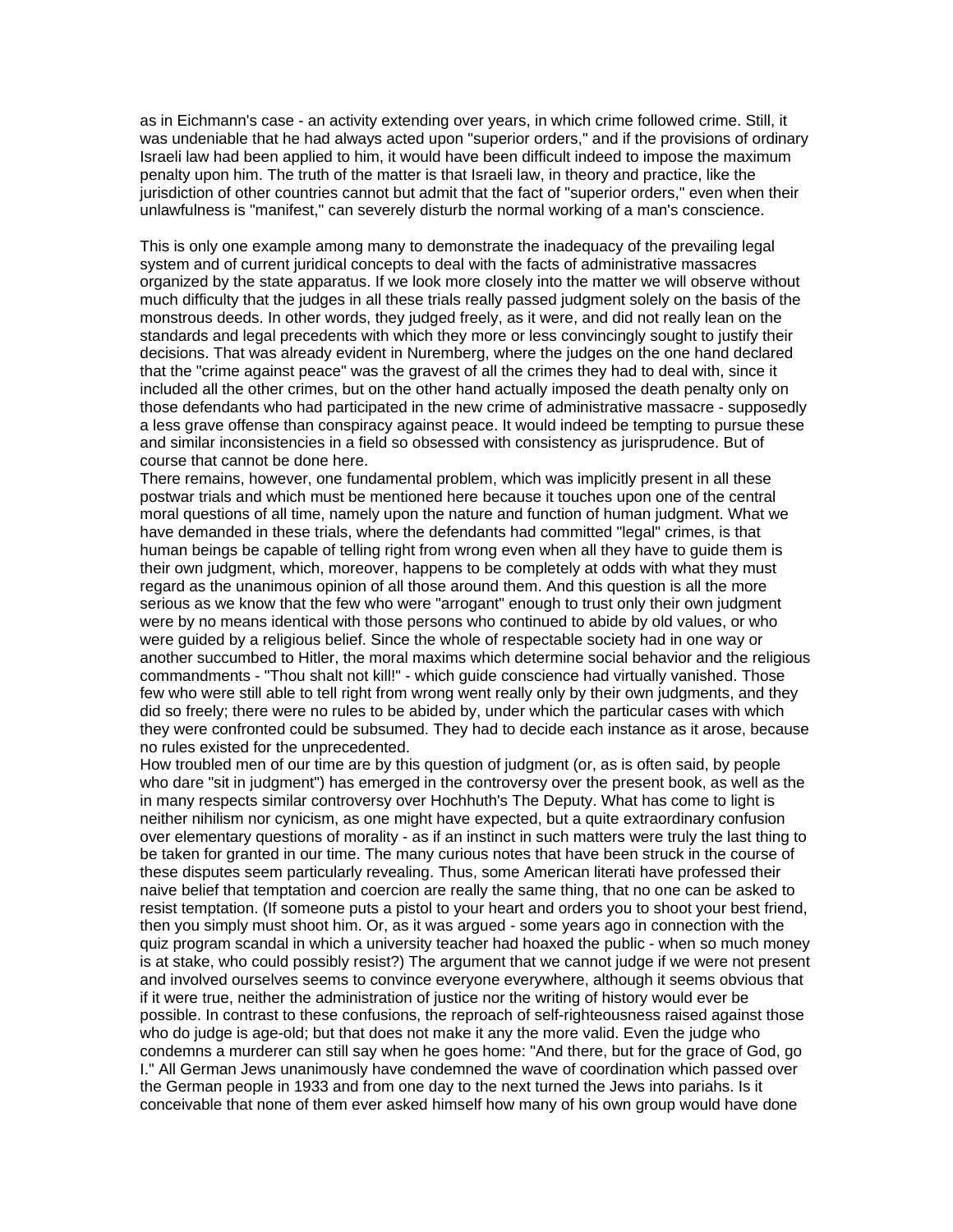as in Eichmann's case - an activity extending over years, in which crime followed crime. Still, it was undeniable that he had always acted upon "superior orders," and if the provisions of ordinary Israeli law had been applied to him, it would have been difficult indeed to impose the maximum penalty upon him. The truth of the matter is that Israeli law, in theory and practice, like the jurisdiction of other countries cannot but admit that the fact of "superior orders," even when their unlawfulness is "manifest," can severely disturb the normal working of a man's conscience.

This is only one example among many to demonstrate the inadequacy of the prevailing legal system and of current juridical concepts to deal with the facts of administrative massacres organized by the state apparatus. If we look more closely into the matter we will observe without much difficulty that the judges in all these trials really passed judgment solely on the basis of the monstrous deeds. In other words, they judged freely, as it were, and did not really lean on the standards and legal precedents with which they more or less convincingly sought to justify their decisions. That was already evident in Nuremberg, where the judges on the one hand declared that the "crime against peace" was the gravest of all the crimes they had to deal with, since it included all the other crimes, but on the other hand actually imposed the death penalty only on those defendants who had participated in the new crime of administrative massacre - supposedly a less grave offense than conspiracy against peace. It would indeed be tempting to pursue these and similar inconsistencies in a field so obsessed with consistency as jurisprudence. But of course that cannot be done here.

There remains, however, one fundamental problem, which was implicitly present in all these postwar trials and which must be mentioned here because it touches upon one of the central moral questions of all time, namely upon the nature and function of human judgment. What we have demanded in these trials, where the defendants had committed "legal" crimes, is that human beings be capable of telling right from wrong even when all they have to guide them is their own judgment, which, moreover, happens to be completely at odds with what they must regard as the unanimous opinion of all those around them. And this question is all the more serious as we know that the few who were "arrogant" enough to trust only their own judgment were by no means identical with those persons who continued to abide by old values, or who were guided by a religious belief. Since the whole of respectable society had in one way or another succumbed to Hitler, the moral maxims which determine social behavior and the religious commandments - "Thou shalt not kill!" - which guide conscience had virtually vanished. Those few who were still able to tell right from wrong went really only by their own judgments, and they did so freely; there were no rules to be abided by, under which the particular cases with which they were confronted could be subsumed. They had to decide each instance as it arose, because no rules existed for the unprecedented.

How troubled men of our time are by this question of judgment (or, as is often said, by people who dare "sit in judgment") has emerged in the controversy over the present book, as well as the in many respects similar controversy over Hochhuth's The Deputy. What has come to light is neither nihilism nor cynicism, as one might have expected, but a quite extraordinary confusion over elementary questions of morality - as if an instinct in such matters were truly the last thing to be taken for granted in our time. The many curious notes that have been struck in the course of these disputes seem particularly revealing. Thus, some American literati have professed their naive belief that temptation and coercion are really the same thing, that no one can be asked to resist temptation. (If someone puts a pistol to your heart and orders you to shoot your best friend, then you simply must shoot him. Or, as it was argued - some years ago in connection with the quiz program scandal in which a university teacher had hoaxed the public - when so much money is at stake, who could possibly resist?) The argument that we cannot judge if we were not present and involved ourselves seems to convince everyone everywhere, although it seems obvious that if it were true, neither the administration of justice nor the writing of history would ever be possible. In contrast to these confusions, the reproach of self-righteousness raised against those who do judge is age-old; but that does not make it any the more valid. Even the judge who condemns a murderer can still say when he goes home: "And there, but for the grace of God, go I." All German Jews unanimously have condemned the wave of coordination which passed over the German people in 1933 and from one day to the next turned the Jews into pariahs. Is it conceivable that none of them ever asked himself how many of his own group would have done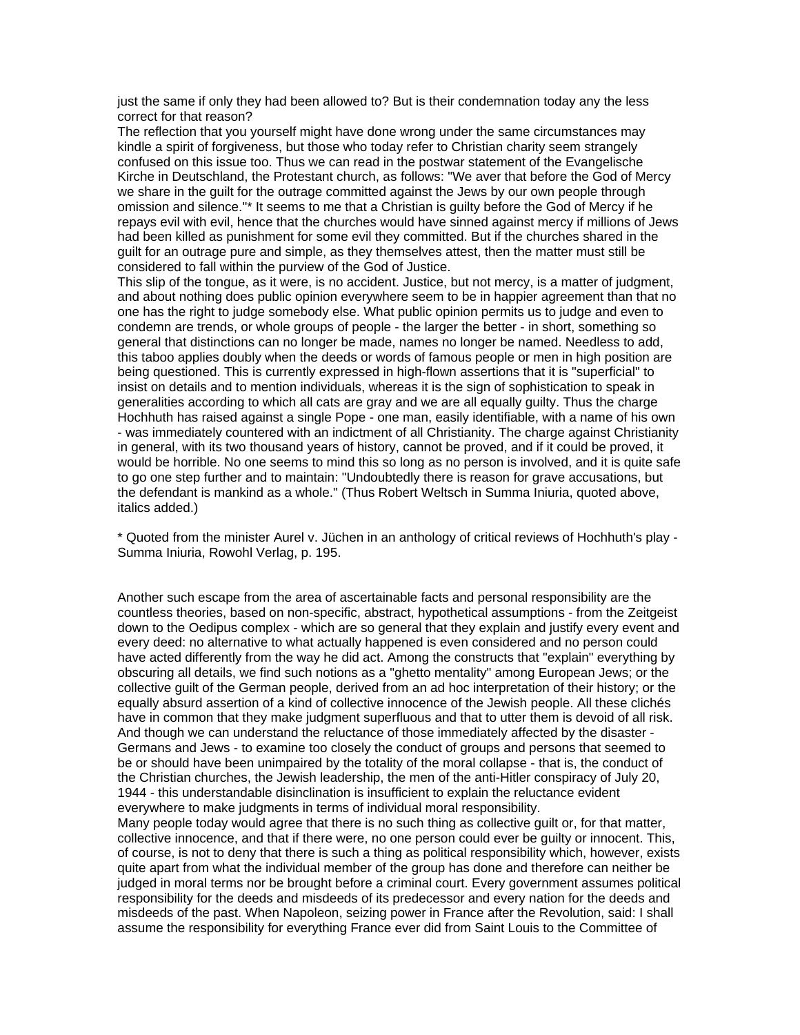just the same if only they had been allowed to? But is their condemnation today any the less correct for that reason?

The reflection that you yourself might have done wrong under the same circumstances may kindle a spirit of forgiveness, but those who today refer to Christian charity seem strangely confused on this issue too. Thus we can read in the postwar statement of the Evangelische Kirche in Deutschland, the Protestant church, as follows: "We aver that before the God of Mercy we share in the guilt for the outrage committed against the Jews by our own people through omission and silence."* It seems to me that a Christian is guilty before the God of Mercy if he repays evil with evil, hence that the churches would have sinned against mercy if millions of Jews had been killed as punishment for some evil they committed. But if the churches shared in the guilt for an outrage pure and simple, as they themselves attest, then the matter must still be considered to fall within the purview of the God of Justice.

This slip of the tongue, as it were, is no accident. Justice, but not mercy, is a matter of judgment, and about nothing does public opinion everywhere seem to be in happier agreement than that no one has the right to judge somebody else. What public opinion permits us to judge and even to condemn are trends, or whole groups of people - the larger the better - in short, something so general that distinctions can no longer be made, names no longer be named. Needless to add, this taboo applies doubly when the deeds or words of famous people or men in high position are being questioned. This is currently expressed in high-flown assertions that it is "superficial" to insist on details and to mention individuals, whereas it is the sign of sophistication to speak in generalities according to which all cats are gray and we are all equally guilty. Thus the charge Hochhuth has raised against a single Pope - one man, easily identifiable, with a name of his own - was immediately countered with an indictment of all Christianity. The charge against Christianity in general, with its two thousand years of history, cannot be proved, and if it could be proved, it would be horrible. No one seems to mind this so long as no person is involved, and it is quite safe to go one step further and to maintain: "Undoubtedly there is reason for grave accusations, but the defendant is mankind as a whole." (Thus Robert Weltsch in Summa Iniuria, quoted above, italics added.)

* Quoted from the minister Aurel v. Jüchen in an anthology of critical reviews of Hochhuth's play - Summa Iniuria, Rowohl Verlag, p. 195.

Another such escape from the area of ascertainable facts and personal responsibility are the countless theories, based on non-specific, abstract, hypothetical assumptions - from the Zeitgeist down to the Oedipus complex - which are so general that they explain and justify every event and every deed: no alternative to what actually happened is even considered and no person could have acted differently from the way he did act. Among the constructs that "explain" everything by obscuring all details, we find such notions as a "ghetto mentality" among European Jews; or the collective guilt of the German people, derived from an ad hoc interpretation of their history; or the equally absurd assertion of a kind of collective innocence of the Jewish people. All these clichés have in common that they make judgment superfluous and that to utter them is devoid of all risk. And though we can understand the reluctance of those immediately affected by the disaster - Germans and Jews - to examine too closely the conduct of groups and persons that seemed to be or should have been unimpaired by the totality of the moral collapse - that is, the conduct of the Christian churches, the Jewish leadership, the men of the anti-Hitler conspiracy of July 20, 1944 - this understandable disinclination is insufficient to explain the reluctance evident everywhere to make judgments in terms of individual moral responsibility.

Many people today would agree that there is no such thing as collective guilt or, for that matter, collective innocence, and that if there were, no one person could ever be guilty or innocent. This, of course, is not to deny that there is such a thing as political responsibility which, however, exists quite apart from what the individual member of the group has done and therefore can neither be judged in moral terms nor be brought before a criminal court. Every government assumes political responsibility for the deeds and misdeeds of its predecessor and every nation for the deeds and misdeeds of the past. When Napoleon, seizing power in France after the Revolution, said: I shall assume the responsibility for everything France ever did from Saint Louis to the Committee of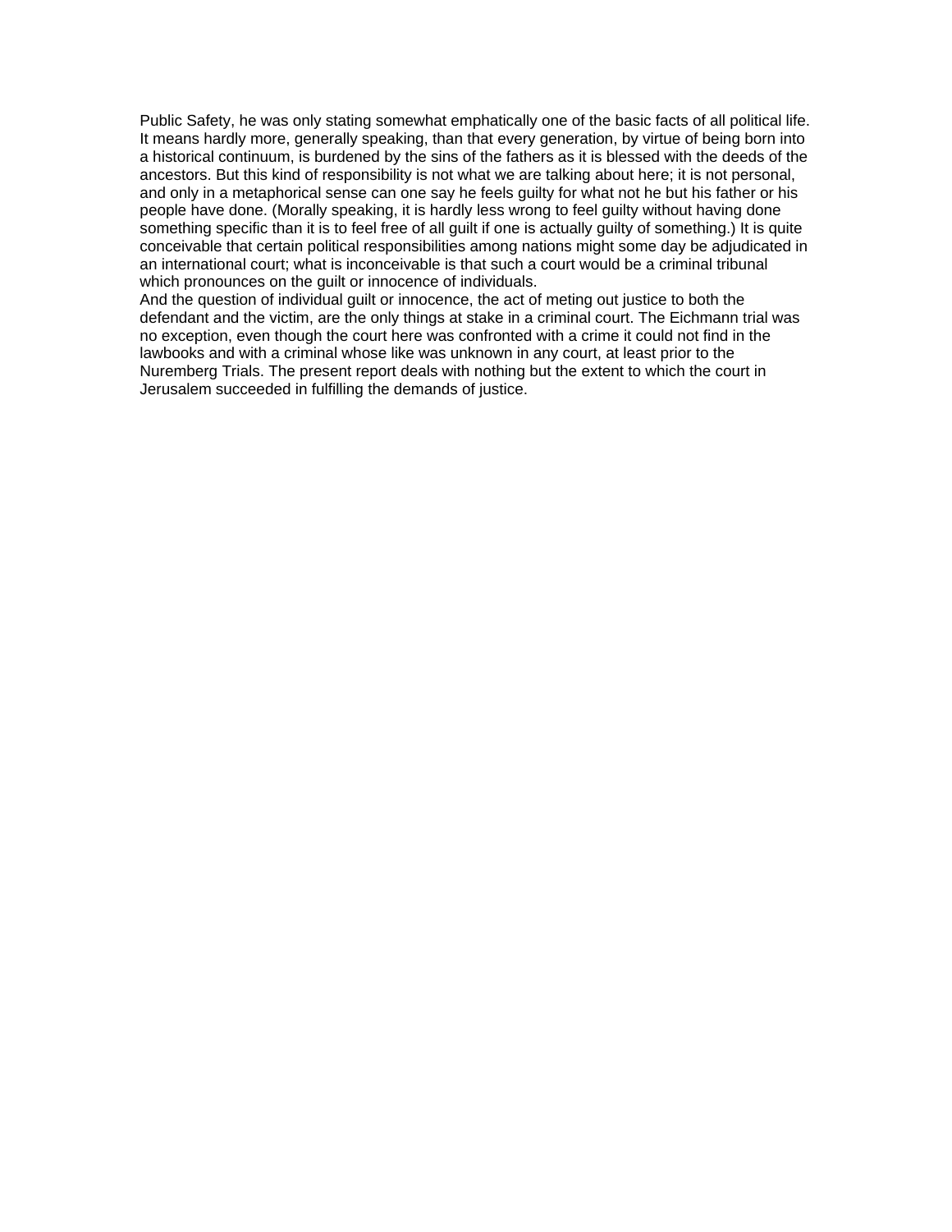Public Safety, he was only stating somewhat emphatically one of the basic facts of all political life. It means hardly more, generally speaking, than that every generation, by virtue of being born into a historical continuum, is burdened by the sins of the fathers as it is blessed with the deeds of the ancestors. But this kind of responsibility is not what we are talking about here; it is not personal, and only in a metaphorical sense can one say he feels guilty for what not he but his father or his people have done. (Morally speaking, it is hardly less wrong to feel guilty without having done something specific than it is to feel free of all guilt if one is actually guilty of something.) It is quite conceivable that certain political responsibilities among nations might some day be adjudicated in an international court; what is inconceivable is that such a court would be a criminal tribunal which pronounces on the guilt or innocence of individuals.

And the question of individual guilt or innocence, the act of meting out justice to both the defendant and the victim, are the only things at stake in a criminal court. The Eichmann trial was no exception, even though the court here was confronted with a crime it could not find in the lawbooks and with a criminal whose like was unknown in any court, at least prior to the Nuremberg Trials. The present report deals with nothing but the extent to which the court in Jerusalem succeeded in fulfilling the demands of justice.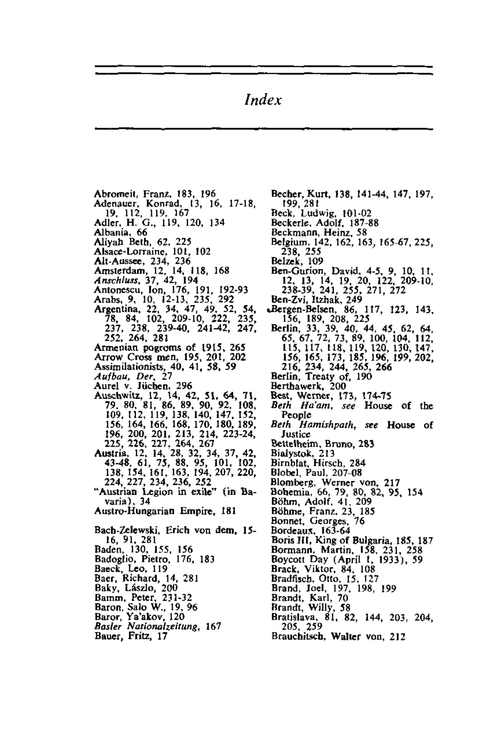# Index

Abromeit, Franz, 183, 196
Adenauer, Konrad, 13, 16, 17-18, 19, 112, 119, 167
Adler, H. G., 119, 120, 134
Albania, 66
Aliyah Beth, 62, 225
Alsace-Lorraine, 101, 102
Alt-Aussee, 234, 236
Amsterdam, 12, 14, 118, 168
*Anschluss*, 37, 42, 194
Antonescu, Ion, 176, 191, 192-93
Arabs, 9, 10, 12-13, 235, 292
Argentina, 22, 34, 47, 49, 52, 54, 78, 84, 102, 209-10, 222, 235, 237, 238, 239-40, 241-42, 247, 252, 264, 281
Armenian pogroms of 1915, 265
Arrow Cross men, 195, 201, 202
Assimilationists, 40, 41, 58, 59
*Aufbau, Der*, 27
Aurel v. Jüchen, 296
Auschwitz, 12, 14, 42, 51, 64, 71, 79, 80, 81, 86, 89, 90, 92, 108, 109, 112, 119, 138, 140, 147, 152, 156, 164, 166, 168, 170, 180, 189, 196, 200, 201, 213, 214, 223-24, 225, 226, 227, 264, 267
Austria, 12, 14, 28, 32, 34, 37, 42, 43-48, 61, 75, 88, 95, 101, 102, 138, 154, 161, 163, 194, 207, 220, 224, 227, 234, 236, 252
"Austrian Legion in exile" (in Bavaria), 34
Austro-Hungarian Empire, 181

Bach-Zelewski, Erich von dem, 15-16, 91, 281
Baden, 130, 155, 156
Badoglio, Pietro, 176, 183
Baeck, Leo, 119
Baer, Richard, 14, 281
Baky, Lászlo, 200
Bamm, Peter, 231-32
Baron, Salo W., 19, 96
Baror, Ya'akov, 120
*Basler Nationalzeitung*, 167
Bauer, Fritz, 17
Becher, Kurt, 138, 141-44, 147, 197, 199, 281
Beck, Ludwig, 101-02
Beckerle, Adolf, 187-88
Beckmann, Heinz, 58
Belgium, 142, 162, 163, 165-67, 225, 238, 255
Belzek, 109
Ben-Gurion, David, 4-5, 9, 10, 11, 12, 13, 14, 19, 20, 122, 209-10, 238-39, 241, 255, 271, 272
Ben-Zvi, Itzhak, 249
Bergen-Belsen, 86, 117, 123, 143, 156, 189, 208, 225
Berlin, 33, 39, 40, 44, 45, 62, 64, 65, 67, 72, 73, 89, 100, 104, 112, 115, 117, 118, 119, 120, 130, 147, 156, 165, 173, 185, 196, 199, 202, 216, 234, 244, 265, 266
Berlin, Treaty of, 190
Berthawerk, 200
Best, Werner, 173, 174-75
*Beth Ha'am, see* House of the People
*Beth Hamishpath, see* House of Justice
Bettelheim, Bruno, 283
Bialystok, 213
Birnblat, Hirsch, 284
Blobel, Paul, 207-08
Blomberg, Werner von, 217
Bohemia, 66, 79, 80, 82, 95, 154
Böhm, Adolf, 41, 209
Böhme, Franz, 23, 185
Bonnet, Georges, 76
Bordeaux, 163-64
Boris III, King of Bulgaria, 185, 187
Bormann, Martin, 158, 231, 258
Boycott Day (April 1, 1933), 59
Brack, Viktor, 84, 108
Bradfisch, Otto, 15, 127
Brand, Joel, 197, 198, 199
Brandt, Karl, 70
Brandt, Willy, 58
Bratislava, 81, 82, 144, 203, 204, 205, 259
Brauchitsch, Walter von, 212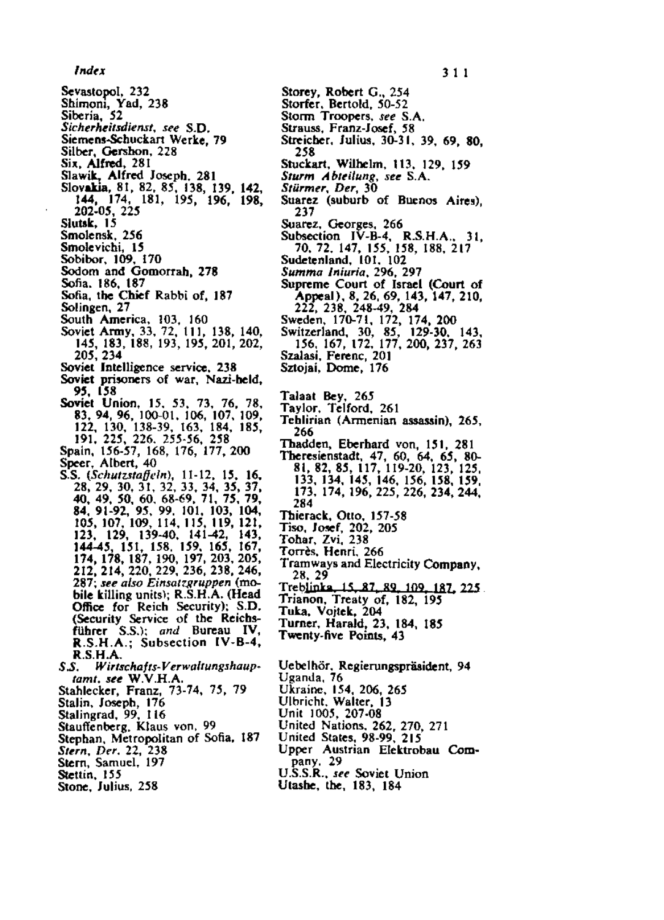Sevastopol, 232
Shimoni, Yad, 238
Siberia, 52
*Sicherheitsdienst, see* S.D.
Siemens-Schuckart Werke, 79
Silber, Gershon, 228
Six, Alfred, 281
Slawik, Alfred Joseph, 281
Slovakia, 81, 82, 85, 138, 139, 142, 144, 174, 181, 195, 196, 198, 202-05, 225
Slutsk, 15
Smolensk, 256
Smolevichi, 15
Sobibor, 109, 170
Sodom and Gomorrah, 278
Sofia, 186, 187
Sofia, the Chief Rabbi of, 187
Solingen, 27
South America, 103, 160
Soviet Army, 33, 72, 111, 138, 140, 145, 183, 188, 193, 195, 201, 202, 205, 234
Soviet Intelligence service, 238
Soviet prisoners of war, Nazi-held, 95, 158
Soviet Union, 15, 53, 73, 76, 78, 83, 94, 96, 100-01, 106, 107, 109, 122, 130, 138-39, 163, 184, 185, 191, 225, 226, 255-56, 258
Spain, 156-57, 168, 176, 177, 200
Speer, Albert, 40
S.S. (*Schutzstaffeln*), 11-12, 15, 16, 28, 29, 30, 31, 32, 33, 34, 35, 37, 40, 49, 50, 60, 68-69, 71, 75, 79, 84, 91-92, 95, 99, 101, 103, 104, 105, 107, 109, 114, 115, 119, 121, 123, 129, 139-40, 141-42, 143, 144-45, 151, 158, 159, 165, 167, 174, 178, 187, 190, 197, 203, 205, 212, 214, 220, 229, 236, 238, 246, 287; *see also Einsatzgruppen* (mobile killing units); R.S.H.A. (Head Office for Reich Security); S.D. (Security Service of the Reichsführer S.S.); *and* Bureau IV, R.S.H.A.; Subsection IV-B-4, R.S.H.A.
*S.S. Wirtschafts-Verwaltungshauptamt, see* W.V.H.A.
Stahlecker, Franz, 73-74, 75, 79
Stalin, Joseph, 176
Stalingrad, 99, 116
Stauffenberg, Klaus von, 99
Stephan, Metropolitan of Sofia, 187
*Stern, Der*, 22, 238
Stern, Samuel, 197
Stettin, 155
Stone, Julius, 258
Storey, Robert G., 254
Storfer, Bertold, 50-52
Storm Troopers, *see* S.A.
Strauss, Franz-Josef, 58
Streicher, Julius, 30-31, 39, 69, 80, 258
Stuckart, Wilhelm, 113, 129, 159
*Sturm Abteilung, see* S.A.
*Stürmer, Der*, 30
Suarez (suburb of Buenos Aires), 237
Suarez, Georges, 266
Subsection IV-B-4, R.S.H.A., 31, 70, 72, 147, 155, 158, 188, 217
Sudetenland, 101, 102
*Summa Iniuria*, 296, 297
Supreme Court of Israel (Court of Appeal), 8, 26, 69, 143, 147, 210, 222, 238, 248-49, 284
Sweden, 170-71, 172, 174, 200
Switzerland, 30, 85, 129-30, 143, 156, 167, 172, 177, 200, 237, 263
Szalasi, Ferenc, 201
Sztojai, Dome, 176

Talaat Bey, 265
Taylor, Telford, 261
Tehlirian (Armenian assassin), 265, 266
Thadden, Eberhard von, 151, 281
Theresienstadt, 47, 60, 64, 65, 80-81, 82, 85, 117, 119-20, 123, 125, 133, 134, 145, 146, 156, 158, 159, 173, 174, 196, 225, 226, 234, 244, 284
Thierack, Otto, 157-58
Tiso, Josef, 202, 205
Tohar, Zvi, 238
Torrès, Henri, 266
Tramways and Electricity Company, 28, 29
Treblinka, 15, 87, 89, 109, 187, 225
Trianon, Treaty of, 182, 195
Tuka, Vojtek, 204
Turner, Harald, 23, 184, 185
Twenty-five Points, 43

Uebelhör, Regierungspräsident, 94
Uganda, 76
Ukraine, 154, 206, 265
Ulbricht, Walter, 13
Unit 1005, 207-08
United Nations, 262, 270, 271
United States, 98-99, 215
Upper Austrian Elektrobau Company, 29
U.S.S.R., *see* Soviet Union
Utashe, the, 183, 184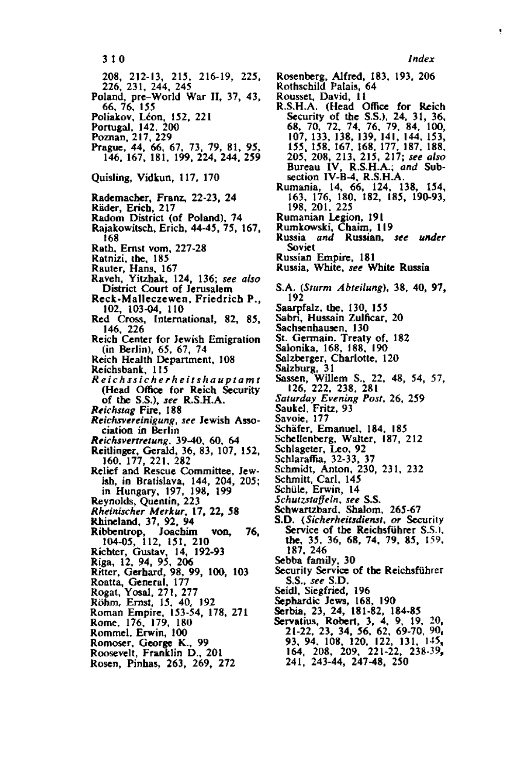208, 212-13, 215, 216-19, 225, 226, 231, 244, 245
Poland, pre-World War II, 37, 43, 66, 76, 155
Poliakov, Léon, 152, 221
Portugal, 142, 200
Poznan, 217, 229
Prague, 44, 66, 67, 73, 79, 81, 95, 146, 167, 181, 199, 224, 244, 259

Quisling, Vidkun, 117, 170

Rademacher, Franz, 22-23, 24
Räder, Erich, 217
Radom District (of Poland), 74
Rajakowitsch, Erich, 44-45, 75, 167, 168
Rath, Ernst vom, 227-28
Ratnizi, the, 185
Rauter, Hans, 167
Raveh, Yitzhak, 124, 136; *see also* District Court of Jerusalem
Reck-Malleczewen, Friedrich P., 102, 103-04, 110
Red Cross, International, 82, 85, 146, 226
Reich Center for Jewish Emigration (in Berlin), 65, 67, 74
Reich Health Department, 108
Reichsbank, 115
*Reichssicherheitshauptamt* (Head Office for Reich Security of the S.S.), *see* R.S.H.A.
*Reichstag* Fire, 188
*Reichsvereinigung*, *see* Jewish Association in Berlin
*Reichsvertretung*, 39-40, 60, 64
Reitlinger, Gerald, 36, 83, 107, 152, 160, 177, 221, 282
Relief and Rescue Committee, Jewish, in Bratislava, 144, 204, 205; in Hungary, 197, 198, 199
Reynolds, Quentin, 223
*Rheinischer Merkur*, 17, 22, 58
Rhineland, 37, 92, 94
Ribbentrop, Joachim von, 76, 104-05, 112, 151, 210
Richter, Gustav, 14, 192-93
Riga, 12, 94, 95, 206
Ritter, Gerhard, 98, 99, 100, 103
Roatta, General, 177
Rogat, Yosal, 271, 277
Röhm, Ernst, 15, 40, 192
Roman Empire, 153-54, 178, 271
Rome, 176, 179, 180
Rommel, Erwin, 100
Romoser, George K., 99
Roosevelt, Franklin D., 201
Rosen, Pinhas, 263, 269, 272
Rosenberg, Alfred, 183, 193, 206
Rothschild Palais, 64
Rousset, David, 11
R.S.H.A. (Head Office for Reich Security of the S.S.), 24, 31, 36, 68, 70, 72, 74, 76, 79, 84, 100, 107, 133, 138, 139, 141, 144, 153, 155, 158, 167, 168, 177, 187, 188, 205, 208, 213, 215, 217; *see also* Bureau IV, R.S.H.A.; *and* Subsection IV-B-4, R.S.H.A.
Rumania, 14, 66, 124, 138, 154, 163, 176, 180, 182, 185, 190-93, 198, 201, 225
Rumanian Legion, 191
Rumkowski, Chaim, 119
Russia *and* Russian, *see under* Soviet
Russian Empire, 181
Russia, White, *see* White Russia

S.A. (*Sturm Abteilung*), 38, 40, 97, 192
Saarpfalz, the, 130, 155
Sabri, Hussain Zulficar, 20
Sachsenhausen, 130
St. Germain, Treaty of, 182
Salonika, 168, 188, 190
Salzberger, Charlotte, 120
Salzburg, 31
Sassen, Willem S., 22, 48, 54, 57, 126, 222, 238, 281
*Saturday Evening Post*, 26, 259
Saukel, Fritz, 93
Savoie, 177
Schäfer, Emanuel, 184, 185
Schellenberg, Walter, 187, 212
Schlageter, Leo, 92
Schlaraffia, 32-33, 37
Schmidt, Anton, 230, 231, 232
Schmitt, Carl, 145
Schüle, Erwin, 14
*Schutzstaffeln*, *see* S.S.
Schwartzbard, Shalom, 265-67
S.D. (*Sicherheitsdienst*, *or* Security Service of the Reichsführer S.S.), the, 35, 36, 68, 74, 79, 85, 159, 187, 246
Sebba family, 30
Security Service of the Reichsführer S.S., *see* S.D.
Seidl, Siegfried, 196
Sephardic Jews, 168, 190
Serbia, 23, 24, 181-82, 184-85
Servatius, Robert, 3, 4, 9, 19, 20, 21-22, 23, 34, 56, 62, 69-70, 90, 93, 94, 108, 120, 122, 131, 145, 164, 208, 209, 221-22, 238-39, 241, 243-44, 247-48, 250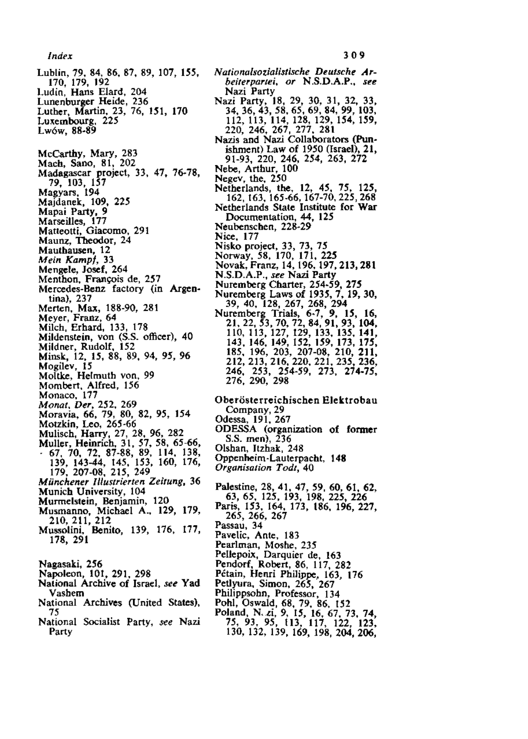Lublin, 79, 84, 86, 87, 89, 107, 155, 170, 179, 192
Ludin, Hans Elard, 204
Lunenburger Heide, 236
Luther, Martin, 23, 76, 151, 170
Luxembourg, 225
Lwów, 88-89

McCarthy, Mary, 283
Mach, Sano, 81, 202
Madagascar project, 33, 47, 76-78, 79, 103, 157
Magyars, 194
Majdanek, 109, 225
Mapai Party, 9
Marseilles, 177
Matteotti, Giacomo, 291
Maunz, Theodor, 24
Mauthausen, 12
*Mein Kampf*, 33
Mengele, Josef, 264
Menthon, François de, 257
Mercedes-Benz factory (in Argentina), 237
Merten, Max, 188-90, 281
Meyer, Franz, 64
Milch, Erhard, 133, 178
Mildenstein, von (S.S. officer), 40
Mildner, Rudolf, 152
Minsk, 12, 15, 88, 89, 94, 95, 96
Mogilev, 15
Moltke, Helmuth von, 99
Mombert, Alfred, 156
Monaco, 177
*Monat, Der*, 252, 269
Moravia, 66, 79, 80, 82, 95, 154
Motzkin, Leo, 265-66
Mulisch, Harry, 27, 28, 96, 282
Muller, Heinrich, 31, 57, 58, 65-66, 67, 70, 72, 87-88, 89, 114, 138, 139, 143-44, 145, 153, 160, 176, 179, 207-08, 215, 249
*Münchener Illustrierten Zeitung*, 36
Munich University, 104
Murmelstein, Benjamin, 120
Musmanno, Michael A., 129, 179, 210, 211, 212
Mussolini, Benito, 139, 176, 177, 178, 291

Nagasaki, 256
Napoleon, 101, 291, 298
National Archive of Israel, *see* Yad Vashem
National Archives (United States), 75
National Socialist Party, *see* Nazi Party
*Nationalsozialistische Deutsche Arbeiterpartei*, *or* N.S.D.A.P., *see* Nazi Party
Nazi Party, 18, 29, 30, 31, 32, 33, 34, 36, 43, 58, 65, 69, 84, 99, 103, 112, 113, 114, 128, 129, 154, 159, 220, 246, 267, 277, 281
Nazis and Nazi Collaborators (Punishment) Law of 1950 (Israel), 21, 91-93, 220, 246, 254, 263, 272
Nebe, Arthur, 100
Negev, the, 250
Netherlands, the, 12, 45, 75, 125, 162, 163, 165-66, 167-70, 225, 268
Netherlands State Institute for War Documentation, 44, 125
Neubenschen, 228-29
Nice, 177
Nisko project, 33, 73, 75
Norway, 58, 170, 171, 225
Novak, Franz, 14, 196, 197, 213, 281
N.S.D.A.P., *see* Nazi Party
Nuremberg Charter, 254-59, 275
Nuremberg Laws of 1935, 7, 19, 30, 39, 40, 128, 267, 268, 294
Nuremberg Trials, 6-7, 9, 15, 16, 21, 22, 53, 70, 72, 84, 91, 93, 104, 110, 113, 127, 129, 133, 135, 141, 143, 146, 149, 152, 159, 173, 175, 185, 196, 203, 207-08, 210, 211, 212, 213, 216, 220, 221, 235, 236, 246, 253, 254-59, 273, 274-75, 276, 290, 298

Oberösterreichischen Elektrobau Company, 29
Odessa, 191, 267
ODESSA (organization of former S.S. men), 236
Olshan, Itzhak, 248
Oppenheim-Lauterpacht, 148
*Organisation Todt*, 40

Palestine, 28, 41, 47, 59, 60, 61, 62, 63, 65, 125, 193, 198, 225, 226
Paris, 153, 164, 173, 186, 196, 227, 265, 266, 267
Passau, 34
Pavelic, Ante, 183
Pearlman, Moshe, 235
Pellepoix, Darquier de, 163
Pendorf, Robert, 86, 117, 282
Pétain, Henri Philippe, 163, 176
Petlyura, Simon, 265, 267
Philippsohn, Professor, 134
Pohl, Oswald, 68, 79, 86, 152
Poland, N. zi, 9, 15, 16, 67, 73, 74, 75, 93, 95, 113, 117, 122, 123, 130, 132, 139, 169, 198, 204, 206,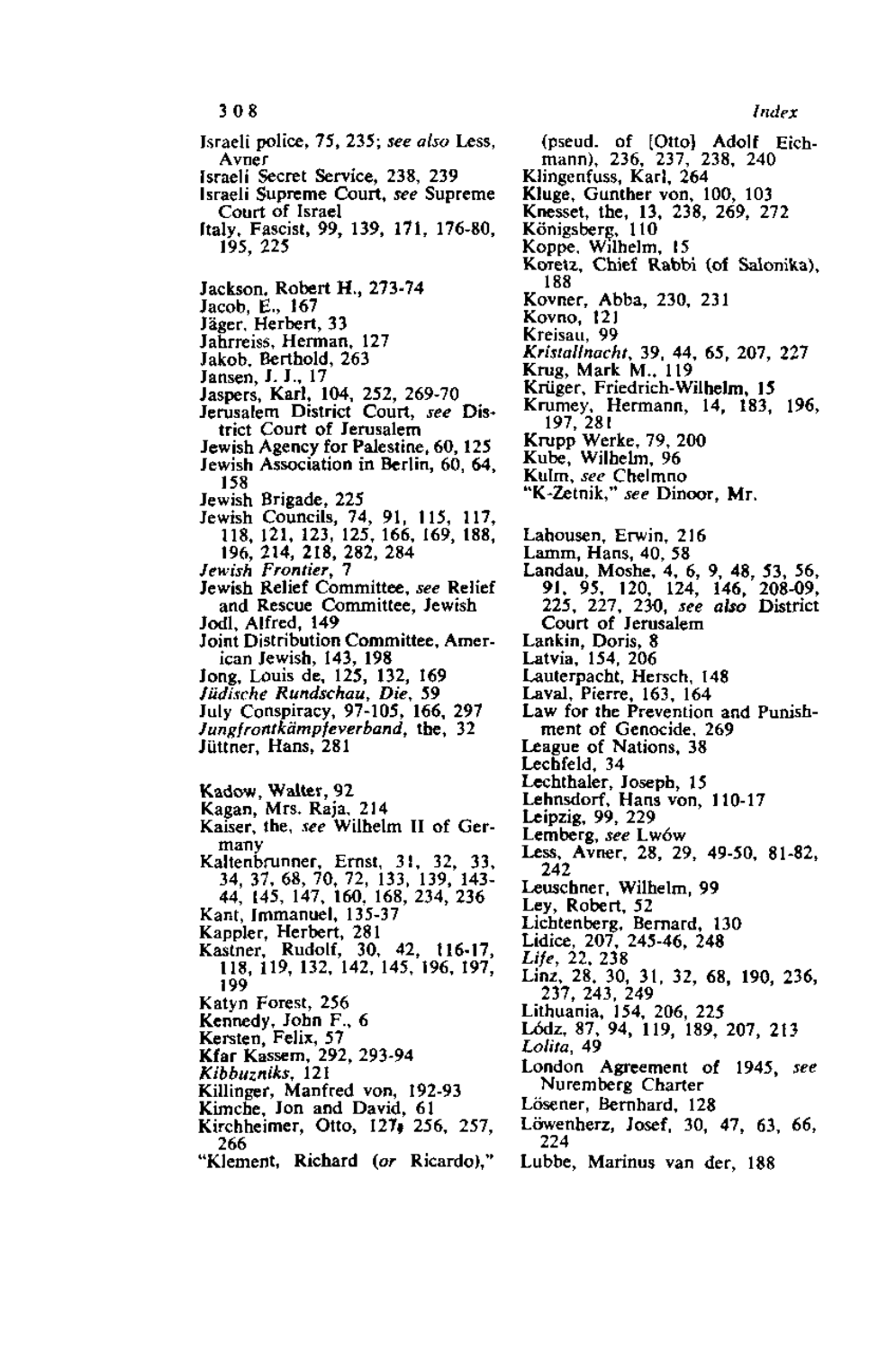Israeli police, 75, 235; *see also* Less, Avner
Israeli Secret Service, 238, 239
Israeli Supreme Court, *see* Supreme Court of Israel
Italy, Fascist, 99, 139, 171, 176-80, 195, 225

Jackson, Robert H., 273-74
Jacob, E., 167
Jäger, Herbert, 33
Jahrreiss, Herman, 127
Jakob, Berthold, 263
Jansen, J. J., 17
Jaspers, Karl, 104, 252, 269-70
Jerusalem District Court, *see* District Court of Jerusalem
Jewish Agency for Palestine, 60, 125
Jewish Association in Berlin, 60, 64, 158
Jewish Brigade, 225
Jewish Councils, 74, 91, 115, 117, 118, 121, 123, 125, 166, 169, 188, 196, 214, 218, 282, 284
*Jewish Frontier*, 7
Jewish Relief Committee, *see* Relief and Rescue Committee, Jewish
Jodl, Alfred, 149
Joint Distribution Committee, American Jewish, 143, 198
Jong, Louis de, 125, 132, 169
*Jüdische Rundschau, Die*, 59
July Conspiracy, 97-105, 166, 297
*Jungfrontkämpfeverband*, the, 32
Jüttner, Hans, 281

Kadow, Walter, 92
Kagan, Mrs. Raja, 214
Kaiser, the, *see* Wilhelm II of Germany
Kaltenbrunner, Ernst, 31, 32, 33, 34, 37, 68, 70, 72, 133, 139, 143-44, 145, 147, 160, 168, 234, 236
Kant, Immanuel, 135-37
Kappler, Herbert, 281
Kastner, Rudolf, 30, 42, 116-17, 118, 119, 132, 142, 145, 196, 197, 199
Katyn Forest, 256
Kennedy, John F., 6
Kersten, Felix, 57
Kfar Kassem, 292, 293-94
*Kibbuzniks*, 121
Killinger, Manfred von, 192-93
Kimche, Jon and David, 61
Kirchheimer, Otto, 127, 256, 257, 266
"Klement, Richard (*or* Ricardo)," (pseud. of [Otto] Adolf Eichmann), 236, 237, 238, 240
Klingenfuss, Karl, 264
Kluge, Gunther von, 100, 103
Knesset, the, 13, 238, 269, 272
Königsberg, 110
Koppe, Wilhelm, 15
Koretz, Chief Rabbi (of Salonika), 188
Kovner, Abba, 230, 231
Kovno, 121
Kreisau, 99
*Kristallnacht*, 39, 44, 65, 207, 227
Krug, Mark M., 119
Krüger, Friedrich-Wilhelm, 15
Krumey, Hermann, 14, 183, 196, 197, 281
Krupp Werke, 79, 200
Kube, Wilhelm, 96
Kulm, *see* Chelmno
"K-Zetnik," *see* Dinoor, Mr.

Lahousen, Erwin, 216
Lamm, Hans, 40, 58
Landau, Moshe, 4, 6, 9, 48, 53, 56, 91, 95, 120, 124, 146, 208-09, 225, 227, 230, *see also* District Court of Jerusalem
Lankin, Doris, 8
Latvia, 154, 206
Lauterpacht, Hersch, 148
Laval, Pierre, 163, 164
Law for the Prevention and Punishment of Genocide, 269
League of Nations, 38
Lechfeld, 34
Lechthaler, Joseph, 15
Lehnsdorf, Hans von, 110-17
Leipzig, 99, 229
Lemberg, *see* Lwów
Less, Avner, 28, 29, 49-50, 81-82, 242
Leuschner, Wilhelm, 99
Ley, Robert, 52
Lichtenberg, Bernard, 130
Lidice, 207, 245-46, 248
*Life*, 22, 238
Linz, 28, 30, 31, 32, 68, 190, 236, 237, 243, 249
Lithuania, 154, 206, 225
Lódz, 87, 94, 119, 189, 207, 213
*Lolita*, 49
London Agreement of 1945, *see* Nuremberg Charter
Lösener, Bernhard, 128
Löwenherz, Josef, 30, 47, 63, 66, 224
Lubbe, Marinus van der, 188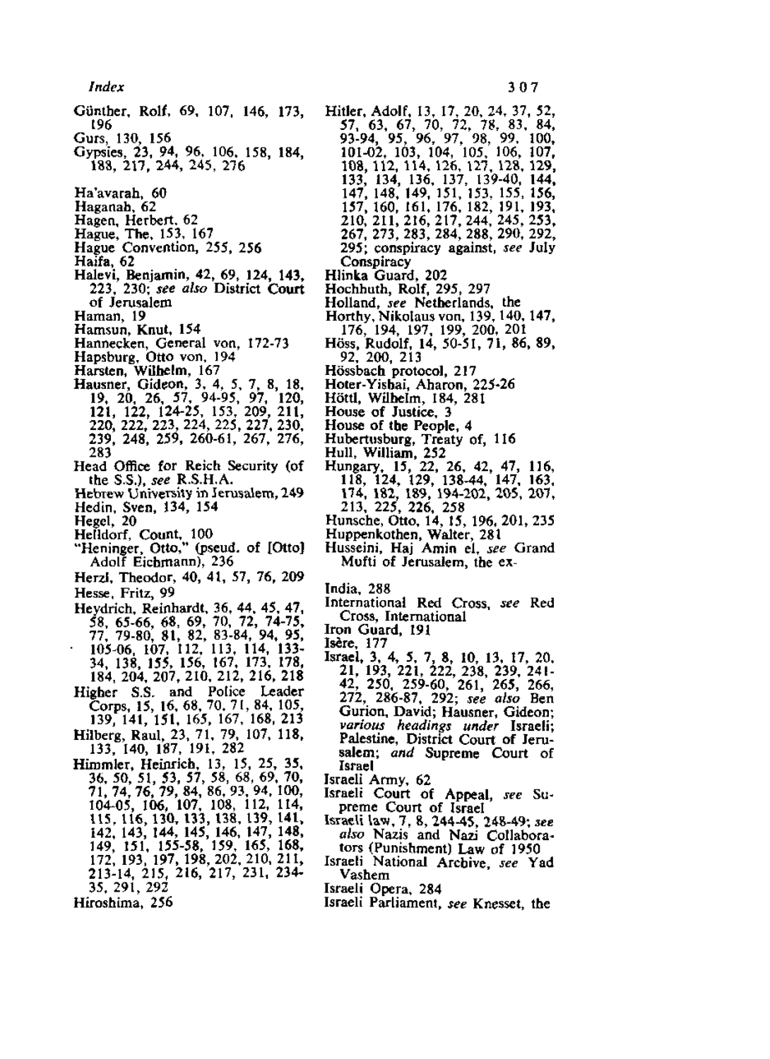Günther, Rolf, 69, 107, 146, 173, 196
Gurs, 130, 156
Gypsies, 23, 94, 96, 106, 158, 184, 188, 217, 244, 245, 276

Ha'avarah, 60
Haganah, 62
Hagen, Herbert, 62
Hague, The, 153, 167
Hague Convention, 255, 256
Haifa, 62
Halevi, Benjamin, 42, 69, 124, 143, 223, 230; *see also* District Court of Jerusalem
Haman, 19
Hamsun, Knut, 154
Hannecken, General von, 172-73
Hapsburg, Otto von, 194
Harsten, Wilhelm, 167
Hausner, Gideon, 3, 4, 5, 7, 8, 18, 19, 20, 26, 57, 94-95, 97, 120, 121, 122, 124-25, 153, 209, 211, 220, 222, 223, 224, 225, 227, 230, 239, 248, 259, 260-61, 267, 276, 283
Head Office for Reich Security (of the S.S.), *see* R.S.H.A.
Hebrew University in Jerusalem, 249
Hedin, Sven, 134, 154
Hegel, 20
Helldorf, Count, 100
"Heninger, Otto," (pseud. of [Otto] Adolf Eichmann), 236
Herzl, Theodor, 40, 41, 57, 76, 209
Hesse, Fritz, 99
Heydrich, Reinhardt, 36, 44, 45, 47, 58, 65-66, 68, 69, 70, 72, 74-75, 77, 79-80, 81, 82, 83-84, 94, 95, 105-06, 107, 112, 113, 114, 133-34, 138, 155, 156, 167, 173, 178, 184, 204, 207, 210, 212, 216, 218
Higher S.S. and Police Leader Corps, 15, 16, 68, 70, 71, 84, 105, 139, 141, 151, 165, 167, 168, 213
Hilberg, Raul, 23, 71, 79, 107, 118, 133, 140, 187, 191, 282
Himmler, Heinrich, 13, 15, 25, 35, 36, 50, 51, 53, 57, 58, 68, 69, 70, 71, 74, 76, 79, 84, 86, 93, 94, 100, 104-05, 106, 107, 108, 112, 114, 115, 116, 130, 133, 138, 139, 141, 142, 143, 144, 145, 146, 147, 148, 149, 151, 155-58, 159, 165, 168, 172, 193, 197, 198, 202, 210, 211, 213-14, 215, 216, 217, 231, 234-35, 291, 292
Hiroshima, 256
Hitler, Adolf, 13, 17, 20, 24, 37, 52, 57, 63, 67, 70, 72, 78, 83, 84, 93-94, 95, 96, 97, 98, 99, 100, 101-02, 103, 104, 105, 106, 107, 108, 112, 114, 126, 127, 128, 129, 133, 134, 136, 137, 139-40, 144, 147, 148, 149, 151, 153, 155, 156, 157, 160, 161, 176, 182, 191, 193, 210, 211, 216, 217, 244, 245, 253, 267, 273, 283, 284, 288, 290, 292, 295; conspiracy against, *see* July Conspiracy
Hlinka Guard, 202
Hochhuth, Rolf, 295, 297
Holland, *see* Netherlands, the
Horthy, Nikolaus von, 139, 140, 147, 176, 194, 197, 199, 200, 201
Höss, Rudolf, 14, 50-51, 71, 86, 89, 92, 200, 213
Hössbach protocol, 217
Hoter-Yishai, Aharon, 225-26
Höttl, Wilhelm, 184, 281
House of Justice, 3
House of the People, 4
Hubertusburg, Treaty of, 116
Hull, William, 252
Hungary, 15, 22, 26, 42, 47, 116, 118, 124, 129, 138-44, 147, 163, 174, 182, 189, 194-202, 205, 207, 213, 225, 226, 258
Hunsche, Otto, 14, 15, 196, 201, 235
Huppenkothen, Walter, 281
Husseini, Haj Amin el, *see* Grand Mufti of Jerusalem, the ex-

India, 288
International Red Cross, *see* Red Cross, International
Iron Guard, 191
Isère, 177
Israel, 3, 4, 5, 7, 8, 10, 13, 17, 20, 21, 193, 221, 222, 238, 239, 241-42, 250, 259-60, 261, 265, 266, 272, 286-87, 292; *see also* Ben Gurion, David; Hausner, Gideon; *various headings under* Israeli; Palestine, District Court of Jerusalem; *and* Supreme Court of Israel
Israeli Army, 62
Israeli Court of Appeal, *see* Supreme Court of Israel
Israeli law, 7, 8, 244-45, 248-49; *see also* Nazis and Nazi Collaborators (Punishment) Law of 1950
Israeli National Archive, *see* Yad Vashem
Israeli Opera, 284
Israeli Parliament, *see* Knesset, the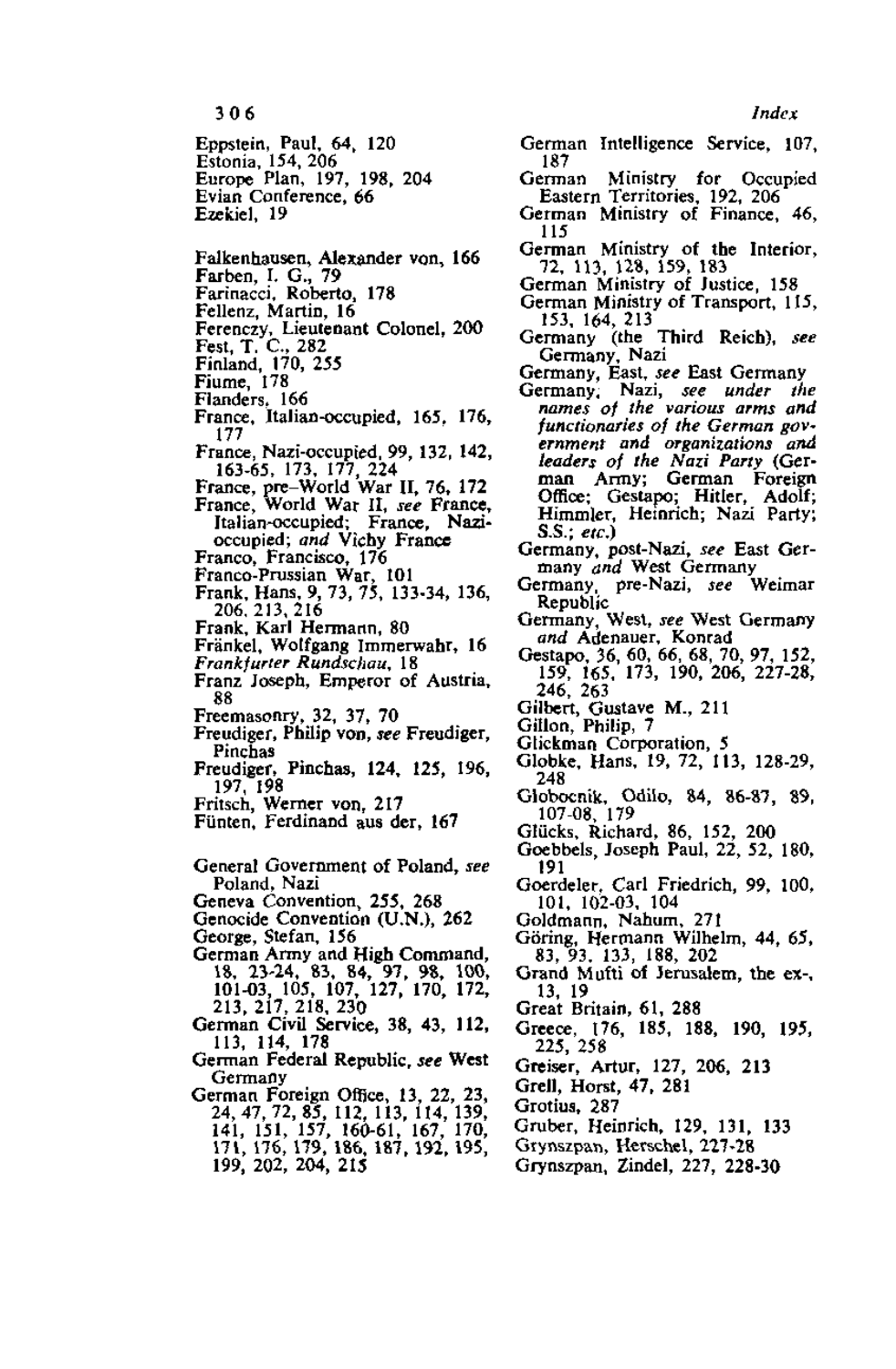Eppstein, Paul, 64, 120
Estonia, 154, 206
Europe Plan, 197, 198, 204
Evian Conference, 66
Ezekiel, 19

Falkenhausen, Alexander von, 166
Farben, I. G., 79
Farinacci, Roberto, 178
Fellenz, Martin, 16
Ferenczy, Lieutenant Colonel, 200
Fest, T. C., 282
Finland, 170, 255
Fiume, 178
Flanders, 166
France, Italian-occupied, 165, 176, 177
France, Nazi-occupied, 99, 132, 142, 163-65, 173, 177, 224
France, pre–World War II, 76, 172
France, World War II, *see* France, Italian-occupied; France, Nazi-occupied; *and* Vichy France
Franco, Francisco, 176
Franco-Prussian War, 101
Frank, Hans, 9, 73, 75, 133-34, 136, 206, 213, 216
Frank, Karl Hermann, 80
Fränkel, Wolfgang Immerwahr, 16
*Frankfurter Rundschau*, 18
Franz Joseph, Emperor of Austria, 88
Freemasonry, 32, 37, 70
Freudiger, Philip von, *see* Freudiger, Pinchas
Freudiger, Pinchas, 124, 125, 196, 197, 198
Fritsch, Werner von, 217
Fünten, Ferdinand aus der, 167

General Government of Poland, *see* Poland, Nazi
Geneva Convention, 255, 268
Genocide Convention (U.N.), 262
George, Stefan, 156
German Army and High Command, 18, 23-24, 83, 84, 97, 98, 100, 101-03, 105, 107, 127, 170, 172, 213, 217, 218, 230
German Civil Service, 38, 43, 112, 113, 114, 178
German Federal Republic, *see* West Germany
German Foreign Office, 13, 22, 23, 24, 47, 72, 85, 112, 113, 114, 139, 141, 151, 157, 160-61, 167, 170, 171, 176, 179, 186, 187, 192, 195, 199, 202, 204, 215
German Intelligence Service, 107, 187
German Ministry for Occupied Eastern Territories, 192, 206
German Ministry of Finance, 46, 115
German Ministry of the Interior, 72, 113, 128, 159, 183
German Ministry of Justice, 158
German Ministry of Transport, 115, 153, 164, 213
Germany (the Third Reich), *see* Germany, Nazi
Germany, East, *see* East Germany
Germany, Nazi, *see under the names of the various arms and functionaries of the German government and organizations and leaders of the Nazi Party* (German Army; German Foreign Office; Gestapo; Hitler, Adolf; Himmler, Heinrich; Nazi Party; S.S.; *etc.*)
Germany, post-Nazi, *see* East Germany *and* West Germany
Germany, pre-Nazi, *see* Weimar Republic
Germany, West, *see* West Germany *and* Adenauer, Konrad
Gestapo, 36, 60, 66, 68, 70, 97, 152, 159, 165, 173, 190, 206, 227-28, 246, 263
Gilbert, Gustave M., 211
Gillon, Philip, 7
Glickman Corporation, 5
Globke, Hans, 19, 72, 113, 128-29, 248
Globocnik, Odilo, 84, 86-87, 89, 107-08, 179
Glücks, Richard, 86, 152, 200
Goebbels, Joseph Paul, 22, 52, 180, 191
Goerdeler, Carl Friedrich, 99, 100, 101, 102-03, 104
Goldmann, Nahum, 271
Göring, Hermann Wilhelm, 44, 65, 83, 93, 133, 188, 202
Grand Mufti of Jerusalem, the ex-, 13, 19
Great Britain, 61, 288
Greece, 176, 185, 188, 190, 195, 225, 258
Greiser, Artur, 127, 206, 213
Grell, Horst, 47, 281
Grotius, 287
Gruber, Heinrich, 129, 131, 133
Grynszpan, Herschel, 227-28
Grynszpan, Zindel, 227, 228-30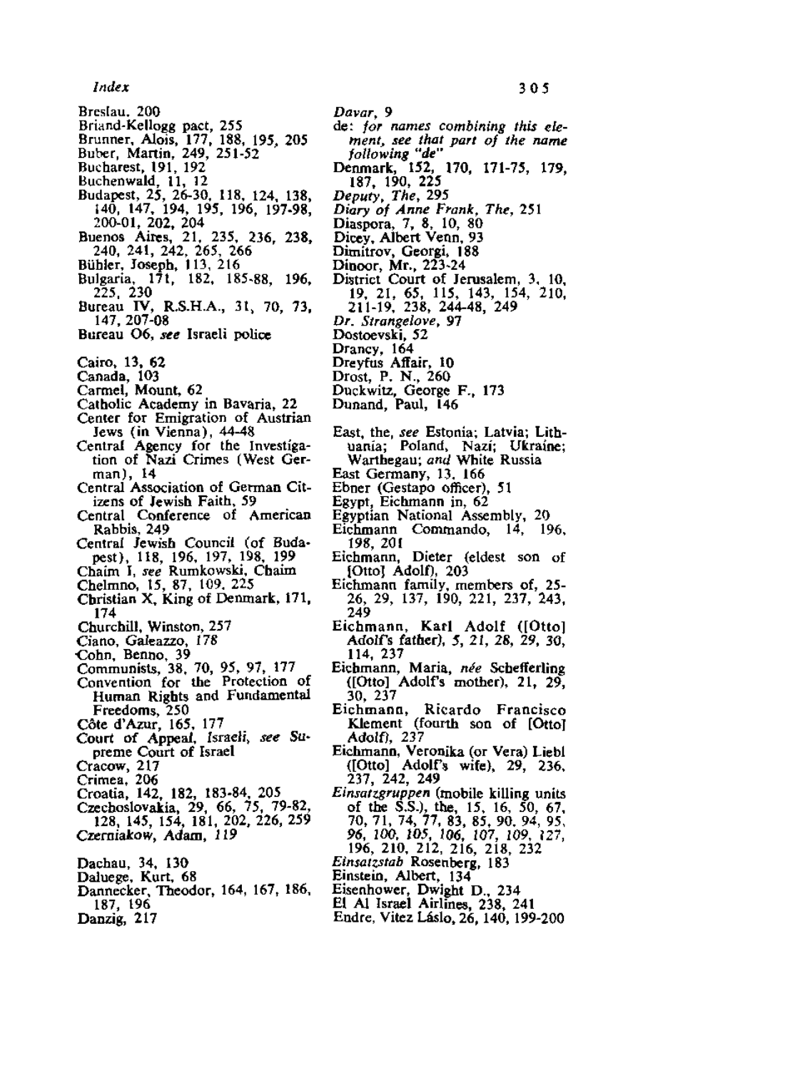Breslau, 200
Briand-Kellogg pact, 255
Brunner, Alois, 177, 188, 195, 205
Buber, Martin, 249, 251-52
Bucharest, 191, 192
Buchenwald, 11, 12
Budapest, 25, 26-30, 118, 124, 138, 140, 147, 194, 195, 196, 197-98, 200-01, 202, 204
Buenos Aires, 21, 235, 236, 238, 240, 241, 242, 265, 266
Bühler, Joseph, 113, 216
Bulgaria, 171, 182, 185-88, 196, 225, 230
Bureau IV, R.S.H.A., 31, 70, 73, 147, 207-08
Bureau O6, *see* Israeli police

Cairo, 13, 62
Canada, 103
Carmel, Mount, 62
Catholic Academy in Bavaria, 22
Center for Emigration of Austrian Jews (in Vienna), 44-48
Central Agency for the Investigation of Nazi Crimes (West German), 14
Central Association of German Citizens of Jewish Faith, 59
Central Conference of American Rabbis, 249
Central Jewish Council (of Budapest), 118, 196, 197, 198, 199
Chaim I, *see* Rumkowski, Chaim
Chelmno, 15, 87, 109, 225
Christian X, King of Denmark, 171, 174
Churchill, Winston, 257
Ciano, Galeazzo, *178*
Cohn, Benno, 39
Communists, 38, 70, 95, 97, 177
Convention for the Protection of Human Rights and Fundamental Freedoms, 250
Côte d'Azur, 165, 177
Court of Appeal, Israeli, *see* Supreme Court of Israel
Cracow, 217
Crimea, 206
Croatia, 142, 182, 183-84, 205
Czechoslovakia, 29, 66, 75, 79-82, 128, 145, 154, 181, 202, 226, 259
Czerniakow, Adam, *119*

Dachau, 34, 130
Daluege, Kurt, 68
Dannecker, Theodor, 164, 167, 186, 187, 196
Danzig, 217

*Davar*, 9
de: *for names combining this element, see that part of the name following "de"*
Denmark, 152, 170, 171-75, 179, 187, 190, 225
*Deputy, The*, 295
*Diary of Anne Frank, The*, 251
Diaspora, 7, 8, 10, 80
Dicey, Albert Venn, 93
Dimitrov, Georgi, 188
Dinoor, Mr., 223-24
District Court of Jerusalem, 3, 10, 19, 21, 65, 115, 143, 154, 210, 211-19, 238, 244-48, 249
*Dr. Strangelove*, 97
Dostoevski, 52
Drancy, 164
Dreyfus Affair, 10
Drost, P. N., 260
Duckwitz, George F., 173
Dunand, Paul, 146

East, the, *see* Estonia; Latvia; Lithuania; Poland, Nazi; Ukraine; Warthegau; *and* White Russia
East Germany, 13, 166
Ebner (Gestapo officer), 51
Egypt, Eichmann in, 62
Egyptian National Assembly, 20
Eichmann Commando, 14, 196, 198, 201
Eichmann, Dieter (eldest son of [Otto] Adolf), 203
Eichmann family, members of, 25-26, 29, 137, 190, 221, 237, 243, 249
Eichmann, Karl Adolf ([Otto] Adolf's father), *5, 21, 28, 29, 30*, 114, 237
Eichmann, Maria, *née* Schefferling ([Otto] Adolf's mother), 21, 29, 30, 237
Eichmann, Ricardo Francisco Klement (fourth son of [Otto] Adolf), 237
Eichmann, Veronika (or Vera) Liebl ([Otto] Adolf's wife), 29, 236, 237, 242, 249
*Einsatzgruppen* (mobile killing units of the S.S.), the, 15, 16, 50, 67, 70, 71, 74, 77, 83, 85, 90, 94, 95, *96, 100, 105, 106, 107, 109, 127*, 196, 210, 212, 216, 218, 232
*Einsatzstab* Rosenberg, 183
Einstein, Albert, 134
Eisenhower, Dwight D., 234
El Al Israel Airlines, 238, 241
Endre, Vitez Lászlo, 26, 140, 199-200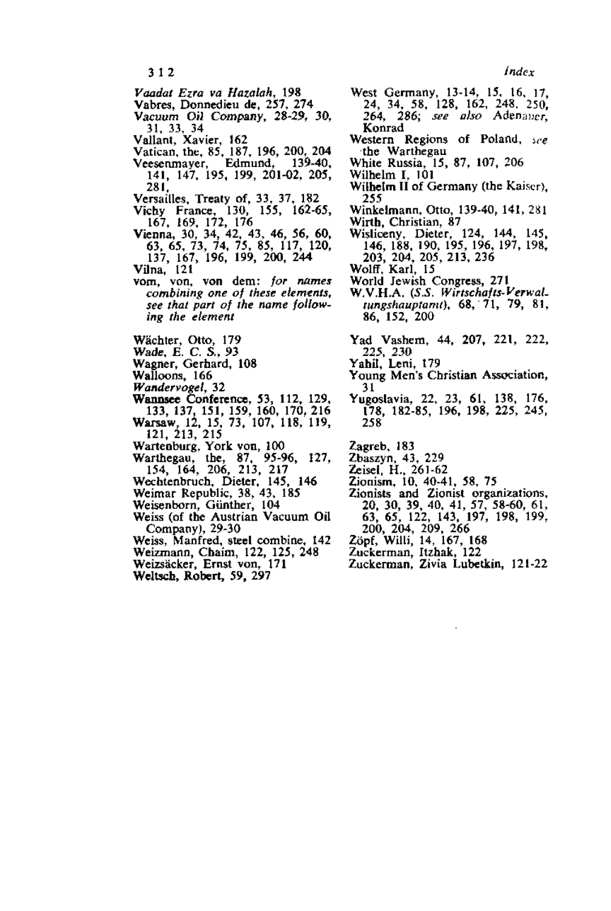*Vaadat Ezra va Hazalah*, 198
Vabres, Donnedieu de, 257, 274
*Vacuum Oil Company*, 28-29, 30, 31, 33, 34
Vallant, Xavier, 162
Vatican, the, 85, 187, 196, 200, 204
Veesenmayer, Edmund, 139-40, 141, 147, 195, 199, 201-02, 205, 281
Versailles, Treaty of, 33, 37, 182
Vichy France, 130, 155, 162-65, 167, 169, 172, 176
Vienna, 30, 34, 42, 43, 46, 56, 60, 63, 65, 73, 74, 75, 85, 117, 120, 137, 167, 196, 199, 200, 244
Vilna, 121
vom, von, von dem: *for names combining one of these elements, see that part of the name following the element*

Wächter, Otto, 179
Wade, E. C. S., 93
Wagner, Gerhard, 108
Walloons, 166
*Wandervogel*, 32
Wannsee Conference, 53, 112, 129, 133, 137, 151, 159, 160, 170, 216
Warsaw, 12, 15, 73, 107, 118, 119, 121, 213, 215
Wartenburg, York von, 100
Warthegau, the, 87, 95-96, 127, 154, 164, 206, 213, 217
Wechtenbruch, Dieter, 145, 146
Weimar Republic, 38, 43, 185
Weisenborn, Günther, 104
Weiss (of the Austrian Vacuum Oil Company), 29-30
Weiss, Manfred, steel combine, 142
Weizmann, Chaim, 122, 125, 248
Weizsäcker, Ernst von, 171
Weltsch, Robert, 59, 297
West Germany, 13-14, 15, 16, 17, 24, 34, 58, 128, 162, 248, 250, 264, 286; *see also* Adenauer, Konrad
Western Regions of Poland, *see* the Warthegau
White Russia, 15, 87, 107, 206
Wilhelm I, 101
Wilhelm II of Germany (the Kaiser), 255
Winkelmann, Otto, 139-40, 141, 281
Wirth, Christian, 87
Wisliceny, Dieter, 124, 144, 145, 146, 188, 190, 195, 196, 197, 198, 203, 204, 205, 213, 236
Wolff, Karl, 15
World Jewish Congress, 271
W.V.H.A. (*S.S. Wirtschafts-Verwaltungshauptamt*), 68, 71, 79, 81, 86, 152, 200

Yad Vashem, 44, 207, 221, 222, 225, 230
Yahil, Leni, 179
Young Men's Christian Association, 31
Yugoslavia, 22, 23, 61, 138, 176, 178, 182-85, 196, 198, 225, 245, 258

Zagreb, 183
Zbaszyn, 43, 229
Zeisel, H., 261-62
Zionism, 10, 40-41, 58, 75
Zionists and Zionist organizations, 20, 30, 39, 40, 41, 57, 58-60, 61, 63, 65, 122, 143, 197, 198, 199, 200, 204, 209, 266
Zöpf, Willi, 14, 167, 168
Zuckerman, Itzhak, 122
Zuckerman, Zivia Lubetkin, 121-22